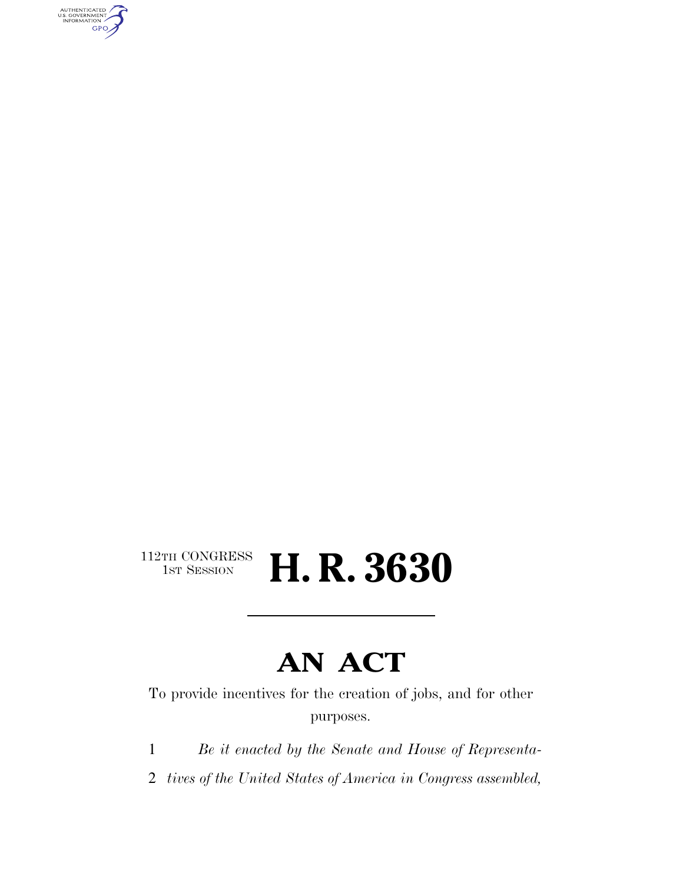112TH CONGRESS
1ST SESSION

# H. R. 3630

---

# AN ACT

To provide incentives for the creation of jobs, and for other purposes.

1 *Be it enacted by the Senate and House of Representa-*
2 *tives of the United States of America in Congress assembled,*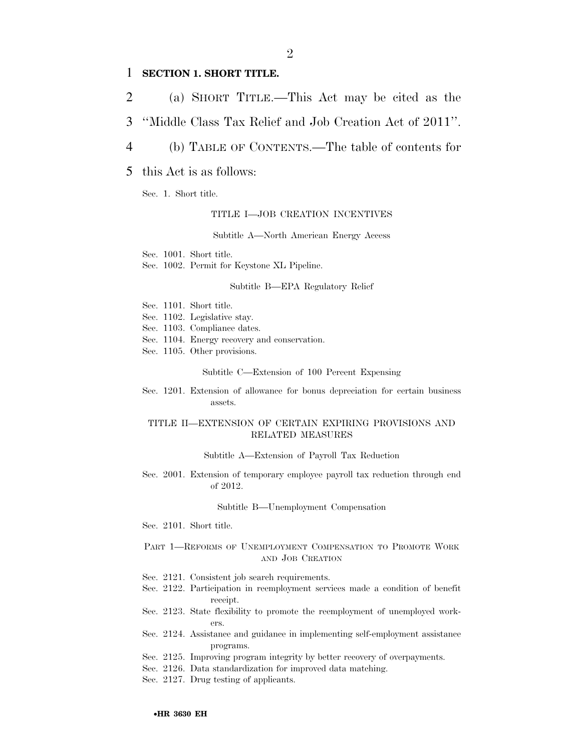**SECTION 1. SHORT TITLE.**

(a) SHORT TITLE.—This Act may be cited as the ''Middle Class Tax Relief and Job Creation Act of 2011''.

(b) TABLE OF CONTENTS.—The table of contents for this Act is as follows:

Sec. 1. Short title.

TITLE I—JOB CREATION INCENTIVES

Subtitle A—North American Energy Access

Sec. 1001. Short title.
Sec. 1002. Permit for Keystone XL Pipeline.

Subtitle B—EPA Regulatory Relief

Sec. 1101. Short title.
Sec. 1102. Legislative stay.
Sec. 1103. Compliance dates.
Sec. 1104. Energy recovery and conservation.
Sec. 1105. Other provisions.

Subtitle C—Extension of 100 Percent Expensing

Sec. 1201. Extension of allowance for bonus depreciation for certain business assets.

TITLE II—EXTENSION OF CERTAIN EXPIRING PROVISIONS AND RELATED MEASURES

Subtitle A—Extension of Payroll Tax Reduction

Sec. 2001. Extension of temporary employee payroll tax reduction through end of 2012.

Subtitle B—Unemployment Compensation

Sec. 2101. Short title.

PART 1—REFORMS OF UNEMPLOYMENT COMPENSATION TO PROMOTE WORK AND JOB CREATION

Sec. 2121. Consistent job search requirements.
Sec. 2122. Participation in reemployment services made a condition of benefit receipt.
Sec. 2123. State flexibility to promote the reemployment of unemployed workers.
Sec. 2124. Assistance and guidance in implementing self-employment assistance programs.
Sec. 2125. Improving program integrity by better recovery of overpayments.
Sec. 2126. Data standardization for improved data matching.
Sec. 2127. Drug testing of applicants.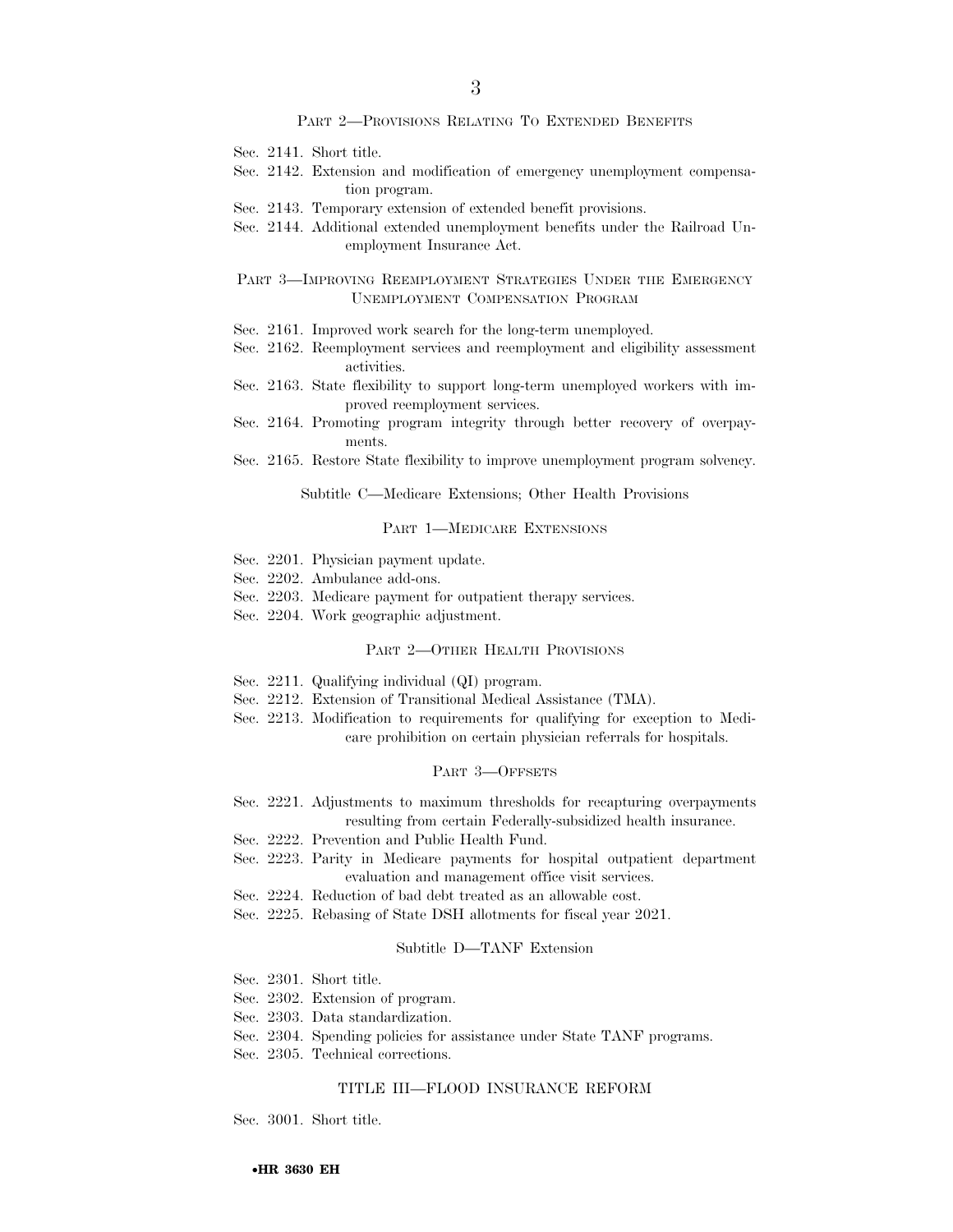### PART 2—PROVISIONS RELATING TO EXTENDED BENEFITS

Sec. 2141. Short title.
Sec. 2142. Extension and modification of emergency unemployment compensation program.
Sec. 2143. Temporary extension of extended benefit provisions.
Sec. 2144. Additional extended unemployment benefits under the Railroad Unemployment Insurance Act.

### PART 3—IMPROVING REEMPLOYMENT STRATEGIES UNDER THE EMERGENCY UNEMPLOYMENT COMPENSATION PROGRAM

Sec. 2161. Improved work search for the long-term unemployed.
Sec. 2162. Reemployment services and reemployment and eligibility assessment activities.
Sec. 2163. State flexibility to support long-term unemployed workers with improved reemployment services.
Sec. 2164. Promoting program integrity through better recovery of overpayments.
Sec. 2165. Restore State flexibility to improve unemployment program solvency.

## Subtitle C—Medicare Extensions; Other Health Provisions

### PART 1—MEDICARE EXTENSIONS

Sec. 2201. Physician payment update.
Sec. 2202. Ambulance add-ons.
Sec. 2203. Medicare payment for outpatient therapy services.
Sec. 2204. Work geographic adjustment.

### PART 2—OTHER HEALTH PROVISIONS

Sec. 2211. Qualifying individual (QI) program.
Sec. 2212. Extension of Transitional Medical Assistance (TMA).
Sec. 2213. Modification to requirements for qualifying for exception to Medicare prohibition on certain physician referrals for hospitals.

### PART 3—OFFSETS

Sec. 2221. Adjustments to maximum thresholds for recapturing overpayments resulting from certain Federally-subsidized health insurance.
Sec. 2222. Prevention and Public Health Fund.
Sec. 2223. Parity in Medicare payments for hospital outpatient department evaluation and management office visit services.
Sec. 2224. Reduction of bad debt treated as an allowable cost.
Sec. 2225. Rebasing of State DSH allotments for fiscal year 2021.

## Subtitle D—TANF Extension

Sec. 2301. Short title.
Sec. 2302. Extension of program.
Sec. 2303. Data standardization.
Sec. 2304. Spending policies for assistance under State TANF programs.
Sec. 2305. Technical corrections.

# TITLE III—FLOOD INSURANCE REFORM

Sec. 3001. Short title.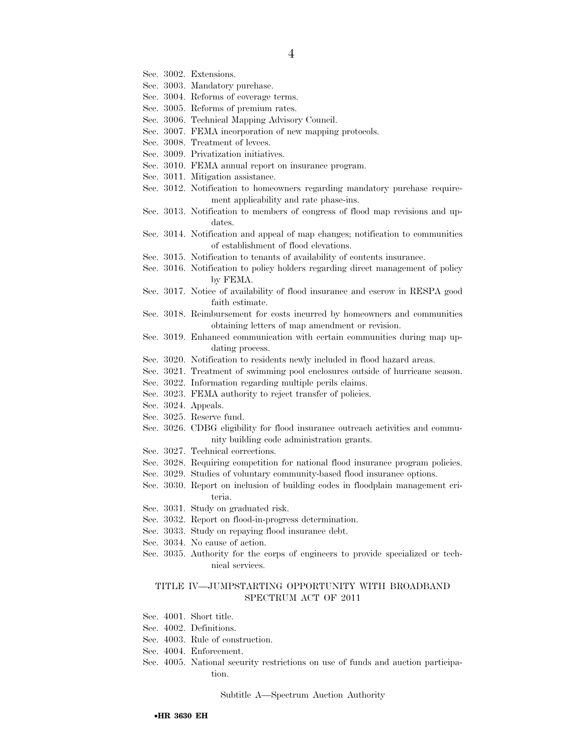Sec. 3002. Extensions.
Sec. 3003. Mandatory purchase.
Sec. 3004. Reforms of coverage terms.
Sec. 3005. Reforms of premium rates.
Sec. 3006. Technical Mapping Advisory Council.
Sec. 3007. FEMA incorporation of new mapping protocols.
Sec. 3008. Treatment of levees.
Sec. 3009. Privatization initiatives.
Sec. 3010. FEMA annual report on insurance program.
Sec. 3011. Mitigation assistance.
Sec. 3012. Notification to homeowners regarding mandatory purchase requirement applicability and rate phase-ins.
Sec. 3013. Notification to members of congress of flood map revisions and updates.
Sec. 3014. Notification and appeal of map changes; notification to communities of establishment of flood elevations.
Sec. 3015. Notification to tenants of availability of contents insurance.
Sec. 3016. Notification to policy holders regarding direct management of policy by FEMA.
Sec. 3017. Notice of availability of flood insurance and escrow in RESPA good faith estimate.
Sec. 3018. Reimbursement for costs incurred by homeowners and communities obtaining letters of map amendment or revision.
Sec. 3019. Enhanced communication with certain communities during map updating process.
Sec. 3020. Notification to residents newly included in flood hazard areas.
Sec. 3021. Treatment of swimming pool enclosures outside of hurricane season.
Sec. 3022. Information regarding multiple perils claims.
Sec. 3023. FEMA authority to reject transfer of policies.
Sec. 3024. Appeals.
Sec. 3025. Reserve fund.
Sec. 3026. CDBG eligibility for flood insurance outreach activities and community building code administration grants.
Sec. 3027. Technical corrections.
Sec. 3028. Requiring competition for national flood insurance program policies.
Sec. 3029. Studies of voluntary community-based flood insurance options.
Sec. 3030. Report on inclusion of building codes in floodplain management criteria.
Sec. 3031. Study on graduated risk.
Sec. 3032. Report on flood-in-progress determination.
Sec. 3033. Study on repaying flood insurance debt.
Sec. 3034. No cause of action.
Sec. 3035. Authority for the corps of engineers to provide specialized or technical services.

## TITLE IV—JUMPSTARTING OPPORTUNITY WITH BROADBAND SPECTRUM ACT OF 2011

Sec. 4001. Short title.
Sec. 4002. Definitions.
Sec. 4003. Rule of construction.
Sec. 4004. Enforcement.
Sec. 4005. National security restrictions on use of funds and auction participation.

### Subtitle A—Spectrum Auction Authority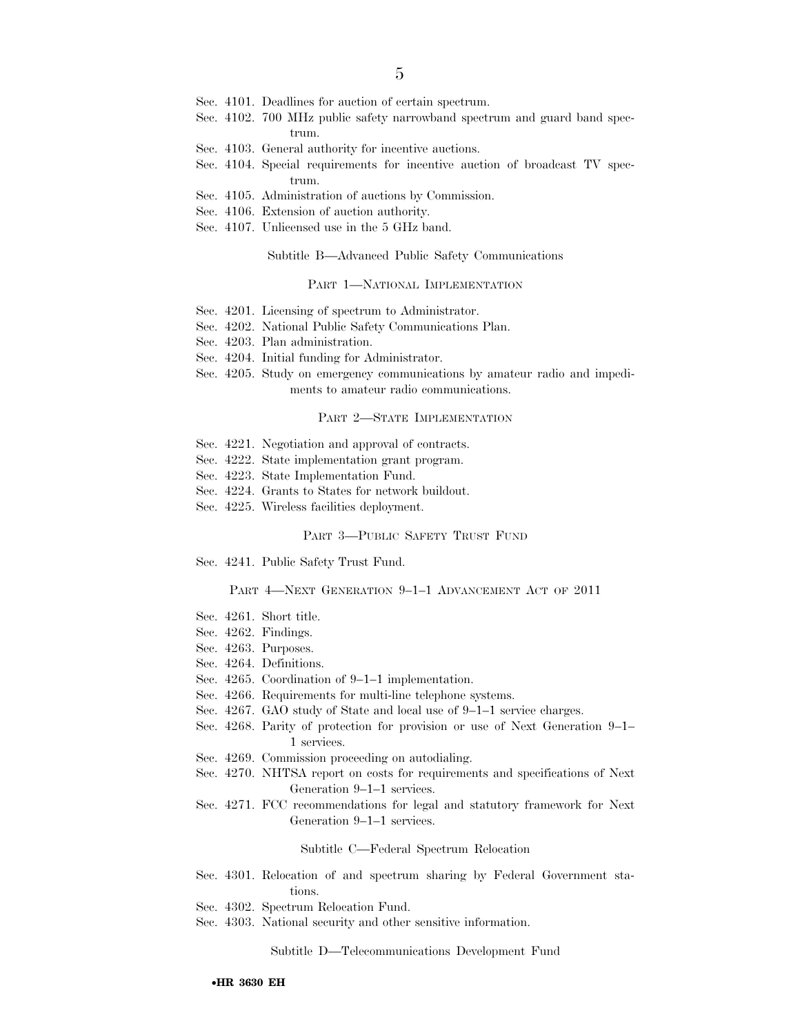Sec. 4101. Deadlines for auction of certain spectrum.
Sec. 4102. 700 MHz public safety narrowband spectrum and guard band spectrum.
Sec. 4103. General authority for incentive auctions.
Sec. 4104. Special requirements for incentive auction of broadcast TV spectrum.
Sec. 4105. Administration of auctions by Commission.
Sec. 4106. Extension of auction authority.
Sec. 4107. Unlicensed use in the 5 GHz band.

### Subtitle B—Advanced Public Safety Communications

#### PART 1—NATIONAL IMPLEMENTATION

Sec. 4201. Licensing of spectrum to Administrator.
Sec. 4202. National Public Safety Communications Plan.
Sec. 4203. Plan administration.
Sec. 4204. Initial funding for Administrator.
Sec. 4205. Study on emergency communications by amateur radio and impediments to amateur radio communications.

#### PART 2—STATE IMPLEMENTATION

Sec. 4221. Negotiation and approval of contracts.
Sec. 4222. State implementation grant program.
Sec. 4223. State Implementation Fund.
Sec. 4224. Grants to States for network buildout.
Sec. 4225. Wireless facilities deployment.

#### PART 3—PUBLIC SAFETY TRUST FUND

Sec. 4241. Public Safety Trust Fund.

#### PART 4—NEXT GENERATION 9–1–1 ADVANCEMENT ACT OF 2011

Sec. 4261. Short title.
Sec. 4262. Findings.
Sec. 4263. Purposes.
Sec. 4264. Definitions.
Sec. 4265. Coordination of 9–1–1 implementation.
Sec. 4266. Requirements for multi-line telephone systems.
Sec. 4267. GAO study of State and local use of 9–1–1 service charges.
Sec. 4268. Parity of protection for provision or use of Next Generation 9–1–1 services.
Sec. 4269. Commission proceeding on autodialing.
Sec. 4270. NHTSA report on costs for requirements and specifications of Next Generation 9–1–1 services.
Sec. 4271. FCC recommendations for legal and statutory framework for Next Generation 9–1–1 services.

### Subtitle C—Federal Spectrum Relocation

Sec. 4301. Relocation of and spectrum sharing by Federal Government stations.
Sec. 4302. Spectrum Relocation Fund.
Sec. 4303. National security and other sensitive information.

### Subtitle D—Telecommunications Development Fund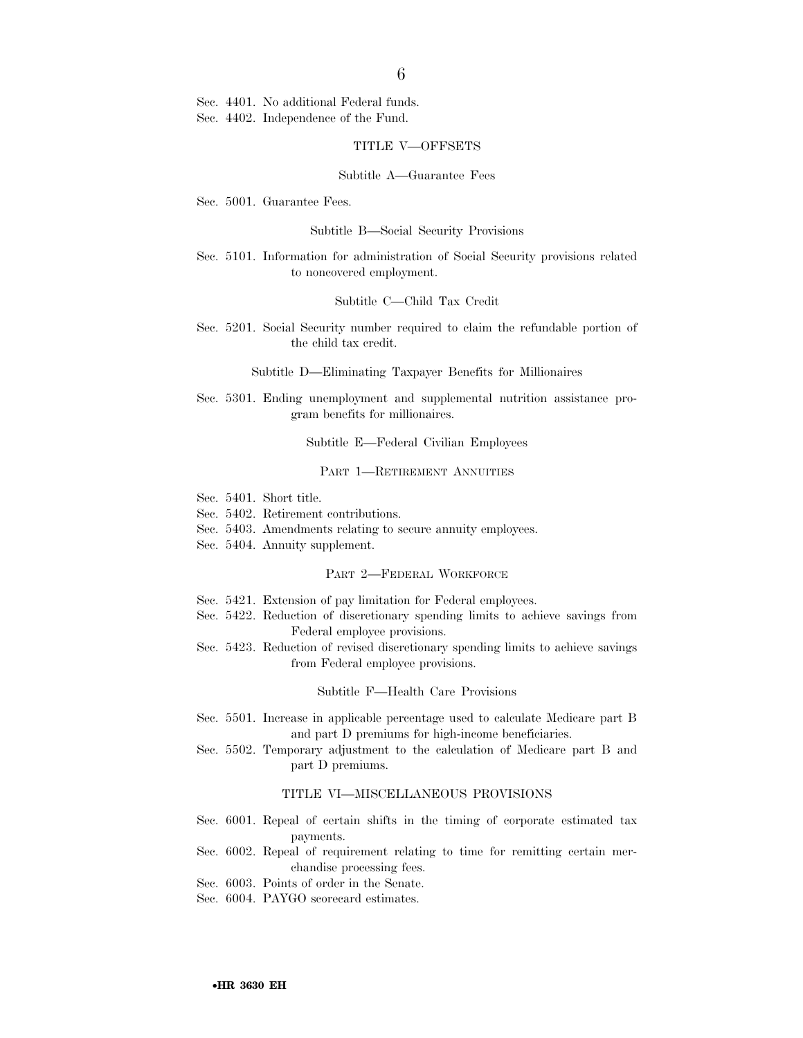Sec. 4401. No additional Federal funds.
Sec. 4402. Independence of the Fund.

### TITLE V—OFFSETS

#### Subtitle A—Guarantee Fees

Sec. 5001. Guarantee Fees.

#### Subtitle B—Social Security Provisions

Sec. 5101. Information for administration of Social Security provisions related to noncovered employment.

#### Subtitle C—Child Tax Credit

Sec. 5201. Social Security number required to claim the refundable portion of the child tax credit.

#### Subtitle D—Eliminating Taxpayer Benefits for Millionaires

Sec. 5301. Ending unemployment and supplemental nutrition assistance program benefits for millionaires.

#### Subtitle E—Federal Civilian Employees

##### PART 1—RETIREMENT ANNUITIES

Sec. 5401. Short title.
Sec. 5402. Retirement contributions.
Sec. 5403. Amendments relating to secure annuity employees.
Sec. 5404. Annuity supplement.

##### PART 2—FEDERAL WORKFORCE

Sec. 5421. Extension of pay limitation for Federal employees.
Sec. 5422. Reduction of discretionary spending limits to achieve savings from Federal employee provisions.
Sec. 5423. Reduction of revised discretionary spending limits to achieve savings from Federal employee provisions.

#### Subtitle F—Health Care Provisions

Sec. 5501. Increase in applicable percentage used to calculate Medicare part B and part D premiums for high-income beneficiaries.
Sec. 5502. Temporary adjustment to the calculation of Medicare part B and part D premiums.

### TITLE VI—MISCELLANEOUS PROVISIONS

Sec. 6001. Repeal of certain shifts in the timing of corporate estimated tax payments.
Sec. 6002. Repeal of requirement relating to time for remitting certain merchandise processing fees.
Sec. 6003. Points of order in the Senate.
Sec. 6004. PAYGO scorecard estimates.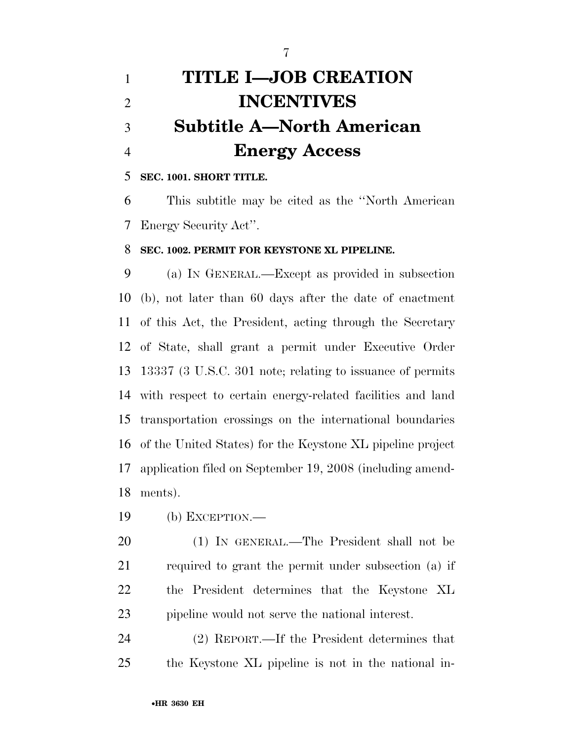# TITLE I—JOB CREATION INCENTIVES

## Subtitle A—North American Energy Access

**SEC. 1001. SHORT TITLE.**

This subtitle may be cited as the ''North American Energy Security Act''.

**SEC. 1002. PERMIT FOR KEYSTONE XL PIPELINE.**

(a) IN GENERAL.—Except as provided in subsection (b), not later than 60 days after the date of enactment of this Act, the President, acting through the Secretary of State, shall grant a permit under Executive Order 13337 (3 U.S.C. 301 note; relating to issuance of permits with respect to certain energy-related facilities and land transportation crossings on the international boundaries of the United States) for the Keystone XL pipeline project application filed on September 19, 2008 (including amendments).

(b) EXCEPTION.—

(1) IN GENERAL.—The President shall not be required to grant the permit under subsection (a) if the President determines that the Keystone XL pipeline would not serve the national interest.

(2) REPORT.—If the President determines that the Keystone XL pipeline is not in the national in-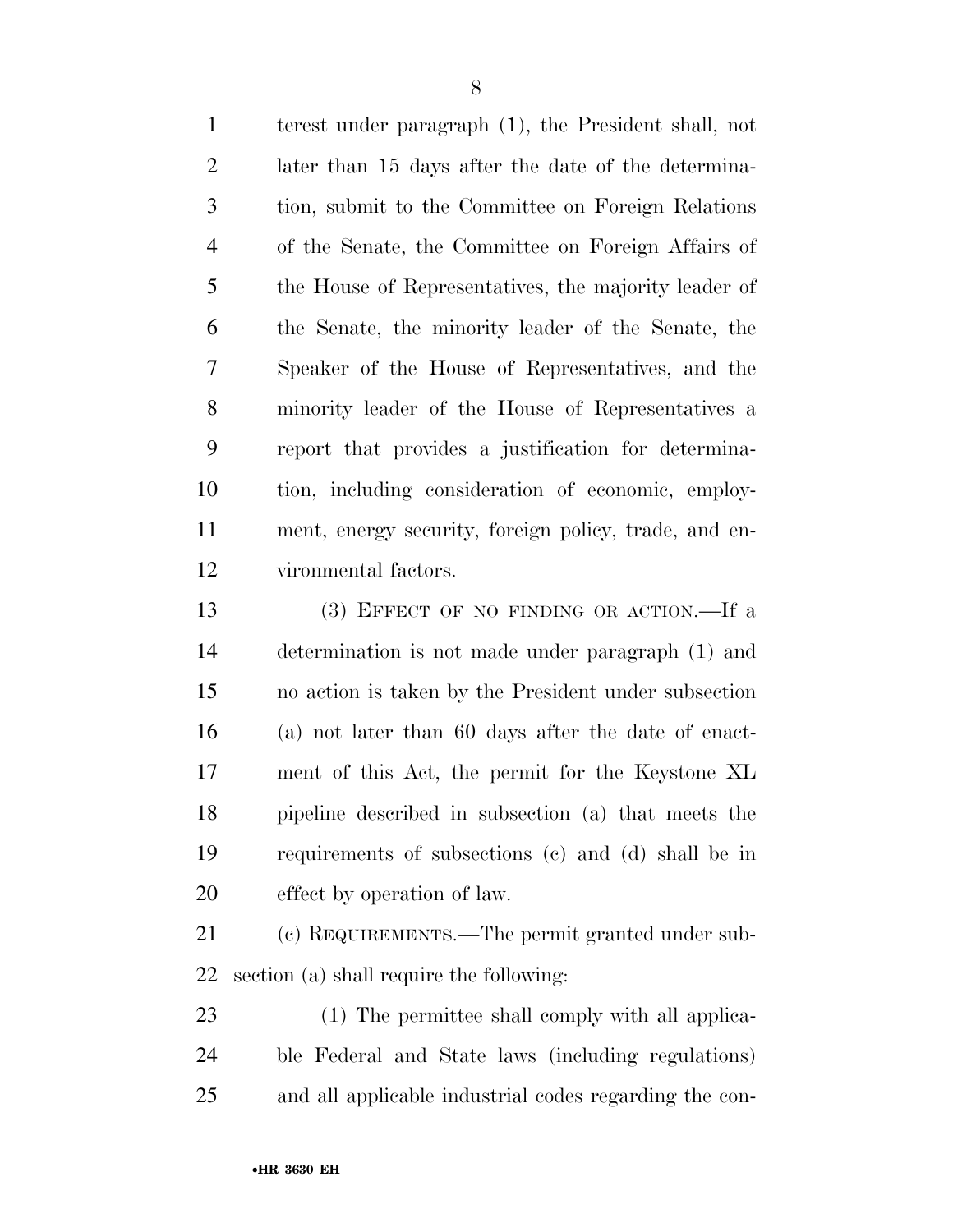terest under paragraph (1), the President shall, not later than 15 days after the date of the determination, submit to the Committee on Foreign Relations of the Senate, the Committee on Foreign Affairs of the House of Representatives, the majority leader of the Senate, the minority leader of the Senate, the Speaker of the House of Representatives, and the minority leader of the House of Representatives a report that provides a justification for determination, including consideration of economic, employment, energy security, foreign policy, trade, and environmental factors.

(3) EFFECT OF NO FINDING OR ACTION.—If a determination is not made under paragraph (1) and no action is taken by the President under subsection (a) not later than 60 days after the date of enactment of this Act, the permit for the Keystone XL pipeline described in subsection (a) that meets the requirements of subsections (c) and (d) shall be in effect by operation of law.

(c) REQUIREMENTS.—The permit granted under subsection (a) shall require the following:

(1) The permittee shall comply with all applicable Federal and State laws (including regulations) and all applicable industrial codes regarding the con-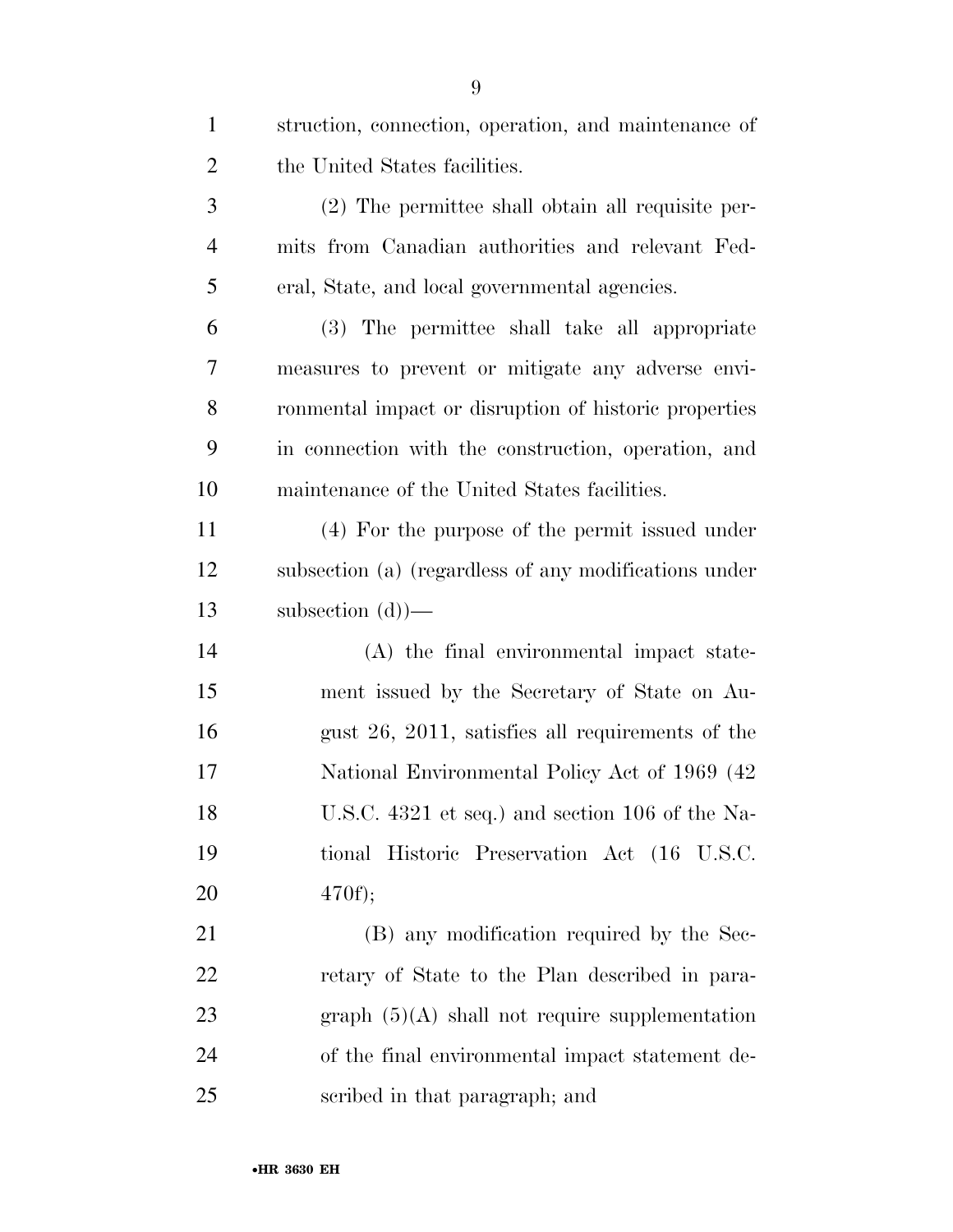struction, connection, operation, and maintenance of the United States facilities.

(2) The permittee shall obtain all requisite permits from Canadian authorities and relevant Federal, State, and local governmental agencies.

(3) The permittee shall take all appropriate measures to prevent or mitigate any adverse environmental impact or disruption of historic properties in connection with the construction, operation, and maintenance of the United States facilities.

(4) For the purpose of the permit issued under subsection (a) (regardless of any modifications under subsection (d))—

(A) the final environmental impact statement issued by the Secretary of State on August 26, 2011, satisfies all requirements of the National Environmental Policy Act of 1969 (42 U.S.C. 4321 et seq.) and section 106 of the National Historic Preservation Act (16 U.S.C. 470f);

(B) any modification required by the Secretary of State to the Plan described in paragraph (5)(A) shall not require supplementation of the final environmental impact statement described in that paragraph; and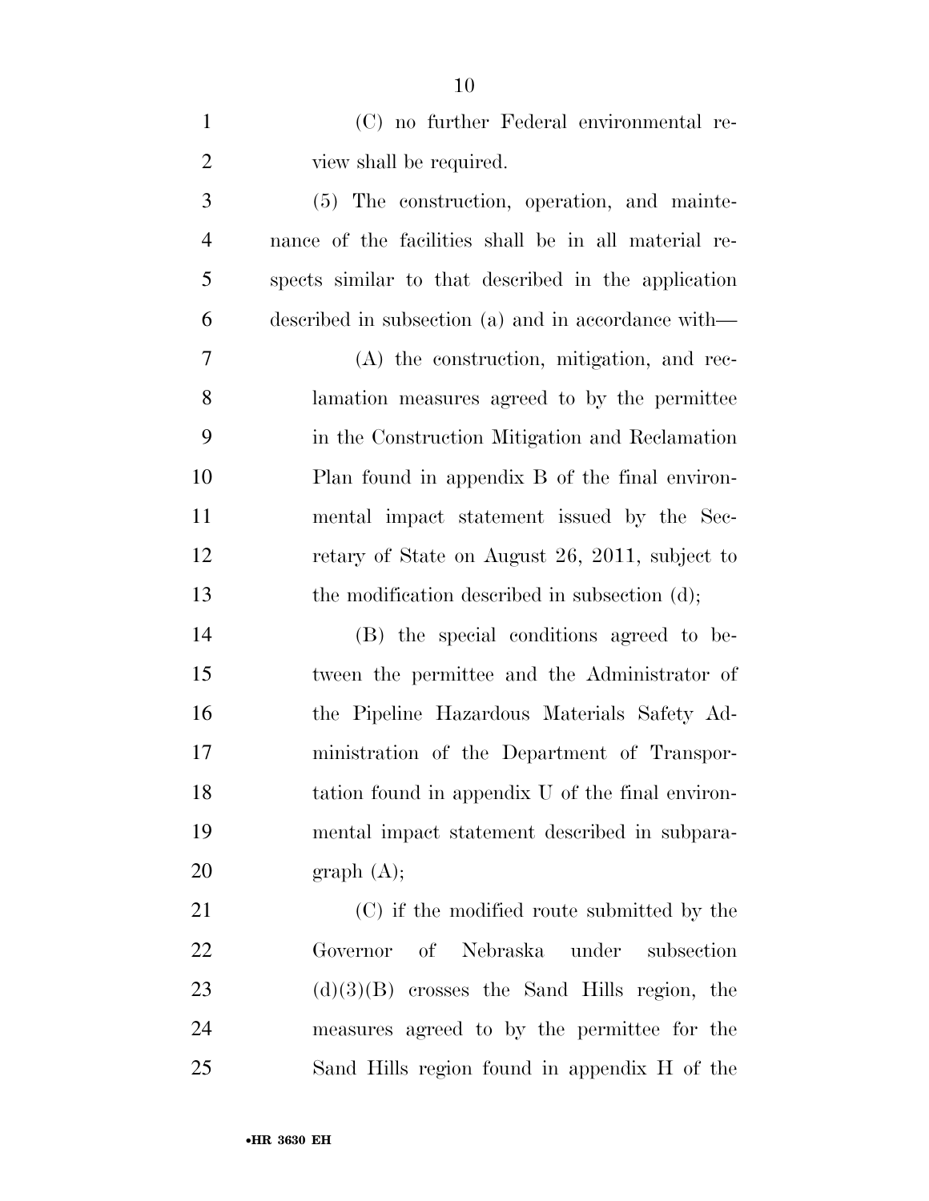(C) no further Federal environmental review shall be required.

(5) The construction, operation, and maintenance of the facilities shall be in all material respects similar to that described in the application described in subsection (a) and in accordance with—

(A) the construction, mitigation, and reclamation measures agreed to by the permittee in the Construction Mitigation and Reclamation Plan found in appendix B of the final environmental impact statement issued by the Secretary of State on August 26, 2011, subject to the modification described in subsection (d);

(B) the special conditions agreed to between the permittee and the Administrator of the Pipeline Hazardous Materials Safety Administration of the Department of Transportation found in appendix U of the final environmental impact statement described in subparagraph (A);

(C) if the modified route submitted by the Governor of Nebraska under subsection (d)(3)(B) crosses the Sand Hills region, the measures agreed to by the permittee for the Sand Hills region found in appendix H of the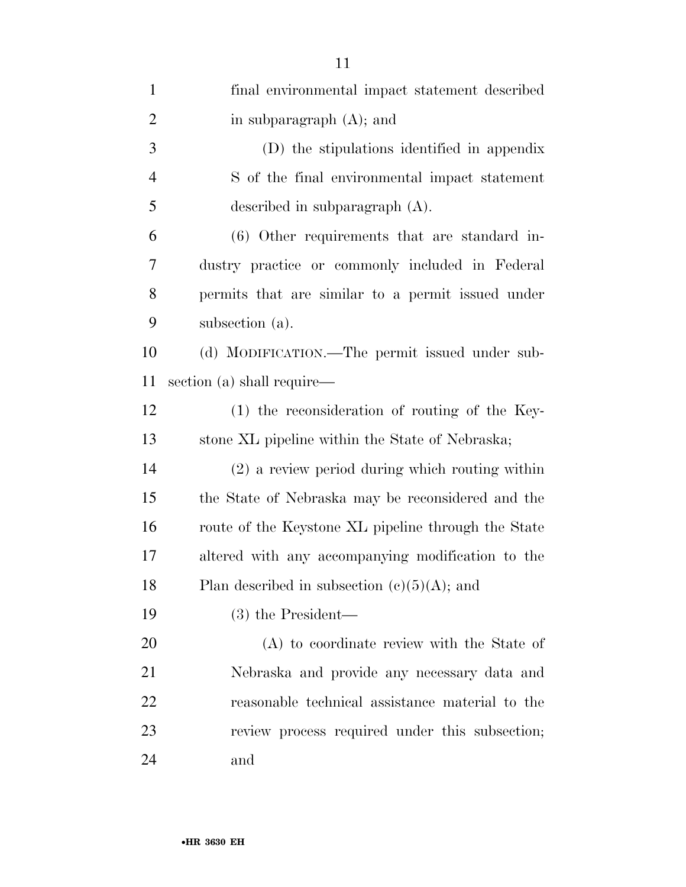final environmental impact statement described in subparagraph (A); and

(D) the stipulations identified in appendix S of the final environmental impact statement described in subparagraph (A).

(6) Other requirements that are standard industry practice or commonly included in Federal permits that are similar to a permit issued under subsection (a).

(d) MODIFICATION.—The permit issued under subsection (a) shall require—

(1) the reconsideration of routing of the Keystone XL pipeline within the State of Nebraska;

(2) a review period during which routing within the State of Nebraska may be reconsidered and the route of the Keystone XL pipeline through the State altered with any accompanying modification to the Plan described in subsection (c)(5)(A); and

(3) the President—

(A) to coordinate review with the State of Nebraska and provide any necessary data and reasonable technical assistance material to the review process required under this subsection; and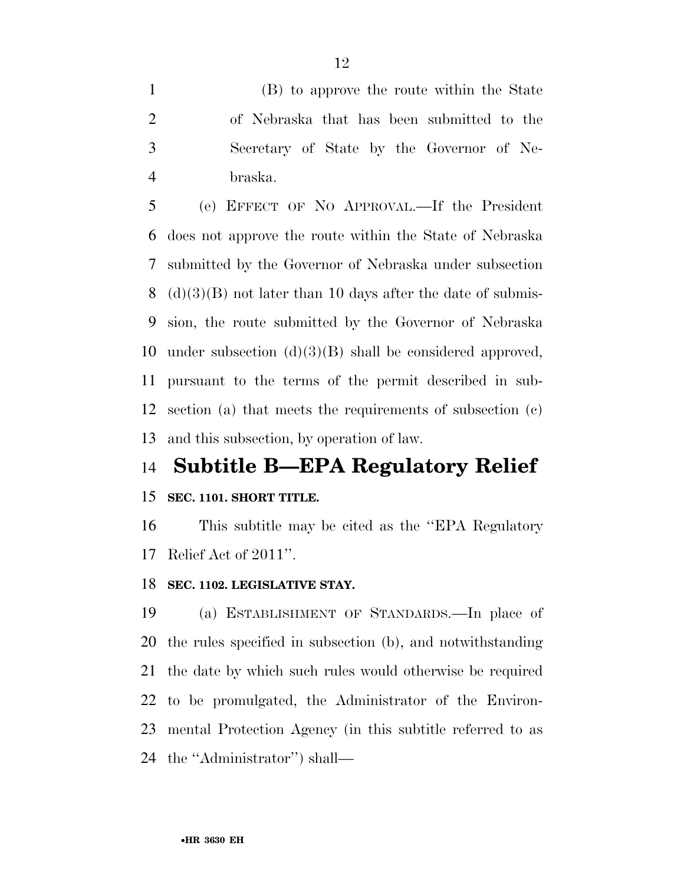(B) to approve the route within the State of Nebraska that has been submitted to the Secretary of State by the Governor of Nebraska.

(e) EFFECT OF NO APPROVAL.—If the President does not approve the route within the State of Nebraska submitted by the Governor of Nebraska under subsection (d)(3)(B) not later than 10 days after the date of submission, the route submitted by the Governor of Nebraska under subsection (d)(3)(B) shall be considered approved, pursuant to the terms of the permit described in subsection (a) that meets the requirements of subsection (c) and this subsection, by operation of law.

## Subtitle B—EPA Regulatory Relief

**SEC. 1101. SHORT TITLE.**

This subtitle may be cited as the ''EPA Regulatory Relief Act of 2011''.

**SEC. 1102. LEGISLATIVE STAY.**

(a) ESTABLISHMENT OF STANDARDS.—In place of the rules specified in subsection (b), and notwithstanding the date by which such rules would otherwise be required to be promulgated, the Administrator of the Environmental Protection Agency (in this subtitle referred to as the ''Administrator'') shall—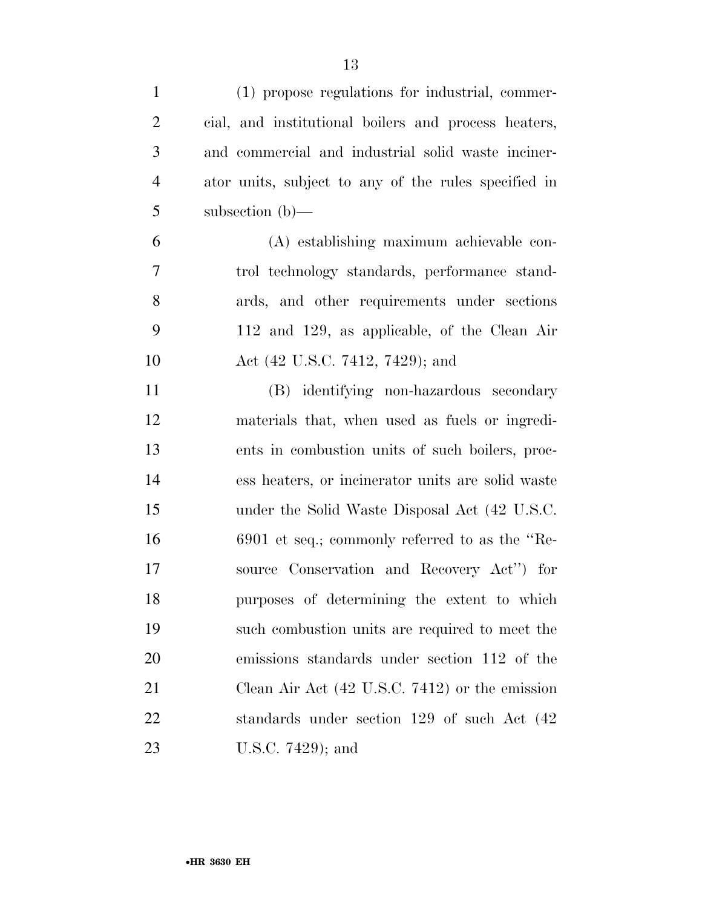(1) propose regulations for industrial, commercial, and institutional boilers and process heaters, and commercial and industrial solid waste incinerator units, subject to any of the rules specified in subsection (b)—

(A) establishing maximum achievable control technology standards, performance standards, and other requirements under sections 112 and 129, as applicable, of the Clean Air Act (42 U.S.C. 7412, 7429); and

(B) identifying non-hazardous secondary materials that, when used as fuels or ingredients in combustion units of such boilers, process heaters, or incinerator units are solid waste under the Solid Waste Disposal Act (42 U.S.C. 6901 et seq.; commonly referred to as the ''Resource Conservation and Recovery Act'') for purposes of determining the extent to which such combustion units are required to meet the emissions standards under section 112 of the Clean Air Act (42 U.S.C. 7412) or the emission standards under section 129 of such Act (42 U.S.C. 7429); and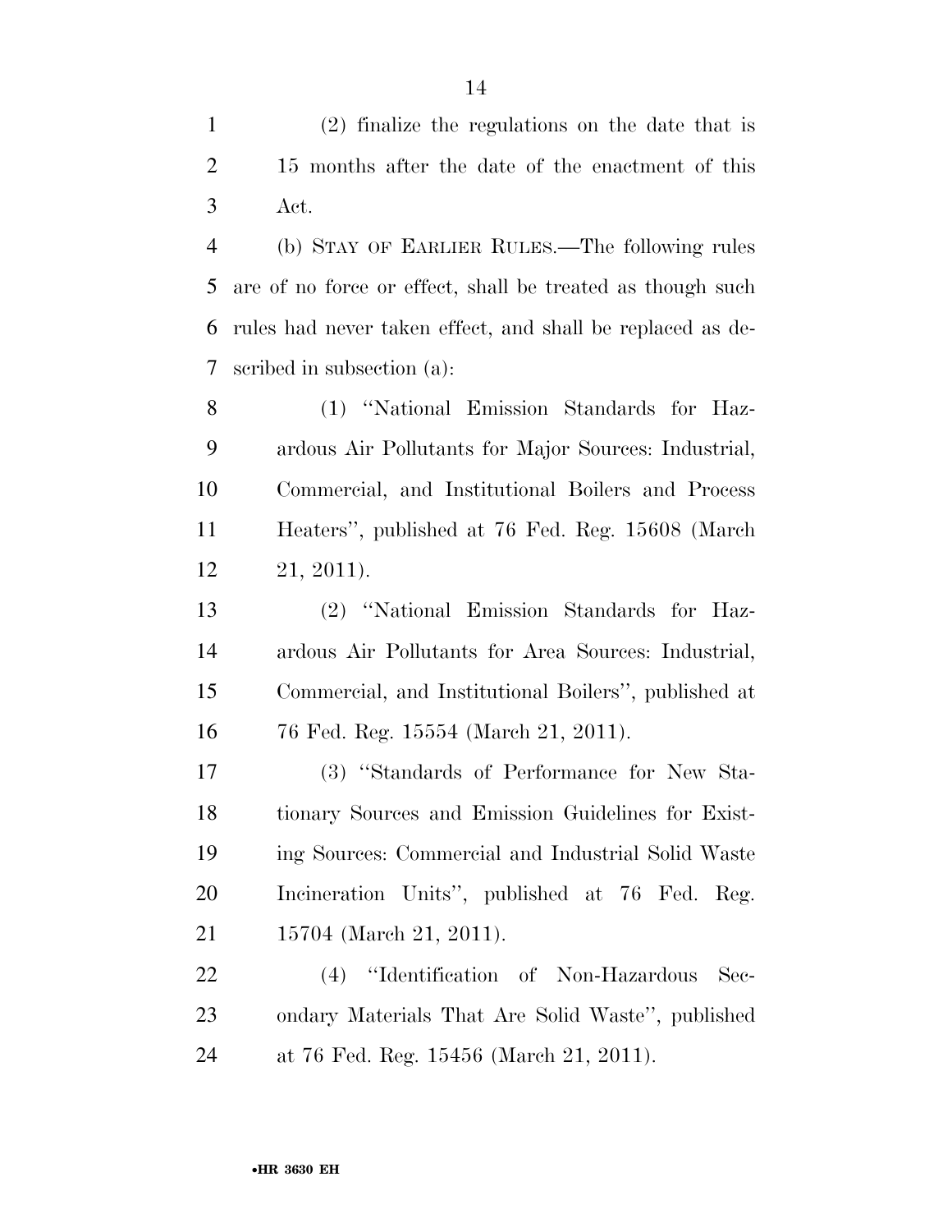(2) finalize the regulations on the date that is 15 months after the date of the enactment of this Act.

(b) STAY OF EARLIER RULES.—The following rules are of no force or effect, shall be treated as though such rules had never taken effect, and shall be replaced as described in subsection (a):

(1) "National Emission Standards for Hazardous Air Pollutants for Major Sources: Industrial, Commercial, and Institutional Boilers and Process Heaters", published at 76 Fed. Reg. 15608 (March 21, 2011).

(2) "National Emission Standards for Hazardous Air Pollutants for Area Sources: Industrial, Commercial, and Institutional Boilers", published at 76 Fed. Reg. 15554 (March 21, 2011).

(3) "Standards of Performance for New Stationary Sources and Emission Guidelines for Existing Sources: Commercial and Industrial Solid Waste Incineration Units", published at 76 Fed. Reg. 15704 (March 21, 2011).

(4) "Identification of Non-Hazardous Secondary Materials That Are Solid Waste", published at 76 Fed. Reg. 15456 (March 21, 2011).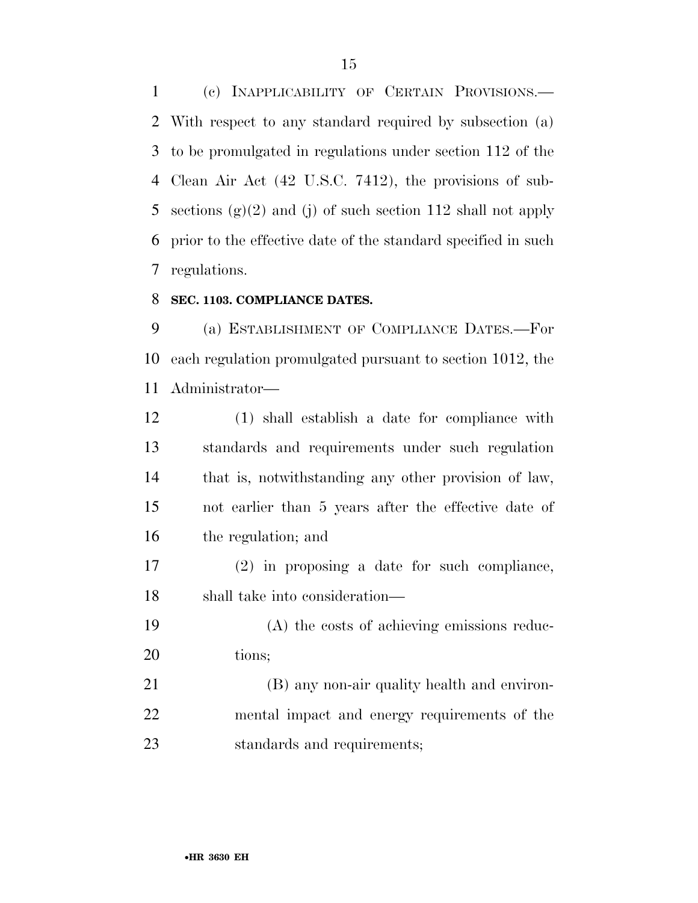(c) INAPPLICABILITY OF CERTAIN PROVISIONS.—With respect to any standard required by subsection (a) to be promulgated in regulations under section 112 of the Clean Air Act (42 U.S.C. 7412), the provisions of subsections (g)(2) and (j) of such section 112 shall not apply prior to the effective date of the standard specified in such regulations.

**SEC. 1103. COMPLIANCE DATES.**

(a) ESTABLISHMENT OF COMPLIANCE DATES.—For each regulation promulgated pursuant to section 1012, the Administrator—

(1) shall establish a date for compliance with standards and requirements under such regulation that is, notwithstanding any other provision of law, not earlier than 5 years after the effective date of the regulation; and

(2) in proposing a date for such compliance, shall take into consideration—

(A) the costs of achieving emissions reductions;

(B) any non-air quality health and environmental impact and energy requirements of the standards and requirements;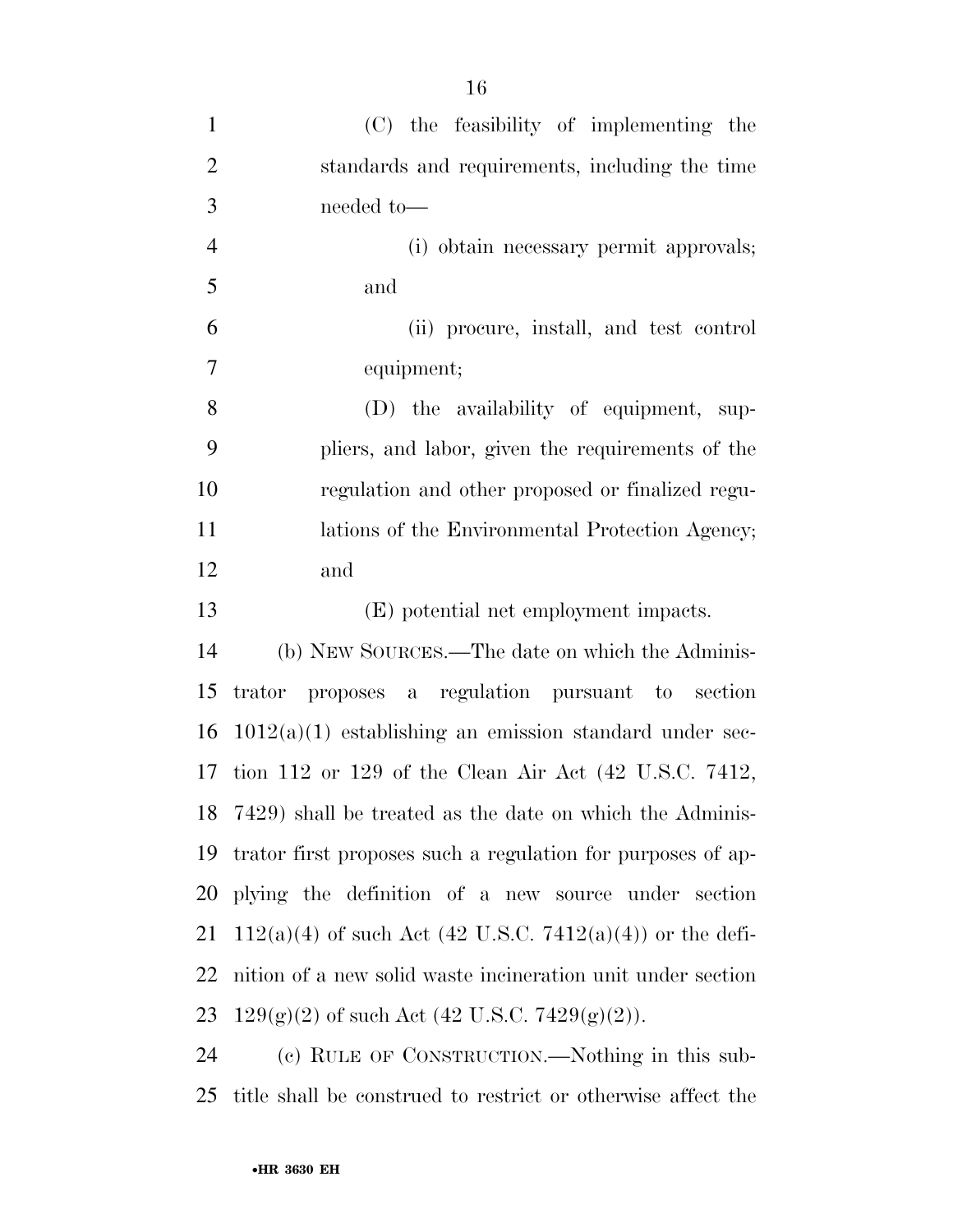(C) the feasibility of implementing the standards and requirements, including the time needed to—

(i) obtain necessary permit approvals; and

(ii) procure, install, and test control equipment;

(D) the availability of equipment, suppliers, and labor, given the requirements of the regulation and other proposed or finalized regulations of the Environmental Protection Agency; and

(E) potential net employment impacts.

(b) NEW SOURCES.—The date on which the Administrator proposes a regulation pursuant to section 1012(a)(1) establishing an emission standard under section 112 or 129 of the Clean Air Act (42 U.S.C. 7412, 7429) shall be treated as the date on which the Administrator first proposes such a regulation for purposes of applying the definition of a new source under section 112(a)(4) of such Act (42 U.S.C. 7412(a)(4)) or the definition of a new solid waste incineration unit under section 129(g)(2) of such Act (42 U.S.C. 7429(g)(2)).

(c) RULE OF CONSTRUCTION.—Nothing in this subtitle shall be construed to restrict or otherwise affect the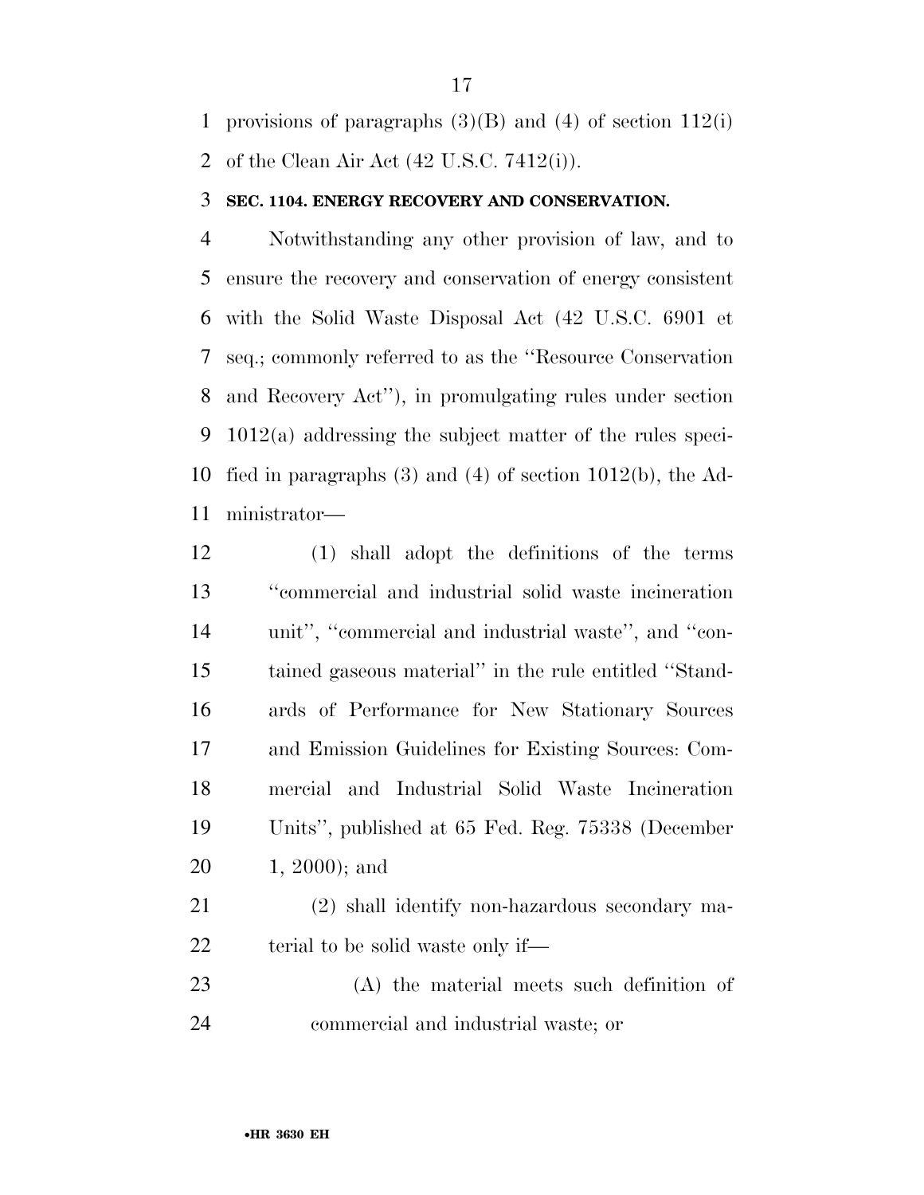provisions of paragraphs (3)(B) and (4) of section 112(i) of the Clean Air Act (42 U.S.C. 7412(i)).

**SEC. 1104. ENERGY RECOVERY AND CONSERVATION.**

Notwithstanding any other provision of law, and to ensure the recovery and conservation of energy consistent with the Solid Waste Disposal Act (42 U.S.C. 6901 et seq.; commonly referred to as the ''Resource Conservation and Recovery Act''), in promulgating rules under section 1012(a) addressing the subject matter of the rules specified in paragraphs (3) and (4) of section 1012(b), the Administrator—

(1) shall adopt the definitions of the terms ''commercial and industrial solid waste incineration unit'', ''commercial and industrial waste'', and ''contained gaseous material'' in the rule entitled ''Standards of Performance for New Stationary Sources and Emission Guidelines for Existing Sources: Commercial and Industrial Solid Waste Incineration Units'', published at 65 Fed. Reg. 75338 (December 1, 2000); and

(2) shall identify non-hazardous secondary material to be solid waste only if—

(A) the material meets such definition of commercial and industrial waste; or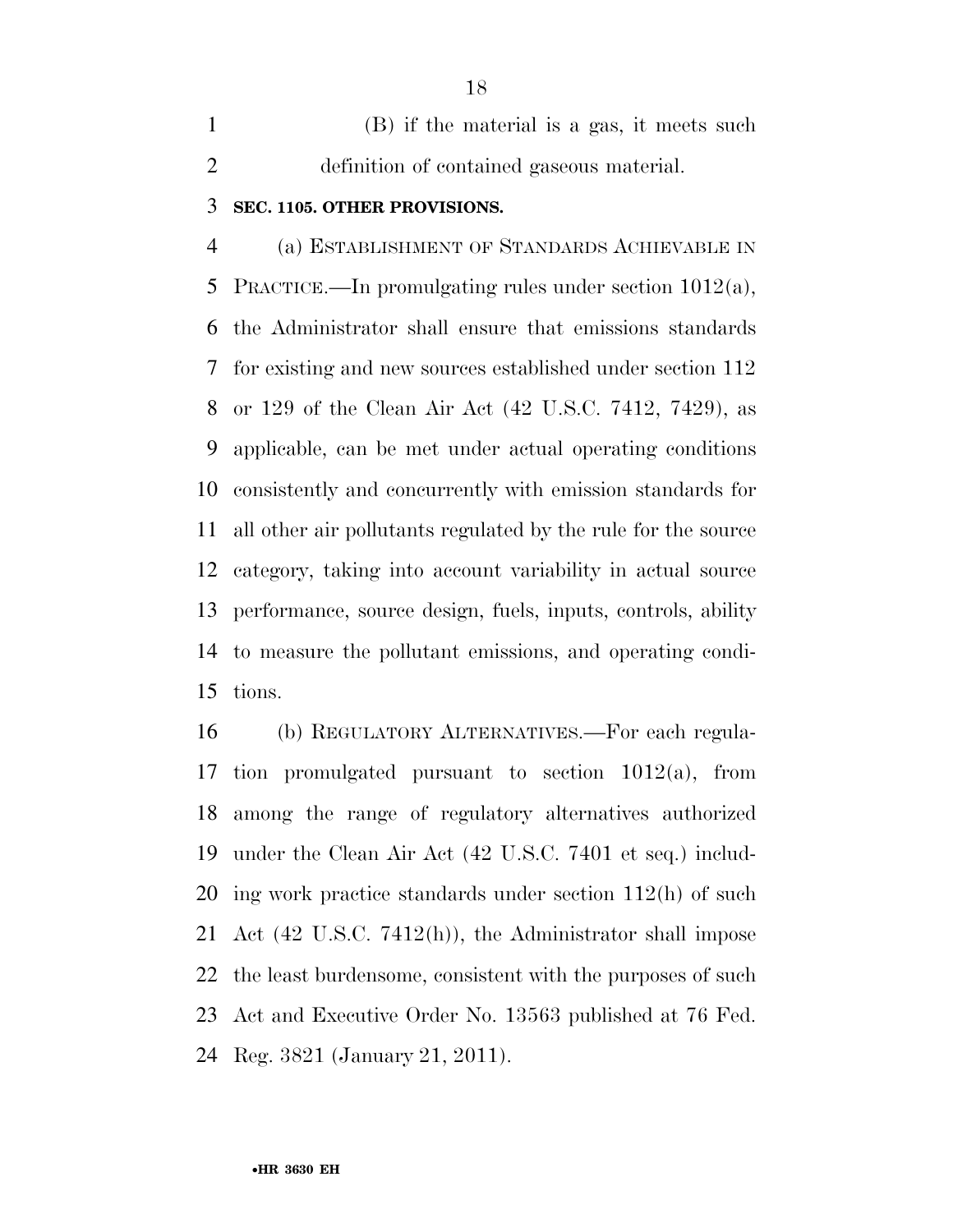(B) if the material is a gas, it meets such definition of contained gaseous material.

**SEC. 1105. OTHER PROVISIONS.**

(a) ESTABLISHMENT OF STANDARDS ACHIEVABLE IN PRACTICE.—In promulgating rules under section 1012(a), the Administrator shall ensure that emissions standards for existing and new sources established under section 112 or 129 of the Clean Air Act (42 U.S.C. 7412, 7429), as applicable, can be met under actual operating conditions consistently and concurrently with emission standards for all other air pollutants regulated by the rule for the source category, taking into account variability in actual source performance, source design, fuels, inputs, controls, ability to measure the pollutant emissions, and operating conditions.

(b) REGULATORY ALTERNATIVES.—For each regulation promulgated pursuant to section 1012(a), from among the range of regulatory alternatives authorized under the Clean Air Act (42 U.S.C. 7401 et seq.) including work practice standards under section 112(h) of such Act (42 U.S.C. 7412(h)), the Administrator shall impose the least burdensome, consistent with the purposes of such Act and Executive Order No. 13563 published at 76 Fed. Reg. 3821 (January 21, 2011).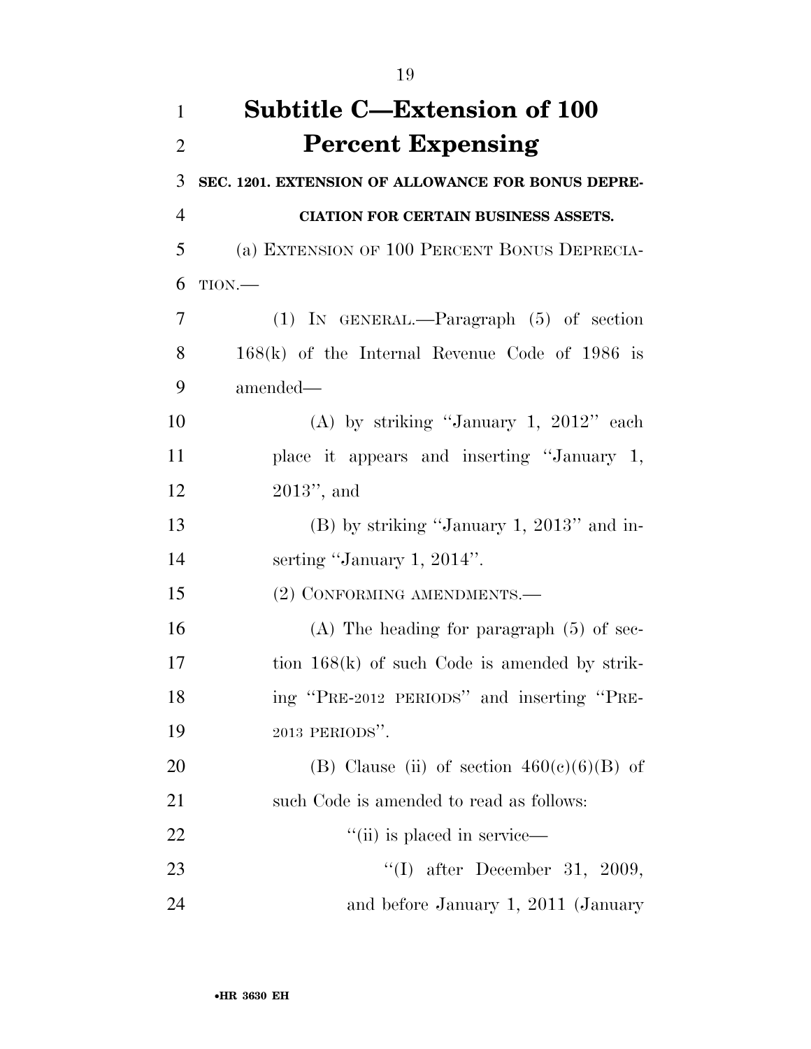# Subtitle C—Extension of 100 Percent Expensing

**SEC. 1201. EXTENSION OF ALLOWANCE FOR BONUS DEPRECIATION FOR CERTAIN BUSINESS ASSETS.**

(a) EXTENSION OF 100 PERCENT BONUS DEPRECIATION.—

(1) IN GENERAL.—Paragraph (5) of section 168(k) of the Internal Revenue Code of 1986 is amended—

(A) by striking ''January 1, 2012'' each place it appears and inserting ''January 1, 2013'', and

(B) by striking ''January 1, 2013'' and inserting ''January 1, 2014''.

(2) CONFORMING AMENDMENTS.—

(A) The heading for paragraph (5) of section 168(k) of such Code is amended by striking ''PRE-2012 PERIODS'' and inserting ''PRE-2013 PERIODS''.

(B) Clause (ii) of section 460(c)(6)(B) of such Code is amended to read as follows:

''(ii) is placed in service—

''(I) after December 31, 2009, and before January 1, 2011 (January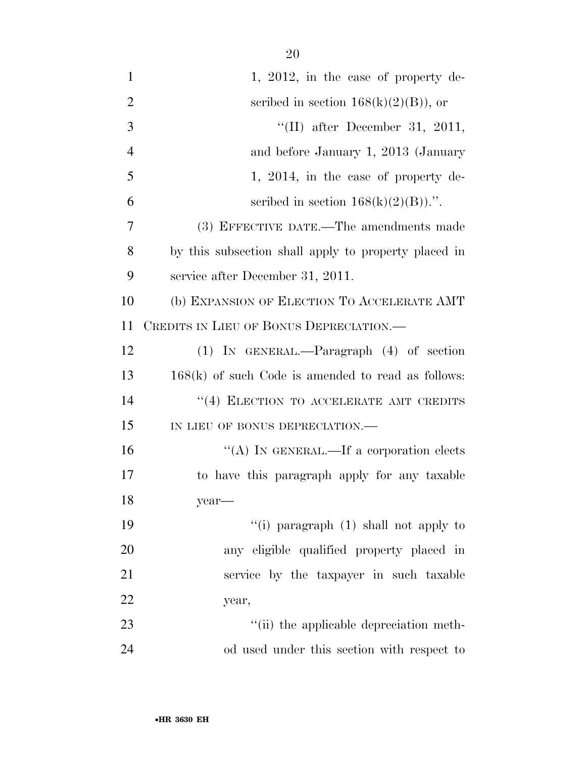1, 2012, in the case of property described in section 168(k)(2)(B)), or

''(II) after December 31, 2011, and before January 1, 2013 (January 1, 2014, in the case of property described in section 168(k)(2)(B)).''.

(3) EFFECTIVE DATE.—The amendments made by this subsection shall apply to property placed in service after December 31, 2011.

(b) EXPANSION OF ELECTION TO ACCELERATE AMT CREDITS IN LIEU OF BONUS DEPRECIATION.—

(1) IN GENERAL.—Paragraph (4) of section 168(k) of such Code is amended to read as follows:

''(4) ELECTION TO ACCELERATE AMT CREDITS IN LIEU OF BONUS DEPRECIATION.—

''(A) IN GENERAL.—If a corporation elects to have this paragraph apply for any taxable year—

''(i) paragraph (1) shall not apply to any eligible qualified property placed in service by the taxpayer in such taxable year,

''(ii) the applicable depreciation method used under this section with respect to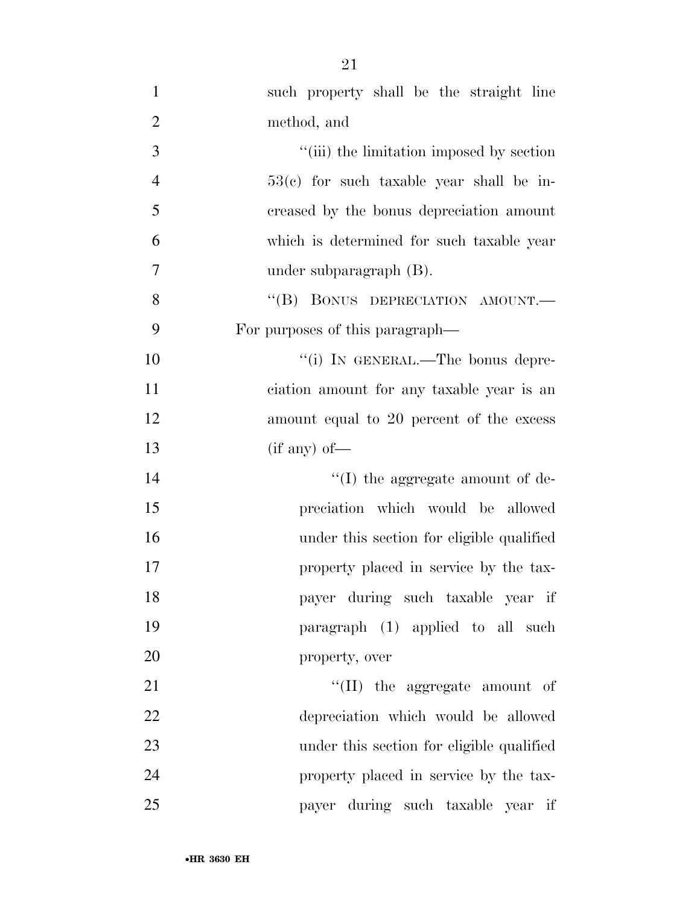such property shall be the straight line method, and

"(iii) the limitation imposed by section 53(c) for such taxable year shall be increased by the bonus depreciation amount which is determined for such taxable year under subparagraph (B).

"(B) BONUS DEPRECIATION AMOUNT.—For purposes of this paragraph—

"(i) IN GENERAL.—The bonus depreciation amount for any taxable year is an amount equal to 20 percent of the excess (if any) of—

"(I) the aggregate amount of depreciation which would be allowed under this section for eligible qualified property placed in service by the taxpayer during such taxable year if paragraph (1) applied to all such property, over

"(II) the aggregate amount of depreciation which would be allowed under this section for eligible qualified property placed in service by the taxpayer during such taxable year if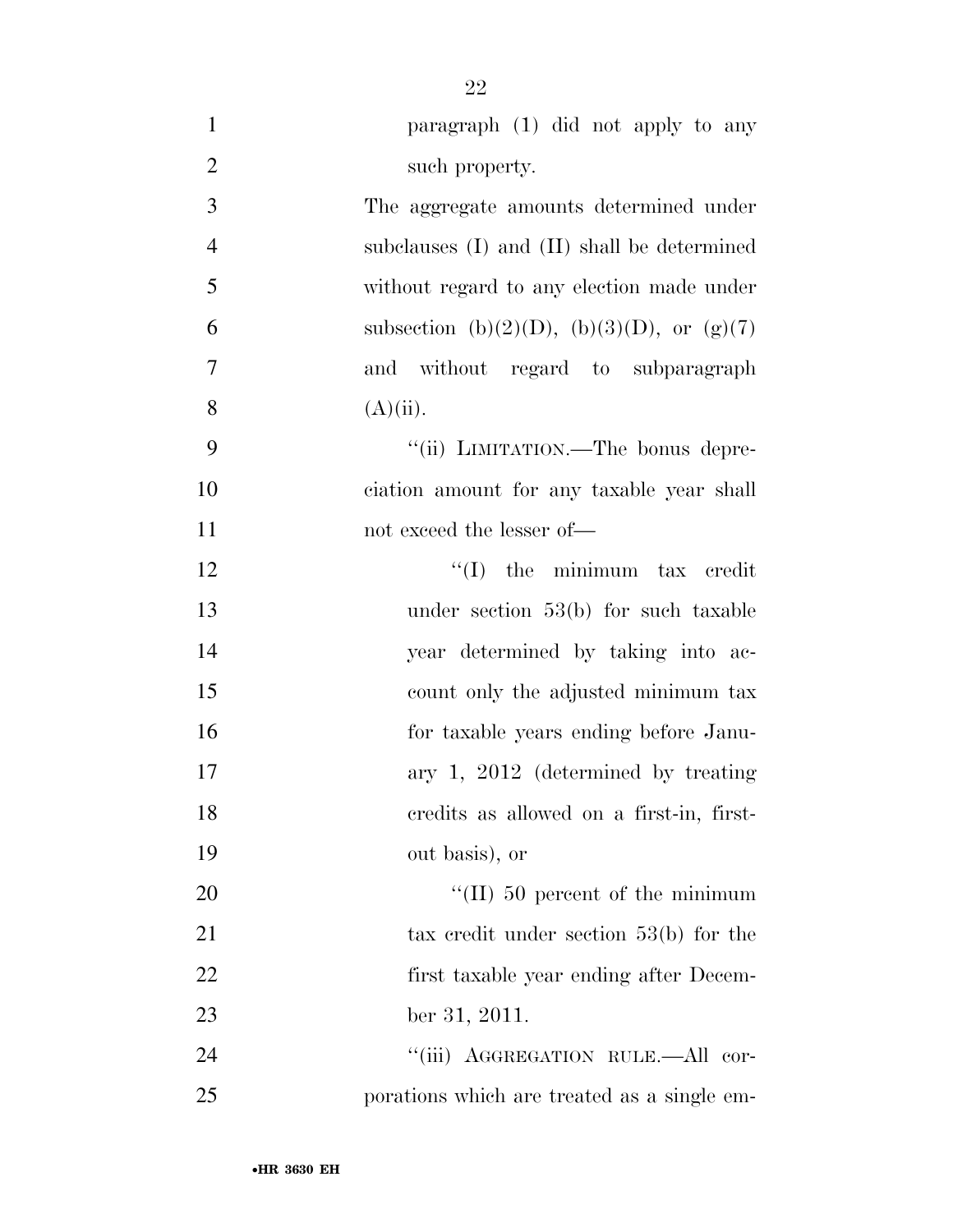paragraph (1) did not apply to any such property.

The aggregate amounts determined under subclauses (I) and (II) shall be determined without regard to any election made under subsection (b)(2)(D), (b)(3)(D), or (g)(7) and without regard to subparagraph (A)(ii).

"(ii) LIMITATION.—The bonus depreciation amount for any taxable year shall not exceed the lesser of—

"(I) the minimum tax credit under section 53(b) for such taxable year determined by taking into account only the adjusted minimum tax for taxable years ending before January 1, 2012 (determined by treating credits as allowed on a first-in, first-out basis), or

"(II) 50 percent of the minimum tax credit under section 53(b) for the first taxable year ending after December 31, 2011.

"(iii) AGGREGATION RULE.—All corporations which are treated as a single em-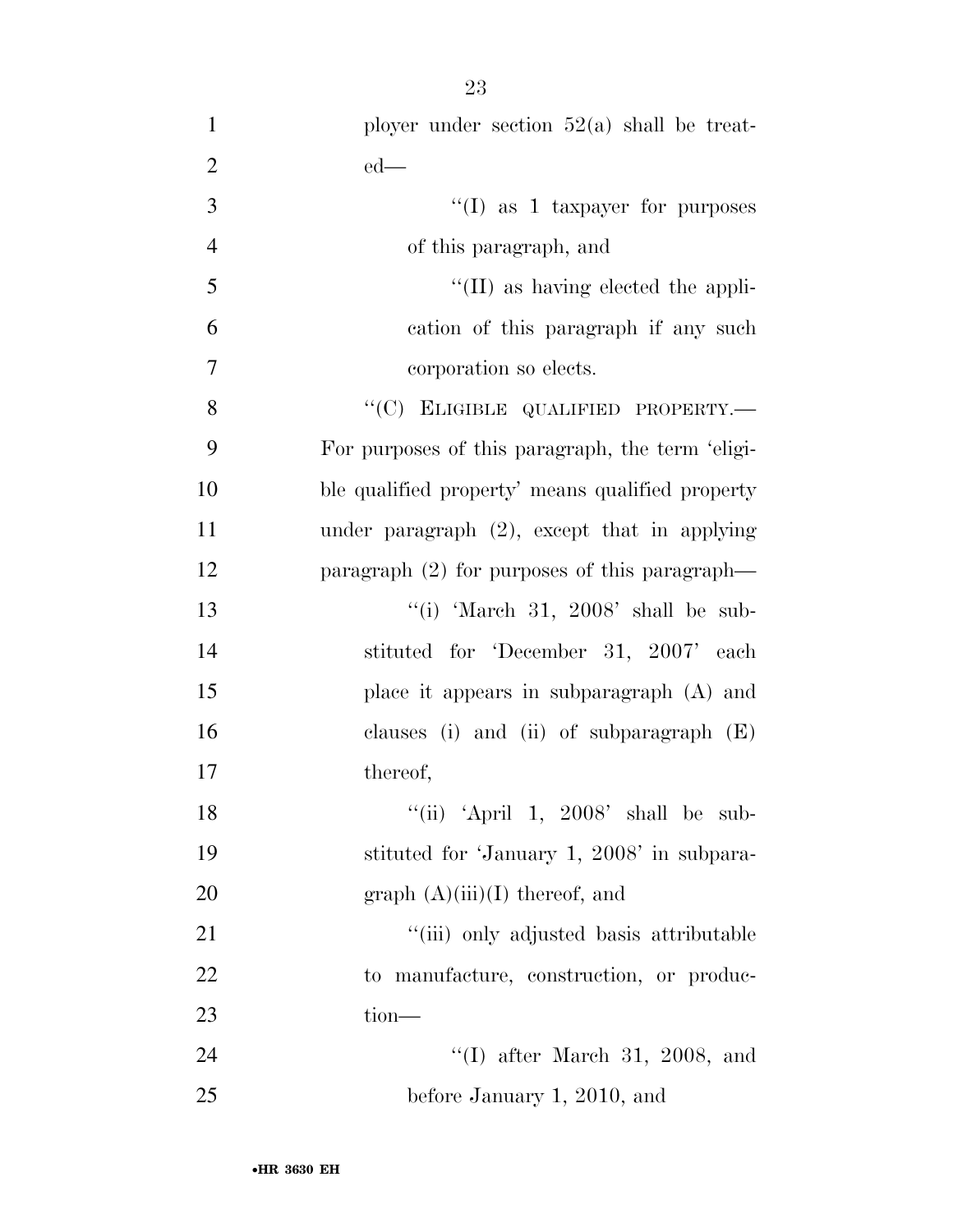ployer under section 52(a) shall be treated—

''(I) as 1 taxpayer for purposes of this paragraph, and

''(II) as having elected the application of this paragraph if any such corporation so elects.

''(C) ELIGIBLE QUALIFIED PROPERTY.— For purposes of this paragraph, the term 'eligible qualified property' means qualified property under paragraph (2), except that in applying paragraph (2) for purposes of this paragraph—

''(i) 'March 31, 2008' shall be substituted for 'December 31, 2007' each place it appears in subparagraph (A) and clauses (i) and (ii) of subparagraph (E) thereof,

''(ii) 'April 1, 2008' shall be substituted for 'January 1, 2008' in subparagraph (A)(iii)(I) thereof, and

''(iii) only adjusted basis attributable to manufacture, construction, or production—

''(I) after March 31, 2008, and before January 1, 2010, and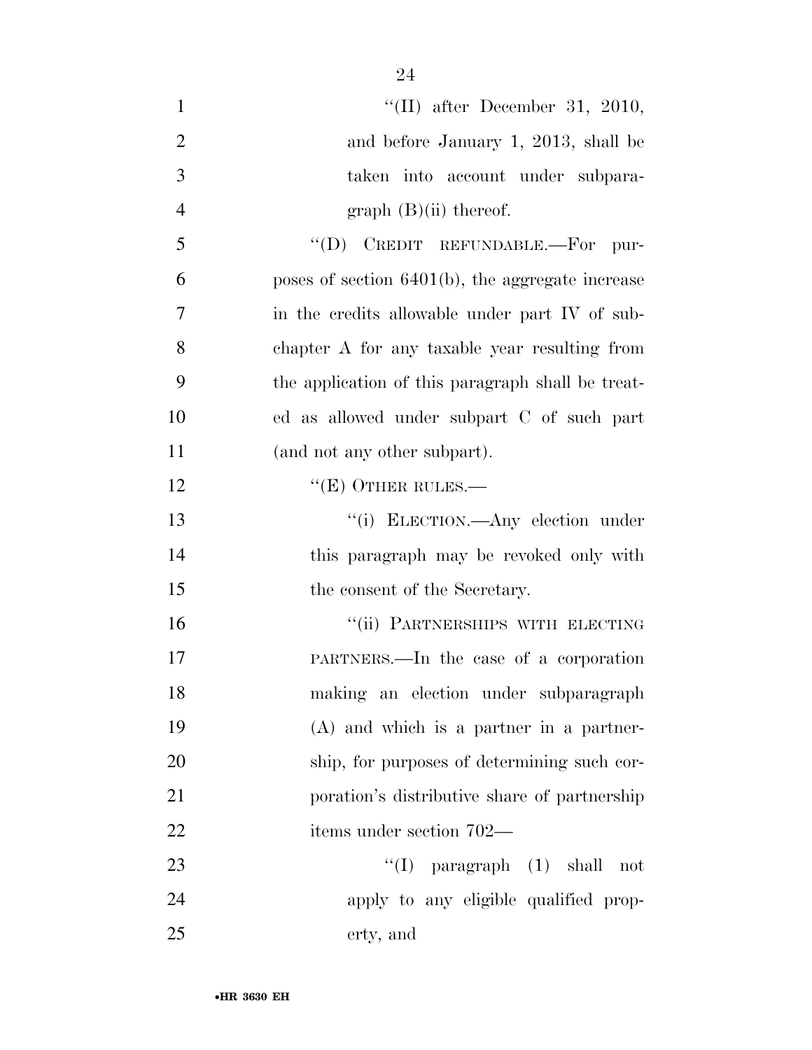"(II) after December 31, 2010, and before January 1, 2013, shall be taken into account under subparagraph (B)(ii) thereof.

"(D) CREDIT REFUNDABLE.—For purposes of section 6401(b), the aggregate increase in the credits allowable under part IV of subchapter A for any taxable year resulting from the application of this paragraph shall be treated as allowed under subpart C of such part (and not any other subpart).

"(E) OTHER RULES.—

"(i) ELECTION.—Any election under this paragraph may be revoked only with the consent of the Secretary.

"(ii) PARTNERSHIPS WITH ELECTING PARTNERS.—In the case of a corporation making an election under subparagraph (A) and which is a partner in a partnership, for purposes of determining such corporation's distributive share of partnership items under section 702—

"(I) paragraph (1) shall not apply to any eligible qualified property, and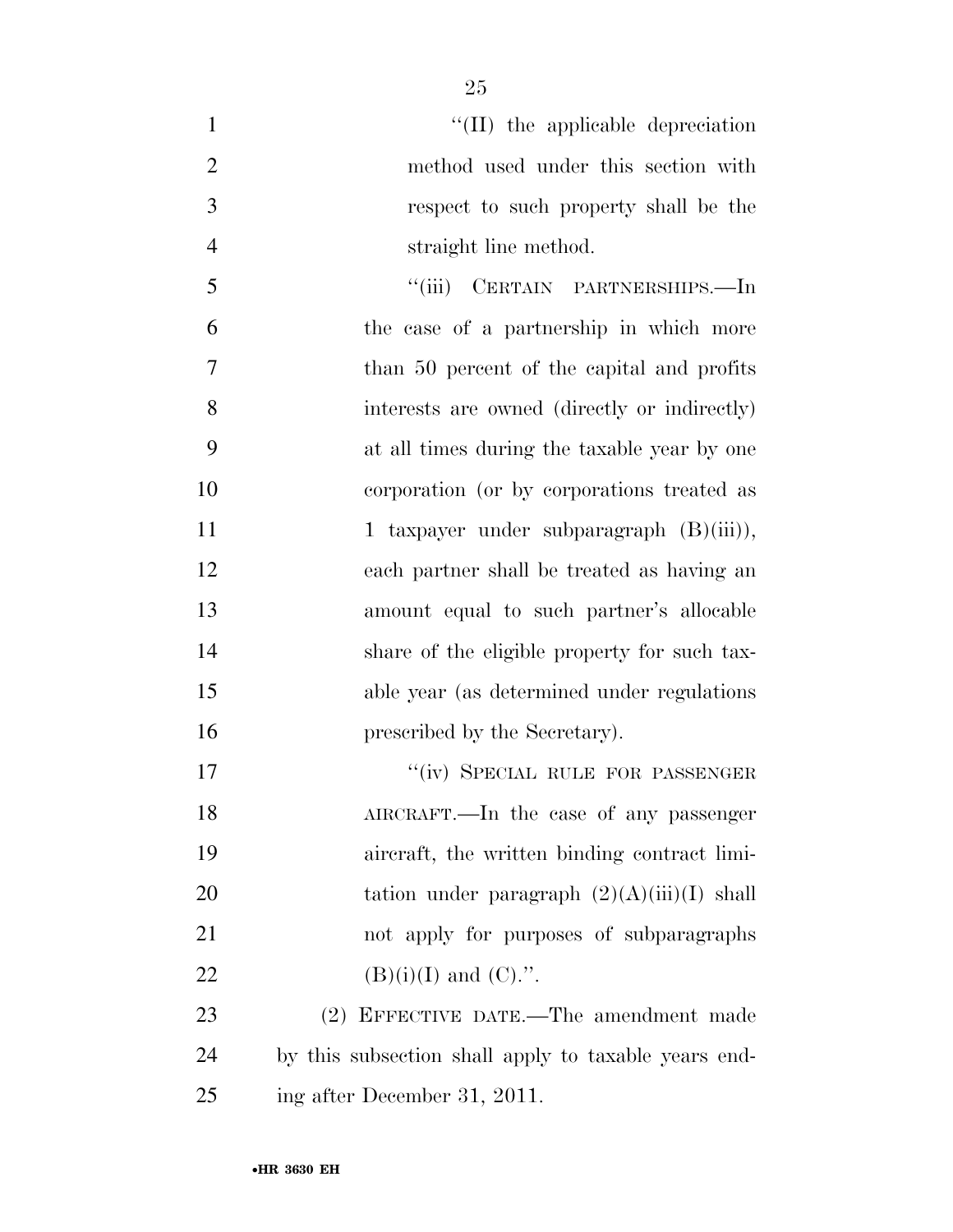"(II) the applicable depreciation method used under this section with respect to such property shall be the straight line method.

"(iii) CERTAIN PARTNERSHIPS.—In the case of a partnership in which more than 50 percent of the capital and profits interests are owned (directly or indirectly) at all times during the taxable year by one corporation (or by corporations treated as 1 taxpayer under subparagraph (B)(iii)), each partner shall be treated as having an amount equal to such partner's allocable share of the eligible property for such taxable year (as determined under regulations prescribed by the Secretary).

"(iv) SPECIAL RULE FOR PASSENGER AIRCRAFT.—In the case of any passenger aircraft, the written binding contract limitation under paragraph (2)(A)(iii)(I) shall not apply for purposes of subparagraphs (B)(i)(I) and (C).".

(2) EFFECTIVE DATE.—The amendment made by this subsection shall apply to taxable years ending after December 31, 2011.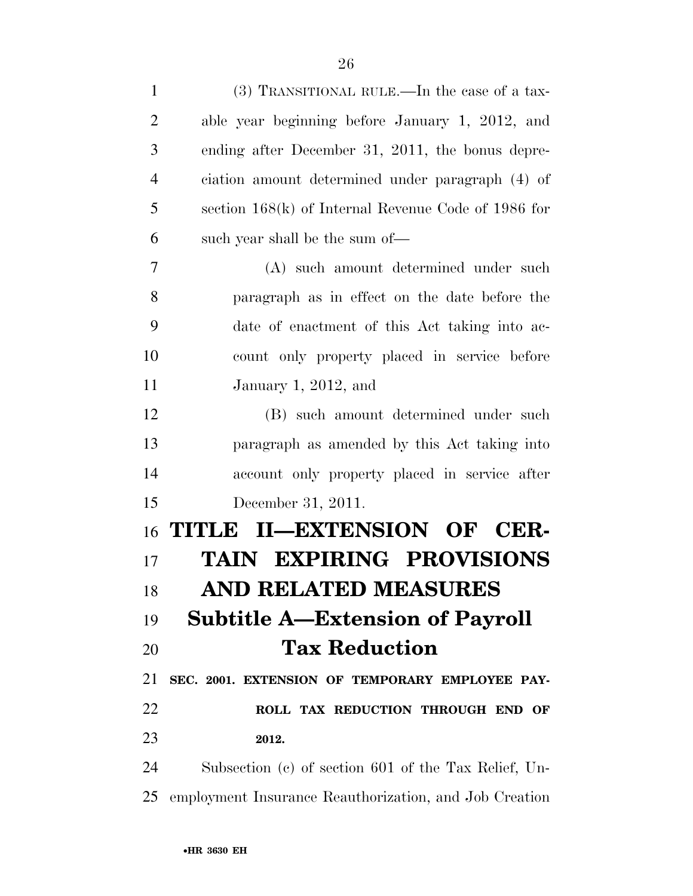(3) TRANSITIONAL RULE.—In the case of a taxable year beginning before January 1, 2012, and ending after December 31, 2011, the bonus depreciation amount determined under paragraph (4) of section 168(k) of Internal Revenue Code of 1986 for such year shall be the sum of—

(A) such amount determined under such paragraph as in effect on the date before the date of enactment of this Act taking into account only property placed in service before January 1, 2012, and

(B) such amount determined under such paragraph as amended by this Act taking into account only property placed in service after December 31, 2011.

# TITLE II—EXTENSION OF CERTAIN EXPIRING PROVISIONS AND RELATED MEASURES

## Subtitle A—Extension of Payroll Tax Reduction

### SEC. 2001. EXTENSION OF TEMPORARY EMPLOYEE PAYROLL TAX REDUCTION THROUGH END OF 2012.

Subsection (c) of section 601 of the Tax Relief, Unemployment Insurance Reauthorization, and Job Creation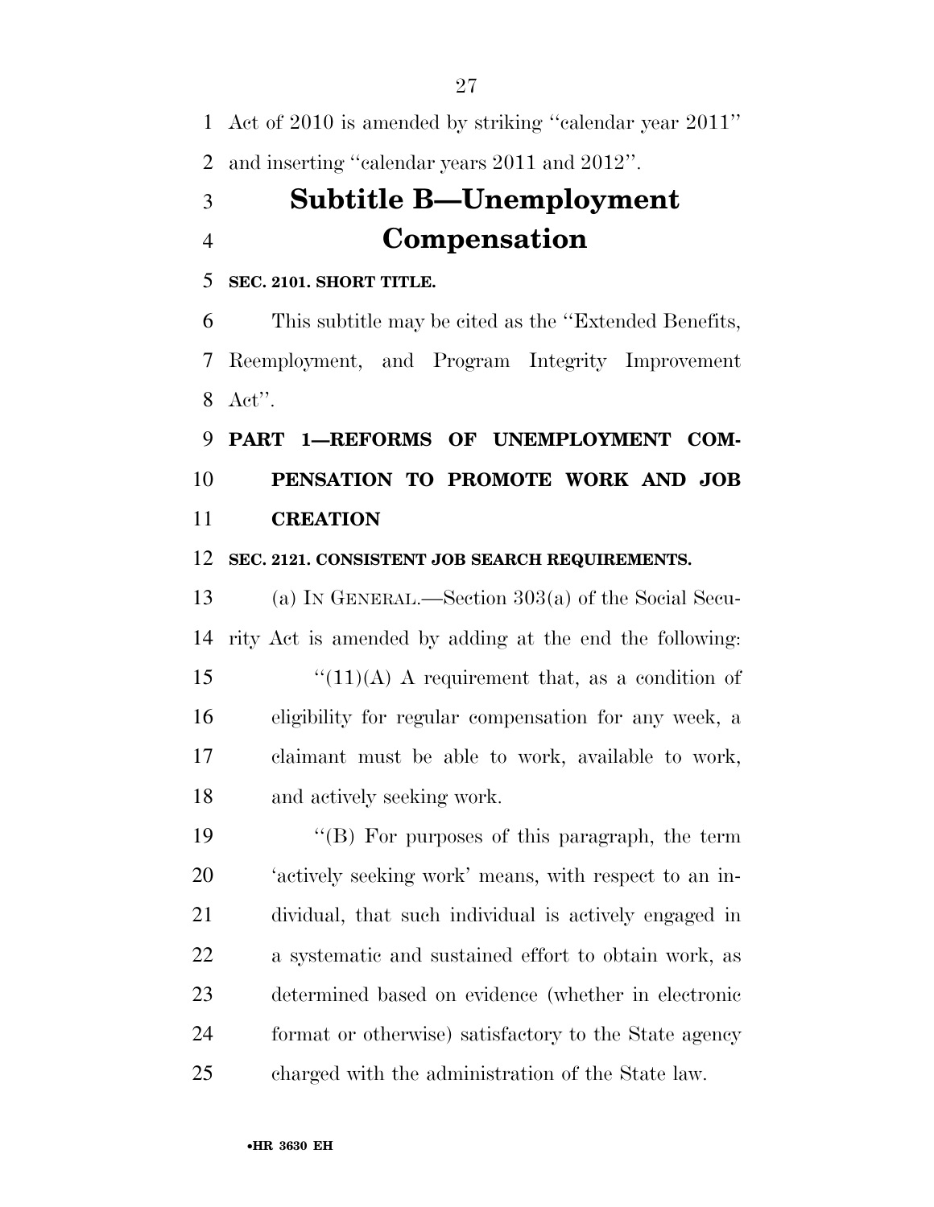Act of 2010 is amended by striking "calendar year 2011" and inserting "calendar years 2011 and 2012".

# Subtitle B—Unemployment Compensation

**SEC. 2101. SHORT TITLE.**

This subtitle may be cited as the "Extended Benefits, Reemployment, and Program Integrity Improvement Act".

## PART 1—REFORMS OF UNEMPLOYMENT COMPENSATION TO PROMOTE WORK AND JOB CREATION

**SEC. 2121. CONSISTENT JOB SEARCH REQUIREMENTS.**

(a) IN GENERAL.—Section 303(a) of the Social Security Act is amended by adding at the end the following:

"(11)(A) A requirement that, as a condition of eligibility for regular compensation for any week, a claimant must be able to work, available to work, and actively seeking work.

"(B) For purposes of this paragraph, the term 'actively seeking work' means, with respect to an individual, that such individual is actively engaged in a systematic and sustained effort to obtain work, as determined based on evidence (whether in electronic format or otherwise) satisfactory to the State agency charged with the administration of the State law.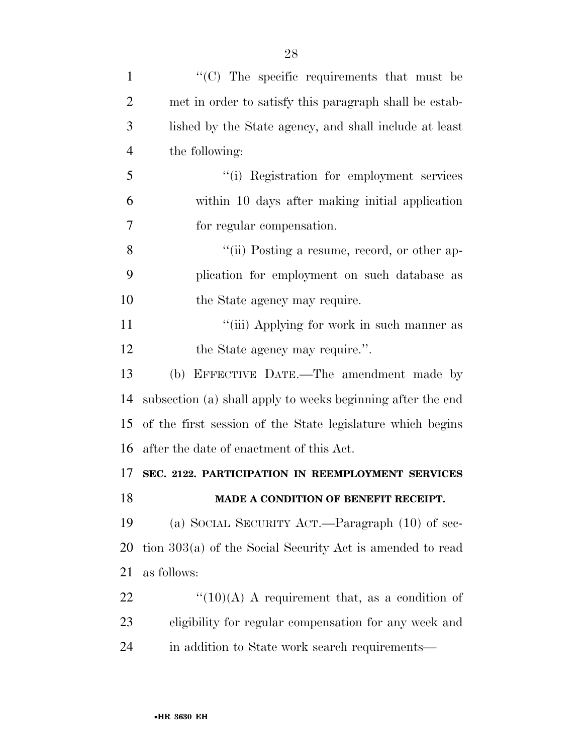"(C) The specific requirements that must be met in order to satisfy this paragraph shall be established by the State agency, and shall include at least the following:

"(i) Registration for employment services within 10 days after making initial application for regular compensation.

"(ii) Posting a resume, record, or other application for employment on such database as the State agency may require.

"(iii) Applying for work in such manner as the State agency may require.".

(b) EFFECTIVE DATE.—The amendment made by subsection (a) shall apply to weeks beginning after the end of the first session of the State legislature which begins after the date of enactment of this Act.

**SEC. 2122. PARTICIPATION IN REEMPLOYMENT SERVICES MADE A CONDITION OF BENEFIT RECEIPT.**

(a) SOCIAL SECURITY ACT.—Paragraph (10) of section 303(a) of the Social Security Act is amended to read as follows:

"(10)(A) A requirement that, as a condition of eligibility for regular compensation for any week and in addition to State work search requirements—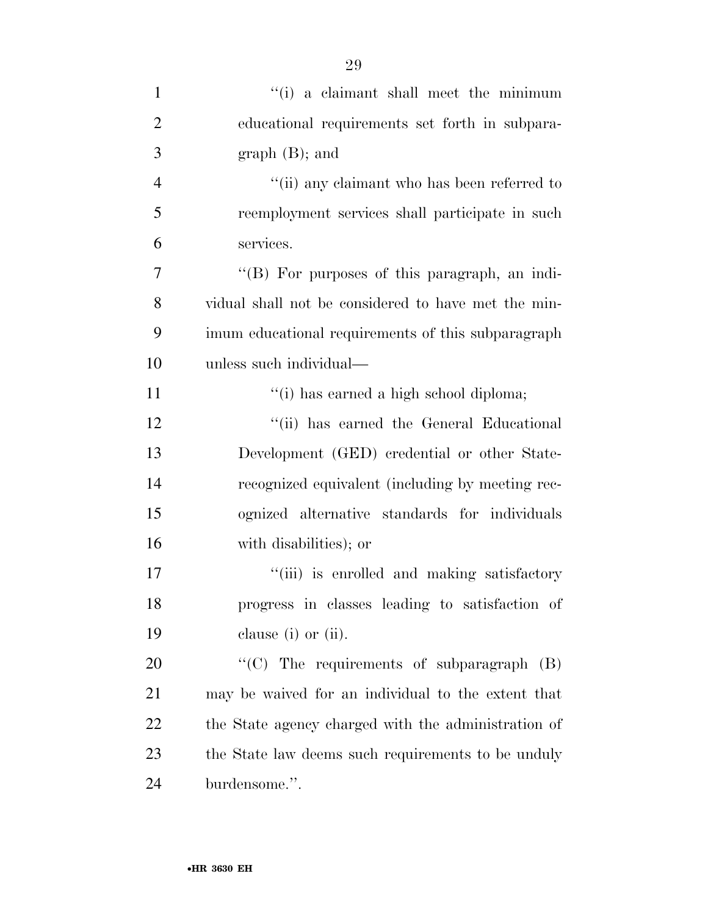''(i) a claimant shall meet the minimum educational requirements set forth in subparagraph (B); and

''(ii) any claimant who has been referred to reemployment services shall participate in such services.

''(B) For purposes of this paragraph, an individual shall not be considered to have met the minimum educational requirements of this subparagraph unless such individual—

''(i) has earned a high school diploma;

''(ii) has earned the General Educational Development (GED) credential or other State-recognized equivalent (including by meeting recognized alternative standards for individuals with disabilities); or

''(iii) is enrolled and making satisfactory progress in classes leading to satisfaction of clause (i) or (ii).

''(C) The requirements of subparagraph (B) may be waived for an individual to the extent that the State agency charged with the administration of the State law deems such requirements to be unduly burdensome.''.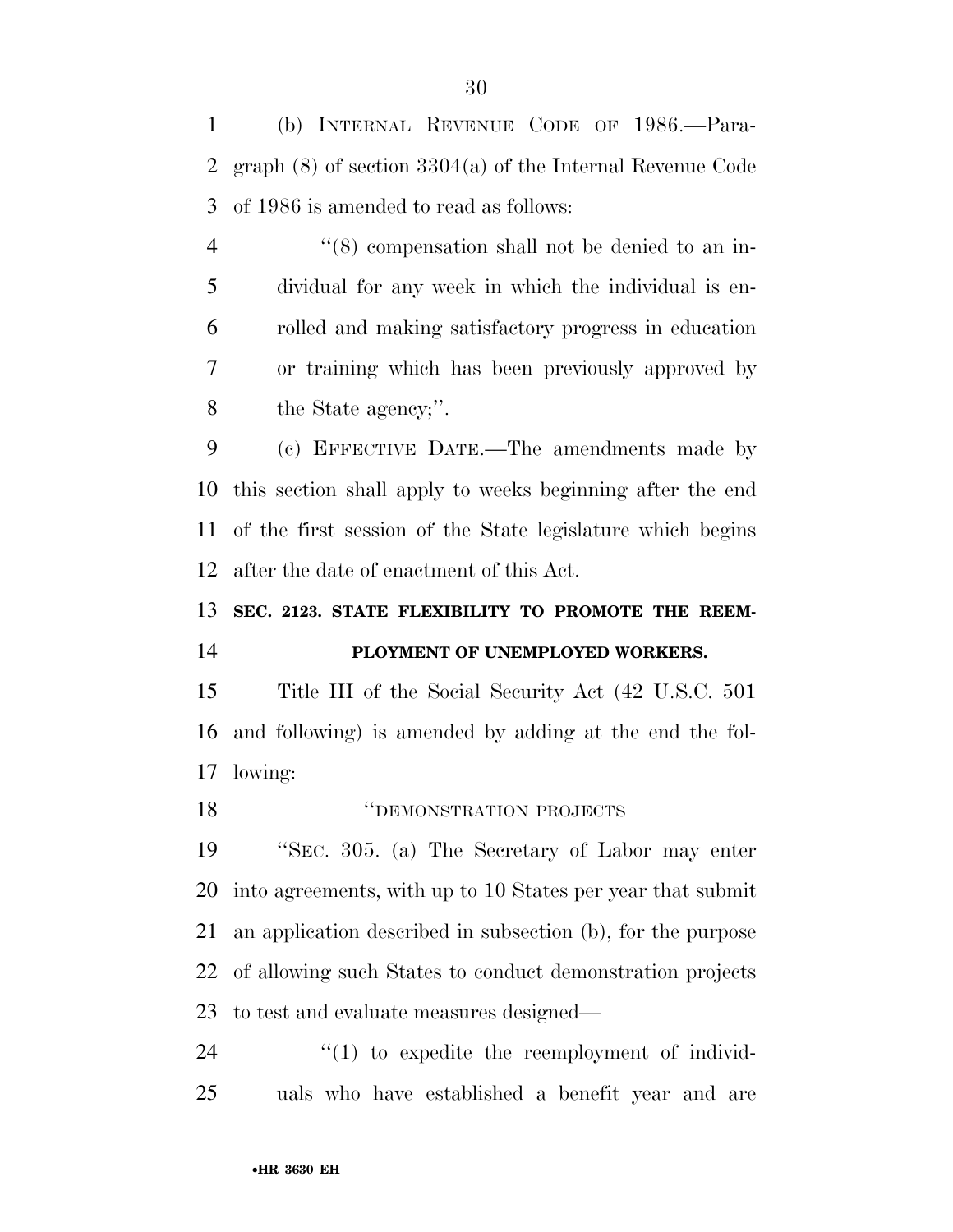(b) INTERNAL REVENUE CODE OF 1986.—Paragraph (8) of section 3304(a) of the Internal Revenue Code of 1986 is amended to read as follows:

"(8) compensation shall not be denied to an individual for any week in which the individual is enrolled and making satisfactory progress in education or training which has been previously approved by the State agency;".

(c) EFFECTIVE DATE.—The amendments made by this section shall apply to weeks beginning after the end of the first session of the State legislature which begins after the date of enactment of this Act.

**SEC. 2123. STATE FLEXIBILITY TO PROMOTE THE REEMPLOYMENT OF UNEMPLOYED WORKERS.**

Title III of the Social Security Act (42 U.S.C. 501 and following) is amended by adding at the end the following:

"DEMONSTRATION PROJECTS

"SEC. 305. (a) The Secretary of Labor may enter into agreements, with up to 10 States per year that submit an application described in subsection (b), for the purpose of allowing such States to conduct demonstration projects to test and evaluate measures designed—

"(1) to expedite the reemployment of individuals who have established a benefit year and are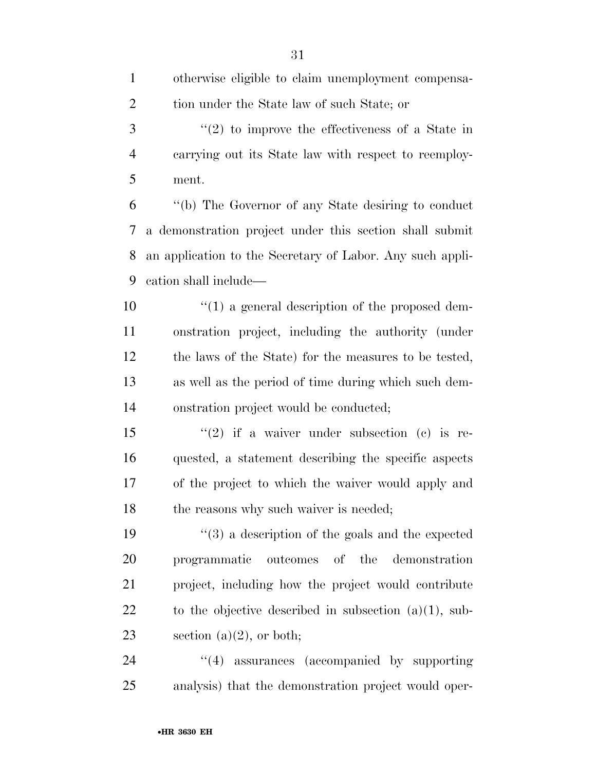otherwise eligible to claim unemployment compensation under the State law of such State; or

"(2) to improve the effectiveness of a State in carrying out its State law with respect to reemployment.

"(b) The Governor of any State desiring to conduct a demonstration project under this section shall submit an application to the Secretary of Labor. Any such application shall include—

"(1) a general description of the proposed demonstration project, including the authority (under the laws of the State) for the measures to be tested, as well as the period of time during which such demonstration project would be conducted;

"(2) if a waiver under subsection (c) is requested, a statement describing the specific aspects of the project to which the waiver would apply and the reasons why such waiver is needed;

"(3) a description of the goals and the expected programmatic outcomes of the demonstration project, including how the project would contribute to the objective described in subsection (a)(1), subsection (a)(2), or both;

"(4) assurances (accompanied by supporting analysis) that the demonstration project would oper-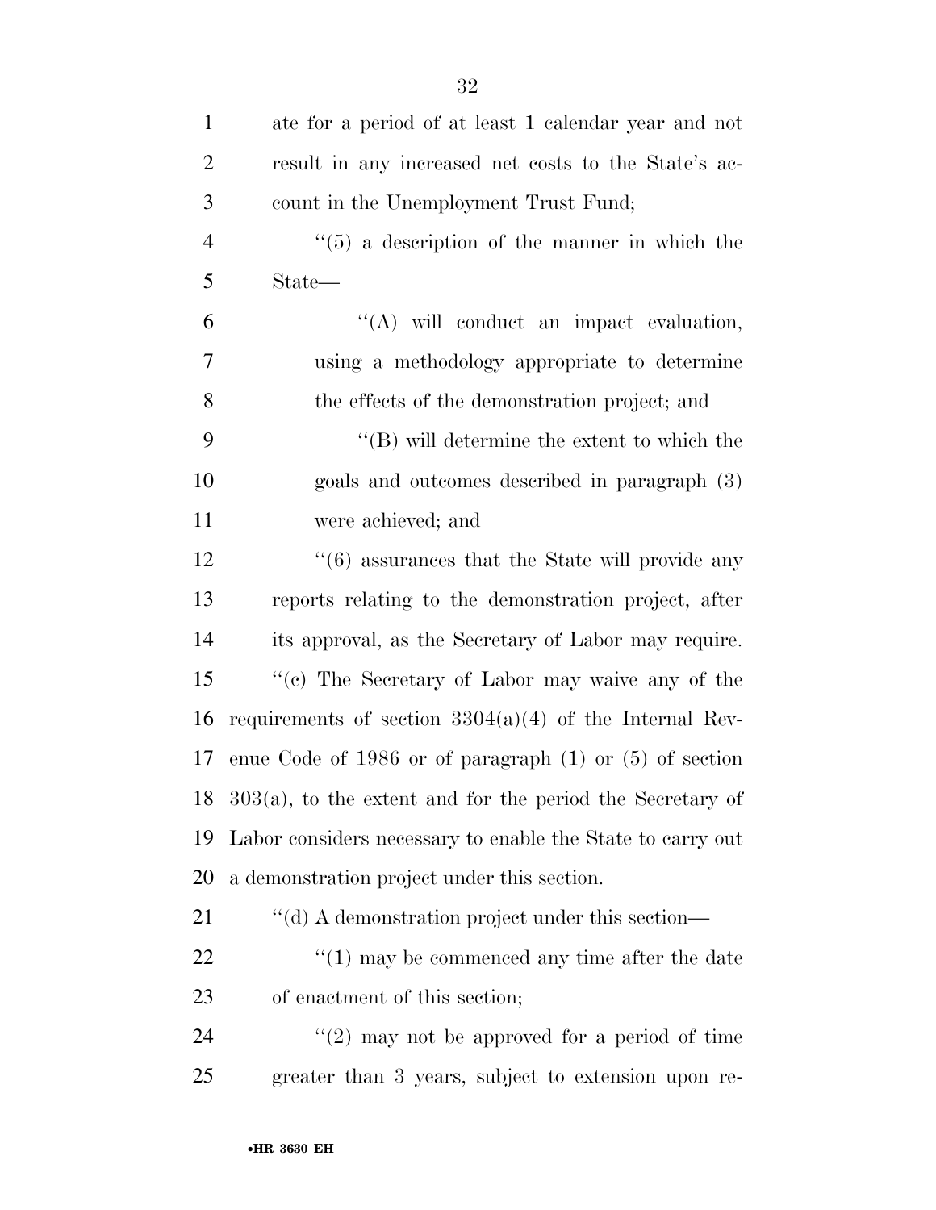ate for a period of at least 1 calendar year and not result in any increased net costs to the State's account in the Unemployment Trust Fund;

"(5) a description of the manner in which the State—

"(A) will conduct an impact evaluation, using a methodology appropriate to determine the effects of the demonstration project; and

"(B) will determine the extent to which the goals and outcomes described in paragraph (3) were achieved; and

"(6) assurances that the State will provide any reports relating to the demonstration project, after its approval, as the Secretary of Labor may require.

"(c) The Secretary of Labor may waive any of the requirements of section 3304(a)(4) of the Internal Revenue Code of 1986 or of paragraph (1) or (5) of section 303(a), to the extent and for the period the Secretary of Labor considers necessary to enable the State to carry out a demonstration project under this section.

"(d) A demonstration project under this section—

"(1) may be commenced any time after the date of enactment of this section;

"(2) may not be approved for a period of time greater than 3 years, subject to extension upon re-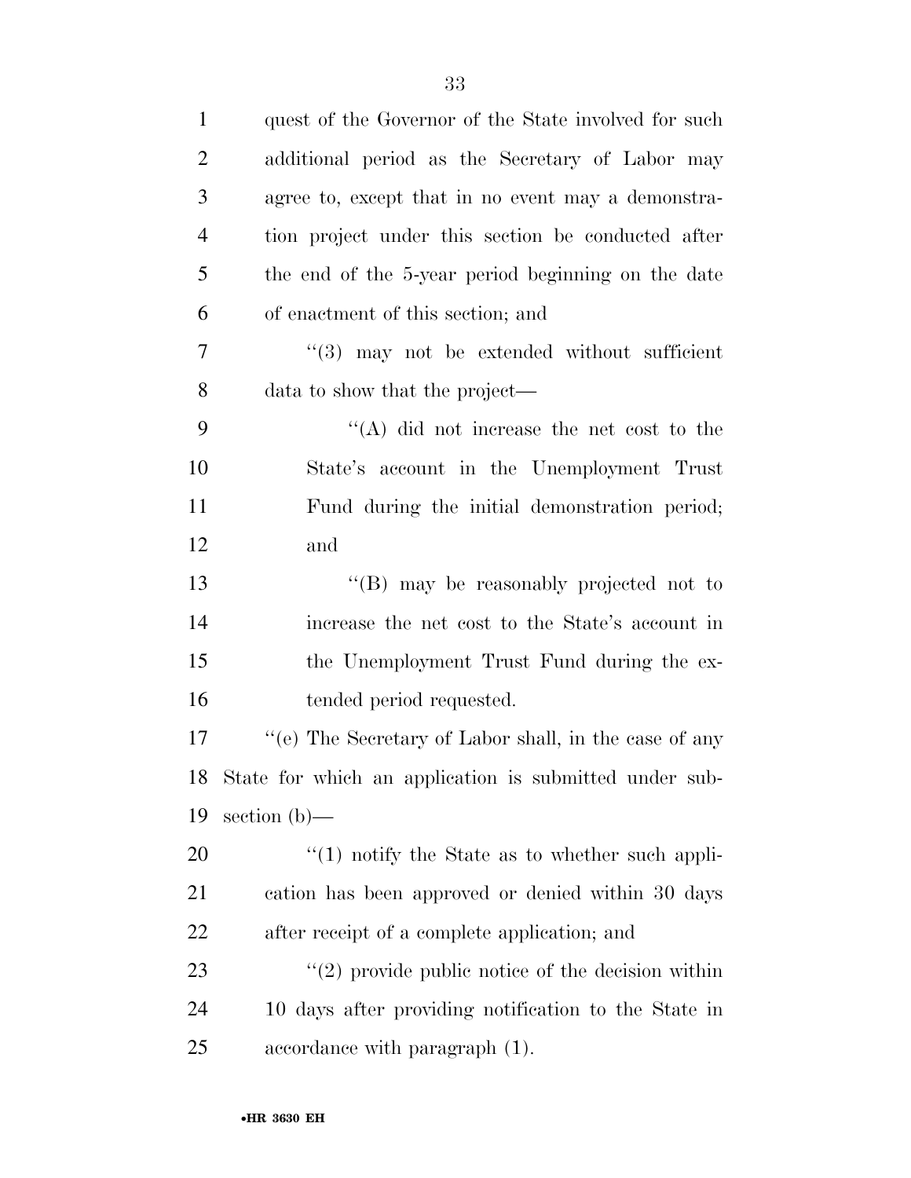quest of the Governor of the State involved for such additional period as the Secretary of Labor may agree to, except that in no event may a demonstration project under this section be conducted after the end of the 5-year period beginning on the date of enactment of this section; and

"(3) may not be extended without sufficient data to show that the project—

"(A) did not increase the net cost to the State's account in the Unemployment Trust Fund during the initial demonstration period; and

"(B) may be reasonably projected not to increase the net cost to the State's account in the Unemployment Trust Fund during the extended period requested.

"(e) The Secretary of Labor shall, in the case of any State for which an application is submitted under subsection (b)—

"(1) notify the State as to whether such application has been approved or denied within 30 days after receipt of a complete application; and

"(2) provide public notice of the decision within 10 days after providing notification to the State in accordance with paragraph (1).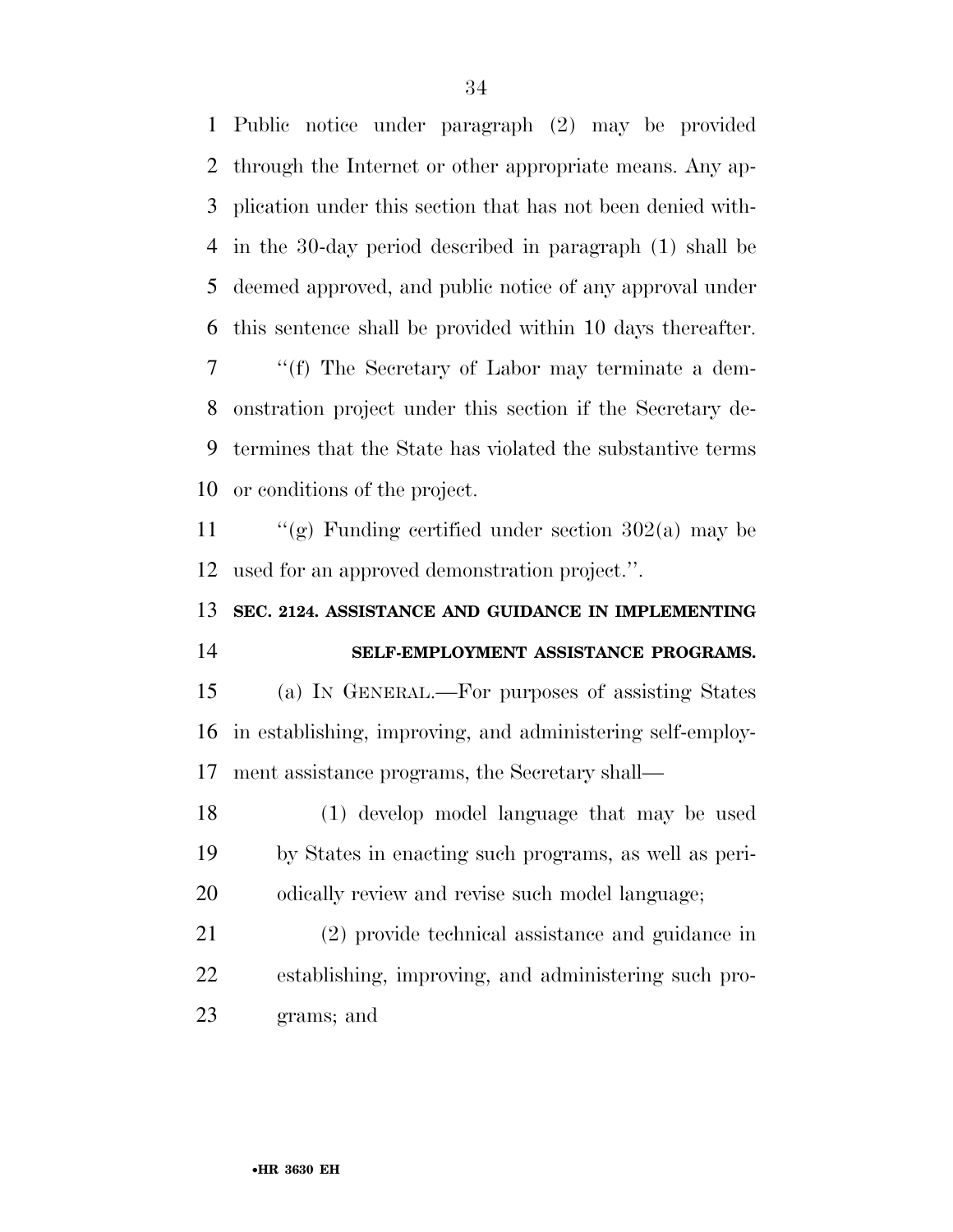Public notice under paragraph (2) may be provided through the Internet or other appropriate means. Any application under this section that has not been denied within the 30-day period described in paragraph (1) shall be deemed approved, and public notice of any approval under this sentence shall be provided within 10 days thereafter.

''(f) The Secretary of Labor may terminate a demonstration project under this section if the Secretary determines that the State has violated the substantive terms or conditions of the project.

''(g) Funding certified under section 302(a) may be used for an approved demonstration project.''.

**SEC. 2124. ASSISTANCE AND GUIDANCE IN IMPLEMENTING SELF-EMPLOYMENT ASSISTANCE PROGRAMS.**

(a) IN GENERAL.—For purposes of assisting States in establishing, improving, and administering self-employment assistance programs, the Secretary shall—

(1) develop model language that may be used by States in enacting such programs, as well as periodically review and revise such model language;

(2) provide technical assistance and guidance in establishing, improving, and administering such programs; and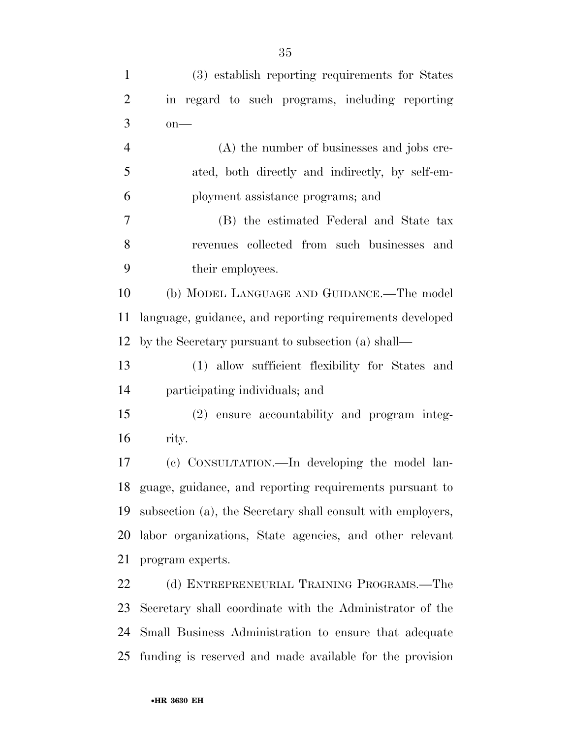(3) establish reporting requirements for States in regard to such programs, including reporting on—

(A) the number of businesses and jobs created, both directly and indirectly, by self-employment assistance programs; and

(B) the estimated Federal and State tax revenues collected from such businesses and their employees.

(b) MODEL LANGUAGE AND GUIDANCE.—The model language, guidance, and reporting requirements developed by the Secretary pursuant to subsection (a) shall—

(1) allow sufficient flexibility for States and participating individuals; and

(2) ensure accountability and program integrity.

(c) CONSULTATION.—In developing the model language, guidance, and reporting requirements pursuant to subsection (a), the Secretary shall consult with employers, labor organizations, State agencies, and other relevant program experts.

(d) ENTREPRENEURIAL TRAINING PROGRAMS.—The Secretary shall coordinate with the Administrator of the Small Business Administration to ensure that adequate funding is reserved and made available for the provision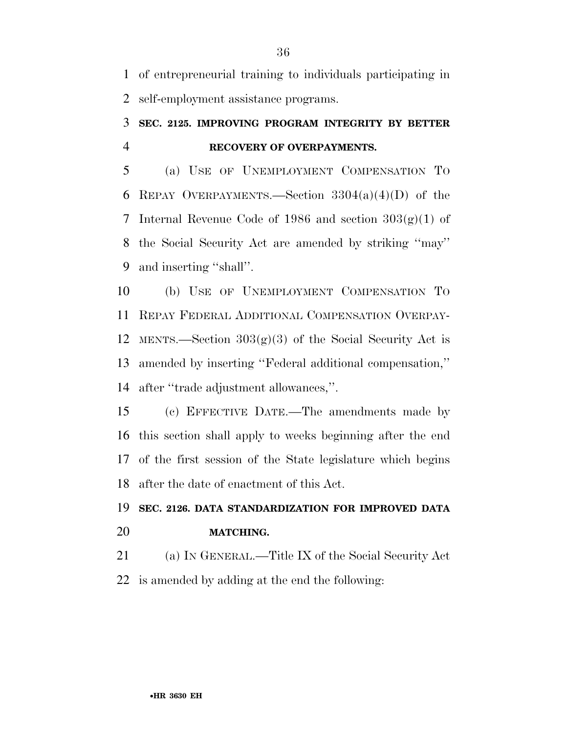of entrepreneurial training to individuals participating in self-employment assistance programs.

### SEC. 2125. IMPROVING PROGRAM INTEGRITY BY BETTER RECOVERY OF OVERPAYMENTS.

(a) USE OF UNEMPLOYMENT COMPENSATION TO REPAY OVERPAYMENTS.—Section 3304(a)(4)(D) of the Internal Revenue Code of 1986 and section 303(g)(1) of the Social Security Act are amended by striking ''may'' and inserting ''shall''.

(b) USE OF UNEMPLOYMENT COMPENSATION TO REPAY FEDERAL ADDITIONAL COMPENSATION OVERPAYMENTS.—Section 303(g)(3) of the Social Security Act is amended by inserting ''Federal additional compensation,'' after ''trade adjustment allowances,''.

(c) EFFECTIVE DATE.—The amendments made by this section shall apply to weeks beginning after the end of the first session of the State legislature which begins after the date of enactment of this Act.

### SEC. 2126. DATA STANDARDIZATION FOR IMPROVED DATA MATCHING.

(a) IN GENERAL.—Title IX of the Social Security Act is amended by adding at the end the following: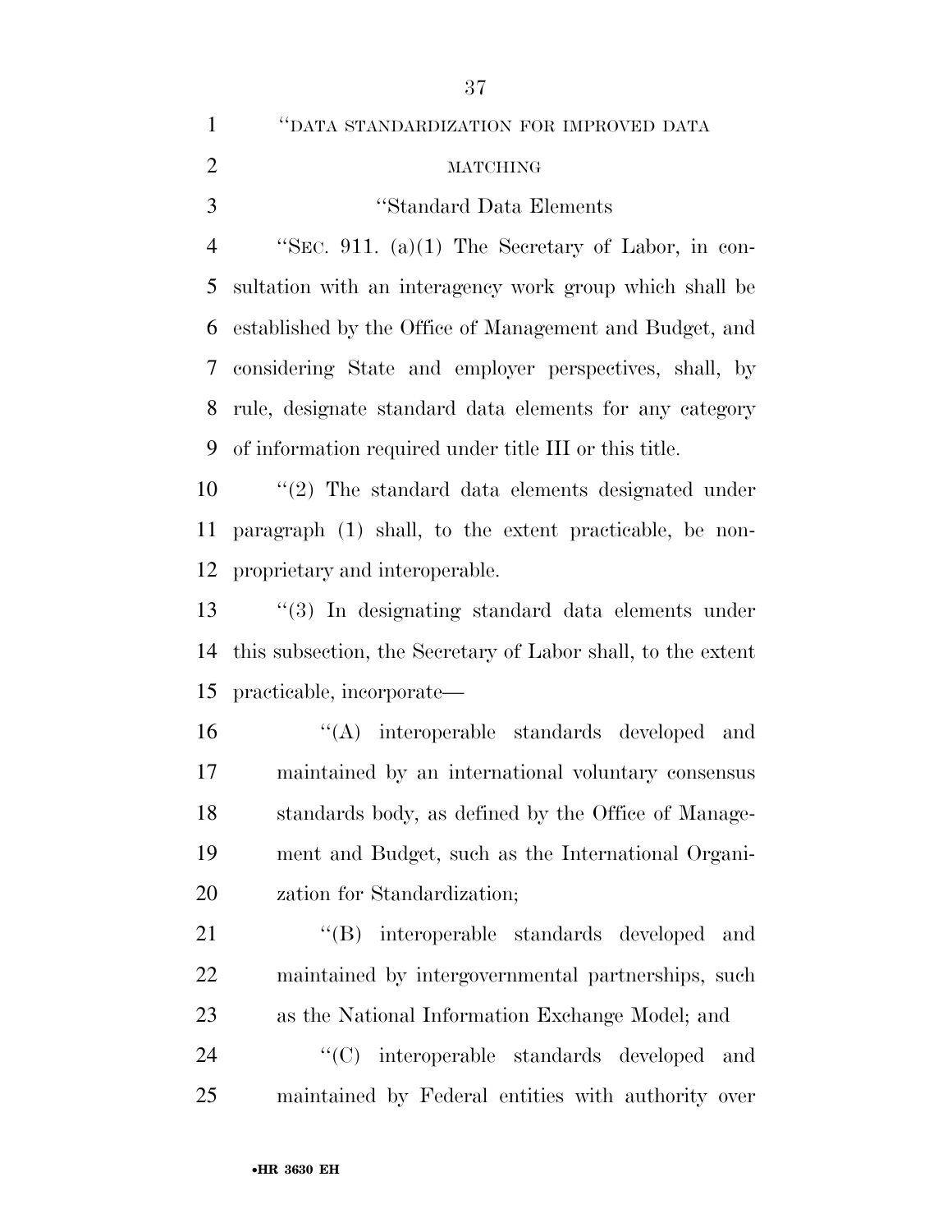"DATA STANDARDIZATION FOR IMPROVED DATA MATCHING

"Standard Data Elements

"SEC. 911. (a)(1) The Secretary of Labor, in consultation with an interagency work group which shall be established by the Office of Management and Budget, and considering State and employer perspectives, shall, by rule, designate standard data elements for any category of information required under title III or this title.

"(2) The standard data elements designated under paragraph (1) shall, to the extent practicable, be non-proprietary and interoperable.

"(3) In designating standard data elements under this subsection, the Secretary of Labor shall, to the extent practicable, incorporate—

"(A) interoperable standards developed and maintained by an international voluntary consensus standards body, as defined by the Office of Management and Budget, such as the International Organization for Standardization;

"(B) interoperable standards developed and maintained by intergovernmental partnerships, such as the National Information Exchange Model; and

"(C) interoperable standards developed and maintained by Federal entities with authority over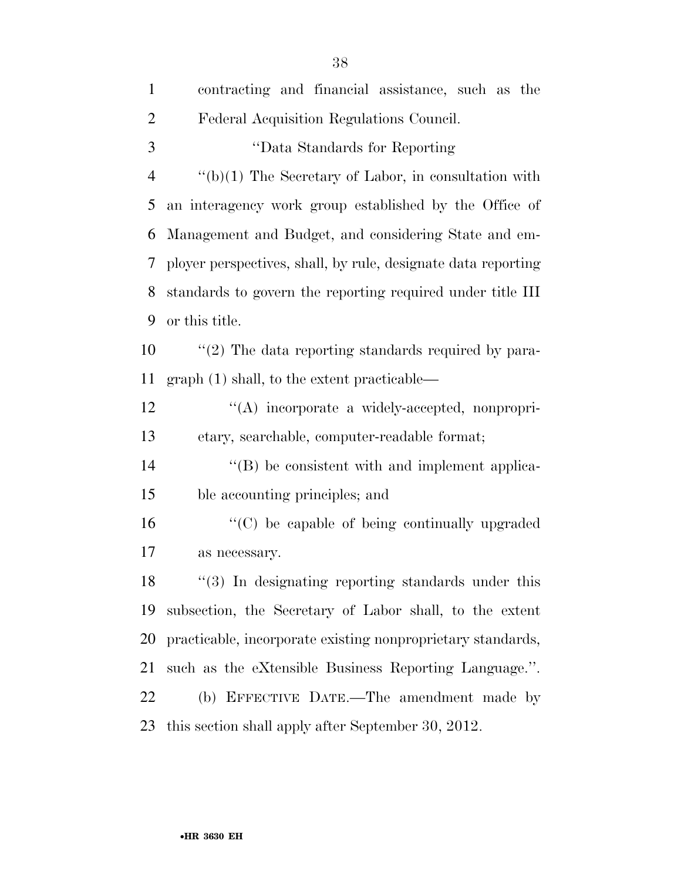contracting and financial assistance, such as the Federal Acquisition Regulations Council.

''Data Standards for Reporting

''(b)(1) The Secretary of Labor, in consultation with an interagency work group established by the Office of Management and Budget, and considering State and employer perspectives, shall, by rule, designate data reporting standards to govern the reporting required under title III or this title.

''(2) The data reporting standards required by paragraph (1) shall, to the extent practicable—

''(A) incorporate a widely-accepted, nonproprietary, searchable, computer-readable format;

''(B) be consistent with and implement applicable accounting principles; and

''(C) be capable of being continually upgraded as necessary.

''(3) In designating reporting standards under this subsection, the Secretary of Labor shall, to the extent practicable, incorporate existing nonproprietary standards, such as the eXtensible Business Reporting Language.''.

(b) EFFECTIVE DATE.—The amendment made by this section shall apply after September 30, 2012.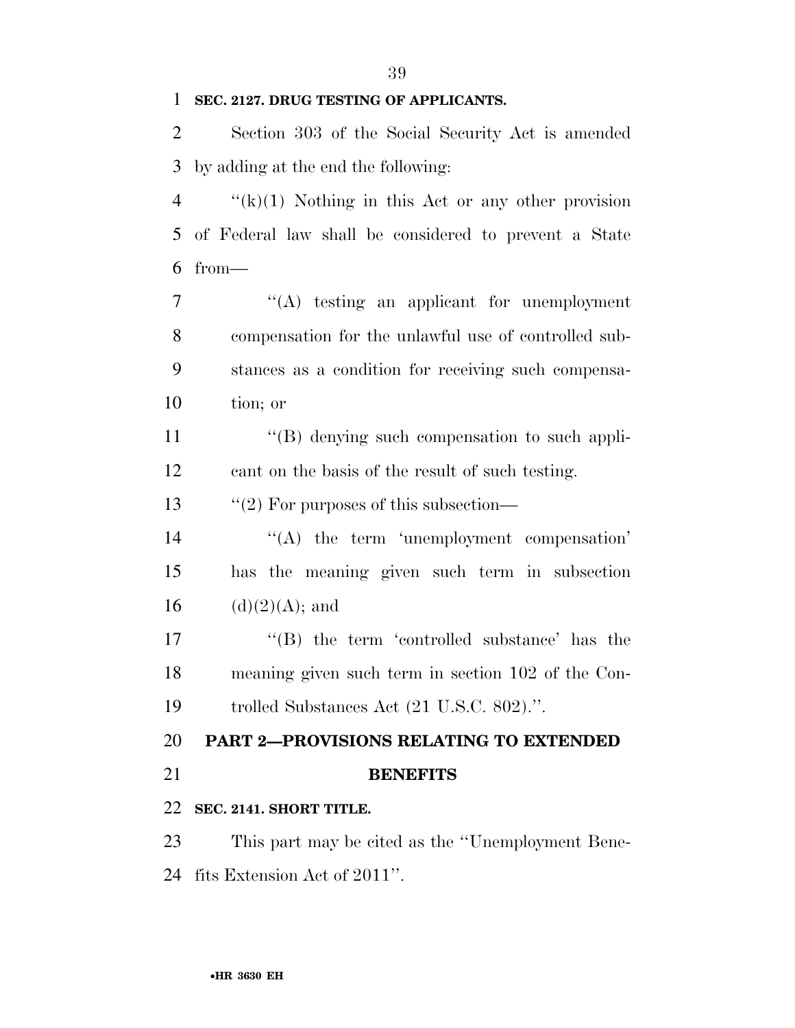**SEC. 2127. DRUG TESTING OF APPLICANTS.**

Section 303 of the Social Security Act is amended by adding at the end the following:

''(k)(1) Nothing in this Act or any other provision of Federal law shall be considered to prevent a State from—

''(A) testing an applicant for unemployment compensation for the unlawful use of controlled substances as a condition for receiving such compensation; or

''(B) denying such compensation to such applicant on the basis of the result of such testing.

''(2) For purposes of this subsection—

''(A) the term 'unemployment compensation' has the meaning given such term in subsection (d)(2)(A); and

''(B) the term 'controlled substance' has the meaning given such term in section 102 of the Controlled Substances Act (21 U.S.C. 802).''.

## PART 2—PROVISIONS RELATING TO EXTENDED BENEFITS

**SEC. 2141. SHORT TITLE.**

This part may be cited as the ''Unemployment Benefits Extension Act of 2011''.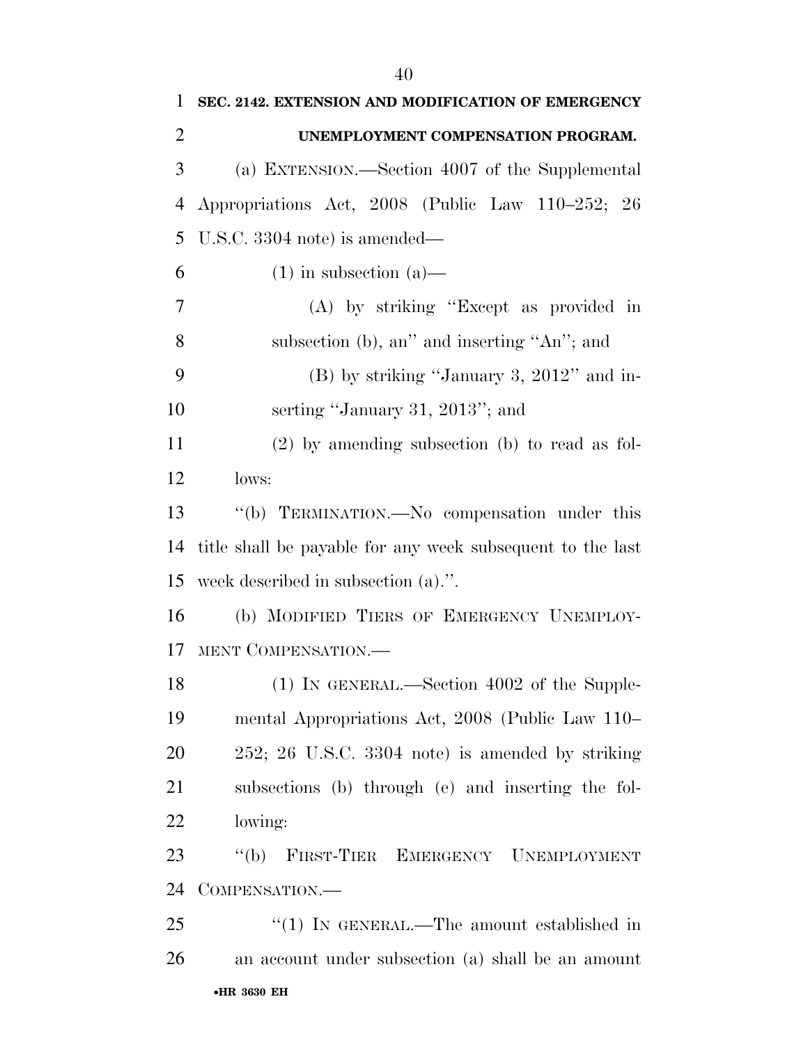**SEC. 2142. EXTENSION AND MODIFICATION OF EMERGENCY UNEMPLOYMENT COMPENSATION PROGRAM.**

(a) EXTENSION.—Section 4007 of the Supplemental Appropriations Act, 2008 (Public Law 110–252; 26 U.S.C. 3304 note) is amended—

(1) in subsection (a)—

(A) by striking ''Except as provided in subsection (b), an'' and inserting ''An''; and

(B) by striking ''January 3, 2012'' and inserting ''January 31, 2013''; and

(2) by amending subsection (b) to read as follows:

''(b) TERMINATION.—No compensation under this title shall be payable for any week subsequent to the last week described in subsection (a).''.

(b) MODIFIED TIERS OF EMERGENCY UNEMPLOYMENT COMPENSATION.—

(1) IN GENERAL.—Section 4002 of the Supplemental Appropriations Act, 2008 (Public Law 110–252; 26 U.S.C. 3304 note) is amended by striking subsections (b) through (e) and inserting the following:

''(b) FIRST-TIER EMERGENCY UNEMPLOYMENT COMPENSATION.—

''(1) IN GENERAL.—The amount established in an account under subsection (a) shall be an amount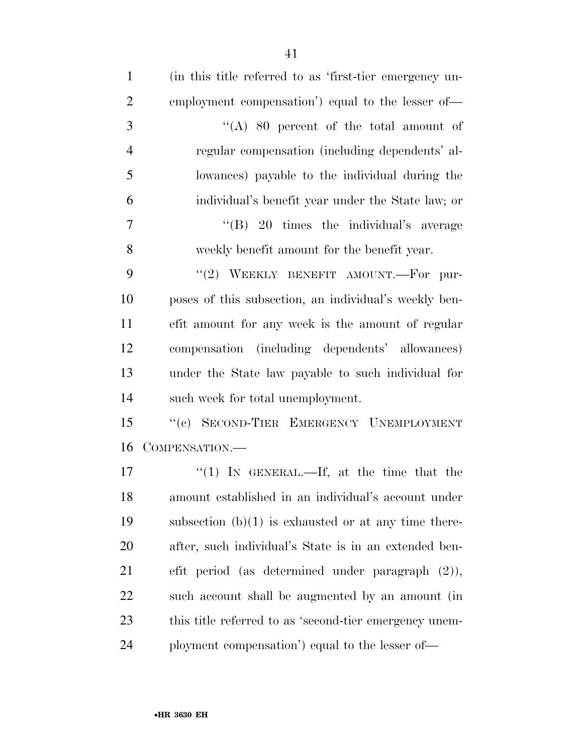(in this title referred to as 'first-tier emergency unemployment compensation') equal to the lesser of—

"(A) 80 percent of the total amount of regular compensation (including dependents' allowances) payable to the individual during the individual's benefit year under the State law; or

"(B) 20 times the individual's average weekly benefit amount for the benefit year.

"(2) WEEKLY BENEFIT AMOUNT.—For purposes of this subsection, an individual's weekly benefit amount for any week is the amount of regular compensation (including dependents' allowances) under the State law payable to such individual for such week for total unemployment.

"(c) SECOND-TIER EMERGENCY UNEMPLOYMENT COMPENSATION.—

"(1) IN GENERAL.—If, at the time that the amount established in an individual's account under subsection (b)(1) is exhausted or at any time thereafter, such individual's State is in an extended benefit period (as determined under paragraph (2)), such account shall be augmented by an amount (in this title referred to as 'second-tier emergency unemployment compensation') equal to the lesser of—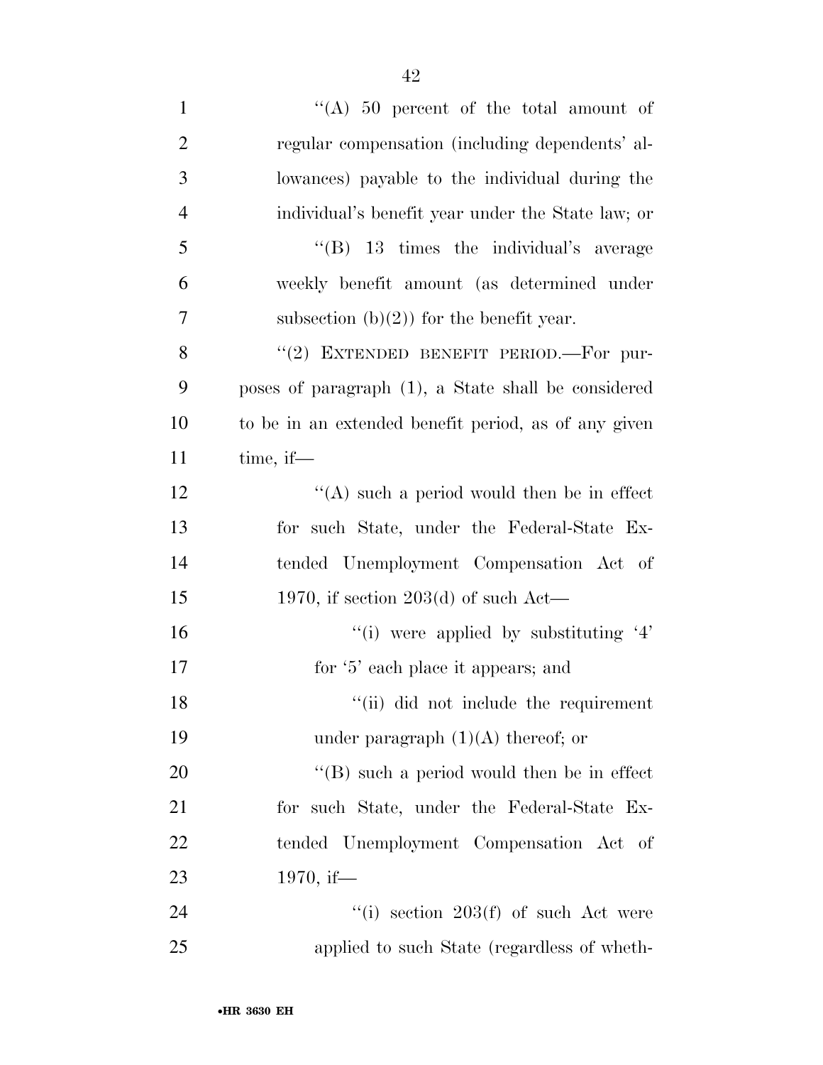"(A) 50 percent of the total amount of regular compensation (including dependents' allowances) payable to the individual during the individual's benefit year under the State law; or

"(B) 13 times the individual's average weekly benefit amount (as determined under subsection (b)(2)) for the benefit year.

"(2) EXTENDED BENEFIT PERIOD.—For purposes of paragraph (1), a State shall be considered to be in an extended benefit period, as of any given time, if—

"(A) such a period would then be in effect for such State, under the Federal-State Extended Unemployment Compensation Act of 1970, if section 203(d) of such Act—

"(i) were applied by substituting '4' for '5' each place it appears; and

"(ii) did not include the requirement under paragraph (1)(A) thereof; or

"(B) such a period would then be in effect for such State, under the Federal-State Extended Unemployment Compensation Act of 1970, if—

"(i) section 203(f) of such Act were applied to such State (regardless of wheth-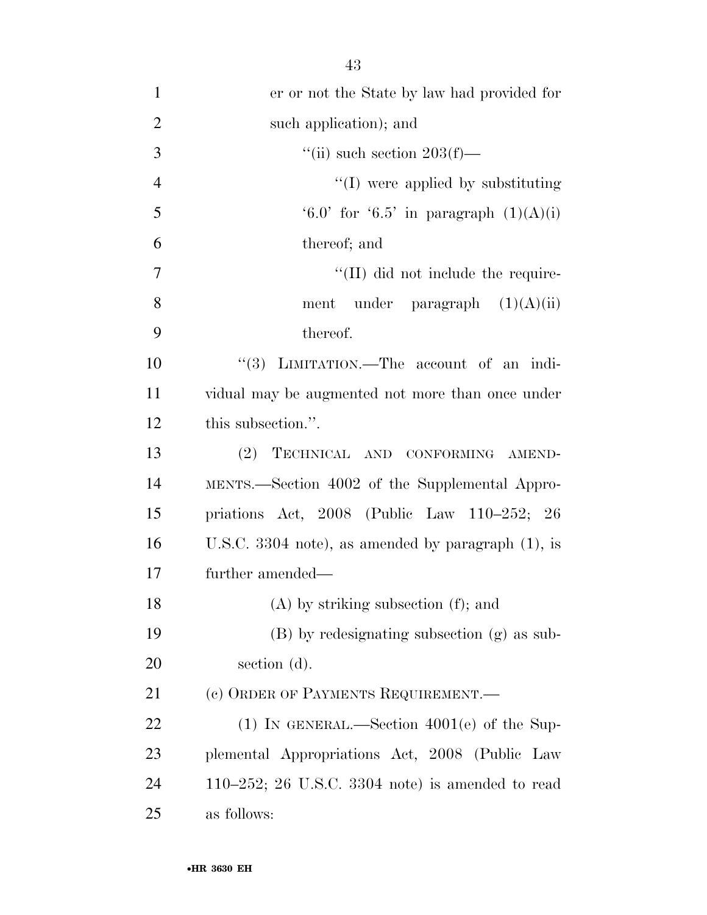er or not the State by law had provided for such application); and

"(ii) such section 203(f)—

"(I) were applied by substituting '6.0' for '6.5' in paragraph (1)(A)(i) thereof; and

"(II) did not include the requirement under paragraph (1)(A)(ii) thereof.

"(3) LIMITATION.—The account of an individual may be augmented not more than once under this subsection.".

(2) TECHNICAL AND CONFORMING AMENDMENTS.—Section 4002 of the Supplemental Appropriations Act, 2008 (Public Law 110–252; 26 U.S.C. 3304 note), as amended by paragraph (1), is further amended—

(A) by striking subsection (f); and

(B) by redesignating subsection (g) as subsection (d).

(c) ORDER OF PAYMENTS REQUIREMENT.—

(1) IN GENERAL.—Section 4001(e) of the Supplemental Appropriations Act, 2008 (Public Law 110–252; 26 U.S.C. 3304 note) is amended to read as follows: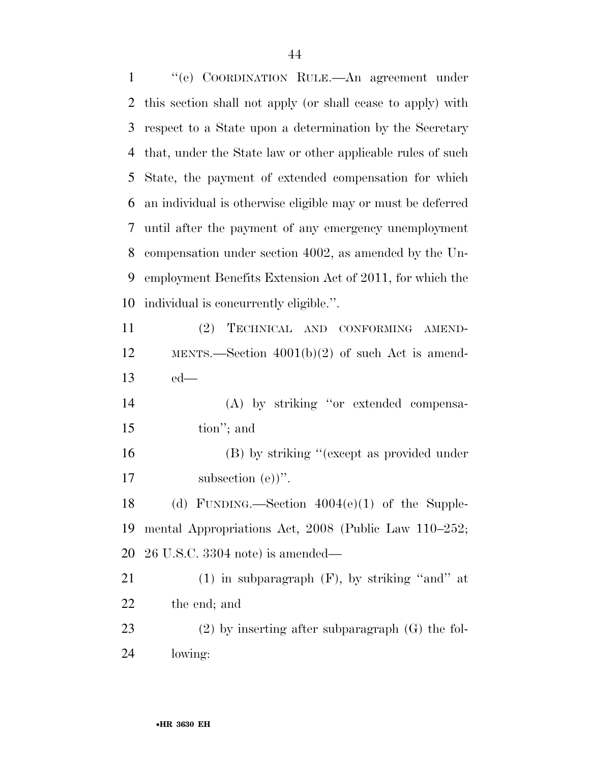"(e) COORDINATION RULE.—An agreement under this section shall not apply (or shall cease to apply) with respect to a State upon a determination by the Secretary that, under the State law or other applicable rules of such State, the payment of extended compensation for which an individual is otherwise eligible may or must be deferred until after the payment of any emergency unemployment compensation under section 4002, as amended by the Unemployment Benefits Extension Act of 2011, for which the individual is concurrently eligible.".

(2) TECHNICAL AND CONFORMING AMENDMENTS.—Section 4001(b)(2) of such Act is amended—

(A) by striking "or extended compensation"; and

(B) by striking "(except as provided under subsection (e))".

(d) FUNDING.—Section 4004(e)(1) of the Supplemental Appropriations Act, 2008 (Public Law 110–252; 26 U.S.C. 3304 note) is amended—

(1) in subparagraph (F), by striking "and" at the end; and

(2) by inserting after subparagraph (G) the following: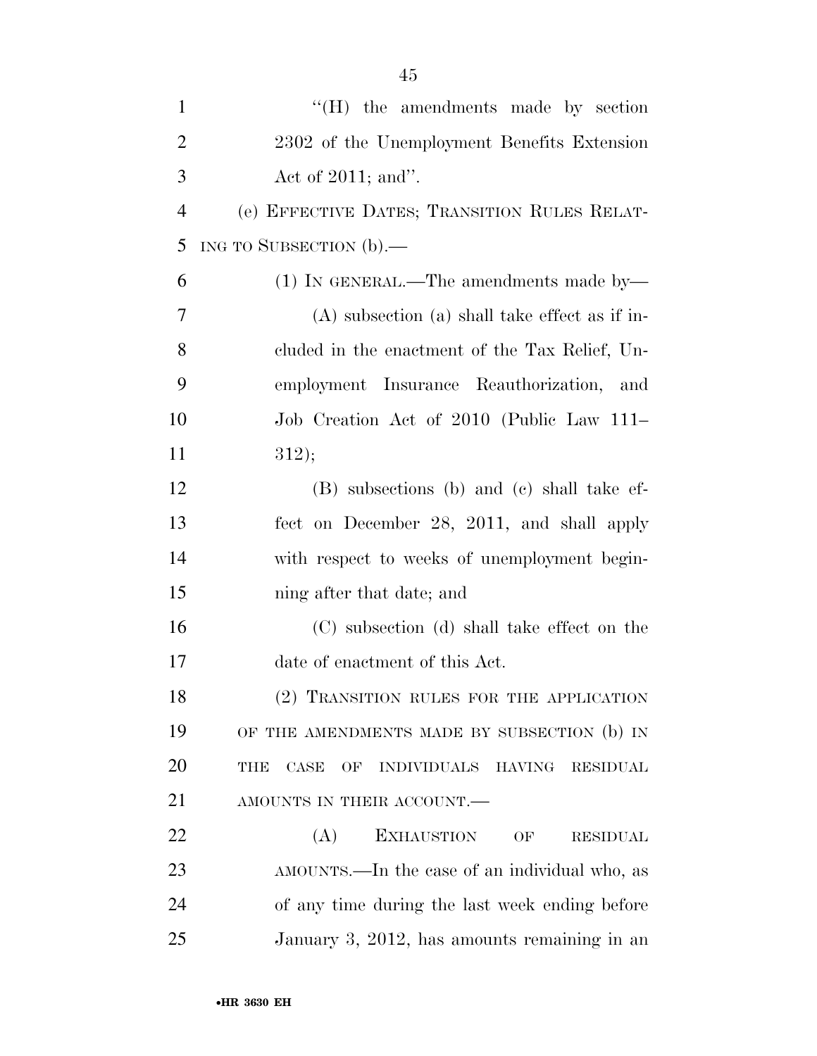"(H) the amendments made by section 2302 of the Unemployment Benefits Extension Act of 2011; and".

(e) EFFECTIVE DATES; TRANSITION RULES RELATING TO SUBSECTION (b).—

(1) IN GENERAL.—The amendments made by—

(A) subsection (a) shall take effect as if included in the enactment of the Tax Relief, Unemployment Insurance Reauthorization, and Job Creation Act of 2010 (Public Law 111–312);

(B) subsections (b) and (c) shall take effect on December 28, 2011, and shall apply with respect to weeks of unemployment beginning after that date; and

(C) subsection (d) shall take effect on the date of enactment of this Act.

(2) TRANSITION RULES FOR THE APPLICATION OF THE AMENDMENTS MADE BY SUBSECTION (b) IN THE CASE OF INDIVIDUALS HAVING RESIDUAL AMOUNTS IN THEIR ACCOUNT.—

(A) EXHAUSTION OF RESIDUAL AMOUNTS.—In the case of an individual who, as of any time during the last week ending before January 3, 2012, has amounts remaining in an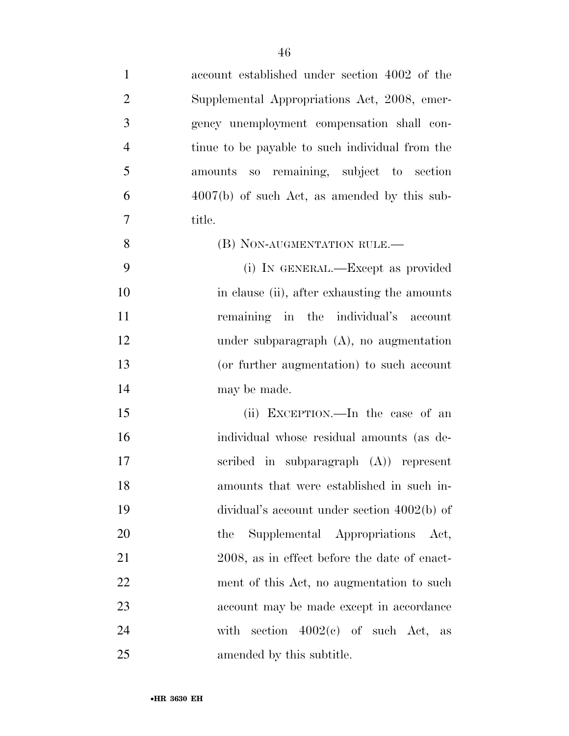account established under section 4002 of the Supplemental Appropriations Act, 2008, emergency unemployment compensation shall continue to be payable to such individual from the amounts so remaining, subject to section 4007(b) of such Act, as amended by this subtitle.

(B) NON-AUGMENTATION RULE.—

(i) IN GENERAL.—Except as provided in clause (ii), after exhausting the amounts remaining in the individual's account under subparagraph (A), no augmentation (or further augmentation) to such account may be made.

(ii) EXCEPTION.—In the case of an individual whose residual amounts (as described in subparagraph (A)) represent amounts that were established in such individual's account under section 4002(b) of the Supplemental Appropriations Act, 2008, as in effect before the date of enactment of this Act, no augmentation to such account may be made except in accordance with section 4002(c) of such Act, as amended by this subtitle.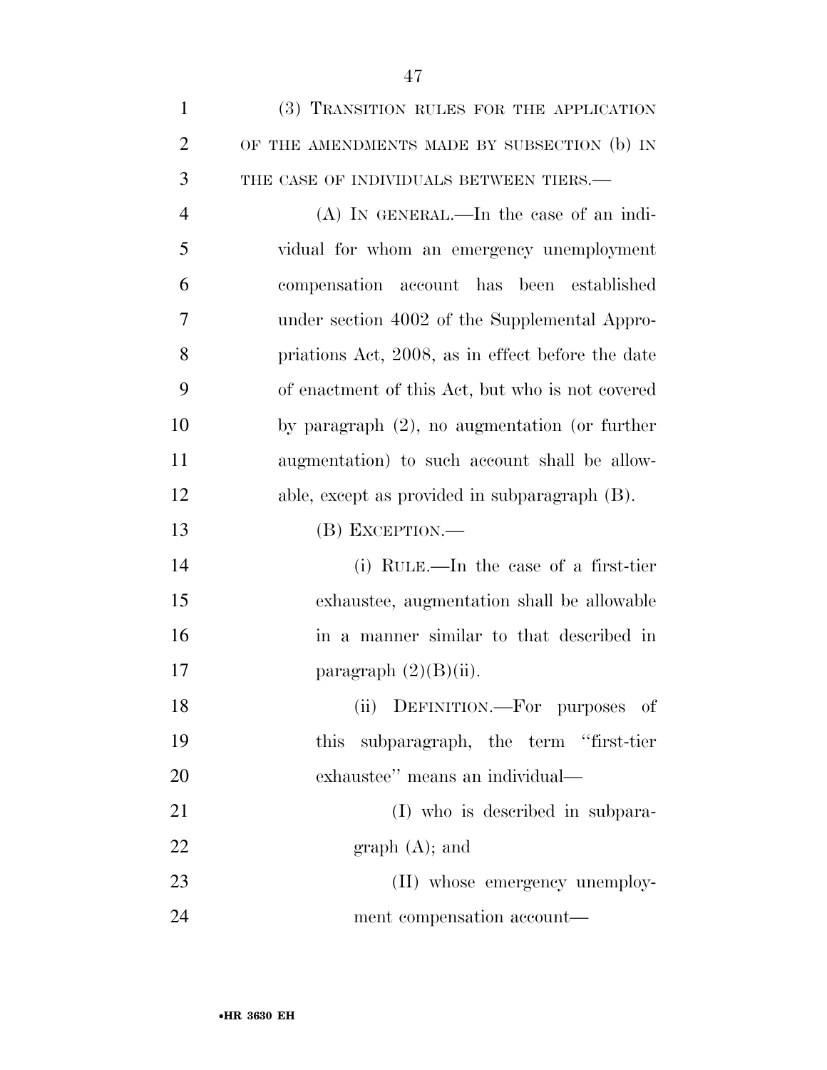(3) TRANSITION RULES FOR THE APPLICATION OF THE AMENDMENTS MADE BY SUBSECTION (b) IN THE CASE OF INDIVIDUALS BETWEEN TIERS.—

(A) IN GENERAL.—In the case of an individual for whom an emergency unemployment compensation account has been established under section 4002 of the Supplemental Appropriations Act, 2008, as in effect before the date of enactment of this Act, but who is not covered by paragraph (2), no augmentation (or further augmentation) to such account shall be allowable, except as provided in subparagraph (B).

(B) EXCEPTION.—

(i) RULE.—In the case of a first-tier exhaustee, augmentation shall be allowable in a manner similar to that described in paragraph (2)(B)(ii).

(ii) DEFINITION.—For purposes of this subparagraph, the term "first-tier exhaustee" means an individual—

(I) who is described in subparagraph (A); and

(II) whose emergency unemployment compensation account—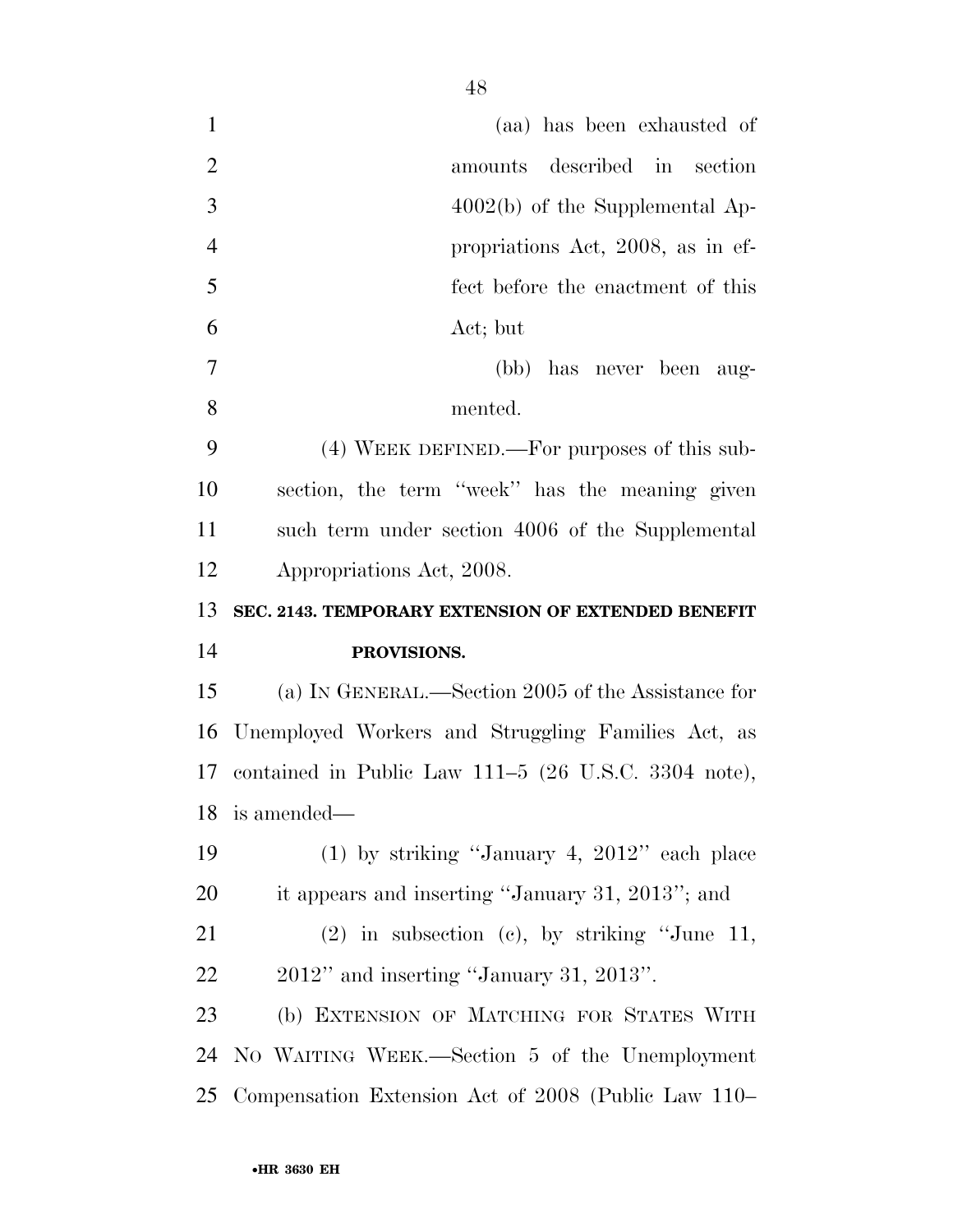(aa) has been exhausted of amounts described in section 4002(b) of the Supplemental Appropriations Act, 2008, as in effect before the enactment of this Act; but

(bb) has never been augmented.

(4) WEEK DEFINED.—For purposes of this subsection, the term "week" has the meaning given such term under section 4006 of the Supplemental Appropriations Act, 2008.

**SEC. 2143. TEMPORARY EXTENSION OF EXTENDED BENEFIT PROVISIONS.**

(a) IN GENERAL.—Section 2005 of the Assistance for Unemployed Workers and Struggling Families Act, as contained in Public Law 111–5 (26 U.S.C. 3304 note), is amended—

(1) by striking "January 4, 2012" each place it appears and inserting "January 31, 2013"; and

(2) in subsection (c), by striking "June 11, 2012" and inserting "January 31, 2013".

(b) EXTENSION OF MATCHING FOR STATES WITH NO WAITING WEEK.—Section 5 of the Unemployment Compensation Extension Act of 2008 (Public Law 110–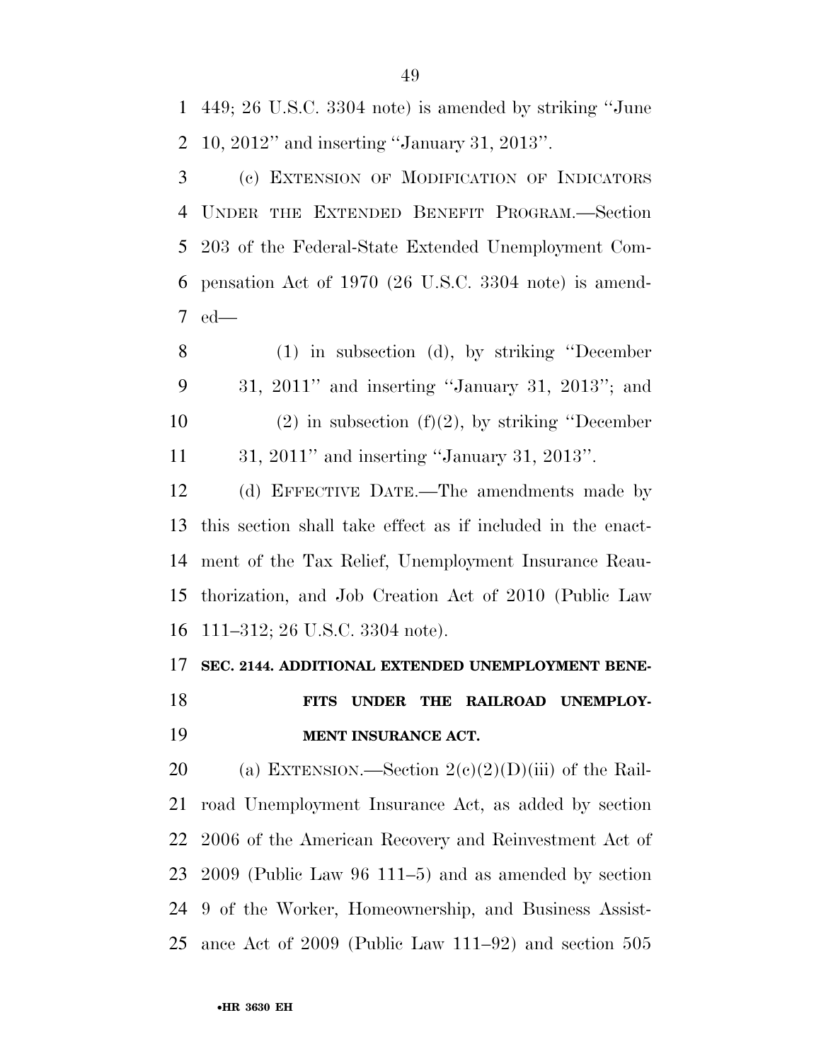449; 26 U.S.C. 3304 note) is amended by striking ''June 10, 2012'' and inserting ''January 31, 2013''.

(c) EXTENSION OF MODIFICATION OF INDICATORS UNDER THE EXTENDED BENEFIT PROGRAM.—Section 203 of the Federal-State Extended Unemployment Compensation Act of 1970 (26 U.S.C. 3304 note) is amended—

(1) in subsection (d), by striking ''December 31, 2011'' and inserting ''January 31, 2013''; and

(2) in subsection (f)(2), by striking ''December 31, 2011'' and inserting ''January 31, 2013''.

(d) EFFECTIVE DATE.—The amendments made by this section shall take effect as if included in the enactment of the Tax Relief, Unemployment Insurance Reauthorization, and Job Creation Act of 2010 (Public Law 111–312; 26 U.S.C. 3304 note).

**SEC. 2144. ADDITIONAL EXTENDED UNEMPLOYMENT BENEFITS UNDER THE RAILROAD UNEMPLOYMENT INSURANCE ACT.**

(a) EXTENSION.—Section 2(c)(2)(D)(iii) of the Railroad Unemployment Insurance Act, as added by section 2006 of the American Recovery and Reinvestment Act of 2009 (Public Law 96 111–5) and as amended by section 9 of the Worker, Homeownership, and Business Assistance Act of 2009 (Public Law 111–92) and section 505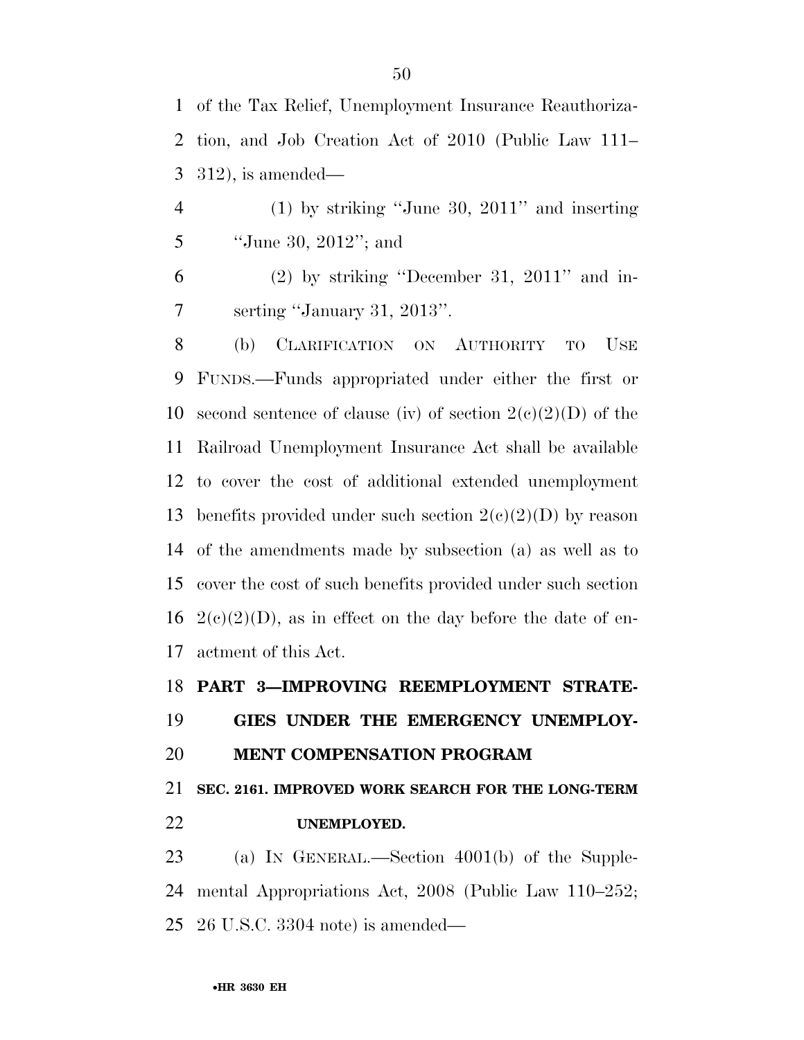of the Tax Relief, Unemployment Insurance Reauthorization, and Job Creation Act of 2010 (Public Law 111–312), is amended—

(1) by striking "June 30, 2011" and inserting "June 30, 2012"; and

(2) by striking "December 31, 2011" and inserting "January 31, 2013".

(b) CLARIFICATION ON AUTHORITY TO USE FUNDS.—Funds appropriated under either the first or second sentence of clause (iv) of section 2(c)(2)(D) of the Railroad Unemployment Insurance Act shall be available to cover the cost of additional extended unemployment benefits provided under such section 2(c)(2)(D) by reason of the amendments made by subsection (a) as well as to cover the cost of such benefits provided under such section 2(c)(2)(D), as in effect on the day before the date of enactment of this Act.

## PART 3—IMPROVING REEMPLOYMENT STRATEGIES UNDER THE EMERGENCY UNEMPLOYMENT COMPENSATION PROGRAM

### SEC. 2161. IMPROVED WORK SEARCH FOR THE LONG-TERM UNEMPLOYED.

(a) IN GENERAL.—Section 4001(b) of the Supplemental Appropriations Act, 2008 (Public Law 110–252; 26 U.S.C. 3304 note) is amended—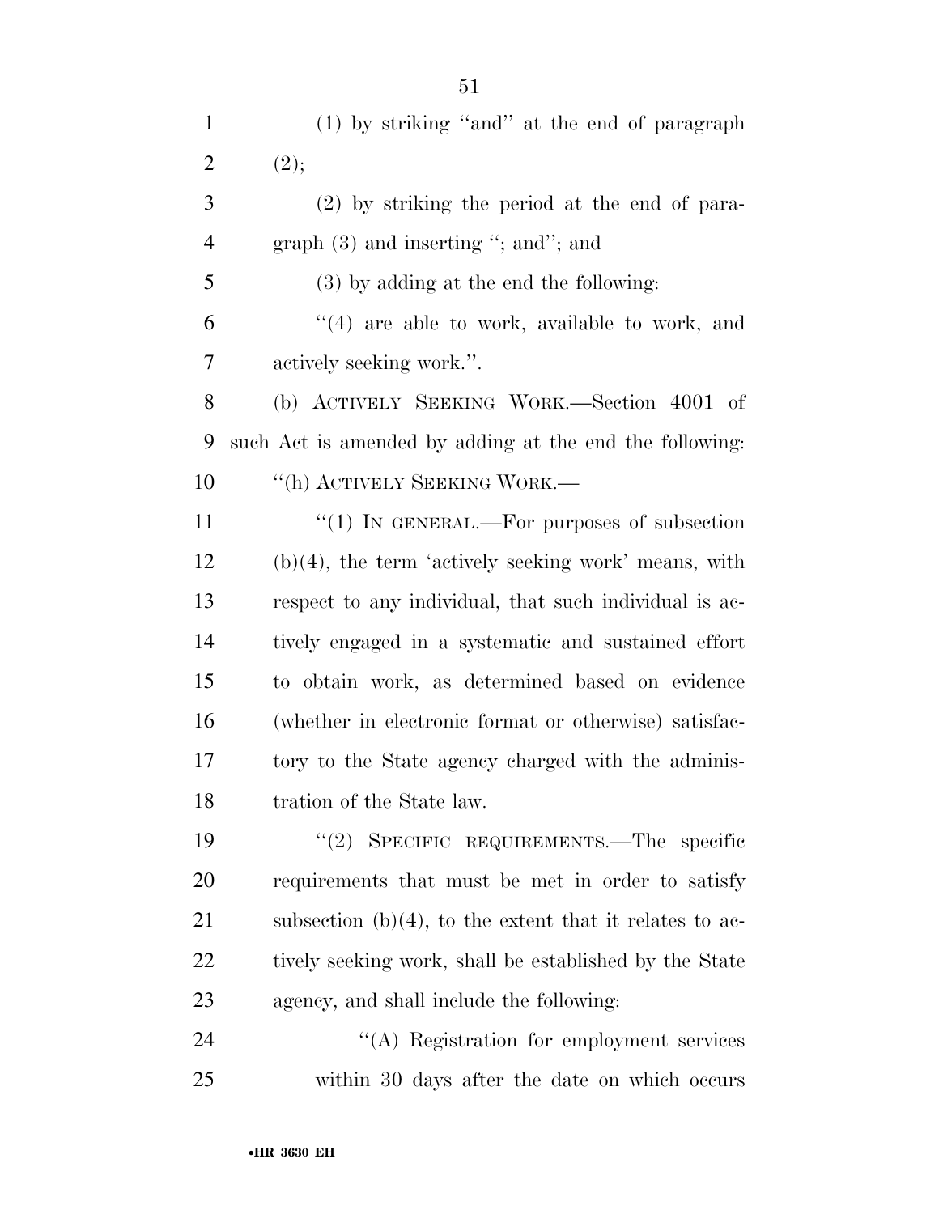(1) by striking "and" at the end of paragraph (2);

(2) by striking the period at the end of paragraph (3) and inserting "; and"; and

(3) by adding at the end the following:

"(4) are able to work, available to work, and actively seeking work.".

(b) ACTIVELY SEEKING WORK.—Section 4001 of such Act is amended by adding at the end the following:

"(h) ACTIVELY SEEKING WORK.—

"(1) IN GENERAL.—For purposes of subsection (b)(4), the term 'actively seeking work' means, with respect to any individual, that such individual is actively engaged in a systematic and sustained effort to obtain work, as determined based on evidence (whether in electronic format or otherwise) satisfactory to the State agency charged with the administration of the State law.

"(2) SPECIFIC REQUIREMENTS.—The specific requirements that must be met in order to satisfy subsection (b)(4), to the extent that it relates to actively seeking work, shall be established by the State agency, and shall include the following:

"(A) Registration for employment services within 30 days after the date on which occurs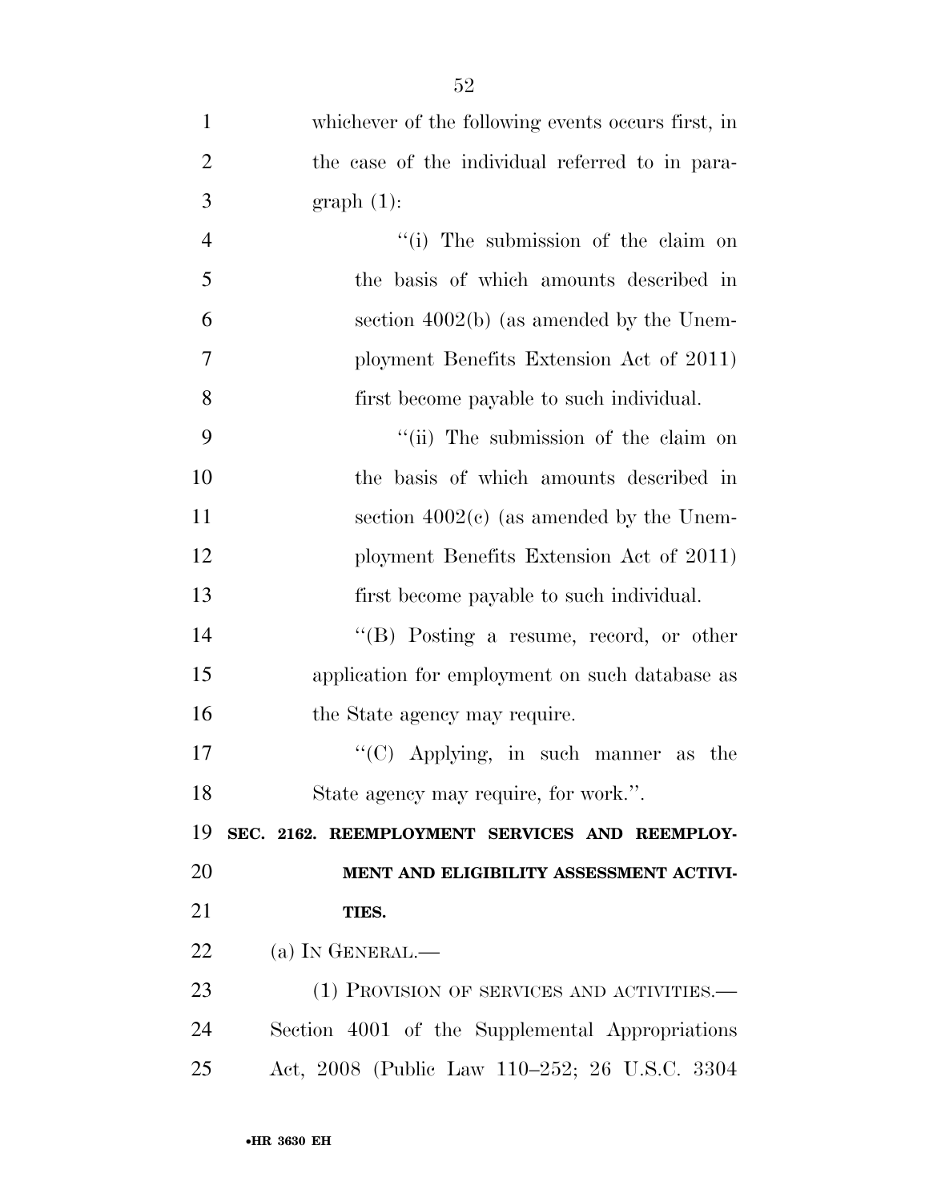whichever of the following events occurs first, in the case of the individual referred to in paragraph (1):

''(i) The submission of the claim on the basis of which amounts described in section 4002(b) (as amended by the Unemployment Benefits Extension Act of 2011) first become payable to such individual.

''(ii) The submission of the claim on the basis of which amounts described in section 4002(c) (as amended by the Unemployment Benefits Extension Act of 2011) first become payable to such individual.

''(B) Posting a resume, record, or other application for employment on such database as the State agency may require.

''(C) Applying, in such manner as the State agency may require, for work.''.

**SEC. 2162. REEMPLOYMENT SERVICES AND REEMPLOYMENT AND ELIGIBILITY ASSESSMENT ACTIVITIES.**

(a) IN GENERAL.—

(1) PROVISION OF SERVICES AND ACTIVITIES.—Section 4001 of the Supplemental Appropriations Act, 2008 (Public Law 110–252; 26 U.S.C. 3304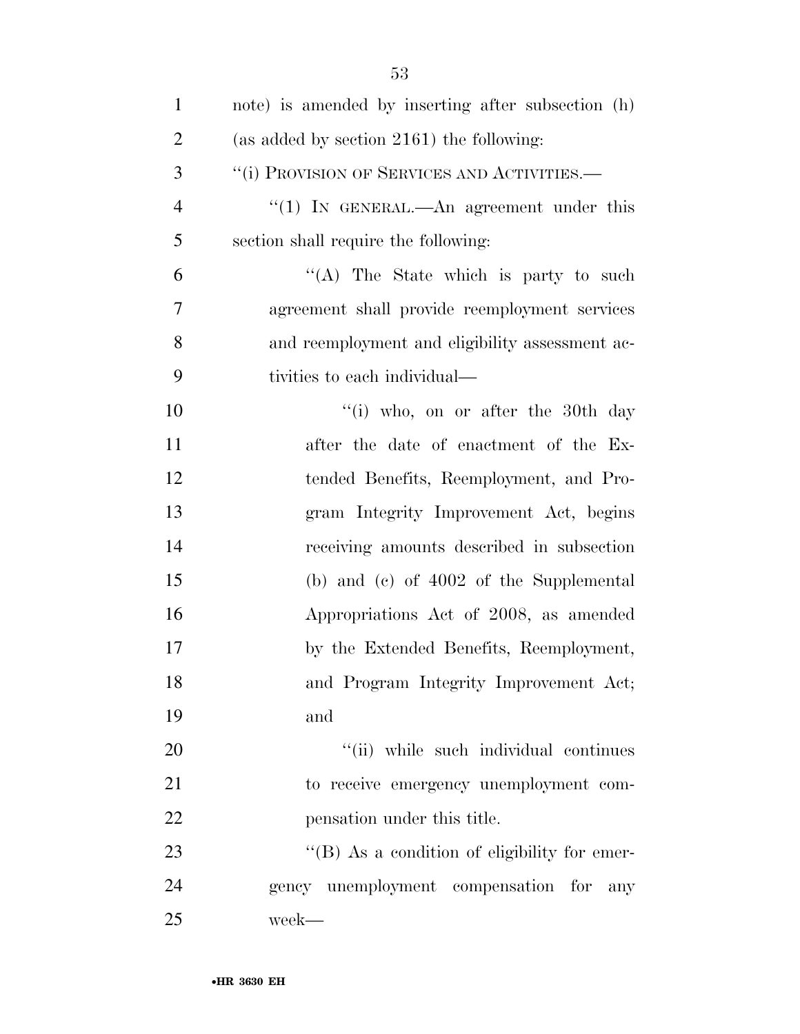note) is amended by inserting after subsection (h) (as added by section 2161) the following:

"(i) PROVISION OF SERVICES AND ACTIVITIES.—

"(1) IN GENERAL.—An agreement under this section shall require the following:

"(A) The State which is party to such agreement shall provide reemployment services and reemployment and eligibility assessment activities to each individual—

"(i) who, on or after the 30th day after the date of enactment of the Extended Benefits, Reemployment, and Program Integrity Improvement Act, begins receiving amounts described in subsection (b) and (c) of 4002 of the Supplemental Appropriations Act of 2008, as amended by the Extended Benefits, Reemployment, and Program Integrity Improvement Act; and

"(ii) while such individual continues to receive emergency unemployment compensation under this title.

"(B) As a condition of eligibility for emergency unemployment compensation for any week—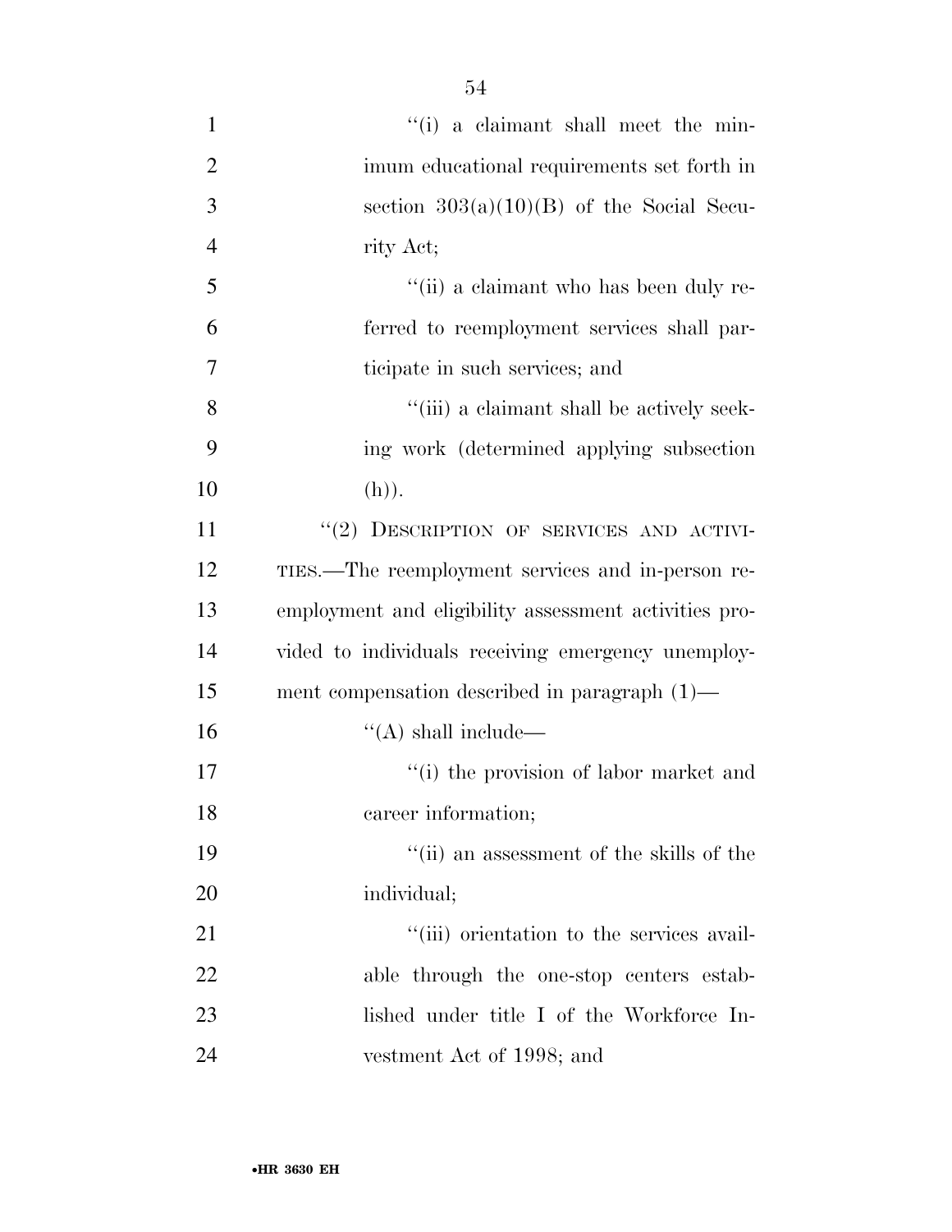''(i) a claimant shall meet the minimum educational requirements set forth in section 303(a)(10)(B) of the Social Security Act;

''(ii) a claimant who has been duly referred to reemployment services shall participate in such services; and

''(iii) a claimant shall be actively seeking work (determined applying subsection (h)).

''(2) DESCRIPTION OF SERVICES AND ACTIVITIES.—The reemployment services and in-person reemployment and eligibility assessment activities provided to individuals receiving emergency unemployment compensation described in paragraph (1)—

''(A) shall include—

''(i) the provision of labor market and career information;

''(ii) an assessment of the skills of the individual;

''(iii) orientation to the services available through the one-stop centers established under title I of the Workforce Investment Act of 1998; and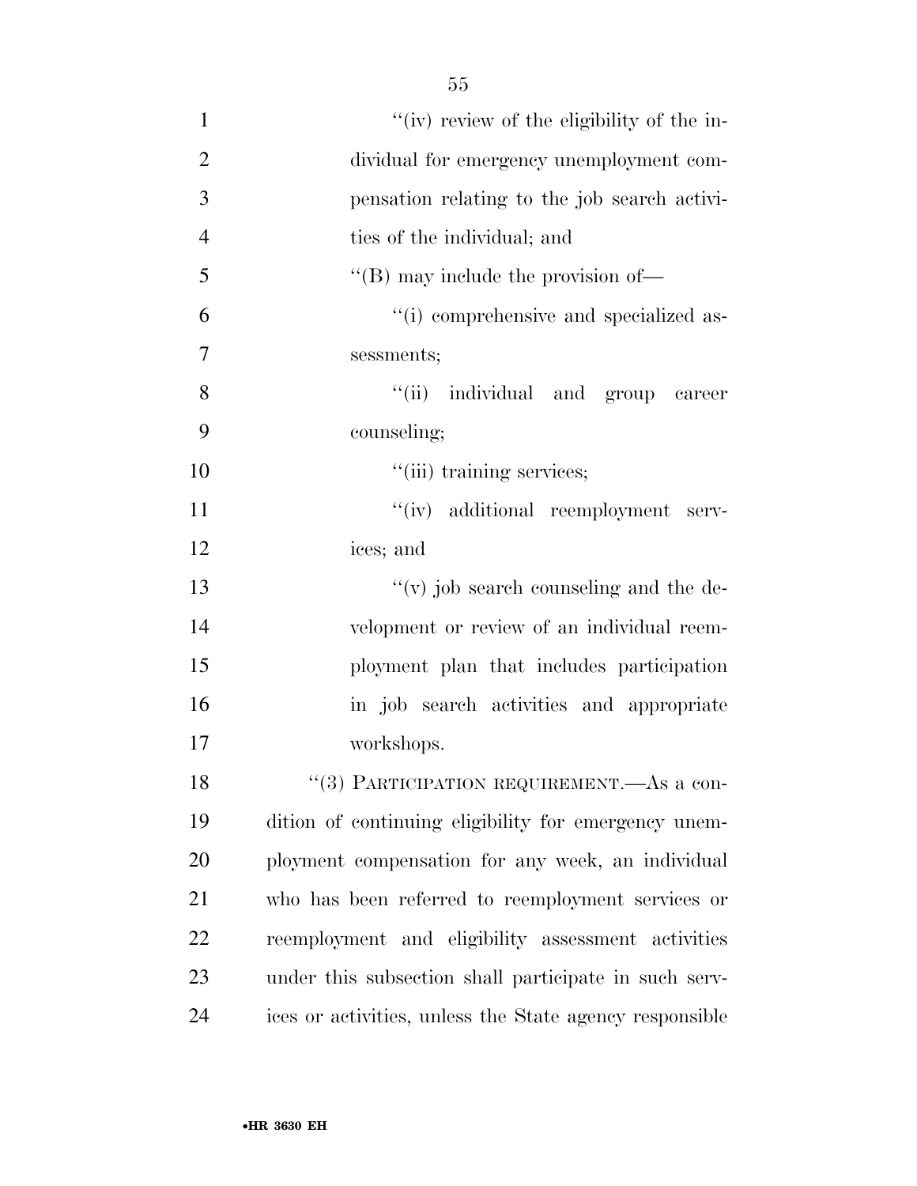''(iv) review of the eligibility of the individual for emergency unemployment compensation relating to the job search activities of the individual; and

''(B) may include the provision of—

''(i) comprehensive and specialized assessments;

''(ii) individual and group career counseling;

''(iii) training services;

''(iv) additional reemployment services; and

''(v) job search counseling and the development or review of an individual reemployment plan that includes participation in job search activities and appropriate workshops.

''(3) PARTICIPATION REQUIREMENT.—As a condition of continuing eligibility for emergency unemployment compensation for any week, an individual who has been referred to reemployment services or reemployment and eligibility assessment activities under this subsection shall participate in such services or activities, unless the State agency responsible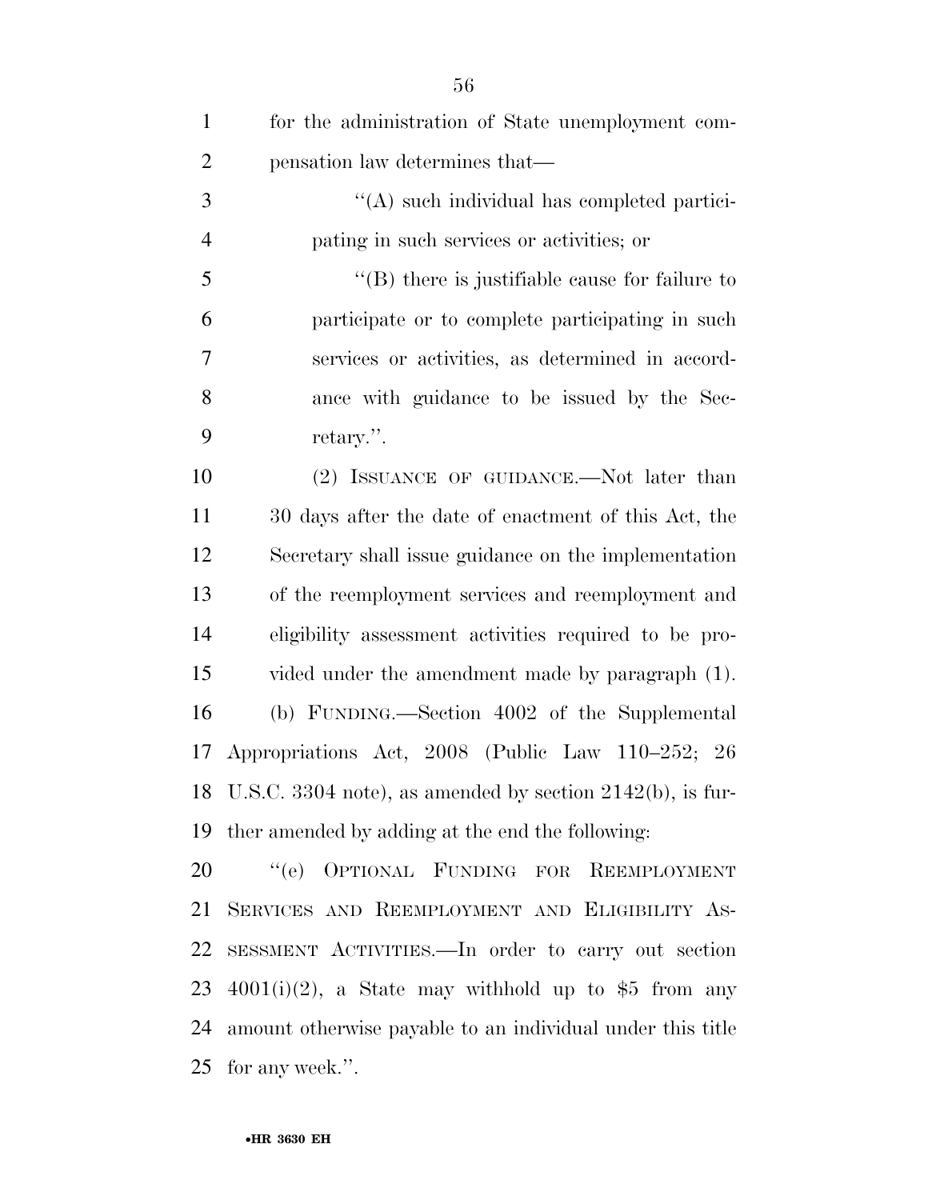for the administration of State unemployment compensation law determines that—

"(A) such individual has completed participating in such services or activities; or

"(B) there is justifiable cause for failure to participate or to complete participating in such services or activities, as determined in accordance with guidance to be issued by the Secretary.".

(2) ISSUANCE OF GUIDANCE.—Not later than 30 days after the date of enactment of this Act, the Secretary shall issue guidance on the implementation of the reemployment services and reemployment and eligibility assessment activities required to be provided under the amendment made by paragraph (1).

(b) FUNDING.—Section 4002 of the Supplemental Appropriations Act, 2008 (Public Law 110–252; 26 U.S.C. 3304 note), as amended by section 2142(b), is further amended by adding at the end the following:

"(e) OPTIONAL FUNDING FOR REEMPLOYMENT SERVICES AND REEMPLOYMENT AND ELIGIBILITY ASSESSMENT ACTIVITIES.—In order to carry out section 4001(i)(2), a State may withhold up to $5 from any amount otherwise payable to an individual under this title for any week.".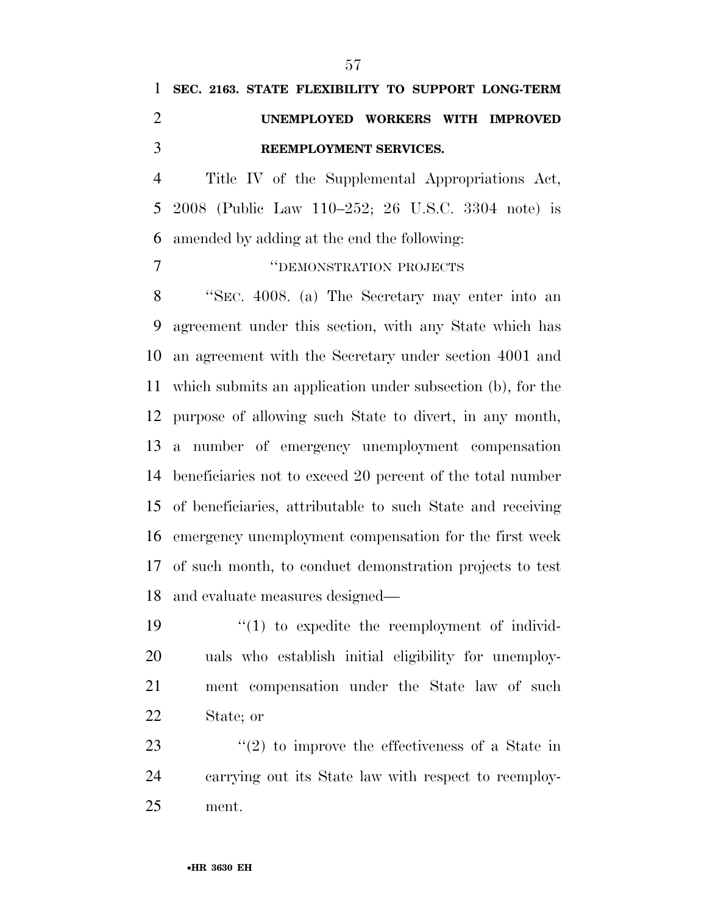**SEC. 2163. STATE FLEXIBILITY TO SUPPORT LONG-TERM UNEMPLOYED WORKERS WITH IMPROVED REEMPLOYMENT SERVICES.**

Title IV of the Supplemental Appropriations Act, 2008 (Public Law 110–252; 26 U.S.C. 3304 note) is amended by adding at the end the following:

"DEMONSTRATION PROJECTS

"SEC. 4008. (a) The Secretary may enter into an agreement under this section, with any State which has an agreement with the Secretary under section 4001 and which submits an application under subsection (b), for the purpose of allowing such State to divert, in any month, a number of emergency unemployment compensation beneficiaries not to exceed 20 percent of the total number of beneficiaries, attributable to such State and receiving emergency unemployment compensation for the first week of such month, to conduct demonstration projects to test and evaluate measures designed—

"(1) to expedite the reemployment of individuals who establish initial eligibility for unemployment compensation under the State law of such State; or

"(2) to improve the effectiveness of a State in carrying out its State law with respect to reemployment.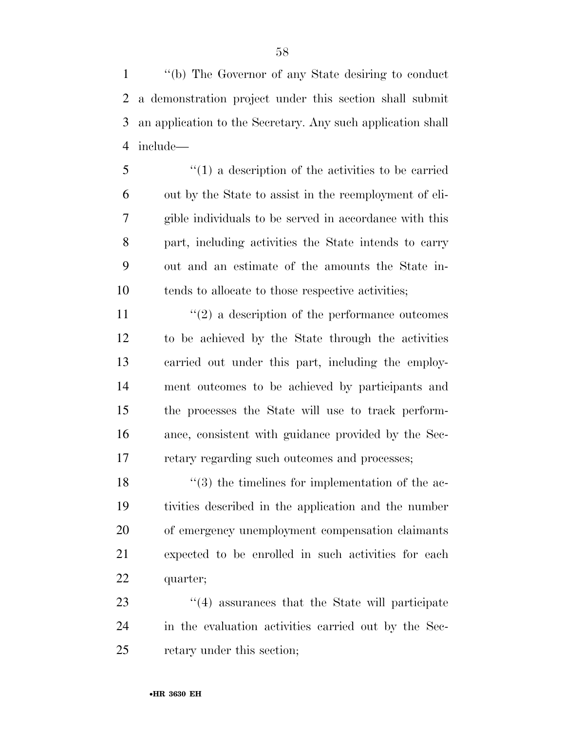''(b) The Governor of any State desiring to conduct a demonstration project under this section shall submit an application to the Secretary. Any such application shall include—

''(1) a description of the activities to be carried out by the State to assist in the reemployment of eligible individuals to be served in accordance with this part, including activities the State intends to carry out and an estimate of the amounts the State intends to allocate to those respective activities;

''(2) a description of the performance outcomes to be achieved by the State through the activities carried out under this part, including the employment outcomes to be achieved by participants and the processes the State will use to track performance, consistent with guidance provided by the Secretary regarding such outcomes and processes;

''(3) the timelines for implementation of the activities described in the application and the number of emergency unemployment compensation claimants expected to be enrolled in such activities for each quarter;

''(4) assurances that the State will participate in the evaluation activities carried out by the Secretary under this section;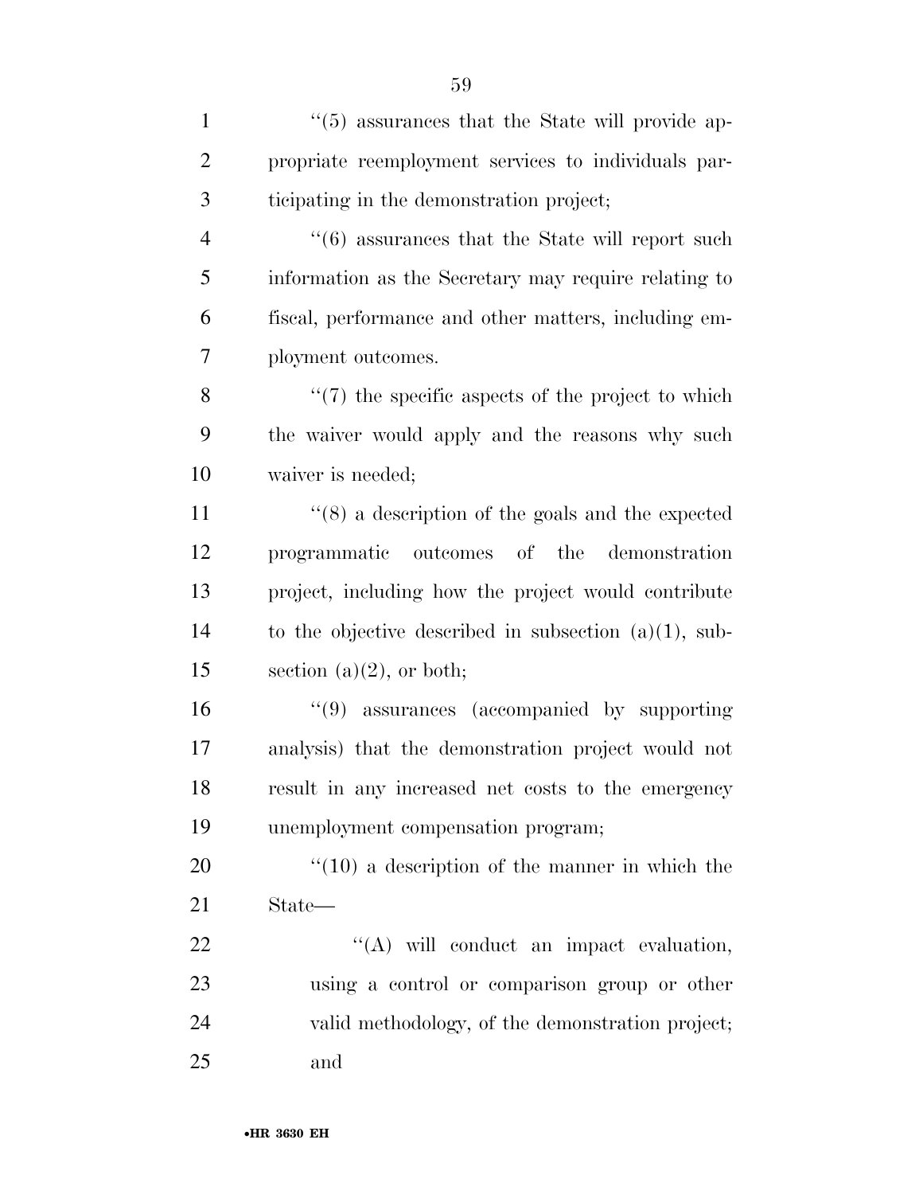''(5) assurances that the State will provide appropriate reemployment services to individuals participating in the demonstration project;

''(6) assurances that the State will report such information as the Secretary may require relating to fiscal, performance and other matters, including employment outcomes.

''(7) the specific aspects of the project to which the waiver would apply and the reasons why such waiver is needed;

''(8) a description of the goals and the expected programmatic outcomes of the demonstration project, including how the project would contribute to the objective described in subsection (a)(1), subsection (a)(2), or both;

''(9) assurances (accompanied by supporting analysis) that the demonstration project would not result in any increased net costs to the emergency unemployment compensation program;

''(10) a description of the manner in which the State—

''(A) will conduct an impact evaluation, using a control or comparison group or other valid methodology, of the demonstration project; and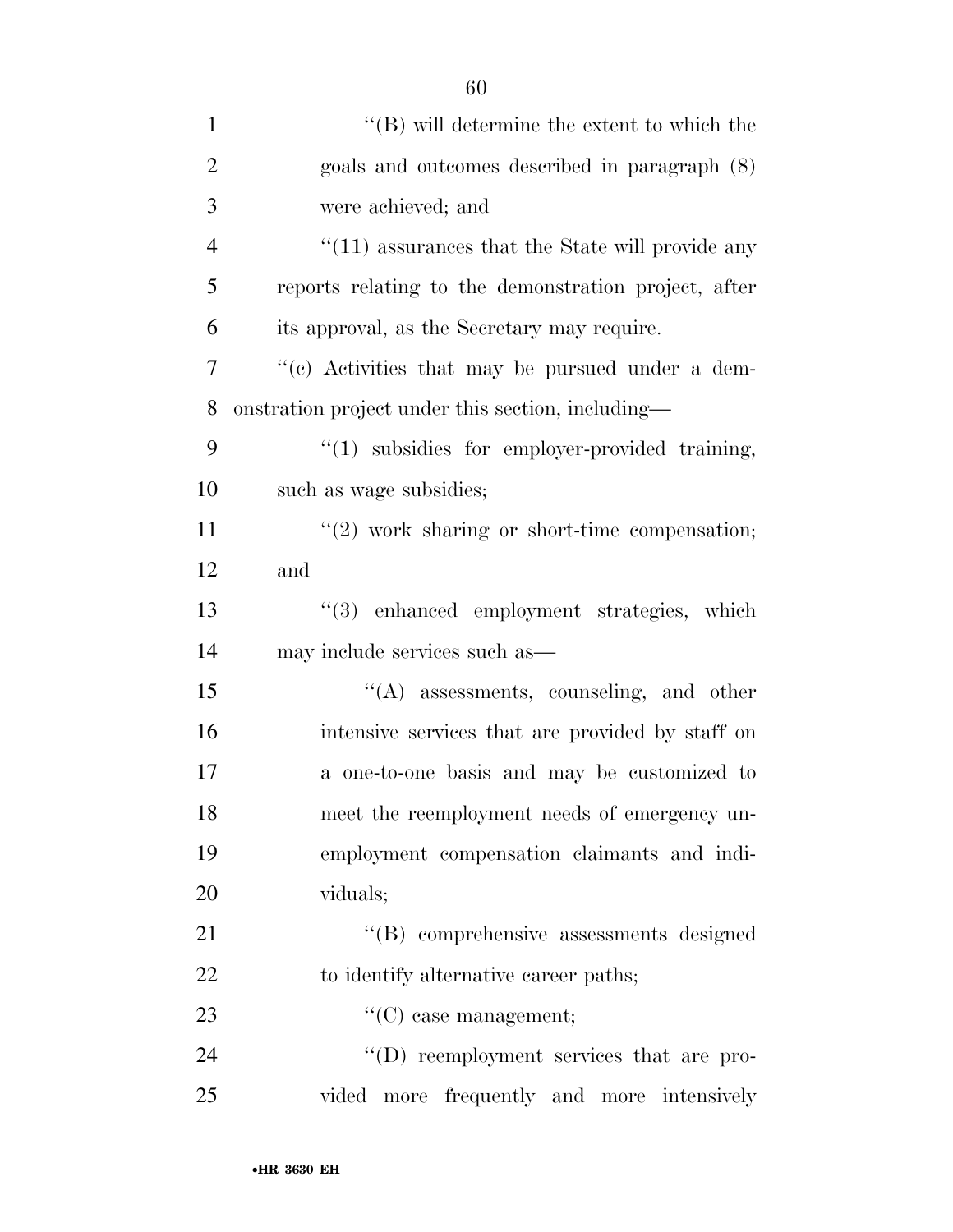''(B) will determine the extent to which the goals and outcomes described in paragraph (8) were achieved; and

''(11) assurances that the State will provide any reports relating to the demonstration project, after its approval, as the Secretary may require.

''(c) Activities that may be pursued under a demonstration project under this section, including—

''(1) subsidies for employer-provided training, such as wage subsidies;

''(2) work sharing or short-time compensation; and

''(3) enhanced employment strategies, which may include services such as—

''(A) assessments, counseling, and other intensive services that are provided by staff on a one-to-one basis and may be customized to meet the reemployment needs of emergency unemployment compensation claimants and individuals;

''(B) comprehensive assessments designed to identify alternative career paths;

''(C) case management;

''(D) reemployment services that are provided more frequently and more intensively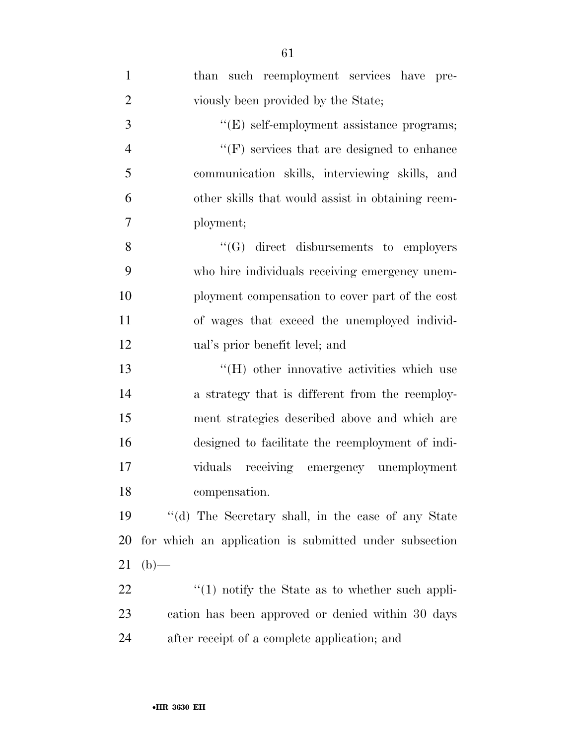than such reemployment services have previously been provided by the State;

''(E) self-employment assistance programs;

''(F) services that are designed to enhance communication skills, interviewing skills, and other skills that would assist in obtaining reemployment;

''(G) direct disbursements to employers who hire individuals receiving emergency unemployment compensation to cover part of the cost of wages that exceed the unemployed individual's prior benefit level; and

''(H) other innovative activities which use a strategy that is different from the reemployment strategies described above and which are designed to facilitate the reemployment of individuals receiving emergency unemployment compensation.

''(d) The Secretary shall, in the case of any State for which an application is submitted under subsection (b)—

''(1) notify the State as to whether such application has been approved or denied within 30 days after receipt of a complete application; and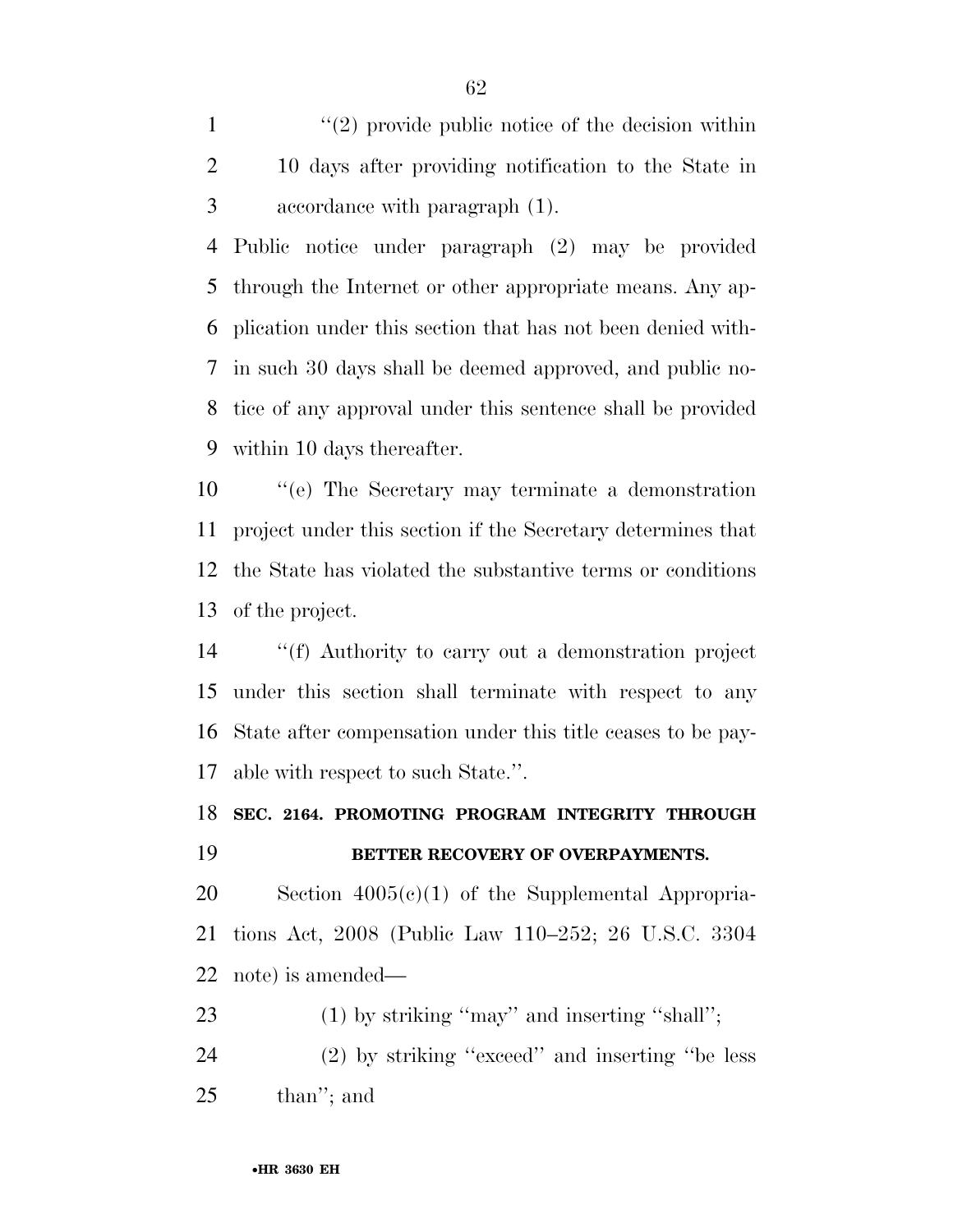"(2) provide public notice of the decision within 10 days after providing notification to the State in accordance with paragraph (1).

Public notice under paragraph (2) may be provided through the Internet or other appropriate means. Any application under this section that has not been denied within such 30 days shall be deemed approved, and public notice of any approval under this sentence shall be provided within 10 days thereafter.

"(e) The Secretary may terminate a demonstration project under this section if the Secretary determines that the State has violated the substantive terms or conditions of the project.

"(f) Authority to carry out a demonstration project under this section shall terminate with respect to any State after compensation under this title ceases to be payable with respect to such State.".

**SEC. 2164. PROMOTING PROGRAM INTEGRITY THROUGH BETTER RECOVERY OF OVERPAYMENTS.**

Section 4005(c)(1) of the Supplemental Appropriations Act, 2008 (Public Law 110–252; 26 U.S.C. 3304 note) is amended—

(1) by striking "may" and inserting "shall";

(2) by striking "exceed" and inserting "be less than"; and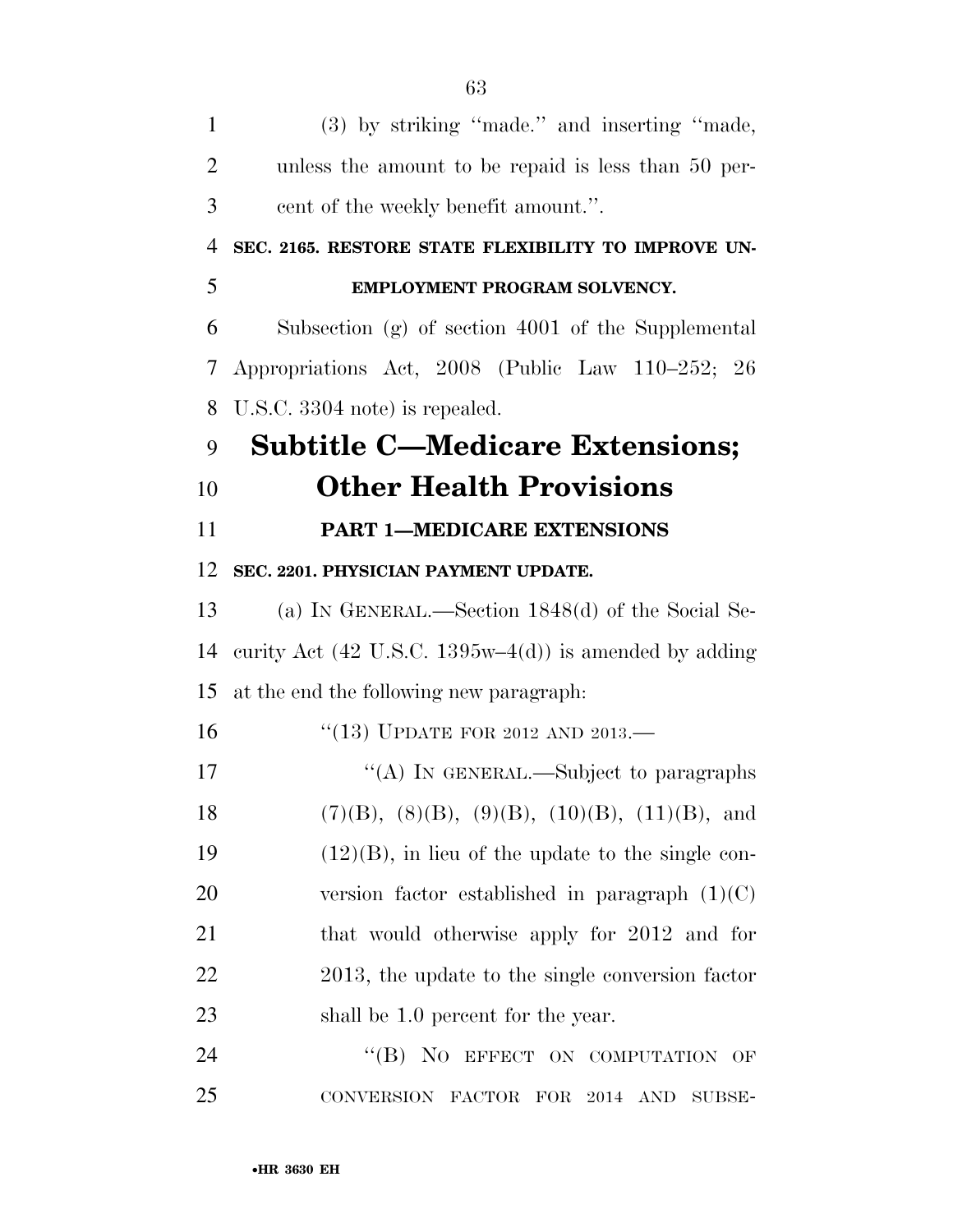(3) by striking ''made.'' and inserting ''made, unless the amount to be repaid is less than 50 percent of the weekly benefit amount.''.

**SEC. 2165. RESTORE STATE FLEXIBILITY TO IMPROVE UNEMPLOYMENT PROGRAM SOLVENCY.**

Subsection (g) of section 4001 of the Supplemental Appropriations Act, 2008 (Public Law 110–252; 26 U.S.C. 3304 note) is repealed.

# Subtitle C—Medicare Extensions; Other Health Provisions

## PART 1—MEDICARE EXTENSIONS

**SEC. 2201. PHYSICIAN PAYMENT UPDATE.**

(a) IN GENERAL.—Section 1848(d) of the Social Security Act (42 U.S.C. 1395w–4(d)) is amended by adding at the end the following new paragraph:

''(13) UPDATE FOR 2012 AND 2013.—

''(A) IN GENERAL.—Subject to paragraphs (7)(B), (8)(B), (9)(B), (10)(B), (11)(B), and (12)(B), in lieu of the update to the single conversion factor established in paragraph (1)(C) that would otherwise apply for 2012 and for 2013, the update to the single conversion factor shall be 1.0 percent for the year.

''(B) NO EFFECT ON COMPUTATION OF CONVERSION FACTOR FOR 2014 AND SUBSE-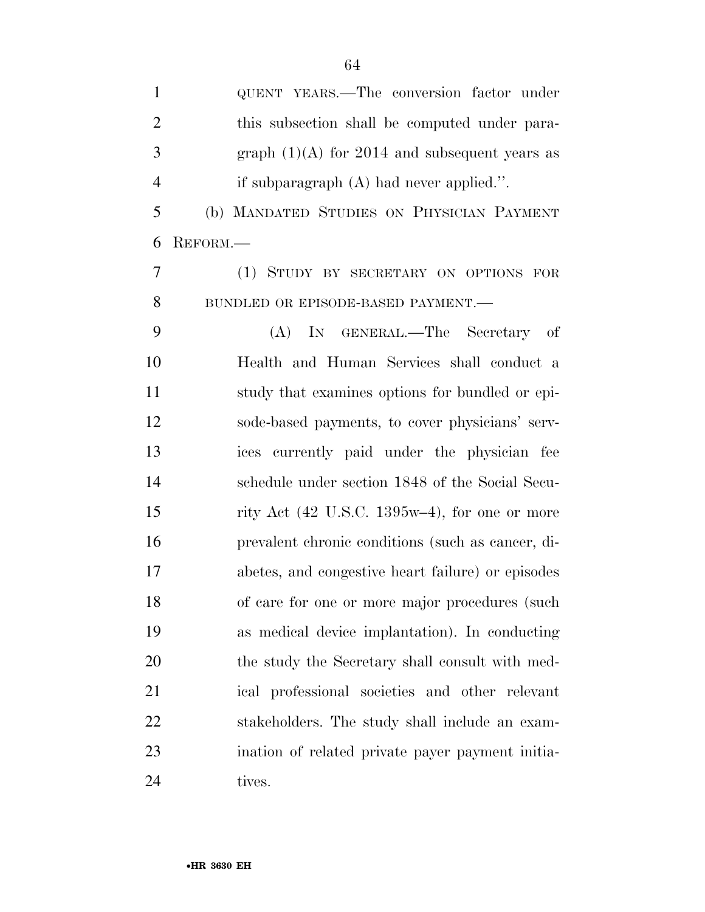QUENT YEARS.—The conversion factor under this subsection shall be computed under paragraph (1)(A) for 2014 and subsequent years as if subparagraph (A) had never applied.''.

(b) MANDATED STUDIES ON PHYSICIAN PAYMENT REFORM.—

(1) STUDY BY SECRETARY ON OPTIONS FOR BUNDLED OR EPISODE-BASED PAYMENT.—

(A) IN GENERAL.—The Secretary of Health and Human Services shall conduct a study that examines options for bundled or episode-based payments, to cover physicians' services currently paid under the physician fee schedule under section 1848 of the Social Security Act (42 U.S.C. 1395w–4), for one or more prevalent chronic conditions (such as cancer, diabetes, and congestive heart failure) or episodes of care for one or more major procedures (such as medical device implantation). In conducting the study the Secretary shall consult with medical professional societies and other relevant stakeholders. The study shall include an examination of related private payer payment initiatives.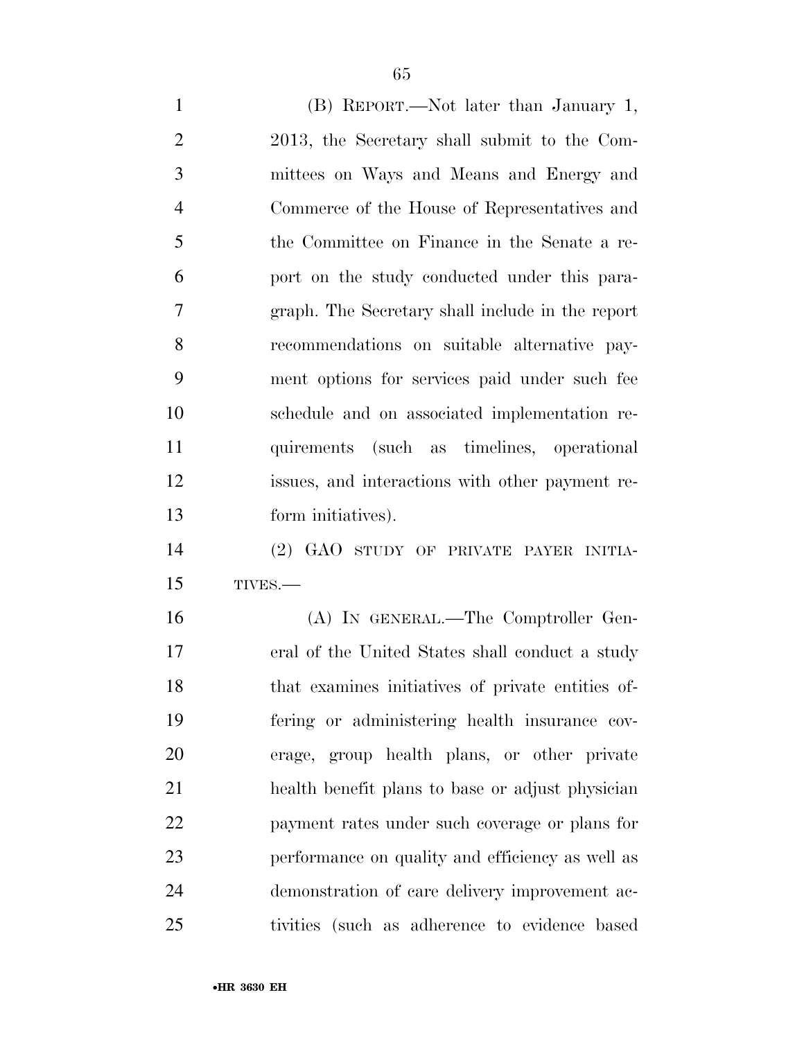(B) REPORT.—Not later than January 1, 2013, the Secretary shall submit to the Committees on Ways and Means and Energy and Commerce of the House of Representatives and the Committee on Finance in the Senate a report on the study conducted under this paragraph. The Secretary shall include in the report recommendations on suitable alternative payment options for services paid under such fee schedule and on associated implementation requirements (such as timelines, operational issues, and interactions with other payment reform initiatives).

(2) GAO STUDY OF PRIVATE PAYER INITIATIVES.—

(A) IN GENERAL.—The Comptroller General of the United States shall conduct a study that examines initiatives of private entities offering or administering health insurance coverage, group health plans, or other private health benefit plans to base or adjust physician payment rates under such coverage or plans for performance on quality and efficiency as well as demonstration of care delivery improvement activities (such as adherence to evidence based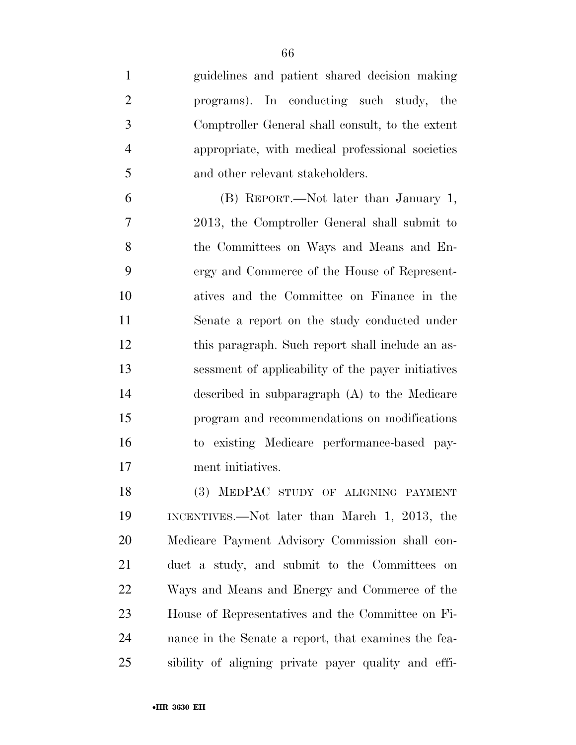guidelines and patient shared decision making programs). In conducting such study, the Comptroller General shall consult, to the extent appropriate, with medical professional societies and other relevant stakeholders.

(B) REPORT.—Not later than January 1, 2013, the Comptroller General shall submit to the Committees on Ways and Means and Energy and Commerce of the House of Representatives and the Committee on Finance in the Senate a report on the study conducted under this paragraph. Such report shall include an assessment of applicability of the payer initiatives described in subparagraph (A) to the Medicare program and recommendations on modifications to existing Medicare performance-based payment initiatives.

(3) MEDPAC STUDY OF ALIGNING PAYMENT INCENTIVES.—Not later than March 1, 2013, the Medicare Payment Advisory Commission shall conduct a study, and submit to the Committees on Ways and Means and Energy and Commerce of the House of Representatives and the Committee on Finance in the Senate a report, that examines the feasibility of aligning private payer quality and effi-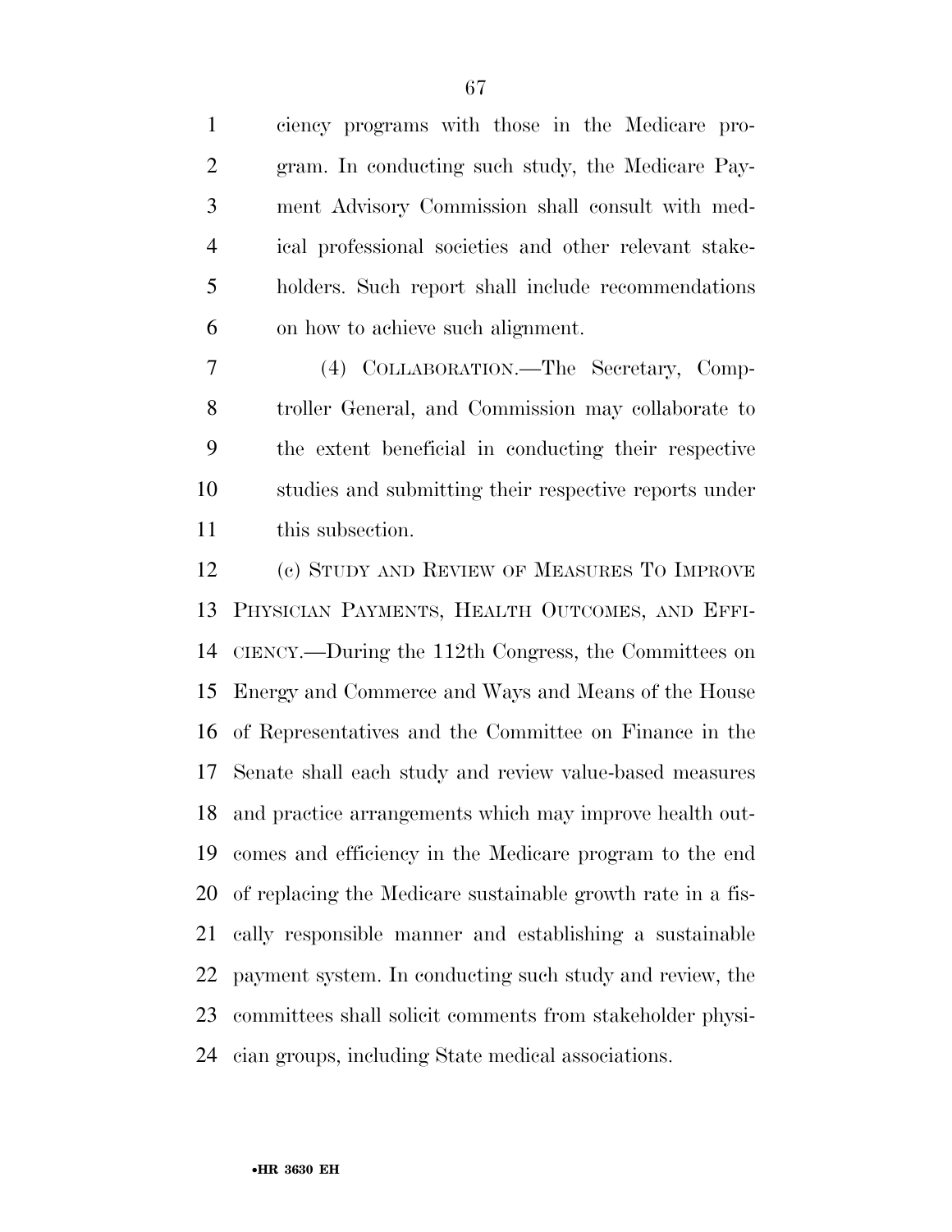ciency programs with those in the Medicare program. In conducting such study, the Medicare Payment Advisory Commission shall consult with medical professional societies and other relevant stakeholders. Such report shall include recommendations on how to achieve such alignment.

(4) COLLABORATION.—The Secretary, Comptroller General, and Commission may collaborate to the extent beneficial in conducting their respective studies and submitting their respective reports under this subsection.

(c) STUDY AND REVIEW OF MEASURES TO IMPROVE PHYSICIAN PAYMENTS, HEALTH OUTCOMES, AND EFFICIENCY.—During the 112th Congress, the Committees on Energy and Commerce and Ways and Means of the House of Representatives and the Committee on Finance in the Senate shall each study and review value-based measures and practice arrangements which may improve health outcomes and efficiency in the Medicare program to the end of replacing the Medicare sustainable growth rate in a fiscally responsible manner and establishing a sustainable payment system. In conducting such study and review, the committees shall solicit comments from stakeholder physician groups, including State medical associations.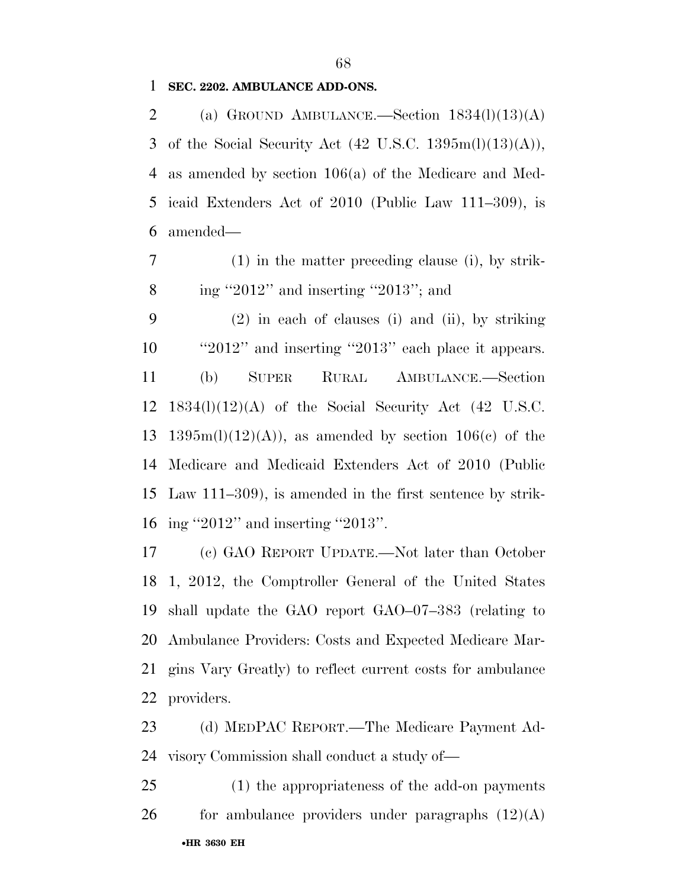**SEC. 2202. AMBULANCE ADD-ONS.**

(a) GROUND AMBULANCE.—Section 1834(l)(13)(A) of the Social Security Act (42 U.S.C. 1395m(l)(13)(A)), as amended by section 106(a) of the Medicare and Medicaid Extenders Act of 2010 (Public Law 111–309), is amended—

(1) in the matter preceding clause (i), by striking ''2012'' and inserting ''2013''; and

(2) in each of clauses (i) and (ii), by striking ''2012'' and inserting ''2013'' each place it appears.

(b) SUPER RURAL AMBULANCE.—Section 1834(l)(12)(A) of the Social Security Act (42 U.S.C. 1395m(l)(12)(A)), as amended by section 106(c) of the Medicare and Medicaid Extenders Act of 2010 (Public Law 111–309), is amended in the first sentence by striking ''2012'' and inserting ''2013''.

(c) GAO REPORT UPDATE.—Not later than October 1, 2012, the Comptroller General of the United States shall update the GAO report GAO–07–383 (relating to Ambulance Providers: Costs and Expected Medicare Margins Vary Greatly) to reflect current costs for ambulance providers.

(d) MEDPAC REPORT.—The Medicare Payment Advisory Commission shall conduct a study of—

(1) the appropriateness of the add-on payments for ambulance providers under paragraphs (12)(A)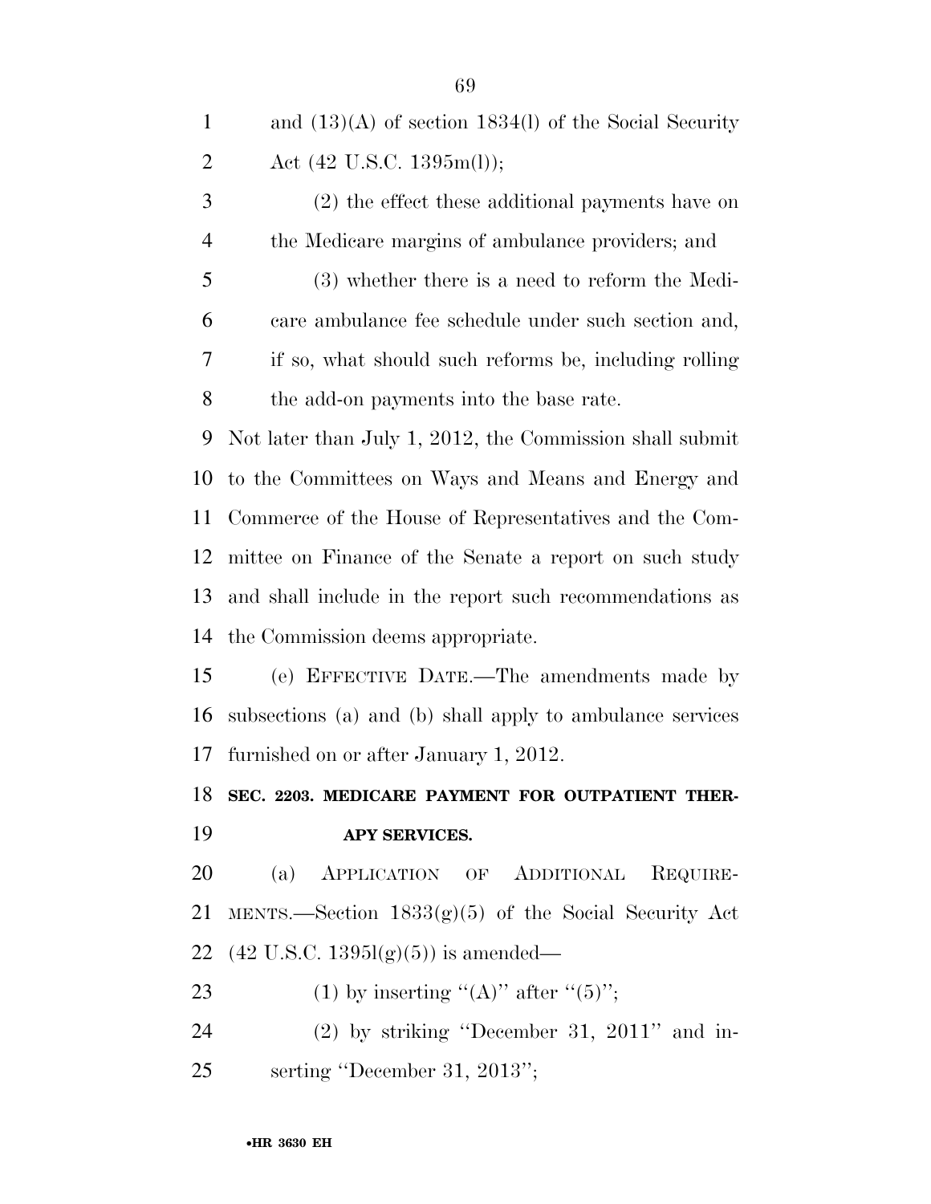and (13)(A) of section 1834(l) of the Social Security Act (42 U.S.C. 1395m(l));

(2) the effect these additional payments have on the Medicare margins of ambulance providers; and

(3) whether there is a need to reform the Medicare ambulance fee schedule under such section and, if so, what should such reforms be, including rolling the add-on payments into the base rate.

Not later than July 1, 2012, the Commission shall submit to the Committees on Ways and Means and Energy and Commerce of the House of Representatives and the Committee on Finance of the Senate a report on such study and shall include in the report such recommendations as the Commission deems appropriate.

(e) EFFECTIVE DATE.—The amendments made by subsections (a) and (b) shall apply to ambulance services furnished on or after January 1, 2012.

**SEC. 2203. MEDICARE PAYMENT FOR OUTPATIENT THERAPY SERVICES.**

(a) APPLICATION OF ADDITIONAL REQUIREMENTS.—Section 1833(g)(5) of the Social Security Act (42 U.S.C. 1395l(g)(5)) is amended—

(1) by inserting ''(A)'' after ''(5)'';

(2) by striking ''December 31, 2011'' and inserting ''December 31, 2013'';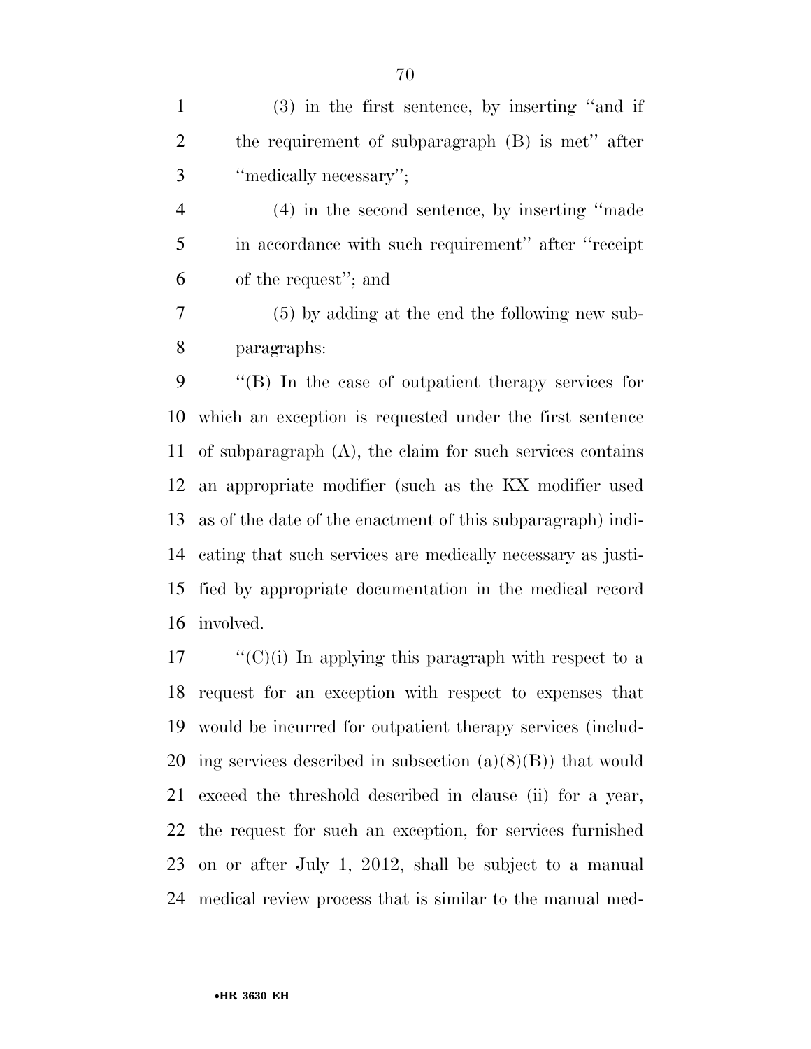(3) in the first sentence, by inserting ''and if the requirement of subparagraph (B) is met'' after ''medically necessary'';

(4) in the second sentence, by inserting ''made in accordance with such requirement'' after ''receipt of the request''; and

(5) by adding at the end the following new subparagraphs:

''(B) In the case of outpatient therapy services for which an exception is requested under the first sentence of subparagraph (A), the claim for such services contains an appropriate modifier (such as the KX modifier used as of the date of the enactment of this subparagraph) indicating that such services are medically necessary as justified by appropriate documentation in the medical record involved.

''(C)(i) In applying this paragraph with respect to a request for an exception with respect to expenses that would be incurred for outpatient therapy services (including services described in subsection (a)(8)(B)) that would exceed the threshold described in clause (ii) for a year, the request for such an exception, for services furnished on or after July 1, 2012, shall be subject to a manual medical review process that is similar to the manual med-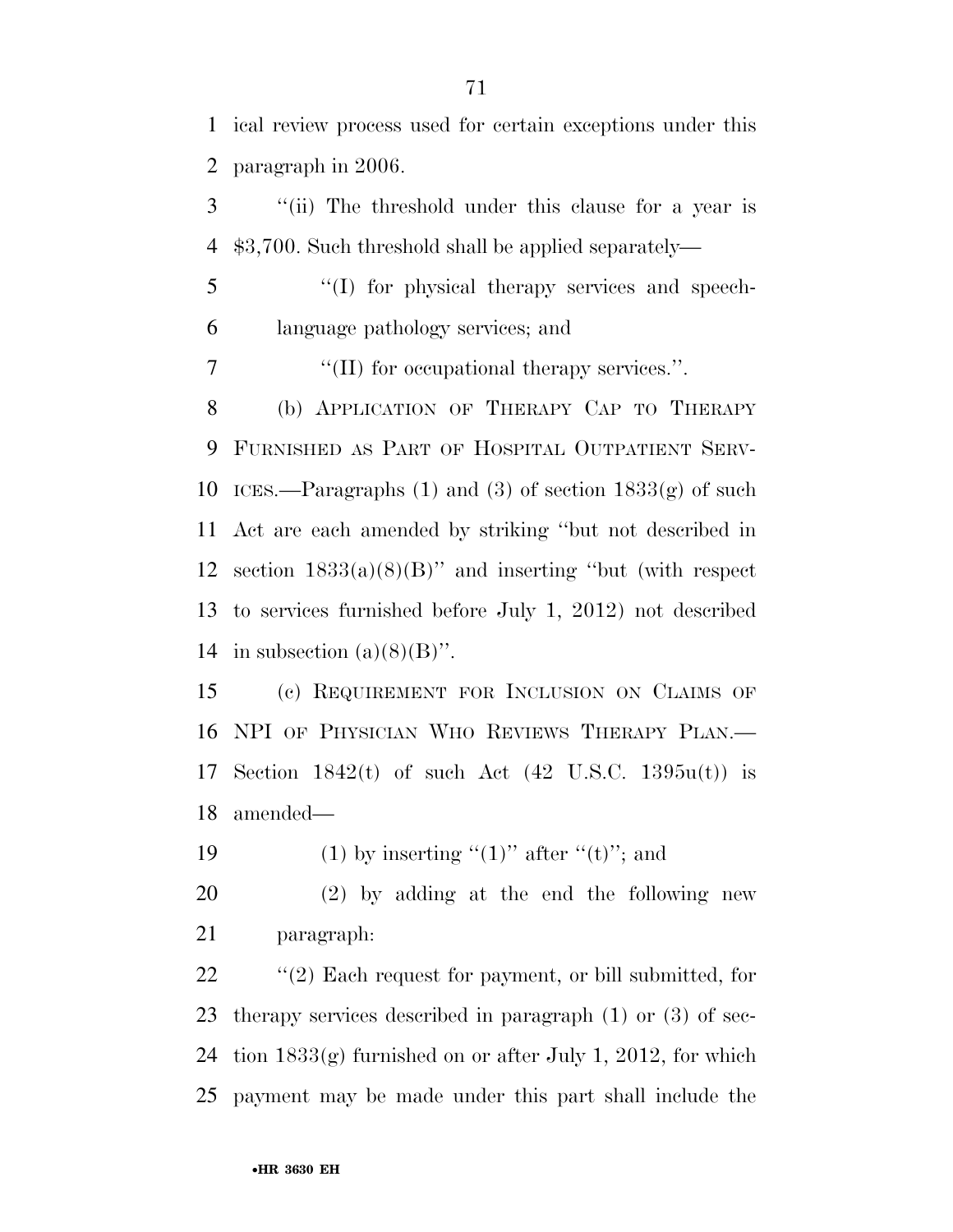ical review process used for certain exceptions under this paragraph in 2006.

"(ii) The threshold under this clause for a year is $3,700. Such threshold shall be applied separately—

"(I) for physical therapy services and speech-language pathology services; and

"(II) for occupational therapy services.".

(b) APPLICATION OF THERAPY CAP TO THERAPY FURNISHED AS PART OF HOSPITAL OUTPATIENT SERVICES.—Paragraphs (1) and (3) of section 1833(g) of such Act are each amended by striking "but not described in section 1833(a)(8)(B)" and inserting "but (with respect to services furnished before July 1, 2012) not described in subsection (a)(8)(B)".

(c) REQUIREMENT FOR INCLUSION ON CLAIMS OF NPI OF PHYSICIAN WHO REVIEWS THERAPY PLAN.—Section 1842(t) of such Act (42 U.S.C. 1395u(t)) is amended—

(1) by inserting "(1)" after "(t)"; and

(2) by adding at the end the following new paragraph:

"(2) Each request for payment, or bill submitted, for therapy services described in paragraph (1) or (3) of section 1833(g) furnished on or after July 1, 2012, for which payment may be made under this part shall include the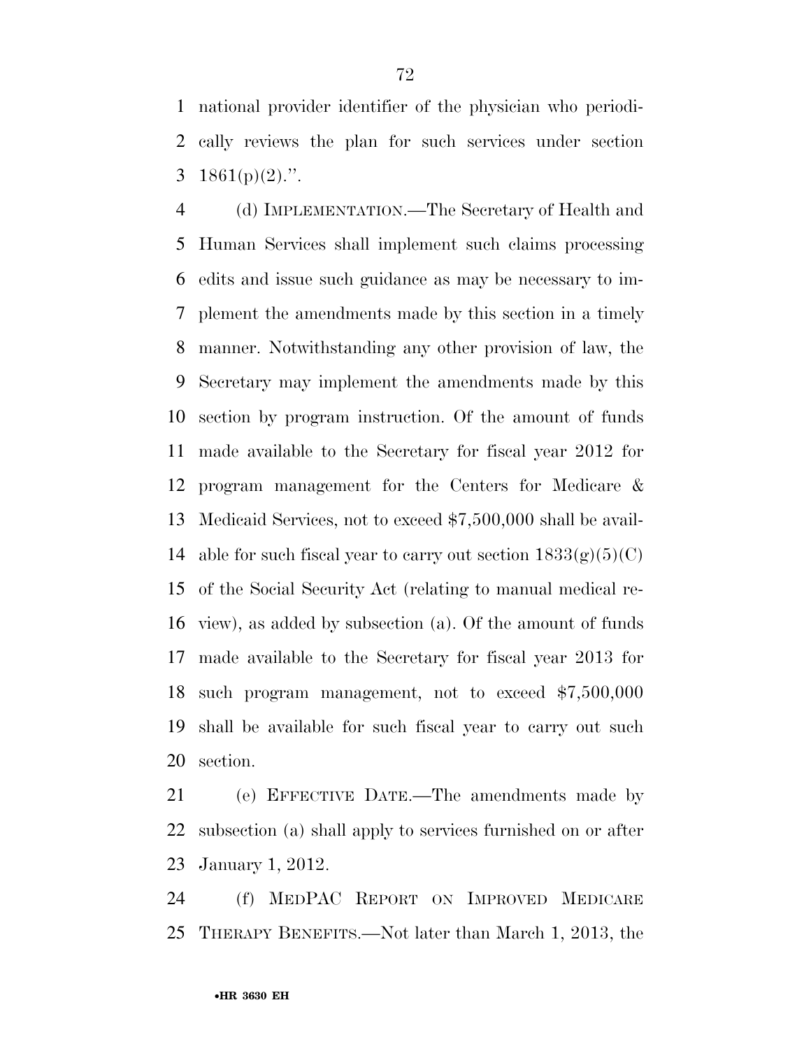national provider identifier of the physician who periodically reviews the plan for such services under section 1861(p)(2).''.

(d) IMPLEMENTATION.—The Secretary of Health and Human Services shall implement such claims processing edits and issue such guidance as may be necessary to implement the amendments made by this section in a timely manner. Notwithstanding any other provision of law, the Secretary may implement the amendments made by this section by program instruction. Of the amount of funds made available to the Secretary for fiscal year 2012 for program management for the Centers for Medicare & Medicaid Services, not to exceed $7,500,000 shall be available for such fiscal year to carry out section 1833(g)(5)(C) of the Social Security Act (relating to manual medical review), as added by subsection (a). Of the amount of funds made available to the Secretary for fiscal year 2013 for such program management, not to exceed $7,500,000 shall be available for such fiscal year to carry out such section.

(e) EFFECTIVE DATE.—The amendments made by subsection (a) shall apply to services furnished on or after January 1, 2012.

(f) MEDPAC REPORT ON IMPROVED MEDICARE THERAPY BENEFITS.—Not later than March 1, 2013, the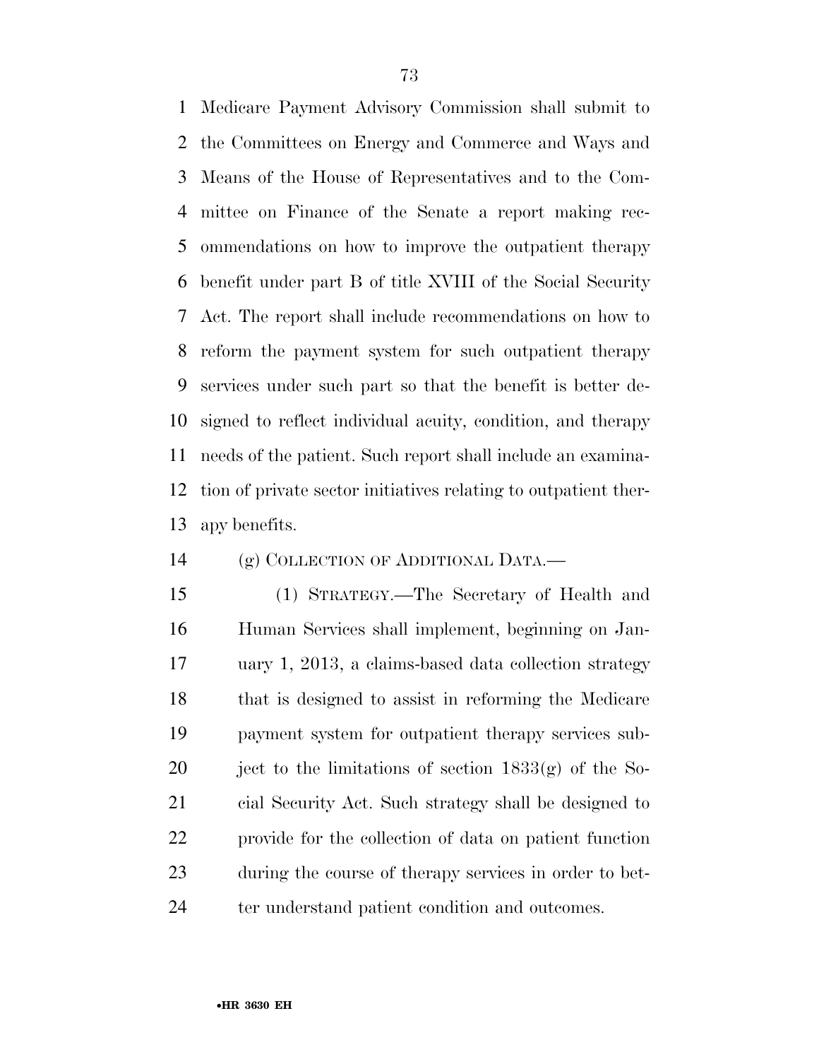Medicare Payment Advisory Commission shall submit to the Committees on Energy and Commerce and Ways and Means of the House of Representatives and to the Committee on Finance of the Senate a report making recommendations on how to improve the outpatient therapy benefit under part B of title XVIII of the Social Security Act. The report shall include recommendations on how to reform the payment system for such outpatient therapy services under such part so that the benefit is better designed to reflect individual acuity, condition, and therapy needs of the patient. Such report shall include an examination of private sector initiatives relating to outpatient therapy benefits.

(g) COLLECTION OF ADDITIONAL DATA.—

(1) STRATEGY.—The Secretary of Health and Human Services shall implement, beginning on January 1, 2013, a claims-based data collection strategy that is designed to assist in reforming the Medicare payment system for outpatient therapy services subject to the limitations of section 1833(g) of the Social Security Act. Such strategy shall be designed to provide for the collection of data on patient function during the course of therapy services in order to better understand patient condition and outcomes.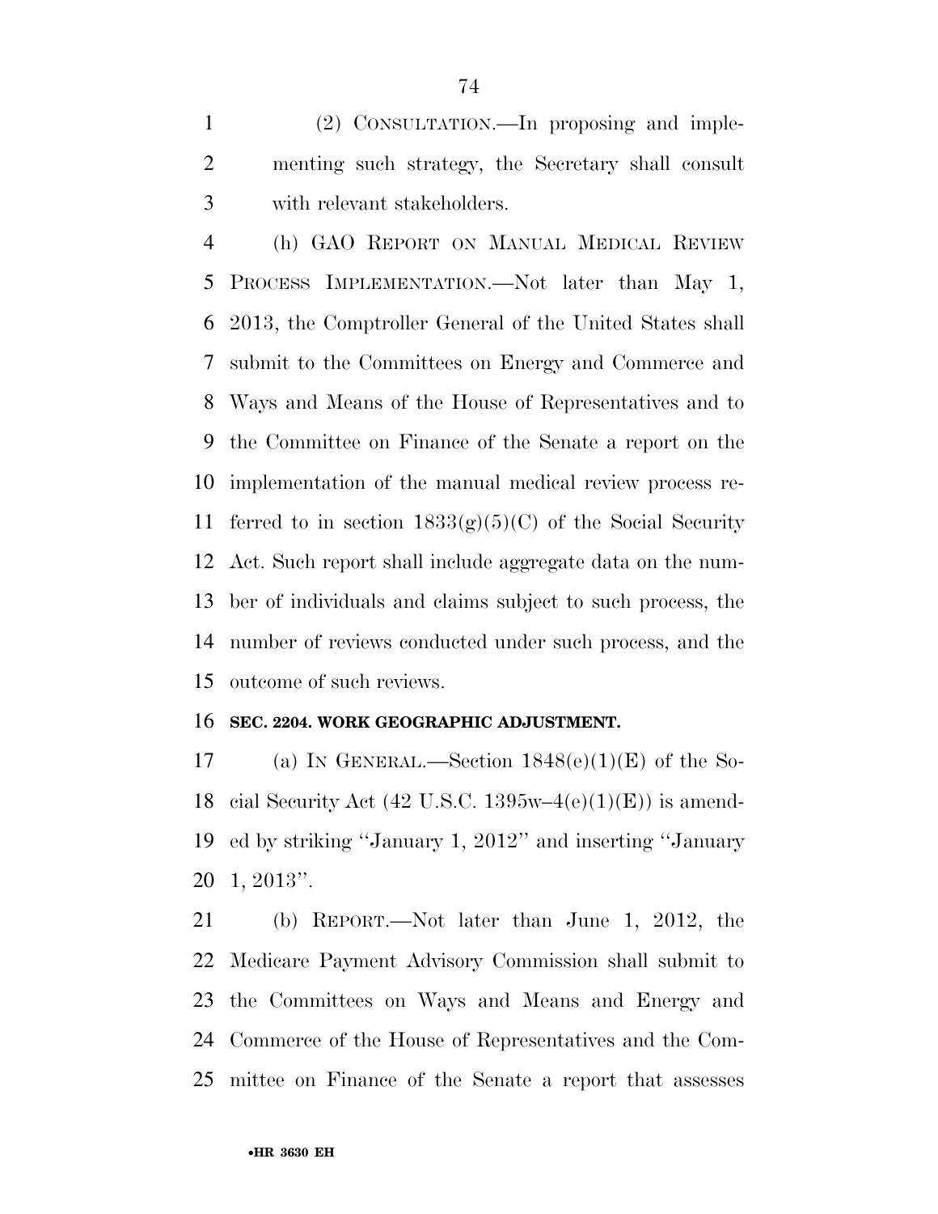(2) CONSULTATION.—In proposing and implementing such strategy, the Secretary shall consult with relevant stakeholders.

(h) GAO REPORT ON MANUAL MEDICAL REVIEW PROCESS IMPLEMENTATION.—Not later than May 1, 2013, the Comptroller General of the United States shall submit to the Committees on Energy and Commerce and Ways and Means of the House of Representatives and to the Committee on Finance of the Senate a report on the implementation of the manual medical review process referred to in section 1833(g)(5)(C) of the Social Security Act. Such report shall include aggregate data on the number of individuals and claims subject to such process, the number of reviews conducted under such process, and the outcome of such reviews.

**SEC. 2204. WORK GEOGRAPHIC ADJUSTMENT.**

(a) IN GENERAL.—Section 1848(e)(1)(E) of the Social Security Act (42 U.S.C. 1395w–4(e)(1)(E)) is amended by striking ''January 1, 2012'' and inserting ''January 1, 2013''.

(b) REPORT.—Not later than June 1, 2012, the Medicare Payment Advisory Commission shall submit to the Committees on Ways and Means and Energy and Commerce of the House of Representatives and the Committee on Finance of the Senate a report that assesses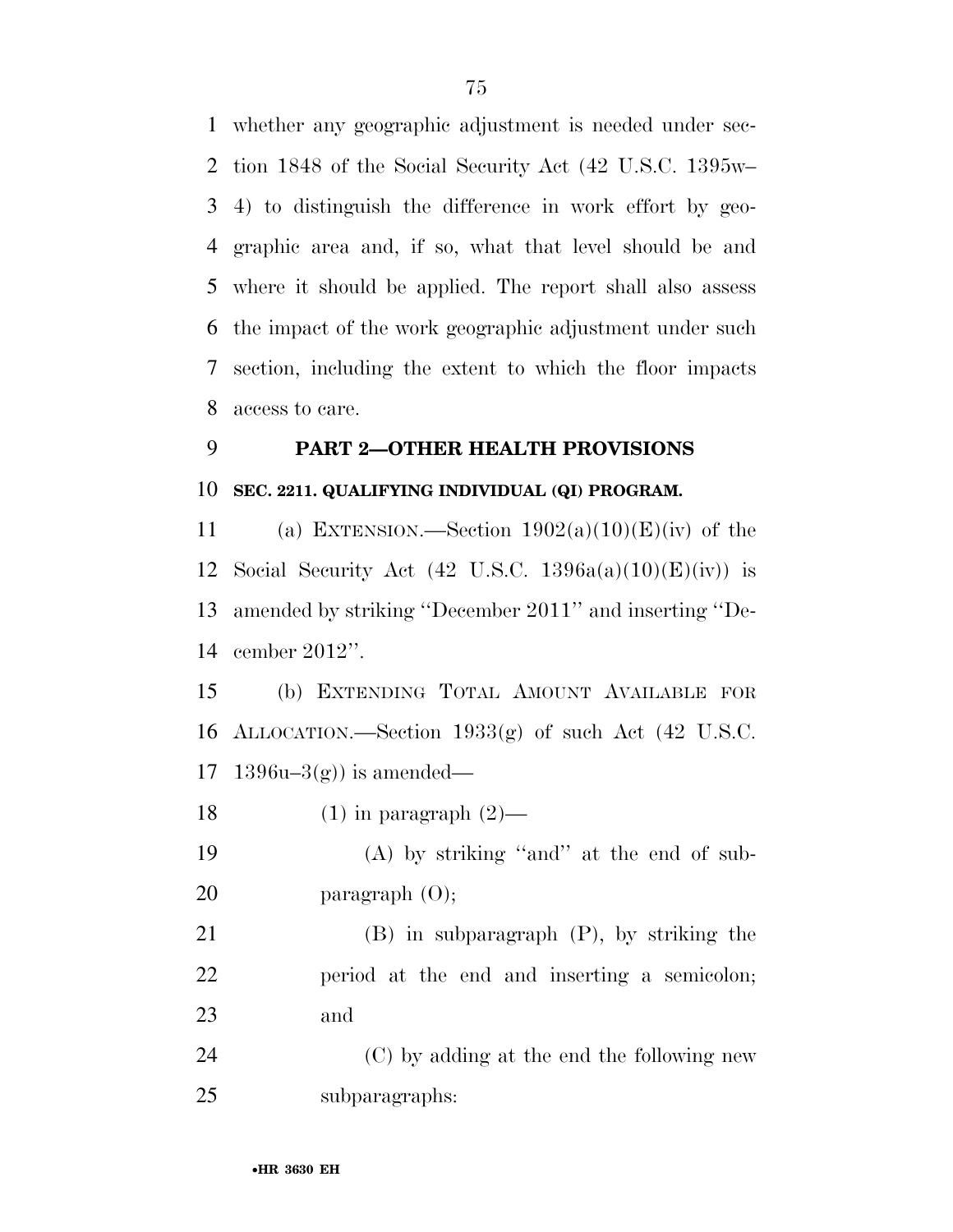whether any geographic adjustment is needed under section 1848 of the Social Security Act (42 U.S.C. 1395w–4) to distinguish the difference in work effort by geographic area and, if so, what that level should be and where it should be applied. The report shall also assess the impact of the work geographic adjustment under such section, including the extent to which the floor impacts access to care.

## PART 2—OTHER HEALTH PROVISIONS

### SEC. 2211. QUALIFYING INDIVIDUAL (QI) PROGRAM.

(a) EXTENSION.—Section 1902(a)(10)(E)(iv) of the Social Security Act (42 U.S.C. 1396a(a)(10)(E)(iv)) is amended by striking ''December 2011'' and inserting ''December 2012''.

(b) EXTENDING TOTAL AMOUNT AVAILABLE FOR ALLOCATION.—Section 1933(g) of such Act (42 U.S.C. 1396u–3(g)) is amended—

(1) in paragraph (2)—

(A) by striking ''and'' at the end of subparagraph (O);

(B) in subparagraph (P), by striking the period at the end and inserting a semicolon; and

(C) by adding at the end the following new subparagraphs: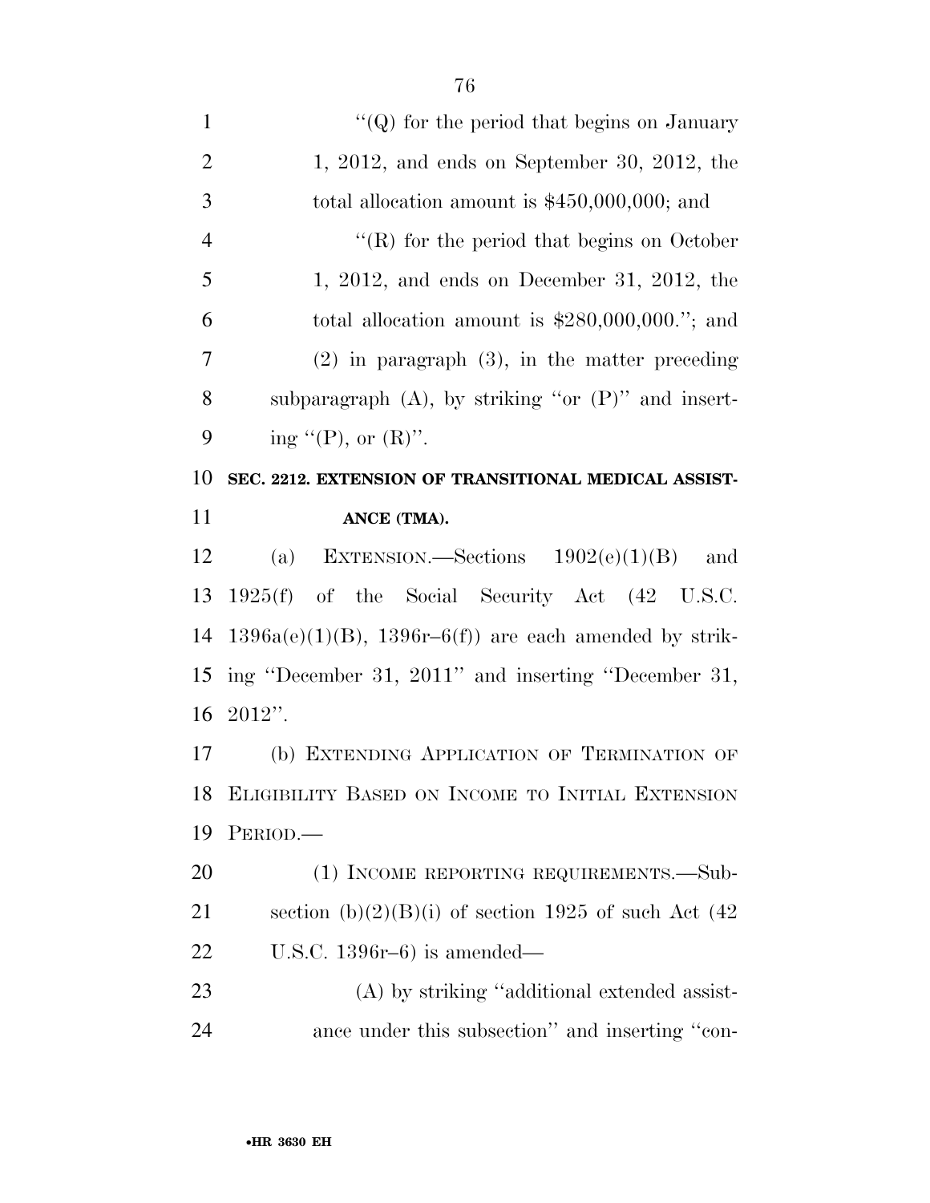''(Q) for the period that begins on January 1, 2012, and ends on September 30, 2012, the total allocation amount is $450,000,000; and

''(R) for the period that begins on October 1, 2012, and ends on December 31, 2012, the total allocation amount is $280,000,000.''; and

(2) in paragraph (3), in the matter preceding subparagraph (A), by striking ''or (P)'' and inserting ''(P), or (R)''.

**SEC. 2212. EXTENSION OF TRANSITIONAL MEDICAL ASSISTANCE (TMA).**

(a) EXTENSION.—Sections 1902(e)(1)(B) and 1925(f) of the Social Security Act (42 U.S.C. 1396a(e)(1)(B), 1396r–6(f)) are each amended by striking ''December 31, 2011'' and inserting ''December 31, 2012''.

(b) EXTENDING APPLICATION OF TERMINATION OF ELIGIBILITY BASED ON INCOME TO INITIAL EXTENSION PERIOD.—

(1) INCOME REPORTING REQUIREMENTS.—Subsection (b)(2)(B)(i) of section 1925 of such Act (42 U.S.C. 1396r–6) is amended—

(A) by striking ''additional extended assistance under this subsection'' and inserting ''con-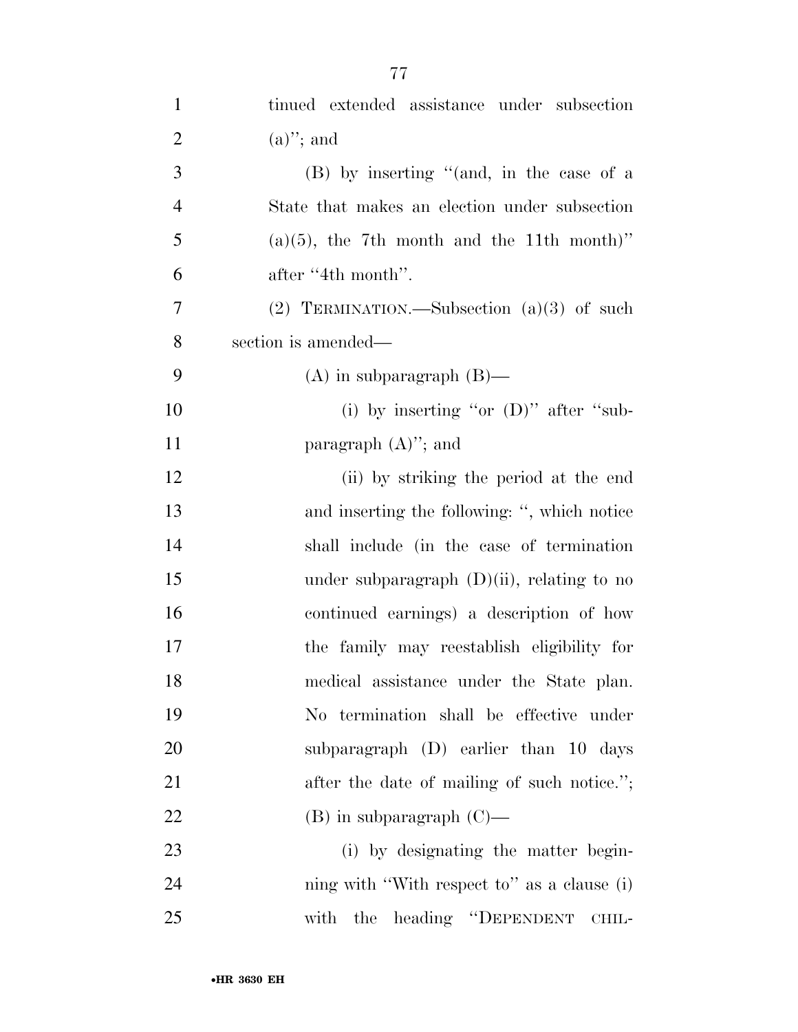tinued extended assistance under subsection (a)''; and

(B) by inserting ''(and, in the case of a State that makes an election under subsection (a)(5), the 7th month and the 11th month)'' after ''4th month''.

(2) TERMINATION.—Subsection (a)(3) of such section is amended—

(A) in subparagraph (B)—

(i) by inserting ''or (D)'' after ''subparagraph (A)''; and

(ii) by striking the period at the end and inserting the following: '', which notice shall include (in the case of termination under subparagraph (D)(ii), relating to no continued earnings) a description of how the family may reestablish eligibility for medical assistance under the State plan. No termination shall be effective under subparagraph (D) earlier than 10 days after the date of mailing of such notice.'';

(B) in subparagraph (C)—

(i) by designating the matter beginning with ''With respect to'' as a clause (i) with the heading ''DEPENDENT CHIL-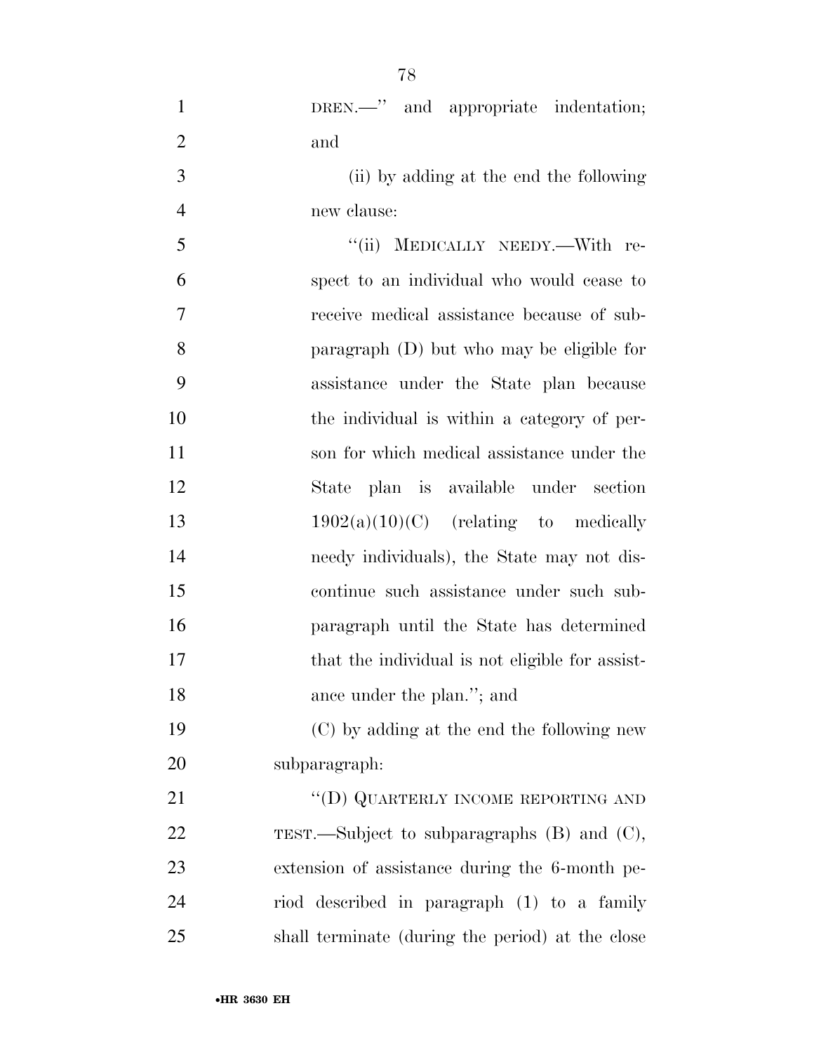DREN.—'' and appropriate indentation; and

(ii) by adding at the end the following new clause:

''(ii) MEDICALLY NEEDY.—With respect to an individual who would cease to receive medical assistance because of subparagraph (D) but who may be eligible for assistance under the State plan because the individual is within a category of person for which medical assistance under the State plan is available under section 1902(a)(10)(C) (relating to medically needy individuals), the State may not discontinue such assistance under such subparagraph until the State has determined that the individual is not eligible for assistance under the plan.''; and

(C) by adding at the end the following new subparagraph:

''(D) QUARTERLY INCOME REPORTING AND TEST.—Subject to subparagraphs (B) and (C), extension of assistance during the 6-month period described in paragraph (1) to a family shall terminate (during the period) at the close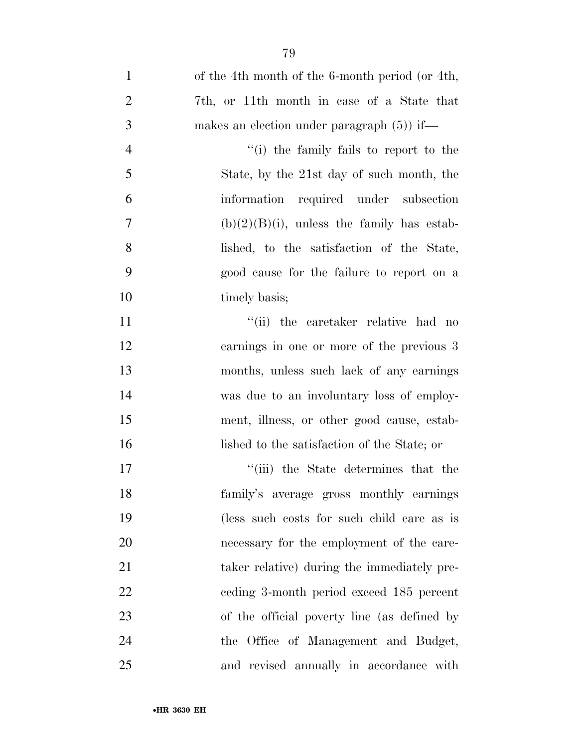of the 4th month of the 6-month period (or 4th, 7th, or 11th month in case of a State that makes an election under paragraph (5)) if—

''(i) the family fails to report to the State, by the 21st day of such month, the information required under subsection (b)(2)(B)(i), unless the family has established, to the satisfaction of the State, good cause for the failure to report on a timely basis;

''(ii) the caretaker relative had no earnings in one or more of the previous 3 months, unless such lack of any earnings was due to an involuntary loss of employment, illness, or other good cause, established to the satisfaction of the State; or

''(iii) the State determines that the family's average gross monthly earnings (less such costs for such child care as is necessary for the employment of the caretaker relative) during the immediately preceding 3-month period exceed 185 percent of the official poverty line (as defined by the Office of Management and Budget, and revised annually in accordance with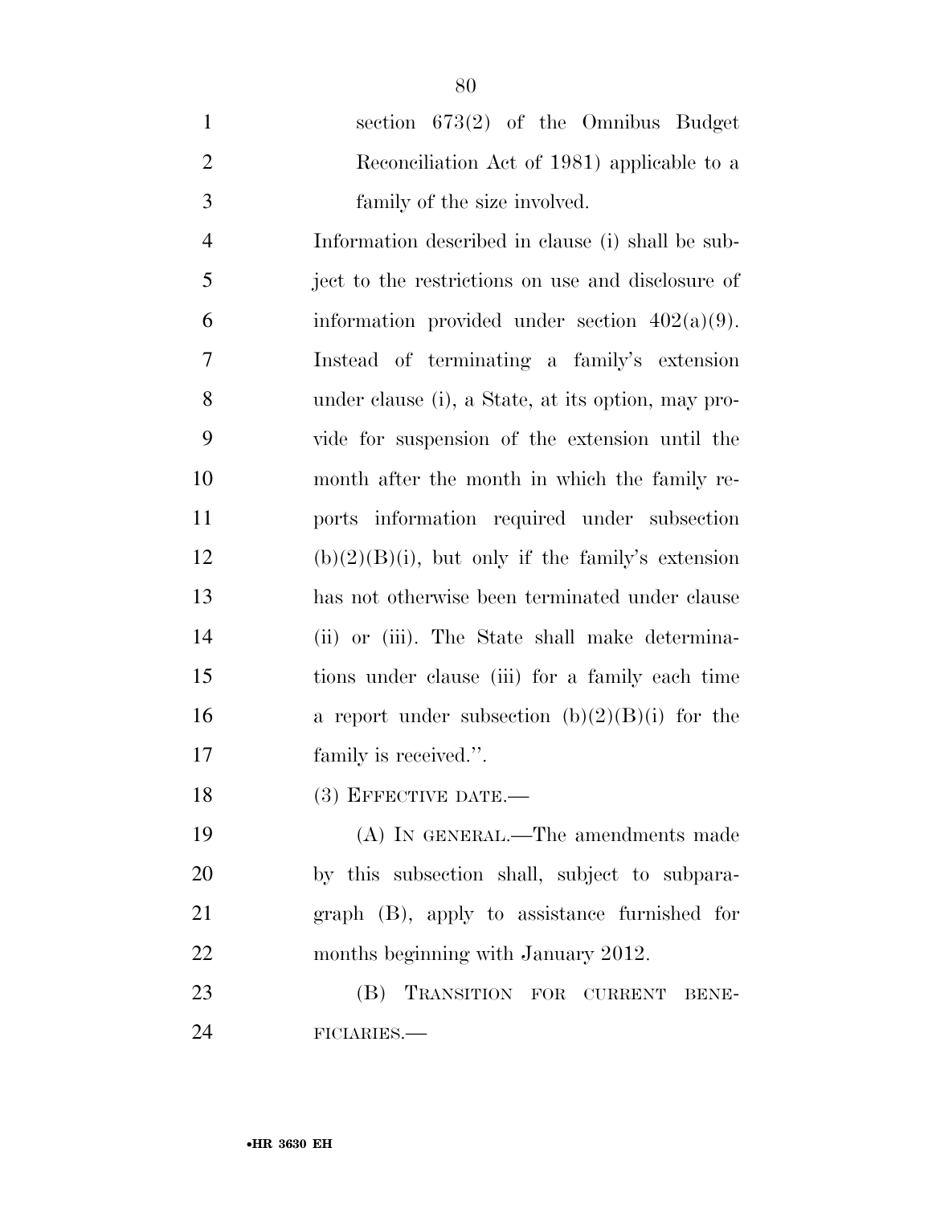section 673(2) of the Omnibus Budget Reconciliation Act of 1981) applicable to a family of the size involved.

Information described in clause (i) shall be subject to the restrictions on use and disclosure of information provided under section 402(a)(9). Instead of terminating a family's extension under clause (i), a State, at its option, may provide for suspension of the extension until the month after the month in which the family reports information required under subsection (b)(2)(B)(i), but only if the family's extension has not otherwise been terminated under clause (ii) or (iii). The State shall make determinations under clause (iii) for a family each time a report under subsection (b)(2)(B)(i) for the family is received.''.

(3) EFFECTIVE DATE.—

(A) IN GENERAL.—The amendments made by this subsection shall, subject to subparagraph (B), apply to assistance furnished for months beginning with January 2012.

(B) TRANSITION FOR CURRENT BENEFICIARIES.—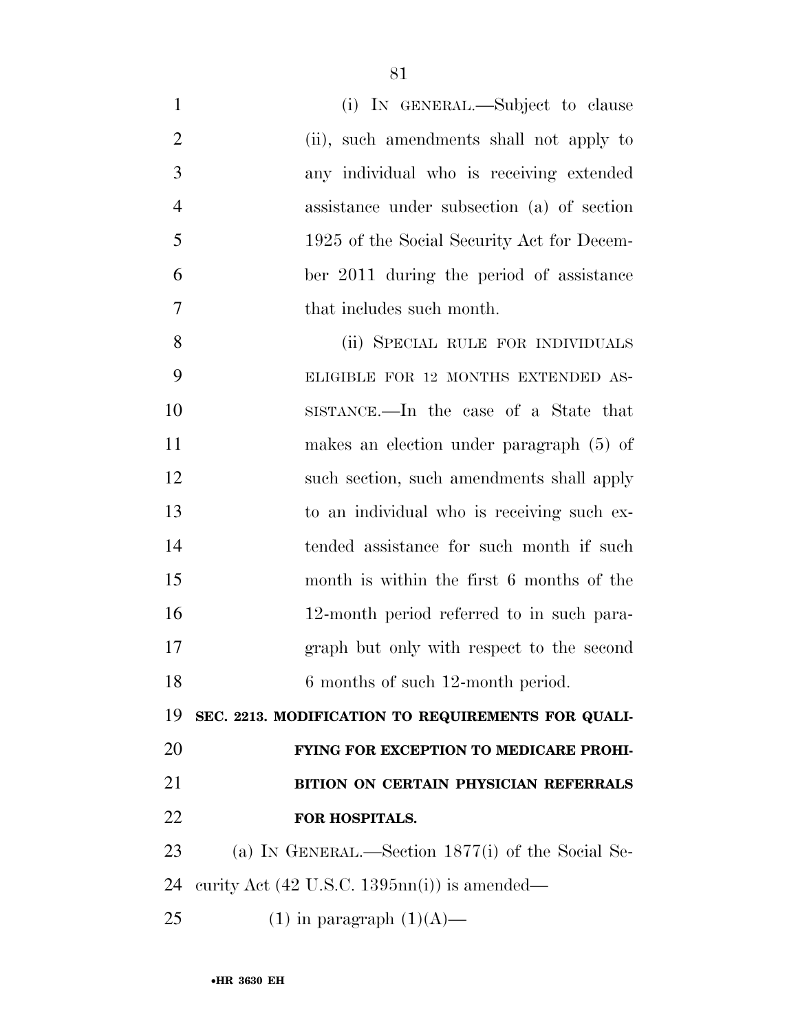(i) IN GENERAL.—Subject to clause (ii), such amendments shall not apply to any individual who is receiving extended assistance under subsection (a) of section 1925 of the Social Security Act for December 2011 during the period of assistance that includes such month.

(ii) SPECIAL RULE FOR INDIVIDUALS ELIGIBLE FOR 12 MONTHS EXTENDED ASSISTANCE.—In the case of a State that makes an election under paragraph (5) of such section, such amendments shall apply to an individual who is receiving such extended assistance for such month if such month is within the first 6 months of the 12-month period referred to in such paragraph but only with respect to the second 6 months of such 12-month period.

## SEC. 2213. MODIFICATION TO REQUIREMENTS FOR QUALIFYING FOR EXCEPTION TO MEDICARE PROHIBITION ON CERTAIN PHYSICIAN REFERRALS FOR HOSPITALS.

(a) IN GENERAL.—Section 1877(i) of the Social Security Act (42 U.S.C. 1395nn(i)) is amended—

(1) in paragraph (1)(A)—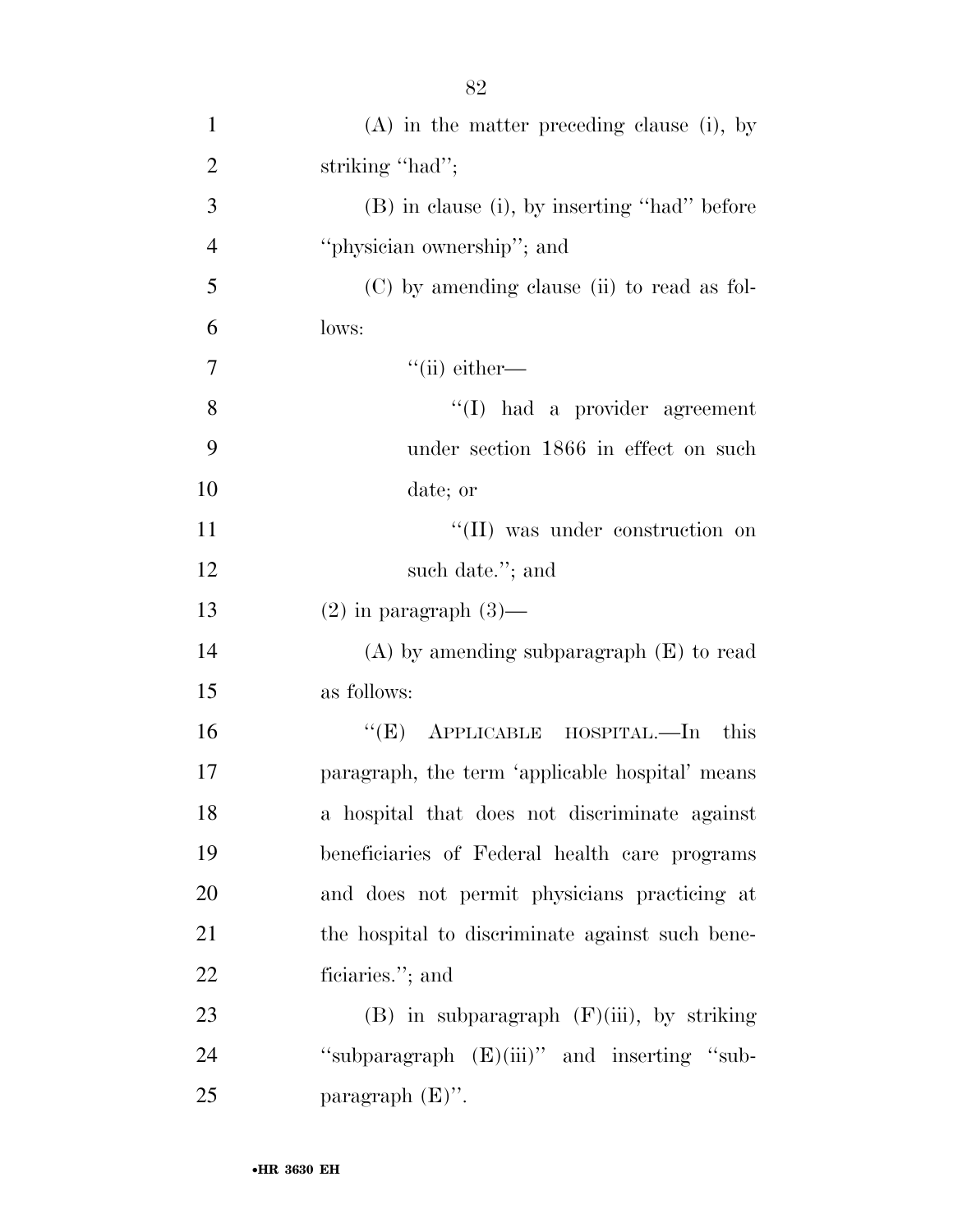(A) in the matter preceding clause (i), by striking ''had'';

(B) in clause (i), by inserting ''had'' before ''physician ownership''; and

(C) by amending clause (ii) to read as follows:

''(ii) either—

''(I) had a provider agreement under section 1866 in effect on such date; or

''(II) was under construction on such date.''; and

(2) in paragraph (3)—

(A) by amending subparagraph (E) to read as follows:

''(E) APPLICABLE HOSPITAL.—In this paragraph, the term 'applicable hospital' means a hospital that does not discriminate against beneficiaries of Federal health care programs and does not permit physicians practicing at the hospital to discriminate against such beneficiaries.''; and

(B) in subparagraph (F)(iii), by striking ''subparagraph (E)(iii)'' and inserting ''subparagraph (E)''.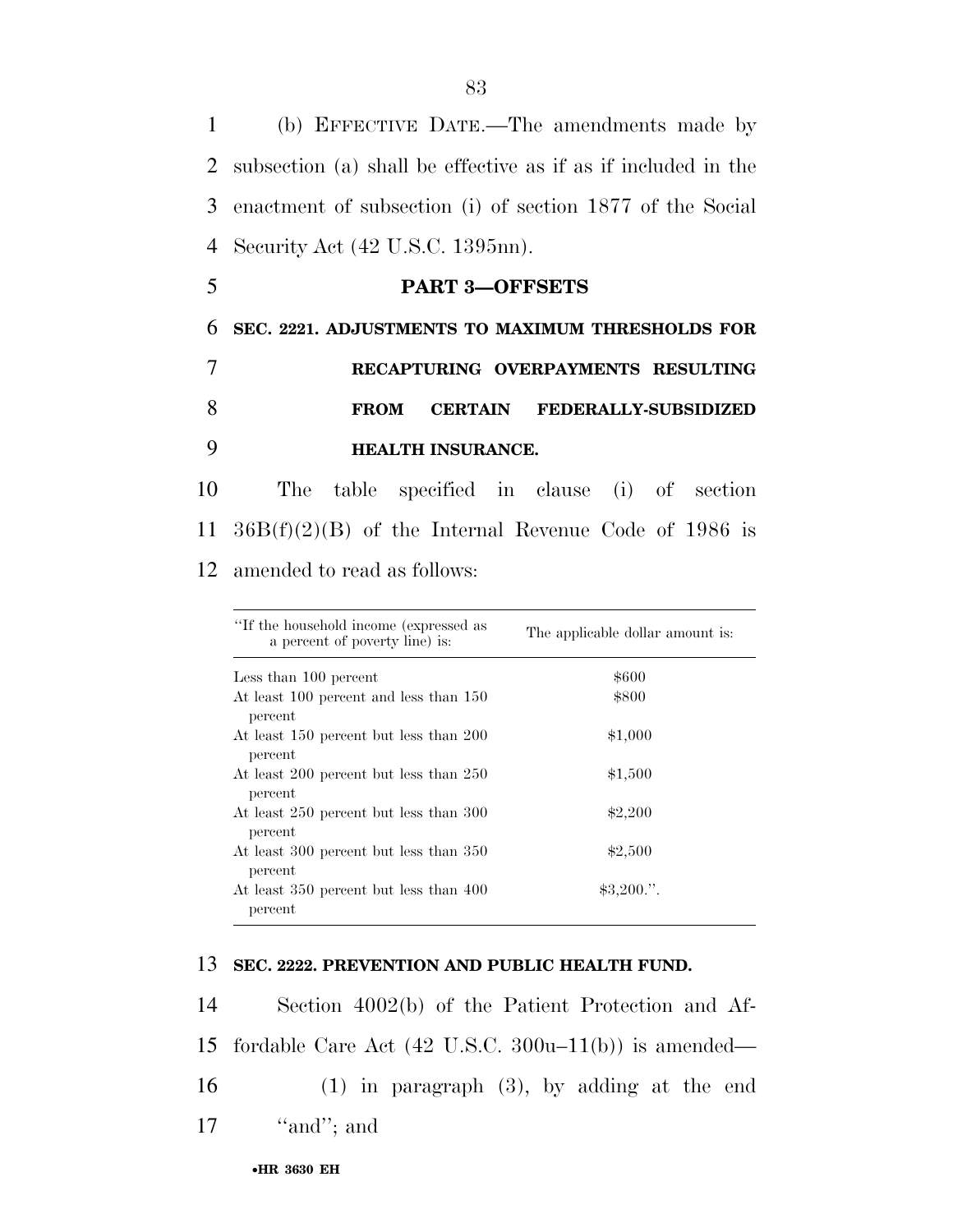(b) EFFECTIVE DATE.—The amendments made by subsection (a) shall be effective as if as if included in the enactment of subsection (i) of section 1877 of the Social Security Act (42 U.S.C. 1395nn).

## PART 3—OFFSETS

### SEC. 2221. ADJUSTMENTS TO MAXIMUM THRESHOLDS FOR RECAPTURING OVERPAYMENTS RESULTING FROM CERTAIN FEDERALLY-SUBSIDIZED HEALTH INSURANCE.

The table specified in clause (i) of section 36B(f)(2)(B) of the Internal Revenue Code of 1986 is amended to read as follows:

| ''If the household income (expressed as a percent of poverty line) is: | The applicable dollar amount is: |
|---|---|
| Less than 100 percent | $600 |
| At least 100 percent and less than 150 percent | $800 |
| At least 150 percent but less than 200 percent | $1,000 |
| At least 200 percent but less than 250 percent | $1,500 |
| At least 250 percent but less than 300 percent | $2,200 |
| At least 300 percent but less than 350 percent | $2,500 |
| At least 350 percent but less than 400 percent | $3,200.''. |

### SEC. 2222. PREVENTION AND PUBLIC HEALTH FUND.

Section 4002(b) of the Patient Protection and Affordable Care Act (42 U.S.C. 300u–11(b)) is amended—

(1) in paragraph (3), by adding at the end ''and''; and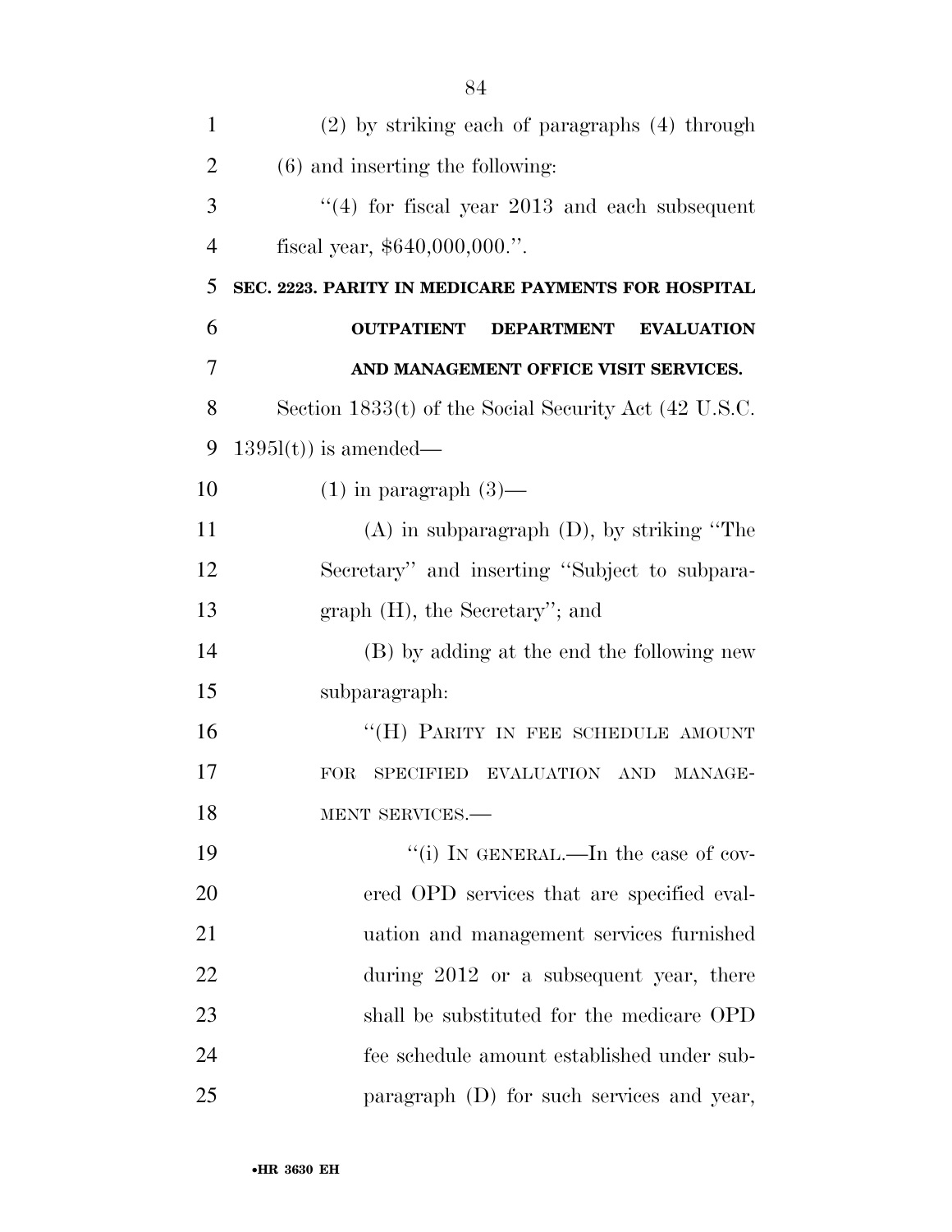(2) by striking each of paragraphs (4) through (6) and inserting the following:

"(4) for fiscal year 2013 and each subsequent fiscal year, $640,000,000.".

**SEC. 2223. PARITY IN MEDICARE PAYMENTS FOR HOSPITAL OUTPATIENT DEPARTMENT EVALUATION AND MANAGEMENT OFFICE VISIT SERVICES.**

Section 1833(t) of the Social Security Act (42 U.S.C. 1395l(t)) is amended—

(1) in paragraph (3)—

(A) in subparagraph (D), by striking "The Secretary" and inserting "Subject to subparagraph (H), the Secretary"; and

(B) by adding at the end the following new subparagraph:

"(H) PARITY IN FEE SCHEDULE AMOUNT FOR SPECIFIED EVALUATION AND MANAGEMENT SERVICES.—

"(i) IN GENERAL.—In the case of covered OPD services that are specified evaluation and management services furnished during 2012 or a subsequent year, there shall be substituted for the medicare OPD fee schedule amount established under subparagraph (D) for such services and year,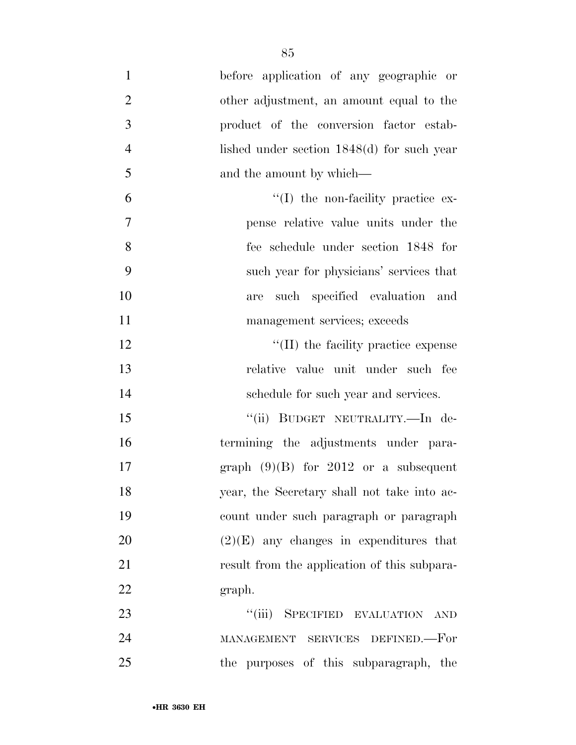before application of any geographic or other adjustment, an amount equal to the product of the conversion factor established under section 1848(d) for such year and the amount by which—

''(I) the non-facility practice expense relative value units under the fee schedule under section 1848 for such year for physicians' services that are such specified evaluation and management services; exceeds

''(II) the facility practice expense relative value unit under such fee schedule for such year and services.

''(ii) BUDGET NEUTRALITY.—In determining the adjustments under paragraph (9)(B) for 2012 or a subsequent year, the Secretary shall not take into account under such paragraph or paragraph (2)(E) any changes in expenditures that result from the application of this subparagraph.

''(iii) SPECIFIED EVALUATION AND MANAGEMENT SERVICES DEFINED.—For the purposes of this subparagraph, the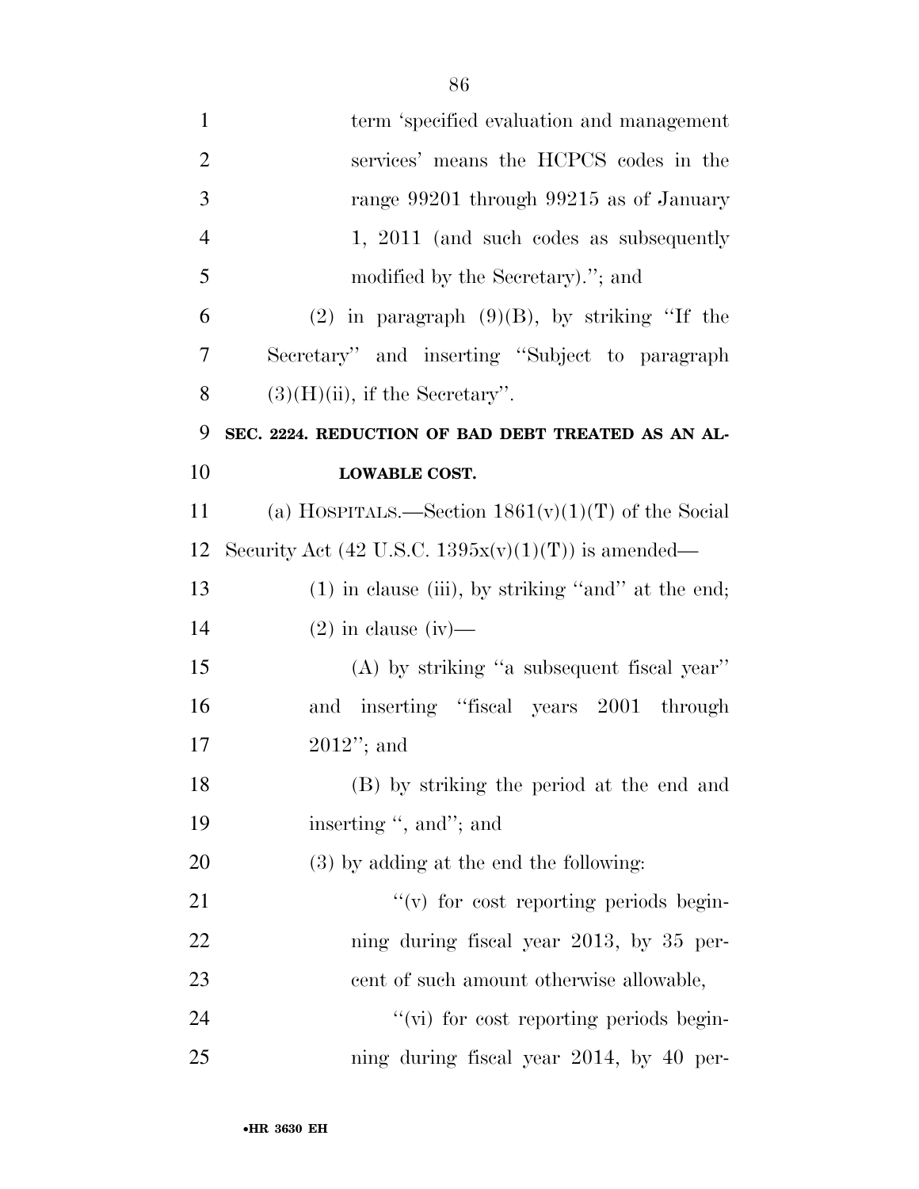term 'specified evaluation and management services' means the HCPCS codes in the range 99201 through 99215 as of January 1, 2011 (and such codes as subsequently modified by the Secretary)."; and

(2) in paragraph (9)(B), by striking "If the Secretary" and inserting "Subject to paragraph (3)(H)(ii), if the Secretary".

**SEC. 2224. REDUCTION OF BAD DEBT TREATED AS AN ALLOWABLE COST.**

(a) HOSPITALS.—Section 1861(v)(1)(T) of the Social Security Act (42 U.S.C. 1395x(v)(1)(T)) is amended—

(1) in clause (iii), by striking "and" at the end;

(2) in clause (iv)—

(A) by striking "a subsequent fiscal year" and inserting "fiscal years 2001 through 2012"; and

(B) by striking the period at the end and inserting ", and"; and

(3) by adding at the end the following:

"(v) for cost reporting periods beginning during fiscal year 2013, by 35 percent of such amount otherwise allowable,

"(vi) for cost reporting periods beginning during fiscal year 2014, by 40 per-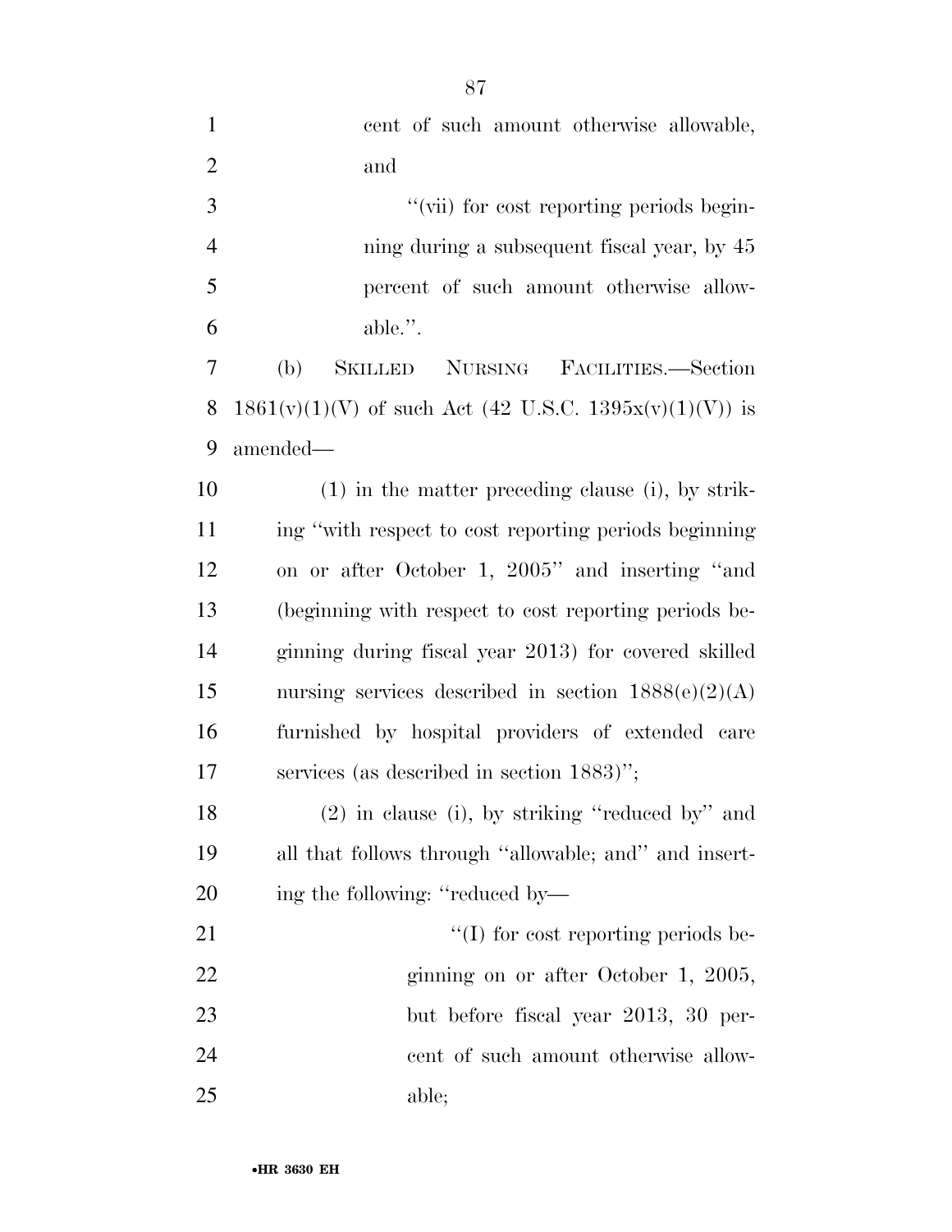cent of such amount otherwise allowable, and

"(vii) for cost reporting periods beginning during a subsequent fiscal year, by 45 percent of such amount otherwise allowable.".

(b) SKILLED NURSING FACILITIES.—Section 1861(v)(1)(V) of such Act (42 U.S.C. 1395x(v)(1)(V)) is amended—

(1) in the matter preceding clause (i), by striking "with respect to cost reporting periods beginning on or after October 1, 2005" and inserting "and (beginning with respect to cost reporting periods beginning during fiscal year 2013) for covered skilled nursing services described in section 1888(e)(2)(A) furnished by hospital providers of extended care services (as described in section 1883)";

(2) in clause (i), by striking "reduced by" and all that follows through "allowable; and" and inserting the following: "reduced by—

"(I) for cost reporting periods beginning on or after October 1, 2005, but before fiscal year 2013, 30 percent of such amount otherwise allowable;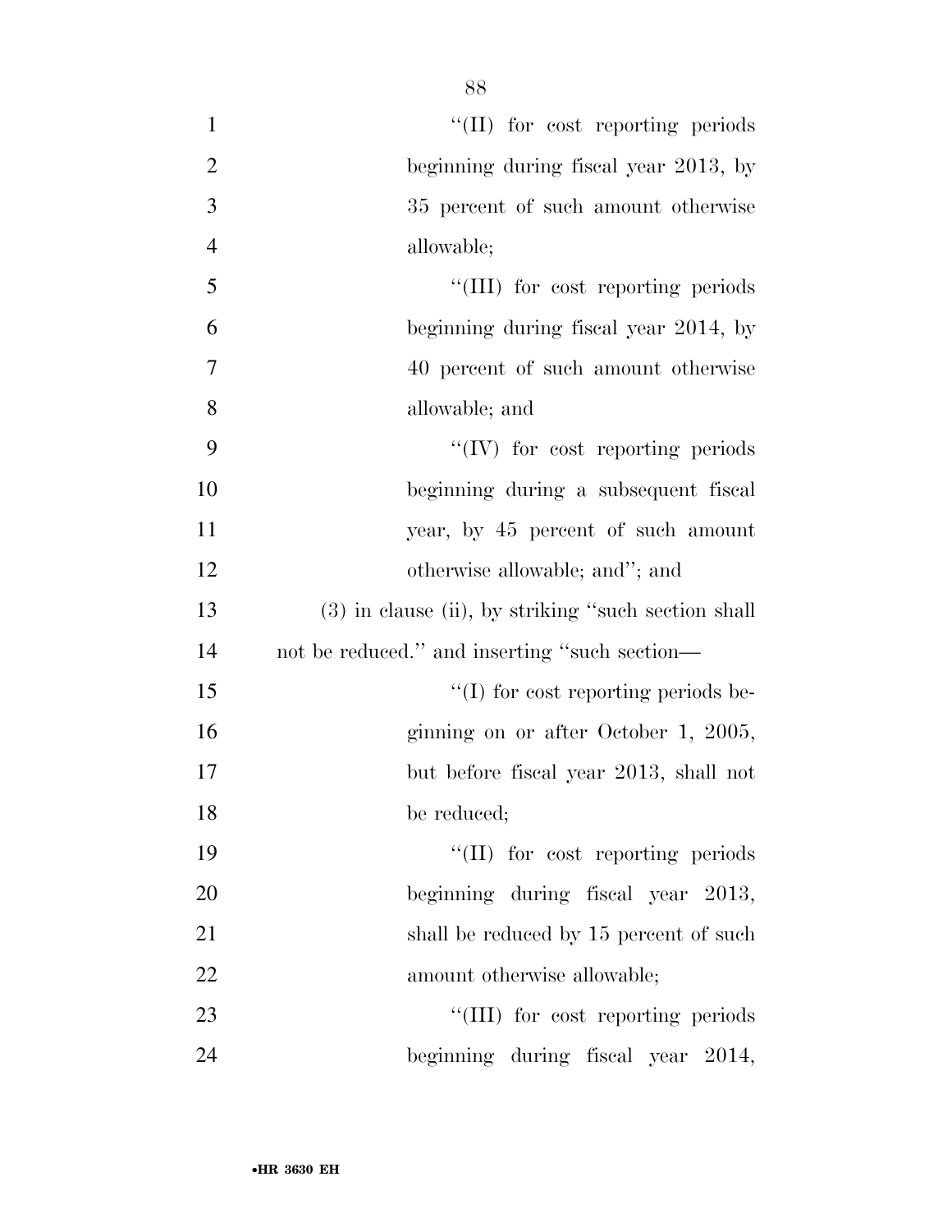''(II) for cost reporting periods beginning during fiscal year 2013, by 35 percent of such amount otherwise allowable;

''(III) for cost reporting periods beginning during fiscal year 2014, by 40 percent of such amount otherwise allowable; and

''(IV) for cost reporting periods beginning during a subsequent fiscal year, by 45 percent of such amount otherwise allowable; and''; and

(3) in clause (ii), by striking ''such section shall not be reduced.'' and inserting ''such section—

''(I) for cost reporting periods beginning on or after October 1, 2005, but before fiscal year 2013, shall not be reduced;

''(II) for cost reporting periods beginning during fiscal year 2013, shall be reduced by 15 percent of such amount otherwise allowable;

''(III) for cost reporting periods beginning during fiscal year 2014,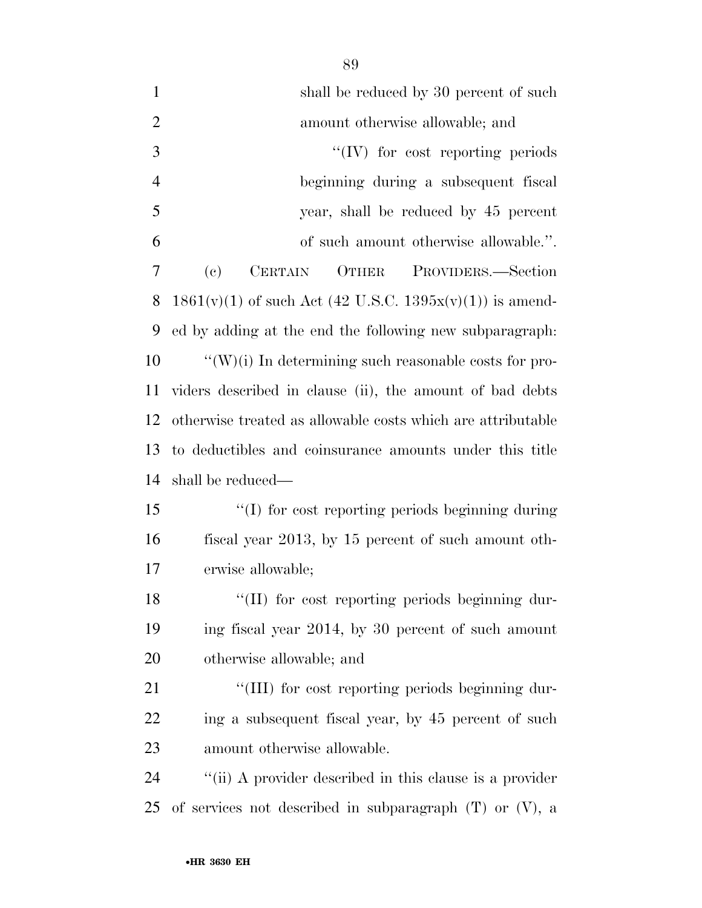shall be reduced by 30 percent of such amount otherwise allowable; and

''(IV) for cost reporting periods beginning during a subsequent fiscal year, shall be reduced by 45 percent of such amount otherwise allowable.''.

(c) CERTAIN OTHER PROVIDERS.—Section 1861(v)(1) of such Act (42 U.S.C. 1395x(v)(1)) is amended by adding at the end the following new subparagraph:

''(W)(i) In determining such reasonable costs for providers described in clause (ii), the amount of bad debts otherwise treated as allowable costs which are attributable to deductibles and coinsurance amounts under this title shall be reduced—

''(I) for cost reporting periods beginning during fiscal year 2013, by 15 percent of such amount otherwise allowable;

''(II) for cost reporting periods beginning during fiscal year 2014, by 30 percent of such amount otherwise allowable; and

''(III) for cost reporting periods beginning during a subsequent fiscal year, by 45 percent of such amount otherwise allowable.

''(ii) A provider described in this clause is a provider of services not described in subparagraph (T) or (V), a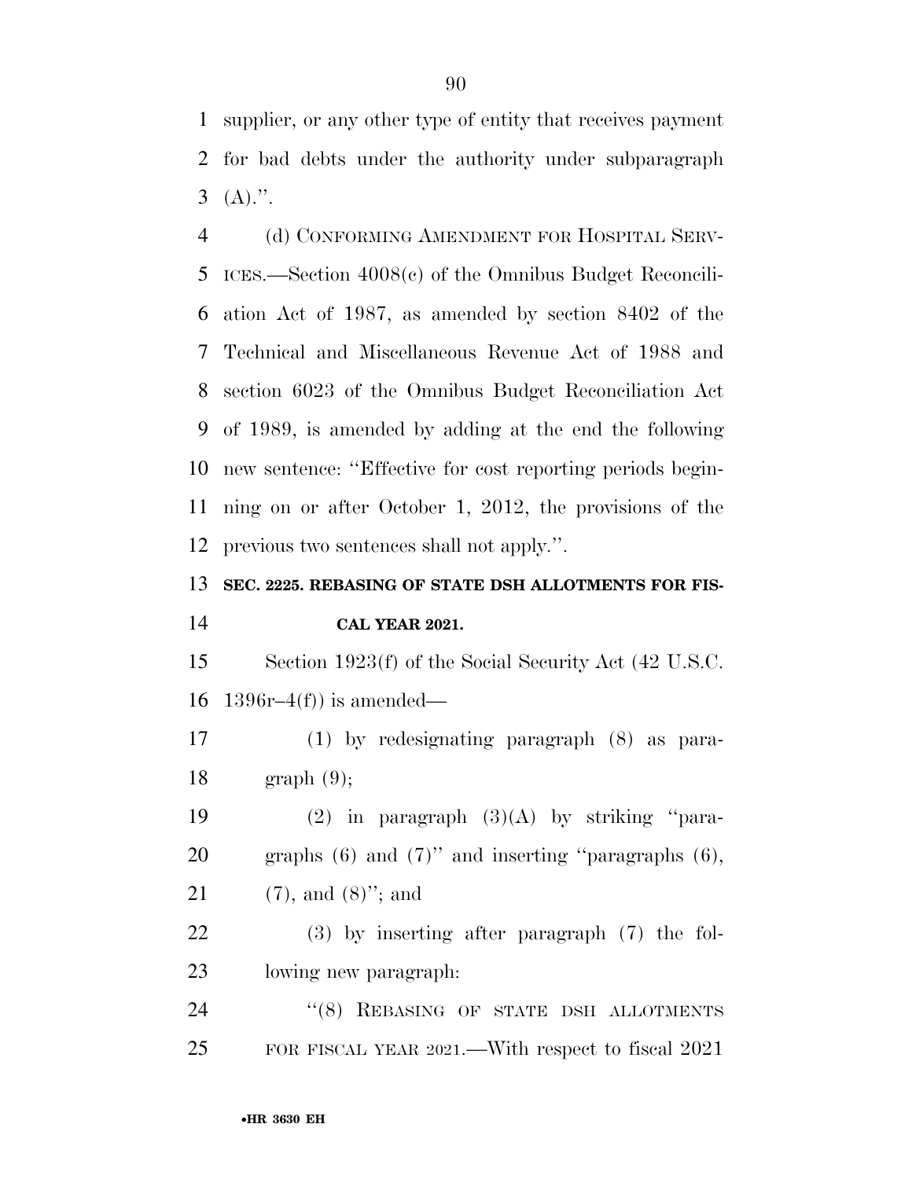supplier, or any other type of entity that receives payment for bad debts under the authority under subparagraph (A).''.

(d) CONFORMING AMENDMENT FOR HOSPITAL SERVICES.—Section 4008(c) of the Omnibus Budget Reconciliation Act of 1987, as amended by section 8402 of the Technical and Miscellaneous Revenue Act of 1988 and section 6023 of the Omnibus Budget Reconciliation Act of 1989, is amended by adding at the end the following new sentence: ''Effective for cost reporting periods beginning on or after October 1, 2012, the provisions of the previous two sentences shall not apply.''.

**SEC. 2225. REBASING OF STATE DSH ALLOTMENTS FOR FISCAL YEAR 2021.**

Section 1923(f) of the Social Security Act (42 U.S.C. 1396r–4(f)) is amended—

(1) by redesignating paragraph (8) as paragraph (9);

(2) in paragraph (3)(A) by striking ''paragraphs (6) and (7)'' and inserting ''paragraphs (6), (7), and (8)''; and

(3) by inserting after paragraph (7) the following new paragraph:

''(8) REBASING OF STATE DSH ALLOTMENTS FOR FISCAL YEAR 2021.—With respect to fiscal 2021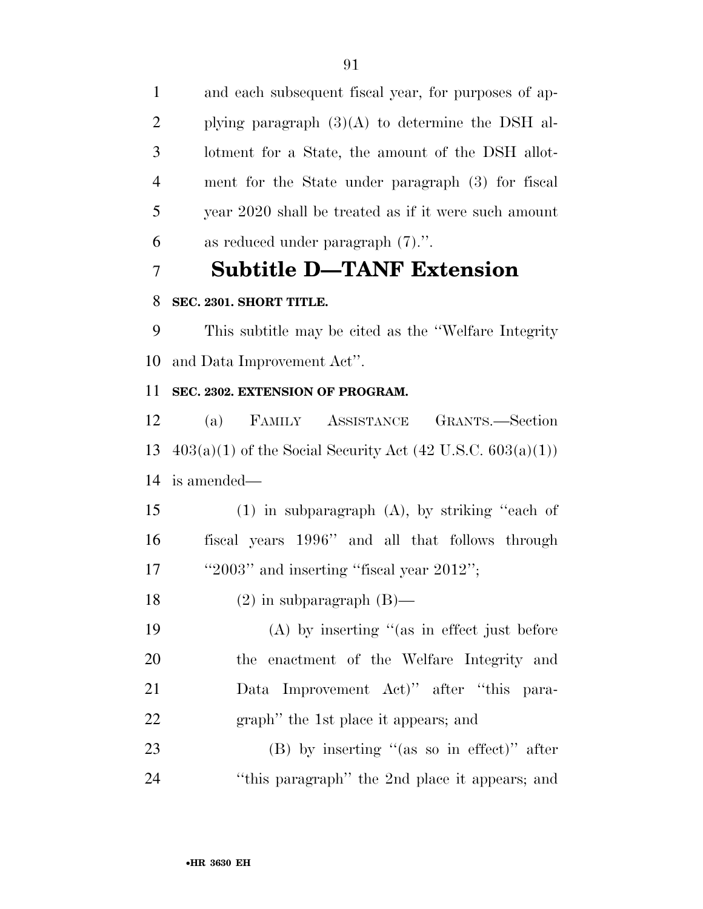and each subsequent fiscal year, for purposes of applying paragraph (3)(A) to determine the DSH allotment for a State, the amount of the DSH allotment for the State under paragraph (3) for fiscal year 2020 shall be treated as if it were such amount as reduced under paragraph (7).''.

## Subtitle D—TANF Extension

**SEC. 2301. SHORT TITLE.**

This subtitle may be cited as the ''Welfare Integrity and Data Improvement Act''.

**SEC. 2302. EXTENSION OF PROGRAM.**

(a) FAMILY ASSISTANCE GRANTS.—Section 403(a)(1) of the Social Security Act (42 U.S.C. 603(a)(1)) is amended—

(1) in subparagraph (A), by striking ''each of fiscal years 1996'' and all that follows through ''2003'' and inserting ''fiscal year 2012'';

(2) in subparagraph (B)—

(A) by inserting ''(as in effect just before the enactment of the Welfare Integrity and Data Improvement Act)'' after ''this paragraph'' the 1st place it appears; and

(B) by inserting ''(as so in effect)'' after ''this paragraph'' the 2nd place it appears; and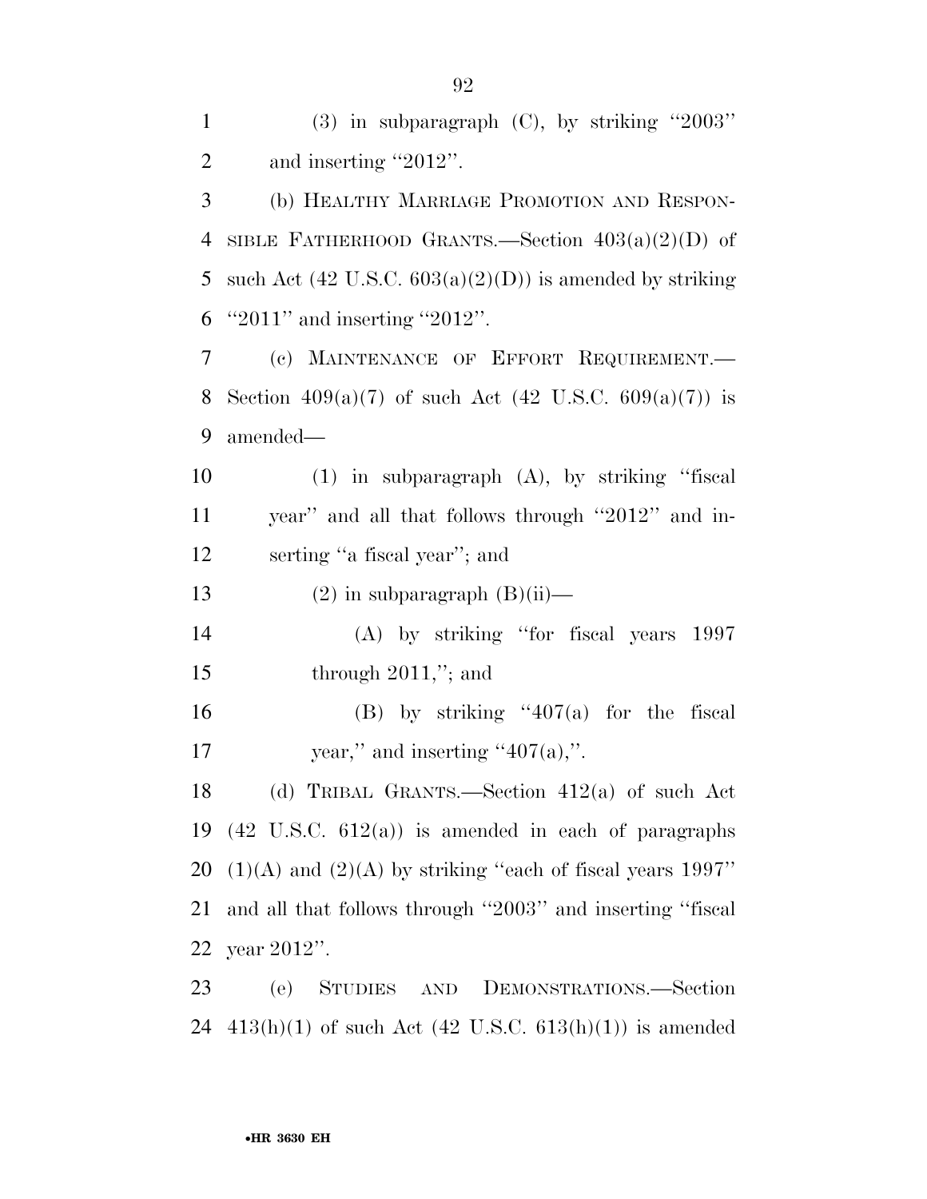(3) in subparagraph (C), by striking ''2003'' and inserting ''2012''.

(b) HEALTHY MARRIAGE PROMOTION AND RESPONSIBLE FATHERHOOD GRANTS.—Section 403(a)(2)(D) of such Act (42 U.S.C. 603(a)(2)(D)) is amended by striking ''2011'' and inserting ''2012''.

(c) MAINTENANCE OF EFFORT REQUIREMENT.—Section 409(a)(7) of such Act (42 U.S.C. 609(a)(7)) is amended—

(1) in subparagraph (A), by striking ''fiscal year'' and all that follows through ''2012'' and inserting ''a fiscal year''; and

(2) in subparagraph (B)(ii)—

(A) by striking ''for fiscal years 1997 through 2011,''; and

(B) by striking ''407(a) for the fiscal year,'' and inserting ''407(a),''.

(d) TRIBAL GRANTS.—Section 412(a) of such Act (42 U.S.C. 612(a)) is amended in each of paragraphs (1)(A) and (2)(A) by striking ''each of fiscal years 1997'' and all that follows through ''2003'' and inserting ''fiscal year 2012''.

(e) STUDIES AND DEMONSTRATIONS.—Section 413(h)(1) of such Act (42 U.S.C. 613(h)(1)) is amended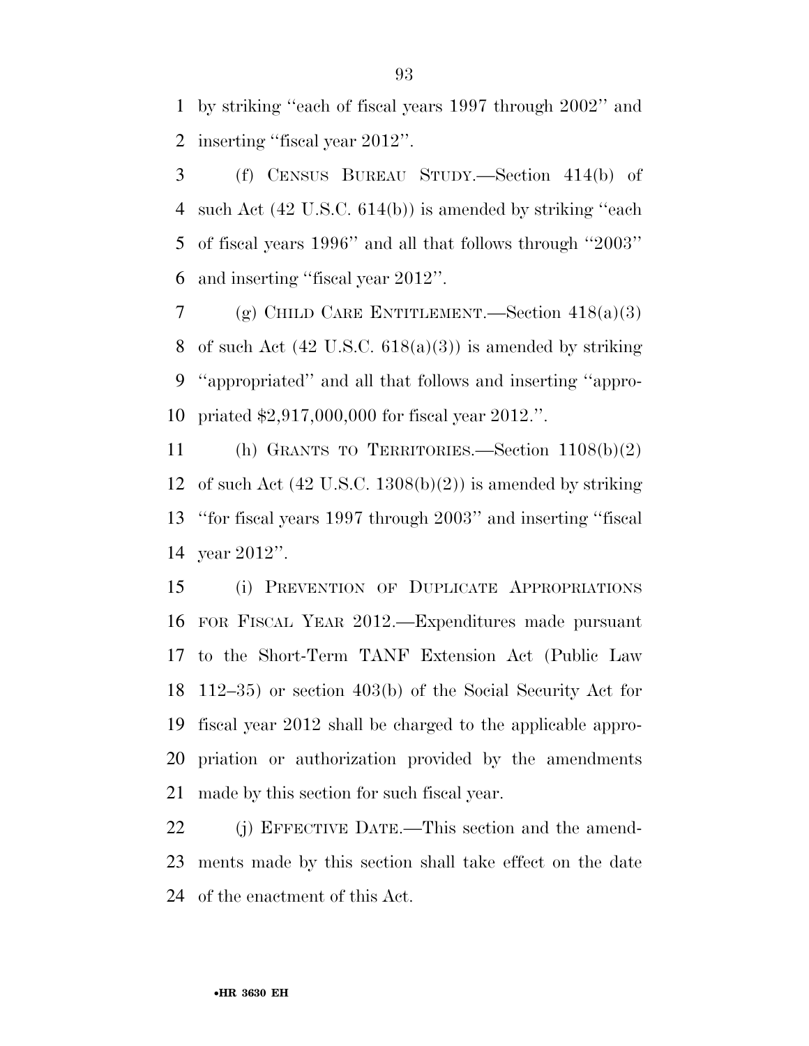by striking ''each of fiscal years 1997 through 2002'' and inserting ''fiscal year 2012''.

(f) CENSUS BUREAU STUDY.—Section 414(b) of such Act (42 U.S.C. 614(b)) is amended by striking ''each of fiscal years 1996'' and all that follows through ''2003'' and inserting ''fiscal year 2012''.

(g) CHILD CARE ENTITLEMENT.—Section 418(a)(3) of such Act (42 U.S.C. 618(a)(3)) is amended by striking ''appropriated'' and all that follows and inserting ''appropriated $2,917,000,000 for fiscal year 2012.''.

(h) GRANTS TO TERRITORIES.—Section 1108(b)(2) of such Act (42 U.S.C. 1308(b)(2)) is amended by striking ''for fiscal years 1997 through 2003'' and inserting ''fiscal year 2012''.

(i) PREVENTION OF DUPLICATE APPROPRIATIONS FOR FISCAL YEAR 2012.—Expenditures made pursuant to the Short-Term TANF Extension Act (Public Law 112–35) or section 403(b) of the Social Security Act for fiscal year 2012 shall be charged to the applicable appropriation or authorization provided by the amendments made by this section for such fiscal year.

(j) EFFECTIVE DATE.—This section and the amendments made by this section shall take effect on the date of the enactment of this Act.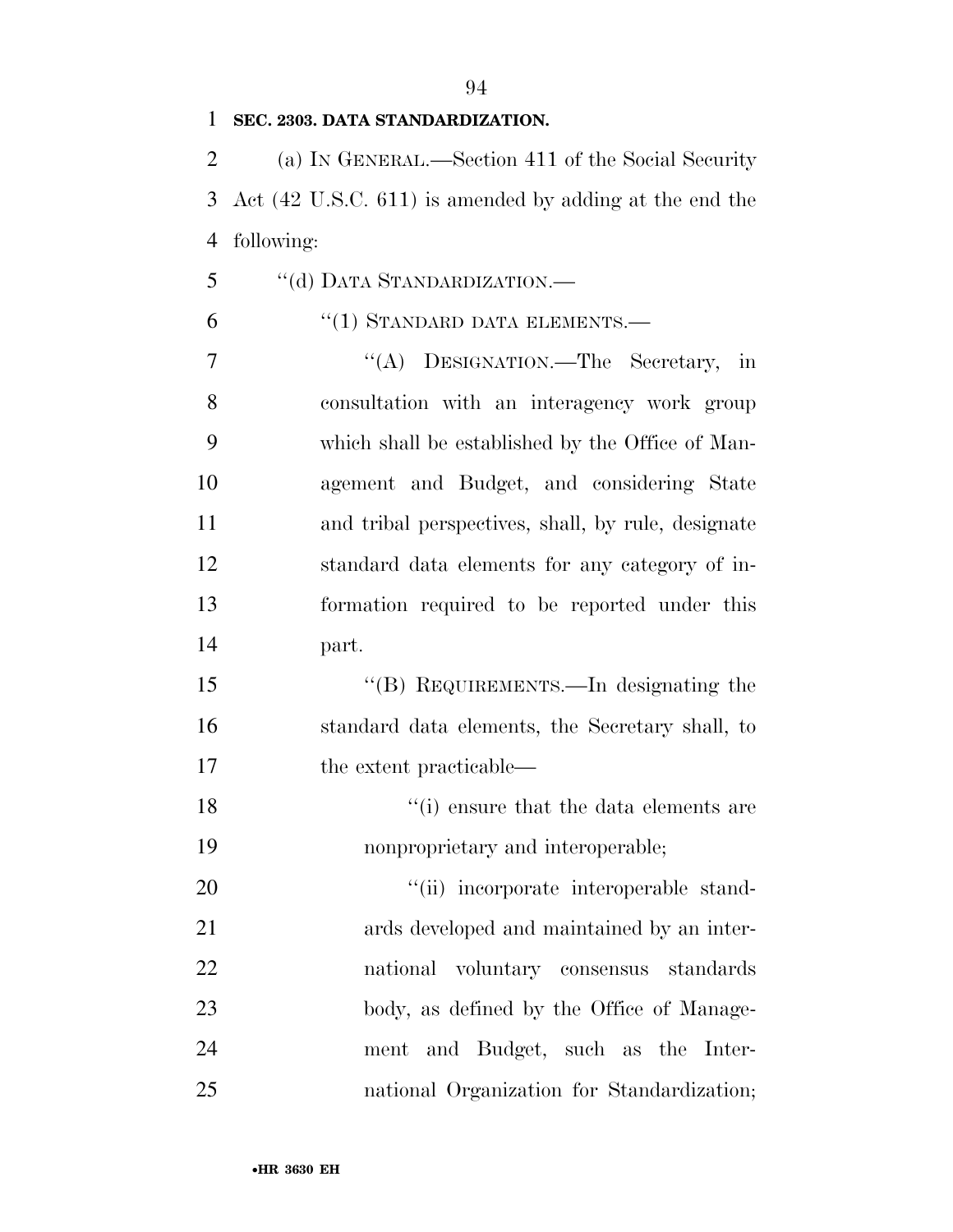**SEC. 2303. DATA STANDARDIZATION.**

(a) IN GENERAL.—Section 411 of the Social Security Act (42 U.S.C. 611) is amended by adding at the end the following:

''(d) DATA STANDARDIZATION.—

''(1) STANDARD DATA ELEMENTS.—

''(A) DESIGNATION.—The Secretary, in consultation with an interagency work group which shall be established by the Office of Management and Budget, and considering State and tribal perspectives, shall, by rule, designate standard data elements for any category of information required to be reported under this part.

''(B) REQUIREMENTS.—In designating the standard data elements, the Secretary shall, to the extent practicable—

''(i) ensure that the data elements are nonproprietary and interoperable;

''(ii) incorporate interoperable standards developed and maintained by an international voluntary consensus standards body, as defined by the Office of Management and Budget, such as the International Organization for Standardization;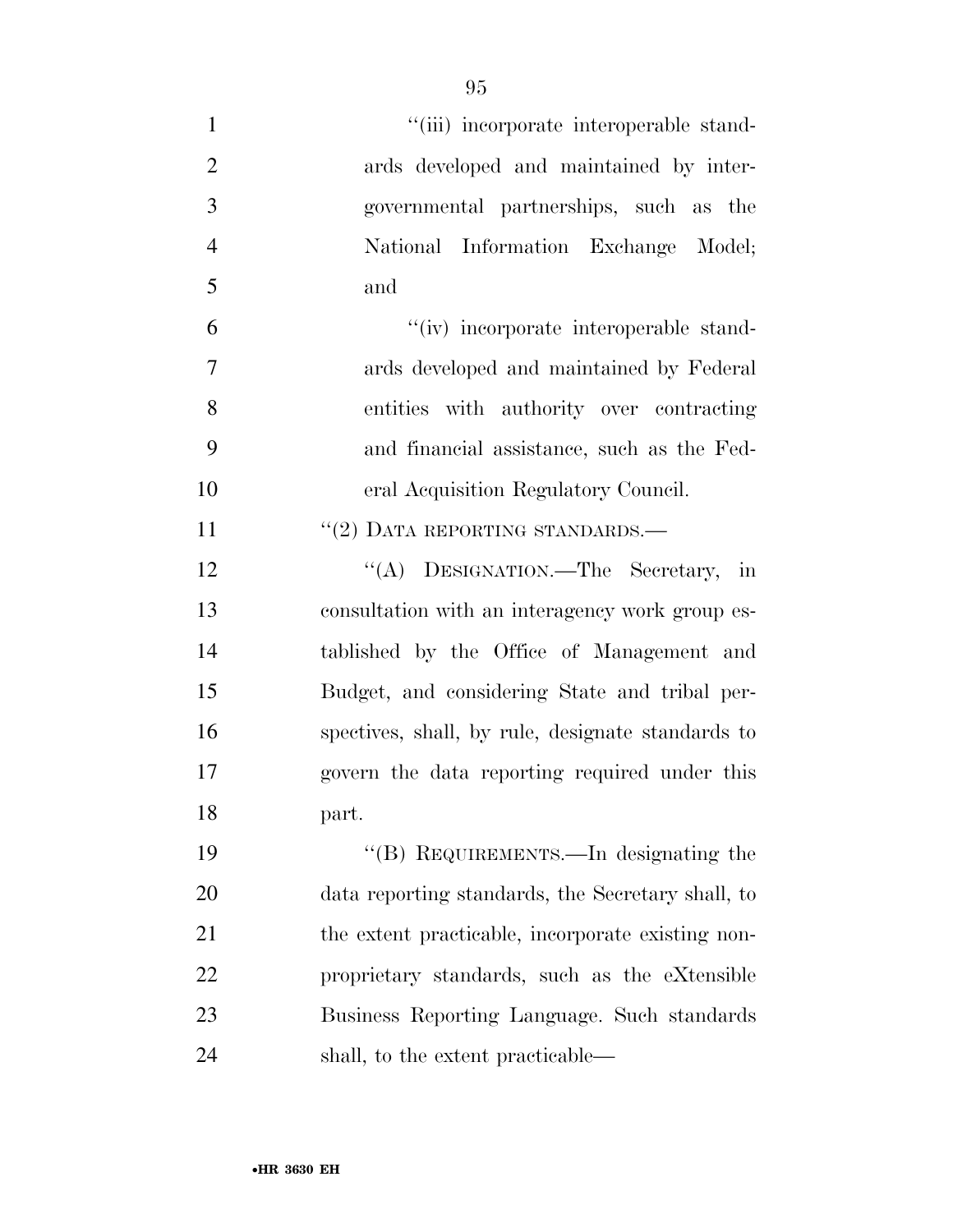"(iii) incorporate interoperable standards developed and maintained by intergovernmental partnerships, such as the National Information Exchange Model; and

"(iv) incorporate interoperable standards developed and maintained by Federal entities with authority over contracting and financial assistance, such as the Federal Acquisition Regulatory Council.

"(2) DATA REPORTING STANDARDS.—

"(A) DESIGNATION.—The Secretary, in consultation with an interagency work group established by the Office of Management and Budget, and considering State and tribal perspectives, shall, by rule, designate standards to govern the data reporting required under this part.

"(B) REQUIREMENTS.—In designating the data reporting standards, the Secretary shall, to the extent practicable, incorporate existing nonproprietary standards, such as the eXtensible Business Reporting Language. Such standards shall, to the extent practicable—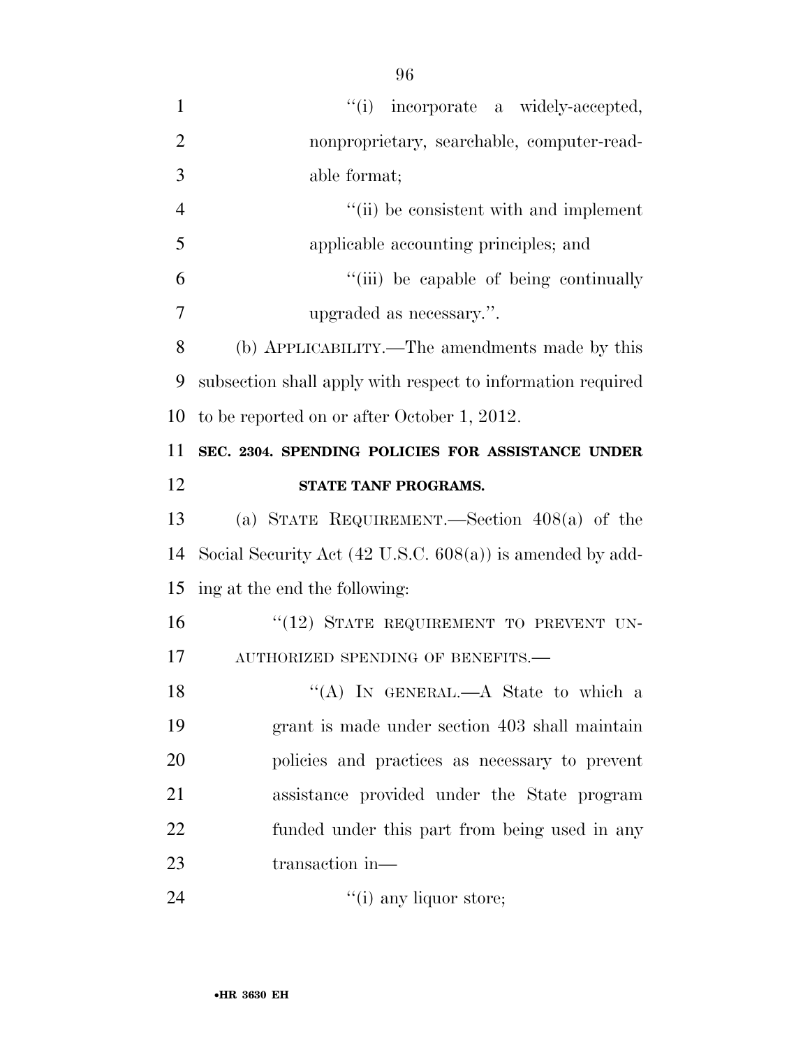"(i) incorporate a widely-accepted, nonproprietary, searchable, computer-readable format;

"(ii) be consistent with and implement applicable accounting principles; and

"(iii) be capable of being continually upgraded as necessary.".

(b) APPLICABILITY.—The amendments made by this subsection shall apply with respect to information required to be reported on or after October 1, 2012.

**SEC. 2304. SPENDING POLICIES FOR ASSISTANCE UNDER STATE TANF PROGRAMS.**

(a) STATE REQUIREMENT.—Section 408(a) of the Social Security Act (42 U.S.C. 608(a)) is amended by adding at the end the following:

"(12) STATE REQUIREMENT TO PREVENT UNAUTHORIZED SPENDING OF BENEFITS.—

"(A) IN GENERAL.—A State to which a grant is made under section 403 shall maintain policies and practices as necessary to prevent assistance provided under the State program funded under this part from being used in any transaction in—

"(i) any liquor store;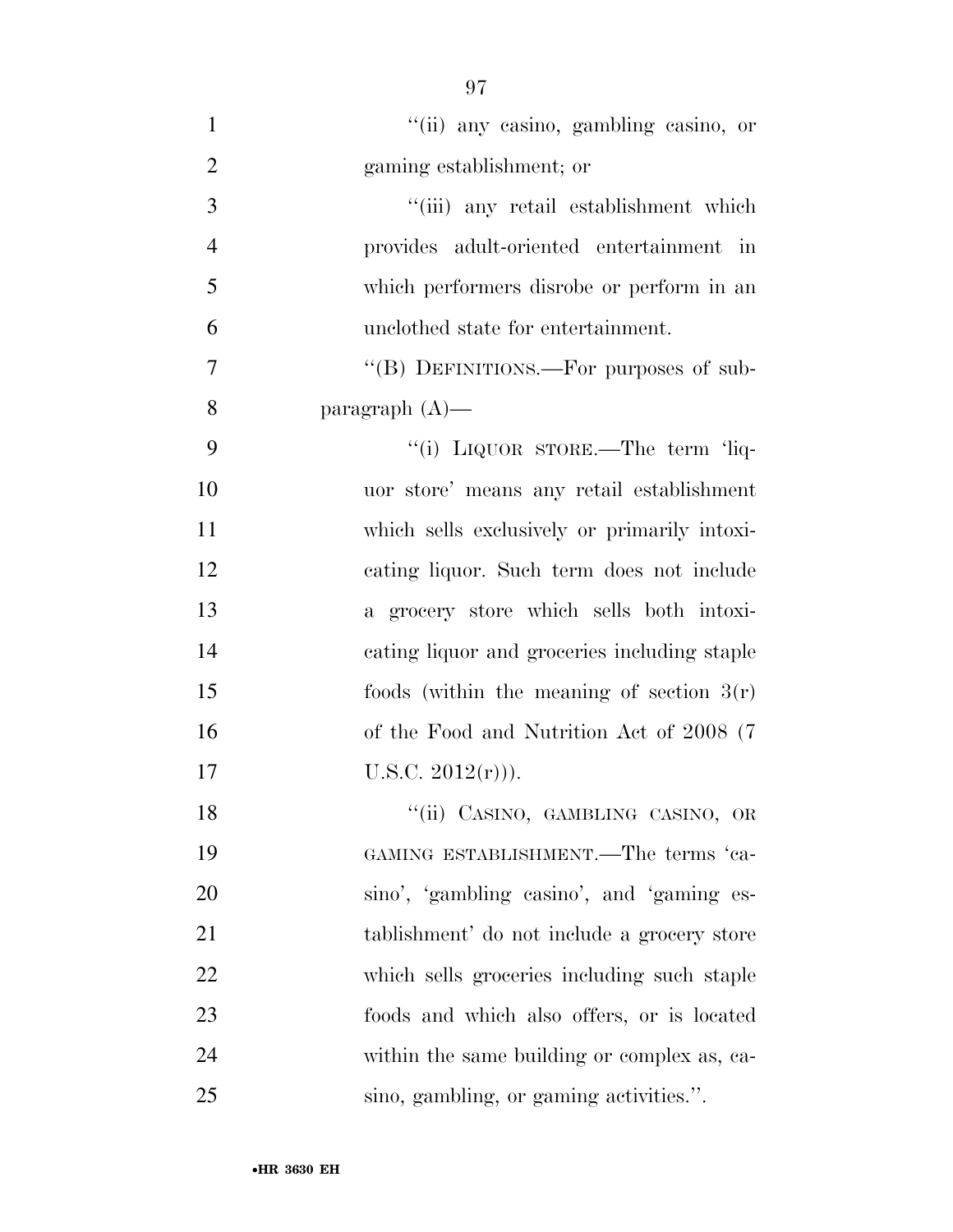''(ii) any casino, gambling casino, or gaming establishment; or

''(iii) any retail establishment which provides adult-oriented entertainment in which performers disrobe or perform in an unclothed state for entertainment.

''(B) DEFINITIONS.—For purposes of subparagraph (A)—

''(i) LIQUOR STORE.—The term 'liquor store' means any retail establishment which sells exclusively or primarily intoxicating liquor. Such term does not include a grocery store which sells both intoxicating liquor and groceries including staple foods (within the meaning of section 3(r) of the Food and Nutrition Act of 2008 (7 U.S.C. 2012(r))).

''(ii) CASINO, GAMBLING CASINO, OR GAMING ESTABLISHMENT.—The terms 'casino', 'gambling casino', and 'gaming establishment' do not include a grocery store which sells groceries including such staple foods and which also offers, or is located within the same building or complex as, casino, gambling, or gaming activities.''.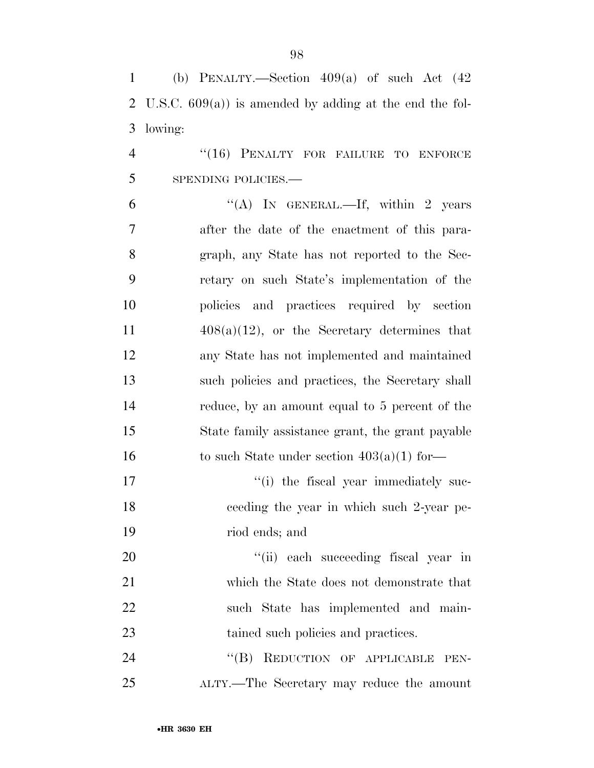(b) PENALTY.—Section 409(a) of such Act (42 U.S.C. 609(a)) is amended by adding at the end the following:

"(16) PENALTY FOR FAILURE TO ENFORCE SPENDING POLICIES.—

"(A) IN GENERAL.—If, within 2 years after the date of the enactment of this paragraph, any State has not reported to the Secretary on such State's implementation of the policies and practices required by section 408(a)(12), or the Secretary determines that any State has not implemented and maintained such policies and practices, the Secretary shall reduce, by an amount equal to 5 percent of the State family assistance grant, the grant payable to such State under section 403(a)(1) for—

"(i) the fiscal year immediately succeeding the year in which such 2-year period ends; and

"(ii) each succeeding fiscal year in which the State does not demonstrate that such State has implemented and maintained such policies and practices.

"(B) REDUCTION OF APPLICABLE PENALTY.—The Secretary may reduce the amount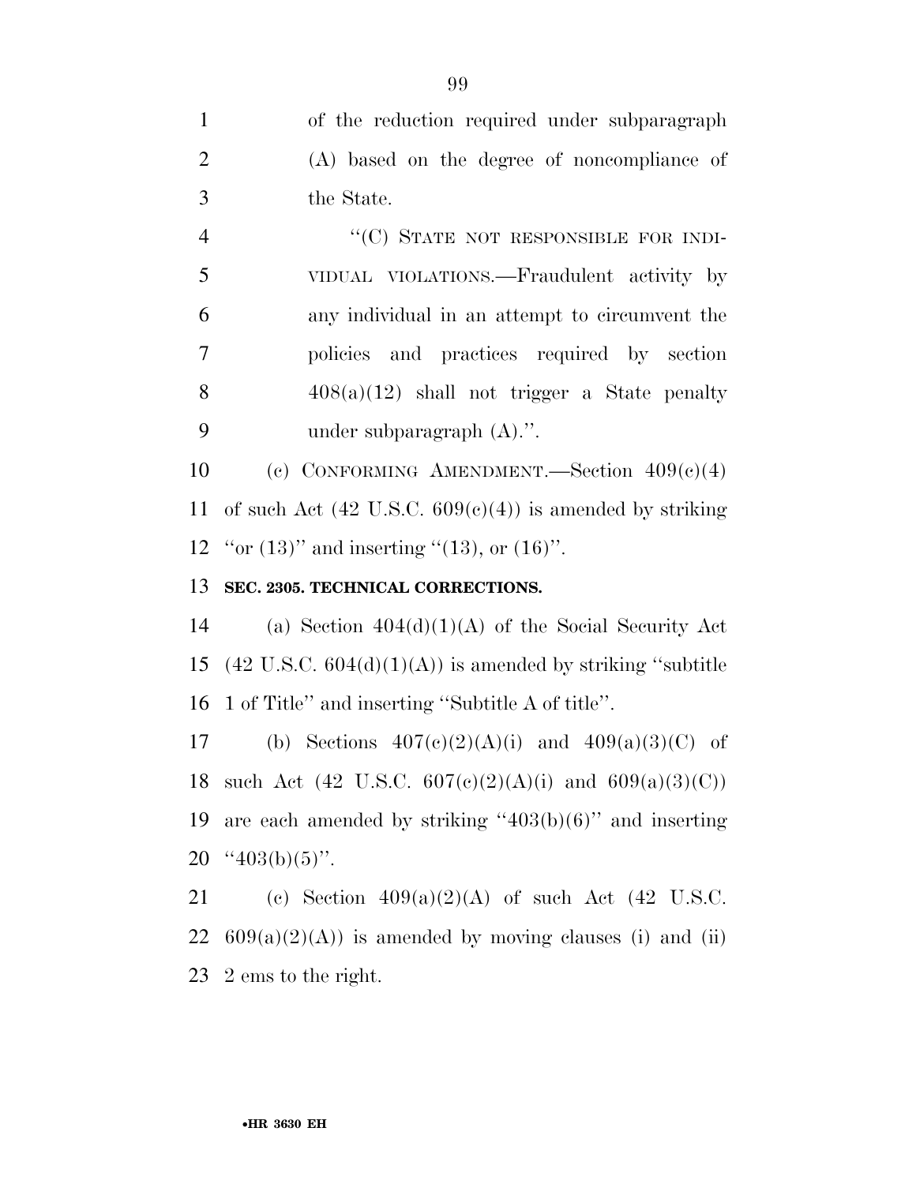of the reduction required under subparagraph (A) based on the degree of noncompliance of the State.

"(C) STATE NOT RESPONSIBLE FOR INDIVIDUAL VIOLATIONS.—Fraudulent activity by any individual in an attempt to circumvent the policies and practices required by section 408(a)(12) shall not trigger a State penalty under subparagraph (A).".

(c) CONFORMING AMENDMENT.—Section 409(c)(4) of such Act (42 U.S.C. 609(c)(4)) is amended by striking "or (13)" and inserting "(13), or (16)".

**SEC. 2305. TECHNICAL CORRECTIONS.**

(a) Section 404(d)(1)(A) of the Social Security Act (42 U.S.C. 604(d)(1)(A)) is amended by striking "subtitle 1 of Title" and inserting "Subtitle A of title".

(b) Sections 407(c)(2)(A)(i) and 409(a)(3)(C) of such Act (42 U.S.C. 607(c)(2)(A)(i) and 609(a)(3)(C)) are each amended by striking "403(b)(6)" and inserting "403(b)(5)".

(c) Section 409(a)(2)(A) of such Act (42 U.S.C. 609(a)(2)(A)) is amended by moving clauses (i) and (ii) 2 ems to the right.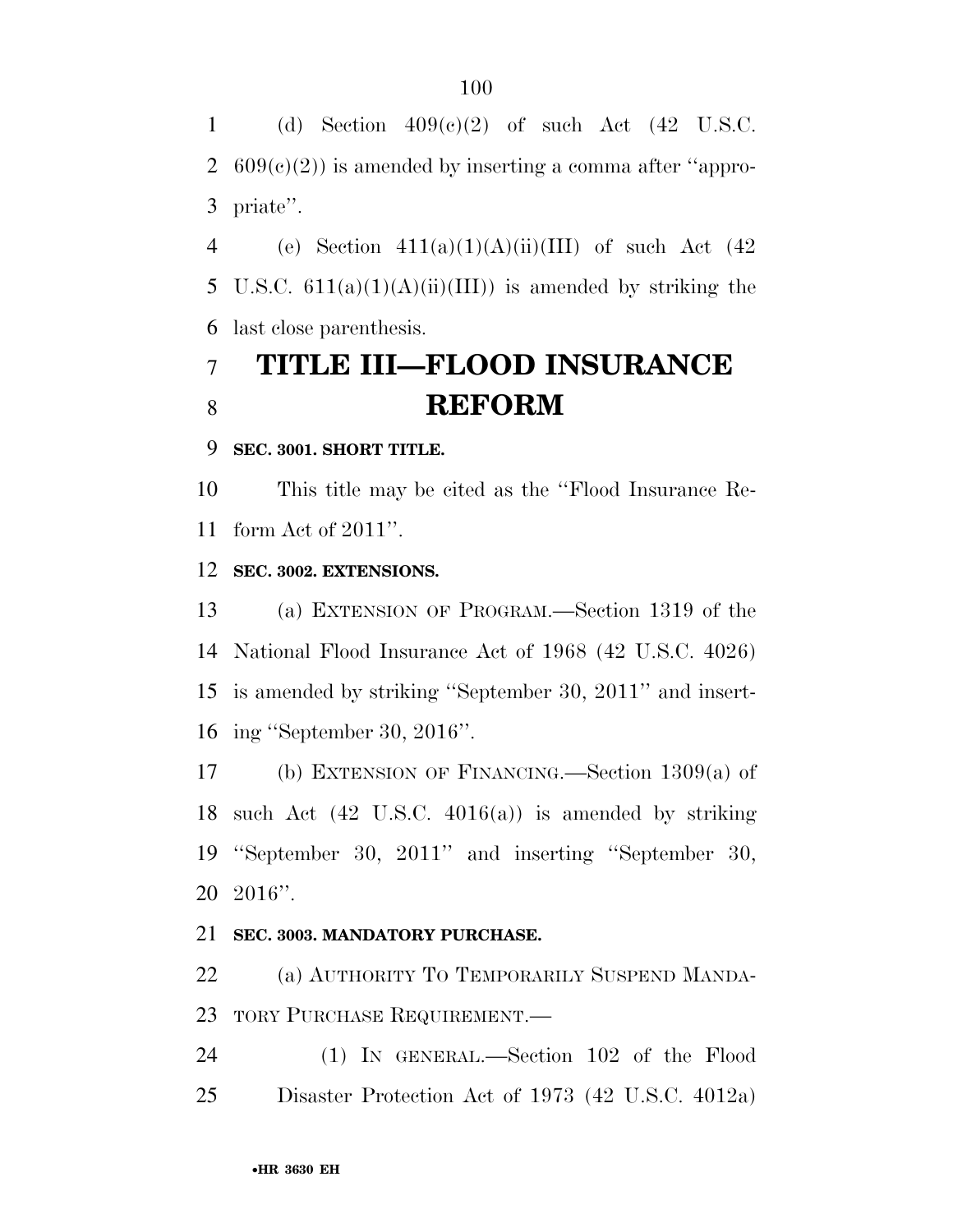(d) Section 409(c)(2) of such Act (42 U.S.C. 609(c)(2)) is amended by inserting a comma after ''appropriate''.

(e) Section 411(a)(1)(A)(ii)(III) of such Act (42 U.S.C. 611(a)(1)(A)(ii)(III)) is amended by striking the last close parenthesis.

# TITLE III—FLOOD INSURANCE REFORM

### SEC. 3001. SHORT TITLE.

This title may be cited as the ''Flood Insurance Reform Act of 2011''.

### SEC. 3002. EXTENSIONS.

(a) EXTENSION OF PROGRAM.—Section 1319 of the National Flood Insurance Act of 1968 (42 U.S.C. 4026) is amended by striking ''September 30, 2011'' and inserting ''September 30, 2016''.

(b) EXTENSION OF FINANCING.—Section 1309(a) of such Act (42 U.S.C. 4016(a)) is amended by striking ''September 30, 2011'' and inserting ''September 30, 2016''.

### SEC. 3003. MANDATORY PURCHASE.

(a) AUTHORITY TO TEMPORARILY SUSPEND MANDATORY PURCHASE REQUIREMENT.—

(1) IN GENERAL.—Section 102 of the Flood Disaster Protection Act of 1973 (42 U.S.C. 4012a)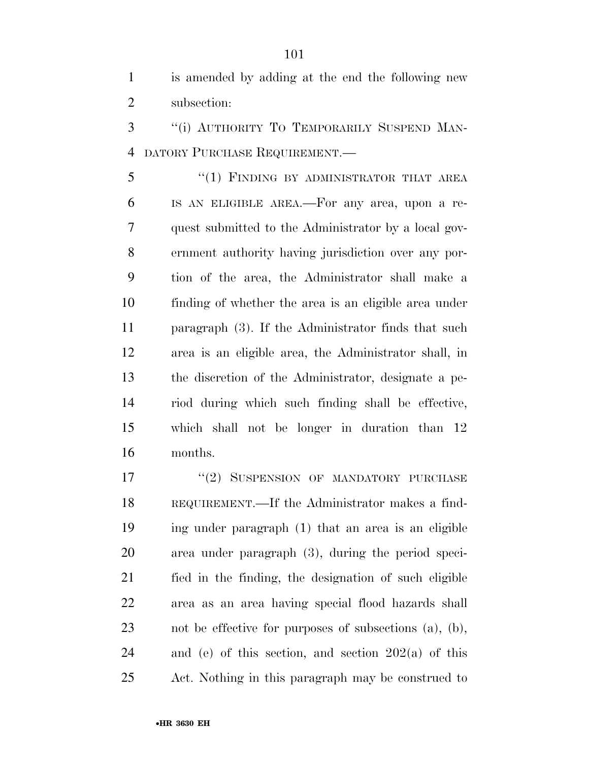is amended by adding at the end the following new subsection:

"(i) AUTHORITY TO TEMPORARILY SUSPEND MANDATORY PURCHASE REQUIREMENT.—

"(1) FINDING BY ADMINISTRATOR THAT AREA IS AN ELIGIBLE AREA.—For any area, upon a request submitted to the Administrator by a local government authority having jurisdiction over any portion of the area, the Administrator shall make a finding of whether the area is an eligible area under paragraph (3). If the Administrator finds that such area is an eligible area, the Administrator shall, in the discretion of the Administrator, designate a period during which such finding shall be effective, which shall not be longer in duration than 12 months.

"(2) SUSPENSION OF MANDATORY PURCHASE REQUIREMENT.—If the Administrator makes a finding under paragraph (1) that an area is an eligible area under paragraph (3), during the period specified in the finding, the designation of such eligible area as an area having special flood hazards shall not be effective for purposes of subsections (a), (b), and (e) of this section, and section 202(a) of this Act. Nothing in this paragraph may be construed to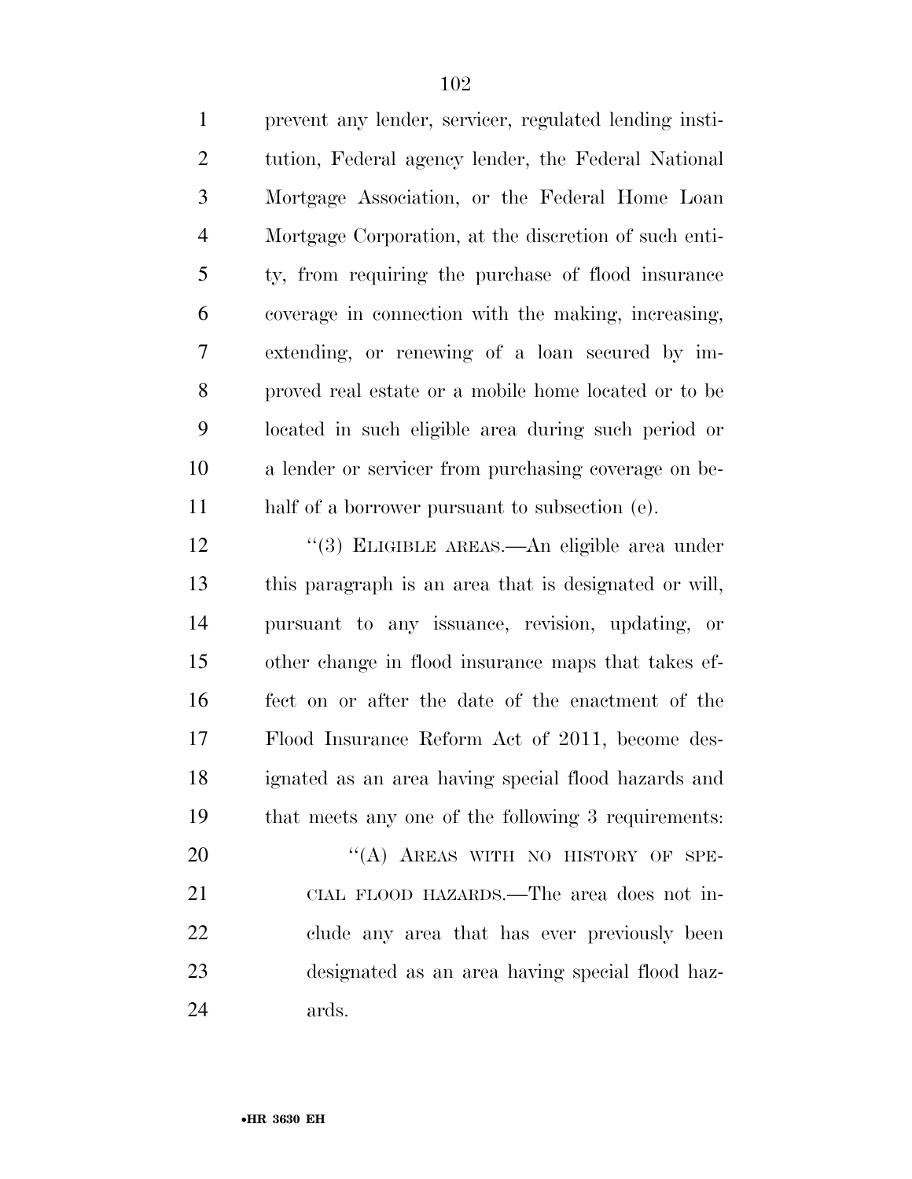prevent any lender, servicer, regulated lending institution, Federal agency lender, the Federal National Mortgage Association, or the Federal Home Loan Mortgage Corporation, at the discretion of such entity, from requiring the purchase of flood insurance coverage in connection with the making, increasing, extending, or renewing of a loan secured by improved real estate or a mobile home located or to be located in such eligible area during such period or a lender or servicer from purchasing coverage on behalf of a borrower pursuant to subsection (e).

''(3) ELIGIBLE AREAS.—An eligible area under this paragraph is an area that is designated or will, pursuant to any issuance, revision, updating, or other change in flood insurance maps that takes effect on or after the date of the enactment of the Flood Insurance Reform Act of 2011, become designated as an area having special flood hazards and that meets any one of the following 3 requirements:

''(A) AREAS WITH NO HISTORY OF SPECIAL FLOOD HAZARDS.—The area does not include any area that has ever previously been designated as an area having special flood hazards.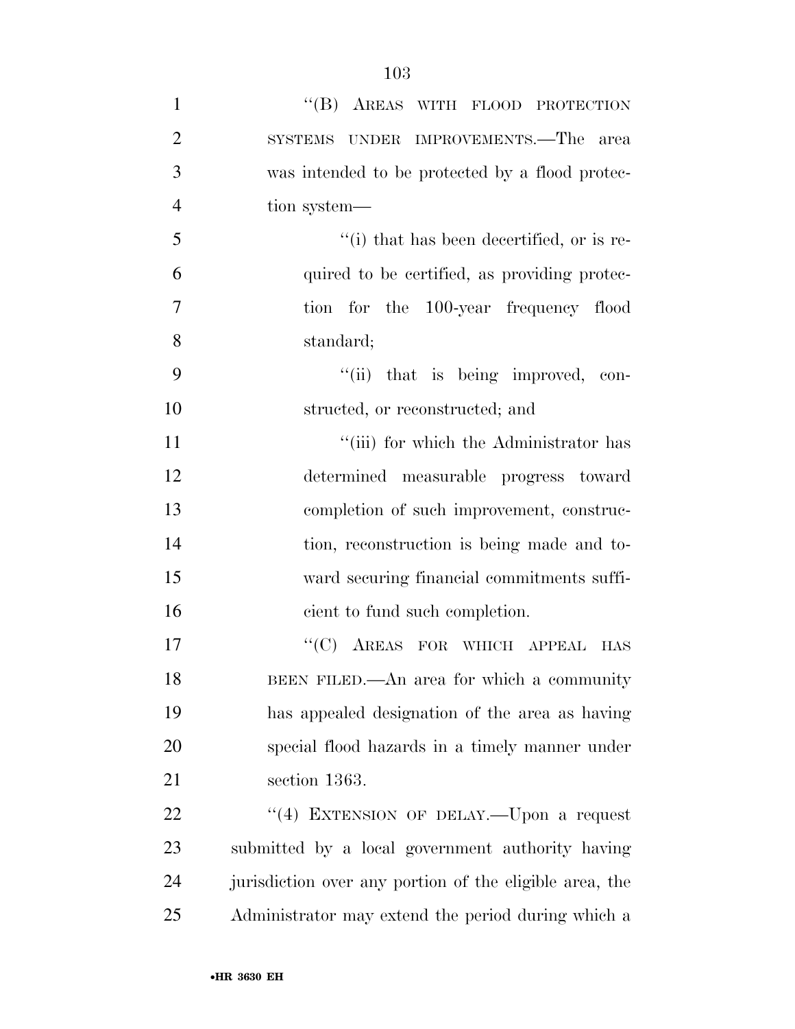"(B) AREAS WITH FLOOD PROTECTION SYSTEMS UNDER IMPROVEMENTS.—The area was intended to be protected by a flood protection system—

"(i) that has been decertified, or is required to be certified, as providing protection for the 100-year frequency flood standard;

"(ii) that is being improved, constructed, or reconstructed; and

"(iii) for which the Administrator has determined measurable progress toward completion of such improvement, construction, reconstruction is being made and toward securing financial commitments sufficient to fund such completion.

"(C) AREAS FOR WHICH APPEAL HAS BEEN FILED.—An area for which a community has appealed designation of the area as having special flood hazards in a timely manner under section 1363.

"(4) EXTENSION OF DELAY.—Upon a request submitted by a local government authority having jurisdiction over any portion of the eligible area, the Administrator may extend the period during which a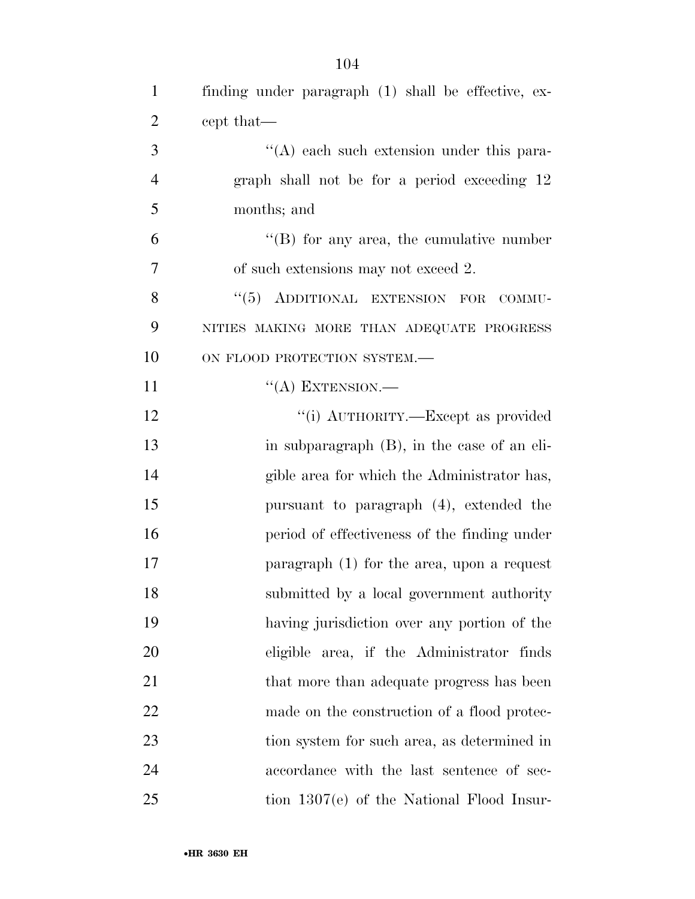finding under paragraph (1) shall be effective, except that—

''(A) each such extension under this paragraph shall not be for a period exceeding 12 months; and

''(B) for any area, the cumulative number of such extensions may not exceed 2.

''(5) ADDITIONAL EXTENSION FOR COMMUNITIES MAKING MORE THAN ADEQUATE PROGRESS ON FLOOD PROTECTION SYSTEM.—

''(A) EXTENSION.—

''(i) AUTHORITY.—Except as provided in subparagraph (B), in the case of an eligible area for which the Administrator has, pursuant to paragraph (4), extended the period of effectiveness of the finding under paragraph (1) for the area, upon a request submitted by a local government authority having jurisdiction over any portion of the eligible area, if the Administrator finds that more than adequate progress has been made on the construction of a flood protection system for such area, as determined in accordance with the last sentence of section 1307(e) of the National Flood Insur-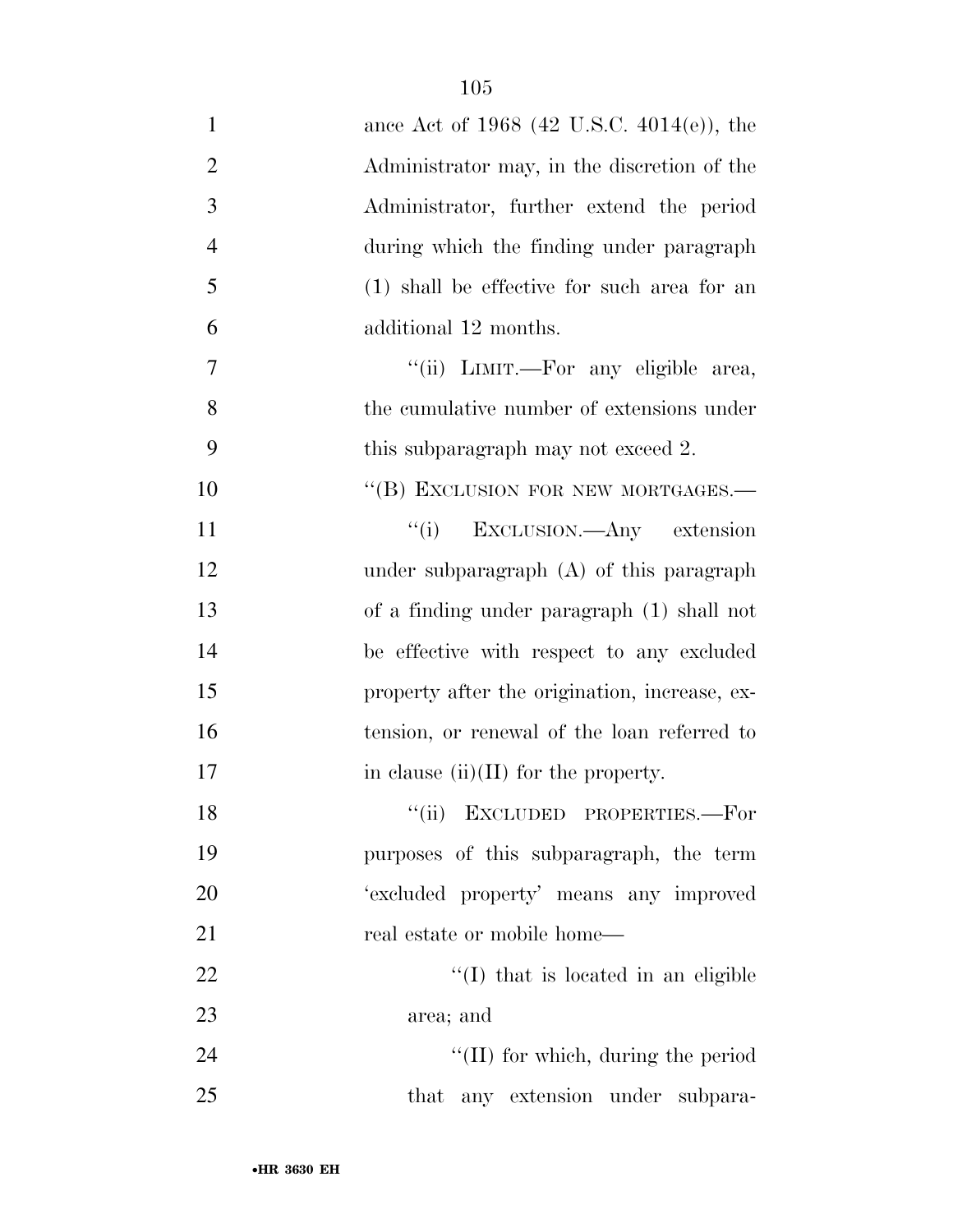ance Act of 1968 (42 U.S.C. 4014(e)), the Administrator may, in the discretion of the Administrator, further extend the period during which the finding under paragraph (1) shall be effective for such area for an additional 12 months.

''(ii) LIMIT.—For any eligible area, the cumulative number of extensions under this subparagraph may not exceed 2.

''(B) EXCLUSION FOR NEW MORTGAGES.—

''(i) EXCLUSION.—Any extension under subparagraph (A) of this paragraph of a finding under paragraph (1) shall not be effective with respect to any excluded property after the origination, increase, extension, or renewal of the loan referred to in clause (ii)(II) for the property.

''(ii) EXCLUDED PROPERTIES.—For purposes of this subparagraph, the term 'excluded property' means any improved real estate or mobile home—

''(I) that is located in an eligible area; and

''(II) for which, during the period that any extension under subpara-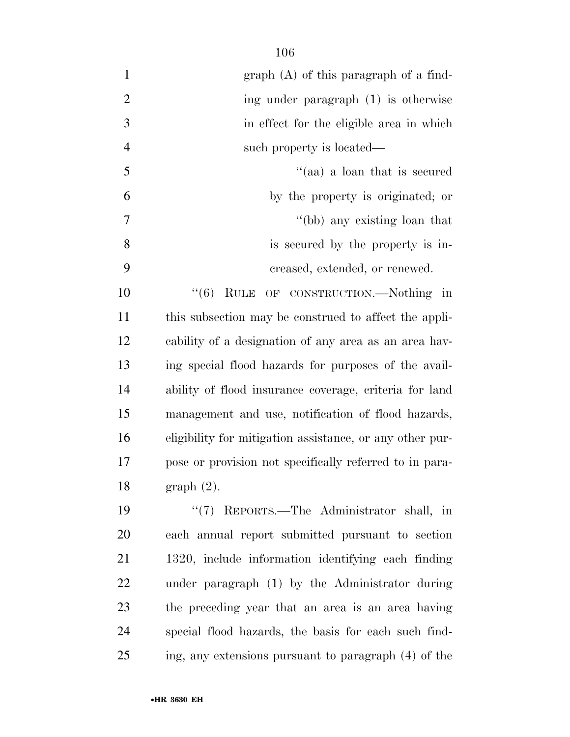graph (A) of this paragraph of a finding under paragraph (1) is otherwise in effect for the eligible area in which such property is located—

''(aa) a loan that is secured by the property is originated; or

''(bb) any existing loan that is secured by the property is increased, extended, or renewed.

''(6) RULE OF CONSTRUCTION.—Nothing in this subsection may be construed to affect the applicability of a designation of any area as an area having special flood hazards for purposes of the availability of flood insurance coverage, criteria for land management and use, notification of flood hazards, eligibility for mitigation assistance, or any other purpose or provision not specifically referred to in paragraph (2).

''(7) REPORTS.—The Administrator shall, in each annual report submitted pursuant to section 1320, include information identifying each finding under paragraph (1) by the Administrator during the preceding year that an area is an area having special flood hazards, the basis for each such finding, any extensions pursuant to paragraph (4) of the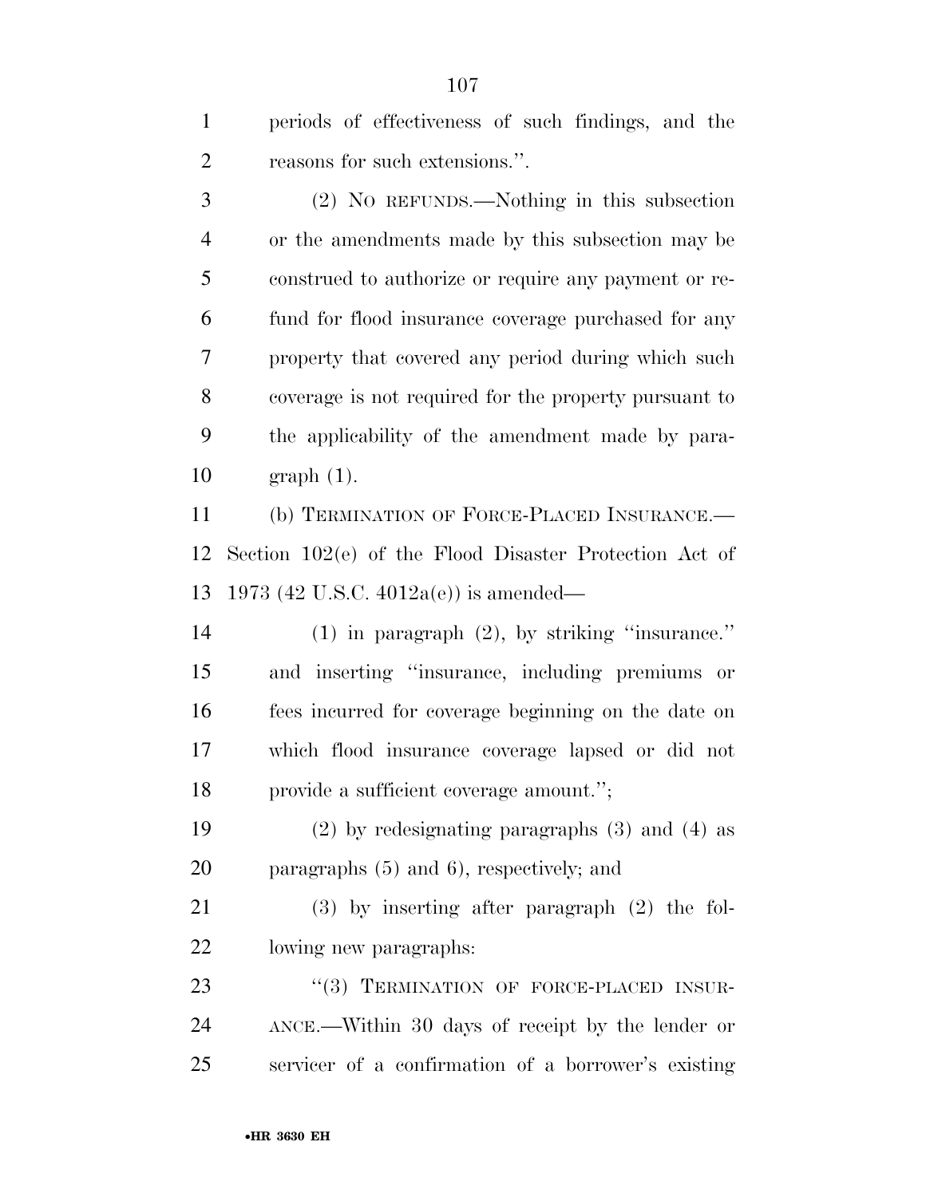periods of effectiveness of such findings, and the reasons for such extensions.''.

(2) NO REFUNDS.—Nothing in this subsection or the amendments made by this subsection may be construed to authorize or require any payment or refund for flood insurance coverage purchased for any property that covered any period during which such coverage is not required for the property pursuant to the applicability of the amendment made by paragraph (1).

(b) TERMINATION OF FORCE-PLACED INSURANCE.—Section 102(e) of the Flood Disaster Protection Act of 1973 (42 U.S.C. 4012a(e)) is amended—

(1) in paragraph (2), by striking ''insurance.'' and inserting ''insurance, including premiums or fees incurred for coverage beginning on the date on which flood insurance coverage lapsed or did not provide a sufficient coverage amount.'';

(2) by redesignating paragraphs (3) and (4) as paragraphs (5) and 6), respectively; and

(3) by inserting after paragraph (2) the following new paragraphs:

''(3) TERMINATION OF FORCE-PLACED INSURANCE.—Within 30 days of receipt by the lender or servicer of a confirmation of a borrower's existing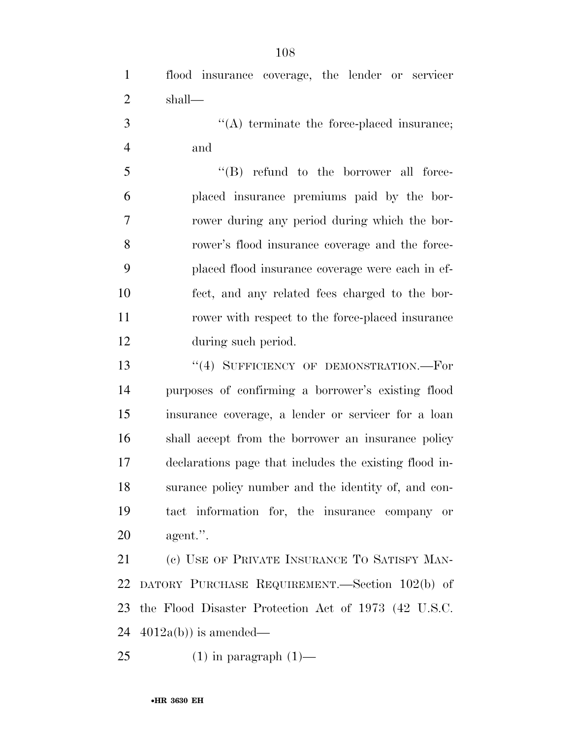flood insurance coverage, the lender or servicer shall—

''(A) terminate the force-placed insurance; and

''(B) refund to the borrower all force-placed insurance premiums paid by the borrower during any period during which the borrower's flood insurance coverage and the force-placed flood insurance coverage were each in effect, and any related fees charged to the borrower with respect to the force-placed insurance during such period.

''(4) SUFFICIENCY OF DEMONSTRATION.—For purposes of confirming a borrower's existing flood insurance coverage, a lender or servicer for a loan shall accept from the borrower an insurance policy declarations page that includes the existing flood insurance policy number and the identity of, and contact information for, the insurance company or agent.''.

(c) USE OF PRIVATE INSURANCE TO SATISFY MANDATORY PURCHASE REQUIREMENT.—Section 102(b) of the Flood Disaster Protection Act of 1973 (42 U.S.C. 4012a(b)) is amended—

(1) in paragraph (1)—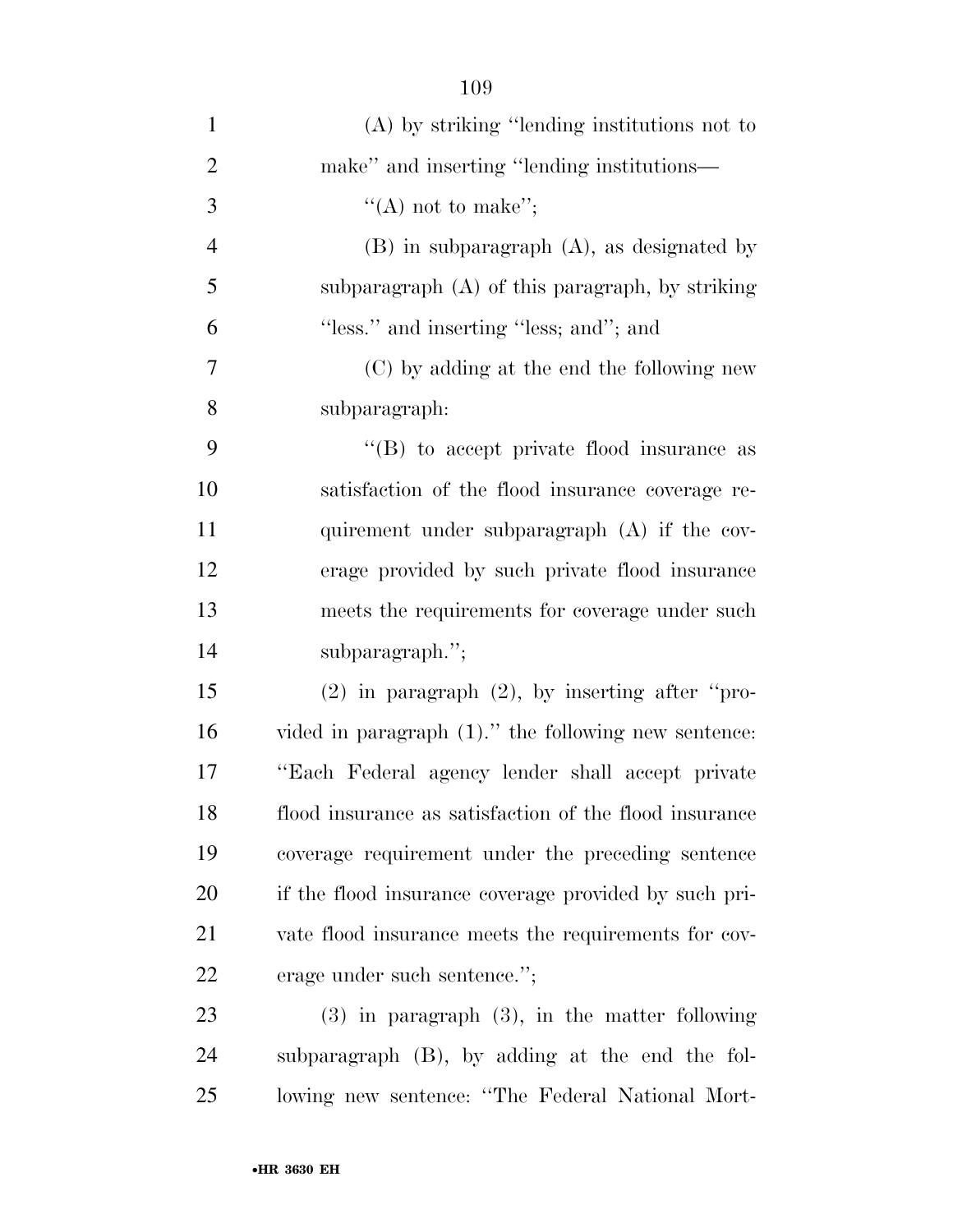(A) by striking ''lending institutions not to make'' and inserting ''lending institutions—

''(A) not to make'';

(B) in subparagraph (A), as designated by subparagraph (A) of this paragraph, by striking ''less.'' and inserting ''less; and''; and

(C) by adding at the end the following new subparagraph:

''(B) to accept private flood insurance as satisfaction of the flood insurance coverage requirement under subparagraph (A) if the coverage provided by such private flood insurance meets the requirements for coverage under such subparagraph.'';

(2) in paragraph (2), by inserting after ''provided in paragraph (1).'' the following new sentence: ''Each Federal agency lender shall accept private flood insurance as satisfaction of the flood insurance coverage requirement under the preceding sentence if the flood insurance coverage provided by such private flood insurance meets the requirements for coverage under such sentence.'';

(3) in paragraph (3), in the matter following subparagraph (B), by adding at the end the following new sentence: ''The Federal National Mort-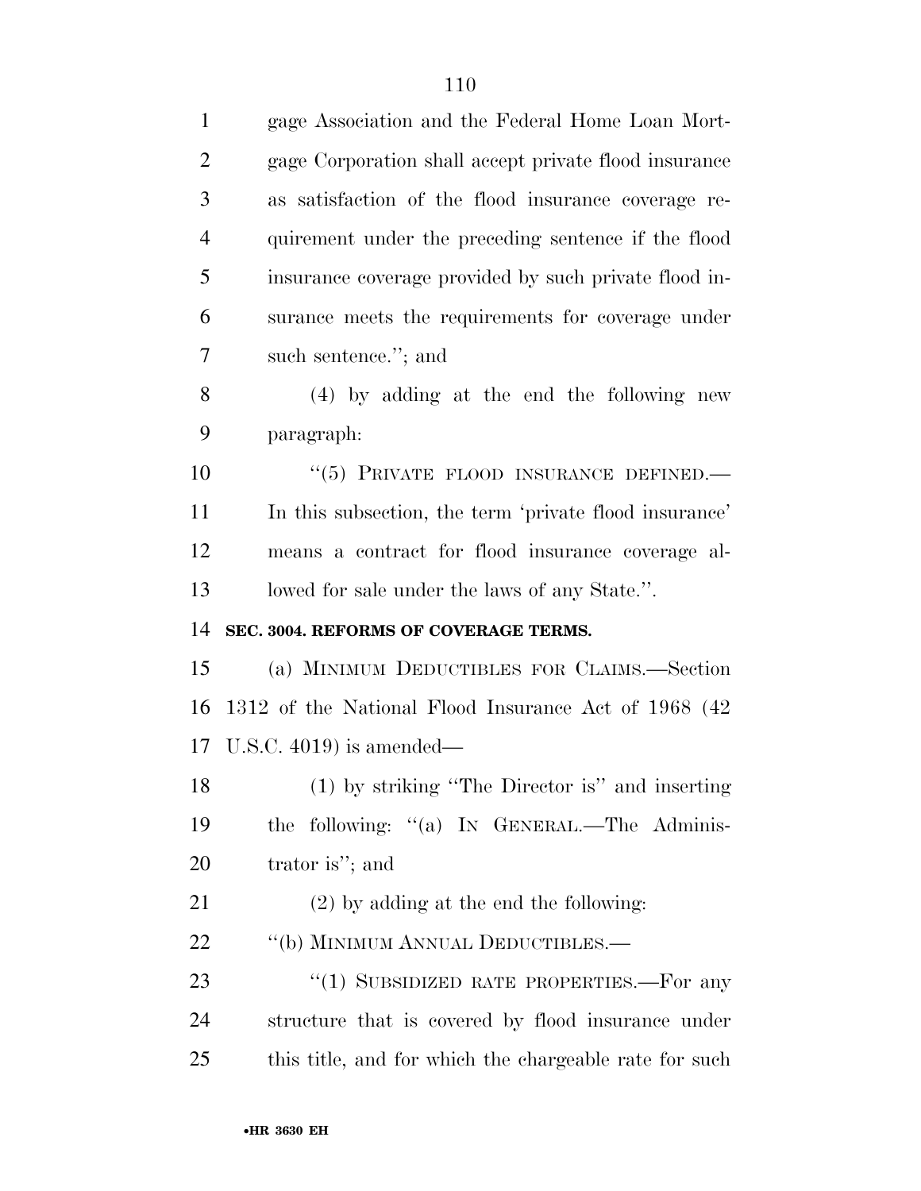gage Association and the Federal Home Loan Mortgage Corporation shall accept private flood insurance as satisfaction of the flood insurance coverage requirement under the preceding sentence if the flood insurance coverage provided by such private flood insurance meets the requirements for coverage under such sentence.''; and

(4) by adding at the end the following new paragraph:

''(5) PRIVATE FLOOD INSURANCE DEFINED.—In this subsection, the term 'private flood insurance' means a contract for flood insurance coverage allowed for sale under the laws of any State.''.

**SEC. 3004. REFORMS OF COVERAGE TERMS.**

(a) MINIMUM DEDUCTIBLES FOR CLAIMS.—Section 1312 of the National Flood Insurance Act of 1968 (42 U.S.C. 4019) is amended—

(1) by striking ''The Director is'' and inserting the following: ''(a) IN GENERAL.—The Administrator is''; and

(2) by adding at the end the following:

''(b) MINIMUM ANNUAL DEDUCTIBLES.—

''(1) SUBSIDIZED RATE PROPERTIES.—For any structure that is covered by flood insurance under this title, and for which the chargeable rate for such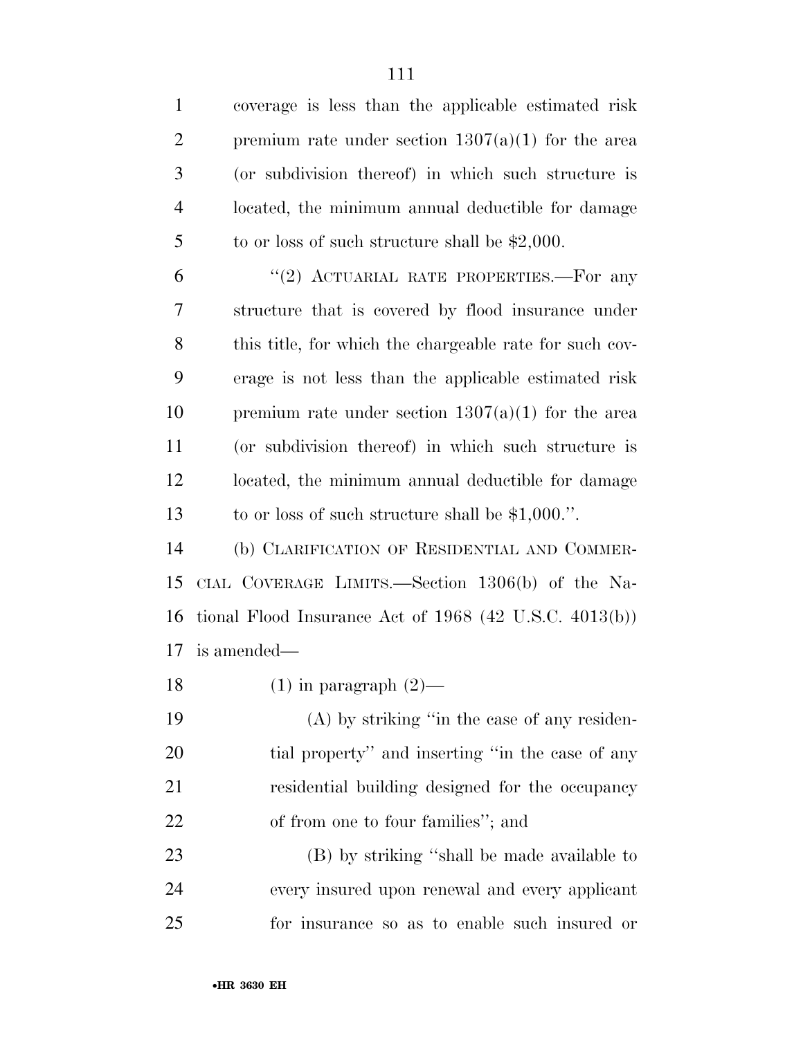coverage is less than the applicable estimated risk premium rate under section 1307(a)(1) for the area (or subdivision thereof) in which such structure is located, the minimum annual deductible for damage to or loss of such structure shall be $2,000.

"(2) ACTUARIAL RATE PROPERTIES.—For any structure that is covered by flood insurance under this title, for which the chargeable rate for such coverage is not less than the applicable estimated risk premium rate under section 1307(a)(1) for the area (or subdivision thereof) in which such structure is located, the minimum annual deductible for damage to or loss of such structure shall be $1,000.".

(b) CLARIFICATION OF RESIDENTIAL AND COMMERCIAL COVERAGE LIMITS.—Section 1306(b) of the National Flood Insurance Act of 1968 (42 U.S.C. 4013(b)) is amended—

(1) in paragraph (2)—

(A) by striking "in the case of any residential property" and inserting "in the case of any residential building designed for the occupancy of from one to four families"; and

(B) by striking "shall be made available to every insured upon renewal and every applicant for insurance so as to enable such insured or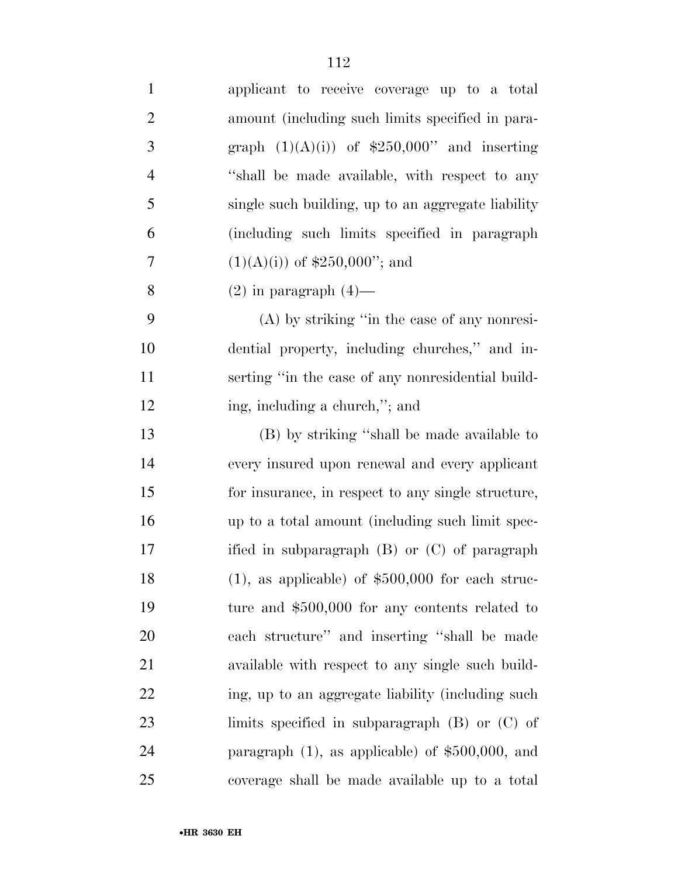applicant to receive coverage up to a total amount (including such limits specified in paragraph (1)(A)(i)) of $250,000'' and inserting ''shall be made available, with respect to any single such building, up to an aggregate liability (including such limits specified in paragraph (1)(A)(i)) of $250,000''; and

(2) in paragraph (4)—

(A) by striking ''in the case of any nonresidential property, including churches,'' and inserting ''in the case of any nonresidential building, including a church,''; and

(B) by striking ''shall be made available to every insured upon renewal and every applicant for insurance, in respect to any single structure, up to a total amount (including such limit specified in subparagraph (B) or (C) of paragraph (1), as applicable) of $500,000 for each structure and $500,000 for any contents related to each structure'' and inserting ''shall be made available with respect to any single such building, up to an aggregate liability (including such limits specified in subparagraph (B) or (C) of paragraph (1), as applicable) of $500,000, and coverage shall be made available up to a total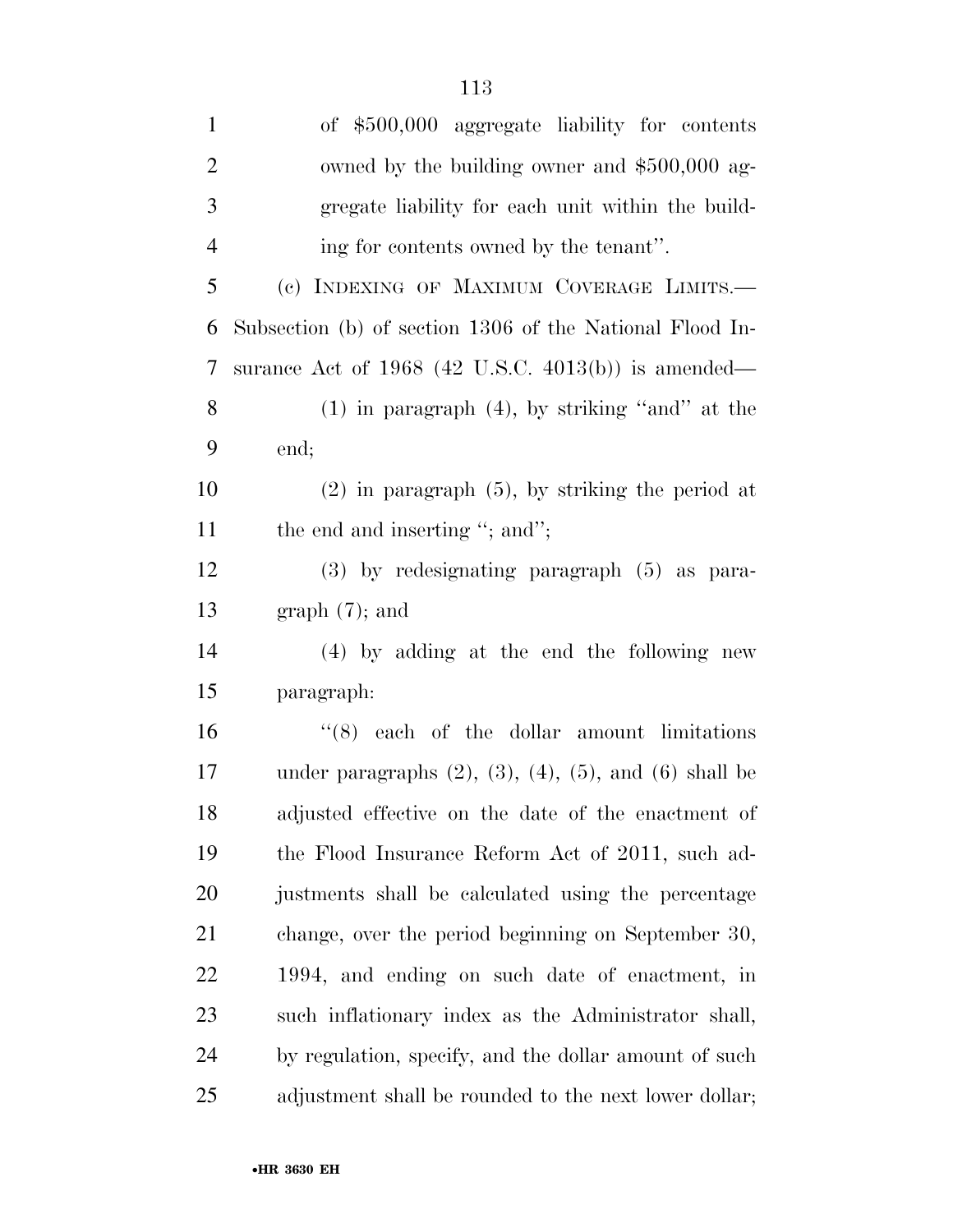of $500,000 aggregate liability for contents owned by the building owner and $500,000 aggregate liability for each unit within the building for contents owned by the tenant''.

(c) INDEXING OF MAXIMUM COVERAGE LIMITS.—Subsection (b) of section 1306 of the National Flood Insurance Act of 1968 (42 U.S.C. 4013(b)) is amended—

(1) in paragraph (4), by striking ''and'' at the end;

(2) in paragraph (5), by striking the period at the end and inserting ''; and'';

(3) by redesignating paragraph (5) as paragraph (7); and

(4) by adding at the end the following new paragraph:

''(8) each of the dollar amount limitations under paragraphs (2), (3), (4), (5), and (6) shall be adjusted effective on the date of the enactment of the Flood Insurance Reform Act of 2011, such adjustments shall be calculated using the percentage change, over the period beginning on September 30, 1994, and ending on such date of enactment, in such inflationary index as the Administrator shall, by regulation, specify, and the dollar amount of such adjustment shall be rounded to the next lower dollar;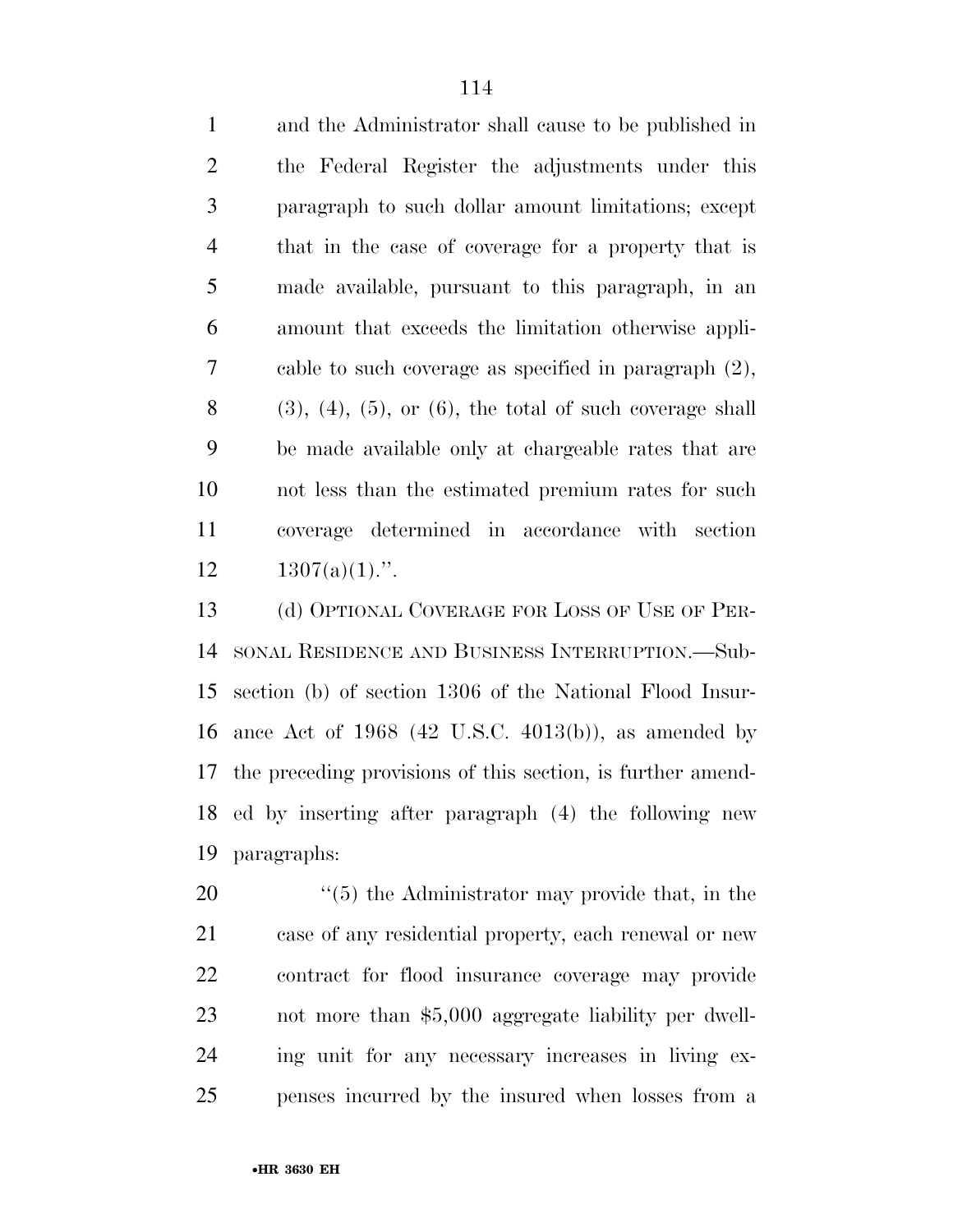and the Administrator shall cause to be published in the Federal Register the adjustments under this paragraph to such dollar amount limitations; except that in the case of coverage for a property that is made available, pursuant to this paragraph, in an amount that exceeds the limitation otherwise applicable to such coverage as specified in paragraph (2), (3), (4), (5), or (6), the total of such coverage shall be made available only at chargeable rates that are not less than the estimated premium rates for such coverage determined in accordance with section 1307(a)(1).''.

(d) OPTIONAL COVERAGE FOR LOSS OF USE OF PERSONAL RESIDENCE AND BUSINESS INTERRUPTION.—Subsection (b) of section 1306 of the National Flood Insurance Act of 1968 (42 U.S.C. 4013(b)), as amended by the preceding provisions of this section, is further amended by inserting after paragraph (4) the following new paragraphs:

''(5) the Administrator may provide that, in the case of any residential property, each renewal or new contract for flood insurance coverage may provide not more than $5,000 aggregate liability per dwelling unit for any necessary increases in living expenses incurred by the insured when losses from a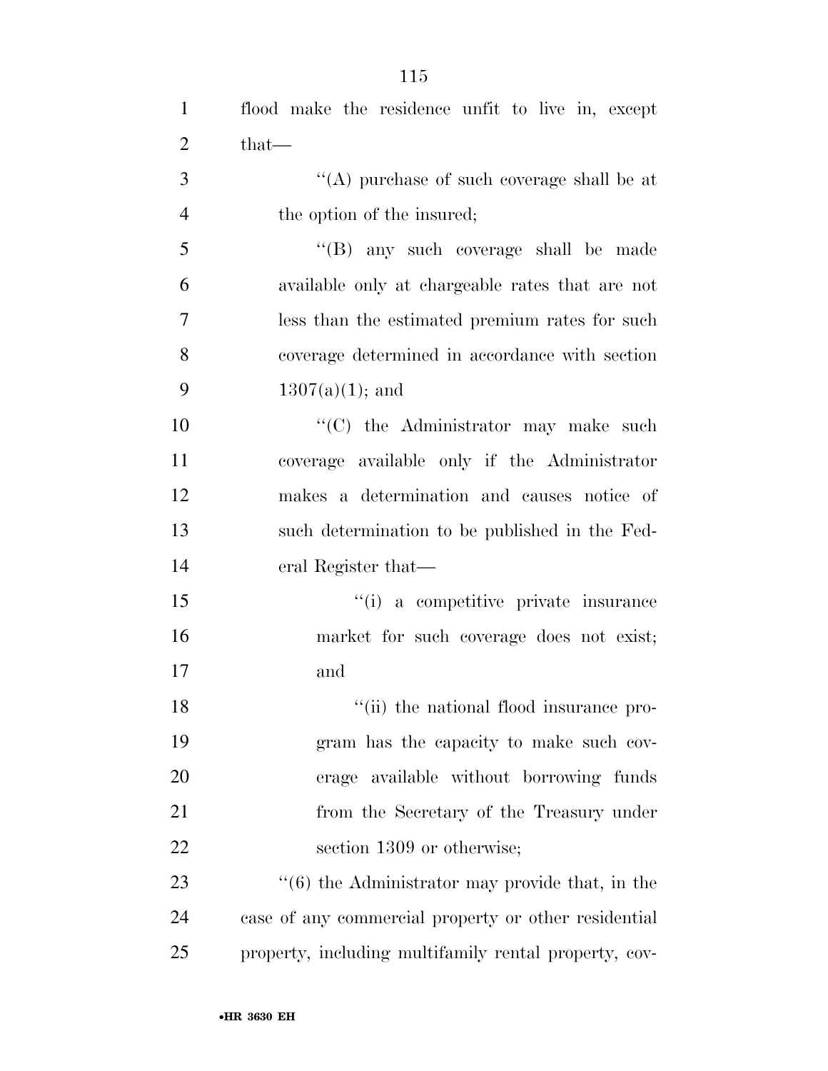flood make the residence unfit to live in, except that—

"(A) purchase of such coverage shall be at the option of the insured;

"(B) any such coverage shall be made available only at chargeable rates that are not less than the estimated premium rates for such coverage determined in accordance with section 1307(a)(1); and

"(C) the Administrator may make such coverage available only if the Administrator makes a determination and causes notice of such determination to be published in the Federal Register that—

"(i) a competitive private insurance market for such coverage does not exist; and

"(ii) the national flood insurance program has the capacity to make such coverage available without borrowing funds from the Secretary of the Treasury under section 1309 or otherwise;

"(6) the Administrator may provide that, in the case of any commercial property or other residential property, including multifamily rental property, cov-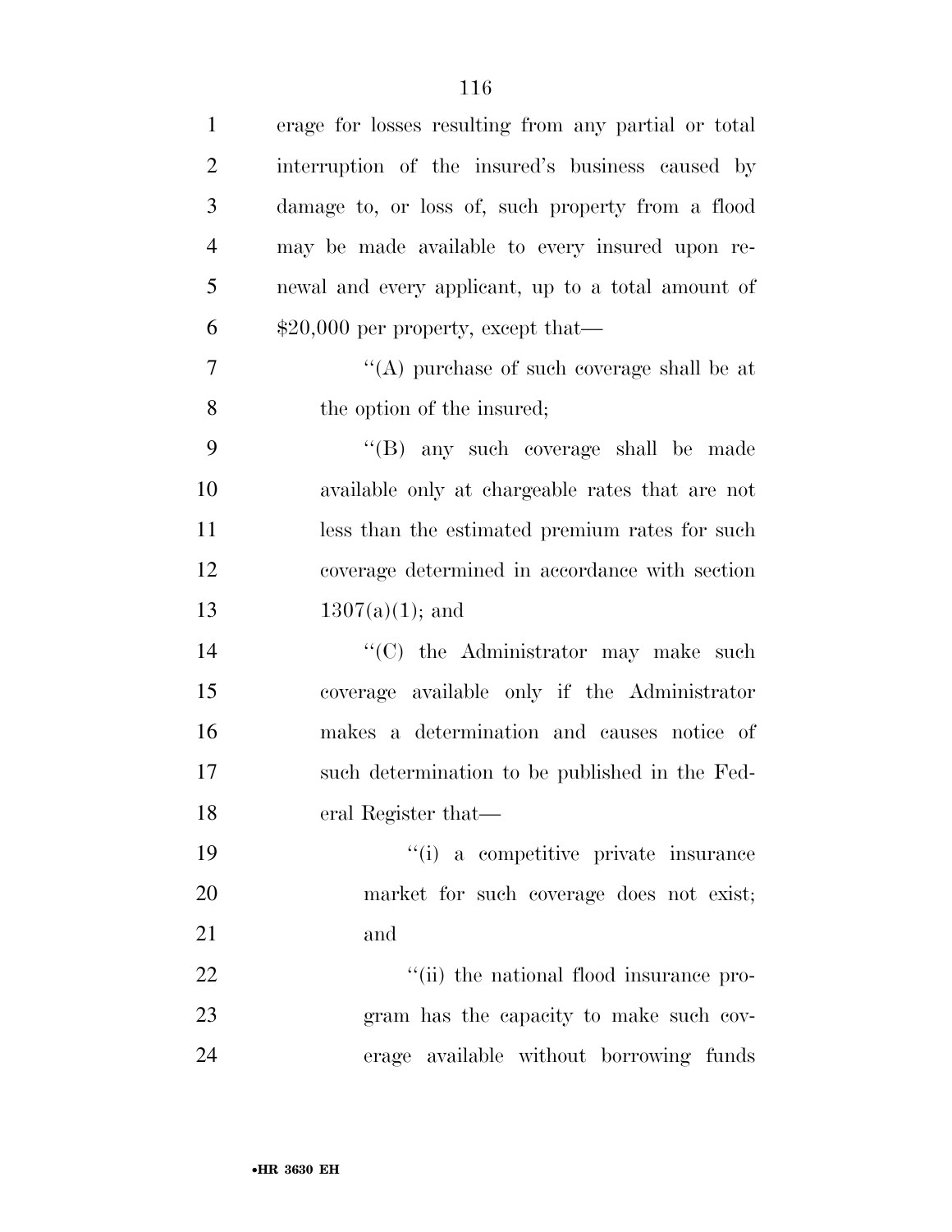erage for losses resulting from any partial or total interruption of the insured's business caused by damage to, or loss of, such property from a flood may be made available to every insured upon renewal and every applicant, up to a total amount of $20,000 per property, except that—

> ''(A) purchase of such coverage shall be at the option of the insured;
>
> ''(B) any such coverage shall be made available only at chargeable rates that are not less than the estimated premium rates for such coverage determined in accordance with section 1307(a)(1); and
>
> ''(C) the Administrator may make such coverage available only if the Administrator makes a determination and causes notice of such determination to be published in the Federal Register that—
>
> > ''(i) a competitive private insurance market for such coverage does not exist; and
> >
> > ''(ii) the national flood insurance program has the capacity to make such coverage available without borrowing funds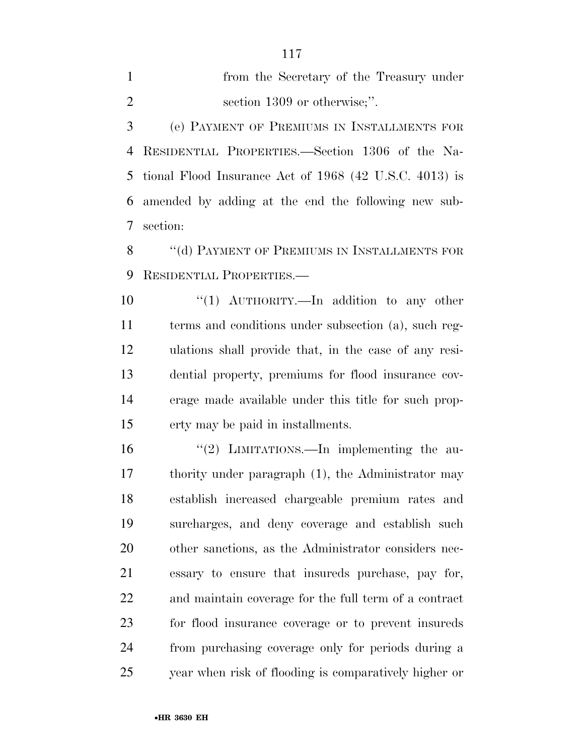from the Secretary of the Treasury under section 1309 or otherwise;''.

(e) PAYMENT OF PREMIUMS IN INSTALLMENTS FOR RESIDENTIAL PROPERTIES.—Section 1306 of the National Flood Insurance Act of 1968 (42 U.S.C. 4013) is amended by adding at the end the following new subsection:

''(d) PAYMENT OF PREMIUMS IN INSTALLMENTS FOR RESIDENTIAL PROPERTIES.—

''(1) AUTHORITY.—In addition to any other terms and conditions under subsection (a), such regulations shall provide that, in the case of any residential property, premiums for flood insurance coverage made available under this title for such property may be paid in installments.

''(2) LIMITATIONS.—In implementing the authority under paragraph (1), the Administrator may establish increased chargeable premium rates and surcharges, and deny coverage and establish such other sanctions, as the Administrator considers necessary to ensure that insureds purchase, pay for, and maintain coverage for the full term of a contract for flood insurance coverage or to prevent insureds from purchasing coverage only for periods during a year when risk of flooding is comparatively higher or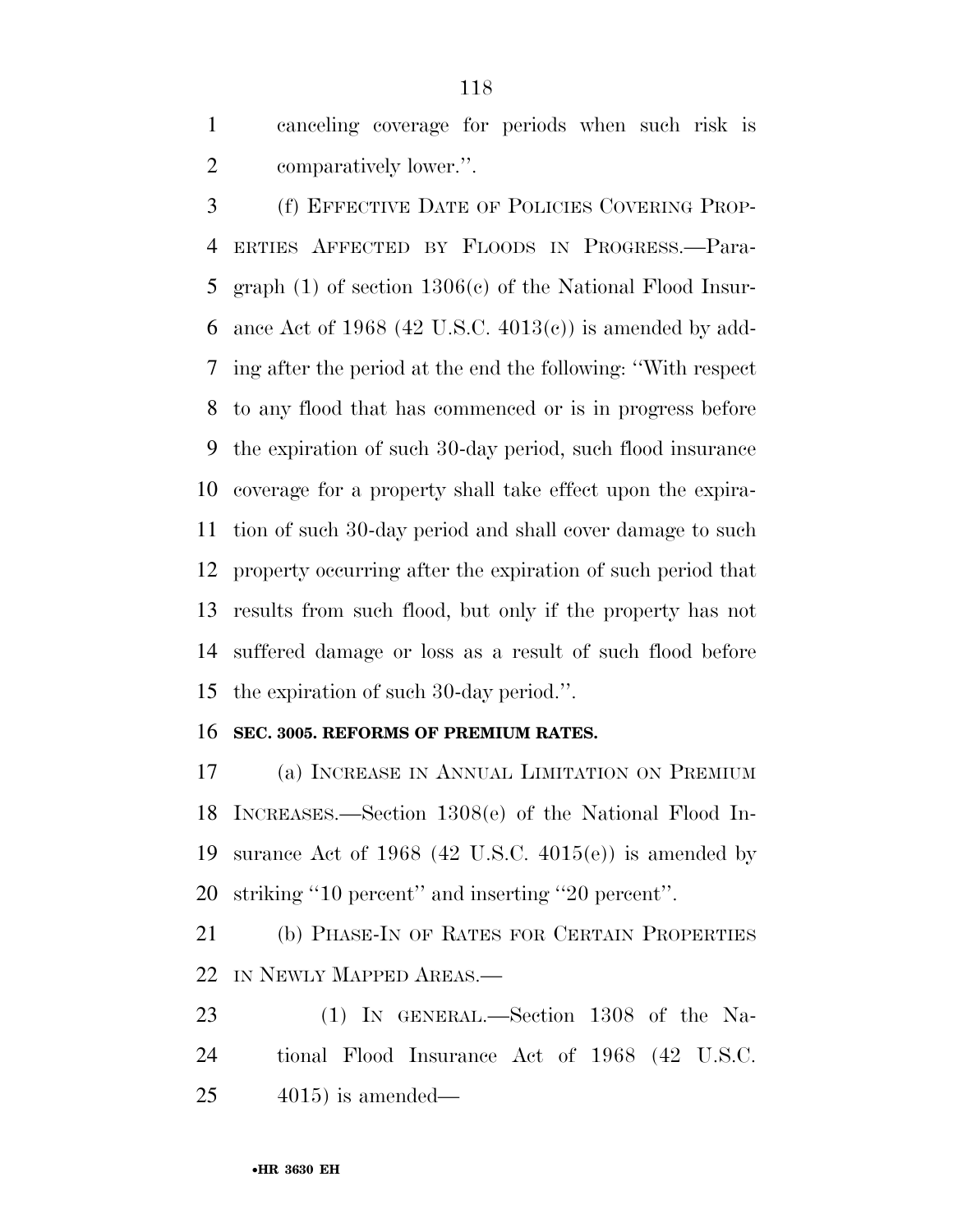canceling coverage for periods when such risk is comparatively lower.''.

(f) EFFECTIVE DATE OF POLICIES COVERING PROPERTIES AFFECTED BY FLOODS IN PROGRESS.—Paragraph (1) of section 1306(c) of the National Flood Insurance Act of 1968 (42 U.S.C. 4013(c)) is amended by adding after the period at the end the following: ''With respect to any flood that has commenced or is in progress before the expiration of such 30-day period, such flood insurance coverage for a property shall take effect upon the expiration of such 30-day period and shall cover damage to such property occurring after the expiration of such period that results from such flood, but only if the property has not suffered damage or loss as a result of such flood before the expiration of such 30-day period.''.

**SEC. 3005. REFORMS OF PREMIUM RATES.**

(a) INCREASE IN ANNUAL LIMITATION ON PREMIUM INCREASES.—Section 1308(e) of the National Flood Insurance Act of 1968 (42 U.S.C. 4015(e)) is amended by striking ''10 percent'' and inserting ''20 percent''.

(b) PHASE-IN OF RATES FOR CERTAIN PROPERTIES IN NEWLY MAPPED AREAS.—

(1) IN GENERAL.—Section 1308 of the National Flood Insurance Act of 1968 (42 U.S.C. 4015) is amended—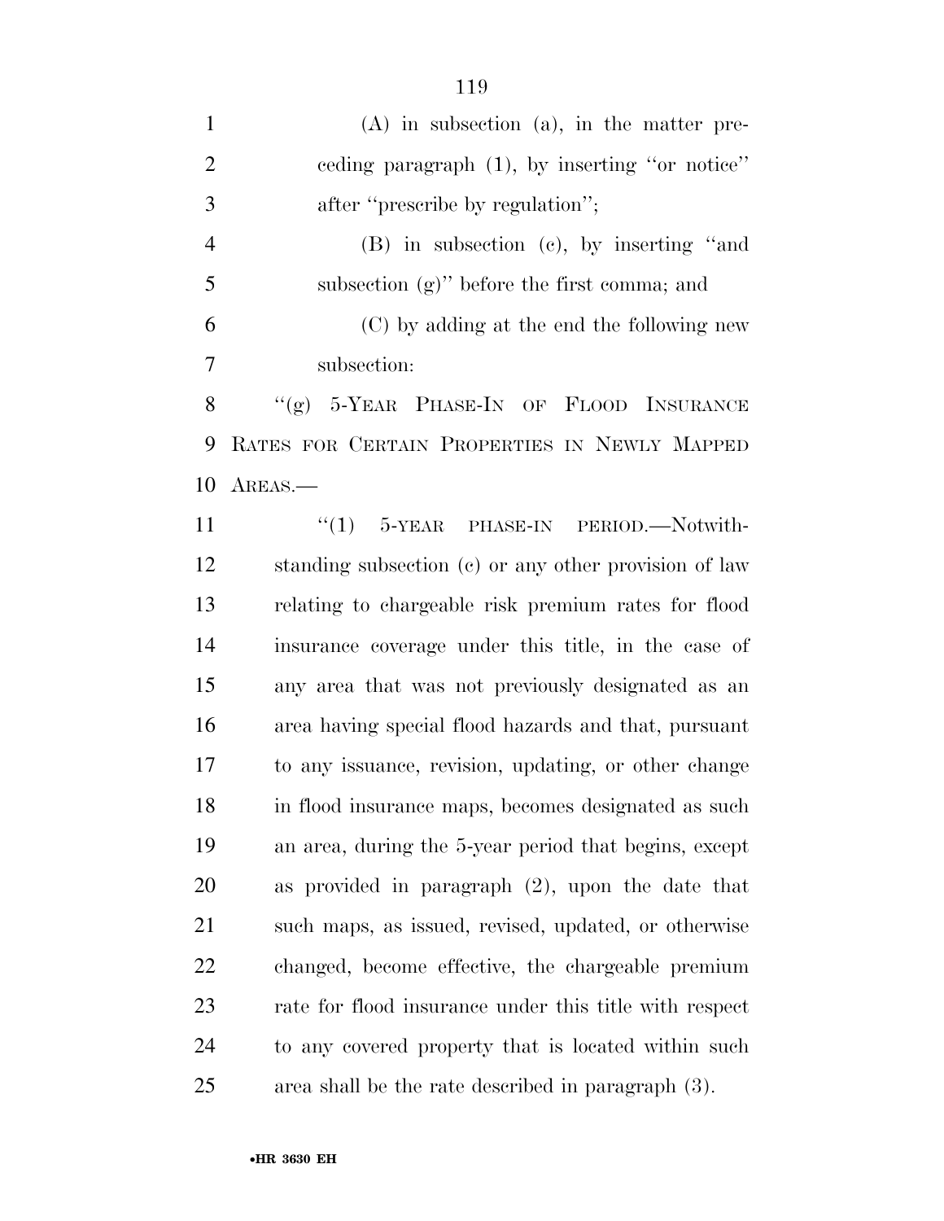(A) in subsection (a), in the matter preceding paragraph (1), by inserting ''or notice'' after ''prescribe by regulation'';

(B) in subsection (c), by inserting ''and subsection (g)'' before the first comma; and

(C) by adding at the end the following new subsection:

''(g) 5-YEAR PHASE-IN OF FLOOD INSURANCE RATES FOR CERTAIN PROPERTIES IN NEWLY MAPPED AREAS.—

''(1) 5-YEAR PHASE-IN PERIOD.—Notwithstanding subsection (c) or any other provision of law relating to chargeable risk premium rates for flood insurance coverage under this title, in the case of any area that was not previously designated as an area having special flood hazards and that, pursuant to any issuance, revision, updating, or other change in flood insurance maps, becomes designated as such an area, during the 5-year period that begins, except as provided in paragraph (2), upon the date that such maps, as issued, revised, updated, or otherwise changed, become effective, the chargeable premium rate for flood insurance under this title with respect to any covered property that is located within such area shall be the rate described in paragraph (3).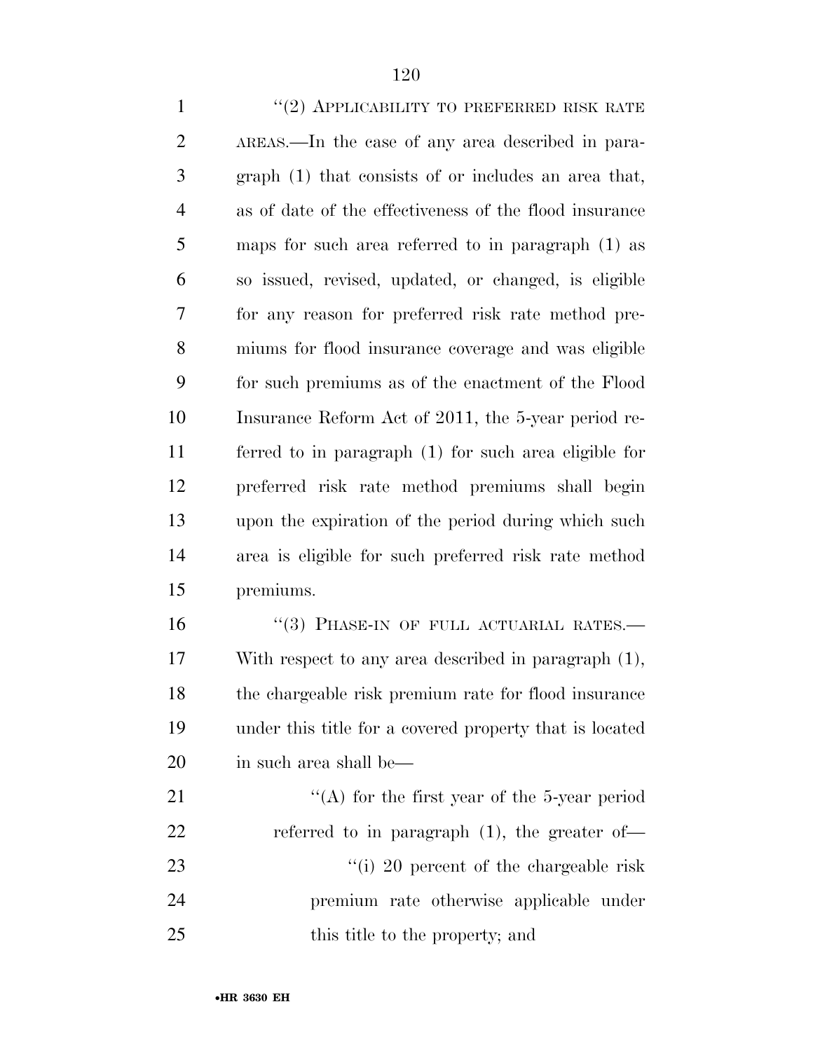"(2) APPLICABILITY TO PREFERRED RISK RATE AREAS.—In the case of any area described in paragraph (1) that consists of or includes an area that, as of date of the effectiveness of the flood insurance maps for such area referred to in paragraph (1) as so issued, revised, updated, or changed, is eligible for any reason for preferred risk rate method premiums for flood insurance coverage and was eligible for such premiums as of the enactment of the Flood Insurance Reform Act of 2011, the 5-year period referred to in paragraph (1) for such area eligible for preferred risk rate method premiums shall begin upon the expiration of the period during which such area is eligible for such preferred risk rate method premiums.

"(3) PHASE-IN OF FULL ACTUARIAL RATES.—With respect to any area described in paragraph (1), the chargeable risk premium rate for flood insurance under this title for a covered property that is located in such area shall be—

"(A) for the first year of the 5-year period referred to in paragraph (1), the greater of—

"(i) 20 percent of the chargeable risk premium rate otherwise applicable under this title to the property; and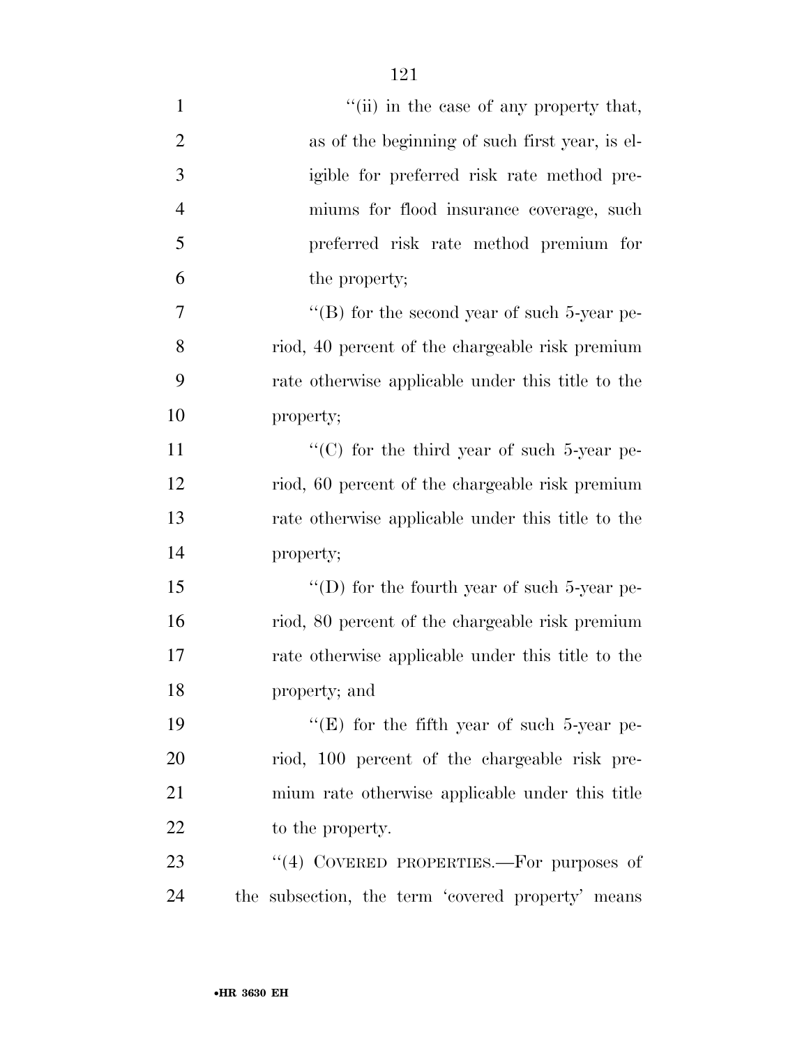"(ii) in the case of any property that, as of the beginning of such first year, is eligible for preferred risk rate method premiums for flood insurance coverage, such preferred risk rate method premium for the property;

"(B) for the second year of such 5-year period, 40 percent of the chargeable risk premium rate otherwise applicable under this title to the property;

"(C) for the third year of such 5-year period, 60 percent of the chargeable risk premium rate otherwise applicable under this title to the property;

"(D) for the fourth year of such 5-year period, 80 percent of the chargeable risk premium rate otherwise applicable under this title to the property; and

"(E) for the fifth year of such 5-year period, 100 percent of the chargeable risk premium rate otherwise applicable under this title to the property.

"(4) COVERED PROPERTIES.—For purposes of the subsection, the term 'covered property' means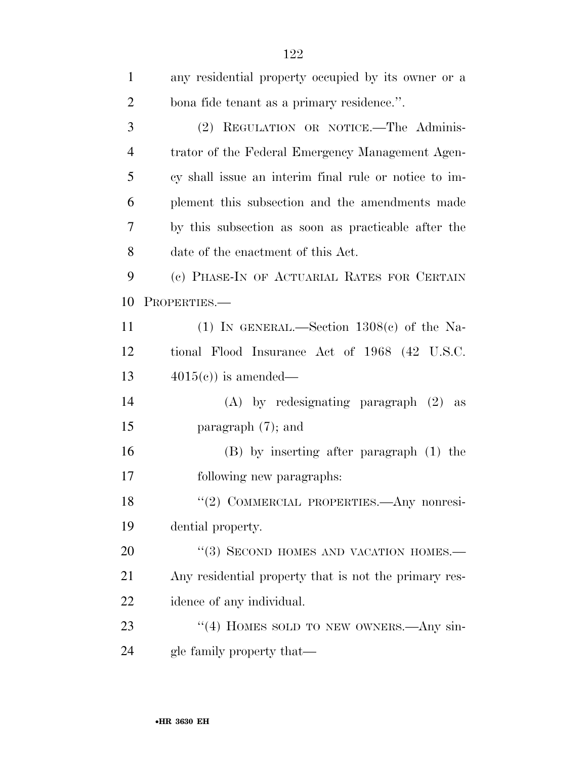any residential property occupied by its owner or a bona fide tenant as a primary residence.''.

(2) REGULATION OR NOTICE.—The Administrator of the Federal Emergency Management Agency shall issue an interim final rule or notice to implement this subsection and the amendments made by this subsection as soon as practicable after the date of the enactment of this Act.

(c) PHASE-IN OF ACTUARIAL RATES FOR CERTAIN PROPERTIES.—

(1) IN GENERAL.—Section 1308(c) of the National Flood Insurance Act of 1968 (42 U.S.C. 4015(c)) is amended—

(A) by redesignating paragraph (2) as paragraph (7); and

(B) by inserting after paragraph (1) the following new paragraphs:

''(2) COMMERCIAL PROPERTIES.—Any nonresidential property.

''(3) SECOND HOMES AND VACATION HOMES.—Any residential property that is not the primary residence of any individual.

''(4) HOMES SOLD TO NEW OWNERS.—Any single family property that—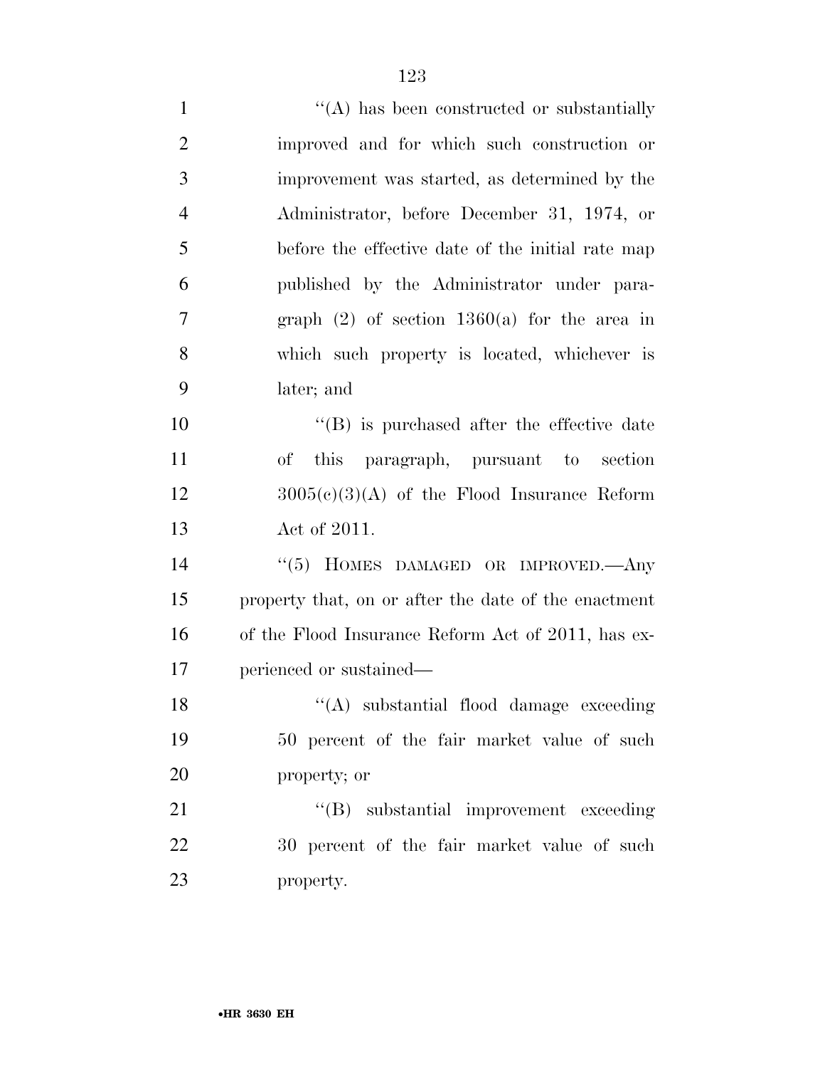''(A) has been constructed or substantially improved and for which such construction or improvement was started, as determined by the Administrator, before December 31, 1974, or before the effective date of the initial rate map published by the Administrator under paragraph (2) of section 1360(a) for the area in which such property is located, whichever is later; and

''(B) is purchased after the effective date of this paragraph, pursuant to section 3005(c)(3)(A) of the Flood Insurance Reform Act of 2011.

''(5) HOMES DAMAGED OR IMPROVED.—Any property that, on or after the date of the enactment of the Flood Insurance Reform Act of 2011, has experienced or sustained—

''(A) substantial flood damage exceeding 50 percent of the fair market value of such property; or

''(B) substantial improvement exceeding 30 percent of the fair market value of such property.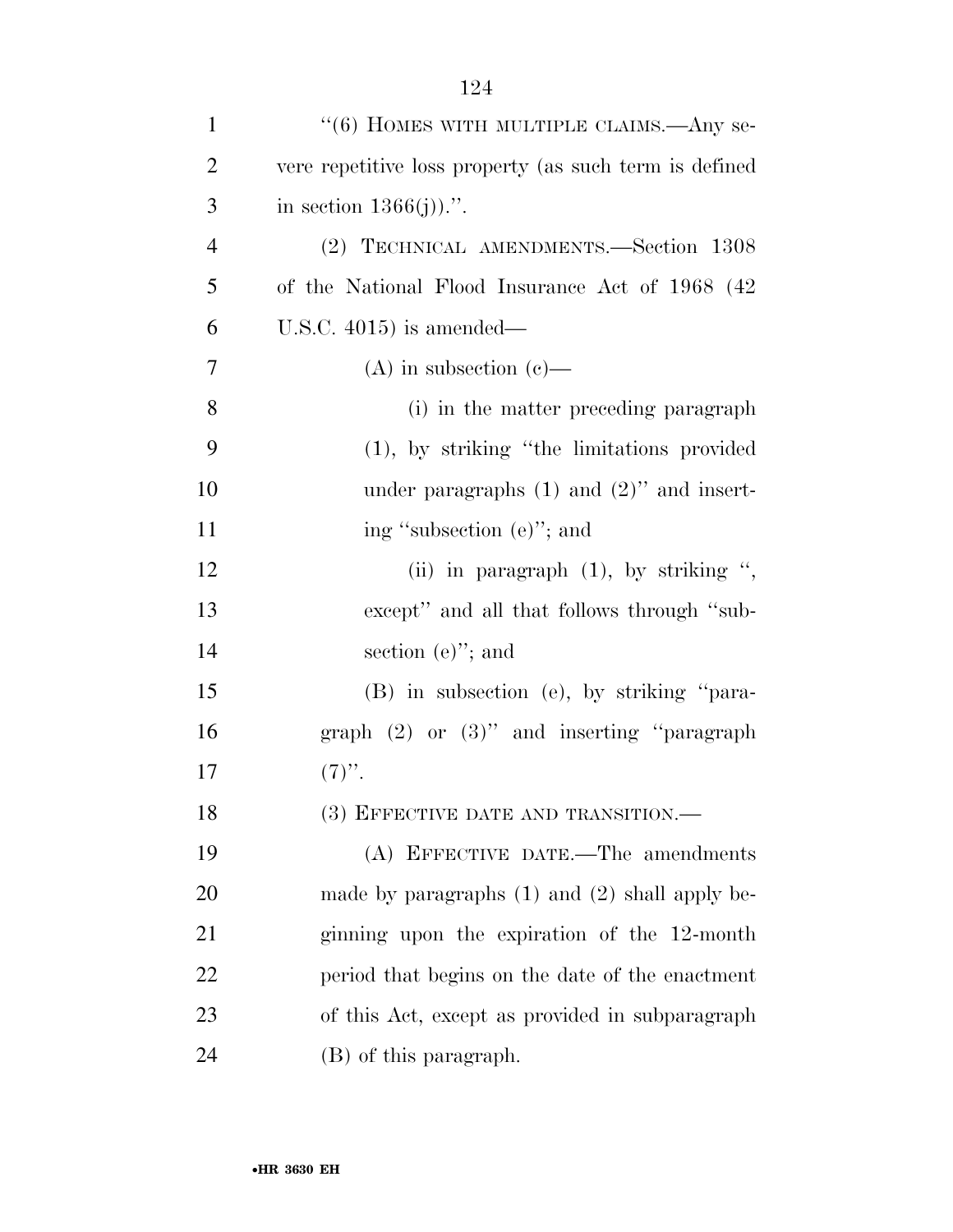''(6) HOMES WITH MULTIPLE CLAIMS.—Any severe repetitive loss property (as such term is defined in section 1366(j)).''.

(2) TECHNICAL AMENDMENTS.—Section 1308 of the National Flood Insurance Act of 1968 (42 U.S.C. 4015) is amended—

(A) in subsection (c)—

(i) in the matter preceding paragraph (1), by striking ''the limitations provided under paragraphs (1) and (2)'' and inserting ''subsection (e)''; and

(ii) in paragraph (1), by striking '', except'' and all that follows through ''subsection (e)''; and

(B) in subsection (e), by striking ''paragraph (2) or (3)'' and inserting ''paragraph (7)''.

(3) EFFECTIVE DATE AND TRANSITION.—

(A) EFFECTIVE DATE.—The amendments made by paragraphs (1) and (2) shall apply beginning upon the expiration of the 12-month period that begins on the date of the enactment of this Act, except as provided in subparagraph (B) of this paragraph.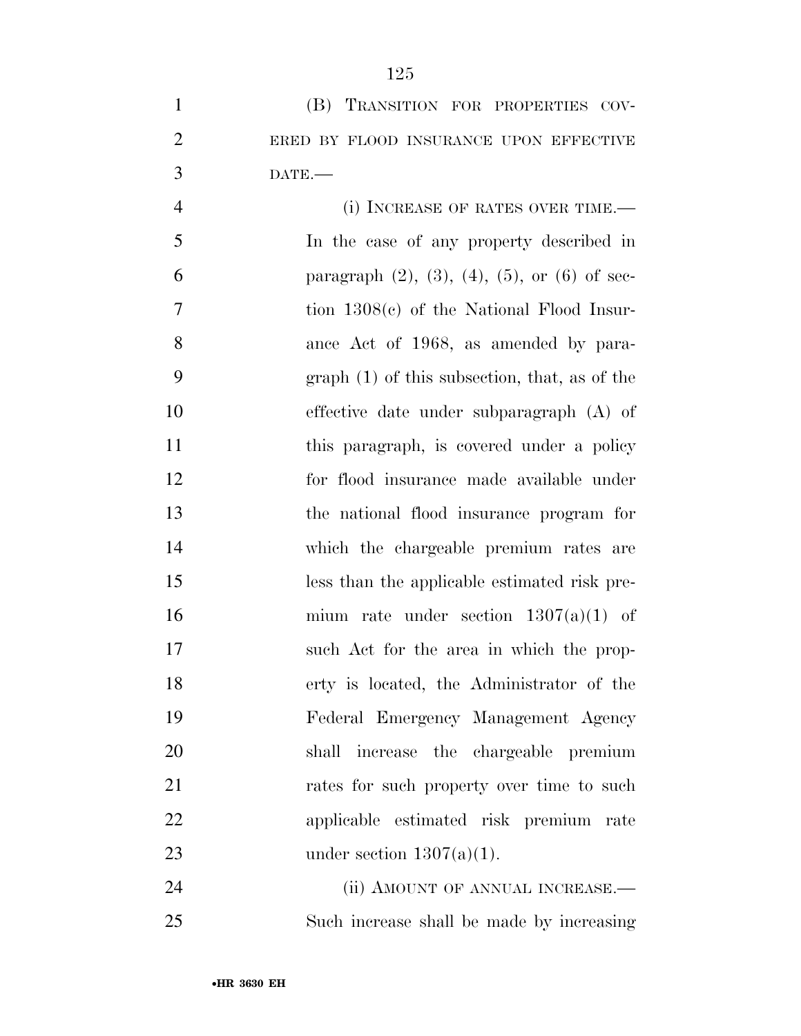(B) TRANSITION FOR PROPERTIES COVERED BY FLOOD INSURANCE UPON EFFECTIVE DATE.—

(i) INCREASE OF RATES OVER TIME.— In the case of any property described in paragraph (2), (3), (4), (5), or (6) of section 1308(c) of the National Flood Insurance Act of 1968, as amended by paragraph (1) of this subsection, that, as of the effective date under subparagraph (A) of this paragraph, is covered under a policy for flood insurance made available under the national flood insurance program for which the chargeable premium rates are less than the applicable estimated risk premium rate under section 1307(a)(1) of such Act for the area in which the property is located, the Administrator of the Federal Emergency Management Agency shall increase the chargeable premium rates for such property over time to such applicable estimated risk premium rate under section 1307(a)(1).

(ii) AMOUNT OF ANNUAL INCREASE.— Such increase shall be made by increasing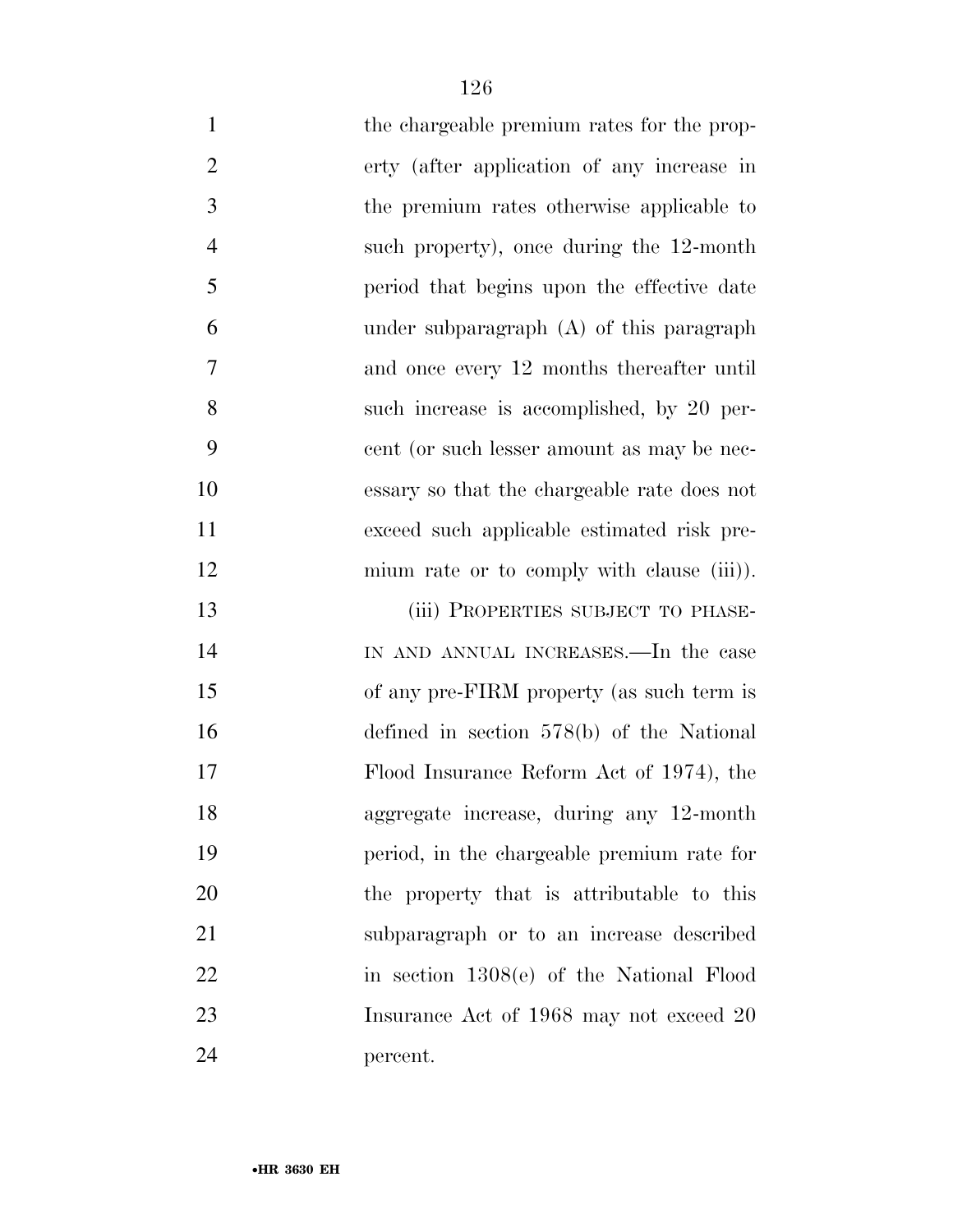the chargeable premium rates for the property (after application of any increase in the premium rates otherwise applicable to such property), once during the 12-month period that begins upon the effective date under subparagraph (A) of this paragraph and once every 12 months thereafter until such increase is accomplished, by 20 percent (or such lesser amount as may be necessary so that the chargeable rate does not exceed such applicable estimated risk premium rate or to comply with clause (iii)).

(iii) PROPERTIES SUBJECT TO PHASE-IN AND ANNUAL INCREASES.—In the case of any pre-FIRM property (as such term is defined in section 578(b) of the National Flood Insurance Reform Act of 1974), the aggregate increase, during any 12-month period, in the chargeable premium rate for the property that is attributable to this subparagraph or to an increase described in section 1308(e) of the National Flood Insurance Act of 1968 may not exceed 20 percent.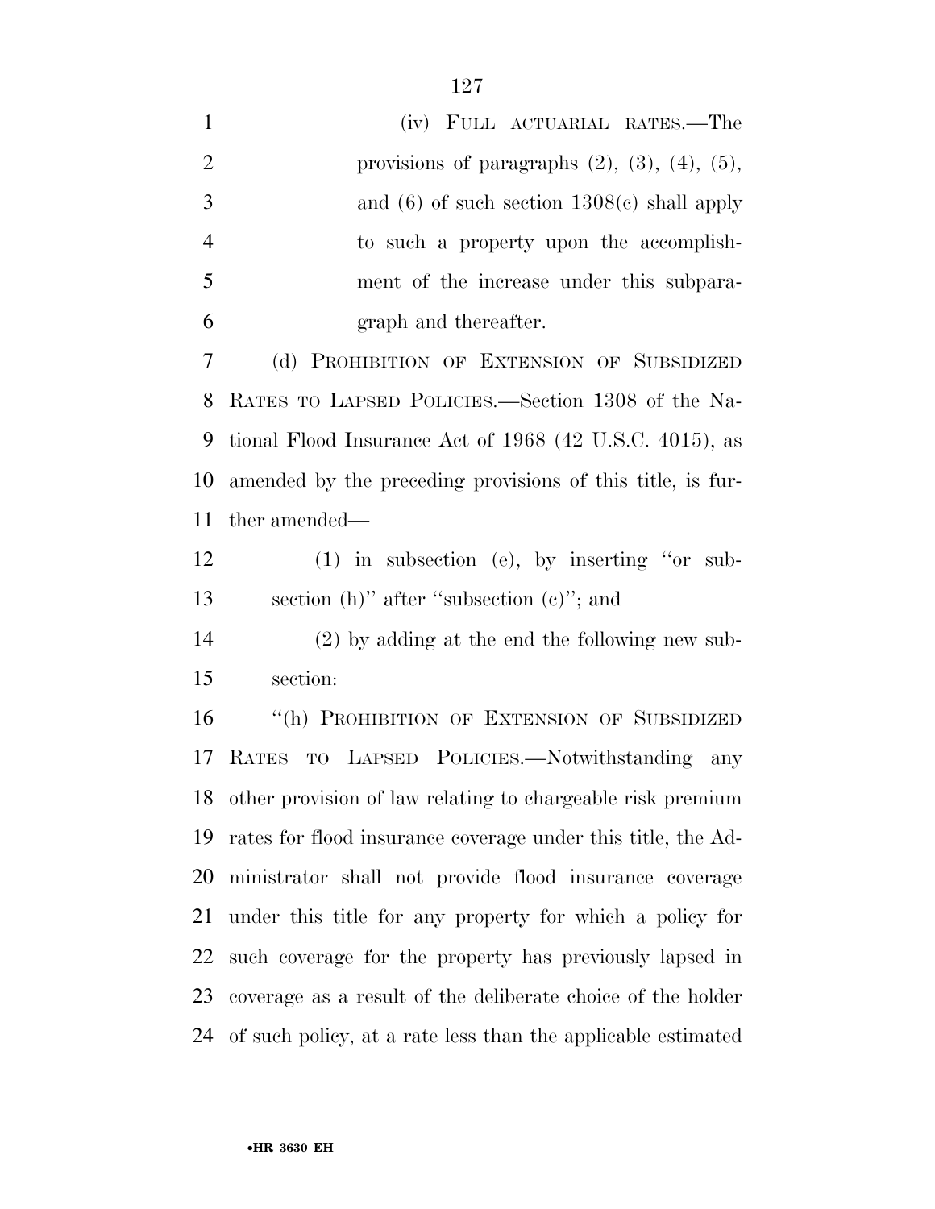(iv) FULL ACTUARIAL RATES.—The provisions of paragraphs (2), (3), (4), (5), and (6) of such section 1308(c) shall apply to such a property upon the accomplishment of the increase under this subparagraph and thereafter.

(d) PROHIBITION OF EXTENSION OF SUBSIDIZED RATES TO LAPSED POLICIES.—Section 1308 of the National Flood Insurance Act of 1968 (42 U.S.C. 4015), as amended by the preceding provisions of this title, is further amended—

(1) in subsection (e), by inserting ''or subsection (h)'' after ''subsection (c)''; and

(2) by adding at the end the following new subsection:

''(h) PROHIBITION OF EXTENSION OF SUBSIDIZED RATES TO LAPSED POLICIES.—Notwithstanding any other provision of law relating to chargeable risk premium rates for flood insurance coverage under this title, the Administrator shall not provide flood insurance coverage under this title for any property for which a policy for such coverage for the property has previously lapsed in coverage as a result of the deliberate choice of the holder of such policy, at a rate less than the applicable estimated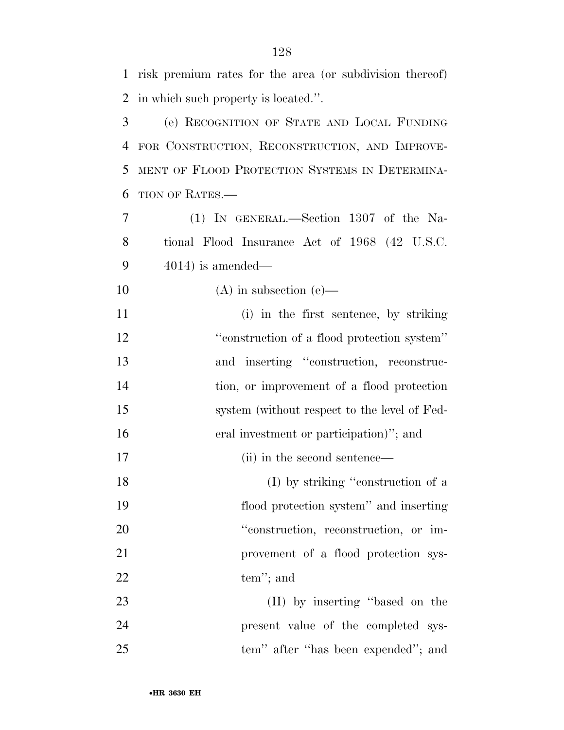risk premium rates for the area (or subdivision thereof) in which such property is located.''.

(e) RECOGNITION OF STATE AND LOCAL FUNDING FOR CONSTRUCTION, RECONSTRUCTION, AND IMPROVEMENT OF FLOOD PROTECTION SYSTEMS IN DETERMINATION OF RATES.—

(1) IN GENERAL.—Section 1307 of the National Flood Insurance Act of 1968 (42 U.S.C. 4014) is amended—

(A) in subsection (e)—

(i) in the first sentence, by striking ''construction of a flood protection system'' and inserting ''construction, reconstruction, or improvement of a flood protection system (without respect to the level of Federal investment or participation)''; and

(ii) in the second sentence—

(I) by striking ''construction of a flood protection system'' and inserting ''construction, reconstruction, or improvement of a flood protection system''; and

(II) by inserting ''based on the present value of the completed system'' after ''has been expended''; and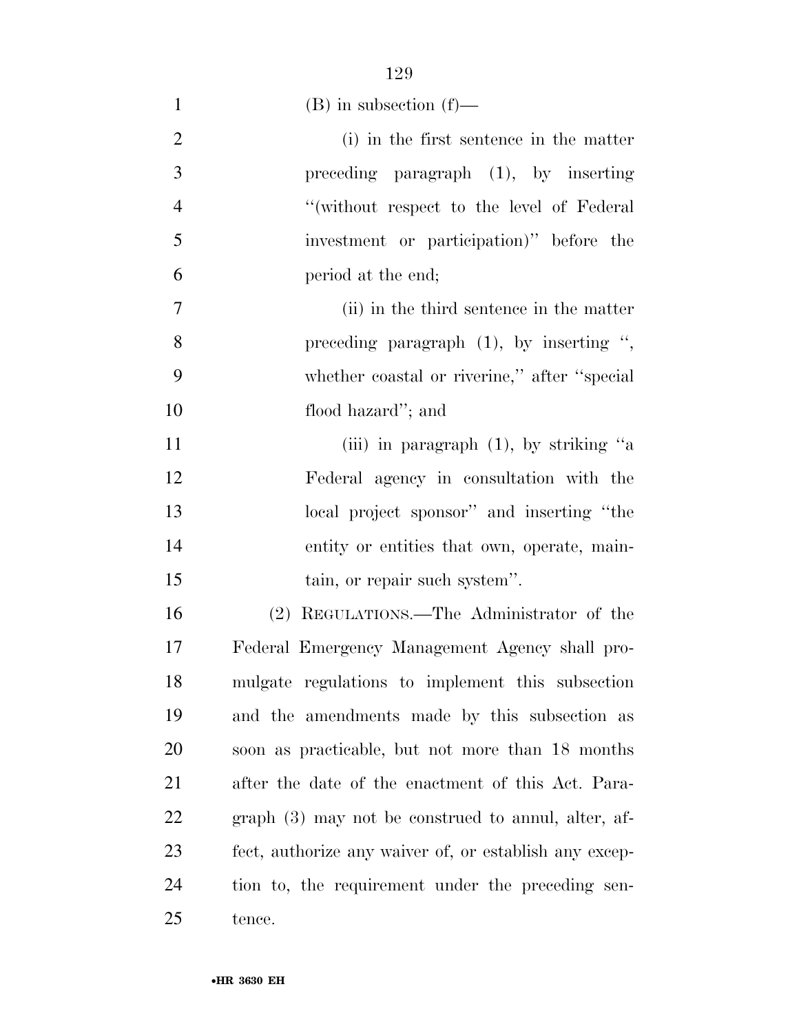(B) in subsection (f)—

(i) in the first sentence in the matter preceding paragraph (1), by inserting "(without respect to the level of Federal investment or participation)" before the period at the end;

(ii) in the third sentence in the matter preceding paragraph (1), by inserting ", whether coastal or riverine," after "special flood hazard"; and

(iii) in paragraph (1), by striking "a Federal agency in consultation with the local project sponsor" and inserting "the entity or entities that own, operate, maintain, or repair such system".

(2) REGULATIONS.—The Administrator of the Federal Emergency Management Agency shall promulgate regulations to implement this subsection and the amendments made by this subsection as soon as practicable, but not more than 18 months after the date of the enactment of this Act. Paragraph (3) may not be construed to annul, alter, affect, authorize any waiver of, or establish any exception to, the requirement under the preceding sentence.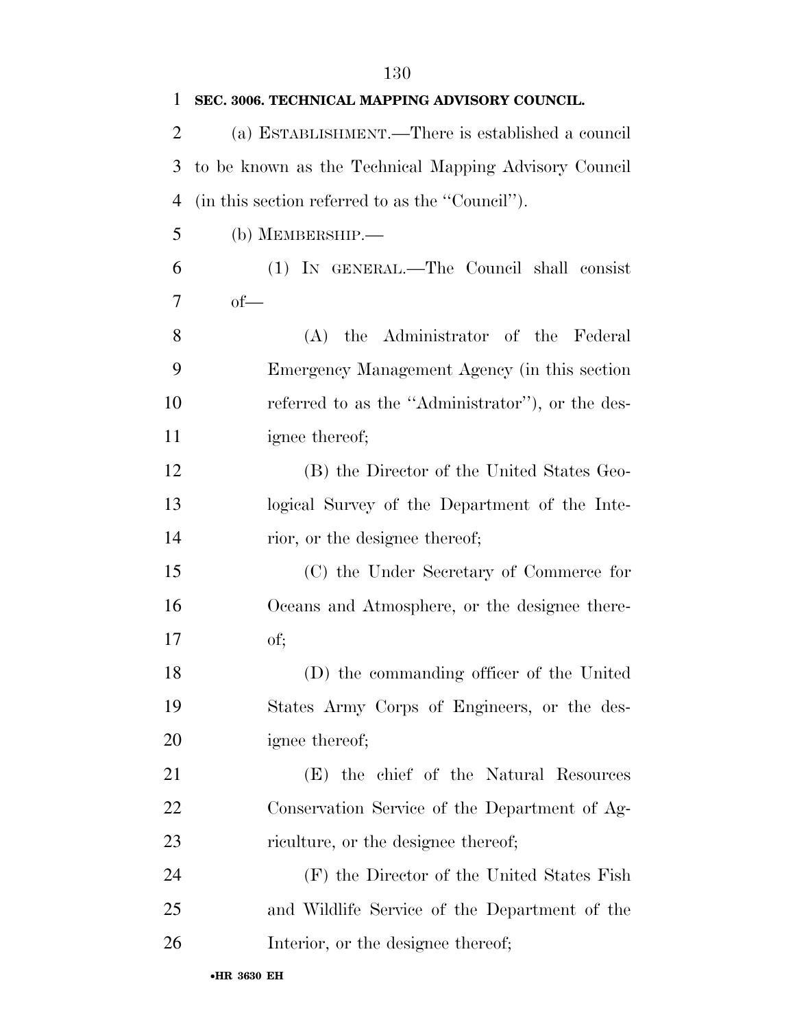**SEC. 3006. TECHNICAL MAPPING ADVISORY COUNCIL.**

(a) ESTABLISHMENT.—There is established a council to be known as the Technical Mapping Advisory Council (in this section referred to as the ''Council'').

(b) MEMBERSHIP.—

(1) IN GENERAL.—The Council shall consist of—

(A) the Administrator of the Federal Emergency Management Agency (in this section referred to as the ''Administrator''), or the designee thereof;

(B) the Director of the United States Geological Survey of the Department of the Interior, or the designee thereof;

(C) the Under Secretary of Commerce for Oceans and Atmosphere, or the designee thereof;

(D) the commanding officer of the United States Army Corps of Engineers, or the designee thereof;

(E) the chief of the Natural Resources Conservation Service of the Department of Agriculture, or the designee thereof;

(F) the Director of the United States Fish and Wildlife Service of the Department of the Interior, or the designee thereof;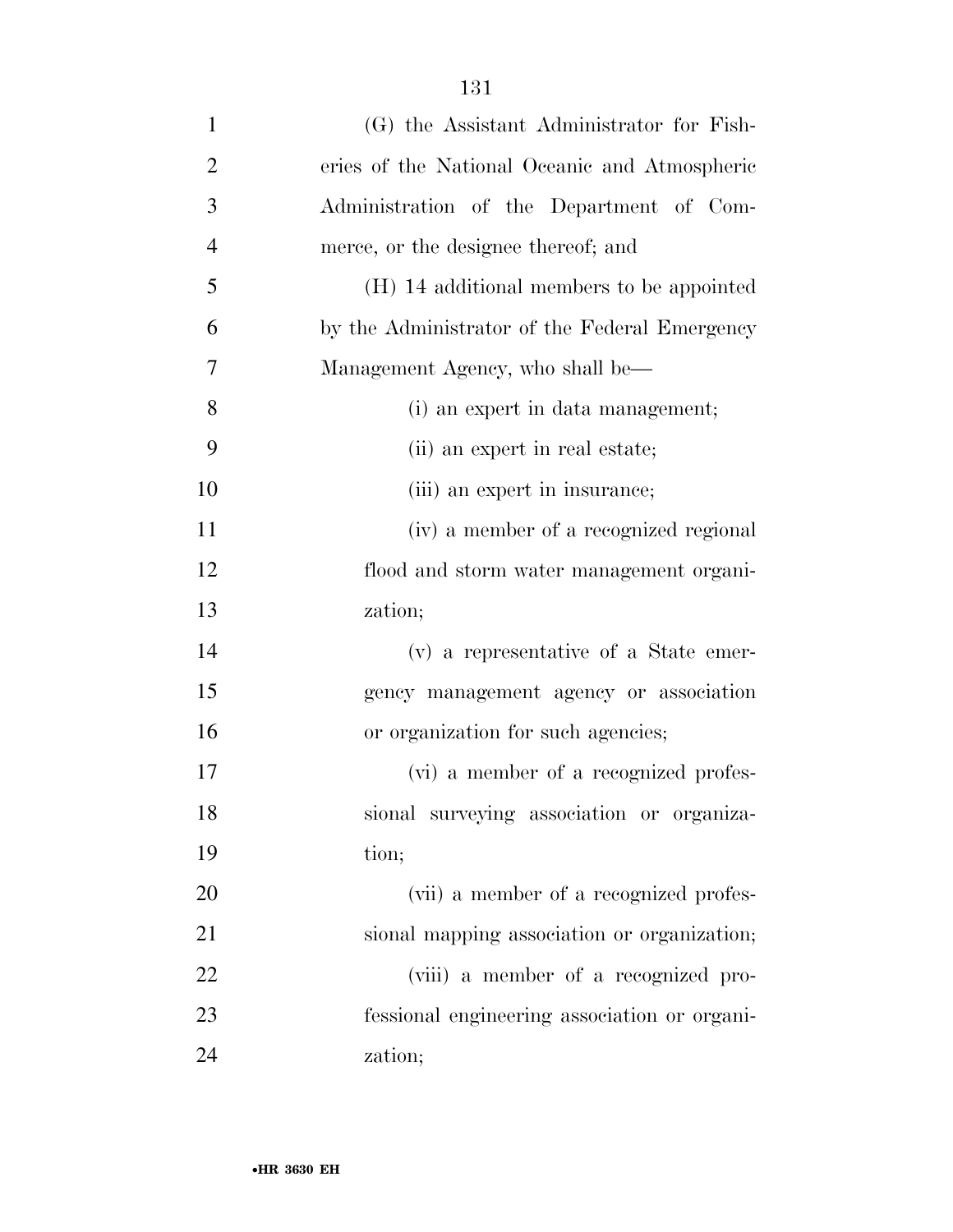(G) the Assistant Administrator for Fisheries of the National Oceanic and Atmospheric Administration of the Department of Commerce, or the designee thereof; and

(H) 14 additional members to be appointed by the Administrator of the Federal Emergency Management Agency, who shall be—

(i) an expert in data management;

(ii) an expert in real estate;

(iii) an expert in insurance;

(iv) a member of a recognized regional flood and storm water management organization;

(v) a representative of a State emergency management agency or association or organization for such agencies;

(vi) a member of a recognized professional surveying association or organization;

(vii) a member of a recognized professional mapping association or organization;

(viii) a member of a recognized professional engineering association or organization;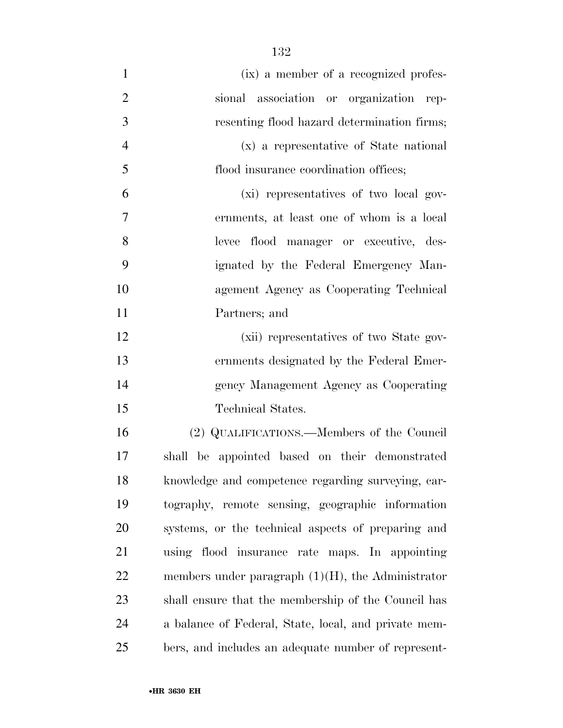(ix) a member of a recognized professional association or organization representing flood hazard determination firms;

(x) a representative of State national flood insurance coordination offices;

(xi) representatives of two local governments, at least one of whom is a local levee flood manager or executive, designated by the Federal Emergency Management Agency as Cooperating Technical Partners; and

(xii) representatives of two State governments designated by the Federal Emergency Management Agency as Cooperating Technical States.

(2) QUALIFICATIONS.—Members of the Council shall be appointed based on their demonstrated knowledge and competence regarding surveying, cartography, remote sensing, geographic information systems, or the technical aspects of preparing and using flood insurance rate maps. In appointing members under paragraph (1)(H), the Administrator shall ensure that the membership of the Council has a balance of Federal, State, local, and private members, and includes an adequate number of represent-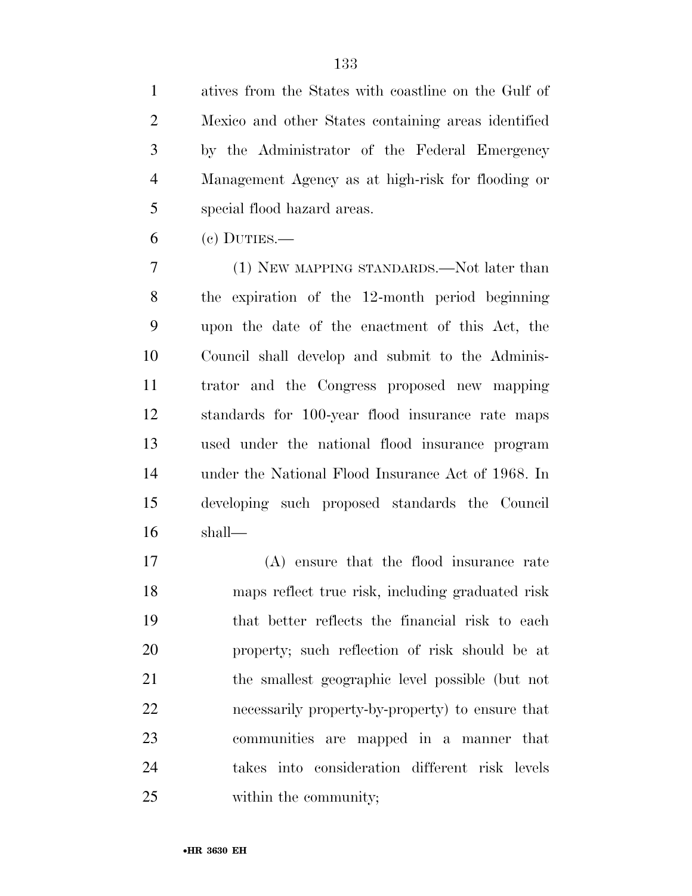atives from the States with coastline on the Gulf of Mexico and other States containing areas identified by the Administrator of the Federal Emergency Management Agency as at high-risk for flooding or special flood hazard areas.

(c) DUTIES.—

(1) NEW MAPPING STANDARDS.—Not later than the expiration of the 12-month period beginning upon the date of the enactment of this Act, the Council shall develop and submit to the Administrator and the Congress proposed new mapping standards for 100-year flood insurance rate maps used under the national flood insurance program under the National Flood Insurance Act of 1968. In developing such proposed standards the Council shall—

(A) ensure that the flood insurance rate maps reflect true risk, including graduated risk that better reflects the financial risk to each property; such reflection of risk should be at the smallest geographic level possible (but not necessarily property-by-property) to ensure that communities are mapped in a manner that takes into consideration different risk levels within the community;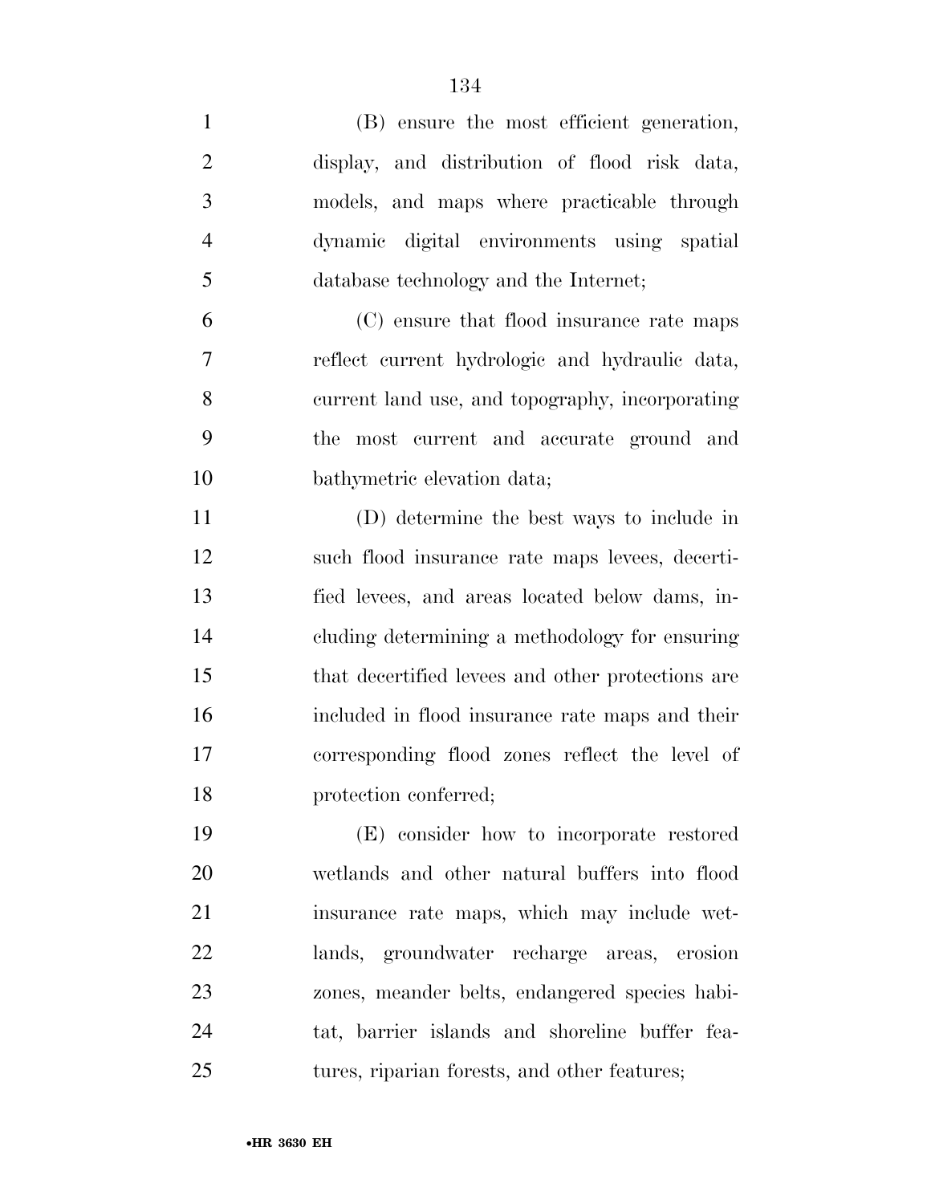(B) ensure the most efficient generation, display, and distribution of flood risk data, models, and maps where practicable through dynamic digital environments using spatial database technology and the Internet;

(C) ensure that flood insurance rate maps reflect current hydrologic and hydraulic data, current land use, and topography, incorporating the most current and accurate ground and bathymetric elevation data;

(D) determine the best ways to include in such flood insurance rate maps levees, decertified levees, and areas located below dams, including determining a methodology for ensuring that decertified levees and other protections are included in flood insurance rate maps and their corresponding flood zones reflect the level of protection conferred;

(E) consider how to incorporate restored wetlands and other natural buffers into flood insurance rate maps, which may include wetlands, groundwater recharge areas, erosion zones, meander belts, endangered species habitat, barrier islands and shoreline buffer features, riparian forests, and other features;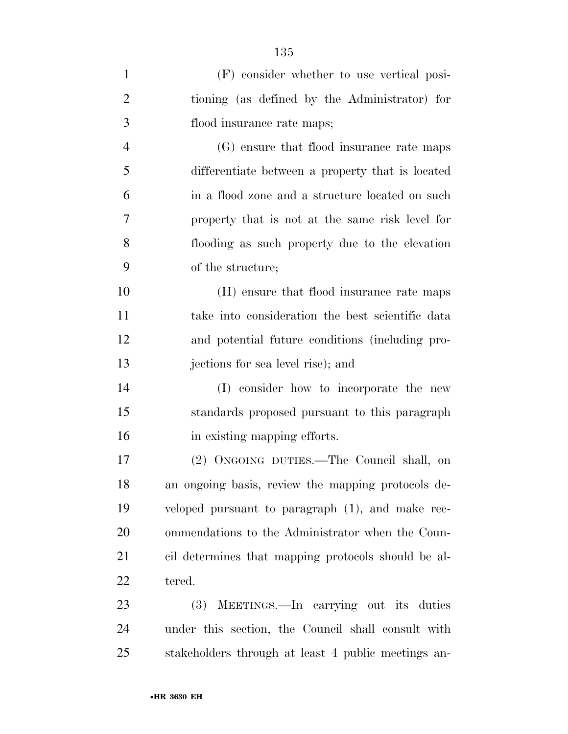(F) consider whether to use vertical positioning (as defined by the Administrator) for flood insurance rate maps;

(G) ensure that flood insurance rate maps differentiate between a property that is located in a flood zone and a structure located on such property that is not at the same risk level for flooding as such property due to the elevation of the structure;

(H) ensure that flood insurance rate maps take into consideration the best scientific data and potential future conditions (including projections for sea level rise); and

(I) consider how to incorporate the new standards proposed pursuant to this paragraph in existing mapping efforts.

(2) ONGOING DUTIES.—The Council shall, on an ongoing basis, review the mapping protocols developed pursuant to paragraph (1), and make recommendations to the Administrator when the Council determines that mapping protocols should be altered.

(3) MEETINGS.—In carrying out its duties under this section, the Council shall consult with stakeholders through at least 4 public meetings an-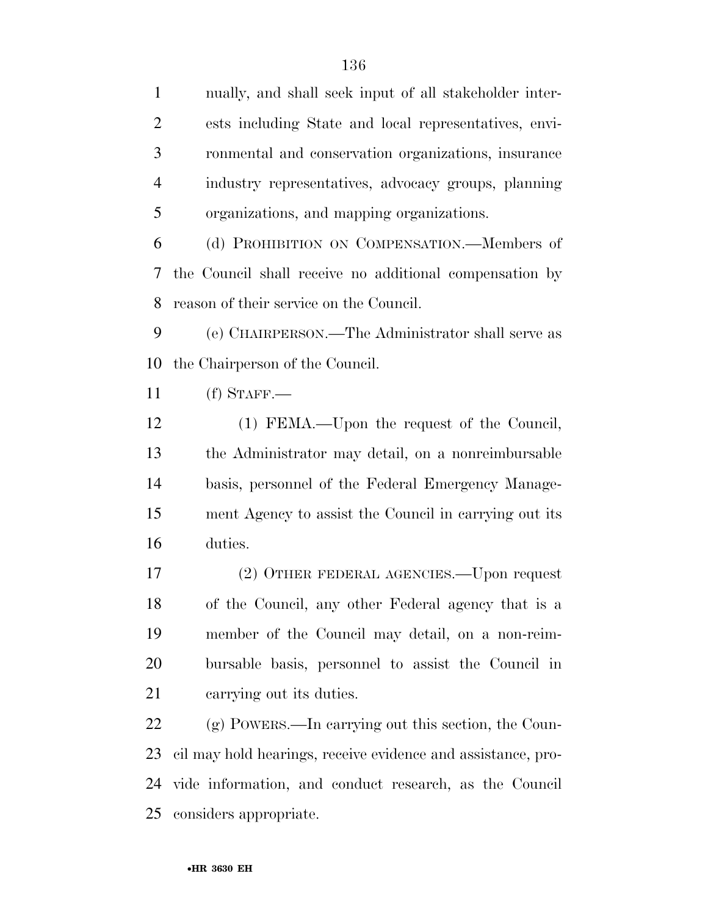nually, and shall seek input of all stakeholder interests including State and local representatives, environmental and conservation organizations, insurance industry representatives, advocacy groups, planning organizations, and mapping organizations.

(d) PROHIBITION ON COMPENSATION.—Members of the Council shall receive no additional compensation by reason of their service on the Council.

(e) CHAIRPERSON.—The Administrator shall serve as the Chairperson of the Council.

(f) STAFF.—

(1) FEMA.—Upon the request of the Council, the Administrator may detail, on a nonreimbursable basis, personnel of the Federal Emergency Management Agency to assist the Council in carrying out its duties.

(2) OTHER FEDERAL AGENCIES.—Upon request of the Council, any other Federal agency that is a member of the Council may detail, on a non-reimbursable basis, personnel to assist the Council in carrying out its duties.

(g) POWERS.—In carrying out this section, the Council may hold hearings, receive evidence and assistance, provide information, and conduct research, as the Council considers appropriate.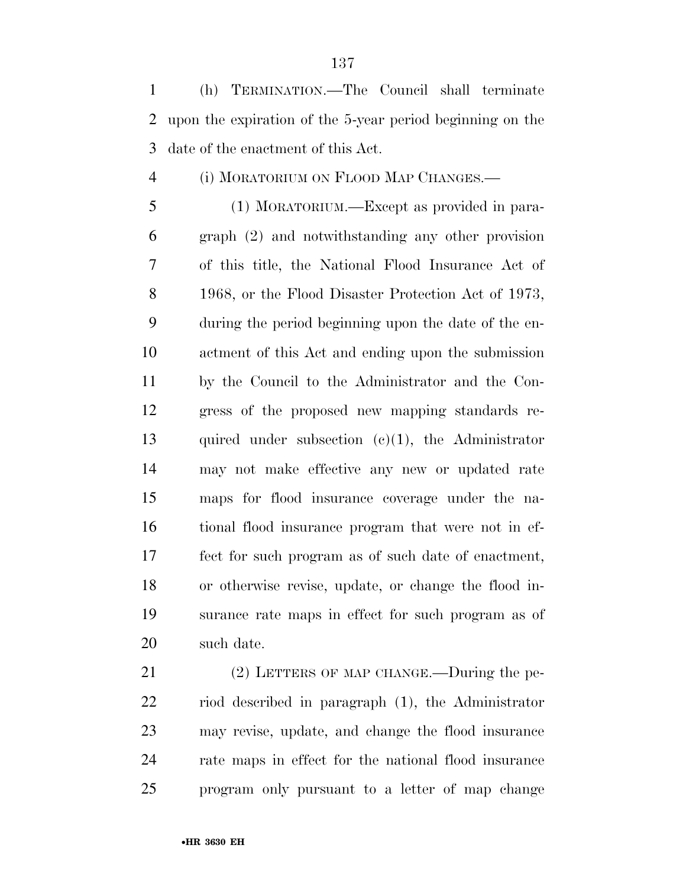(h) TERMINATION.—The Council shall terminate upon the expiration of the 5-year period beginning on the date of the enactment of this Act.

(i) MORATORIUM ON FLOOD MAP CHANGES.—

(1) MORATORIUM.—Except as provided in paragraph (2) and notwithstanding any other provision of this title, the National Flood Insurance Act of 1968, or the Flood Disaster Protection Act of 1973, during the period beginning upon the date of the enactment of this Act and ending upon the submission by the Council to the Administrator and the Congress of the proposed new mapping standards required under subsection (c)(1), the Administrator may not make effective any new or updated rate maps for flood insurance coverage under the national flood insurance program that were not in effect for such program as of such date of enactment, or otherwise revise, update, or change the flood insurance rate maps in effect for such program as of such date.

(2) LETTERS OF MAP CHANGE.—During the period described in paragraph (1), the Administrator may revise, update, and change the flood insurance rate maps in effect for the national flood insurance program only pursuant to a letter of map change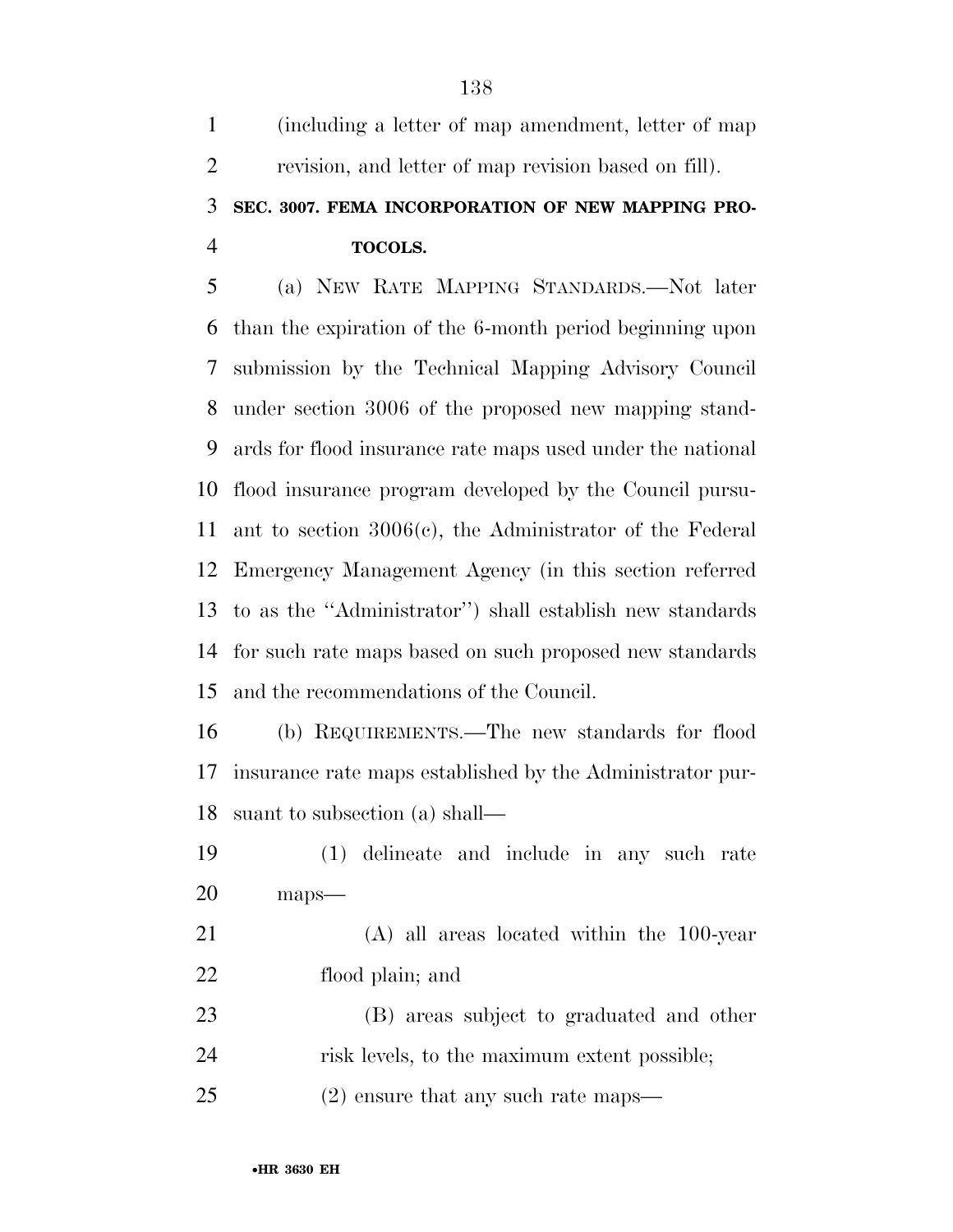(including a letter of map amendment, letter of map revision, and letter of map revision based on fill).

### SEC. 3007. FEMA INCORPORATION OF NEW MAPPING PROTOCOLS.

(a) NEW RATE MAPPING STANDARDS.—Not later than the expiration of the 6-month period beginning upon submission by the Technical Mapping Advisory Council under section 3006 of the proposed new mapping standards for flood insurance rate maps used under the national flood insurance program developed by the Council pursuant to section 3006(c), the Administrator of the Federal Emergency Management Agency (in this section referred to as the ''Administrator'') shall establish new standards for such rate maps based on such proposed new standards and the recommendations of the Council.

(b) REQUIREMENTS.—The new standards for flood insurance rate maps established by the Administrator pursuant to subsection (a) shall—

(1) delineate and include in any such rate maps—

(A) all areas located within the 100-year flood plain; and

(B) areas subject to graduated and other risk levels, to the maximum extent possible;

(2) ensure that any such rate maps—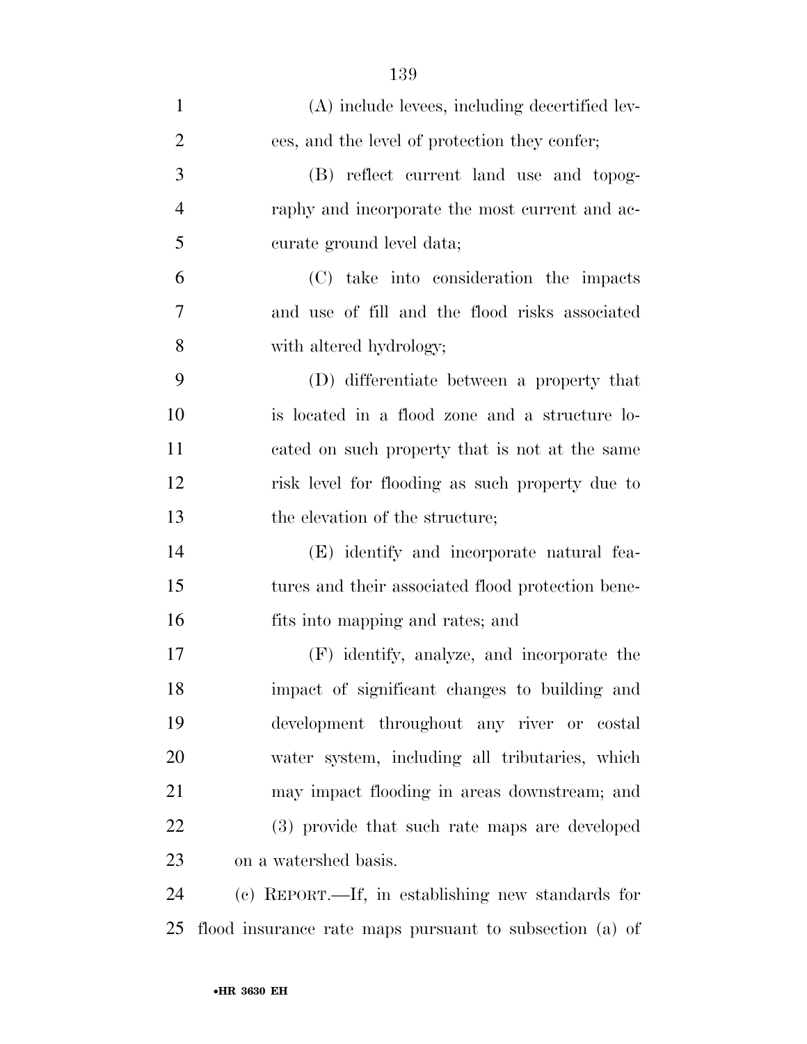(A) include levees, including decertified levees, and the level of protection they confer;

(B) reflect current land use and topography and incorporate the most current and accurate ground level data;

(C) take into consideration the impacts and use of fill and the flood risks associated with altered hydrology;

(D) differentiate between a property that is located in a flood zone and a structure located on such property that is not at the same risk level for flooding as such property due to the elevation of the structure;

(E) identify and incorporate natural features and their associated flood protection benefits into mapping and rates; and

(F) identify, analyze, and incorporate the impact of significant changes to building and development throughout any river or costal water system, including all tributaries, which may impact flooding in areas downstream; and

(3) provide that such rate maps are developed on a watershed basis.

(c) REPORT.—If, in establishing new standards for flood insurance rate maps pursuant to subsection (a) of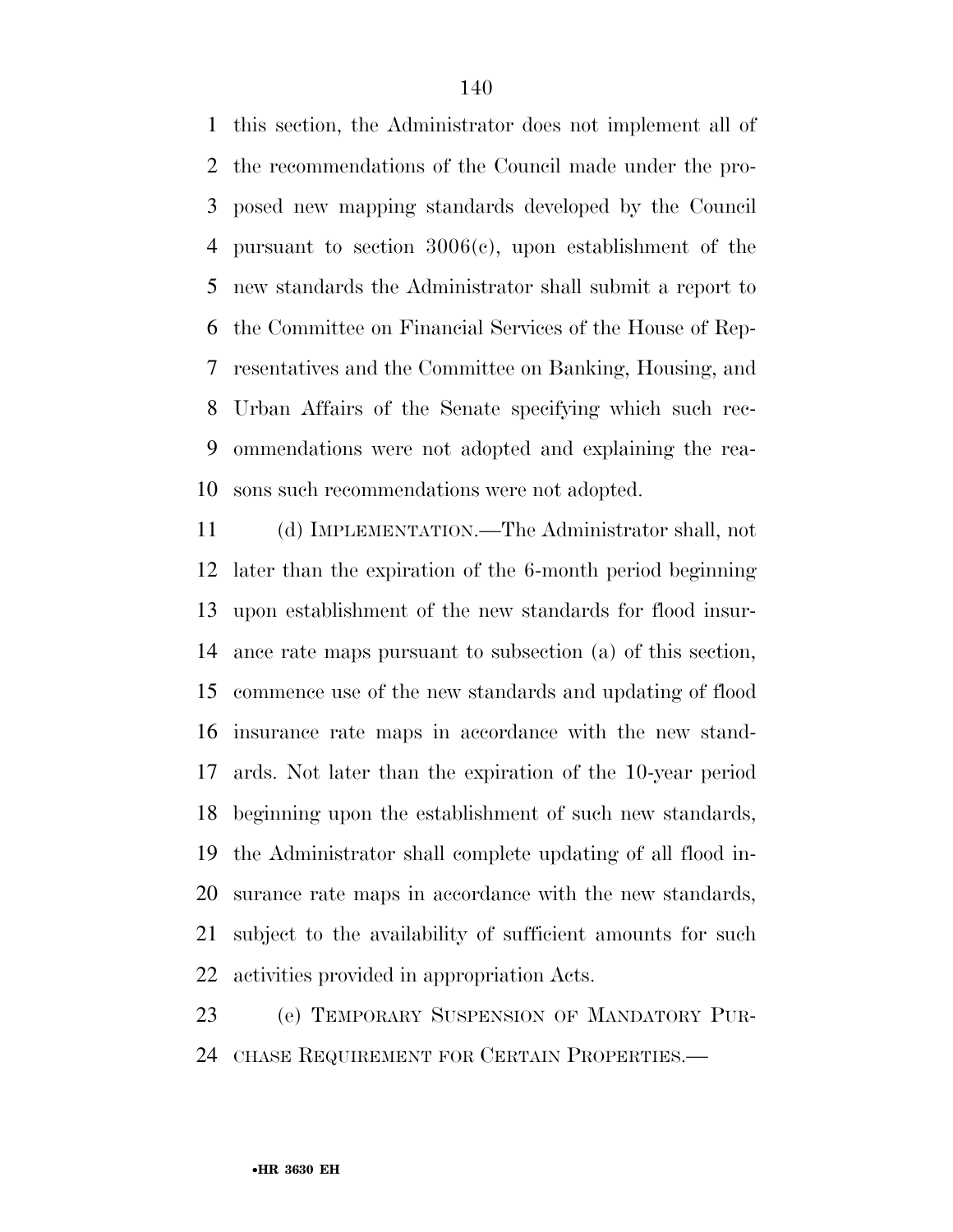this section, the Administrator does not implement all of the recommendations of the Council made under the proposed new mapping standards developed by the Council pursuant to section 3006(c), upon establishment of the new standards the Administrator shall submit a report to the Committee on Financial Services of the House of Representatives and the Committee on Banking, Housing, and Urban Affairs of the Senate specifying which such recommendations were not adopted and explaining the reasons such recommendations were not adopted.

(d) IMPLEMENTATION.—The Administrator shall, not later than the expiration of the 6-month period beginning upon establishment of the new standards for flood insurance rate maps pursuant to subsection (a) of this section, commence use of the new standards and updating of flood insurance rate maps in accordance with the new standards. Not later than the expiration of the 10-year period beginning upon the establishment of such new standards, the Administrator shall complete updating of all flood insurance rate maps in accordance with the new standards, subject to the availability of sufficient amounts for such activities provided in appropriation Acts.

(e) TEMPORARY SUSPENSION OF MANDATORY PURCHASE REQUIREMENT FOR CERTAIN PROPERTIES.—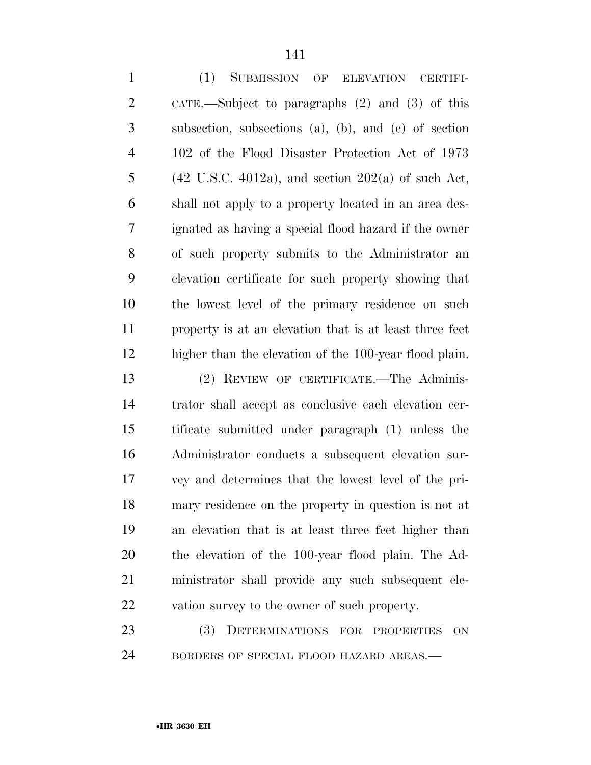(1) SUBMISSION OF ELEVATION CERTIFICATE.—Subject to paragraphs (2) and (3) of this subsection, subsections (a), (b), and (e) of section 102 of the Flood Disaster Protection Act of 1973 (42 U.S.C. 4012a), and section 202(a) of such Act, shall not apply to a property located in an area designated as having a special flood hazard if the owner of such property submits to the Administrator an elevation certificate for such property showing that the lowest level of the primary residence on such property is at an elevation that is at least three feet higher than the elevation of the 100-year flood plain.

(2) REVIEW OF CERTIFICATE.—The Administrator shall accept as conclusive each elevation certificate submitted under paragraph (1) unless the Administrator conducts a subsequent elevation survey and determines that the lowest level of the primary residence on the property in question is not at an elevation that is at least three feet higher than the elevation of the 100-year flood plain. The Administrator shall provide any such subsequent elevation survey to the owner of such property.

(3) DETERMINATIONS FOR PROPERTIES ON BORDERS OF SPECIAL FLOOD HAZARD AREAS.—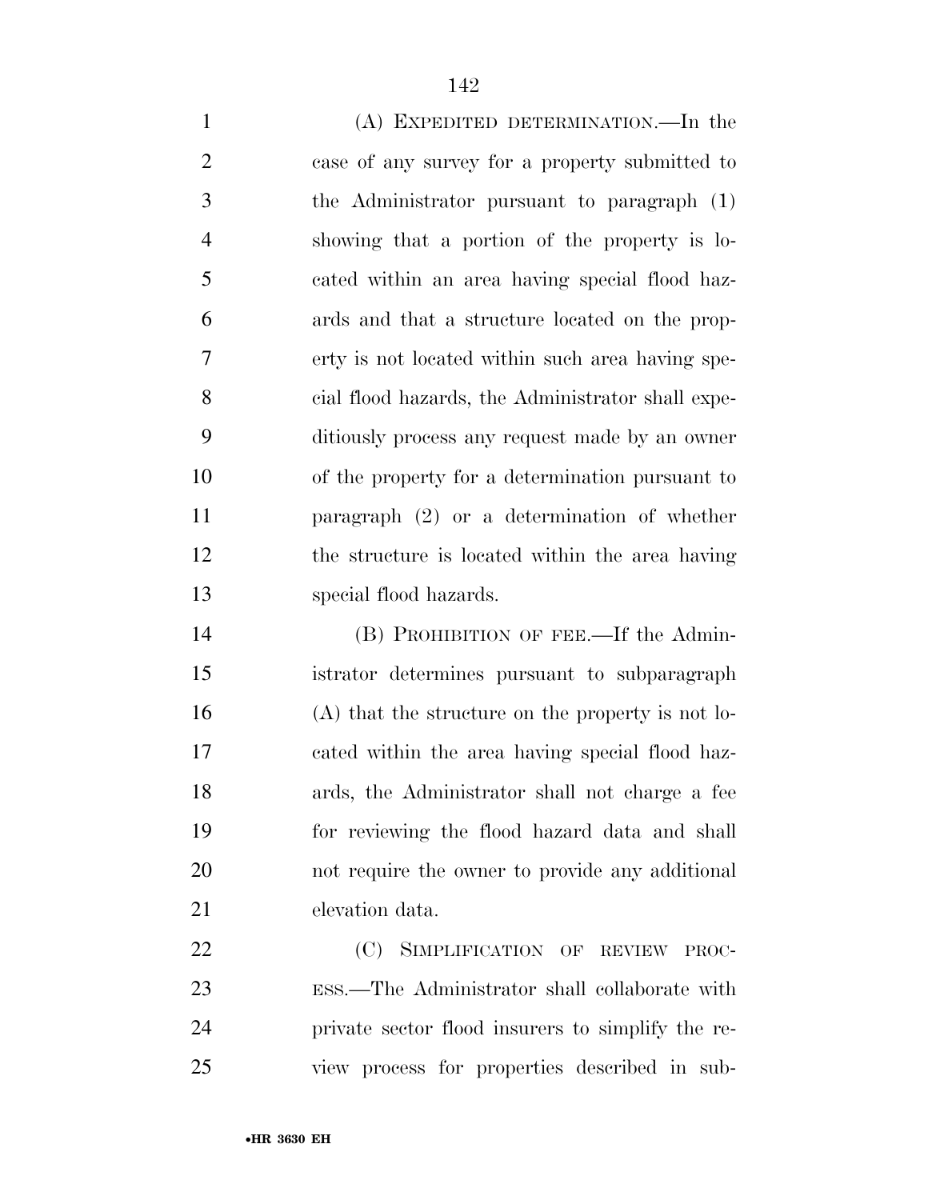(A) Expedited determination.—In the case of any survey for a property submitted to the Administrator pursuant to paragraph (1) showing that a portion of the property is located within an area having special flood hazards and that a structure located on the property is not located within such area having special flood hazards, the Administrator shall expeditiously process any request made by an owner of the property for a determination pursuant to paragraph (2) or a determination of whether the structure is located within the area having special flood hazards.

(B) Prohibition of fee.—If the Administrator determines pursuant to subparagraph (A) that the structure on the property is not located within the area having special flood hazards, the Administrator shall not charge a fee for reviewing the flood hazard data and shall not require the owner to provide any additional elevation data.

(C) Simplification of review process.—The Administrator shall collaborate with private sector flood insurers to simplify the review process for properties described in sub-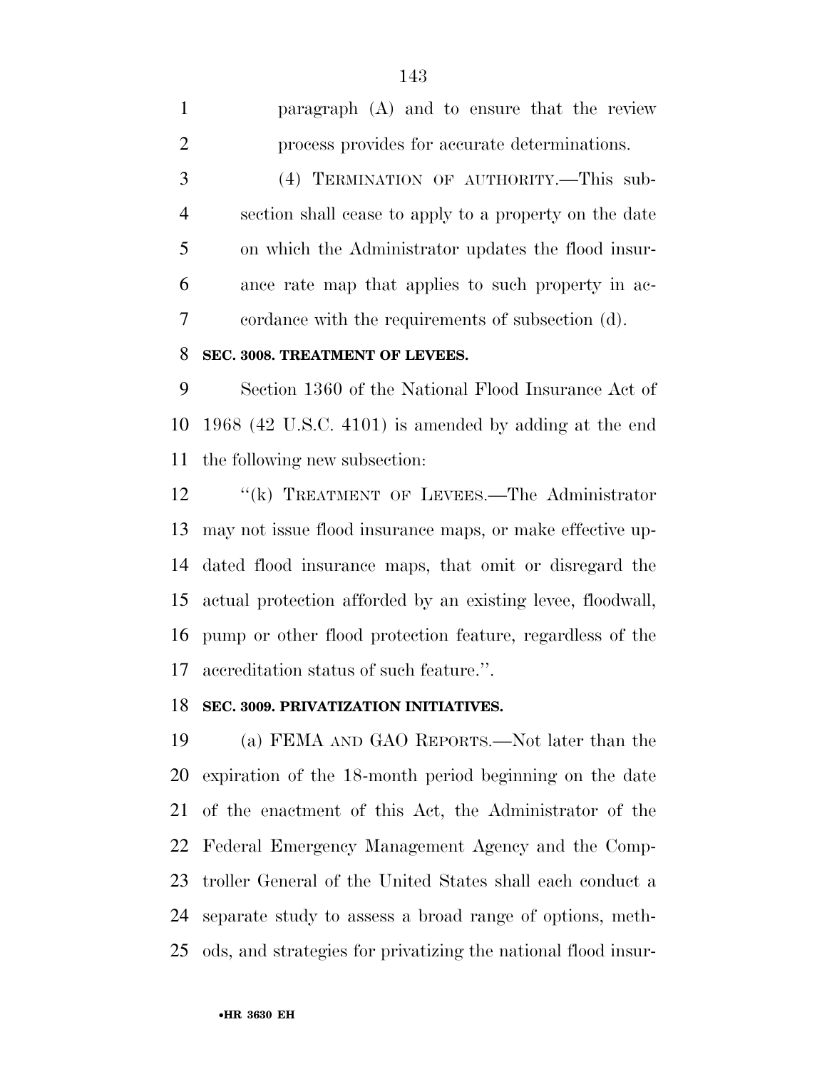paragraph (A) and to ensure that the review process provides for accurate determinations.

(4) TERMINATION OF AUTHORITY.—This subsection shall cease to apply to a property on the date on which the Administrator updates the flood insurance rate map that applies to such property in accordance with the requirements of subsection (d).

**SEC. 3008. TREATMENT OF LEVEES.**

Section 1360 of the National Flood Insurance Act of 1968 (42 U.S.C. 4101) is amended by adding at the end the following new subsection:

''(k) TREATMENT OF LEVEES.—The Administrator may not issue flood insurance maps, or make effective updated flood insurance maps, that omit or disregard the actual protection afforded by an existing levee, floodwall, pump or other flood protection feature, regardless of the accreditation status of such feature.''.

**SEC. 3009. PRIVATIZATION INITIATIVES.**

(a) FEMA AND GAO REPORTS.—Not later than the expiration of the 18-month period beginning on the date of the enactment of this Act, the Administrator of the Federal Emergency Management Agency and the Comptroller General of the United States shall each conduct a separate study to assess a broad range of options, methods, and strategies for privatizing the national flood insur-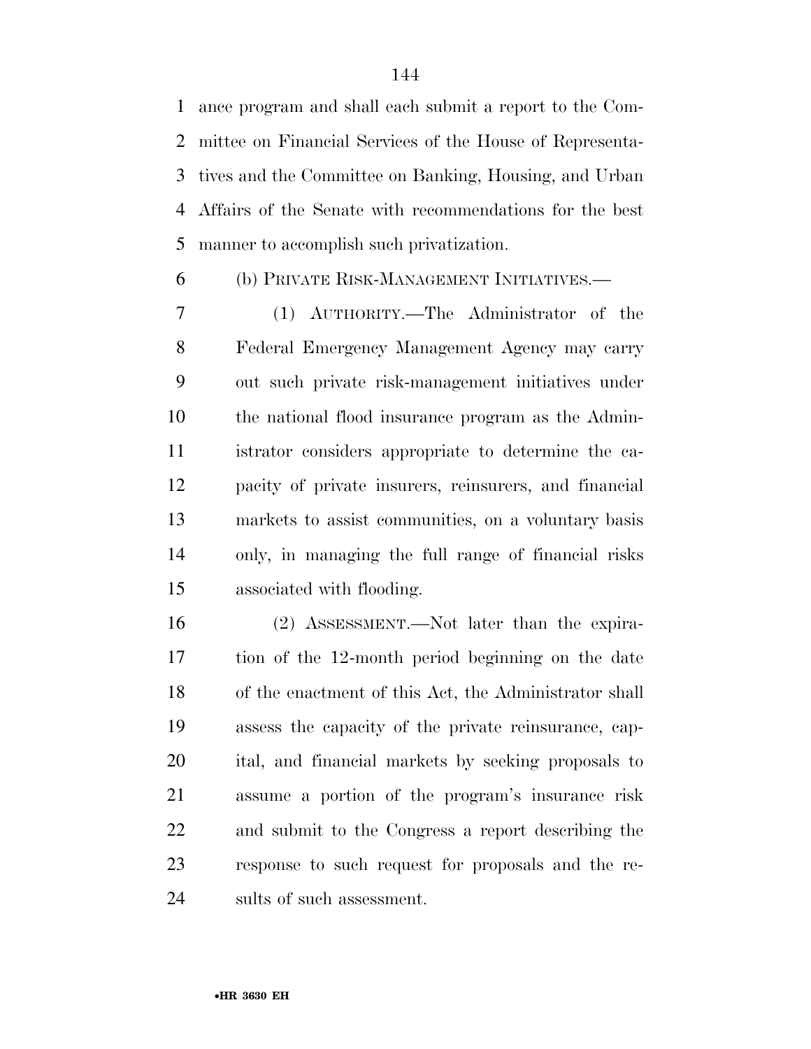ance program and shall each submit a report to the Committee on Financial Services of the House of Representatives and the Committee on Banking, Housing, and Urban Affairs of the Senate with recommendations for the best manner to accomplish such privatization.

(b) PRIVATE RISK-MANAGEMENT INITIATIVES.—

(1) AUTHORITY.—The Administrator of the Federal Emergency Management Agency may carry out such private risk-management initiatives under the national flood insurance program as the Administrator considers appropriate to determine the capacity of private insurers, reinsurers, and financial markets to assist communities, on a voluntary basis only, in managing the full range of financial risks associated with flooding.

(2) ASSESSMENT.—Not later than the expiration of the 12-month period beginning on the date of the enactment of this Act, the Administrator shall assess the capacity of the private reinsurance, capital, and financial markets by seeking proposals to assume a portion of the program's insurance risk and submit to the Congress a report describing the response to such request for proposals and the results of such assessment.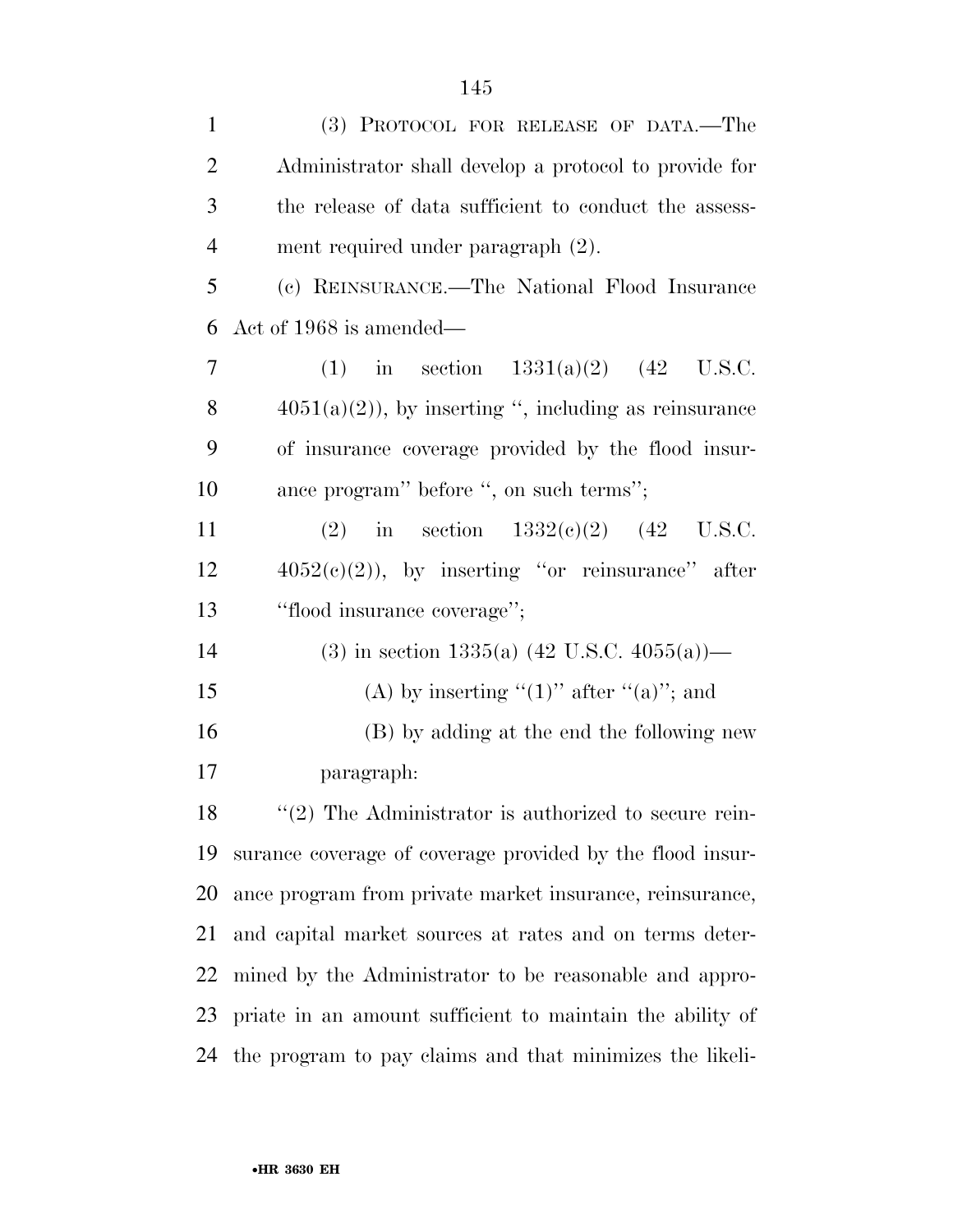(3) PROTOCOL FOR RELEASE OF DATA.—The Administrator shall develop a protocol to provide for the release of data sufficient to conduct the assessment required under paragraph (2).

(c) REINSURANCE.—The National Flood Insurance Act of 1968 is amended—

(1) in section 1331(a)(2) (42 U.S.C. 4051(a)(2)), by inserting '', including as reinsurance of insurance coverage provided by the flood insurance program'' before '', on such terms'';

(2) in section 1332(c)(2) (42 U.S.C. 4052(c)(2)), by inserting ''or reinsurance'' after ''flood insurance coverage'';

(3) in section 1335(a) (42 U.S.C. 4055(a))—

(A) by inserting ''(1)'' after ''(a)''; and

(B) by adding at the end the following new paragraph:

''(2) The Administrator is authorized to secure reinsurance coverage of coverage provided by the flood insurance program from private market insurance, reinsurance, and capital market sources at rates and on terms determined by the Administrator to be reasonable and appropriate in an amount sufficient to maintain the ability of the program to pay claims and that minimizes the likeli-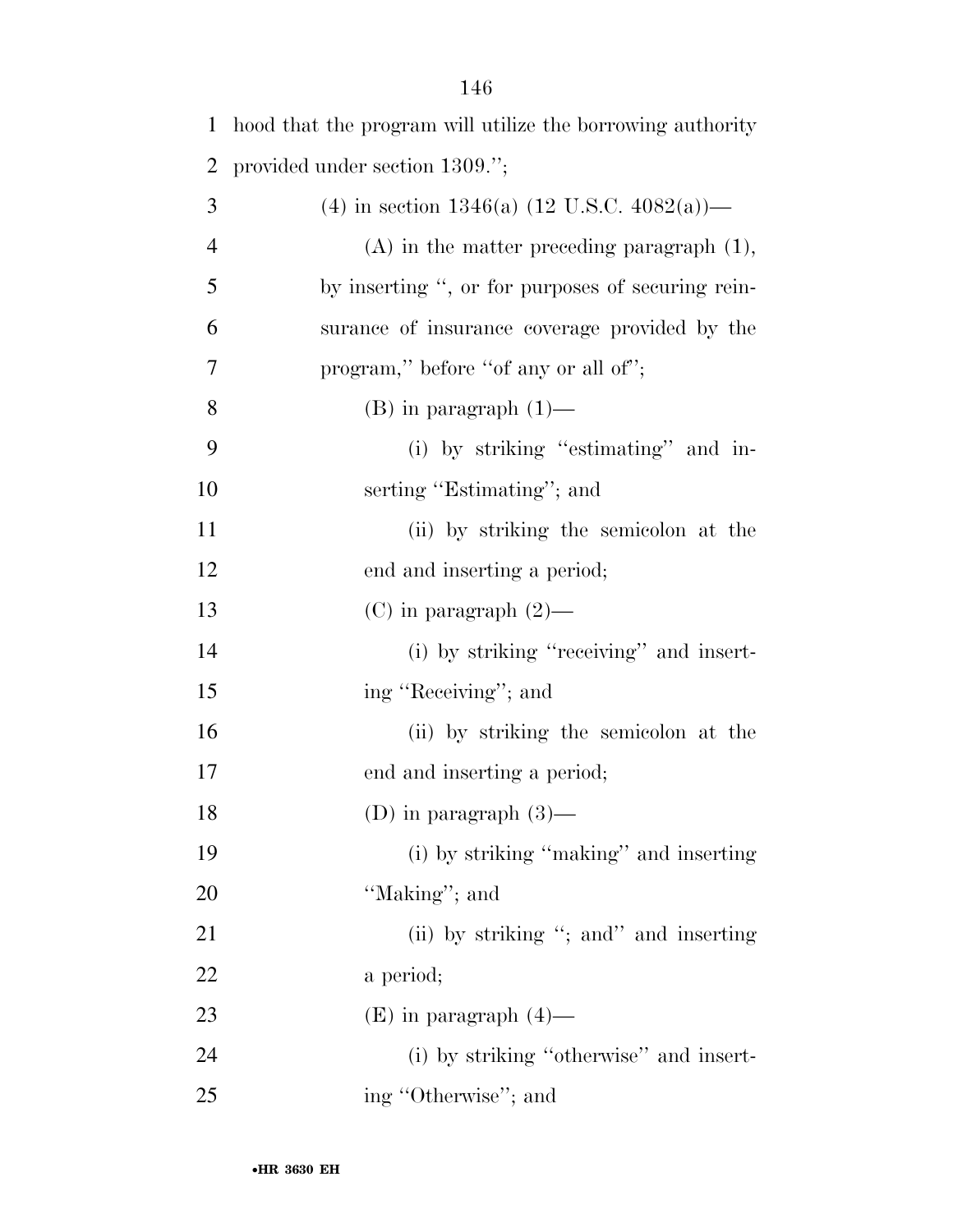hood that the program will utilize the borrowing authority provided under section 1309.'';

(4) in section 1346(a) (12 U.S.C. 4082(a))—

(A) in the matter preceding paragraph (1), by inserting '', or for purposes of securing reinsurance of insurance coverage provided by the program,'' before ''of any or all of'';

(B) in paragraph (1)—

(i) by striking ''estimating'' and inserting ''Estimating''; and

(ii) by striking the semicolon at the end and inserting a period;

(C) in paragraph (2)—

(i) by striking ''receiving'' and inserting ''Receiving''; and

(ii) by striking the semicolon at the end and inserting a period;

(D) in paragraph (3)—

(i) by striking ''making'' and inserting ''Making''; and

(ii) by striking ''; and'' and inserting a period;

(E) in paragraph (4)—

(i) by striking ''otherwise'' and inserting ''Otherwise''; and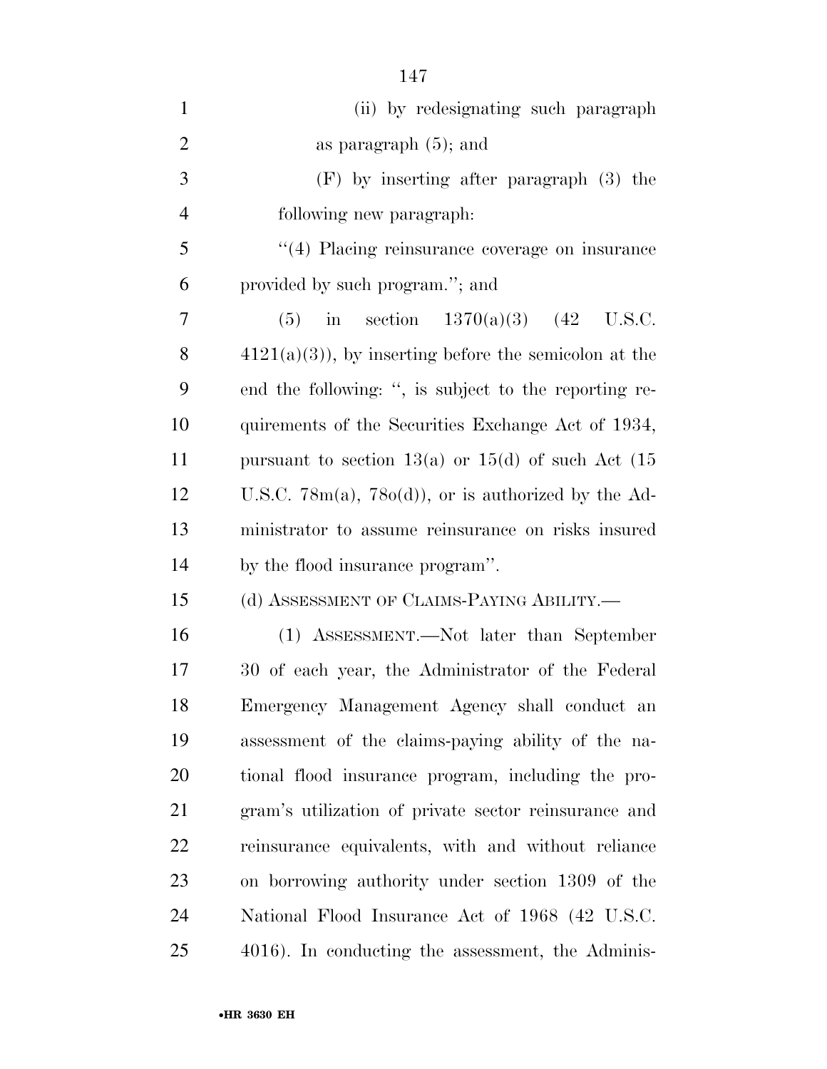(ii) by redesignating such paragraph as paragraph (5); and

(F) by inserting after paragraph (3) the following new paragraph:

''(4) Placing reinsurance coverage on insurance provided by such program.''; and

(5) in section 1370(a)(3) (42 U.S.C. 4121(a)(3)), by inserting before the semicolon at the end the following: '', is subject to the reporting requirements of the Securities Exchange Act of 1934, pursuant to section 13(a) or 15(d) of such Act (15 U.S.C. 78m(a), 78o(d)), or is authorized by the Administrator to assume reinsurance on risks insured by the flood insurance program''.

(d) ASSESSMENT OF CLAIMS-PAYING ABILITY.—

(1) ASSESSMENT.—Not later than September 30 of each year, the Administrator of the Federal Emergency Management Agency shall conduct an assessment of the claims-paying ability of the national flood insurance program, including the program's utilization of private sector reinsurance and reinsurance equivalents, with and without reliance on borrowing authority under section 1309 of the National Flood Insurance Act of 1968 (42 U.S.C. 4016). In conducting the assessment, the Adminis-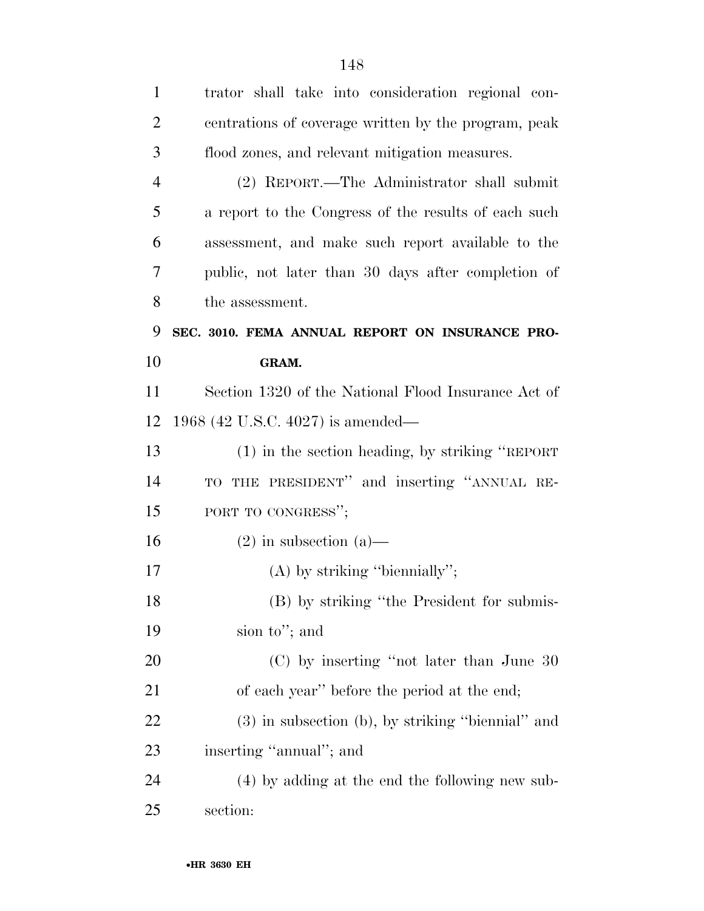trator shall take into consideration regional concentrations of coverage written by the program, peak flood zones, and relevant mitigation measures.

(2) REPORT.—The Administrator shall submit a report to the Congress of the results of each such assessment, and make such report available to the public, not later than 30 days after completion of the assessment.

### SEC. 3010. FEMA ANNUAL REPORT ON INSURANCE PROGRAM.

Section 1320 of the National Flood Insurance Act of 1968 (42 U.S.C. 4027) is amended—

(1) in the section heading, by striking "REPORT TO THE PRESIDENT" and inserting "ANNUAL REPORT TO CONGRESS";

(2) in subsection (a)—

(A) by striking "biennially";

(B) by striking "the President for submission to"; and

(C) by inserting "not later than June 30 of each year" before the period at the end;

(3) in subsection (b), by striking "biennial" and inserting "annual"; and

(4) by adding at the end the following new subsection: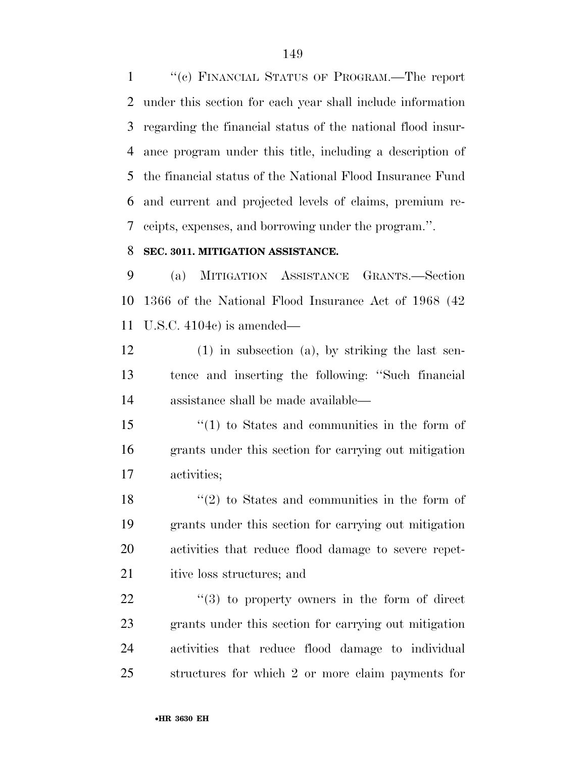''(c) FINANCIAL STATUS OF PROGRAM.—The report under this section for each year shall include information regarding the financial status of the national flood insurance program under this title, including a description of the financial status of the National Flood Insurance Fund and current and projected levels of claims, premium receipts, expenses, and borrowing under the program.''.

**SEC. 3011. MITIGATION ASSISTANCE.**

(a) MITIGATION ASSISTANCE GRANTS.—Section 1366 of the National Flood Insurance Act of 1968 (42 U.S.C. 4104c) is amended—

(1) in subsection (a), by striking the last sentence and inserting the following: ''Such financial assistance shall be made available—

''(1) to States and communities in the form of grants under this section for carrying out mitigation activities;

''(2) to States and communities in the form of grants under this section for carrying out mitigation activities that reduce flood damage to severe repetitive loss structures; and

''(3) to property owners in the form of direct grants under this section for carrying out mitigation activities that reduce flood damage to individual structures for which 2 or more claim payments for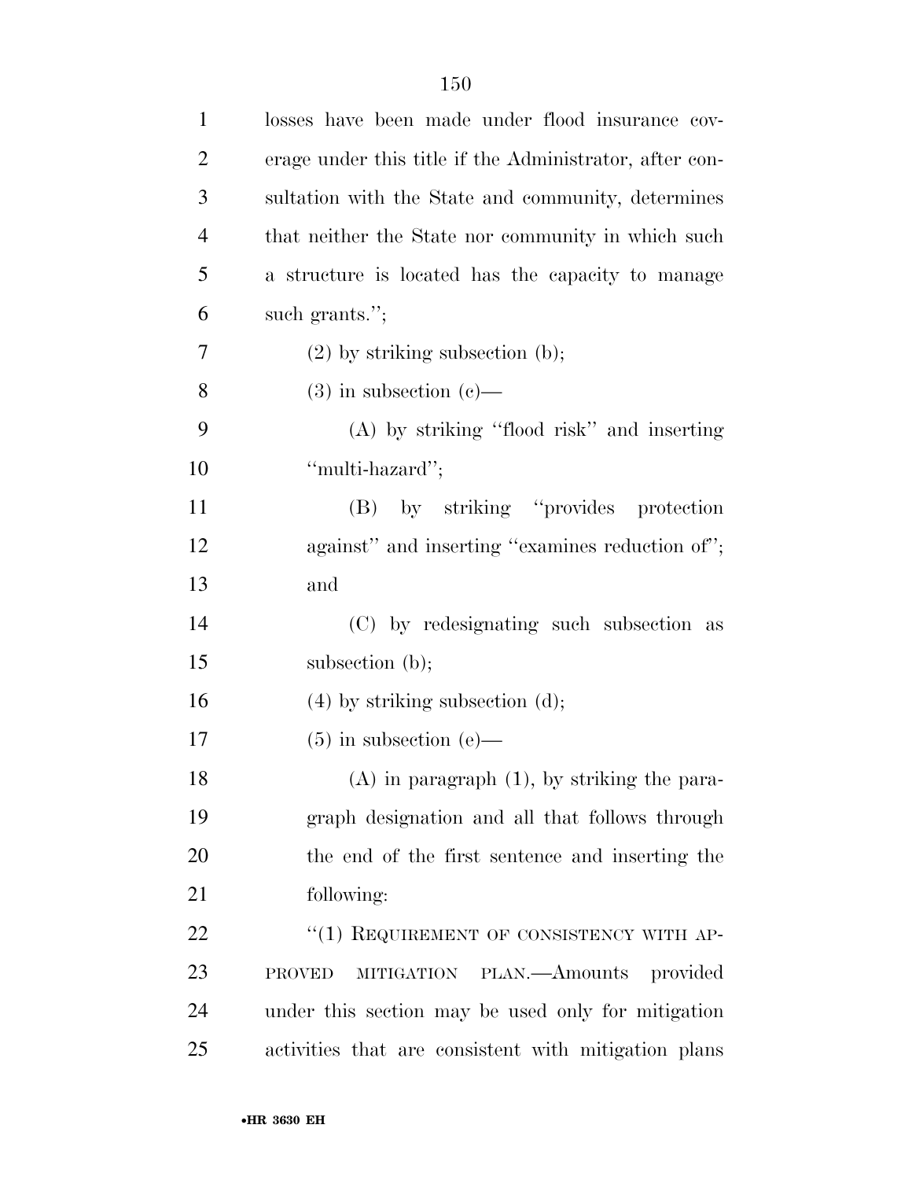losses have been made under flood insurance coverage under this title if the Administrator, after consultation with the State and community, determines that neither the State nor community in which such a structure is located has the capacity to manage such grants.'';

(2) by striking subsection (b);

(3) in subsection (c)—

(A) by striking ''flood risk'' and inserting ''multi-hazard'';

(B) by striking ''provides protection against'' and inserting ''examines reduction of''; and

(C) by redesignating such subsection as subsection (b);

(4) by striking subsection (d);

(5) in subsection (e)—

(A) in paragraph (1), by striking the paragraph designation and all that follows through the end of the first sentence and inserting the following:

''(1) REQUIREMENT OF CONSISTENCY WITH APPROVED MITIGATION PLAN.—Amounts provided under this section may be used only for mitigation activities that are consistent with mitigation plans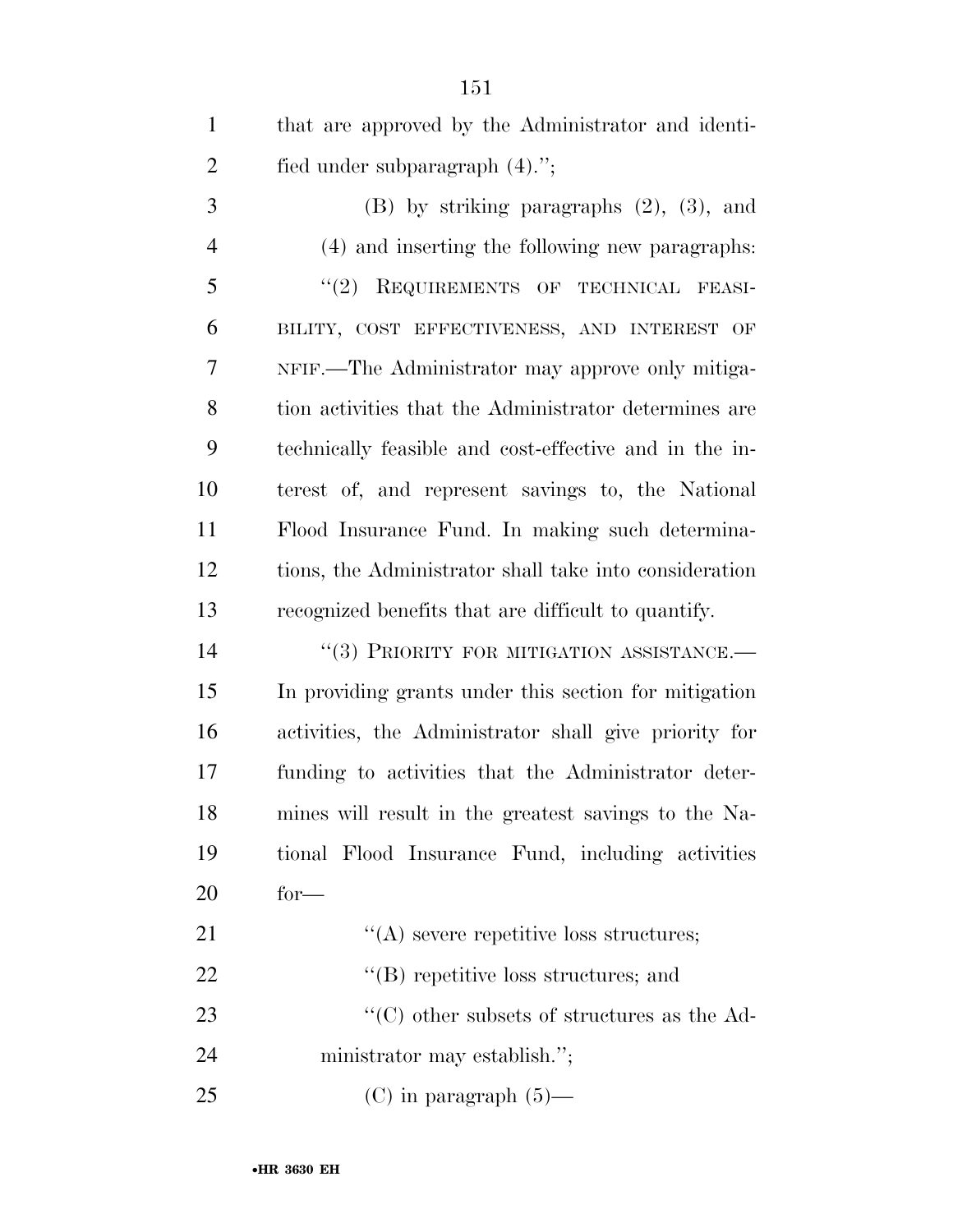that are approved by the Administrator and identified under subparagraph (4).'';

(B) by striking paragraphs (2), (3), and (4) and inserting the following new paragraphs:

''(2) REQUIREMENTS OF TECHNICAL FEASIBILITY, COST EFFECTIVENESS, AND INTEREST OF NFIF.—The Administrator may approve only mitigation activities that the Administrator determines are technically feasible and cost-effective and in the interest of, and represent savings to, the National Flood Insurance Fund. In making such determinations, the Administrator shall take into consideration recognized benefits that are difficult to quantify.

''(3) PRIORITY FOR MITIGATION ASSISTANCE.—In providing grants under this section for mitigation activities, the Administrator shall give priority for funding to activities that the Administrator determines will result in the greatest savings to the National Flood Insurance Fund, including activities for—

''(A) severe repetitive loss structures;

''(B) repetitive loss structures; and

''(C) other subsets of structures as the Administrator may establish.'';

(C) in paragraph (5)—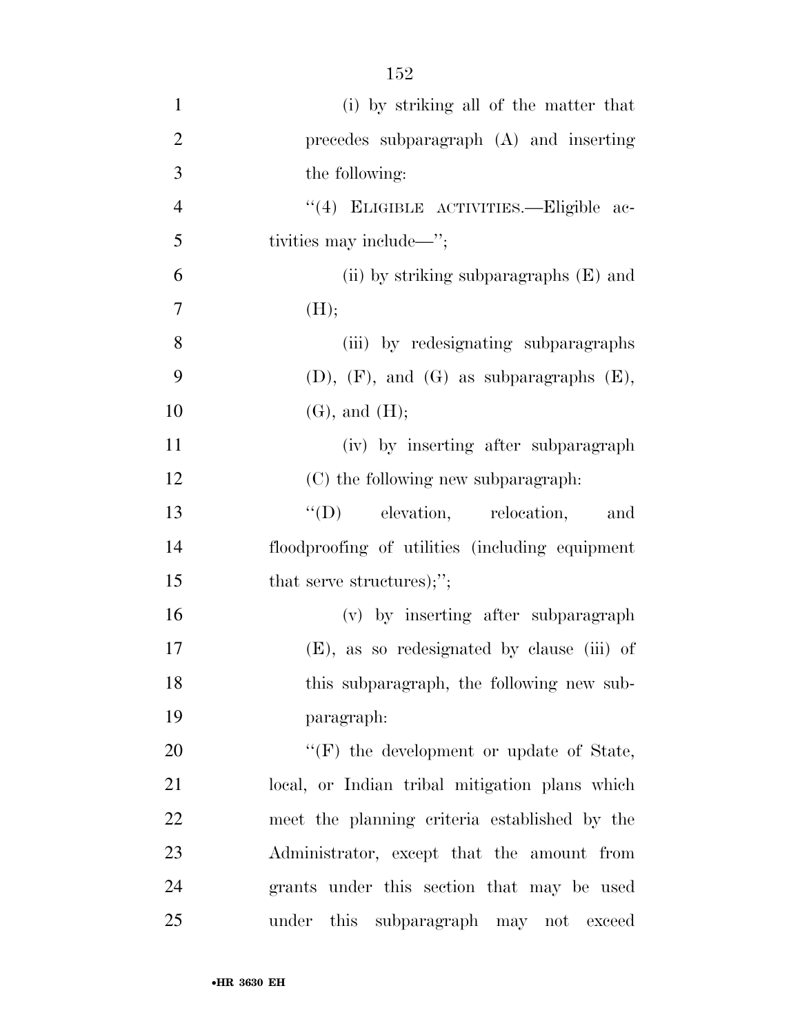(i) by striking all of the matter that precedes subparagraph (A) and inserting the following:

"(4) ELIGIBLE ACTIVITIES.—Eligible activities may include—";

(ii) by striking subparagraphs (E) and (H);

(iii) by redesignating subparagraphs (D), (F), and (G) as subparagraphs (E), (G), and (H);

(iv) by inserting after subparagraph (C) the following new subparagraph:

"(D) elevation, relocation, and floodproofing of utilities (including equipment that serve structures);";

(v) by inserting after subparagraph (E), as so redesignated by clause (iii) of this subparagraph, the following new subparagraph:

"(F) the development or update of State, local, or Indian tribal mitigation plans which meet the planning criteria established by the Administrator, except that the amount from grants under this section that may be used under this subparagraph may not exceed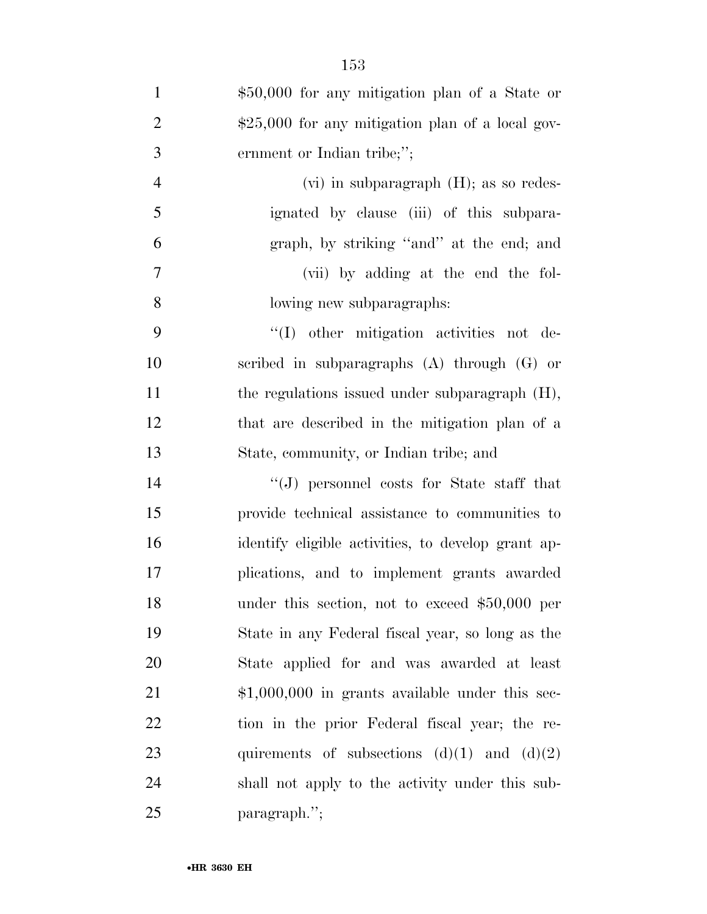$50,000 for any mitigation plan of a State or $25,000 for any mitigation plan of a local government or Indian tribe;'';

(vi) in subparagraph (H); as so redesignated by clause (iii) of this subparagraph, by striking ''and'' at the end; and

(vii) by adding at the end the following new subparagraphs:

''(I) other mitigation activities not described in subparagraphs (A) through (G) or the regulations issued under subparagraph (H), that are described in the mitigation plan of a State, community, or Indian tribe; and

''(J) personnel costs for State staff that provide technical assistance to communities to identify eligible activities, to develop grant applications, and to implement grants awarded under this section, not to exceed $50,000 per State in any Federal fiscal year, so long as the State applied for and was awarded at least $1,000,000 in grants available under this section in the prior Federal fiscal year; the requirements of subsections (d)(1) and (d)(2) shall not apply to the activity under this subparagraph.'';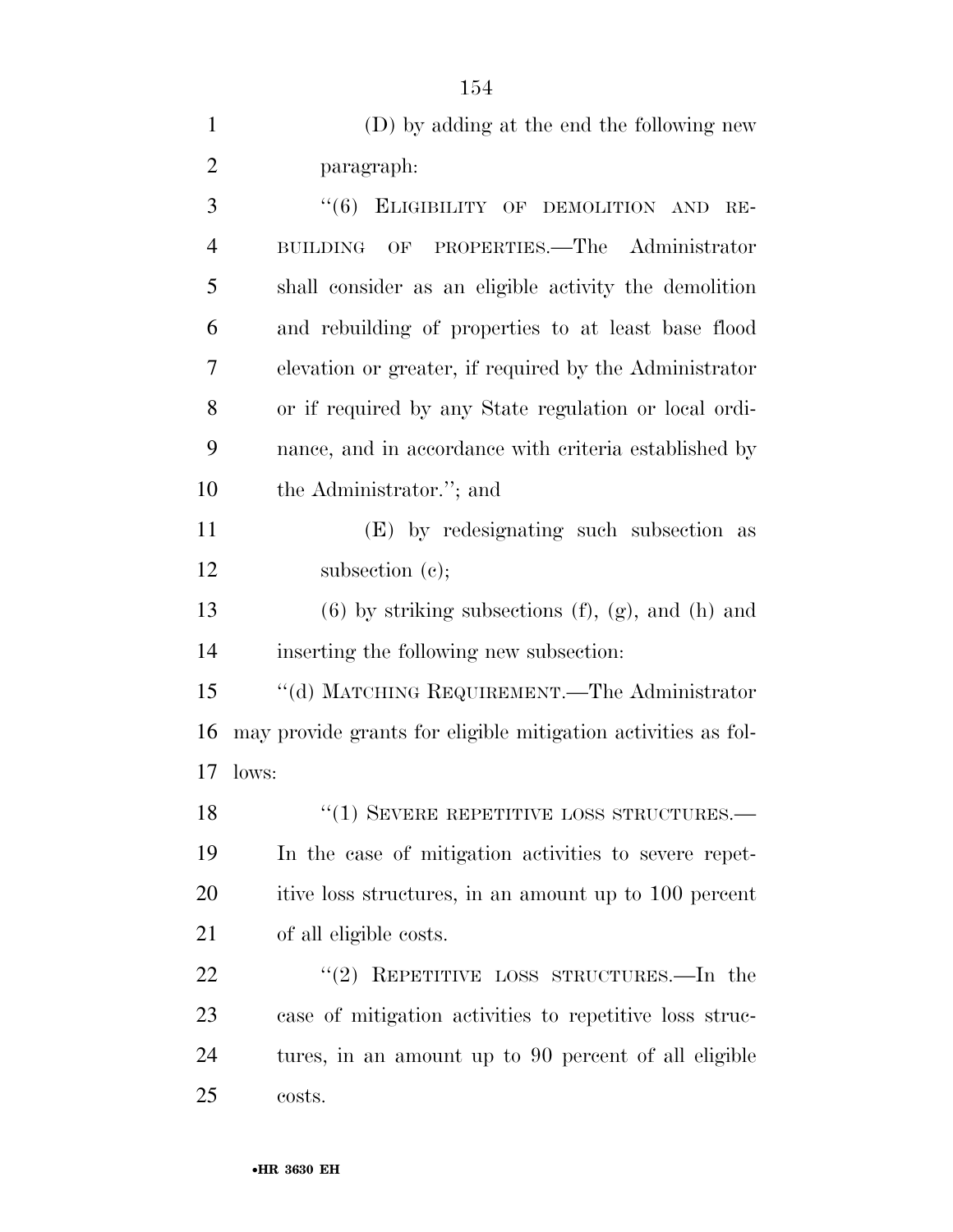(D) by adding at the end the following new paragraph:

"(6) ELIGIBILITY OF DEMOLITION AND REBUILDING OF PROPERTIES.—The Administrator shall consider as an eligible activity the demolition and rebuilding of properties to at least base flood elevation or greater, if required by the Administrator or if required by any State regulation or local ordinance, and in accordance with criteria established by the Administrator."; and

(E) by redesignating such subsection as subsection (c);

(6) by striking subsections (f), (g), and (h) and inserting the following new subsection:

"(d) MATCHING REQUIREMENT.—The Administrator may provide grants for eligible mitigation activities as follows:

"(1) SEVERE REPETITIVE LOSS STRUCTURES.—In the case of mitigation activities to severe repetitive loss structures, in an amount up to 100 percent of all eligible costs.

"(2) REPETITIVE LOSS STRUCTURES.—In the case of mitigation activities to repetitive loss structures, in an amount up to 90 percent of all eligible costs.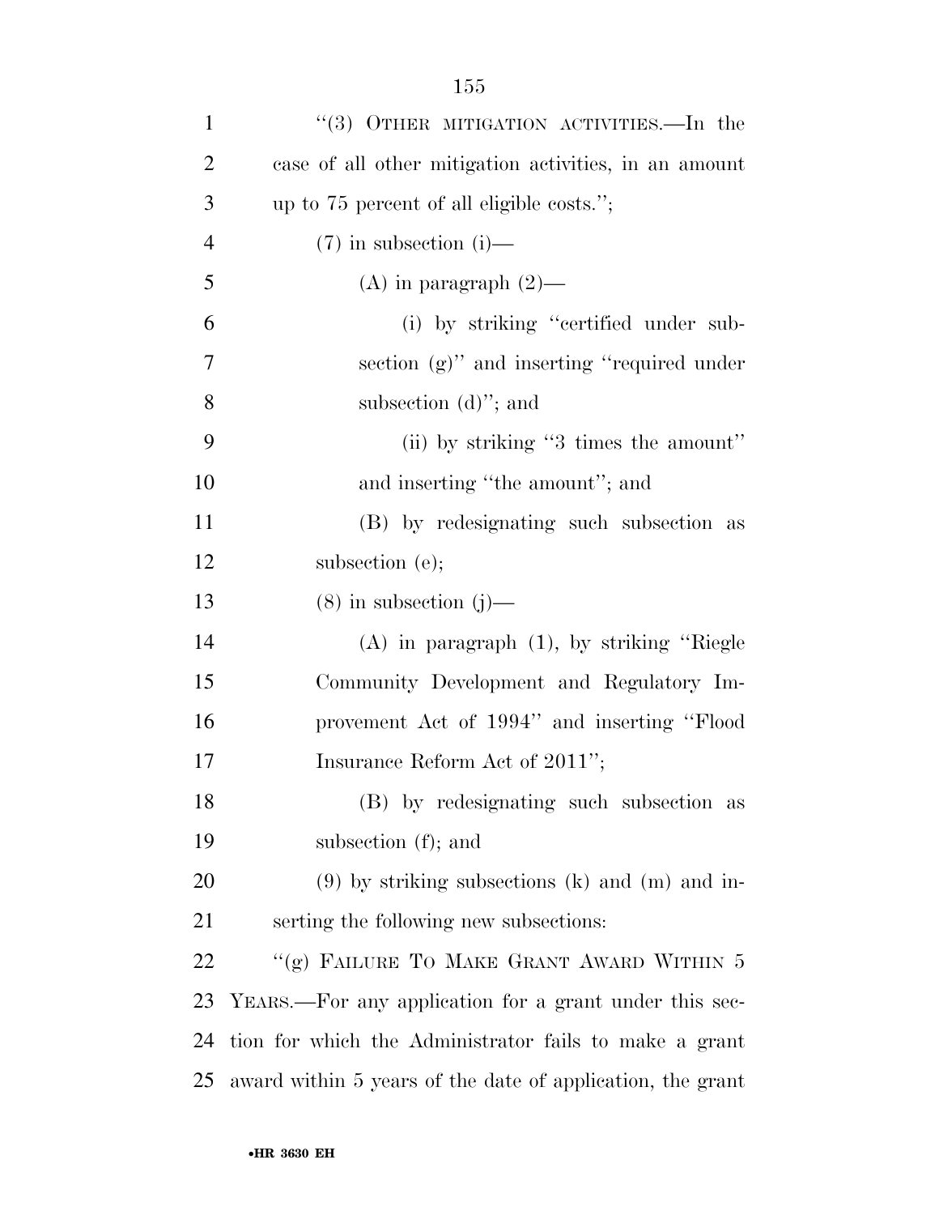"(3) OTHER MITIGATION ACTIVITIES.—In the case of all other mitigation activities, in an amount up to 75 percent of all eligible costs.";

(7) in subsection (i)—

(A) in paragraph (2)—

(i) by striking "certified under subsection (g)" and inserting "required under subsection (d)"; and

(ii) by striking "3 times the amount" and inserting "the amount"; and

(B) by redesignating such subsection as subsection (e);

(8) in subsection (j)—

(A) in paragraph (1), by striking "Riegle Community Development and Regulatory Improvement Act of 1994" and inserting "Flood Insurance Reform Act of 2011";

(B) by redesignating such subsection as subsection (f); and

(9) by striking subsections (k) and (m) and inserting the following new subsections:

"(g) FAILURE TO MAKE GRANT AWARD WITHIN 5 YEARS.—For any application for a grant under this section for which the Administrator fails to make a grant award within 5 years of the date of application, the grant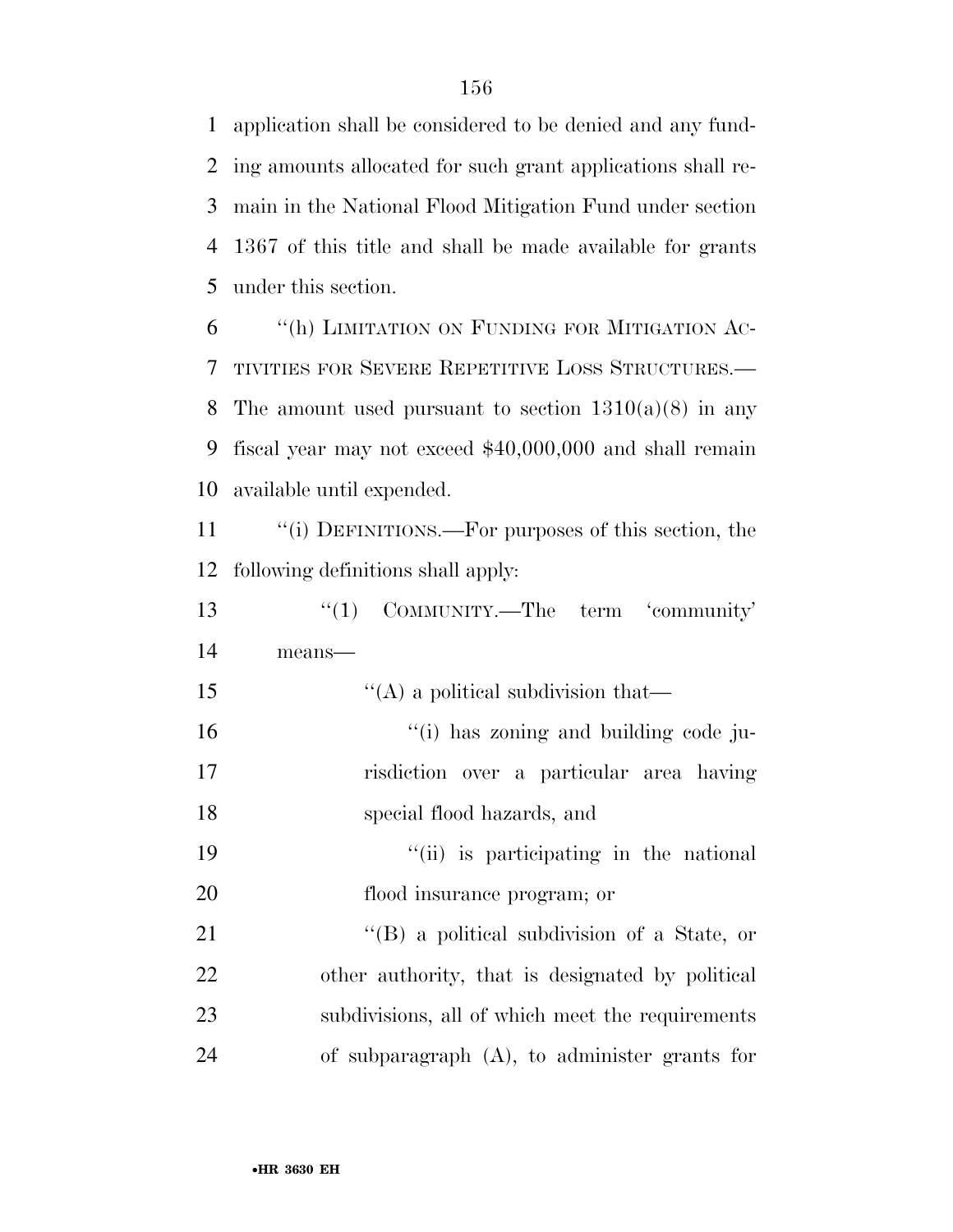application shall be considered to be denied and any funding amounts allocated for such grant applications shall remain in the National Flood Mitigation Fund under section 1367 of this title and shall be made available for grants under this section.

"(h) LIMITATION ON FUNDING FOR MITIGATION ACTIVITIES FOR SEVERE REPETITIVE LOSS STRUCTURES.—The amount used pursuant to section 1310(a)(8) in any fiscal year may not exceed $40,000,000 and shall remain available until expended.

"(i) DEFINITIONS.—For purposes of this section, the following definitions shall apply:

"(1) COMMUNITY.—The term 'community' means—

"(A) a political subdivision that—

"(i) has zoning and building code jurisdiction over a particular area having special flood hazards, and

"(ii) is participating in the national flood insurance program; or

"(B) a political subdivision of a State, or other authority, that is designated by political subdivisions, all of which meet the requirements of subparagraph (A), to administer grants for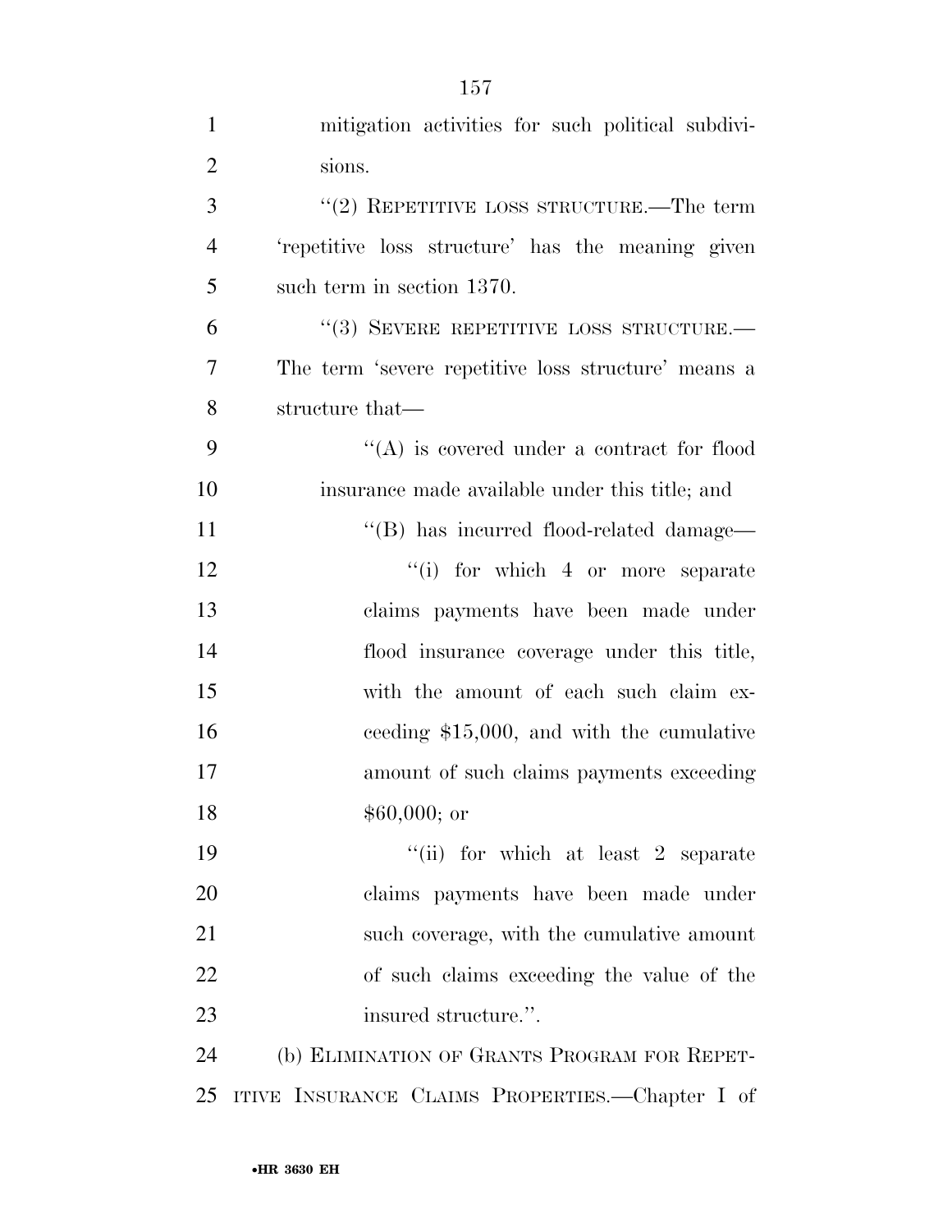mitigation activities for such political subdivisions.

''(2) REPETITIVE LOSS STRUCTURE.—The term 'repetitive loss structure' has the meaning given such term in section 1370.

''(3) SEVERE REPETITIVE LOSS STRUCTURE.— The term 'severe repetitive loss structure' means a structure that—

''(A) is covered under a contract for flood insurance made available under this title; and

''(B) has incurred flood-related damage—

''(i) for which 4 or more separate claims payments have been made under flood insurance coverage under this title, with the amount of each such claim exceeding $15,000, and with the cumulative amount of such claims payments exceeding $60,000; or

''(ii) for which at least 2 separate claims payments have been made under such coverage, with the cumulative amount of such claims exceeding the value of the insured structure.''.

(b) ELIMINATION OF GRANTS PROGRAM FOR REPETITIVE INSURANCE CLAIMS PROPERTIES.—Chapter I of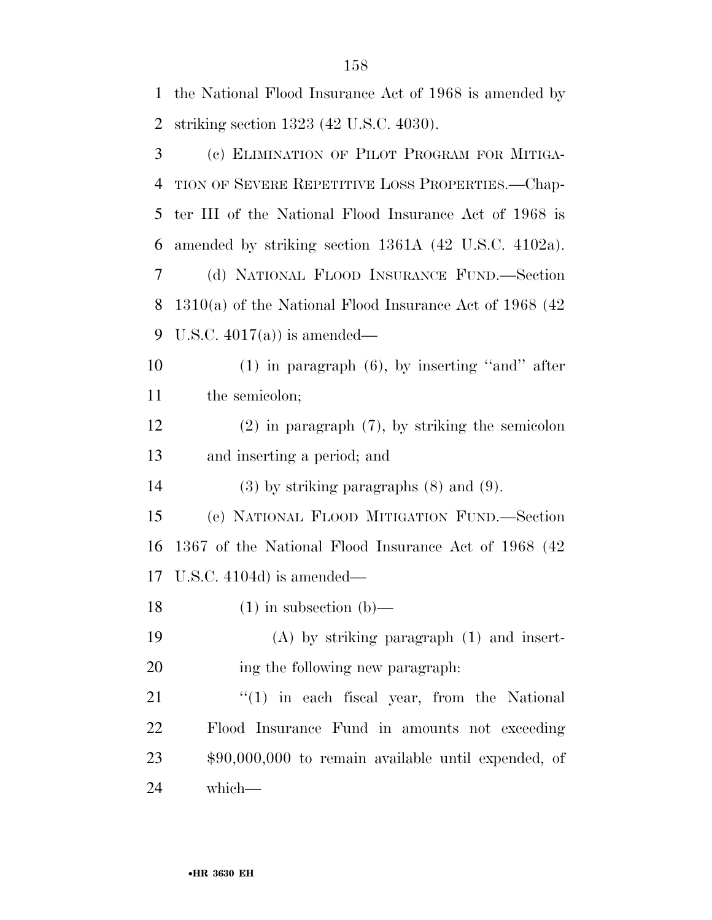the National Flood Insurance Act of 1968 is amended by striking section 1323 (42 U.S.C. 4030).

(c) ELIMINATION OF PILOT PROGRAM FOR MITIGATION OF SEVERE REPETITIVE LOSS PROPERTIES.—Chapter III of the National Flood Insurance Act of 1968 is amended by striking section 1361A (42 U.S.C. 4102a).

(d) NATIONAL FLOOD INSURANCE FUND.—Section 1310(a) of the National Flood Insurance Act of 1968 (42 U.S.C. 4017(a)) is amended—

(1) in paragraph (6), by inserting ''and'' after the semicolon;

(2) in paragraph (7), by striking the semicolon and inserting a period; and

(3) by striking paragraphs (8) and (9).

(e) NATIONAL FLOOD MITIGATION FUND.—Section 1367 of the National Flood Insurance Act of 1968 (42 U.S.C. 4104d) is amended—

(1) in subsection (b)—

(A) by striking paragraph (1) and inserting the following new paragraph:

''(1) in each fiscal year, from the National Flood Insurance Fund in amounts not exceeding $90,000,000 to remain available until expended, of which—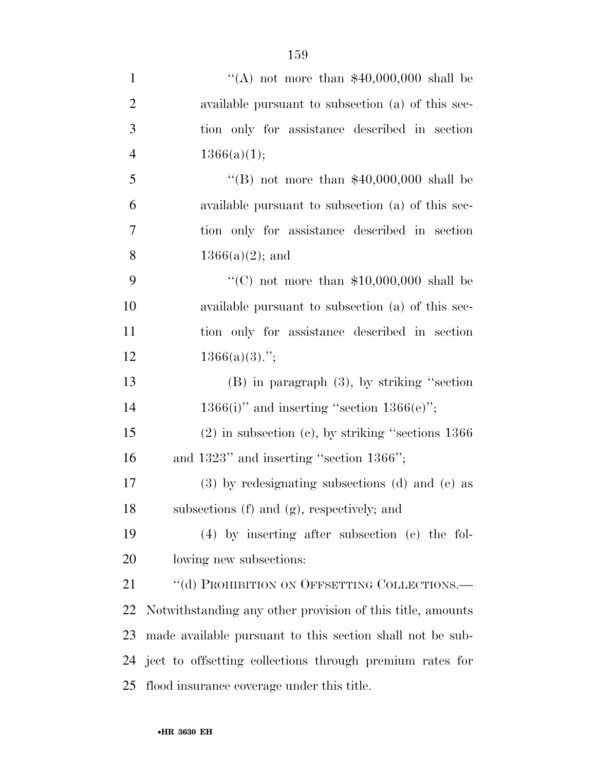''(A) not more than $40,000,000 shall be available pursuant to subsection (a) of this section only for assistance described in section 1366(a)(1);

''(B) not more than $40,000,000 shall be available pursuant to subsection (a) of this section only for assistance described in section 1366(a)(2); and

''(C) not more than $10,000,000 shall be available pursuant to subsection (a) of this section only for assistance described in section 1366(a)(3).'';

(B) in paragraph (3), by striking ''section 1366(i)'' and inserting ''section 1366(e)'';

(2) in subsection (c), by striking ''sections 1366 and 1323'' and inserting ''section 1366'';

(3) by redesignating subsections (d) and (e) as subsections (f) and (g), respectively; and

(4) by inserting after subsection (c) the following new subsections:

''(d) PROHIBITION ON OFFSETTING COLLECTIONS.—Notwithstanding any other provision of this title, amounts made available pursuant to this section shall not be subject to offsetting collections through premium rates for flood insurance coverage under this title.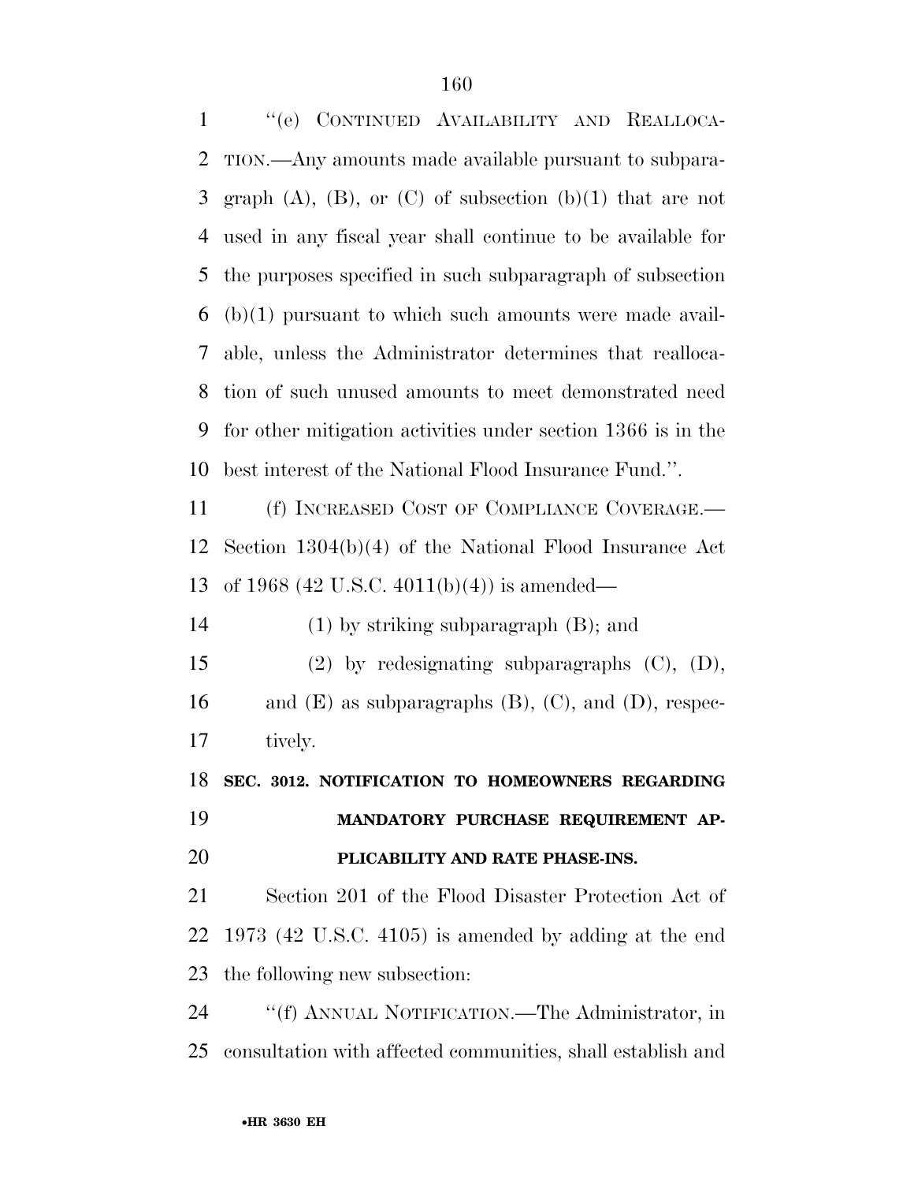''(e) CONTINUED AVAILABILITY AND REALLOCATION.—Any amounts made available pursuant to subparagraph (A), (B), or (C) of subsection (b)(1) that are not used in any fiscal year shall continue to be available for the purposes specified in such subparagraph of subsection (b)(1) pursuant to which such amounts were made available, unless the Administrator determines that reallocation of such unused amounts to meet demonstrated need for other mitigation activities under section 1366 is in the best interest of the National Flood Insurance Fund.''.

(f) INCREASED COST OF COMPLIANCE COVERAGE.—Section 1304(b)(4) of the National Flood Insurance Act of 1968 (42 U.S.C. 4011(b)(4)) is amended—

(1) by striking subparagraph (B); and

(2) by redesignating subparagraphs (C), (D), and (E) as subparagraphs (B), (C), and (D), respectively.

**SEC. 3012. NOTIFICATION TO HOMEOWNERS REGARDING MANDATORY PURCHASE REQUIREMENT APPLICABILITY AND RATE PHASE-INS.**

Section 201 of the Flood Disaster Protection Act of 1973 (42 U.S.C. 4105) is amended by adding at the end the following new subsection:

''(f) ANNUAL NOTIFICATION.—The Administrator, in consultation with affected communities, shall establish and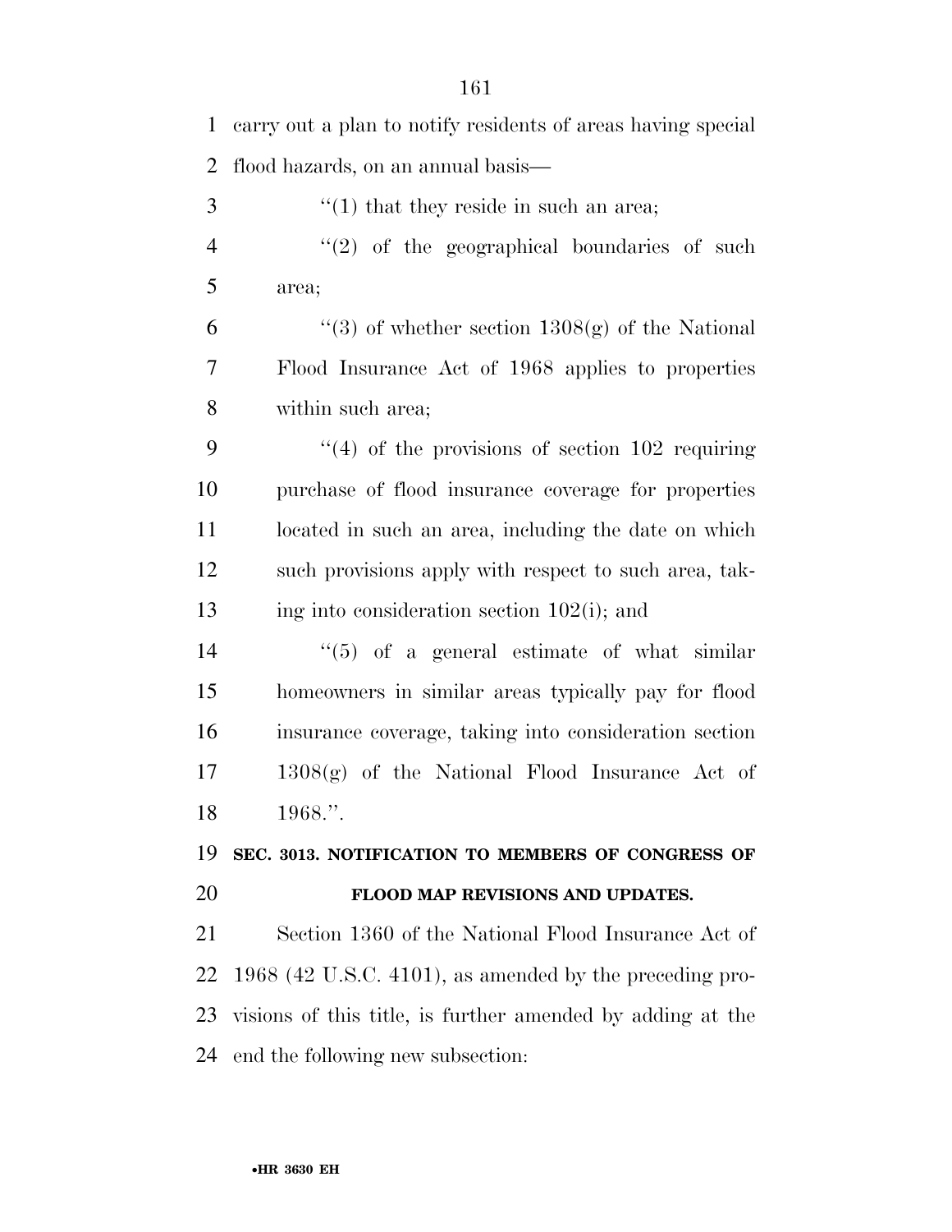carry out a plan to notify residents of areas having special flood hazards, on an annual basis—

''(1) that they reside in such an area;

''(2) of the geographical boundaries of such area;

''(3) of whether section 1308(g) of the National Flood Insurance Act of 1968 applies to properties within such area;

''(4) of the provisions of section 102 requiring purchase of flood insurance coverage for properties located in such an area, including the date on which such provisions apply with respect to such area, taking into consideration section 102(i); and

''(5) of a general estimate of what similar homeowners in similar areas typically pay for flood insurance coverage, taking into consideration section 1308(g) of the National Flood Insurance Act of 1968.''.

**SEC. 3013. NOTIFICATION TO MEMBERS OF CONGRESS OF FLOOD MAP REVISIONS AND UPDATES.**

Section 1360 of the National Flood Insurance Act of 1968 (42 U.S.C. 4101), as amended by the preceding provisions of this title, is further amended by adding at the end the following new subsection: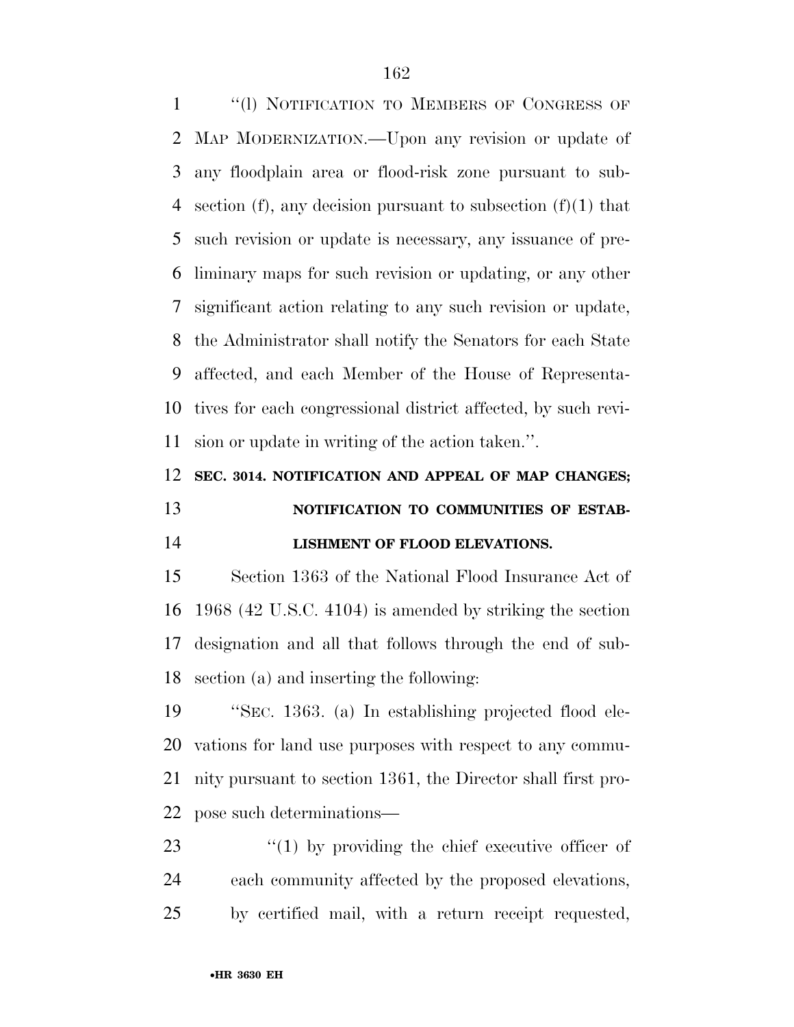"(l) NOTIFICATION TO MEMBERS OF CONGRESS OF MAP MODERNIZATION.—Upon any revision or update of any floodplain area or flood-risk zone pursuant to subsection (f), any decision pursuant to subsection (f)(1) that such revision or update is necessary, any issuance of preliminary maps for such revision or updating, or any other significant action relating to any such revision or update, the Administrator shall notify the Senators for each State affected, and each Member of the House of Representatives for each congressional district affected, by such revision or update in writing of the action taken.".

**SEC. 3014. NOTIFICATION AND APPEAL OF MAP CHANGES; NOTIFICATION TO COMMUNITIES OF ESTABLISHMENT OF FLOOD ELEVATIONS.**

Section 1363 of the National Flood Insurance Act of 1968 (42 U.S.C. 4104) is amended by striking the section designation and all that follows through the end of subsection (a) and inserting the following:

"SEC. 1363. (a) In establishing projected flood elevations for land use purposes with respect to any community pursuant to section 1361, the Director shall first propose such determinations—

"(1) by providing the chief executive officer of each community affected by the proposed elevations, by certified mail, with a return receipt requested,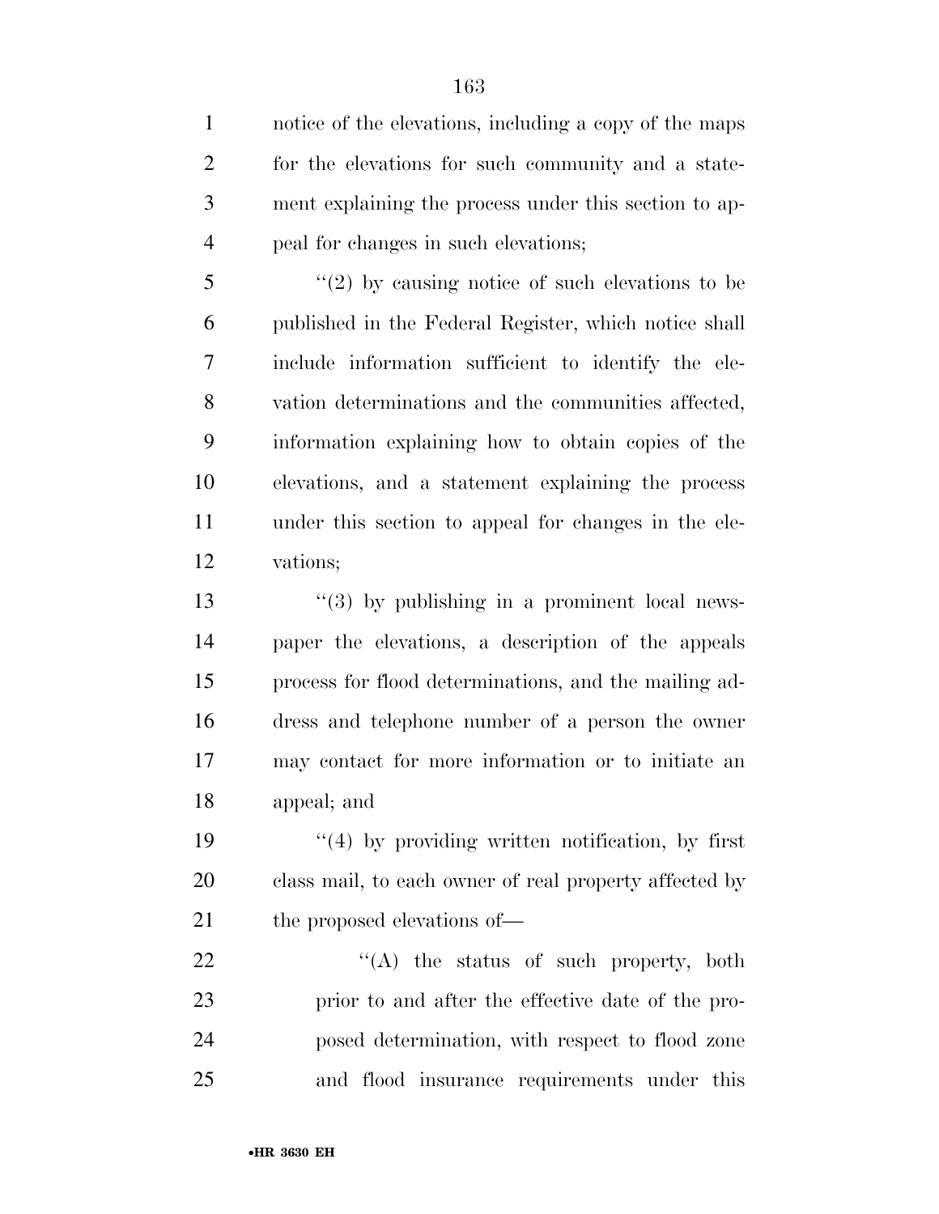notice of the elevations, including a copy of the maps for the elevations for such community and a statement explaining the process under this section to appeal for changes in such elevations;

"(2) by causing notice of such elevations to be published in the Federal Register, which notice shall include information sufficient to identify the elevation determinations and the communities affected, information explaining how to obtain copies of the elevations, and a statement explaining the process under this section to appeal for changes in the elevations;

"(3) by publishing in a prominent local newspaper the elevations, a description of the appeals process for flood determinations, and the mailing address and telephone number of a person the owner may contact for more information or to initiate an appeal; and

"(4) by providing written notification, by first class mail, to each owner of real property affected by the proposed elevations of—

"(A) the status of such property, both prior to and after the effective date of the proposed determination, with respect to flood zone and flood insurance requirements under this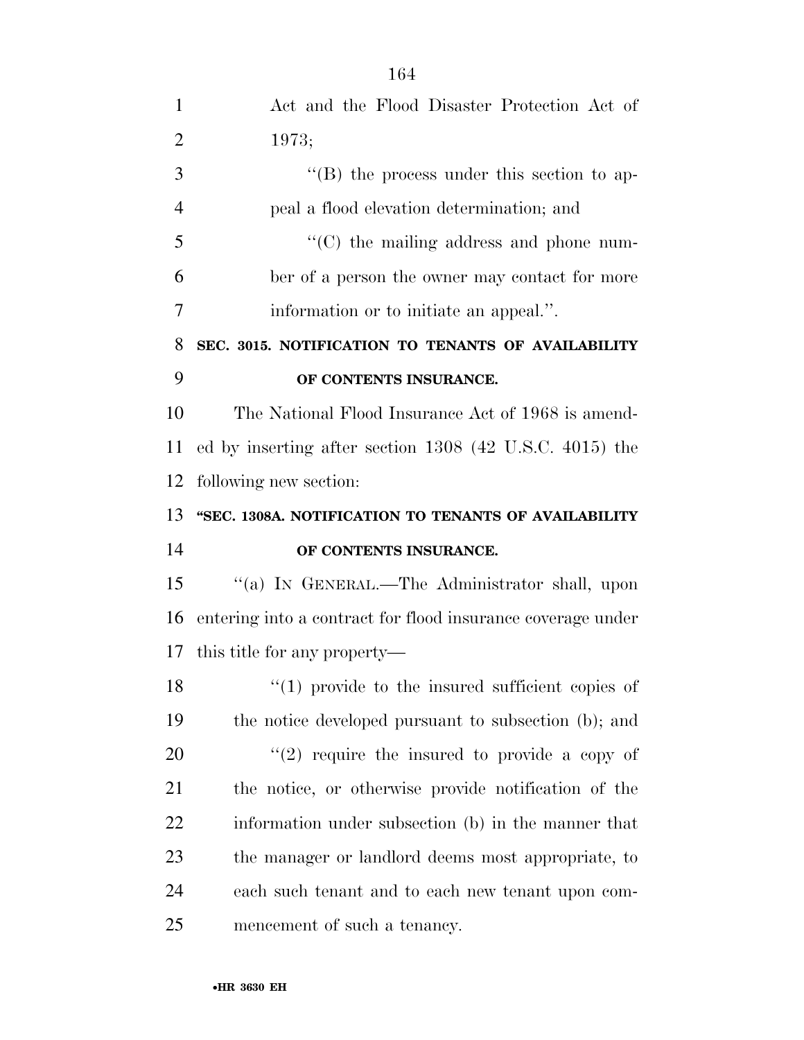Act and the Flood Disaster Protection Act of 1973;

''(B) the process under this section to appeal a flood elevation determination; and

''(C) the mailing address and phone number of a person the owner may contact for more information or to initiate an appeal.''.

**SEC. 3015. NOTIFICATION TO TENANTS OF AVAILABILITY OF CONTENTS INSURANCE.**

The National Flood Insurance Act of 1968 is amended by inserting after section 1308 (42 U.S.C. 4015) the following new section:

**''SEC. 1308A. NOTIFICATION TO TENANTS OF AVAILABILITY OF CONTENTS INSURANCE.**

''(a) IN GENERAL.—The Administrator shall, upon entering into a contract for flood insurance coverage under this title for any property—

''(1) provide to the insured sufficient copies of the notice developed pursuant to subsection (b); and

''(2) require the insured to provide a copy of the notice, or otherwise provide notification of the information under subsection (b) in the manner that the manager or landlord deems most appropriate, to each such tenant and to each new tenant upon commencement of such a tenancy.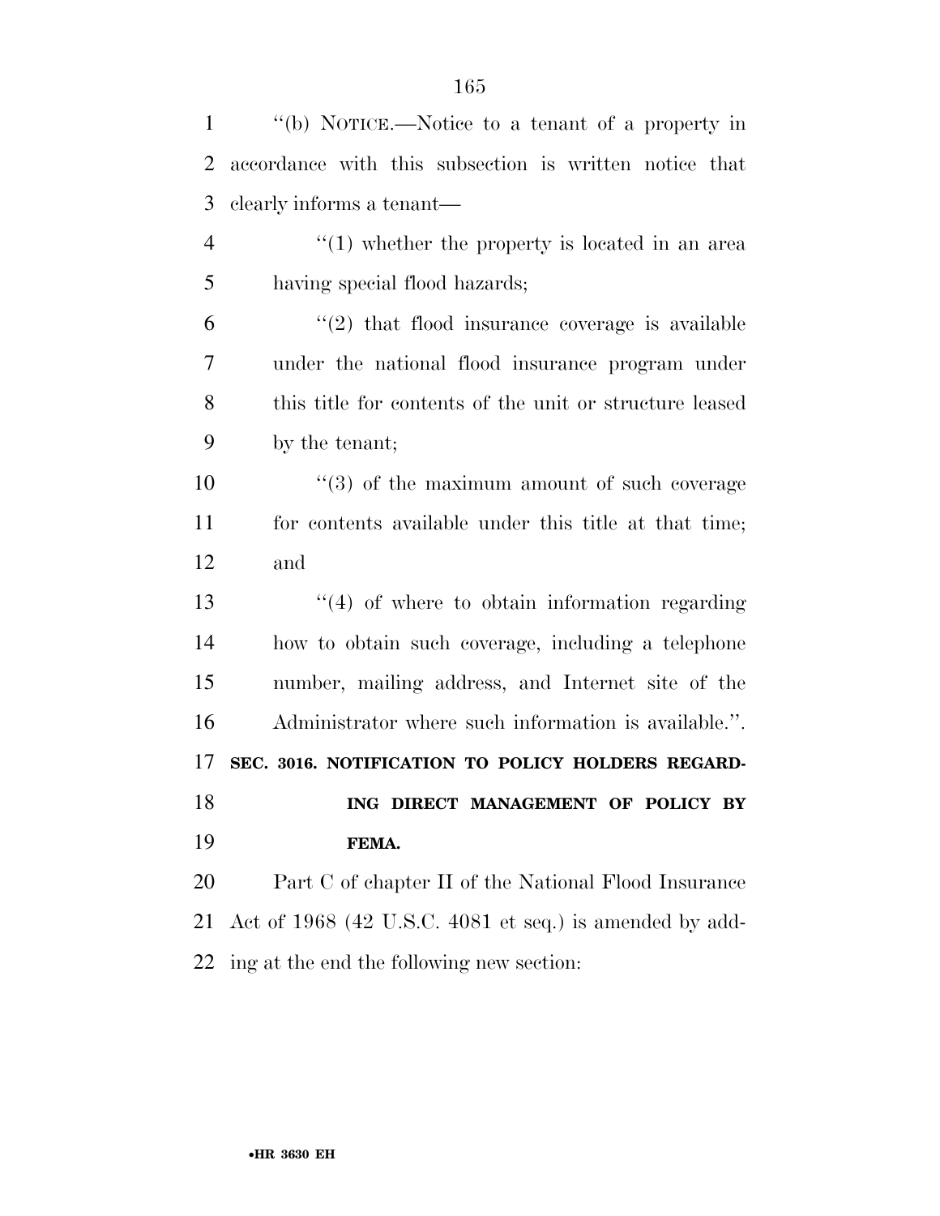''(b) NOTICE.—Notice to a tenant of a property in accordance with this subsection is written notice that clearly informs a tenant—

''(1) whether the property is located in an area having special flood hazards;

''(2) that flood insurance coverage is available under the national flood insurance program under this title for contents of the unit or structure leased by the tenant;

''(3) of the maximum amount of such coverage for contents available under this title at that time; and

''(4) of where to obtain information regarding how to obtain such coverage, including a telephone number, mailing address, and Internet site of the Administrator where such information is available.''.

**SEC. 3016. NOTIFICATION TO POLICY HOLDERS REGARDING DIRECT MANAGEMENT OF POLICY BY FEMA.**

Part C of chapter II of the National Flood Insurance Act of 1968 (42 U.S.C. 4081 et seq.) is amended by adding at the end the following new section: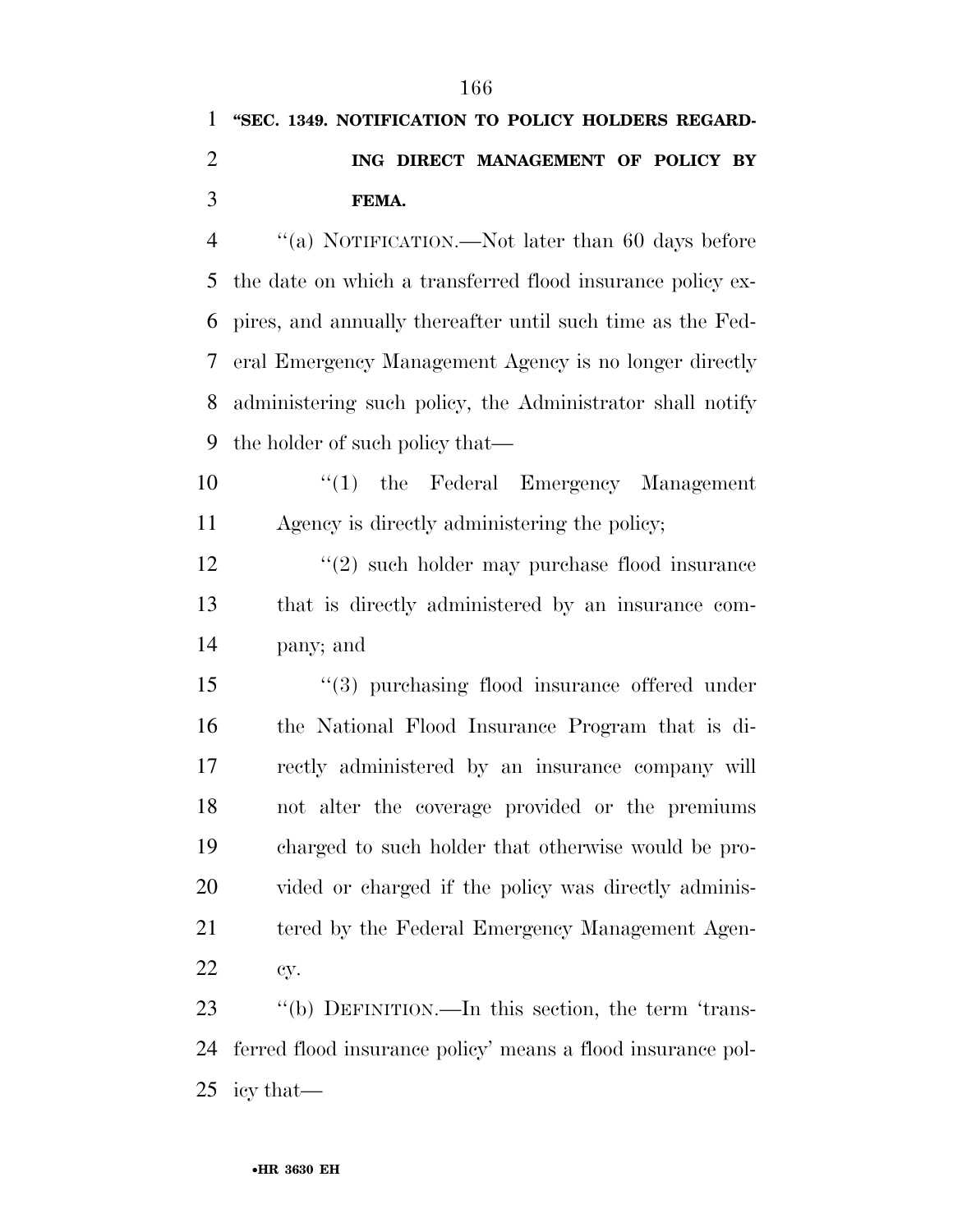**"SEC. 1349. NOTIFICATION TO POLICY HOLDERS REGARDING DIRECT MANAGEMENT OF POLICY BY FEMA.**

"(a) NOTIFICATION.—Not later than 60 days before the date on which a transferred flood insurance policy expires, and annually thereafter until such time as the Federal Emergency Management Agency is no longer directly administering such policy, the Administrator shall notify the holder of such policy that—

"(1) the Federal Emergency Management Agency is directly administering the policy;

"(2) such holder may purchase flood insurance that is directly administered by an insurance company; and

"(3) purchasing flood insurance offered under the National Flood Insurance Program that is directly administered by an insurance company will not alter the coverage provided or the premiums charged to such holder that otherwise would be provided or charged if the policy was directly administered by the Federal Emergency Management Agency.

"(b) DEFINITION.—In this section, the term 'transferred flood insurance policy' means a flood insurance policy that—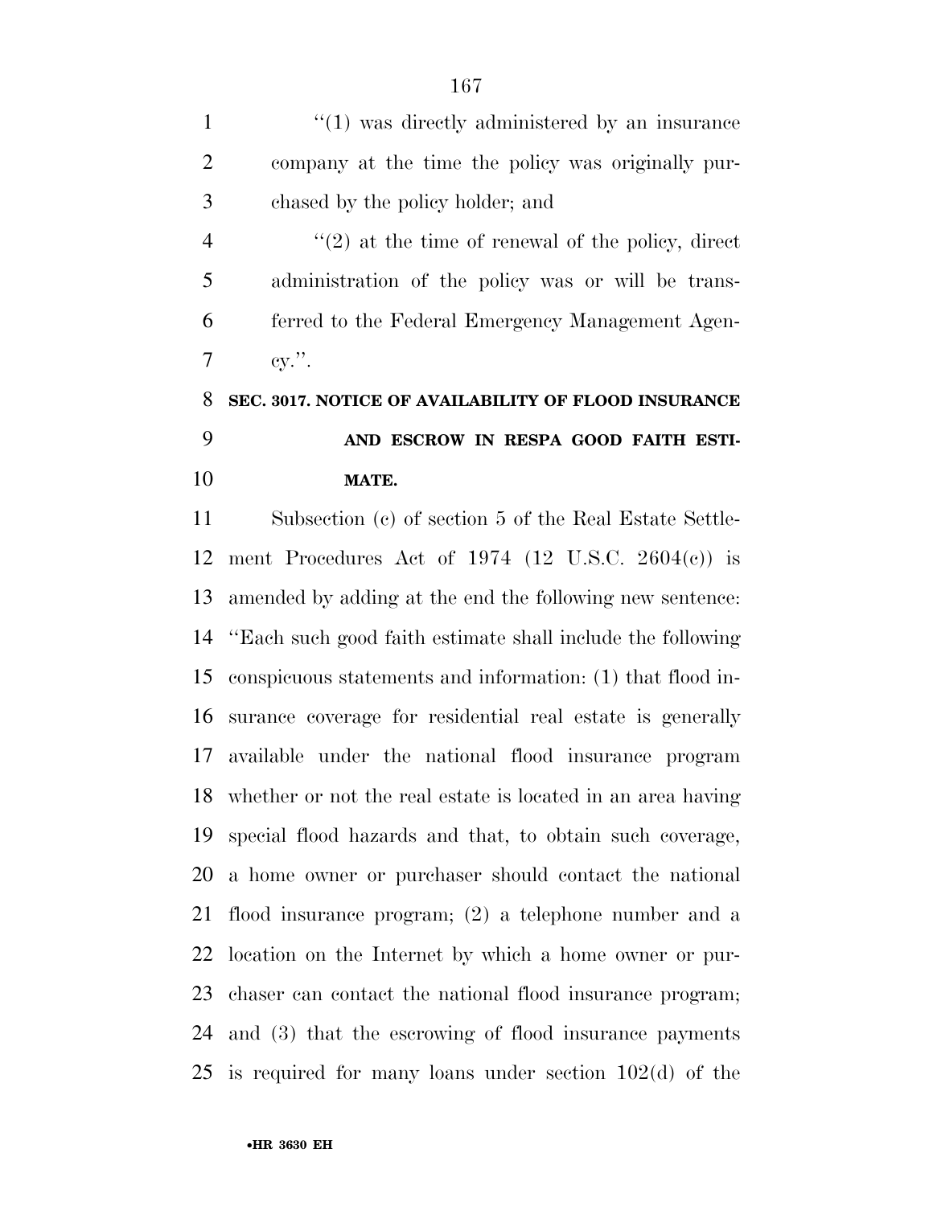''(1) was directly administered by an insurance company at the time the policy was originally purchased by the policy holder; and

''(2) at the time of renewal of the policy, direct administration of the policy was or will be transferred to the Federal Emergency Management Agency.''.

**SEC. 3017. NOTICE OF AVAILABILITY OF FLOOD INSURANCE AND ESCROW IN RESPA GOOD FAITH ESTIMATE.**

Subsection (c) of section 5 of the Real Estate Settlement Procedures Act of 1974 (12 U.S.C. 2604(c)) is amended by adding at the end the following new sentence: ''Each such good faith estimate shall include the following conspicuous statements and information: (1) that flood insurance coverage for residential real estate is generally available under the national flood insurance program whether or not the real estate is located in an area having special flood hazards and that, to obtain such coverage, a home owner or purchaser should contact the national flood insurance program; (2) a telephone number and a location on the Internet by which a home owner or purchaser can contact the national flood insurance program; and (3) that the escrowing of flood insurance payments is required for many loans under section 102(d) of the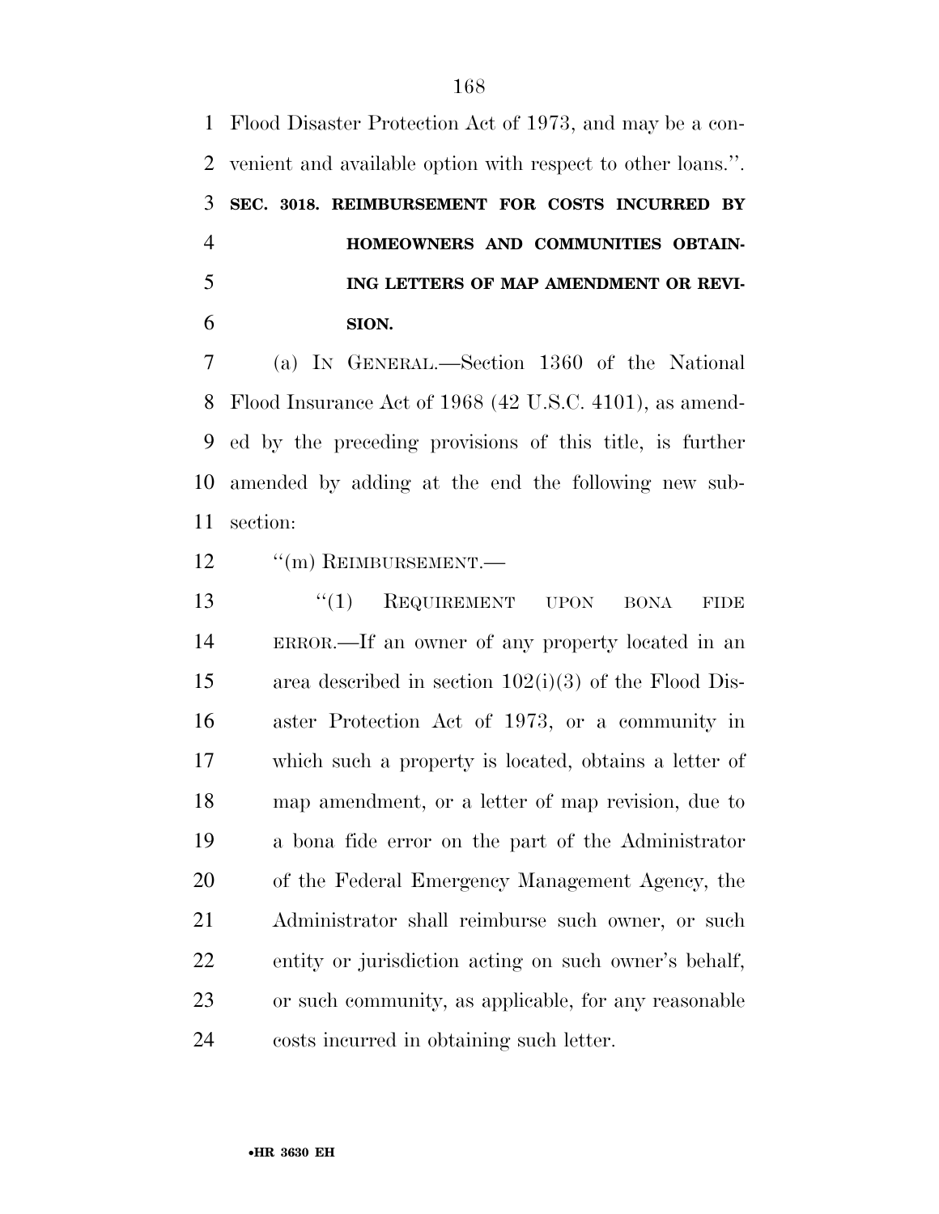Flood Disaster Protection Act of 1973, and may be a convenient and available option with respect to other loans.''.

**SEC. 3018. REIMBURSEMENT FOR COSTS INCURRED BY HOMEOWNERS AND COMMUNITIES OBTAINING LETTERS OF MAP AMENDMENT OR REVISION.**

(a) IN GENERAL.—Section 1360 of the National Flood Insurance Act of 1968 (42 U.S.C. 4101), as amended by the preceding provisions of this title, is further amended by adding at the end the following new subsection:

''(m) REIMBURSEMENT.—

''(1) REQUIREMENT UPON BONA FIDE ERROR.—If an owner of any property located in an area described in section 102(i)(3) of the Flood Disaster Protection Act of 1973, or a community in which such a property is located, obtains a letter of map amendment, or a letter of map revision, due to a bona fide error on the part of the Administrator of the Federal Emergency Management Agency, the Administrator shall reimburse such owner, or such entity or jurisdiction acting on such owner's behalf, or such community, as applicable, for any reasonable costs incurred in obtaining such letter.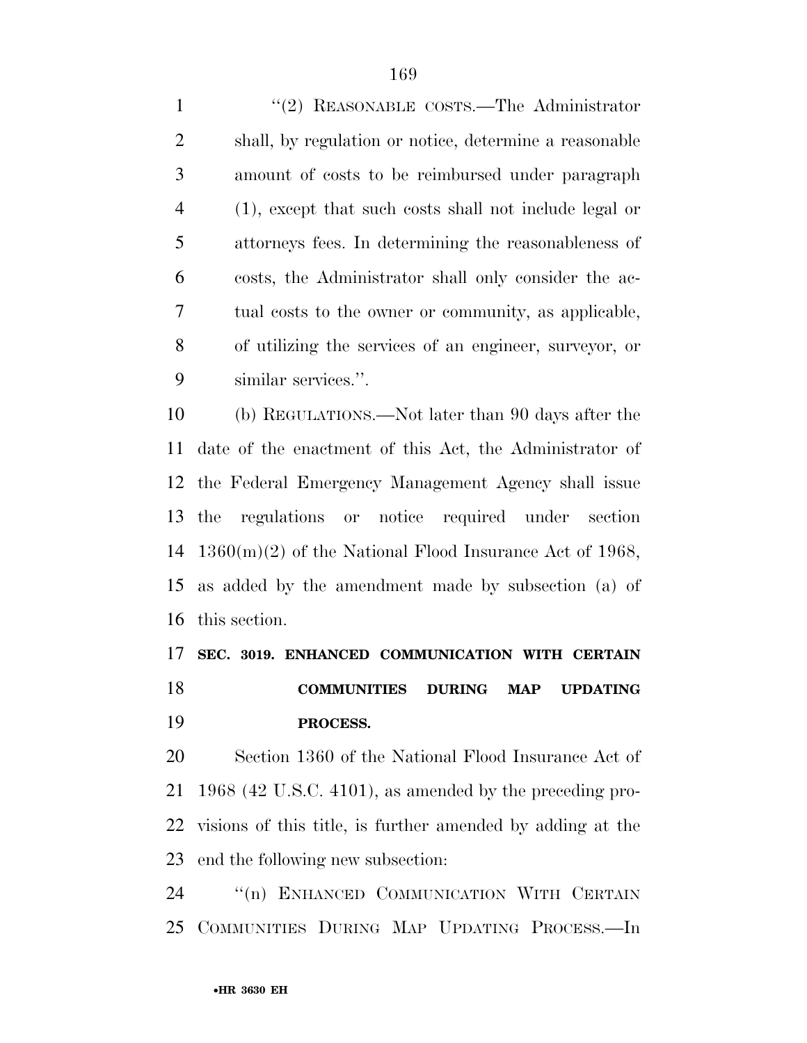"(2) REASONABLE COSTS.—The Administrator shall, by regulation or notice, determine a reasonable amount of costs to be reimbursed under paragraph (1), except that such costs shall not include legal or attorneys fees. In determining the reasonableness of costs, the Administrator shall only consider the actual costs to the owner or community, as applicable, of utilizing the services of an engineer, surveyor, or similar services.".

(b) REGULATIONS.—Not later than 90 days after the date of the enactment of this Act, the Administrator of the Federal Emergency Management Agency shall issue the regulations or notice required under section 1360(m)(2) of the National Flood Insurance Act of 1968, as added by the amendment made by subsection (a) of this section.

**SEC. 3019. ENHANCED COMMUNICATION WITH CERTAIN COMMUNITIES DURING MAP UPDATING PROCESS.**

Section 1360 of the National Flood Insurance Act of 1968 (42 U.S.C. 4101), as amended by the preceding provisions of this title, is further amended by adding at the end the following new subsection:

"(n) ENHANCED COMMUNICATION WITH CERTAIN COMMUNITIES DURING MAP UPDATING PROCESS.—In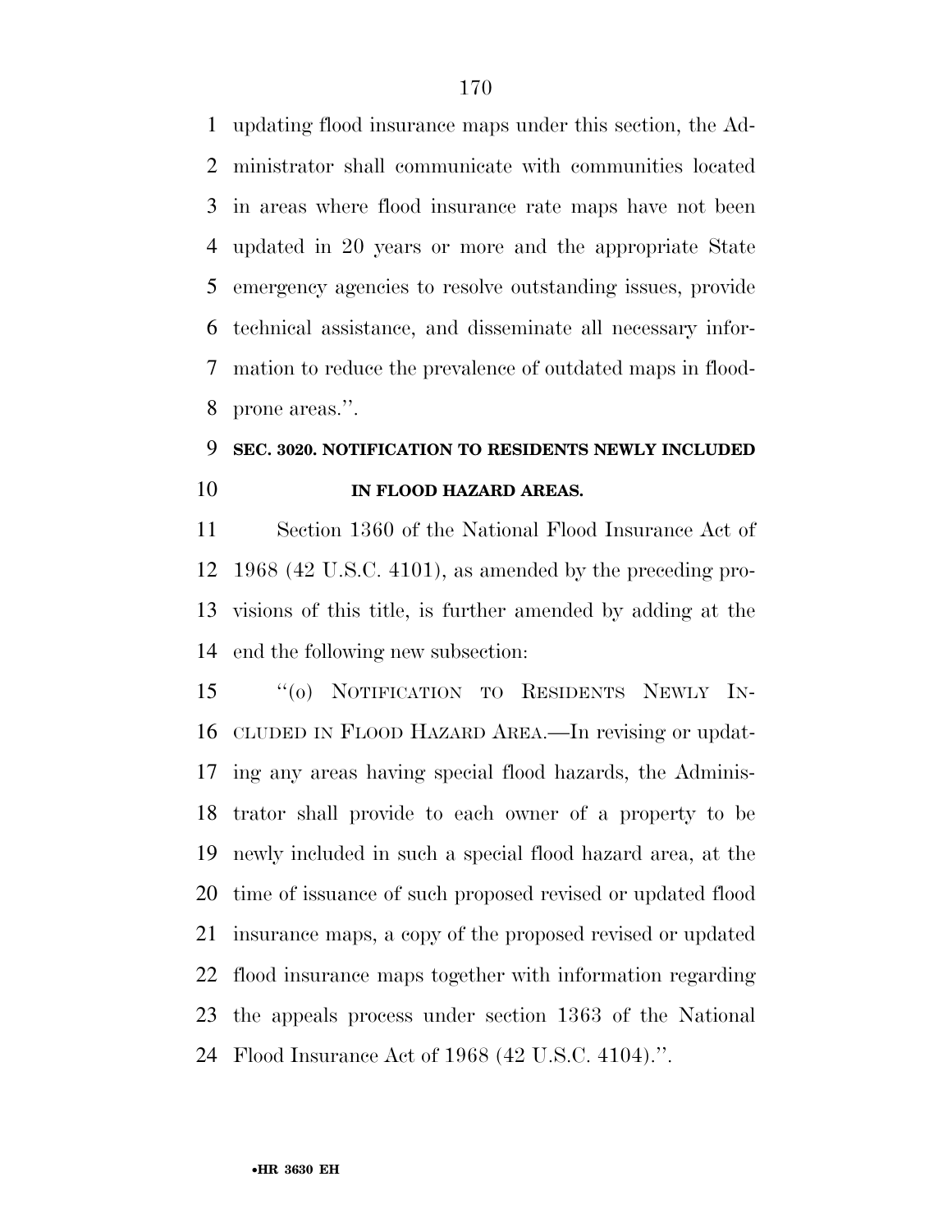updating flood insurance maps under this section, the Administrator shall communicate with communities located in areas where flood insurance rate maps have not been updated in 20 years or more and the appropriate State emergency agencies to resolve outstanding issues, provide technical assistance, and disseminate all necessary information to reduce the prevalence of outdated maps in flood-prone areas.''.

**SEC. 3020. NOTIFICATION TO RESIDENTS NEWLY INCLUDED IN FLOOD HAZARD AREAS.**

Section 1360 of the National Flood Insurance Act of 1968 (42 U.S.C. 4101), as amended by the preceding provisions of this title, is further amended by adding at the end the following new subsection:

''(o) NOTIFICATION TO RESIDENTS NEWLY INCLUDED IN FLOOD HAZARD AREA.—In revising or updating any areas having special flood hazards, the Administrator shall provide to each owner of a property to be newly included in such a special flood hazard area, at the time of issuance of such proposed revised or updated flood insurance maps, a copy of the proposed revised or updated flood insurance maps together with information regarding the appeals process under section 1363 of the National Flood Insurance Act of 1968 (42 U.S.C. 4104).''.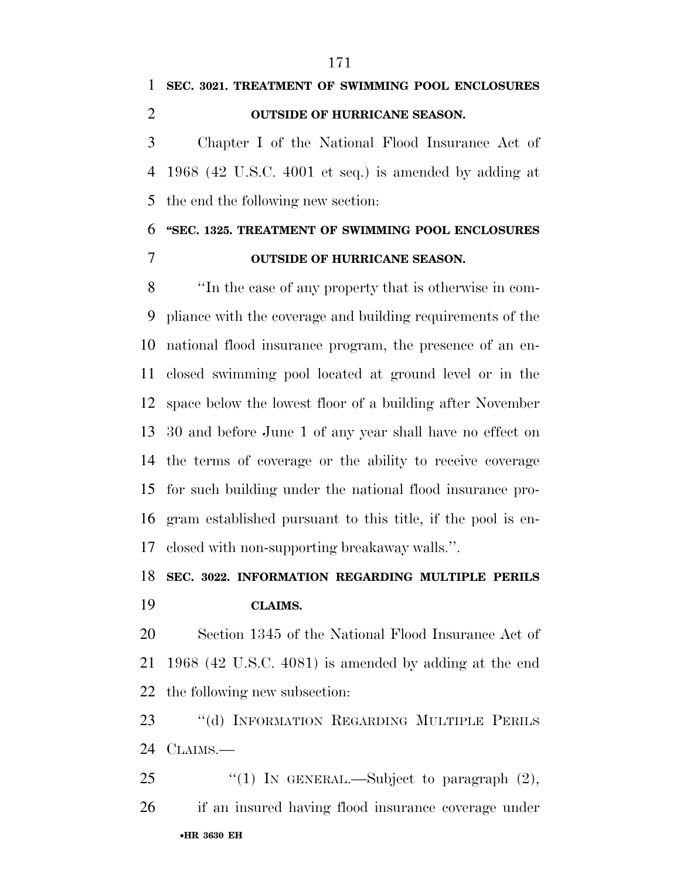**SEC. 3021. TREATMENT OF SWIMMING POOL ENCLOSURES OUTSIDE OF HURRICANE SEASON.**

Chapter I of the National Flood Insurance Act of 1968 (42 U.S.C. 4001 et seq.) is amended by adding at the end the following new section:

**"SEC. 1325. TREATMENT OF SWIMMING POOL ENCLOSURES OUTSIDE OF HURRICANE SEASON.**

"In the case of any property that is otherwise in compliance with the coverage and building requirements of the national flood insurance program, the presence of an enclosed swimming pool located at ground level or in the space below the lowest floor of a building after November 30 and before June 1 of any year shall have no effect on the terms of coverage or the ability to receive coverage for such building under the national flood insurance program established pursuant to this title, if the pool is enclosed with non-supporting breakaway walls.".

**SEC. 3022. INFORMATION REGARDING MULTIPLE PERILS CLAIMS.**

Section 1345 of the National Flood Insurance Act of 1968 (42 U.S.C. 4081) is amended by adding at the end the following new subsection:

"(d) INFORMATION REGARDING MULTIPLE PERILS CLAIMS.—

"(1) IN GENERAL.—Subject to paragraph (2), if an insured having flood insurance coverage under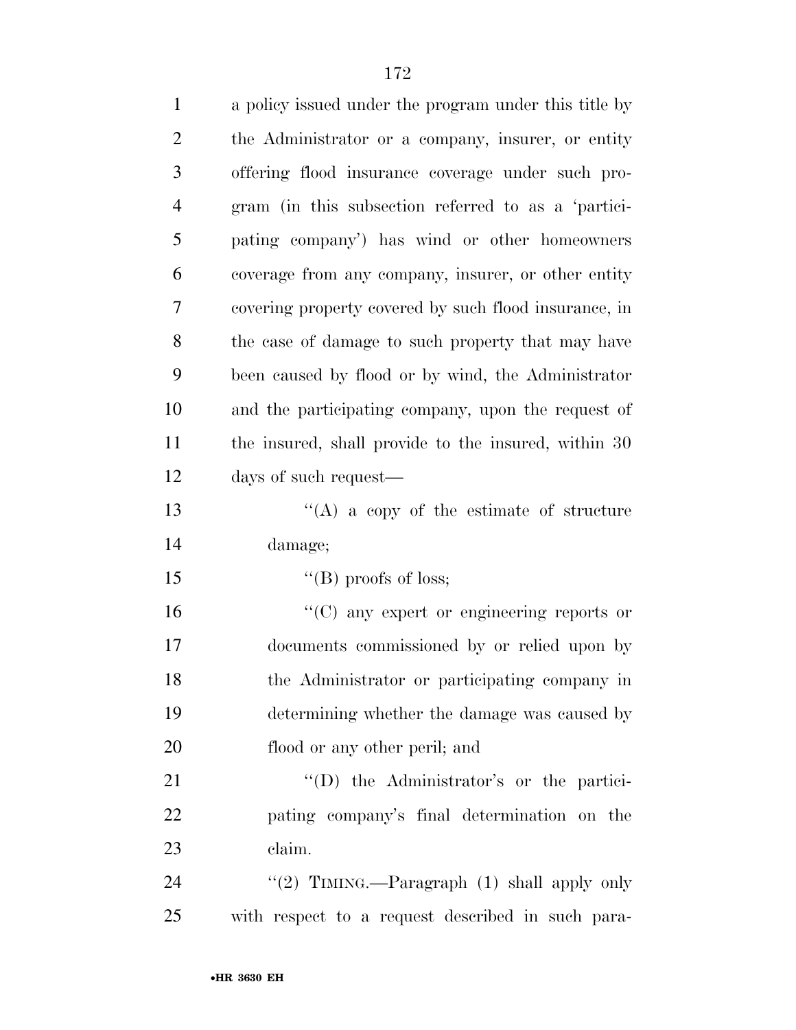a policy issued under the program under this title by the Administrator or a company, insurer, or entity offering flood insurance coverage under such program (in this subsection referred to as a 'participating company') has wind or other homeowners coverage from any company, insurer, or other entity covering property covered by such flood insurance, in the case of damage to such property that may have been caused by flood or by wind, the Administrator and the participating company, upon the request of the insured, shall provide to the insured, within 30 days of such request—

"(A) a copy of the estimate of structure damage;

"(B) proofs of loss;

"(C) any expert or engineering reports or documents commissioned by or relied upon by the Administrator or participating company in determining whether the damage was caused by flood or any other peril; and

"(D) the Administrator's or the participating company's final determination on the claim.

"(2) TIMING.—Paragraph (1) shall apply only with respect to a request described in such para-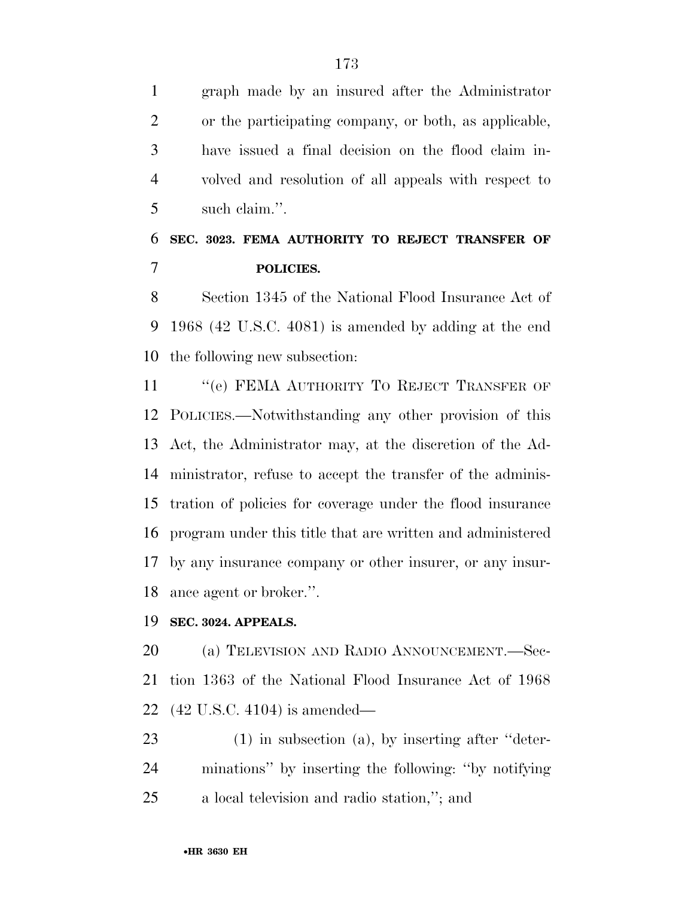graph made by an insured after the Administrator or the participating company, or both, as applicable, have issued a final decision on the flood claim involved and resolution of all appeals with respect to such claim.''.

**SEC. 3023. FEMA AUTHORITY TO REJECT TRANSFER OF POLICIES.**

Section 1345 of the National Flood Insurance Act of 1968 (42 U.S.C. 4081) is amended by adding at the end the following new subsection:

''(e) FEMA AUTHORITY TO REJECT TRANSFER OF POLICIES.—Notwithstanding any other provision of this Act, the Administrator may, at the discretion of the Administrator, refuse to accept the transfer of the administration of policies for coverage under the flood insurance program under this title that are written and administered by any insurance company or other insurer, or any insurance agent or broker.''.

**SEC. 3024. APPEALS.**

(a) TELEVISION AND RADIO ANNOUNCEMENT.—Section 1363 of the National Flood Insurance Act of 1968 (42 U.S.C. 4104) is amended—

(1) in subsection (a), by inserting after ''determinations'' by inserting the following: ''by notifying a local television and radio station,''; and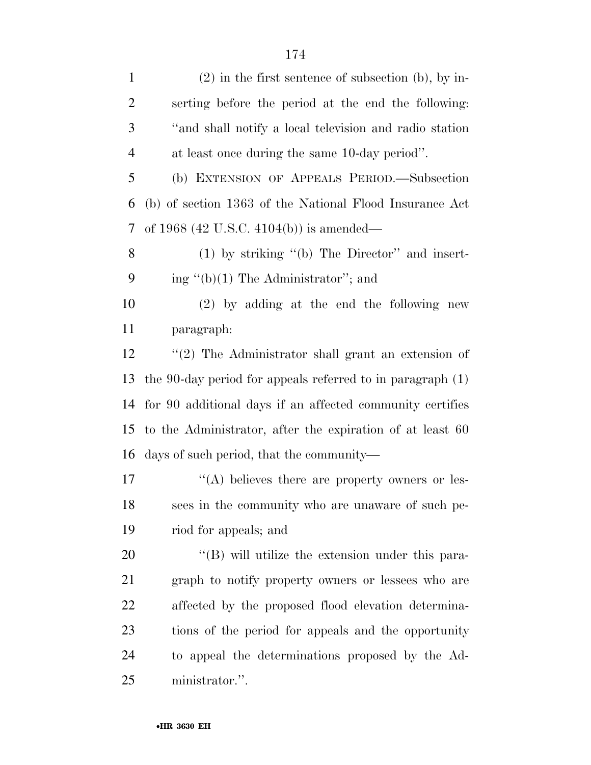(2) in the first sentence of subsection (b), by inserting before the period at the end the following: ''and shall notify a local television and radio station at least once during the same 10-day period''.

(b) EXTENSION OF APPEALS PERIOD.—Subsection (b) of section 1363 of the National Flood Insurance Act of 1968 (42 U.S.C. 4104(b)) is amended—

(1) by striking ''(b) The Director'' and inserting ''(b)(1) The Administrator''; and

(2) by adding at the end the following new paragraph:

''(2) The Administrator shall grant an extension of the 90-day period for appeals referred to in paragraph (1) for 90 additional days if an affected community certifies to the Administrator, after the expiration of at least 60 days of such period, that the community—

''(A) believes there are property owners or lessees in the community who are unaware of such period for appeals; and

''(B) will utilize the extension under this paragraph to notify property owners or lessees who are affected by the proposed flood elevation determinations of the period for appeals and the opportunity to appeal the determinations proposed by the Administrator.''.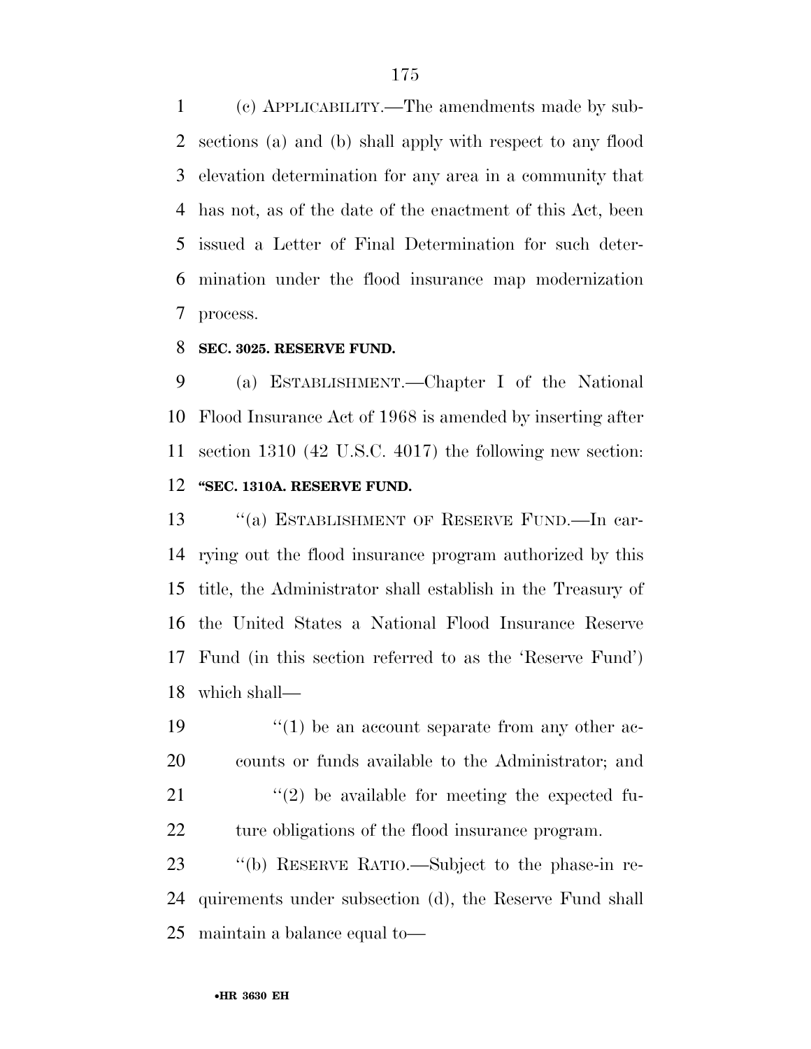(c) APPLICABILITY.—The amendments made by subsections (a) and (b) shall apply with respect to any flood elevation determination for any area in a community that has not, as of the date of the enactment of this Act, been issued a Letter of Final Determination for such determination under the flood insurance map modernization process.

**SEC. 3025. RESERVE FUND.**

(a) ESTABLISHMENT.—Chapter I of the National Flood Insurance Act of 1968 is amended by inserting after section 1310 (42 U.S.C. 4017) the following new section:

**"SEC. 1310A. RESERVE FUND.**

"(a) ESTABLISHMENT OF RESERVE FUND.—In carrying out the flood insurance program authorized by this title, the Administrator shall establish in the Treasury of the United States a National Flood Insurance Reserve Fund (in this section referred to as the 'Reserve Fund') which shall—

"(1) be an account separate from any other accounts or funds available to the Administrator; and

"(2) be available for meeting the expected future obligations of the flood insurance program.

"(b) RESERVE RATIO.—Subject to the phase-in requirements under subsection (d), the Reserve Fund shall maintain a balance equal to—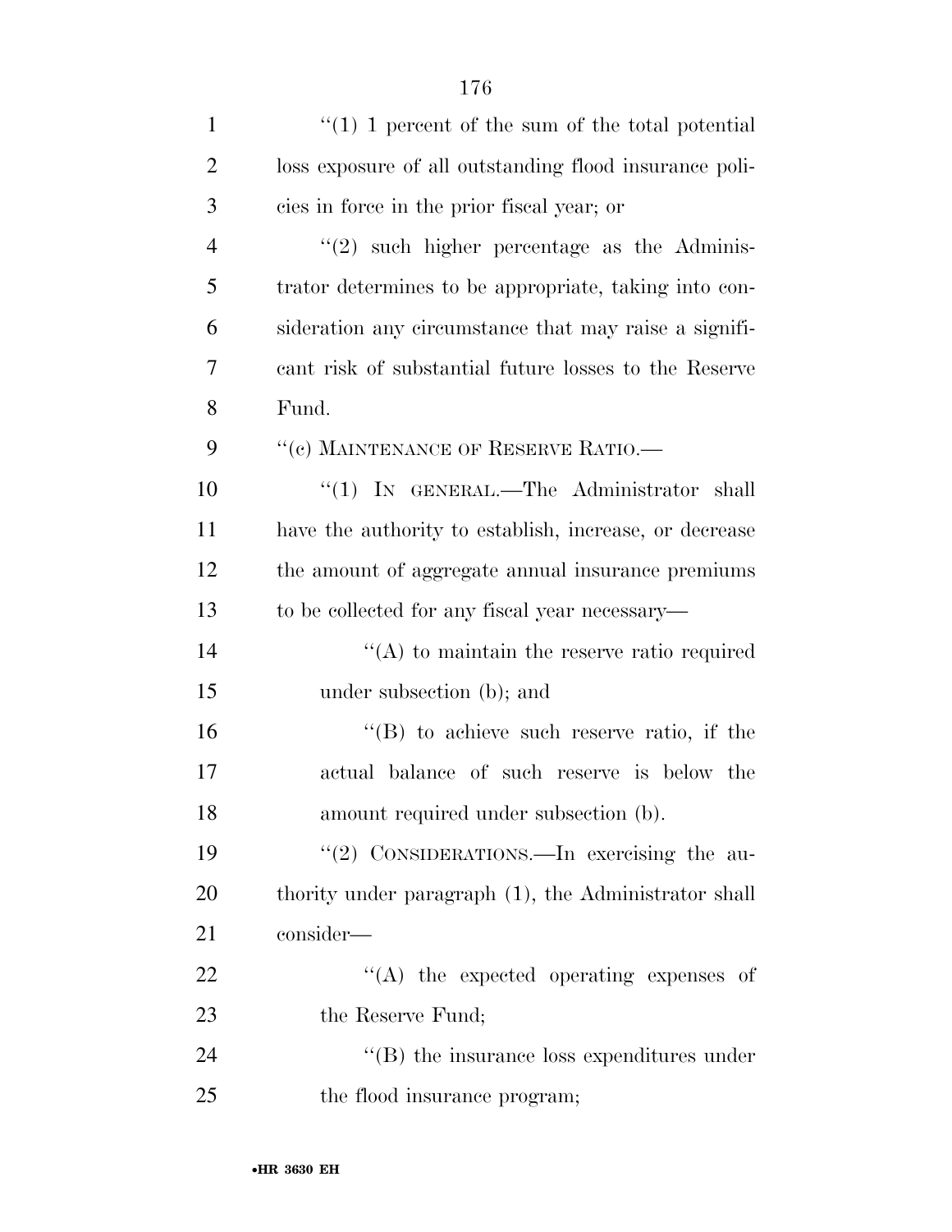''(1) 1 percent of the sum of the total potential loss exposure of all outstanding flood insurance policies in force in the prior fiscal year; or

''(2) such higher percentage as the Administrator determines to be appropriate, taking into consideration any circumstance that may raise a significant risk of substantial future losses to the Reserve Fund.

''(c) MAINTENANCE OF RESERVE RATIO.—

''(1) IN GENERAL.—The Administrator shall have the authority to establish, increase, or decrease the amount of aggregate annual insurance premiums to be collected for any fiscal year necessary—

''(A) to maintain the reserve ratio required under subsection (b); and

''(B) to achieve such reserve ratio, if the actual balance of such reserve is below the amount required under subsection (b).

''(2) CONSIDERATIONS.—In exercising the authority under paragraph (1), the Administrator shall consider—

''(A) the expected operating expenses of the Reserve Fund;

''(B) the insurance loss expenditures under the flood insurance program;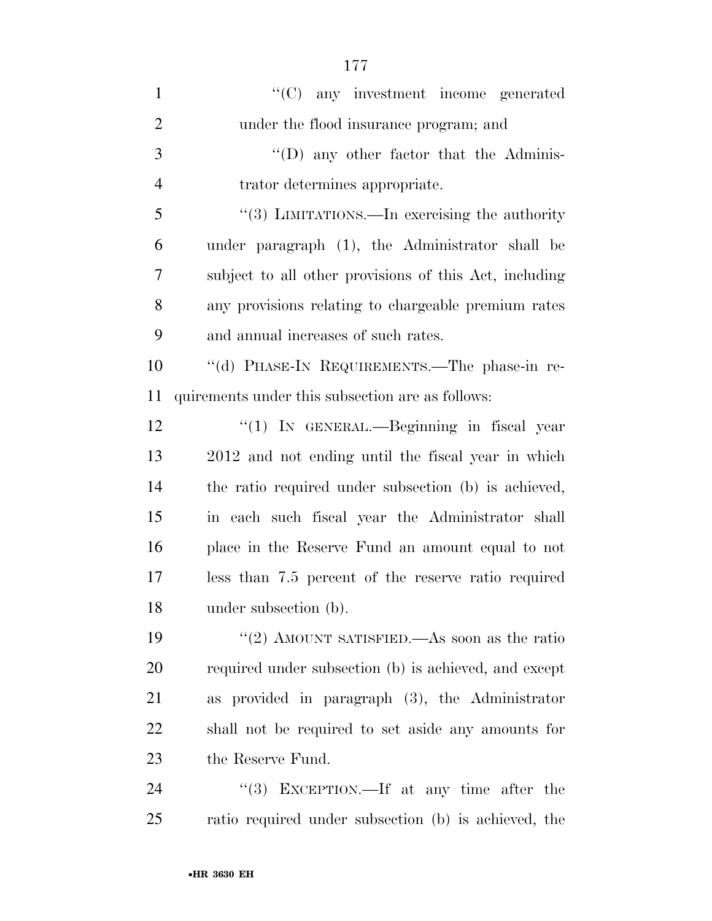''(C) any investment income generated under the flood insurance program; and

''(D) any other factor that the Administrator determines appropriate.

''(3) LIMITATIONS.—In exercising the authority under paragraph (1), the Administrator shall be subject to all other provisions of this Act, including any provisions relating to chargeable premium rates and annual increases of such rates.

''(d) PHASE-IN REQUIREMENTS.—The phase-in requirements under this subsection are as follows:

''(1) IN GENERAL.—Beginning in fiscal year 2012 and not ending until the fiscal year in which the ratio required under subsection (b) is achieved, in each such fiscal year the Administrator shall place in the Reserve Fund an amount equal to not less than 7.5 percent of the reserve ratio required under subsection (b).

''(2) AMOUNT SATISFIED.—As soon as the ratio required under subsection (b) is achieved, and except as provided in paragraph (3), the Administrator shall not be required to set aside any amounts for the Reserve Fund.

''(3) EXCEPTION.—If at any time after the ratio required under subsection (b) is achieved, the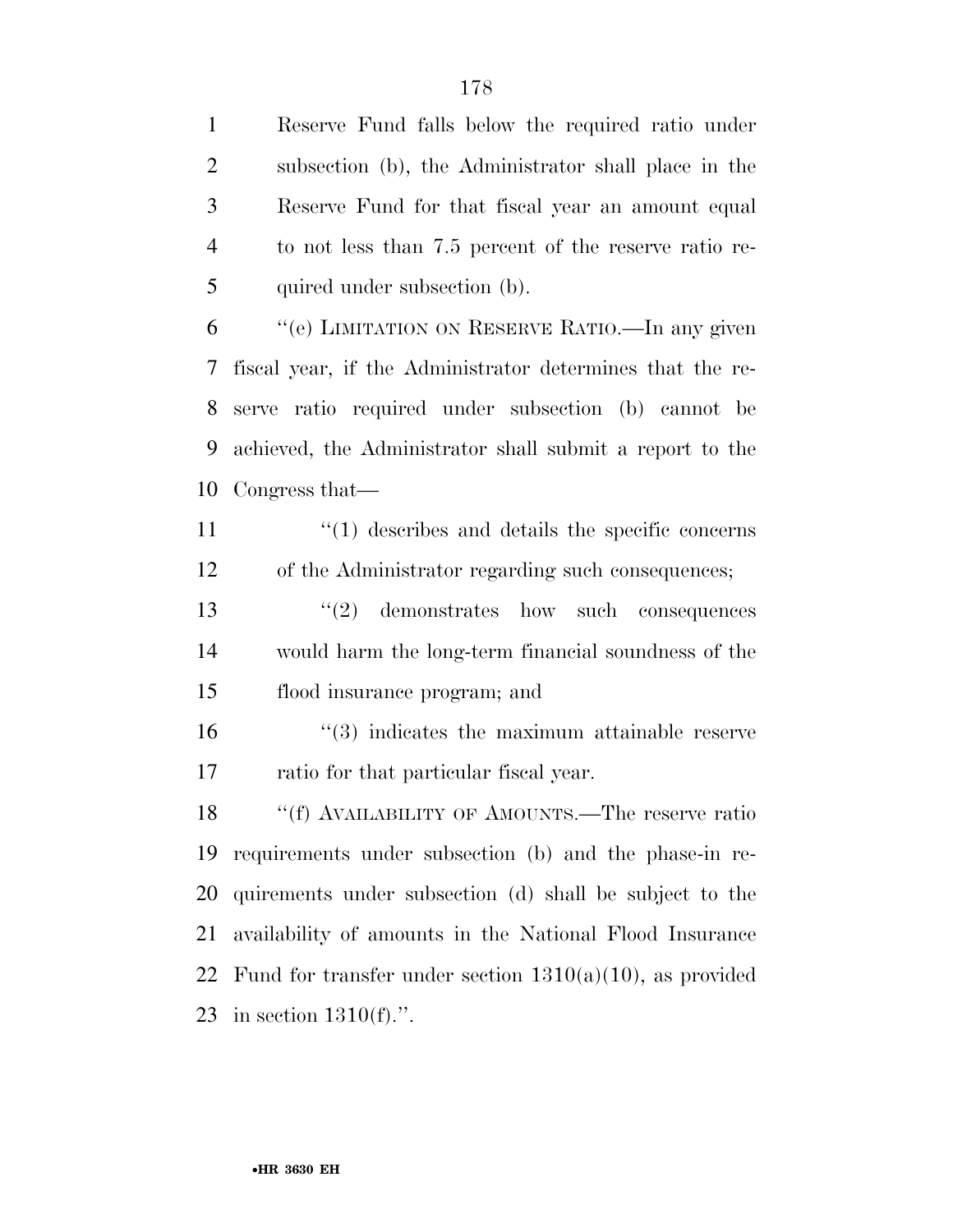Reserve Fund falls below the required ratio under subsection (b), the Administrator shall place in the Reserve Fund for that fiscal year an amount equal to not less than 7.5 percent of the reserve ratio required under subsection (b).

''(e) LIMITATION ON RESERVE RATIO.—In any given fiscal year, if the Administrator determines that the reserve ratio required under subsection (b) cannot be achieved, the Administrator shall submit a report to the Congress that—

''(1) describes and details the specific concerns of the Administrator regarding such consequences;

''(2) demonstrates how such consequences would harm the long-term financial soundness of the flood insurance program; and

''(3) indicates the maximum attainable reserve ratio for that particular fiscal year.

''(f) AVAILABILITY OF AMOUNTS.—The reserve ratio requirements under subsection (b) and the phase-in requirements under subsection (d) shall be subject to the availability of amounts in the National Flood Insurance Fund for transfer under section 1310(a)(10), as provided in section 1310(f).''.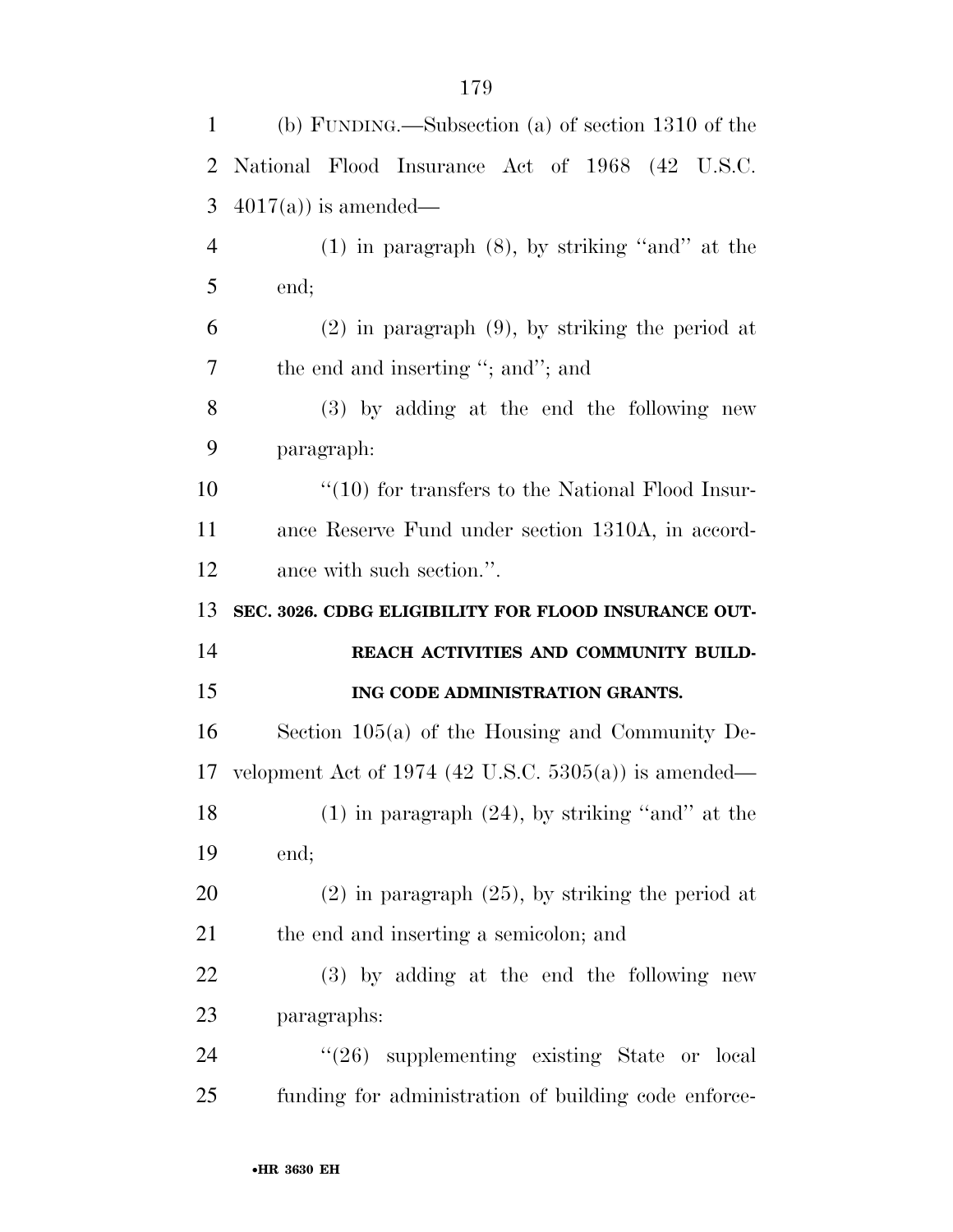(b) FUNDING.—Subsection (a) of section 1310 of the National Flood Insurance Act of 1968 (42 U.S.C. 4017(a)) is amended—

(1) in paragraph (8), by striking ''and'' at the end;

(2) in paragraph (9), by striking the period at the end and inserting ''; and''; and

(3) by adding at the end the following new paragraph:

''(10) for transfers to the National Flood Insurance Reserve Fund under section 1310A, in accordance with such section.''.

**SEC. 3026. CDBG ELIGIBILITY FOR FLOOD INSURANCE OUTREACH ACTIVITIES AND COMMUNITY BUILDING CODE ADMINISTRATION GRANTS.**

Section 105(a) of the Housing and Community Development Act of 1974 (42 U.S.C. 5305(a)) is amended—

(1) in paragraph (24), by striking ''and'' at the end;

(2) in paragraph (25), by striking the period at the end and inserting a semicolon; and

(3) by adding at the end the following new paragraphs:

''(26) supplementing existing State or local funding for administration of building code enforce-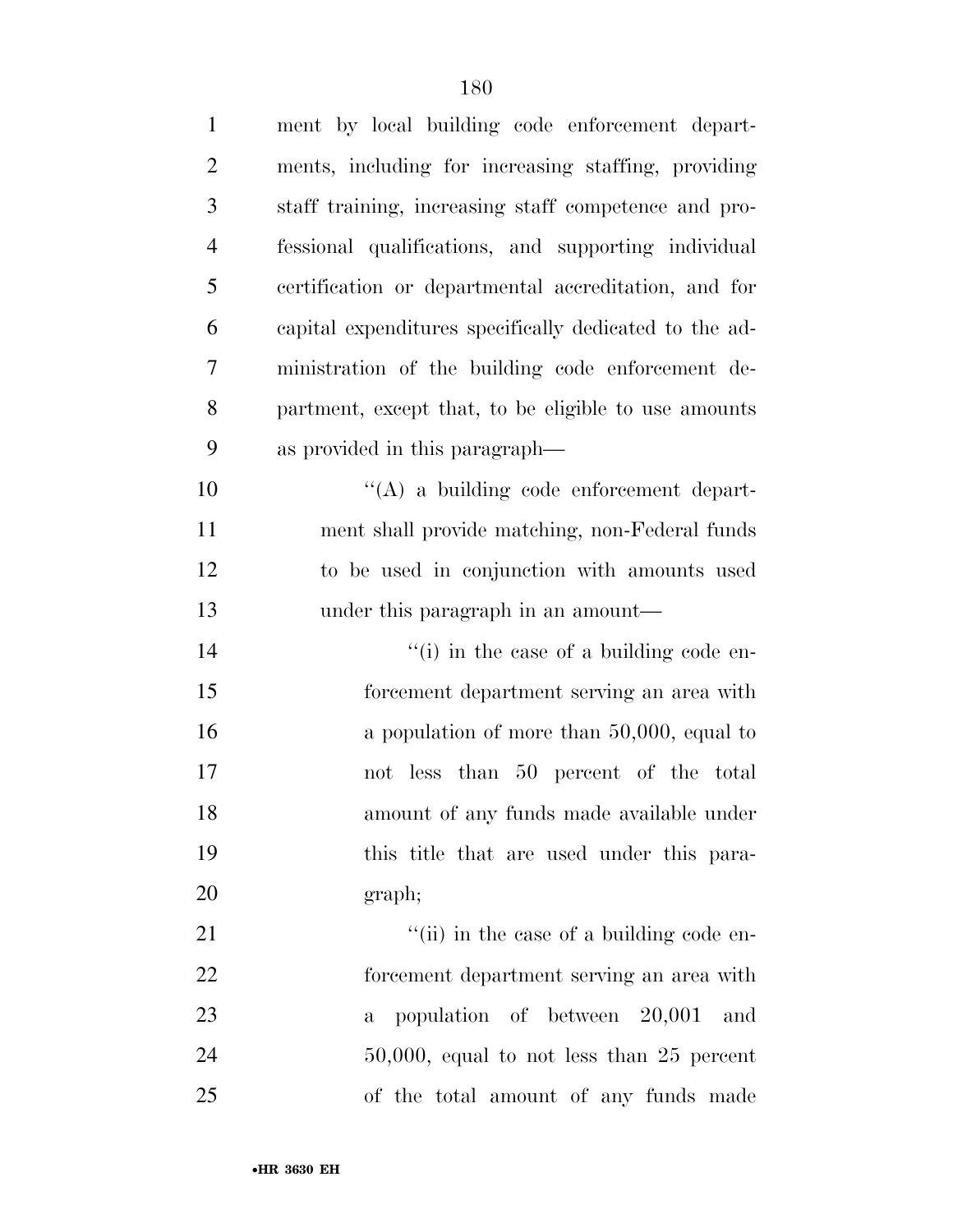ment by local building code enforcement departments, including for increasing staffing, providing staff training, increasing staff competence and professional qualifications, and supporting individual certification or departmental accreditation, and for capital expenditures specifically dedicated to the administration of the building code enforcement department, except that, to be eligible to use amounts as provided in this paragraph—

''(A) a building code enforcement department shall provide matching, non-Federal funds to be used in conjunction with amounts used under this paragraph in an amount—

''(i) in the case of a building code enforcement department serving an area with a population of more than 50,000, equal to not less than 50 percent of the total amount of any funds made available under this title that are used under this paragraph;

''(ii) in the case of a building code enforcement department serving an area with a population of between 20,001 and 50,000, equal to not less than 25 percent of the total amount of any funds made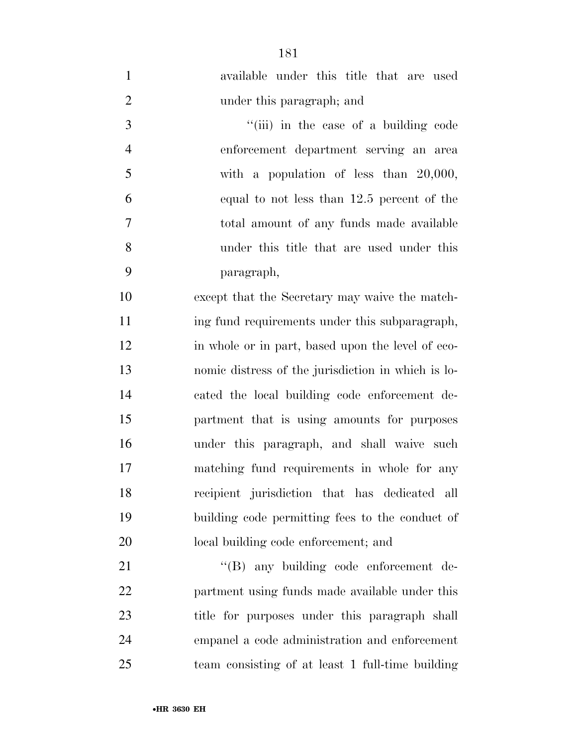available under this title that are used under this paragraph; and

''(iii) in the case of a building code enforcement department serving an area with a population of less than 20,000, equal to not less than 12.5 percent of the total amount of any funds made available under this title that are used under this paragraph,

except that the Secretary may waive the matching fund requirements under this subparagraph, in whole or in part, based upon the level of economic distress of the jurisdiction in which is located the local building code enforcement department that is using amounts for purposes under this paragraph, and shall waive such matching fund requirements in whole for any recipient jurisdiction that has dedicated all building code permitting fees to the conduct of local building code enforcement; and

''(B) any building code enforcement department using funds made available under this title for purposes under this paragraph shall empanel a code administration and enforcement team consisting of at least 1 full-time building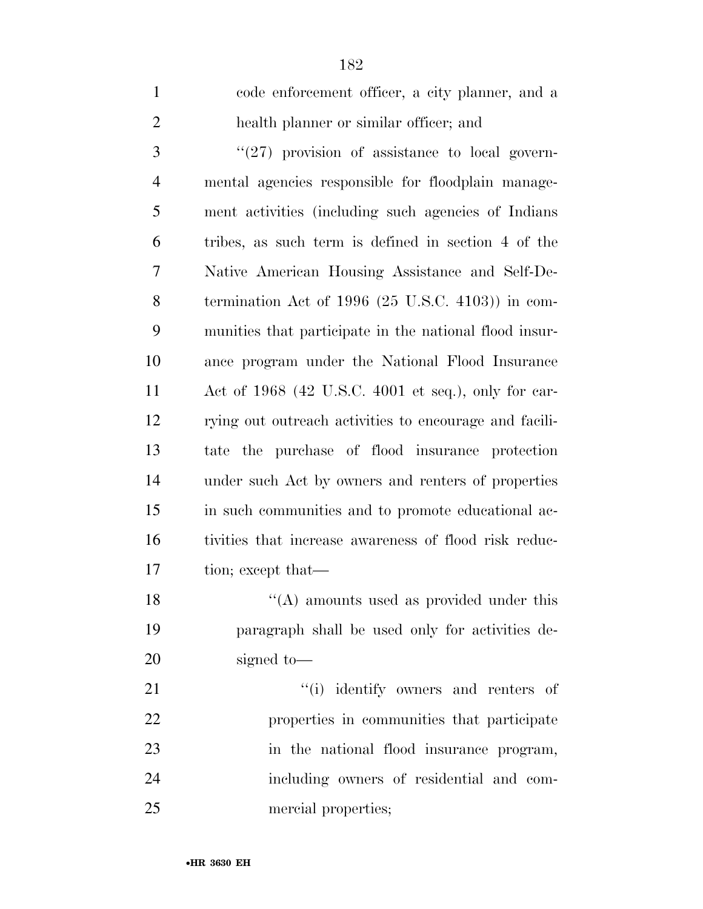code enforcement officer, a city planner, and a health planner or similar officer; and

"(27) provision of assistance to local governmental agencies responsible for floodplain management activities (including such agencies of Indians tribes, as such term is defined in section 4 of the Native American Housing Assistance and Self-Determination Act of 1996 (25 U.S.C. 4103)) in communities that participate in the national flood insurance program under the National Flood Insurance Act of 1968 (42 U.S.C. 4001 et seq.), only for carrying out outreach activities to encourage and facilitate the purchase of flood insurance protection under such Act by owners and renters of properties in such communities and to promote educational activities that increase awareness of flood risk reduction; except that—

"(A) amounts used as provided under this paragraph shall be used only for activities designed to—

"(i) identify owners and renters of properties in communities that participate in the national flood insurance program, including owners of residential and commercial properties;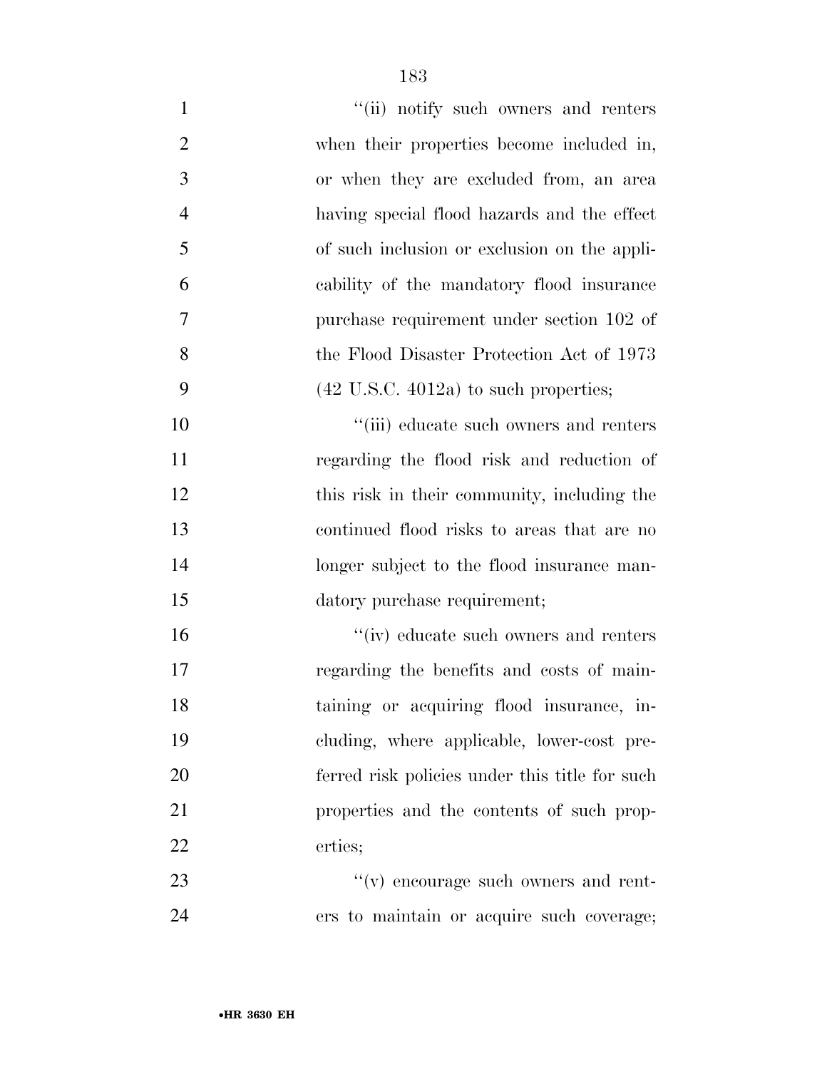''(ii) notify such owners and renters when their properties become included in, or when they are excluded from, an area having special flood hazards and the effect of such inclusion or exclusion on the applicability of the mandatory flood insurance purchase requirement under section 102 of the Flood Disaster Protection Act of 1973 (42 U.S.C. 4012a) to such properties;

''(iii) educate such owners and renters regarding the flood risk and reduction of this risk in their community, including the continued flood risks to areas that are no longer subject to the flood insurance mandatory purchase requirement;

''(iv) educate such owners and renters regarding the benefits and costs of maintaining or acquiring flood insurance, including, where applicable, lower-cost preferred risk policies under this title for such properties and the contents of such properties;

''(v) encourage such owners and renters to maintain or acquire such coverage;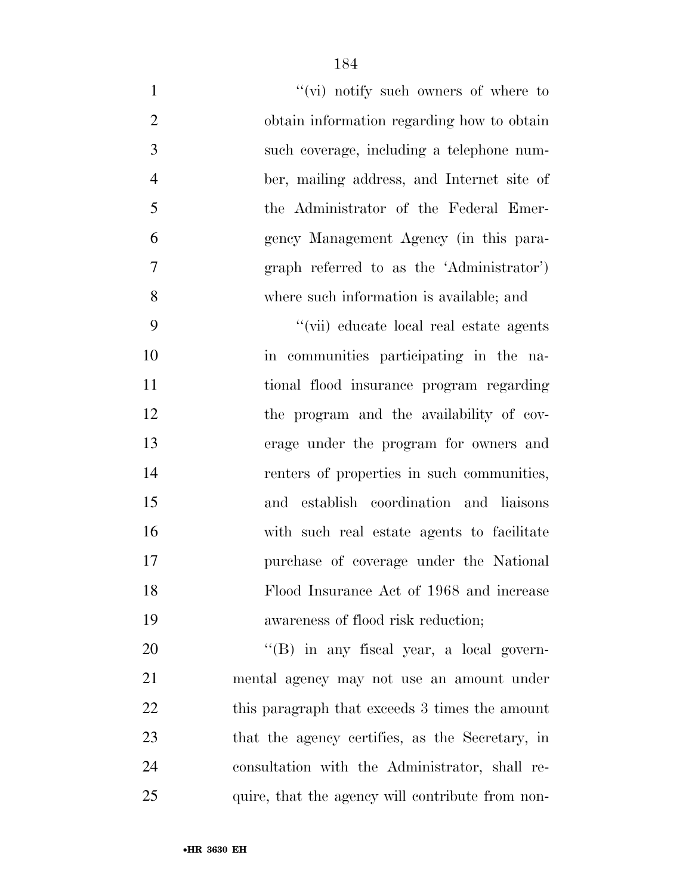''(vi) notify such owners of where to obtain information regarding how to obtain such coverage, including a telephone number, mailing address, and Internet site of the Administrator of the Federal Emergency Management Agency (in this paragraph referred to as the 'Administrator') where such information is available; and

''(vii) educate local real estate agents in communities participating in the national flood insurance program regarding the program and the availability of coverage under the program for owners and renters of properties in such communities, and establish coordination and liaisons with such real estate agents to facilitate purchase of coverage under the National Flood Insurance Act of 1968 and increase awareness of flood risk reduction;

''(B) in any fiscal year, a local governmental agency may not use an amount under this paragraph that exceeds 3 times the amount that the agency certifies, as the Secretary, in consultation with the Administrator, shall require, that the agency will contribute from non-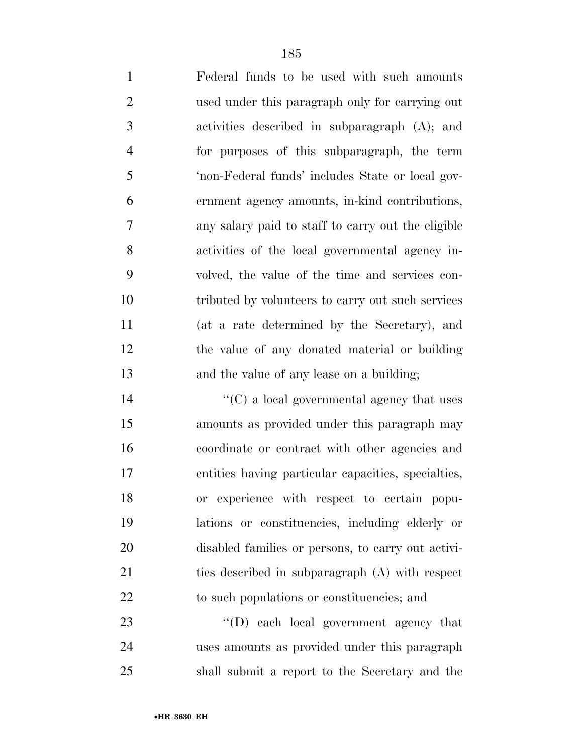Federal funds to be used with such amounts used under this paragraph only for carrying out activities described in subparagraph (A); and for purposes of this subparagraph, the term 'non-Federal funds' includes State or local government agency amounts, in-kind contributions, any salary paid to staff to carry out the eligible activities of the local governmental agency involved, the value of the time and services contributed by volunteers to carry out such services (at a rate determined by the Secretary), and the value of any donated material or building and the value of any lease on a building;

''(C) a local governmental agency that uses amounts as provided under this paragraph may coordinate or contract with other agencies and entities having particular capacities, specialties, or experience with respect to certain populations or constituencies, including elderly or disabled families or persons, to carry out activities described in subparagraph (A) with respect to such populations or constituencies; and

''(D) each local government agency that uses amounts as provided under this paragraph shall submit a report to the Secretary and the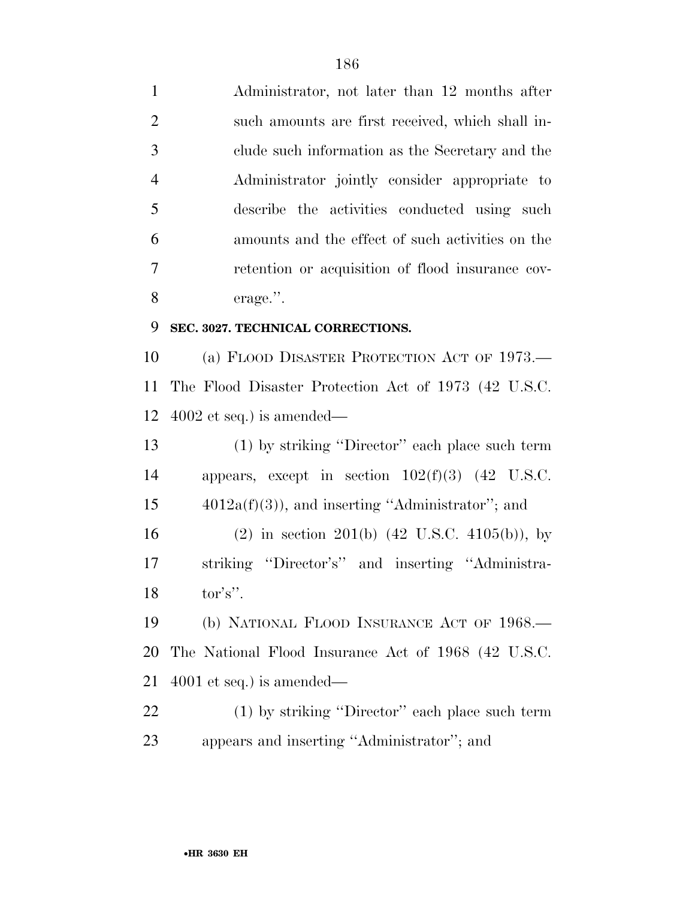Administrator, not later than 12 months after such amounts are first received, which shall include such information as the Secretary and the Administrator jointly consider appropriate to describe the activities conducted using such amounts and the effect of such activities on the retention or acquisition of flood insurance coverage.''.

**SEC. 3027. TECHNICAL CORRECTIONS.**

(a) FLOOD DISASTER PROTECTION ACT OF 1973.—The Flood Disaster Protection Act of 1973 (42 U.S.C. 4002 et seq.) is amended—

(1) by striking ''Director'' each place such term appears, except in section 102(f)(3) (42 U.S.C. 4012a(f)(3)), and inserting ''Administrator''; and

(2) in section 201(b) (42 U.S.C. 4105(b)), by striking ''Director's'' and inserting ''Administrator's''.

(b) NATIONAL FLOOD INSURANCE ACT OF 1968.—The National Flood Insurance Act of 1968 (42 U.S.C. 4001 et seq.) is amended—

(1) by striking ''Director'' each place such term appears and inserting ''Administrator''; and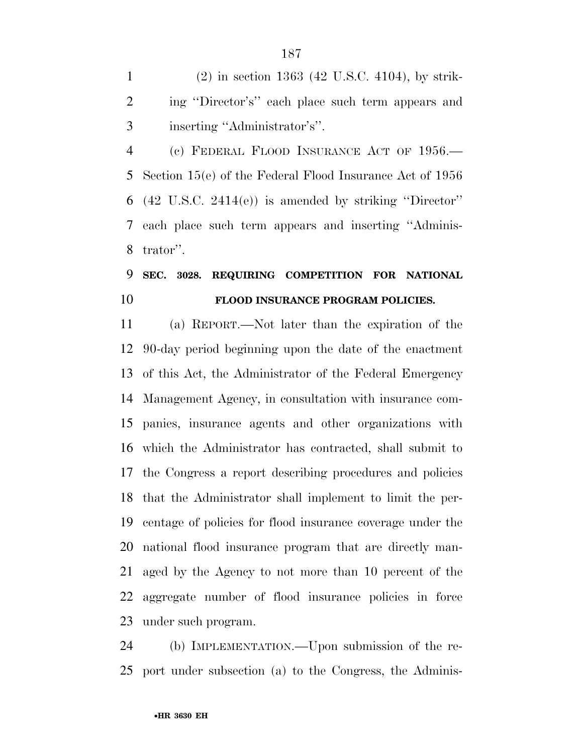(2) in section 1363 (42 U.S.C. 4104), by striking ''Director's'' each place such term appears and inserting ''Administrator's''.

(c) FEDERAL FLOOD INSURANCE ACT OF 1956.—Section 15(e) of the Federal Flood Insurance Act of 1956 (42 U.S.C. 2414(e)) is amended by striking ''Director'' each place such term appears and inserting ''Administrator''.

**SEC. 3028. REQUIRING COMPETITION FOR NATIONAL FLOOD INSURANCE PROGRAM POLICIES.**

(a) REPORT.—Not later than the expiration of the 90-day period beginning upon the date of the enactment of this Act, the Administrator of the Federal Emergency Management Agency, in consultation with insurance companies, insurance agents and other organizations with which the Administrator has contracted, shall submit to the Congress a report describing procedures and policies that the Administrator shall implement to limit the percentage of policies for flood insurance coverage under the national flood insurance program that are directly managed by the Agency to not more than 10 percent of the aggregate number of flood insurance policies in force under such program.

(b) IMPLEMENTATION.—Upon submission of the report under subsection (a) to the Congress, the Adminis-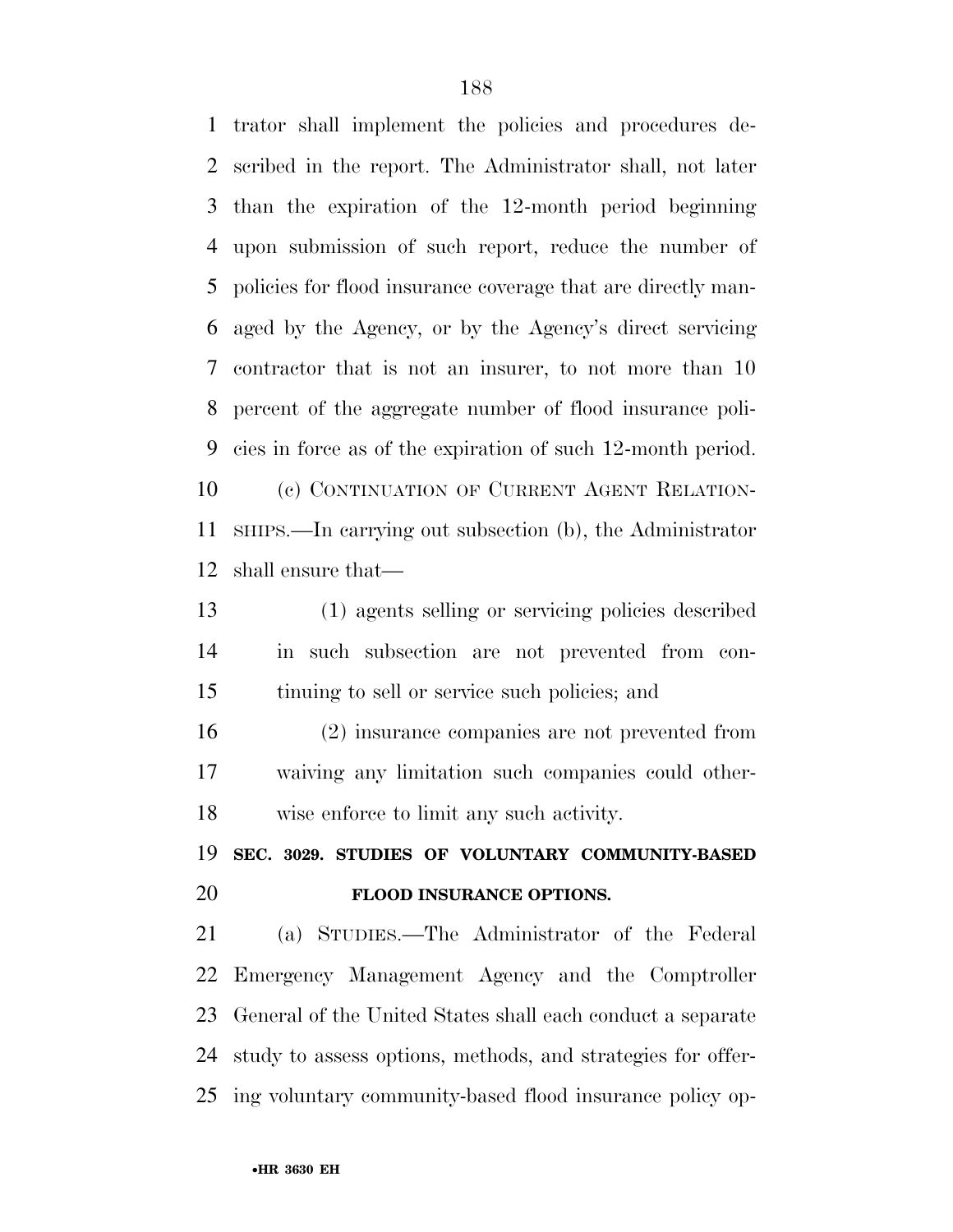trator shall implement the policies and procedures described in the report. The Administrator shall, not later than the expiration of the 12-month period beginning upon submission of such report, reduce the number of policies for flood insurance coverage that are directly managed by the Agency, or by the Agency's direct servicing contractor that is not an insurer, to not more than 10 percent of the aggregate number of flood insurance policies in force as of the expiration of such 12-month period.

(c) CONTINUATION OF CURRENT AGENT RELATIONSHIPS.—In carrying out subsection (b), the Administrator shall ensure that—

(1) agents selling or servicing policies described in such subsection are not prevented from continuing to sell or service such policies; and

(2) insurance companies are not prevented from waiving any limitation such companies could otherwise enforce to limit any such activity.

**SEC. 3029. STUDIES OF VOLUNTARY COMMUNITY-BASED FLOOD INSURANCE OPTIONS.**

(a) STUDIES.—The Administrator of the Federal Emergency Management Agency and the Comptroller General of the United States shall each conduct a separate study to assess options, methods, and strategies for offering voluntary community-based flood insurance policy op-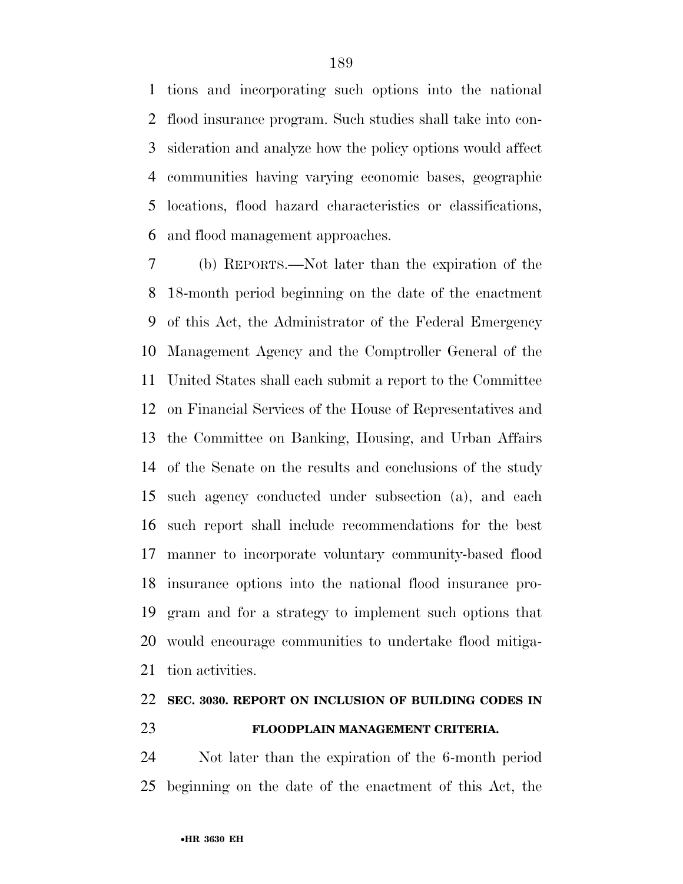tions and incorporating such options into the national flood insurance program. Such studies shall take into consideration and analyze how the policy options would affect communities having varying economic bases, geographic locations, flood hazard characteristics or classifications, and flood management approaches.

(b) REPORTS.—Not later than the expiration of the 18-month period beginning on the date of the enactment of this Act, the Administrator of the Federal Emergency Management Agency and the Comptroller General of the United States shall each submit a report to the Committee on Financial Services of the House of Representatives and the Committee on Banking, Housing, and Urban Affairs of the Senate on the results and conclusions of the study such agency conducted under subsection (a), and each such report shall include recommendations for the best manner to incorporate voluntary community-based flood insurance options into the national flood insurance program and for a strategy to implement such options that would encourage communities to undertake flood mitigation activities.

**SEC. 3030. REPORT ON INCLUSION OF BUILDING CODES IN FLOODPLAIN MANAGEMENT CRITERIA.**

Not later than the expiration of the 6-month period beginning on the date of the enactment of this Act, the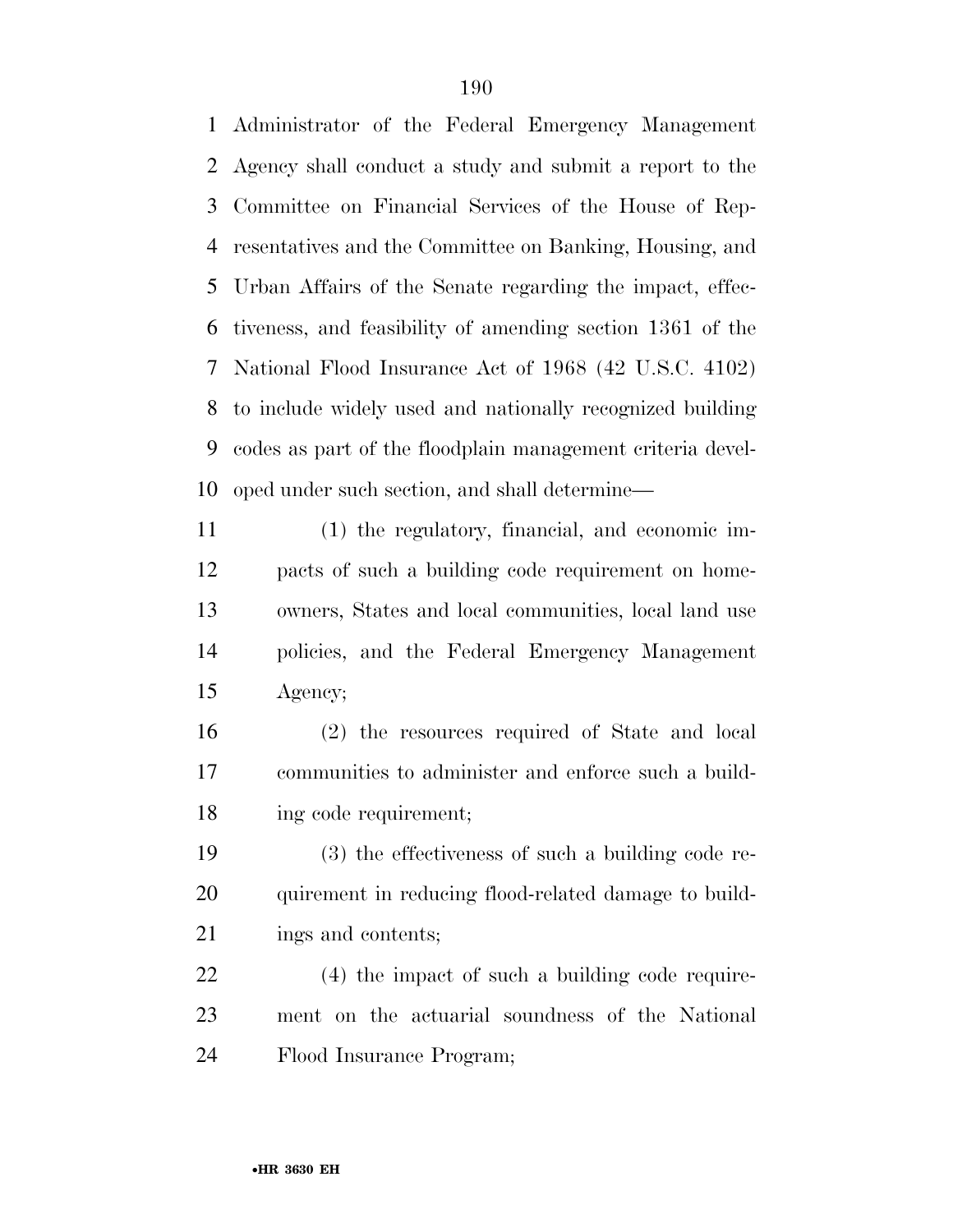Administrator of the Federal Emergency Management Agency shall conduct a study and submit a report to the Committee on Financial Services of the House of Representatives and the Committee on Banking, Housing, and Urban Affairs of the Senate regarding the impact, effectiveness, and feasibility of amending section 1361 of the National Flood Insurance Act of 1968 (42 U.S.C. 4102) to include widely used and nationally recognized building codes as part of the floodplain management criteria developed under such section, and shall determine—

(1) the regulatory, financial, and economic impacts of such a building code requirement on homeowners, States and local communities, local land use policies, and the Federal Emergency Management Agency;

(2) the resources required of State and local communities to administer and enforce such a building code requirement;

(3) the effectiveness of such a building code requirement in reducing flood-related damage to buildings and contents;

(4) the impact of such a building code requirement on the actuarial soundness of the National Flood Insurance Program;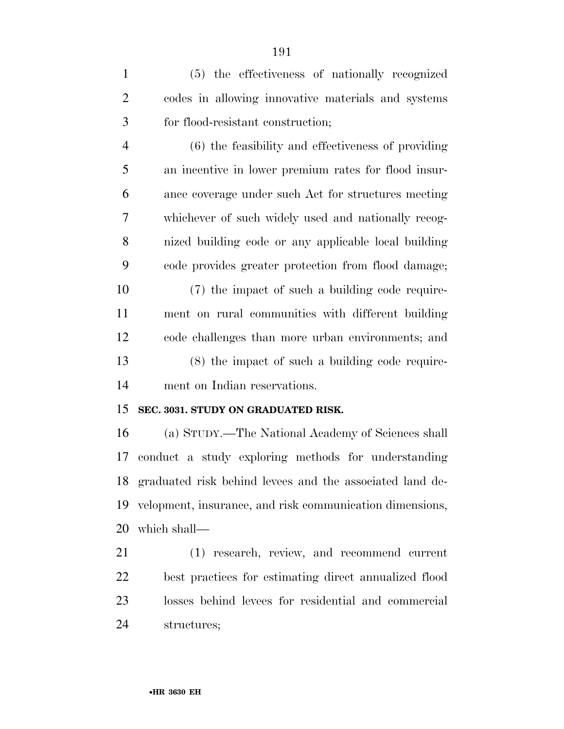(5) the effectiveness of nationally recognized codes in allowing innovative materials and systems for flood-resistant construction;

(6) the feasibility and effectiveness of providing an incentive in lower premium rates for flood insurance coverage under such Act for structures meeting whichever of such widely used and nationally recognized building code or any applicable local building code provides greater protection from flood damage;

(7) the impact of such a building code requirement on rural communities with different building code challenges than more urban environments; and

(8) the impact of such a building code requirement on Indian reservations.

**SEC. 3031. STUDY ON GRADUATED RISK.**

(a) STUDY.—The National Academy of Sciences shall conduct a study exploring methods for understanding graduated risk behind levees and the associated land development, insurance, and risk communication dimensions, which shall—

(1) research, review, and recommend current best practices for estimating direct annualized flood losses behind levees for residential and commercial structures;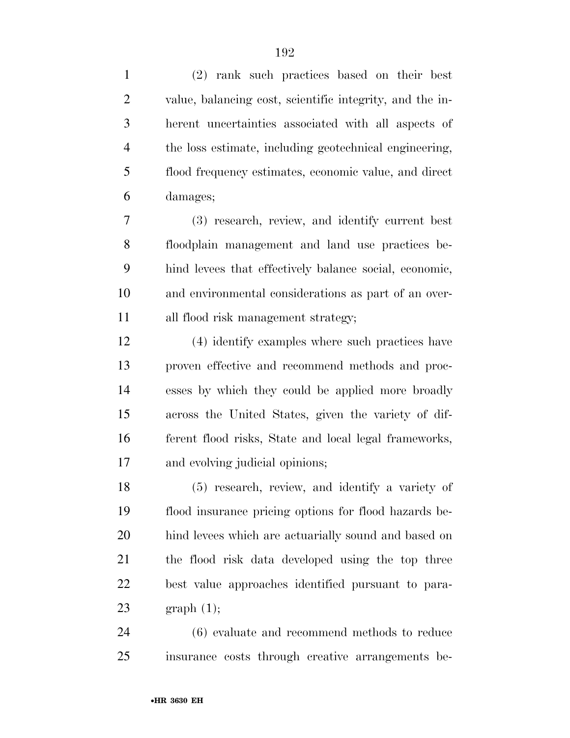(2) rank such practices based on their best value, balancing cost, scientific integrity, and the inherent uncertainties associated with all aspects of the loss estimate, including geotechnical engineering, flood frequency estimates, economic value, and direct damages;

(3) research, review, and identify current best floodplain management and land use practices behind levees that effectively balance social, economic, and environmental considerations as part of an overall flood risk management strategy;

(4) identify examples where such practices have proven effective and recommend methods and processes by which they could be applied more broadly across the United States, given the variety of different flood risks, State and local legal frameworks, and evolving judicial opinions;

(5) research, review, and identify a variety of flood insurance pricing options for flood hazards behind levees which are actuarially sound and based on the flood risk data developed using the top three best value approaches identified pursuant to paragraph (1);

(6) evaluate and recommend methods to reduce insurance costs through creative arrangements be-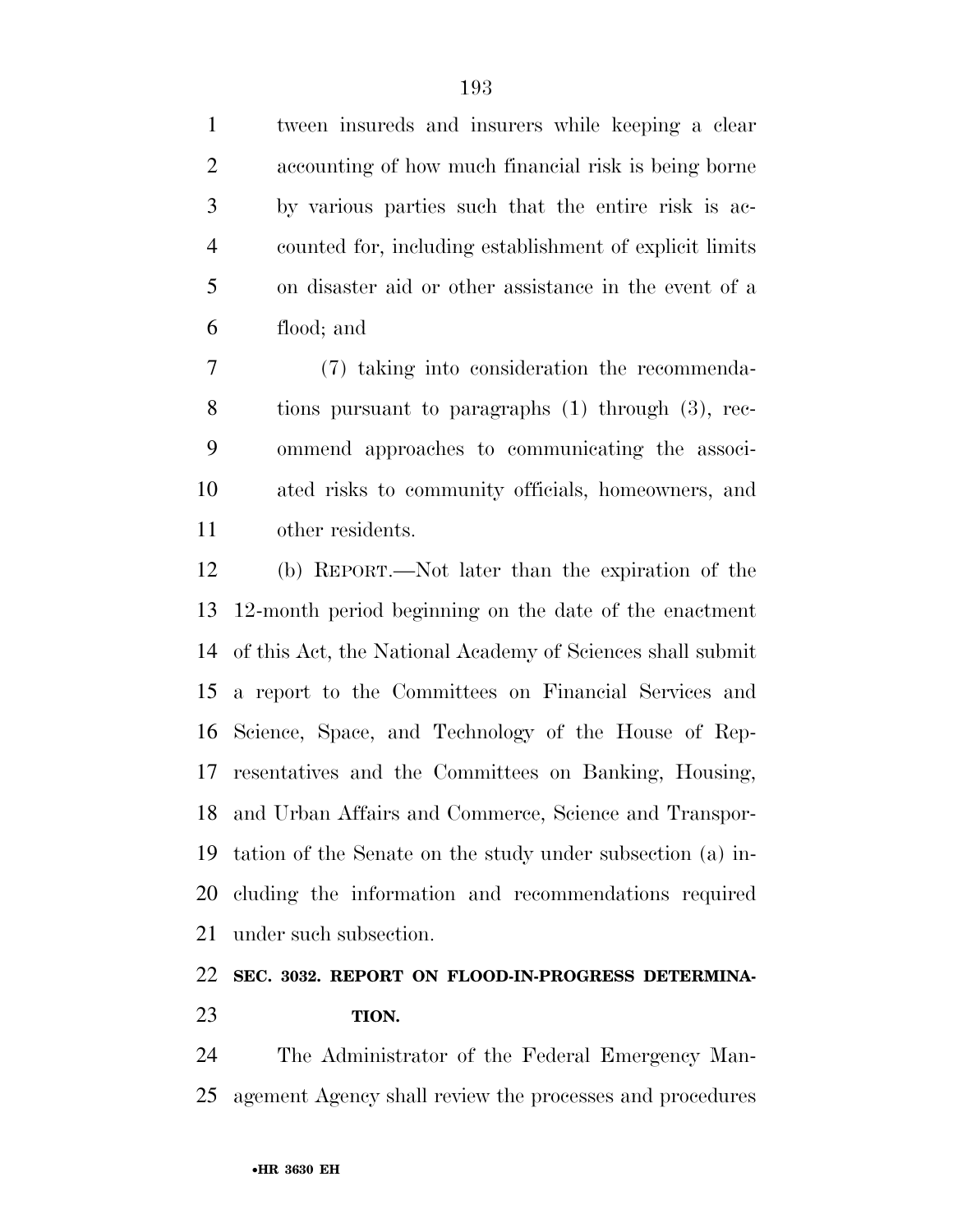tween insureds and insurers while keeping a clear accounting of how much financial risk is being borne by various parties such that the entire risk is accounted for, including establishment of explicit limits on disaster aid or other assistance in the event of a flood; and

(7) taking into consideration the recommendations pursuant to paragraphs (1) through (3), recommend approaches to communicating the associated risks to community officials, homeowners, and other residents.

(b) REPORT.—Not later than the expiration of the 12-month period beginning on the date of the enactment of this Act, the National Academy of Sciences shall submit a report to the Committees on Financial Services and Science, Space, and Technology of the House of Representatives and the Committees on Banking, Housing, and Urban Affairs and Commerce, Science and Transportation of the Senate on the study under subsection (a) including the information and recommendations required under such subsection.

**SEC. 3032. REPORT ON FLOOD-IN-PROGRESS DETERMINATION.**

The Administrator of the Federal Emergency Management Agency shall review the processes and procedures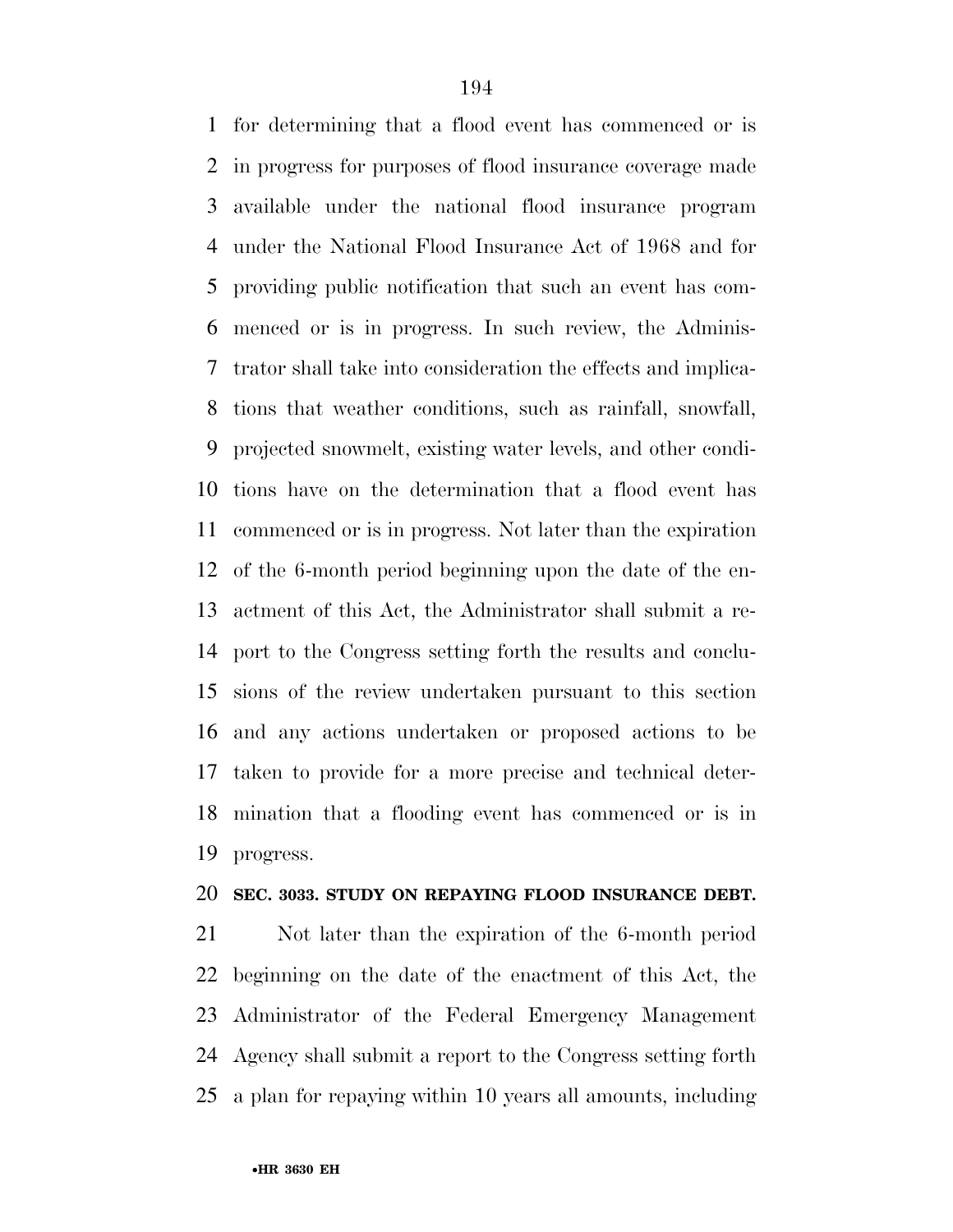for determining that a flood event has commenced or is in progress for purposes of flood insurance coverage made available under the national flood insurance program under the National Flood Insurance Act of 1968 and for providing public notification that such an event has commenced or is in progress. In such review, the Administrator shall take into consideration the effects and implications that weather conditions, such as rainfall, snowfall, projected snowmelt, existing water levels, and other conditions have on the determination that a flood event has commenced or is in progress. Not later than the expiration of the 6-month period beginning upon the date of the enactment of this Act, the Administrator shall submit a report to the Congress setting forth the results and conclusions of the review undertaken pursuant to this section and any actions undertaken or proposed actions to be taken to provide for a more precise and technical determination that a flooding event has commenced or is in progress.

**SEC. 3033. STUDY ON REPAYING FLOOD INSURANCE DEBT.**

Not later than the expiration of the 6-month period beginning on the date of the enactment of this Act, the Administrator of the Federal Emergency Management Agency shall submit a report to the Congress setting forth a plan for repaying within 10 years all amounts, including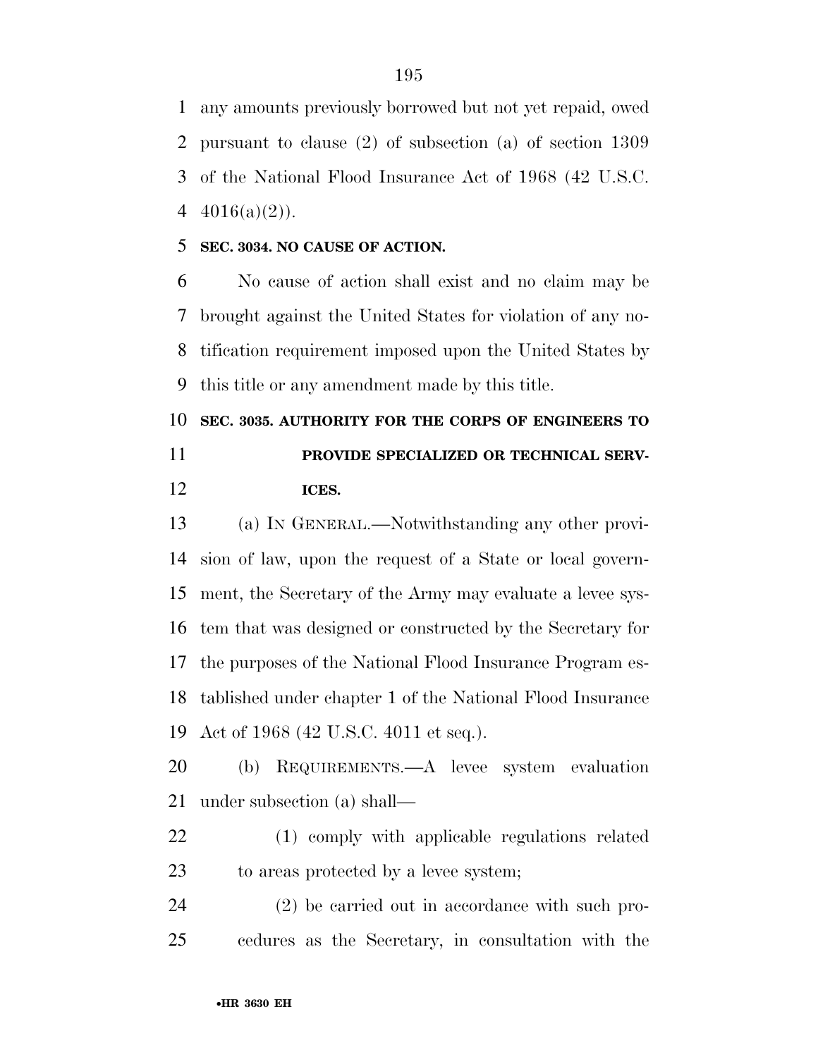any amounts previously borrowed but not yet repaid, owed pursuant to clause (2) of subsection (a) of section 1309 of the National Flood Insurance Act of 1968 (42 U.S.C. 4016(a)(2)).

**SEC. 3034. NO CAUSE OF ACTION.**

No cause of action shall exist and no claim may be brought against the United States for violation of any notification requirement imposed upon the United States by this title or any amendment made by this title.

**SEC. 3035. AUTHORITY FOR THE CORPS OF ENGINEERS TO PROVIDE SPECIALIZED OR TECHNICAL SERVICES.**

(a) IN GENERAL.—Notwithstanding any other provision of law, upon the request of a State or local government, the Secretary of the Army may evaluate a levee system that was designed or constructed by the Secretary for the purposes of the National Flood Insurance Program established under chapter 1 of the National Flood Insurance Act of 1968 (42 U.S.C. 4011 et seq.).

(b) REQUIREMENTS.—A levee system evaluation under subsection (a) shall—

(1) comply with applicable regulations related to areas protected by a levee system;

(2) be carried out in accordance with such procedures as the Secretary, in consultation with the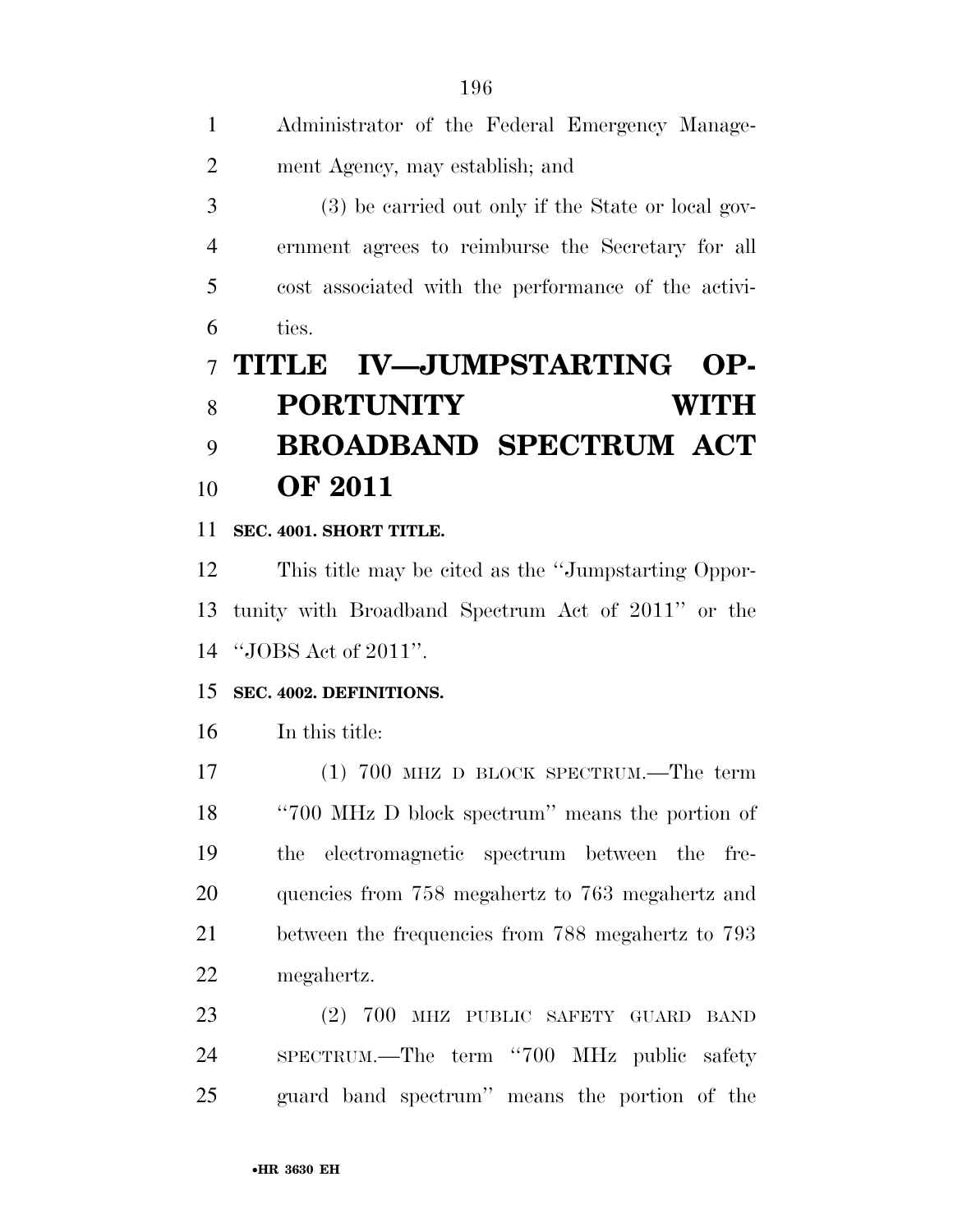Administrator of the Federal Emergency Management Agency, may establish; and

(3) be carried out only if the State or local government agrees to reimburse the Secretary for all cost associated with the performance of the activities.

# TITLE IV—JUMPSTARTING OPPORTUNITY WITH BROADBAND SPECTRUM ACT OF 2011

**SEC. 4001. SHORT TITLE.**

This title may be cited as the ''Jumpstarting Opportunity with Broadband Spectrum Act of 2011'' or the ''JOBS Act of 2011''.

**SEC. 4002. DEFINITIONS.**

In this title:

(1) 700 MHZ D BLOCK SPECTRUM.—The term ''700 MHz D block spectrum'' means the portion of the electromagnetic spectrum between the frequencies from 758 megahertz to 763 megahertz and between the frequencies from 788 megahertz to 793 megahertz.

(2) 700 MHZ PUBLIC SAFETY GUARD BAND SPECTRUM.—The term ''700 MHz public safety guard band spectrum'' means the portion of the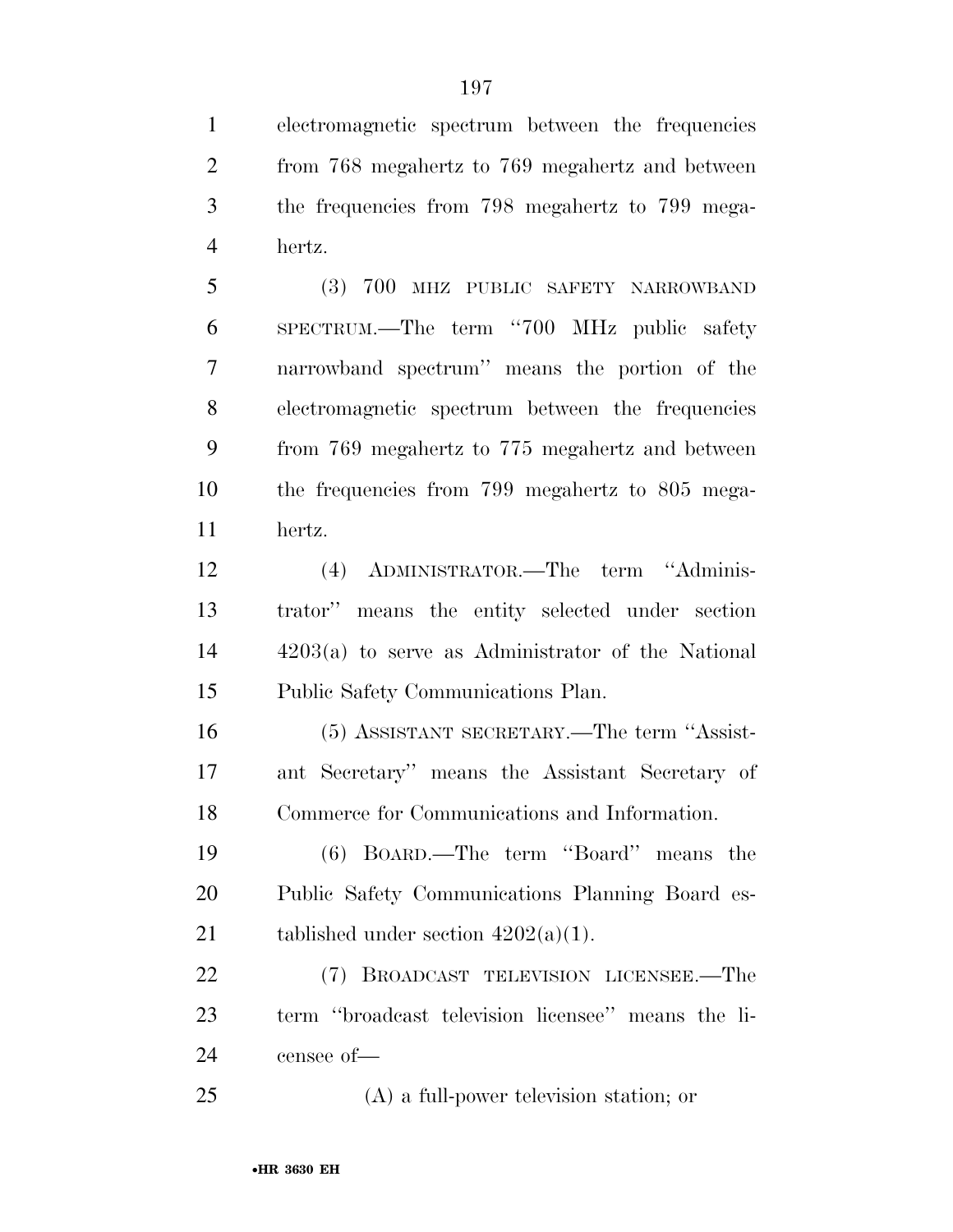electromagnetic spectrum between the frequencies from 768 megahertz to 769 megahertz and between the frequencies from 798 megahertz to 799 megahertz.

(3) 700 MHZ PUBLIC SAFETY NARROWBAND SPECTRUM.—The term ''700 MHz public safety narrowband spectrum'' means the portion of the electromagnetic spectrum between the frequencies from 769 megahertz to 775 megahertz and between the frequencies from 799 megahertz to 805 megahertz.

(4) ADMINISTRATOR.—The term ''Administrator'' means the entity selected under section 4203(a) to serve as Administrator of the National Public Safety Communications Plan.

(5) ASSISTANT SECRETARY.—The term ''Assistant Secretary'' means the Assistant Secretary of Commerce for Communications and Information.

(6) BOARD.—The term ''Board'' means the Public Safety Communications Planning Board established under section 4202(a)(1).

(7) BROADCAST TELEVISION LICENSEE.—The term ''broadcast television licensee'' means the licensee of—

(A) a full-power television station; or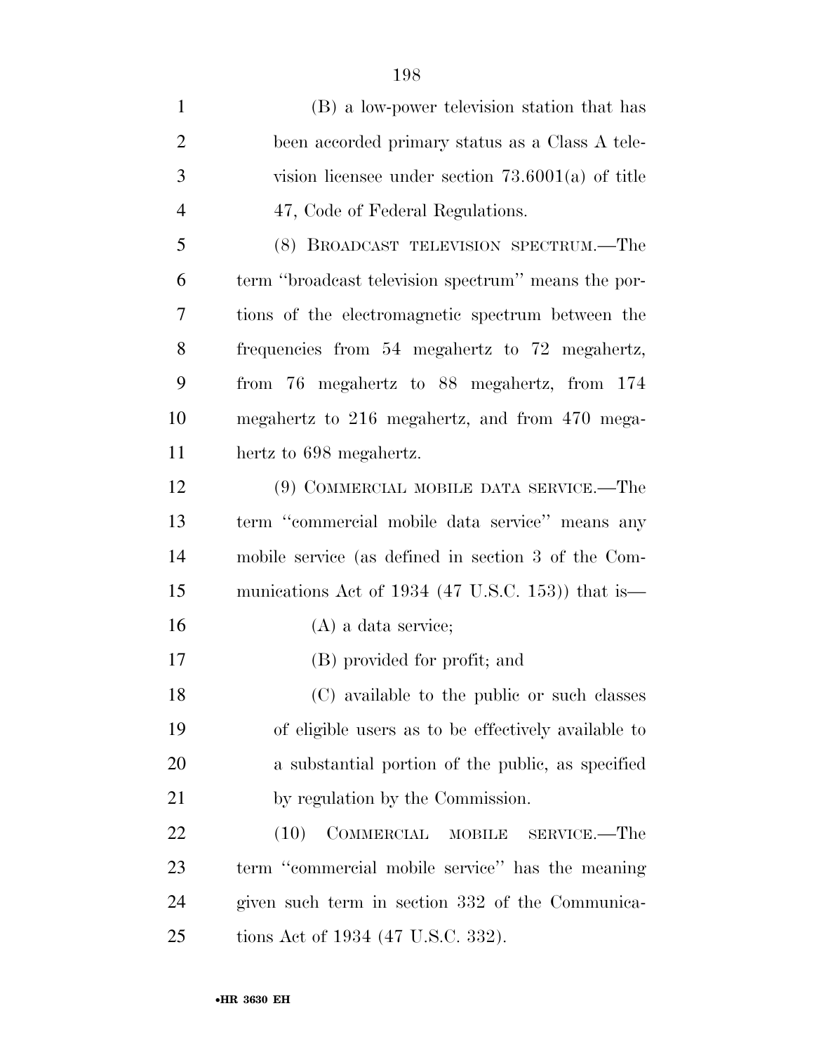(B) a low-power television station that has been accorded primary status as a Class A television licensee under section 73.6001(a) of title 47, Code of Federal Regulations.

(8) BROADCAST TELEVISION SPECTRUM.—The term "broadcast television spectrum" means the portions of the electromagnetic spectrum between the frequencies from 54 megahertz to 72 megahertz, from 76 megahertz to 88 megahertz, from 174 megahertz to 216 megahertz, and from 470 megahertz to 698 megahertz.

(9) COMMERCIAL MOBILE DATA SERVICE.—The term "commercial mobile data service" means any mobile service (as defined in section 3 of the Communications Act of 1934 (47 U.S.C. 153)) that is—

(A) a data service;

(B) provided for profit; and

(C) available to the public or such classes of eligible users as to be effectively available to a substantial portion of the public, as specified by regulation by the Commission.

(10) COMMERCIAL MOBILE SERVICE.—The term "commercial mobile service" has the meaning given such term in section 332 of the Communications Act of 1934 (47 U.S.C. 332).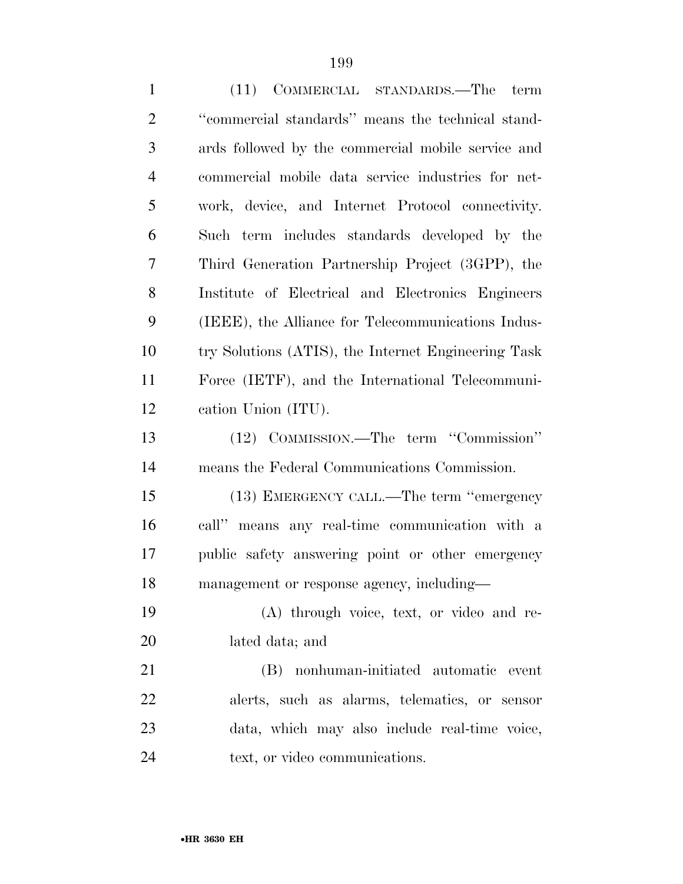(11) COMMERCIAL STANDARDS.—The term ''commercial standards'' means the technical standards followed by the commercial mobile service and commercial mobile data service industries for network, device, and Internet Protocol connectivity. Such term includes standards developed by the Third Generation Partnership Project (3GPP), the Institute of Electrical and Electronics Engineers (IEEE), the Alliance for Telecommunications Industry Solutions (ATIS), the Internet Engineering Task Force (IETF), and the International Telecommunication Union (ITU).

(12) COMMISSION.—The term ''Commission'' means the Federal Communications Commission.

(13) EMERGENCY CALL.—The term ''emergency call'' means any real-time communication with a public safety answering point or other emergency management or response agency, including—

(A) through voice, text, or video and related data; and

(B) nonhuman-initiated automatic event alerts, such as alarms, telematics, or sensor data, which may also include real-time voice, text, or video communications.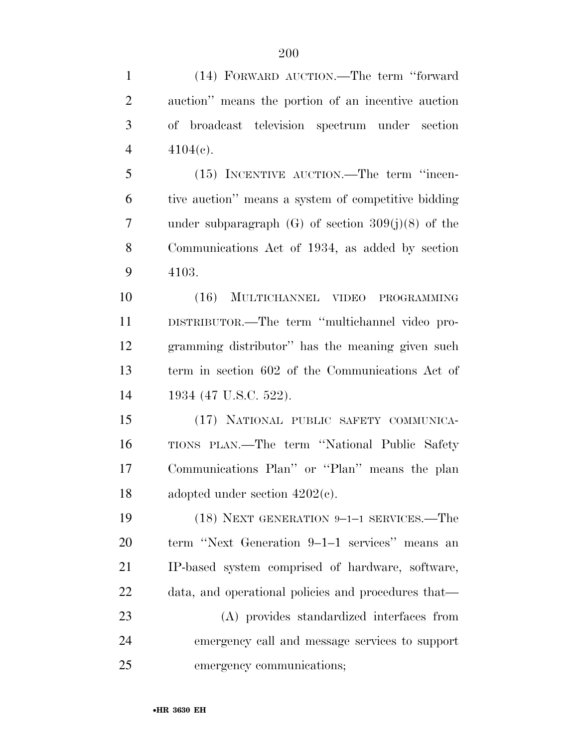(14) FORWARD AUCTION.—The term ''forward auction'' means the portion of an incentive auction of broadcast television spectrum under section 4104(c).

(15) INCENTIVE AUCTION.—The term ''incentive auction'' means a system of competitive bidding under subparagraph (G) of section 309(j)(8) of the Communications Act of 1934, as added by section 4103.

(16) MULTICHANNEL VIDEO PROGRAMMING DISTRIBUTOR.—The term ''multichannel video programming distributor'' has the meaning given such term in section 602 of the Communications Act of 1934 (47 U.S.C. 522).

(17) NATIONAL PUBLIC SAFETY COMMUNICATIONS PLAN.—The term ''National Public Safety Communications Plan'' or ''Plan'' means the plan adopted under section 4202(c).

(18) NEXT GENERATION 9–1–1 SERVICES.—The term ''Next Generation 9–1–1 services'' means an IP-based system comprised of hardware, software, data, and operational policies and procedures that—

(A) provides standardized interfaces from emergency call and message services to support emergency communications;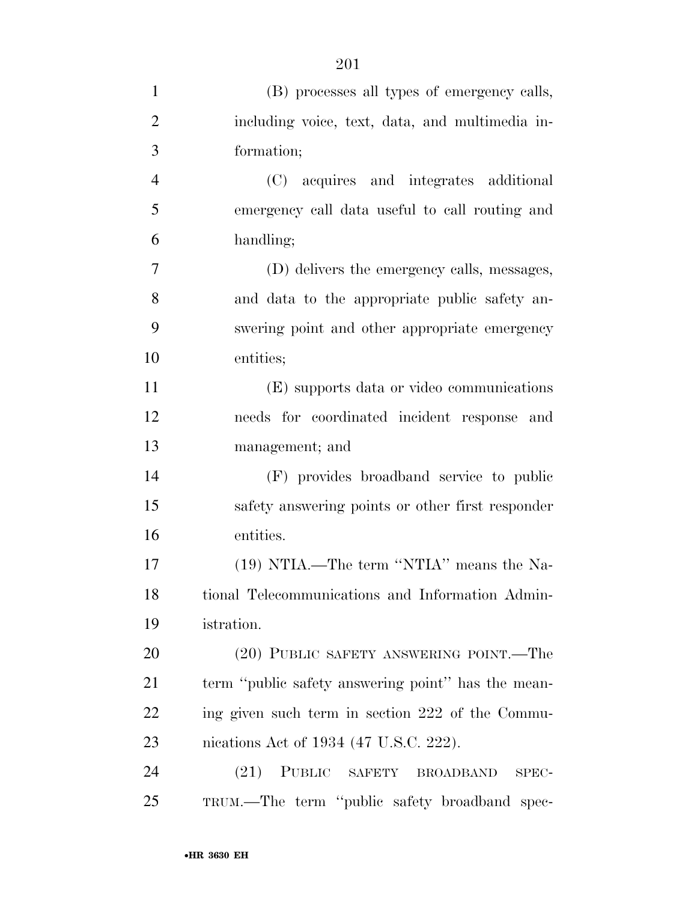(B) processes all types of emergency calls, including voice, text, data, and multimedia information;

(C) acquires and integrates additional emergency call data useful to call routing and handling;

(D) delivers the emergency calls, messages, and data to the appropriate public safety answering point and other appropriate emergency entities;

(E) supports data or video communications needs for coordinated incident response and management; and

(F) provides broadband service to public safety answering points or other first responder entities.

(19) NTIA.—The term ''NTIA'' means the National Telecommunications and Information Administration.

(20) PUBLIC SAFETY ANSWERING POINT.—The term ''public safety answering point'' has the meaning given such term in section 222 of the Communications Act of 1934 (47 U.S.C. 222).

(21) PUBLIC SAFETY BROADBAND SPECTRUM.—The term ''public safety broadband spec-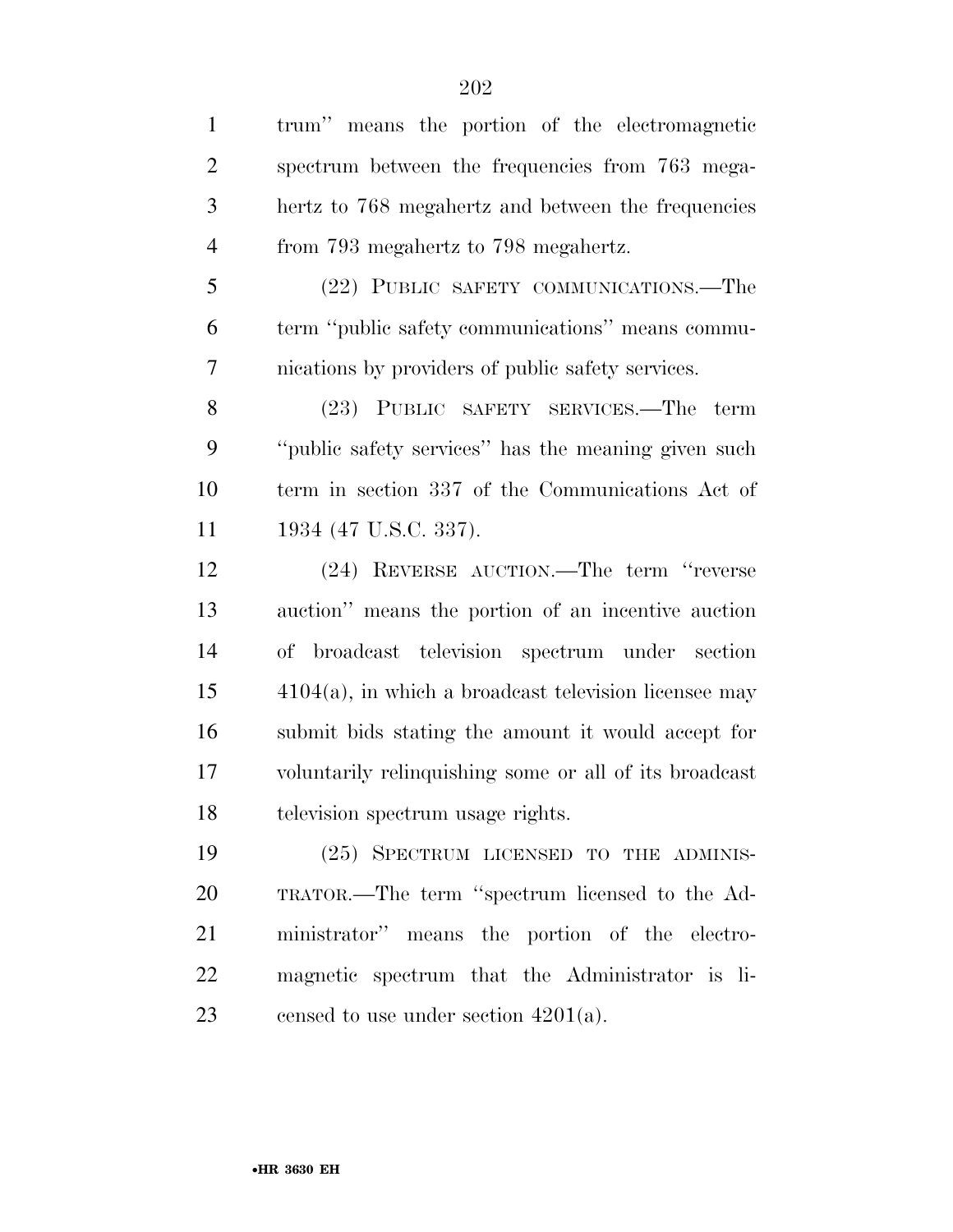trum'' means the portion of the electromagnetic spectrum between the frequencies from 763 megahertz to 768 megahertz and between the frequencies from 793 megahertz to 798 megahertz.

(22) PUBLIC SAFETY COMMUNICATIONS.—The term ''public safety communications'' means communications by providers of public safety services.

(23) PUBLIC SAFETY SERVICES.—The term ''public safety services'' has the meaning given such term in section 337 of the Communications Act of 1934 (47 U.S.C. 337).

(24) REVERSE AUCTION.—The term ''reverse auction'' means the portion of an incentive auction of broadcast television spectrum under section 4104(a), in which a broadcast television licensee may submit bids stating the amount it would accept for voluntarily relinquishing some or all of its broadcast television spectrum usage rights.

(25) SPECTRUM LICENSED TO THE ADMINISTRATOR.—The term ''spectrum licensed to the Administrator'' means the portion of the electromagnetic spectrum that the Administrator is licensed to use under section 4201(a).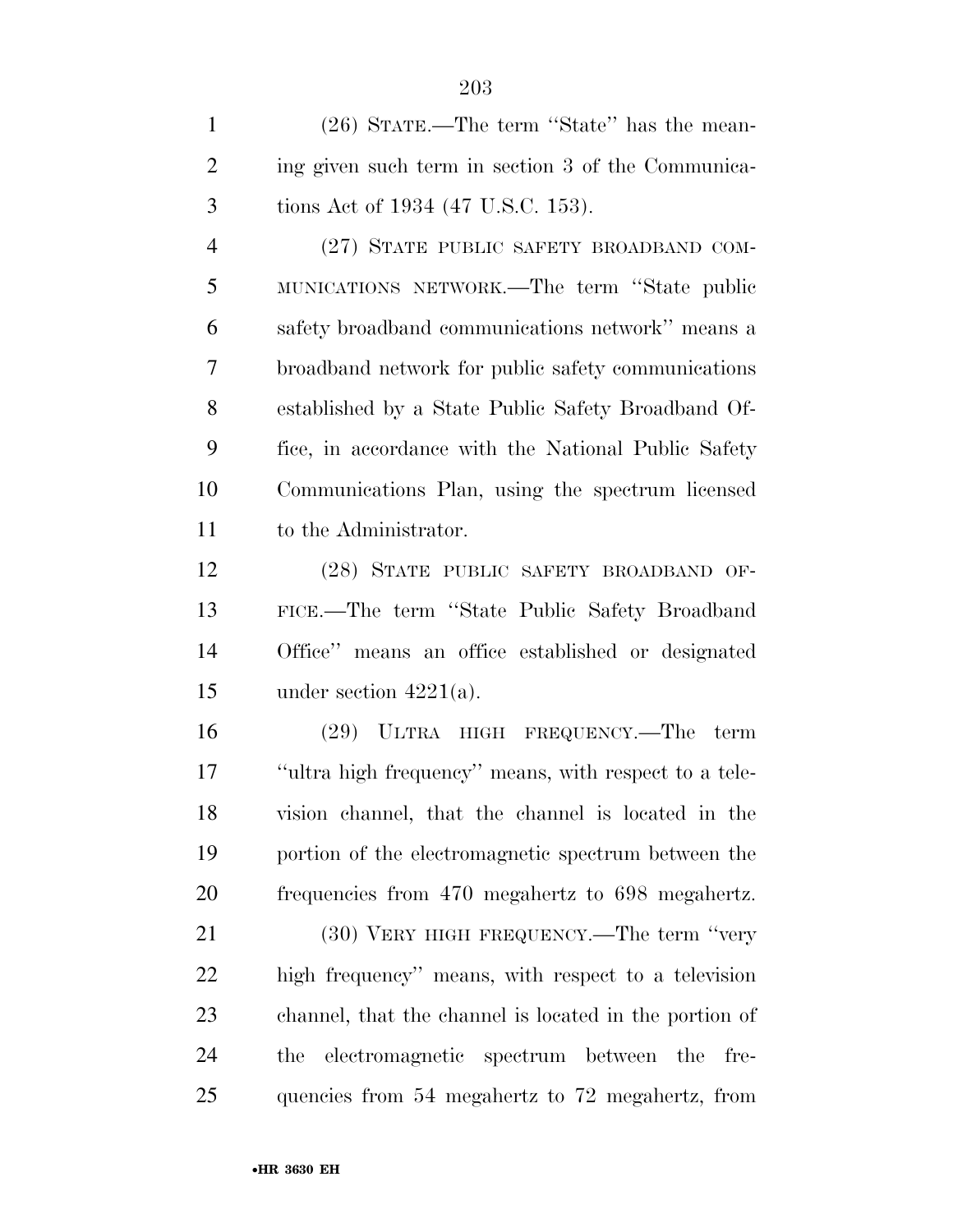(26) STATE.—The term ''State'' has the meaning given such term in section 3 of the Communications Act of 1934 (47 U.S.C. 153).

(27) STATE PUBLIC SAFETY BROADBAND COMMUNICATIONS NETWORK.—The term ''State public safety broadband communications network'' means a broadband network for public safety communications established by a State Public Safety Broadband Office, in accordance with the National Public Safety Communications Plan, using the spectrum licensed to the Administrator.

(28) STATE PUBLIC SAFETY BROADBAND OFFICE.—The term ''State Public Safety Broadband Office'' means an office established or designated under section 4221(a).

(29) ULTRA HIGH FREQUENCY.—The term ''ultra high frequency'' means, with respect to a television channel, that the channel is located in the portion of the electromagnetic spectrum between the frequencies from 470 megahertz to 698 megahertz.

(30) VERY HIGH FREQUENCY.—The term ''very high frequency'' means, with respect to a television channel, that the channel is located in the portion of the electromagnetic spectrum between the frequencies from 54 megahertz to 72 megahertz, from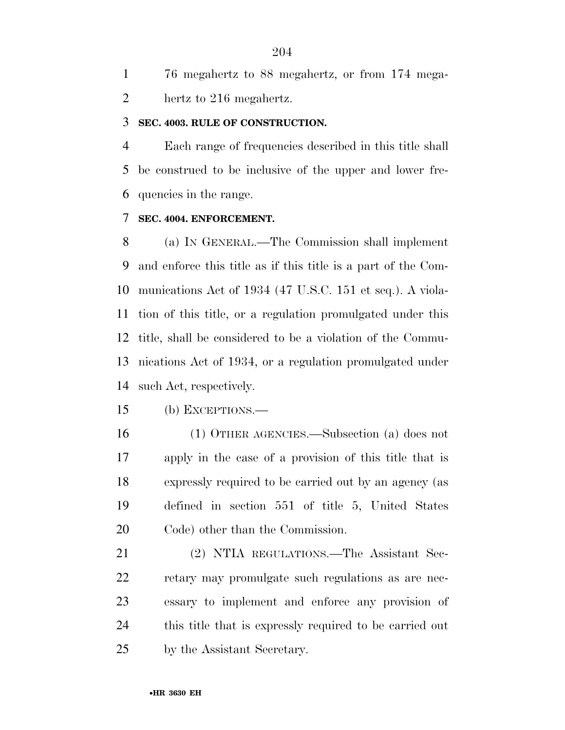76 megahertz to 88 megahertz, or from 174 megahertz to 216 megahertz.

### SEC. 4003. RULE OF CONSTRUCTION.

Each range of frequencies described in this title shall be construed to be inclusive of the upper and lower frequencies in the range.

### SEC. 4004. ENFORCEMENT.

(a) IN GENERAL.—The Commission shall implement and enforce this title as if this title is a part of the Communications Act of 1934 (47 U.S.C. 151 et seq.). A violation of this title, or a regulation promulgated under this title, shall be considered to be a violation of the Communications Act of 1934, or a regulation promulgated under such Act, respectively.

(b) EXCEPTIONS.—

(1) OTHER AGENCIES.—Subsection (a) does not apply in the case of a provision of this title that is expressly required to be carried out by an agency (as defined in section 551 of title 5, United States Code) other than the Commission.

(2) NTIA REGULATIONS.—The Assistant Secretary may promulgate such regulations as are necessary to implement and enforce any provision of this title that is expressly required to be carried out by the Assistant Secretary.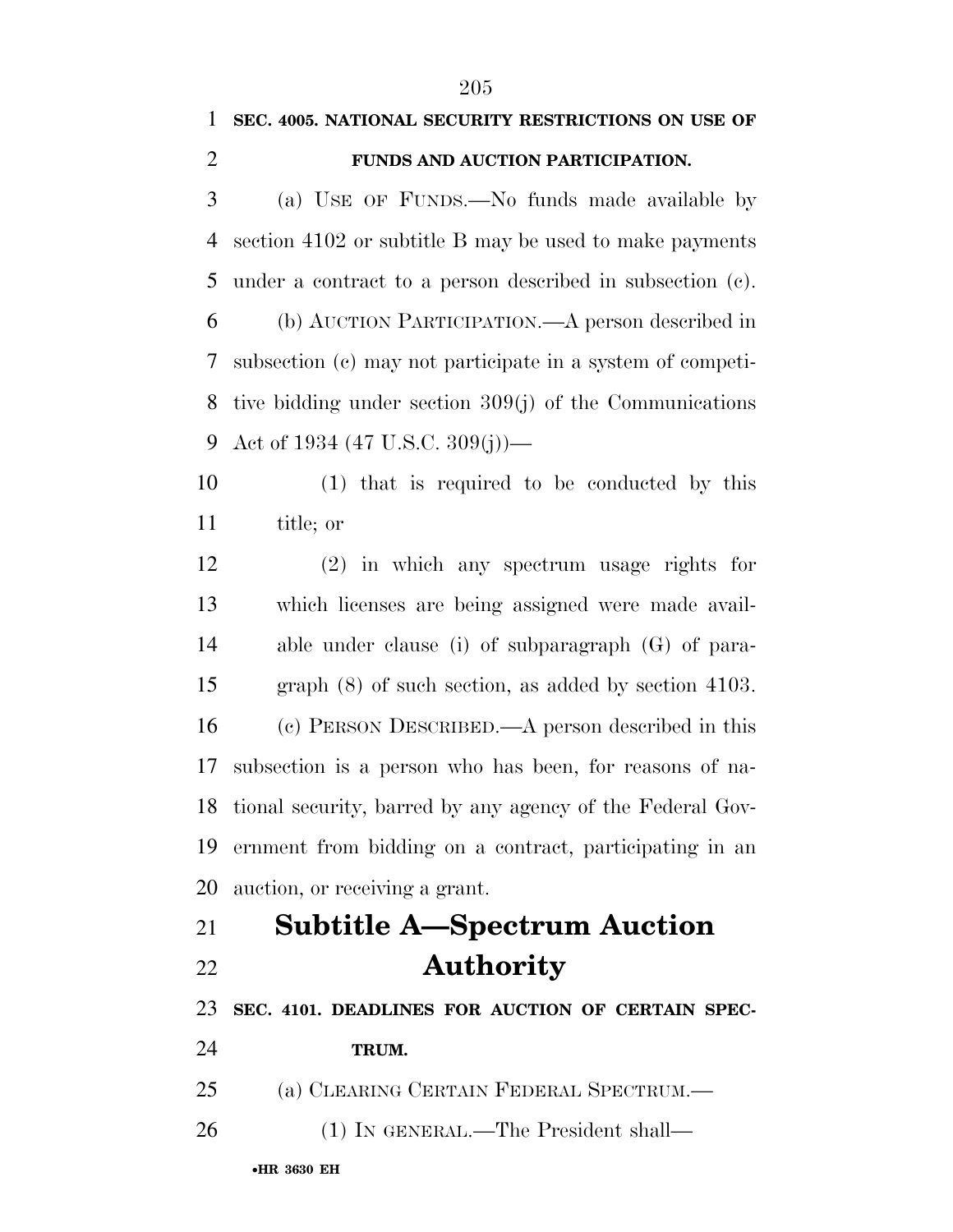**SEC. 4005. NATIONAL SECURITY RESTRICTIONS ON USE OF FUNDS AND AUCTION PARTICIPATION.**

(a) USE OF FUNDS.—No funds made available by section 4102 or subtitle B may be used to make payments under a contract to a person described in subsection (c).

(b) AUCTION PARTICIPATION.—A person described in subsection (c) may not participate in a system of competitive bidding under section 309(j) of the Communications Act of 1934 (47 U.S.C. 309(j))—

(1) that is required to be conducted by this title; or

(2) in which any spectrum usage rights for which licenses are being assigned were made available under clause (i) of subparagraph (G) of paragraph (8) of such section, as added by section 4103.

(c) PERSON DESCRIBED.—A person described in this subsection is a person who has been, for reasons of national security, barred by any agency of the Federal Government from bidding on a contract, participating in an auction, or receiving a grant.

# Subtitle A—Spectrum Auction Authority

**SEC. 4101. DEADLINES FOR AUCTION OF CERTAIN SPECTRUM.**

(a) CLEARING CERTAIN FEDERAL SPECTRUM.—

(1) IN GENERAL.—The President shall—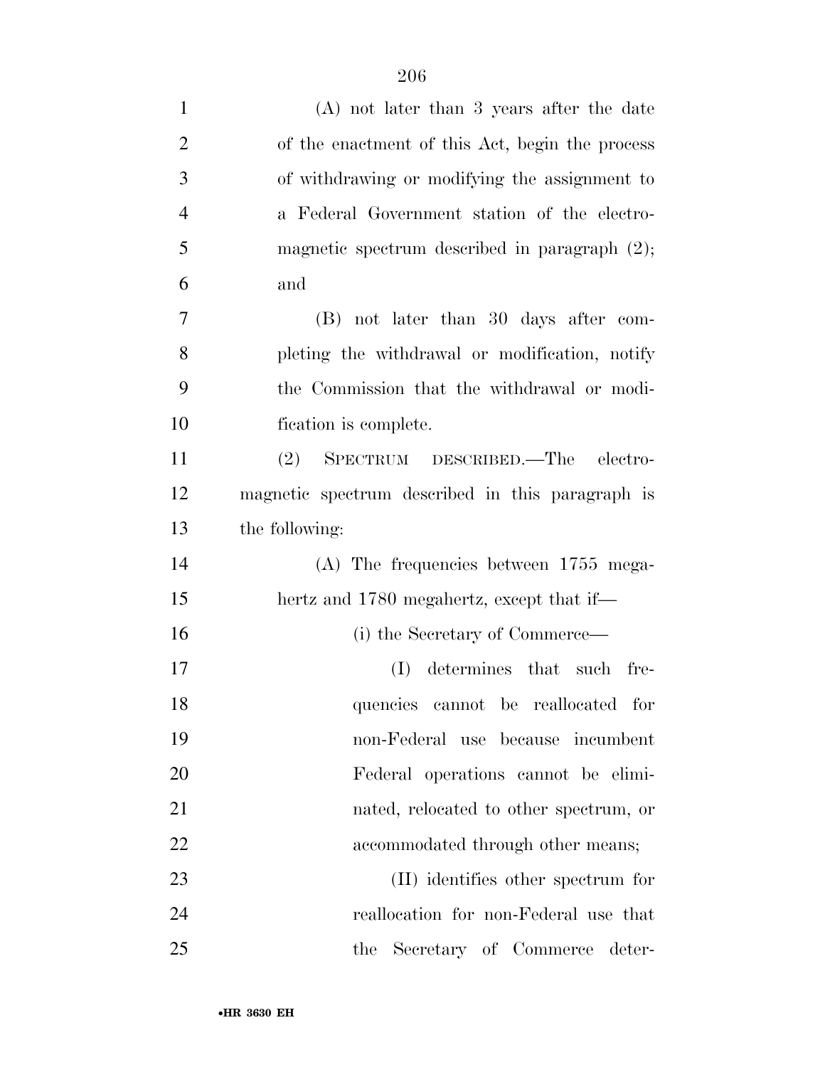(A) not later than 3 years after the date of the enactment of this Act, begin the process of withdrawing or modifying the assignment to a Federal Government station of the electromagnetic spectrum described in paragraph (2); and

(B) not later than 30 days after completing the withdrawal or modification, notify the Commission that the withdrawal or modification is complete.

(2) SPECTRUM DESCRIBED.—The electromagnetic spectrum described in this paragraph is the following:

(A) The frequencies between 1755 megahertz and 1780 megahertz, except that if—

(i) the Secretary of Commerce—

(I) determines that such frequencies cannot be reallocated for non-Federal use because incumbent Federal operations cannot be eliminated, relocated to other spectrum, or accommodated through other means;

(II) identifies other spectrum for reallocation for non-Federal use that the Secretary of Commerce deter-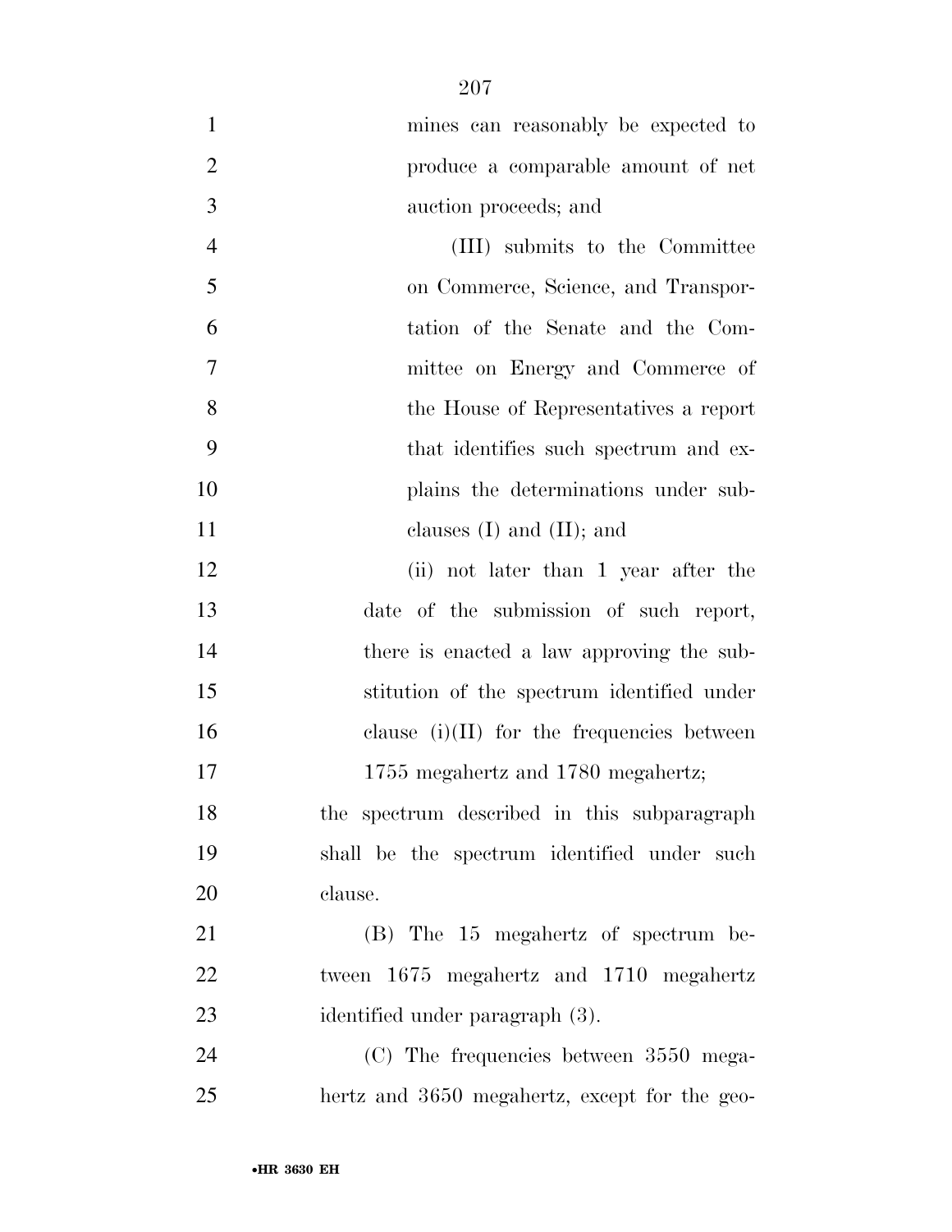mines can reasonably be expected to produce a comparable amount of net auction proceeds; and

(III) submits to the Committee on Commerce, Science, and Transportation of the Senate and the Committee on Energy and Commerce of the House of Representatives a report that identifies such spectrum and explains the determinations under subclauses (I) and (II); and

(ii) not later than 1 year after the date of the submission of such report, there is enacted a law approving the substitution of the spectrum identified under clause (i)(II) for the frequencies between 1755 megahertz and 1780 megahertz;

the spectrum described in this subparagraph shall be the spectrum identified under such clause.

(B) The 15 megahertz of spectrum between 1675 megahertz and 1710 megahertz identified under paragraph (3).

(C) The frequencies between 3550 megahertz and 3650 megahertz, except for the geo-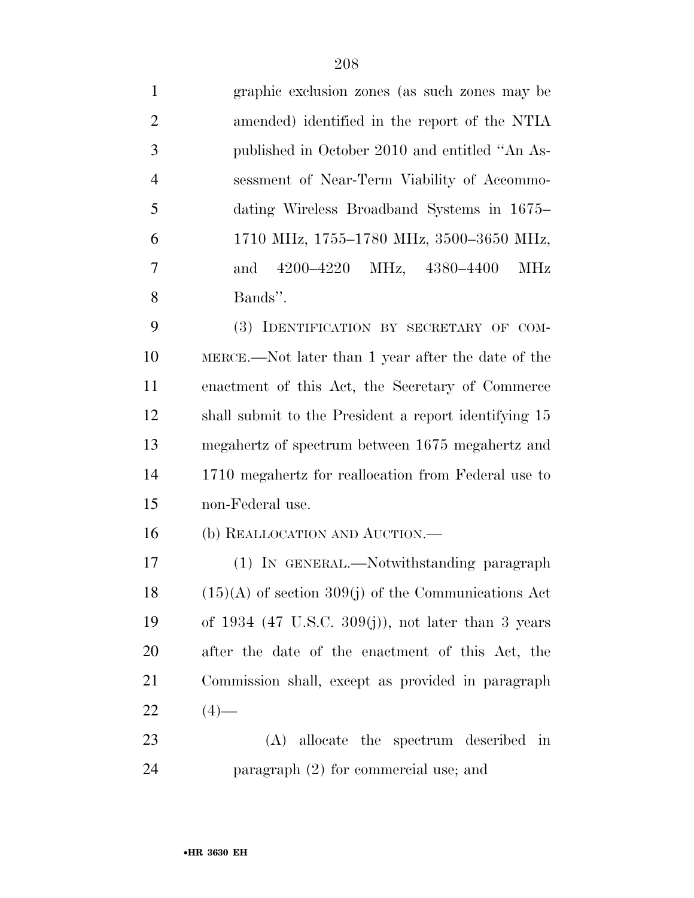graphic exclusion zones (as such zones may be amended) identified in the report of the NTIA published in October 2010 and entitled "An Assessment of Near-Term Viability of Accommodating Wireless Broadband Systems in 1675–1710 MHz, 1755–1780 MHz, 3500–3650 MHz, and 4200–4220 MHz, 4380–4400 MHz Bands".

(3) IDENTIFICATION BY SECRETARY OF COMMERCE.—Not later than 1 year after the date of the enactment of this Act, the Secretary of Commerce shall submit to the President a report identifying 15 megahertz of spectrum between 1675 megahertz and 1710 megahertz for reallocation from Federal use to non-Federal use.

(b) REALLOCATION AND AUCTION.—

(1) IN GENERAL.—Notwithstanding paragraph (15)(A) of section 309(j) of the Communications Act of 1934 (47 U.S.C. 309(j)), not later than 3 years after the date of the enactment of this Act, the Commission shall, except as provided in paragraph (4)—

(A) allocate the spectrum described in paragraph (2) for commercial use; and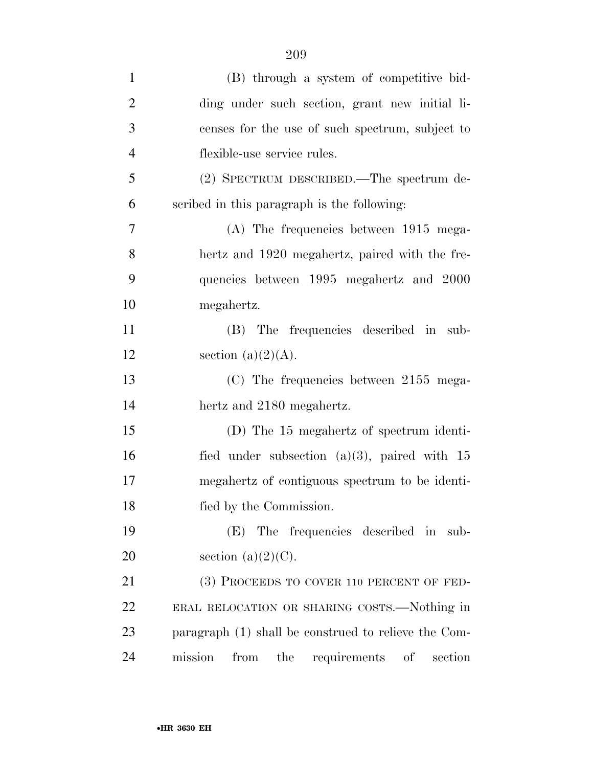(B) through a system of competitive bidding under such section, grant new initial licenses for the use of such spectrum, subject to flexible-use service rules.

(2) SPECTRUM DESCRIBED.—The spectrum described in this paragraph is the following:

(A) The frequencies between 1915 megahertz and 1920 megahertz, paired with the frequencies between 1995 megahertz and 2000 megahertz.

(B) The frequencies described in subsection (a)(2)(A).

(C) The frequencies between 2155 megahertz and 2180 megahertz.

(D) The 15 megahertz of spectrum identified under subsection (a)(3), paired with 15 megahertz of contiguous spectrum to be identified by the Commission.

(E) The frequencies described in subsection (a)(2)(C).

(3) PROCEEDS TO COVER 110 PERCENT OF FEDERAL RELOCATION OR SHARING COSTS.—Nothing in paragraph (1) shall be construed to relieve the Commission from the requirements of section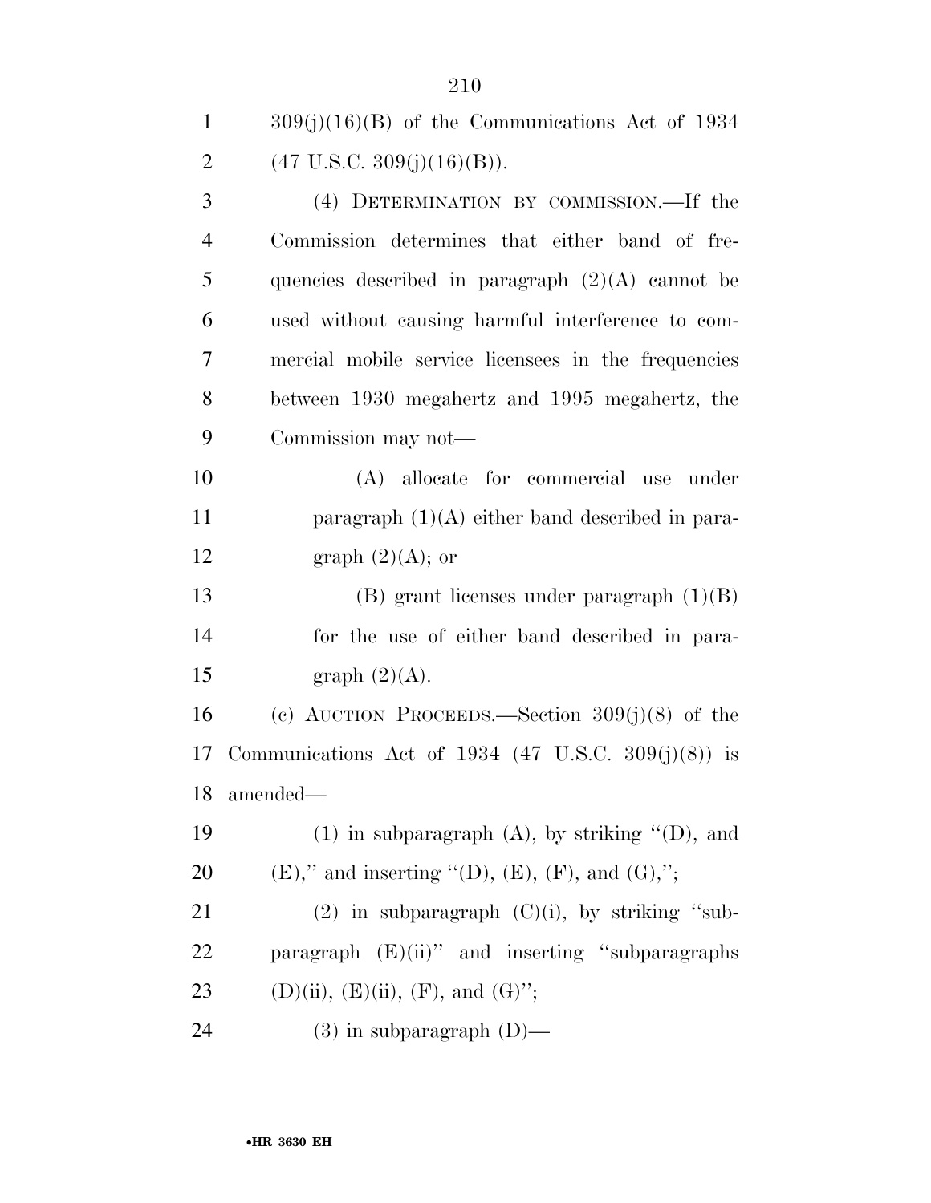309(j)(16)(B) of the Communications Act of 1934 (47 U.S.C. 309(j)(16)(B)).

(4) DETERMINATION BY COMMISSION.—If the Commission determines that either band of frequencies described in paragraph (2)(A) cannot be used without causing harmful interference to commercial mobile service licensees in the frequencies between 1930 megahertz and 1995 megahertz, the Commission may not—

(A) allocate for commercial use under paragraph (1)(A) either band described in paragraph (2)(A); or

(B) grant licenses under paragraph (1)(B) for the use of either band described in paragraph (2)(A).

(c) AUCTION PROCEEDS.—Section 309(j)(8) of the Communications Act of 1934 (47 U.S.C. 309(j)(8)) is amended—

(1) in subparagraph (A), by striking ''(D), and (E),'' and inserting ''(D), (E), (F), and (G),'';

(2) in subparagraph (C)(i), by striking ''subparagraph (E)(ii)'' and inserting ''subparagraphs (D)(ii), (E)(ii), (F), and (G)'';

(3) in subparagraph (D)—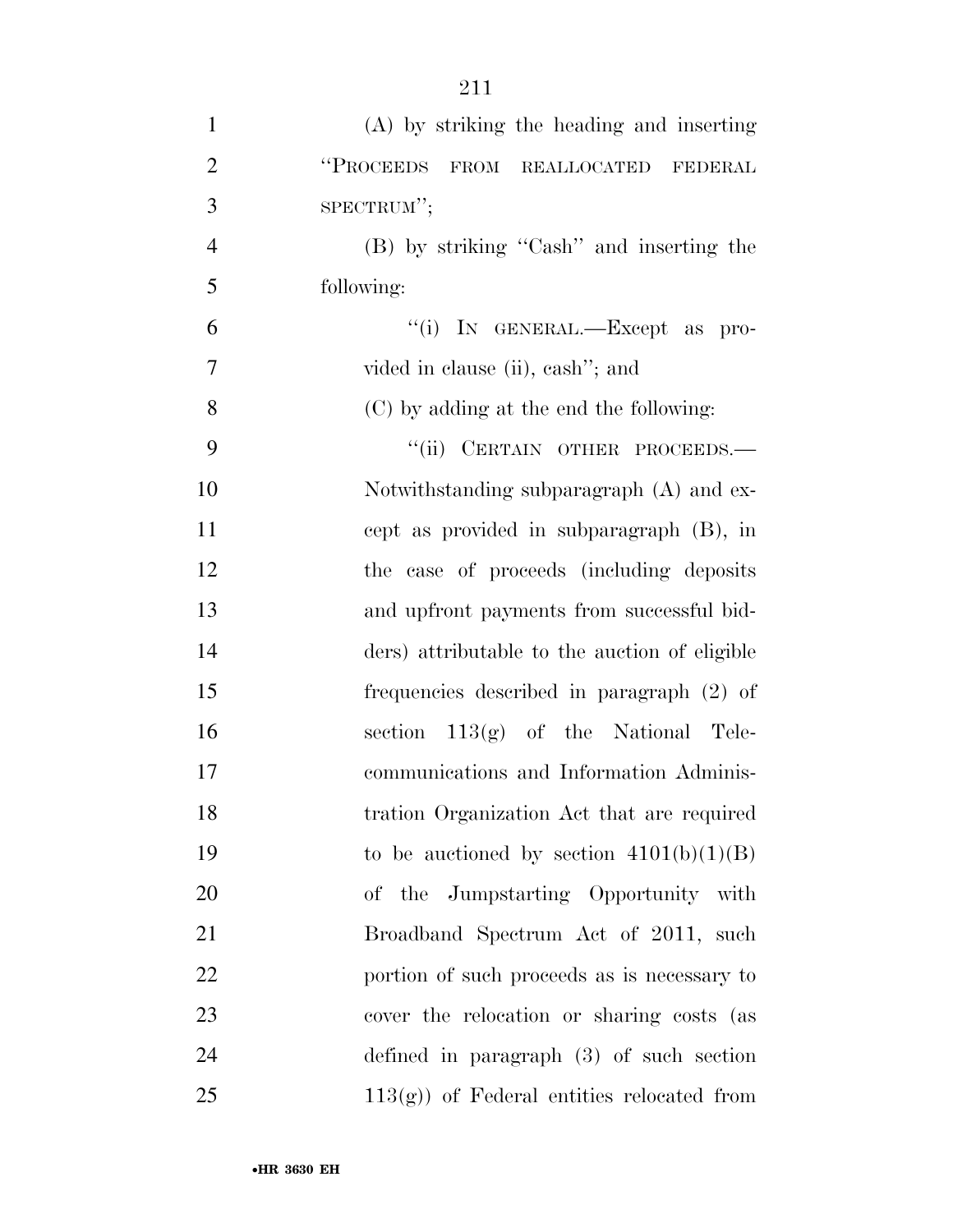(A) by striking the heading and inserting "PROCEEDS FROM REALLOCATED FEDERAL SPECTRUM";

(B) by striking "Cash" and inserting the following:

"(i) IN GENERAL.—Except as provided in clause (ii), cash"; and

(C) by adding at the end the following:

"(ii) CERTAIN OTHER PROCEEDS.—Notwithstanding subparagraph (A) and except as provided in subparagraph (B), in the case of proceeds (including deposits and upfront payments from successful bidders) attributable to the auction of eligible frequencies described in paragraph (2) of section 113(g) of the National Telecommunications and Information Administration Organization Act that are required to be auctioned by section 4101(b)(1)(B) of the Jumpstarting Opportunity with Broadband Spectrum Act of 2011, such portion of such proceeds as is necessary to cover the relocation or sharing costs (as defined in paragraph (3) of such section 113(g)) of Federal entities relocated from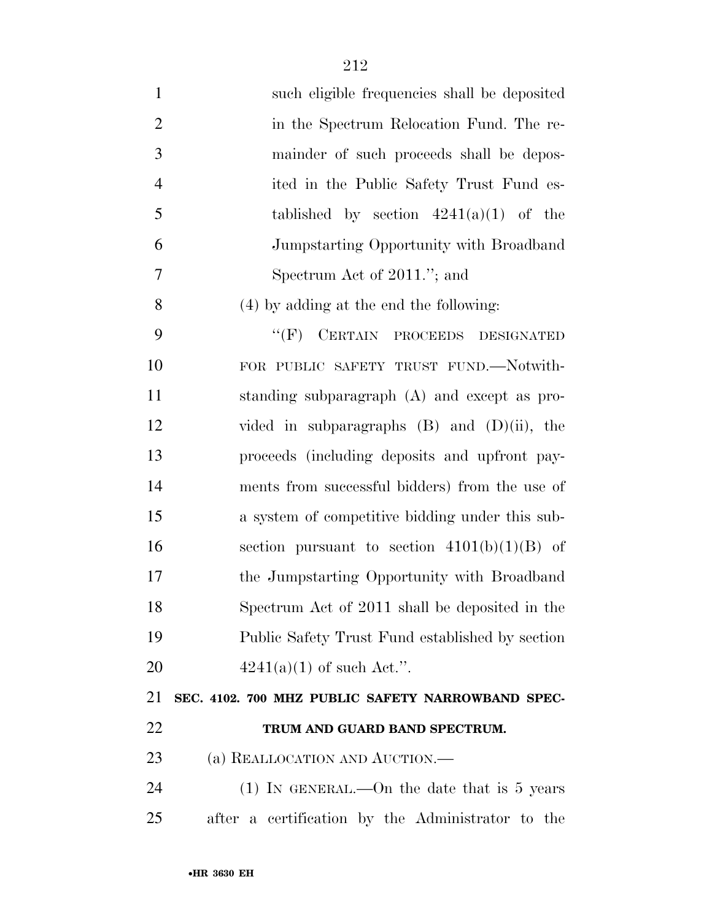such eligible frequencies shall be deposited in the Spectrum Relocation Fund. The remainder of such proceeds shall be deposited in the Public Safety Trust Fund established by section 4241(a)(1) of the Jumpstarting Opportunity with Broadband Spectrum Act of 2011.''; and

(4) by adding at the end the following:

''(F) CERTAIN PROCEEDS DESIGNATED FOR PUBLIC SAFETY TRUST FUND.—Notwithstanding subparagraph (A) and except as provided in subparagraphs (B) and (D)(ii), the proceeds (including deposits and upfront payments from successful bidders) from the use of a system of competitive bidding under this subsection pursuant to section 4101(b)(1)(B) of the Jumpstarting Opportunity with Broadband Spectrum Act of 2011 shall be deposited in the Public Safety Trust Fund established by section 4241(a)(1) of such Act.''.

**SEC. 4102. 700 MHZ PUBLIC SAFETY NARROWBAND SPECTRUM AND GUARD BAND SPECTRUM.**

(a) REALLOCATION AND AUCTION.—

(1) IN GENERAL.—On the date that is 5 years after a certification by the Administrator to the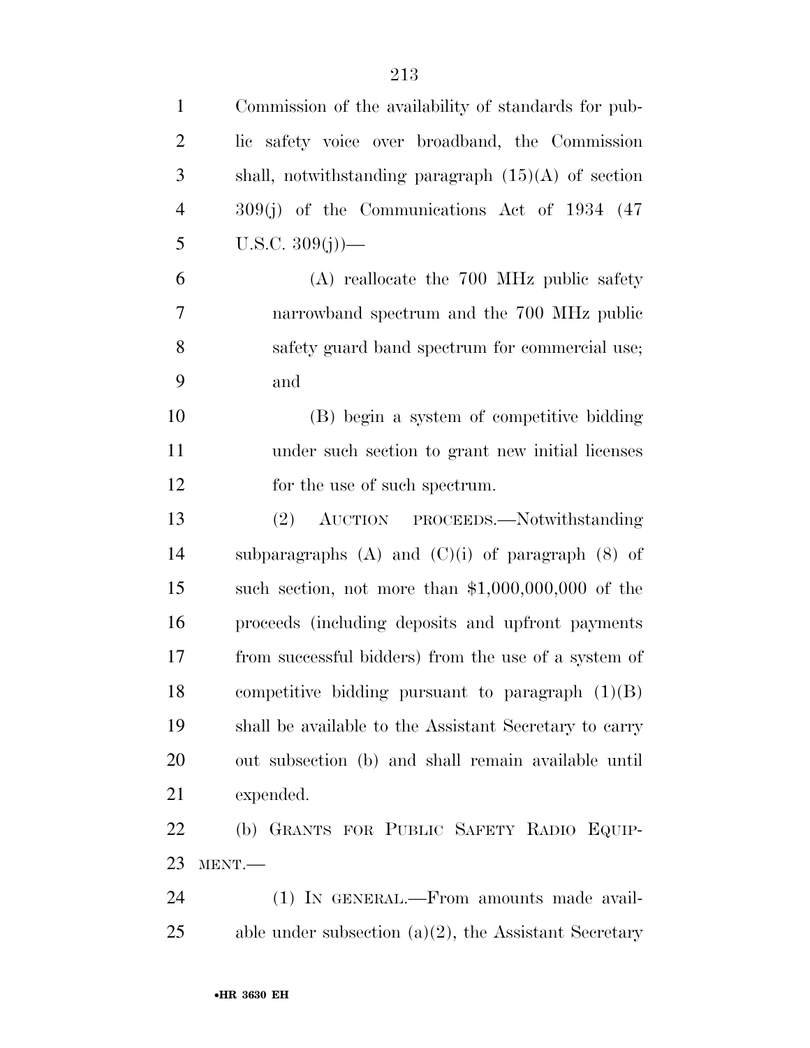Commission of the availability of standards for public safety voice over broadband, the Commission shall, notwithstanding paragraph (15)(A) of section 309(j) of the Communications Act of 1934 (47 U.S.C. 309(j))—

(A) reallocate the 700 MHz public safety narrowband spectrum and the 700 MHz public safety guard band spectrum for commercial use; and

(B) begin a system of competitive bidding under such section to grant new initial licenses for the use of such spectrum.

(2) AUCTION PROCEEDS.—Notwithstanding subparagraphs (A) and (C)(i) of paragraph (8) of such section, not more than $1,000,000,000 of the proceeds (including deposits and upfront payments from successful bidders) from the use of a system of competitive bidding pursuant to paragraph (1)(B) shall be available to the Assistant Secretary to carry out subsection (b) and shall remain available until expended.

(b) GRANTS FOR PUBLIC SAFETY RADIO EQUIPMENT.—

(1) IN GENERAL.—From amounts made available under subsection (a)(2), the Assistant Secretary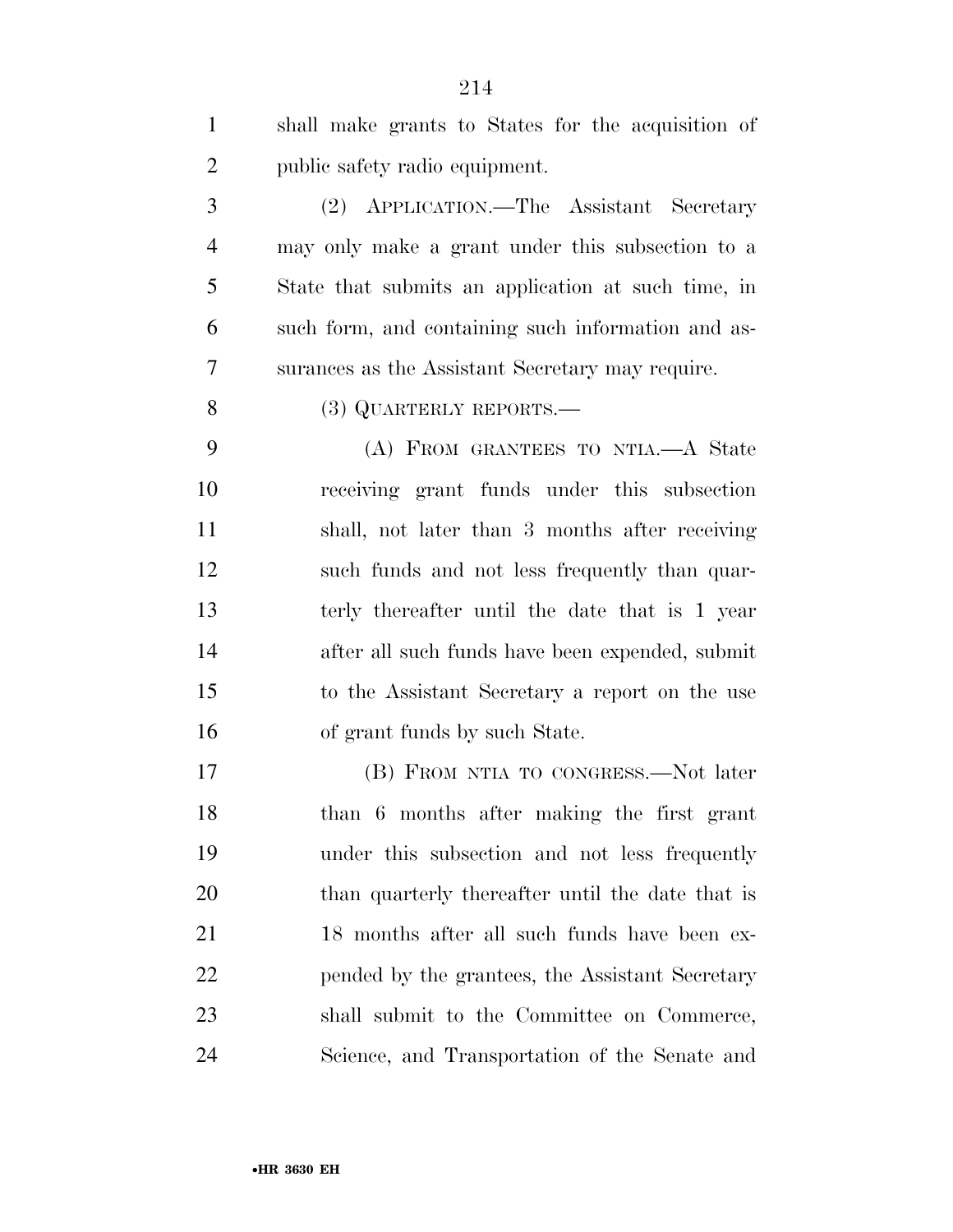shall make grants to States for the acquisition of public safety radio equipment.

(2) APPLICATION.—The Assistant Secretary may only make a grant under this subsection to a State that submits an application at such time, in such form, and containing such information and assurances as the Assistant Secretary may require.

(3) QUARTERLY REPORTS.—

(A) FROM GRANTEES TO NTIA.—A State receiving grant funds under this subsection shall, not later than 3 months after receiving such funds and not less frequently than quarterly thereafter until the date that is 1 year after all such funds have been expended, submit to the Assistant Secretary a report on the use of grant funds by such State.

(B) FROM NTIA TO CONGRESS.—Not later than 6 months after making the first grant under this subsection and not less frequently than quarterly thereafter until the date that is 18 months after all such funds have been expended by the grantees, the Assistant Secretary shall submit to the Committee on Commerce, Science, and Transportation of the Senate and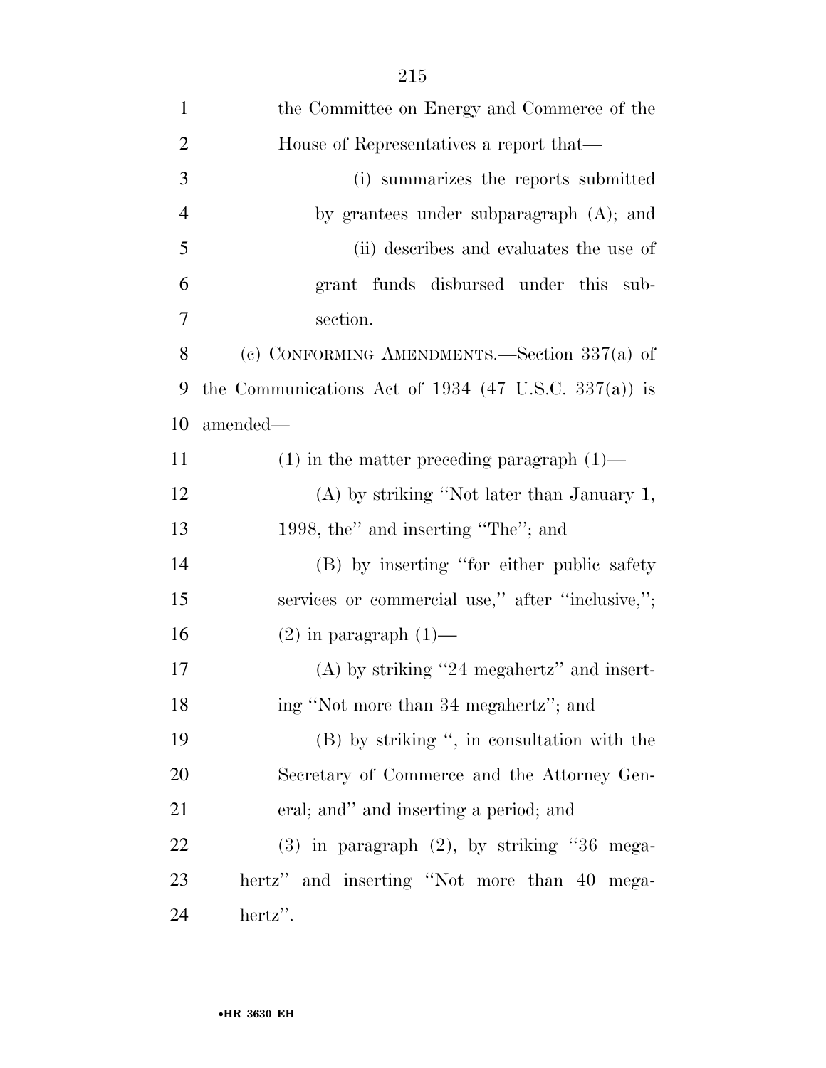the Committee on Energy and Commerce of the House of Representatives a report that—

(i) summarizes the reports submitted by grantees under subparagraph (A); and

(ii) describes and evaluates the use of grant funds disbursed under this subsection.

(c) CONFORMING AMENDMENTS.—Section 337(a) of the Communications Act of 1934 (47 U.S.C. 337(a)) is amended—

(1) in the matter preceding paragraph (1)—

(A) by striking ''Not later than January 1, 1998, the'' and inserting ''The''; and

(B) by inserting ''for either public safety services or commercial use,'' after ''inclusive,'';

(2) in paragraph (1)—

(A) by striking ''24 megahertz'' and inserting ''Not more than 34 megahertz''; and

(B) by striking '', in consultation with the Secretary of Commerce and the Attorney General; and'' and inserting a period; and

(3) in paragraph (2), by striking ''36 megahertz'' and inserting ''Not more than 40 megahertz''.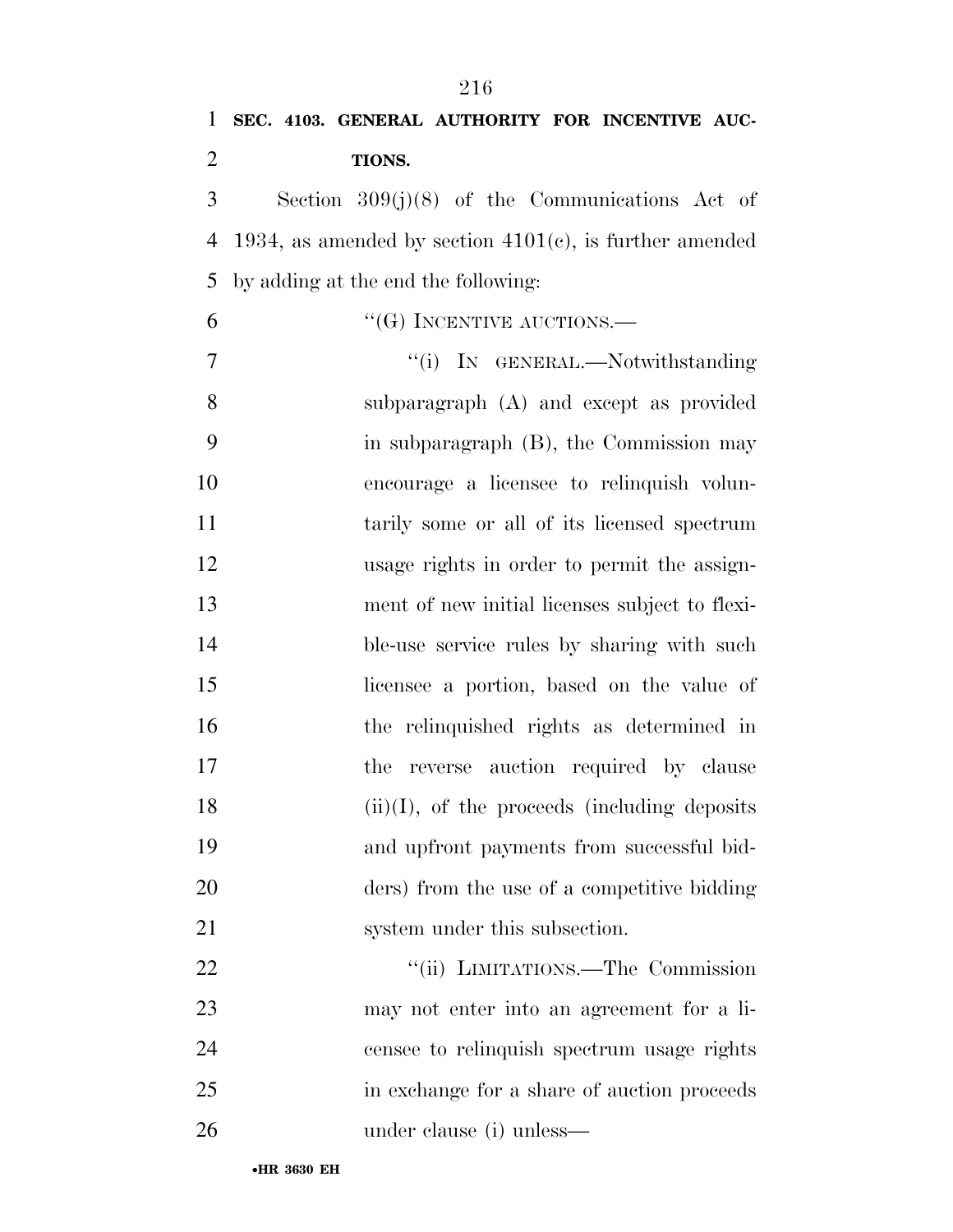**SEC. 4103. GENERAL AUTHORITY FOR INCENTIVE AUCTIONS.**

Section 309(j)(8) of the Communications Act of 1934, as amended by section 4101(c), is further amended by adding at the end the following:

"(G) INCENTIVE AUCTIONS.—

"(i) IN GENERAL.—Notwithstanding subparagraph (A) and except as provided in subparagraph (B), the Commission may encourage a licensee to relinquish voluntarily some or all of its licensed spectrum usage rights in order to permit the assignment of new initial licenses subject to flexible-use service rules by sharing with such licensee a portion, based on the value of the relinquished rights as determined in the reverse auction required by clause (ii)(I), of the proceeds (including deposits and upfront payments from successful bidders) from the use of a competitive bidding system under this subsection.

"(ii) LIMITATIONS.—The Commission may not enter into an agreement for a licensee to relinquish spectrum usage rights in exchange for a share of auction proceeds under clause (i) unless—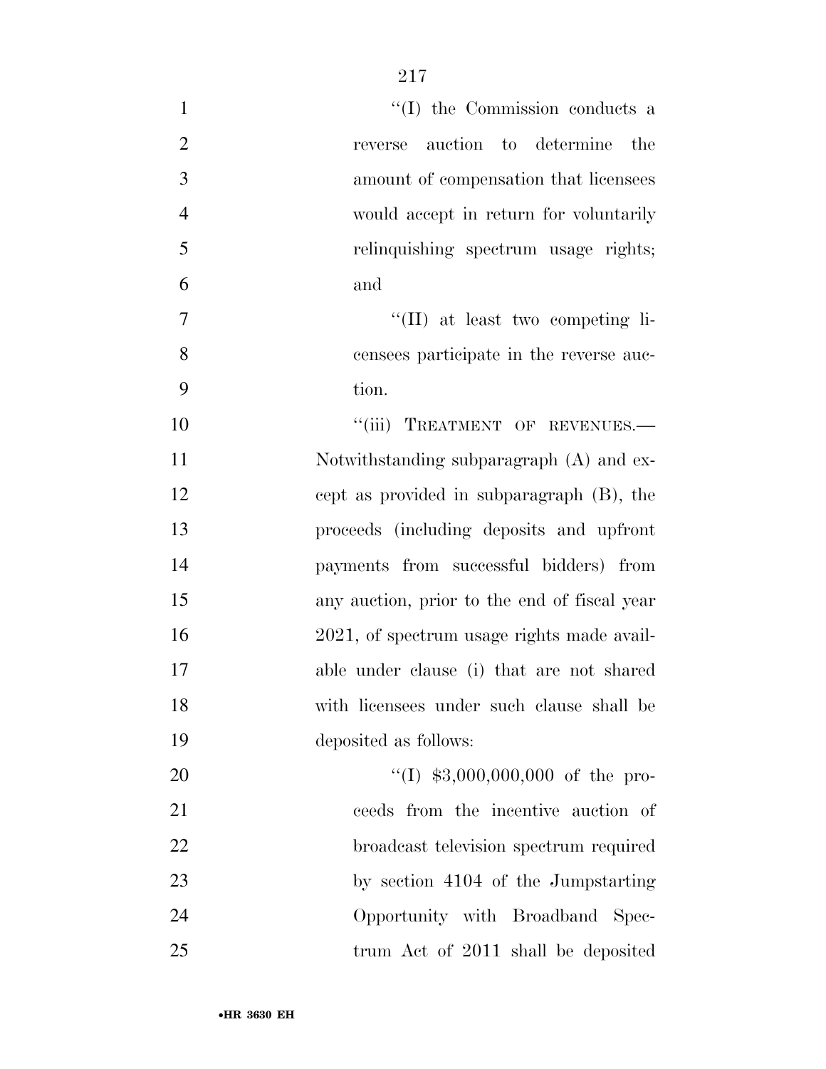''(I) the Commission conducts a reverse auction to determine the amount of compensation that licensees would accept in return for voluntarily relinquishing spectrum usage rights; and

''(II) at least two competing licensees participate in the reverse auction.

''(iii) TREATMENT OF REVENUES.—Notwithstanding subparagraph (A) and except as provided in subparagraph (B), the proceeds (including deposits and upfront payments from successful bidders) from any auction, prior to the end of fiscal year 2021, of spectrum usage rights made available under clause (i) that are not shared with licensees under such clause shall be deposited as follows:

''(I) $3,000,000,000 of the proceeds from the incentive auction of broadcast television spectrum required by section 4104 of the Jumpstarting Opportunity with Broadband Spectrum Act of 2011 shall be deposited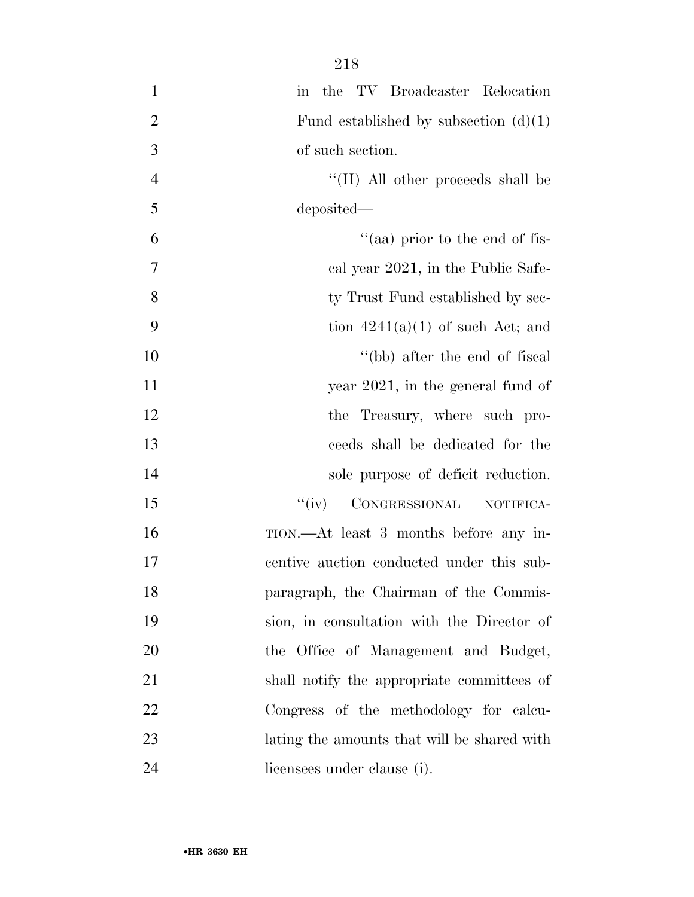in the TV Broadcaster Relocation Fund established by subsection (d)(1) of such section.

''(II) All other proceeds shall be deposited—

''(aa) prior to the end of fiscal year 2021, in the Public Safety Trust Fund established by section 4241(a)(1) of such Act; and

''(bb) after the end of fiscal year 2021, in the general fund of the Treasury, where such proceeds shall be dedicated for the sole purpose of deficit reduction.

''(iv) CONGRESSIONAL NOTIFICATION.—At least 3 months before any incentive auction conducted under this subparagraph, the Chairman of the Commission, in consultation with the Director of the Office of Management and Budget, shall notify the appropriate committees of Congress of the methodology for calculating the amounts that will be shared with licensees under clause (i).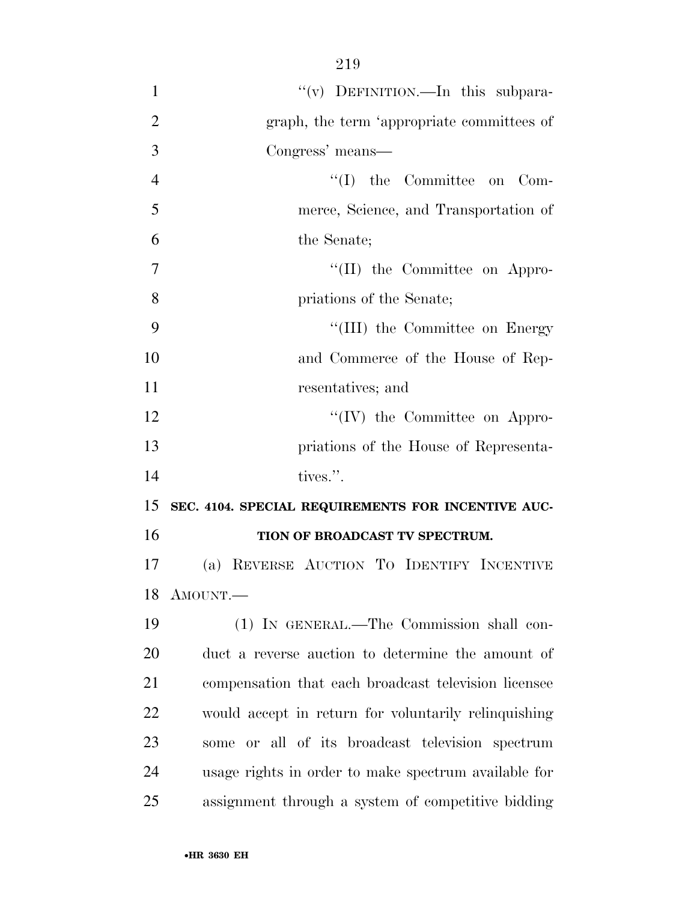''(v) DEFINITION.—In this subparagraph, the term 'appropriate committees of Congress' means—

''(I) the Committee on Commerce, Science, and Transportation of the Senate;

''(II) the Committee on Appropriations of the Senate;

''(III) the Committee on Energy and Commerce of the House of Representatives; and

''(IV) the Committee on Appropriations of the House of Representatives.''.

**SEC. 4104. SPECIAL REQUIREMENTS FOR INCENTIVE AUCTION OF BROADCAST TV SPECTRUM.**

(a) REVERSE AUCTION TO IDENTIFY INCENTIVE AMOUNT.—

(1) IN GENERAL.—The Commission shall conduct a reverse auction to determine the amount of compensation that each broadcast television licensee would accept in return for voluntarily relinquishing some or all of its broadcast television spectrum usage rights in order to make spectrum available for assignment through a system of competitive bidding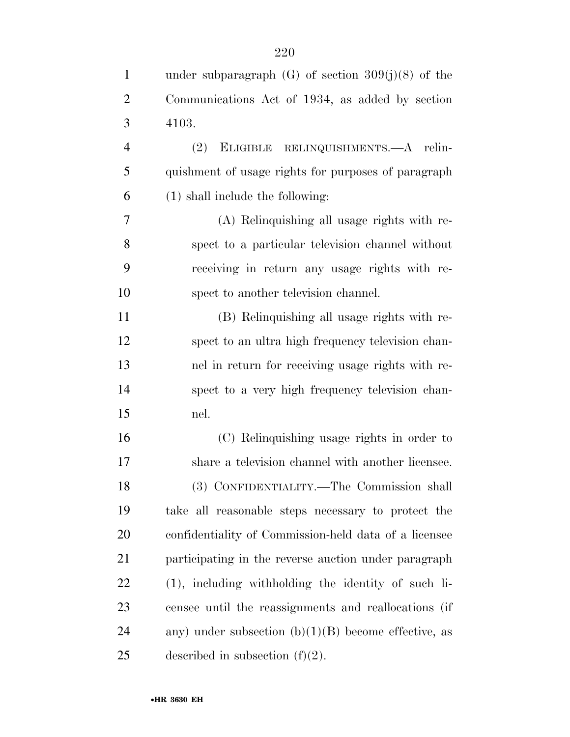under subparagraph (G) of section 309(j)(8) of the Communications Act of 1934, as added by section 4103.

(2) ELIGIBLE RELINQUISHMENTS.—A relinquishment of usage rights for purposes of paragraph (1) shall include the following:

(A) Relinquishing all usage rights with respect to a particular television channel without receiving in return any usage rights with respect to another television channel.

(B) Relinquishing all usage rights with respect to an ultra high frequency television channel in return for receiving usage rights with respect to a very high frequency television channel.

(C) Relinquishing usage rights in order to share a television channel with another licensee.

(3) CONFIDENTIALITY.—The Commission shall take all reasonable steps necessary to protect the confidentiality of Commission-held data of a licensee participating in the reverse auction under paragraph (1), including withholding the identity of such licensee until the reassignments and reallocations (if any) under subsection (b)(1)(B) become effective, as described in subsection (f)(2).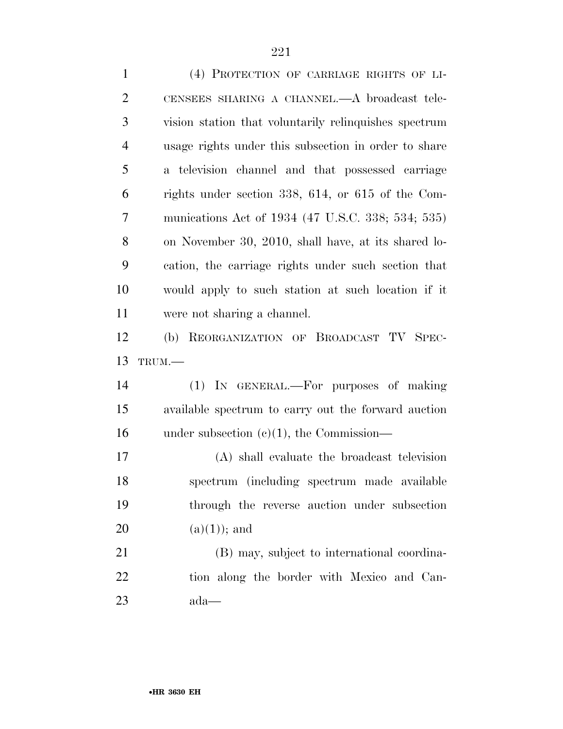(4) PROTECTION OF CARRIAGE RIGHTS OF LICENSEES SHARING A CHANNEL.—A broadcast television station that voluntarily relinquishes spectrum usage rights under this subsection in order to share a television channel and that possessed carriage rights under section 338, 614, or 615 of the Communications Act of 1934 (47 U.S.C. 338; 534; 535) on November 30, 2010, shall have, at its shared location, the carriage rights under such section that would apply to such station at such location if it were not sharing a channel.

(b) REORGANIZATION OF BROADCAST TV SPECTRUM.—

(1) IN GENERAL.—For purposes of making available spectrum to carry out the forward auction under subsection (c)(1), the Commission—

(A) shall evaluate the broadcast television spectrum (including spectrum made available through the reverse auction under subsection (a)(1)); and

(B) may, subject to international coordination along the border with Mexico and Canada—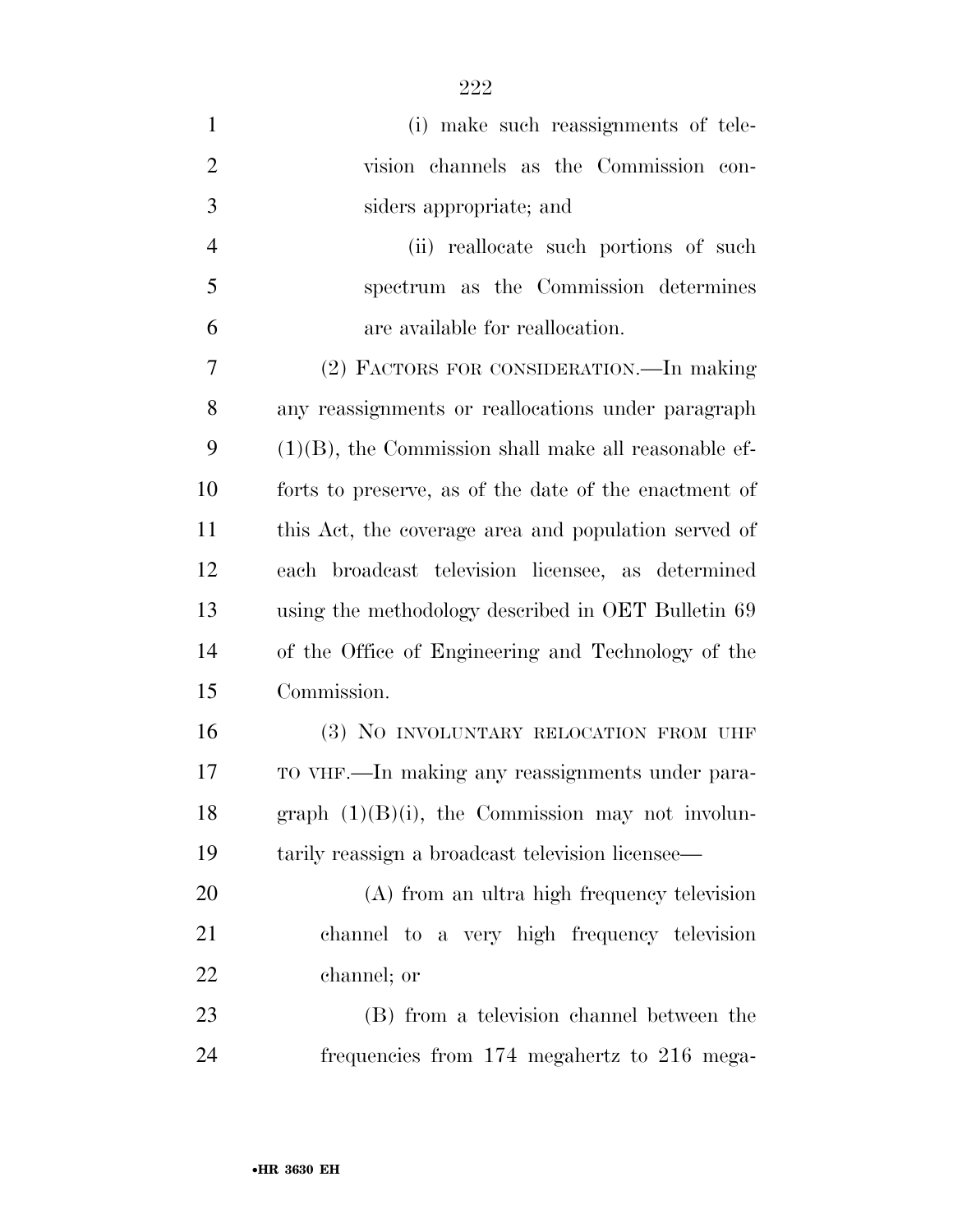(i) make such reassignments of television channels as the Commission considers appropriate; and

(ii) reallocate such portions of such spectrum as the Commission determines are available for reallocation.

(2) FACTORS FOR CONSIDERATION.—In making any reassignments or reallocations under paragraph (1)(B), the Commission shall make all reasonable efforts to preserve, as of the date of the enactment of this Act, the coverage area and population served of each broadcast television licensee, as determined using the methodology described in OET Bulletin 69 of the Office of Engineering and Technology of the Commission.

(3) NO INVOLUNTARY RELOCATION FROM UHF TO VHF.—In making any reassignments under paragraph (1)(B)(i), the Commission may not involuntarily reassign a broadcast television licensee—

(A) from an ultra high frequency television channel to a very high frequency television channel; or

(B) from a television channel between the frequencies from 174 megahertz to 216 mega-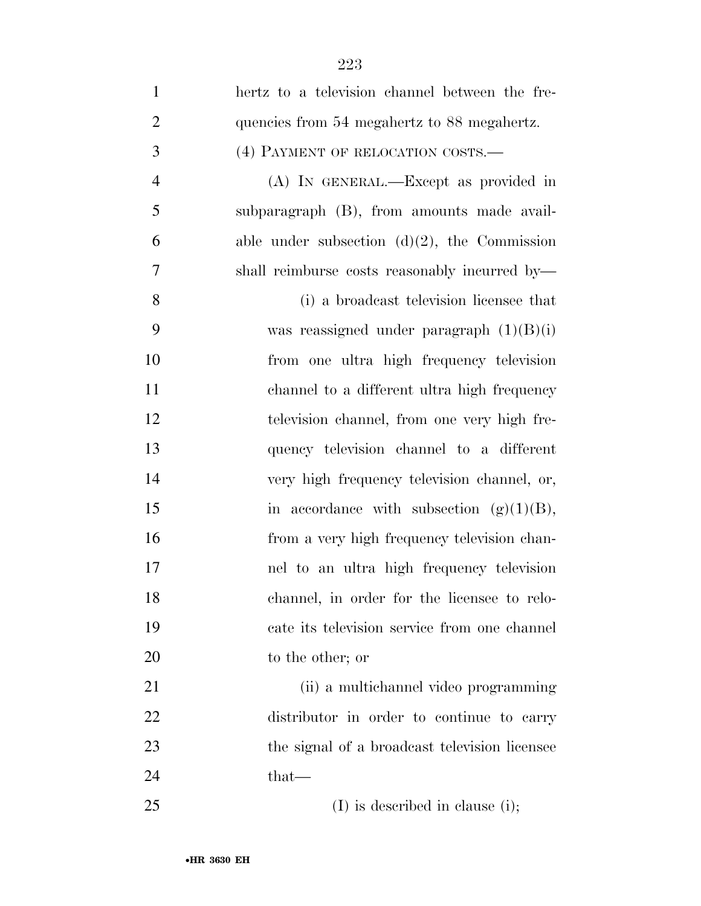hertz to a television channel between the frequencies from 54 megahertz to 88 megahertz.

(4) PAYMENT OF RELOCATION COSTS.—

(A) IN GENERAL.—Except as provided in subparagraph (B), from amounts made available under subsection (d)(2), the Commission shall reimburse costs reasonably incurred by—

(i) a broadcast television licensee that was reassigned under paragraph (1)(B)(i) from one ultra high frequency television channel to a different ultra high frequency television channel, from one very high frequency television channel to a different very high frequency television channel, or, in accordance with subsection (g)(1)(B), from a very high frequency television channel to an ultra high frequency television channel, in order for the licensee to relocate its television service from one channel to the other; or

(ii) a multichannel video programming distributor in order to continue to carry the signal of a broadcast television licensee that—

(I) is described in clause (i);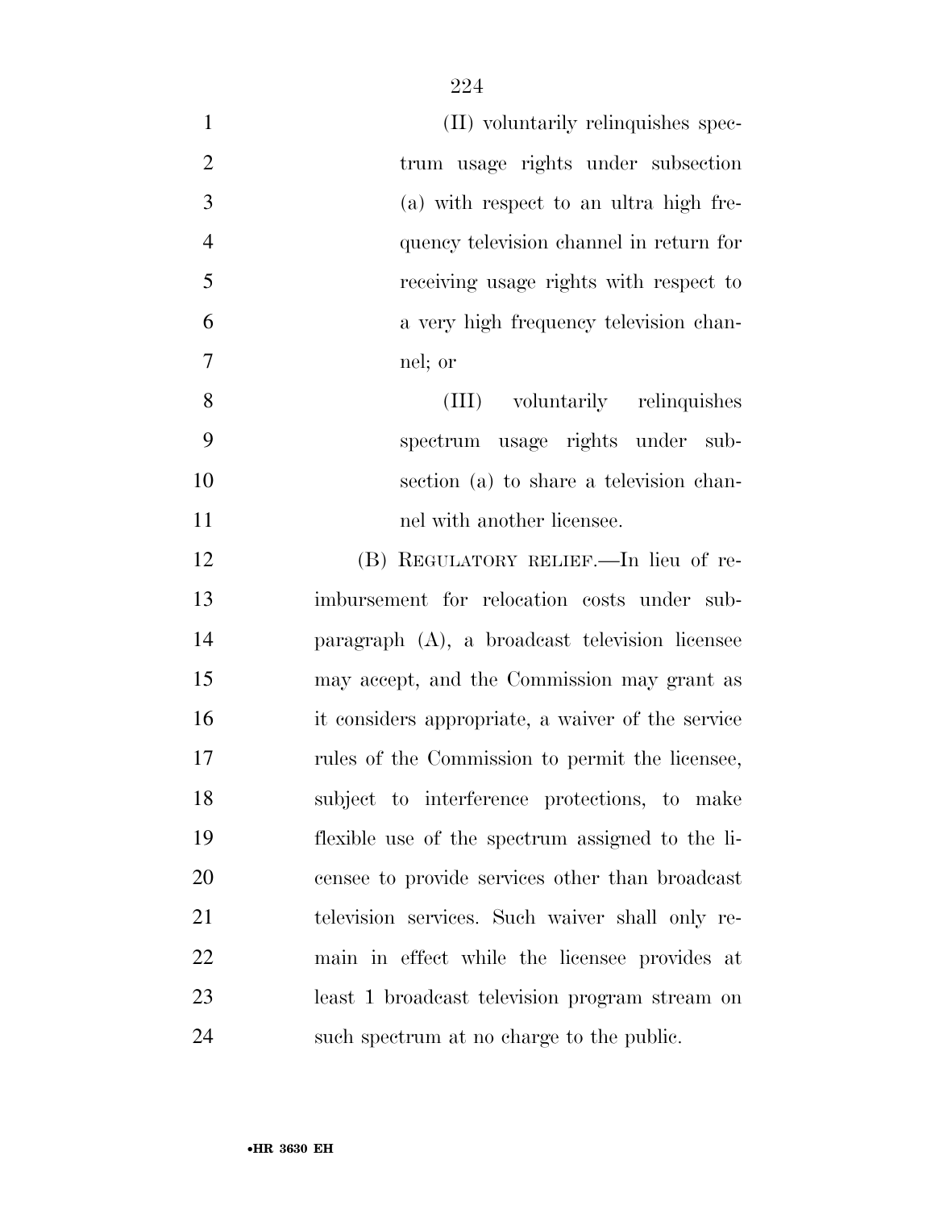(II) voluntarily relinquishes spectrum usage rights under subsection (a) with respect to an ultra high frequency television channel in return for receiving usage rights with respect to a very high frequency television channel; or

(III) voluntarily relinquishes spectrum usage rights under subsection (a) to share a television channel with another licensee.

(B) REGULATORY RELIEF.—In lieu of reimbursement for relocation costs under subparagraph (A), a broadcast television licensee may accept, and the Commission may grant as it considers appropriate, a waiver of the service rules of the Commission to permit the licensee, subject to interference protections, to make flexible use of the spectrum assigned to the licensee to provide services other than broadcast television services. Such waiver shall only remain in effect while the licensee provides at least 1 broadcast television program stream on such spectrum at no charge to the public.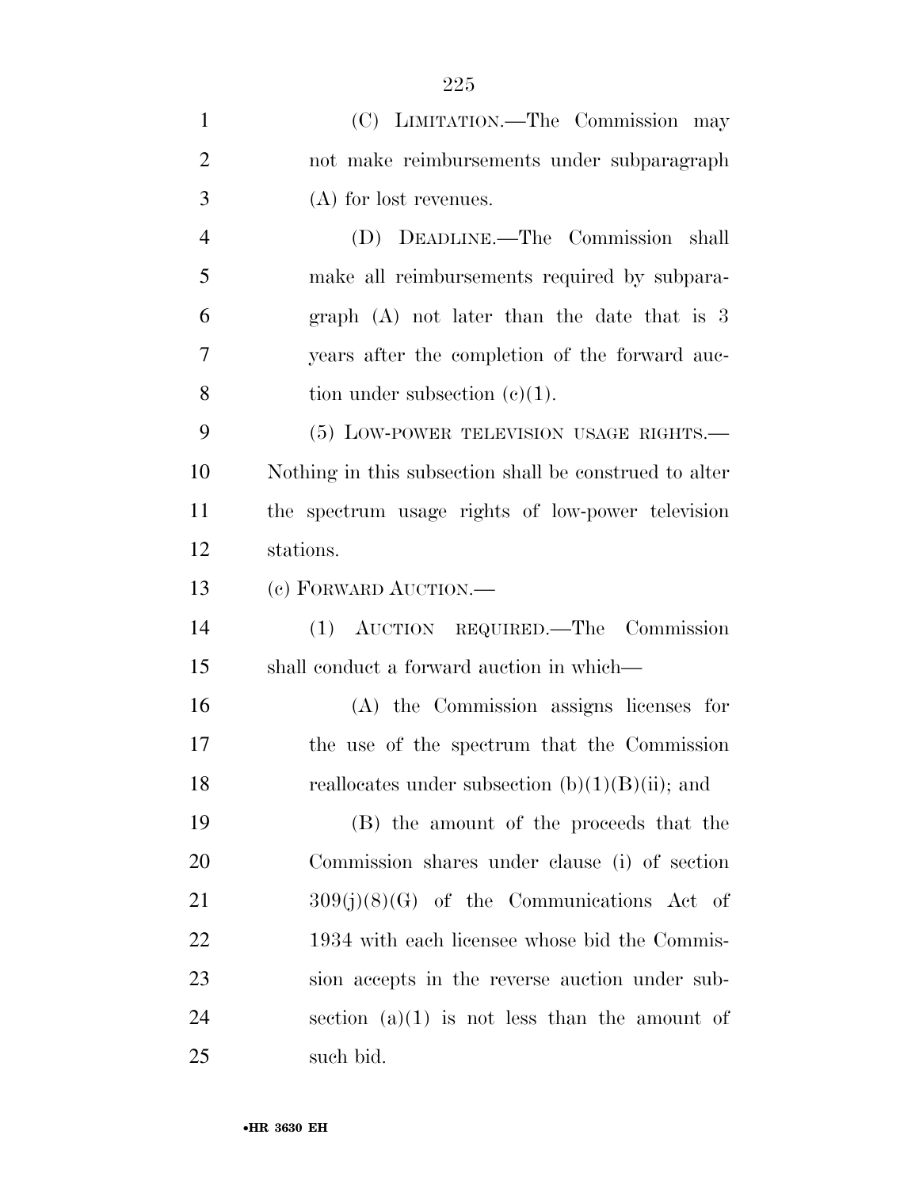(C) LIMITATION.—The Commission may not make reimbursements under subparagraph (A) for lost revenues.

(D) DEADLINE.—The Commission shall make all reimbursements required by subparagraph (A) not later than the date that is 3 years after the completion of the forward auction under subsection (c)(1).

(5) LOW-POWER TELEVISION USAGE RIGHTS.—Nothing in this subsection shall be construed to alter the spectrum usage rights of low-power television stations.

(c) FORWARD AUCTION.—

(1) AUCTION REQUIRED.—The Commission shall conduct a forward auction in which—

(A) the Commission assigns licenses for the use of the spectrum that the Commission reallocates under subsection (b)(1)(B)(ii); and

(B) the amount of the proceeds that the Commission shares under clause (i) of section 309(j)(8)(G) of the Communications Act of 1934 with each licensee whose bid the Commission accepts in the reverse auction under subsection (a)(1) is not less than the amount of such bid.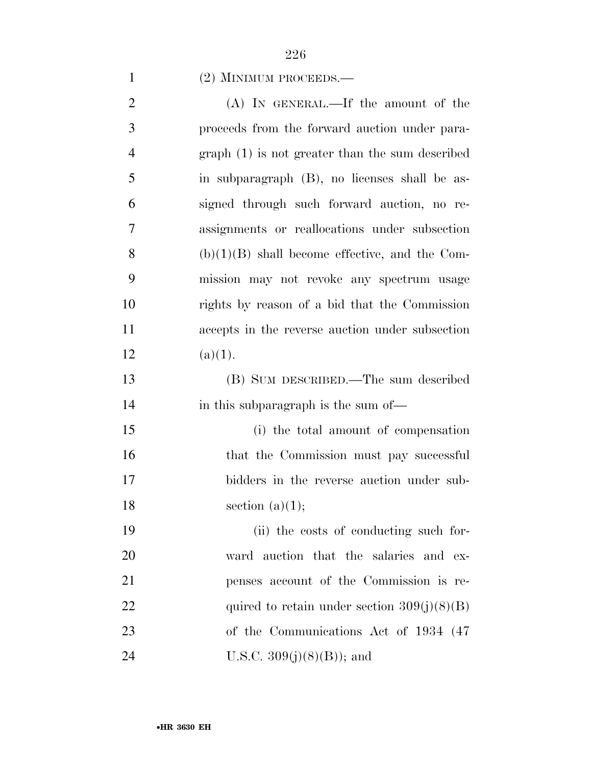(2) MINIMUM PROCEEDS.—

(A) IN GENERAL.—If the amount of the proceeds from the forward auction under paragraph (1) is not greater than the sum described in subparagraph (B), no licenses shall be assigned through such forward auction, no reassignments or reallocations under subsection (b)(1)(B) shall become effective, and the Commission may not revoke any spectrum usage rights by reason of a bid that the Commission accepts in the reverse auction under subsection (a)(1).

(B) SUM DESCRIBED.—The sum described in this subparagraph is the sum of—

(i) the total amount of compensation that the Commission must pay successful bidders in the reverse auction under subsection (a)(1);

(ii) the costs of conducting such forward auction that the salaries and expenses account of the Commission is required to retain under section 309(j)(8)(B) of the Communications Act of 1934 (47 U.S.C. 309(j)(8)(B)); and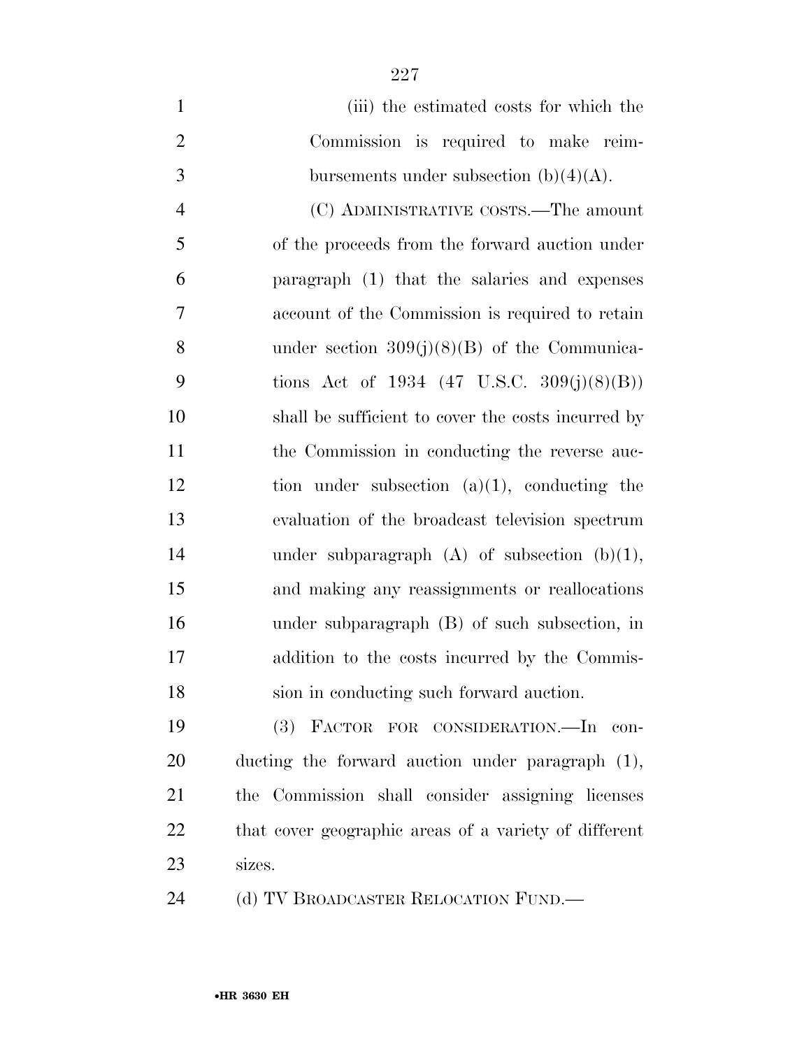(iii) the estimated costs for which the Commission is required to make reimbursements under subsection (b)(4)(A).

(C) ADMINISTRATIVE COSTS.—The amount of the proceeds from the forward auction under paragraph (1) that the salaries and expenses account of the Commission is required to retain under section 309(j)(8)(B) of the Communications Act of 1934 (47 U.S.C. 309(j)(8)(B)) shall be sufficient to cover the costs incurred by the Commission in conducting the reverse auction under subsection (a)(1), conducting the evaluation of the broadcast television spectrum under subparagraph (A) of subsection (b)(1), and making any reassignments or reallocations under subparagraph (B) of such subsection, in addition to the costs incurred by the Commission in conducting such forward auction.

(3) FACTOR FOR CONSIDERATION.—In conducting the forward auction under paragraph (1), the Commission shall consider assigning licenses that cover geographic areas of a variety of different sizes.

(d) TV BROADCASTER RELOCATION FUND.—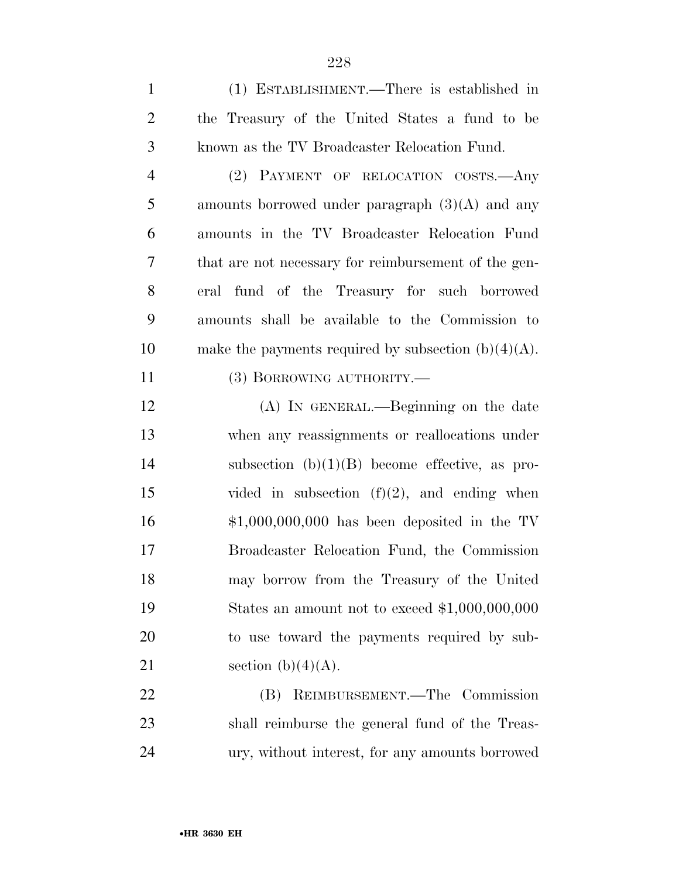(1) ESTABLISHMENT.—There is established in the Treasury of the United States a fund to be known as the TV Broadcaster Relocation Fund.

(2) PAYMENT OF RELOCATION COSTS.—Any amounts borrowed under paragraph (3)(A) and any amounts in the TV Broadcaster Relocation Fund that are not necessary for reimbursement of the general fund of the Treasury for such borrowed amounts shall be available to the Commission to make the payments required by subsection (b)(4)(A).

(3) BORROWING AUTHORITY.—

(A) IN GENERAL.—Beginning on the date when any reassignments or reallocations under subsection (b)(1)(B) become effective, as provided in subsection (f)(2), and ending when $1,000,000,000 has been deposited in the TV Broadcaster Relocation Fund, the Commission may borrow from the Treasury of the United States an amount not to exceed $1,000,000,000 to use toward the payments required by subsection (b)(4)(A).

(B) REIMBURSEMENT.—The Commission shall reimburse the general fund of the Treasury, without interest, for any amounts borrowed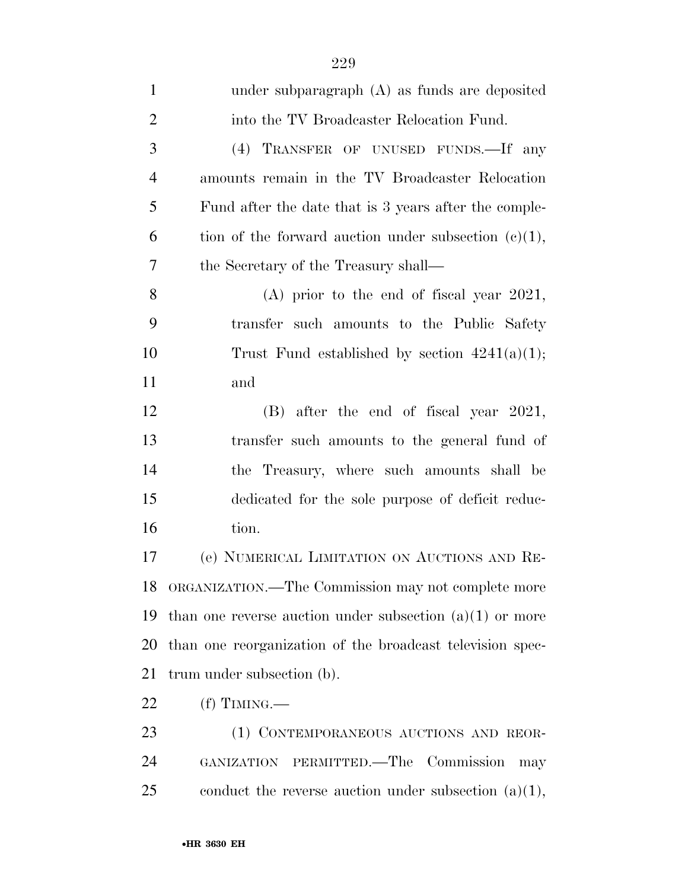under subparagraph (A) as funds are deposited into the TV Broadcaster Relocation Fund.

(4) TRANSFER OF UNUSED FUNDS.—If any amounts remain in the TV Broadcaster Relocation Fund after the date that is 3 years after the completion of the forward auction under subsection (c)(1), the Secretary of the Treasury shall—

(A) prior to the end of fiscal year 2021, transfer such amounts to the Public Safety Trust Fund established by section 4241(a)(1); and

(B) after the end of fiscal year 2021, transfer such amounts to the general fund of the Treasury, where such amounts shall be dedicated for the sole purpose of deficit reduction.

(e) NUMERICAL LIMITATION ON AUCTIONS AND REORGANIZATION.—The Commission may not complete more than one reverse auction under subsection (a)(1) or more than one reorganization of the broadcast television spectrum under subsection (b).

(f) TIMING.—

(1) CONTEMPORANEOUS AUCTIONS AND REORGANIZATION PERMITTED.—The Commission may conduct the reverse auction under subsection (a)(1),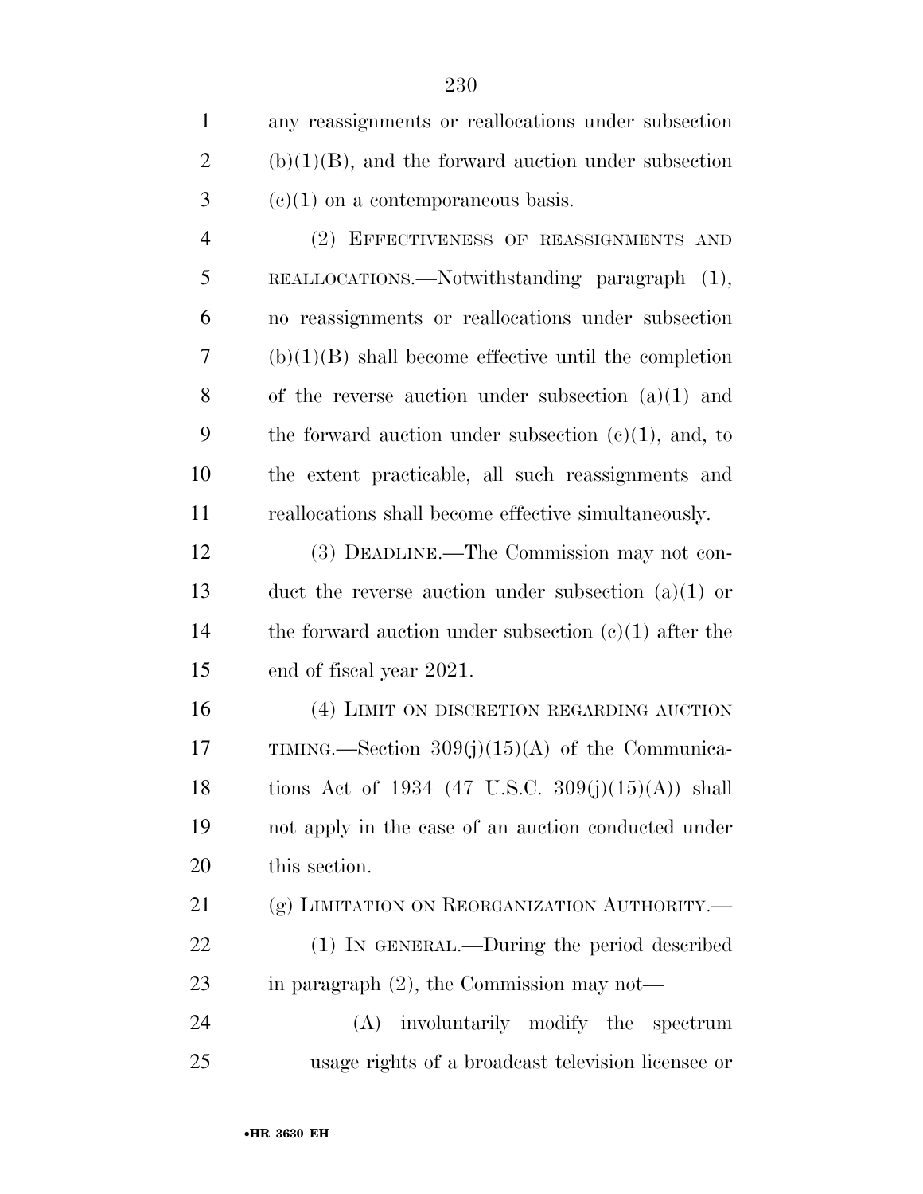any reassignments or reallocations under subsection (b)(1)(B), and the forward auction under subsection (c)(1) on a contemporaneous basis.

(2) EFFECTIVENESS OF REASSIGNMENTS AND REALLOCATIONS.—Notwithstanding paragraph (1), no reassignments or reallocations under subsection (b)(1)(B) shall become effective until the completion of the reverse auction under subsection (a)(1) and the forward auction under subsection (c)(1), and, to the extent practicable, all such reassignments and reallocations shall become effective simultaneously.

(3) DEADLINE.—The Commission may not conduct the reverse auction under subsection (a)(1) or the forward auction under subsection (c)(1) after the end of fiscal year 2021.

(4) LIMIT ON DISCRETION REGARDING AUCTION TIMING.—Section 309(j)(15)(A) of the Communications Act of 1934 (47 U.S.C. 309(j)(15)(A)) shall not apply in the case of an auction conducted under this section.

(g) LIMITATION ON REORGANIZATION AUTHORITY.—

(1) IN GENERAL.—During the period described in paragraph (2), the Commission may not—

(A) involuntarily modify the spectrum usage rights of a broadcast television licensee or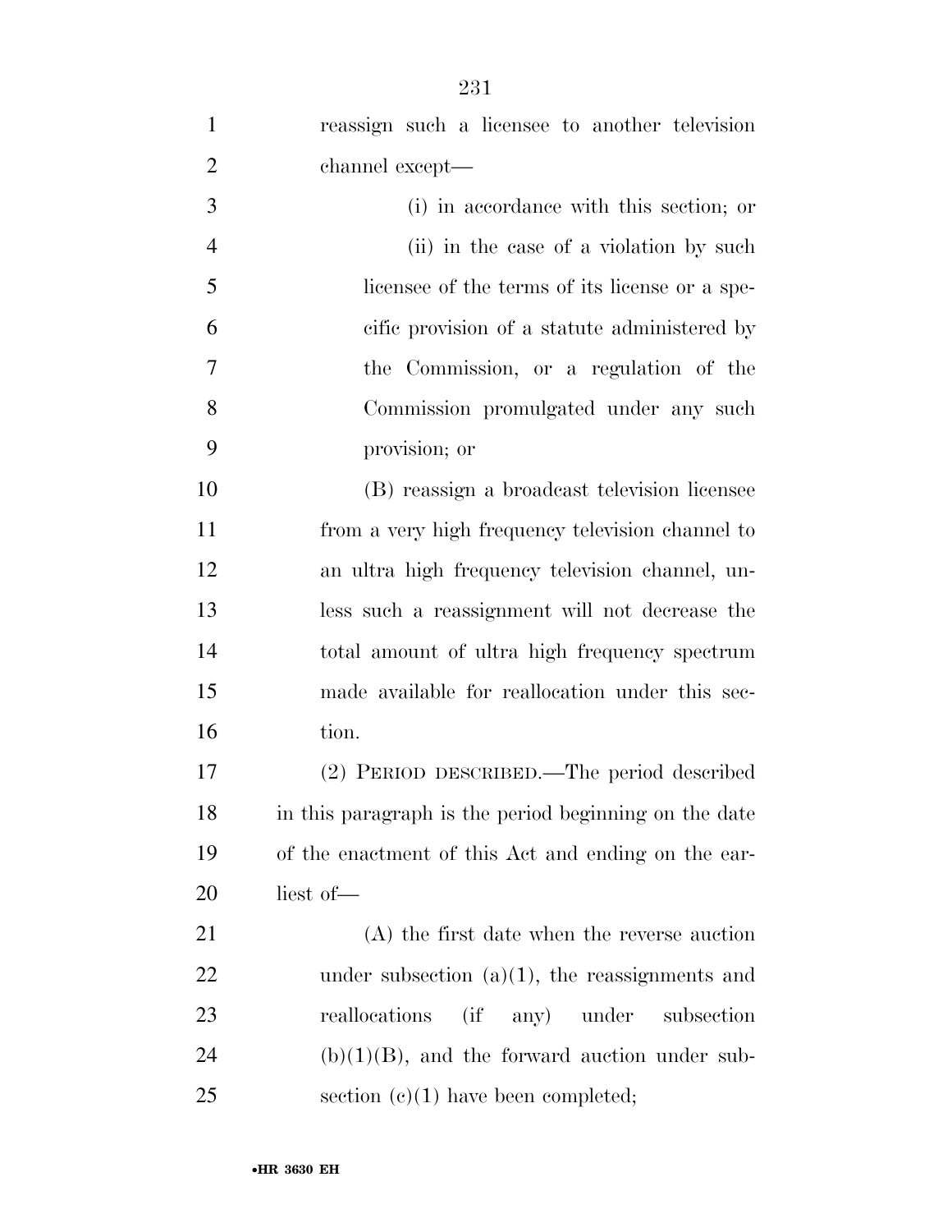reassign such a licensee to another television channel except—

(i) in accordance with this section; or

(ii) in the case of a violation by such licensee of the terms of its license or a specific provision of a statute administered by the Commission, or a regulation of the Commission promulgated under any such provision; or

(B) reassign a broadcast television licensee from a very high frequency television channel to an ultra high frequency television channel, unless such a reassignment will not decrease the total amount of ultra high frequency spectrum made available for reallocation under this section.

(2) PERIOD DESCRIBED.—The period described in this paragraph is the period beginning on the date of the enactment of this Act and ending on the earliest of—

(A) the first date when the reverse auction under subsection (a)(1), the reassignments and reallocations (if any) under subsection (b)(1)(B), and the forward auction under subsection (c)(1) have been completed;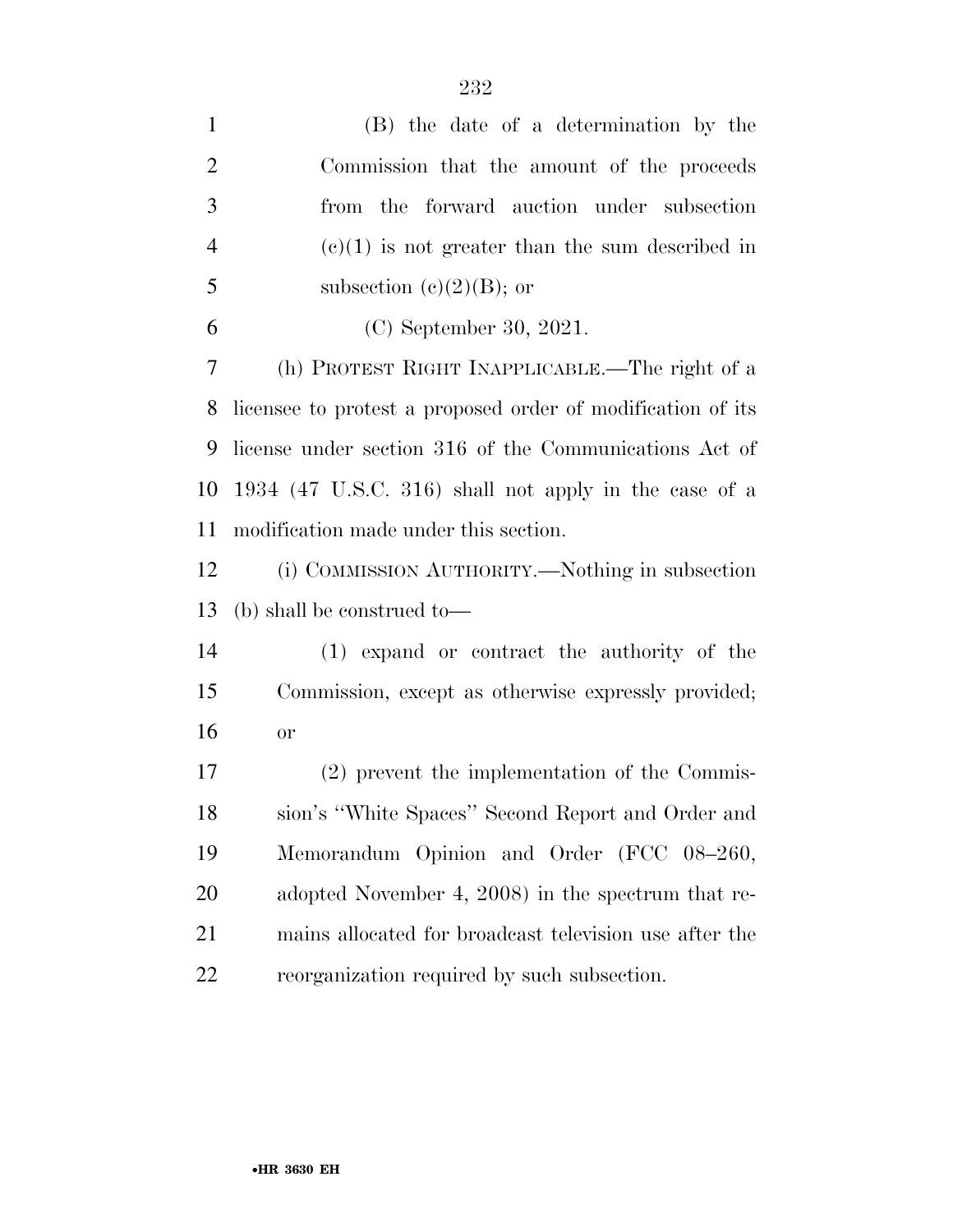(B) the date of a determination by the Commission that the amount of the proceeds from the forward auction under subsection (c)(1) is not greater than the sum described in subsection (c)(2)(B); or

(C) September 30, 2021.

(h) PROTEST RIGHT INAPPLICABLE.—The right of a licensee to protest a proposed order of modification of its license under section 316 of the Communications Act of 1934 (47 U.S.C. 316) shall not apply in the case of a modification made under this section.

(i) COMMISSION AUTHORITY.—Nothing in subsection (b) shall be construed to—

(1) expand or contract the authority of the Commission, except as otherwise expressly provided; or

(2) prevent the implementation of the Commission's ''White Spaces'' Second Report and Order and Memorandum Opinion and Order (FCC 08–260, adopted November 4, 2008) in the spectrum that remains allocated for broadcast television use after the reorganization required by such subsection.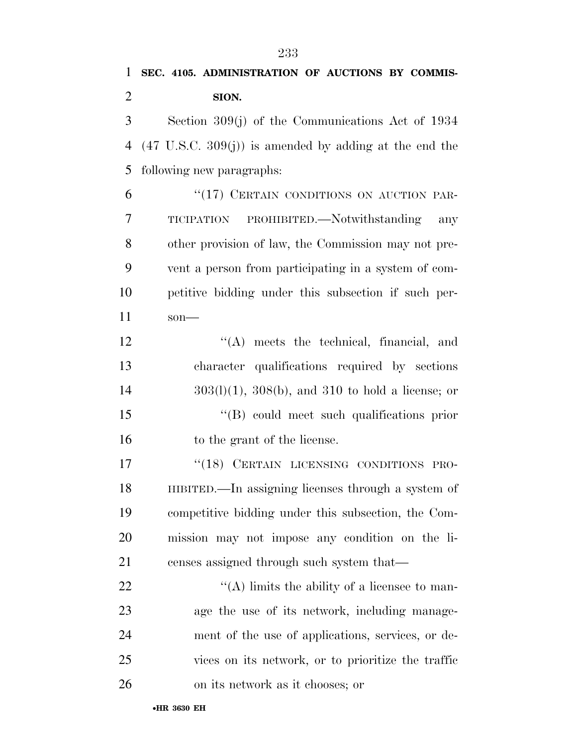**SEC. 4105. ADMINISTRATION OF AUCTIONS BY COMMISSION.**

Section 309(j) of the Communications Act of 1934 (47 U.S.C. 309(j)) is amended by adding at the end the following new paragraphs:

"(17) CERTAIN CONDITIONS ON AUCTION PARTICIPATION PROHIBITED.—Notwithstanding any other provision of law, the Commission may not prevent a person from participating in a system of competitive bidding under this subsection if such person—

"(A) meets the technical, financial, and character qualifications required by sections 303(l)(1), 308(b), and 310 to hold a license; or

"(B) could meet such qualifications prior to the grant of the license.

"(18) CERTAIN LICENSING CONDITIONS PROHIBITED.—In assigning licenses through a system of competitive bidding under this subsection, the Commission may not impose any condition on the licenses assigned through such system that—

"(A) limits the ability of a licensee to manage the use of its network, including management of the use of applications, services, or devices on its network, or to prioritize the traffic on its network as it chooses; or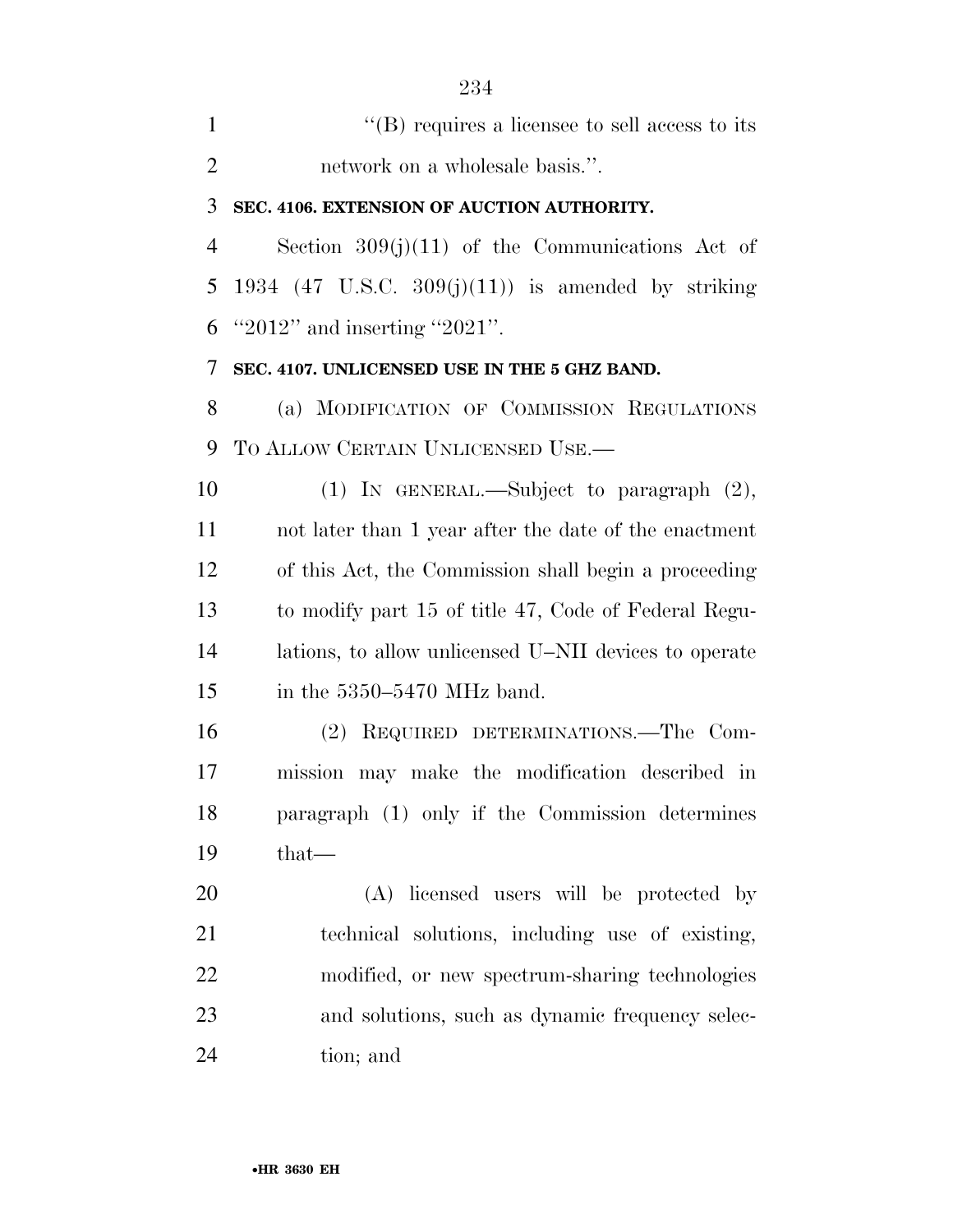''(B) requires a licensee to sell access to its network on a wholesale basis.''.

**SEC. 4106. EXTENSION OF AUCTION AUTHORITY.**

Section 309(j)(11) of the Communications Act of 1934 (47 U.S.C. 309(j)(11)) is amended by striking ''2012'' and inserting ''2021''.

**SEC. 4107. UNLICENSED USE IN THE 5 GHZ BAND.**

(a) MODIFICATION OF COMMISSION REGULATIONS TO ALLOW CERTAIN UNLICENSED USE.—

(1) IN GENERAL.—Subject to paragraph (2), not later than 1 year after the date of the enactment of this Act, the Commission shall begin a proceeding to modify part 15 of title 47, Code of Federal Regulations, to allow unlicensed U–NII devices to operate in the 5350–5470 MHz band.

(2) REQUIRED DETERMINATIONS.—The Commission may make the modification described in paragraph (1) only if the Commission determines that—

(A) licensed users will be protected by technical solutions, including use of existing, modified, or new spectrum-sharing technologies and solutions, such as dynamic frequency selection; and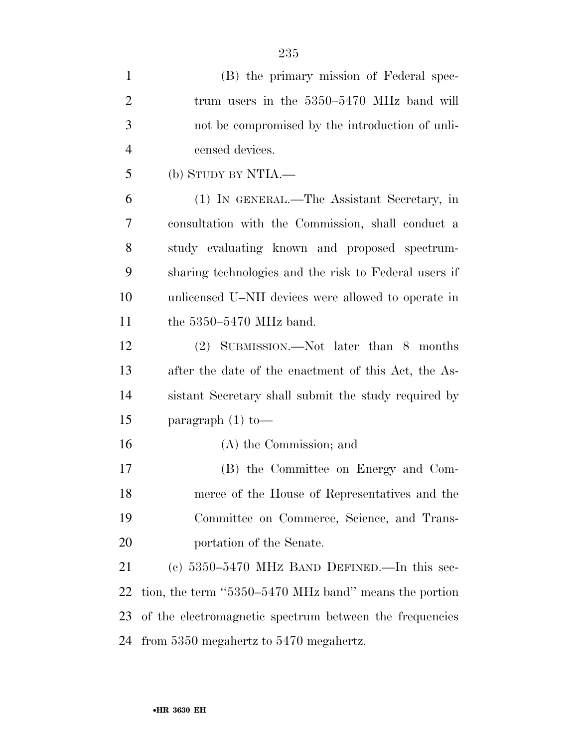(B) the primary mission of Federal spectrum users in the 5350–5470 MHz band will not be compromised by the introduction of unlicensed devices.

(b) STUDY BY NTIA.—

(1) IN GENERAL.—The Assistant Secretary, in consultation with the Commission, shall conduct a study evaluating known and proposed spectrum-sharing technologies and the risk to Federal users if unlicensed U–NII devices were allowed to operate in the 5350–5470 MHz band.

(2) SUBMISSION.—Not later than 8 months after the date of the enactment of this Act, the Assistant Secretary shall submit the study required by paragraph (1) to—

(A) the Commission; and

(B) the Committee on Energy and Commerce of the House of Representatives and the Committee on Commerce, Science, and Transportation of the Senate.

(c) 5350–5470 MHZ BAND DEFINED.—In this section, the term "5350–5470 MHz band" means the portion of the electromagnetic spectrum between the frequencies from 5350 megahertz to 5470 megahertz.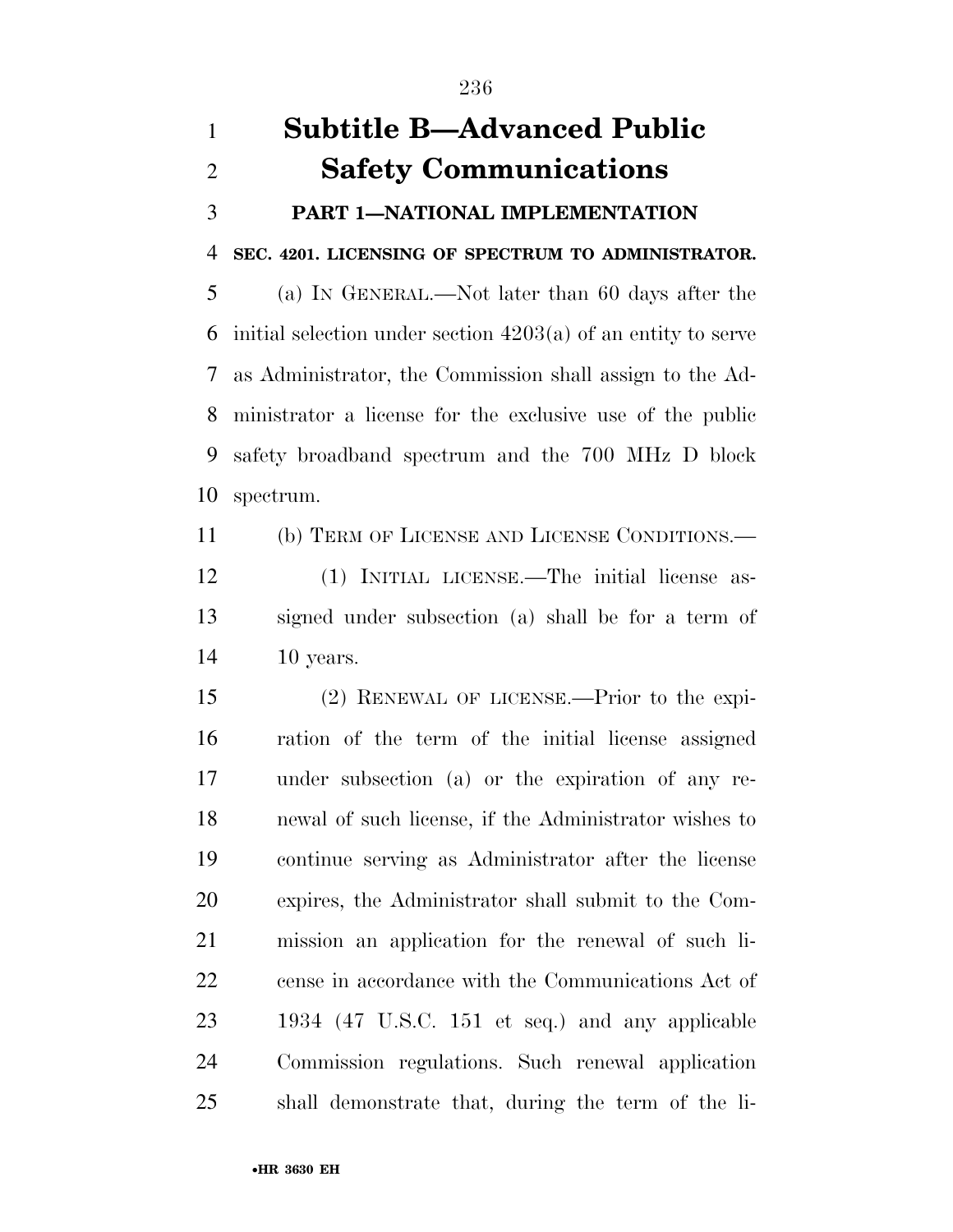# Subtitle B—Advanced Public Safety Communications

## PART 1—NATIONAL IMPLEMENTATION

### SEC. 4201. LICENSING OF SPECTRUM TO ADMINISTRATOR.

(a) IN GENERAL.—Not later than 60 days after the initial selection under section 4203(a) of an entity to serve as Administrator, the Commission shall assign to the Administrator a license for the exclusive use of the public safety broadband spectrum and the 700 MHz D block spectrum.

(b) TERM OF LICENSE AND LICENSE CONDITIONS.—

(1) INITIAL LICENSE.—The initial license assigned under subsection (a) shall be for a term of 10 years.

(2) RENEWAL OF LICENSE.—Prior to the expiration of the term of the initial license assigned under subsection (a) or the expiration of any renewal of such license, if the Administrator wishes to continue serving as Administrator after the license expires, the Administrator shall submit to the Commission an application for the renewal of such license in accordance with the Communications Act of 1934 (47 U.S.C. 151 et seq.) and any applicable Commission regulations. Such renewal application shall demonstrate that, during the term of the li-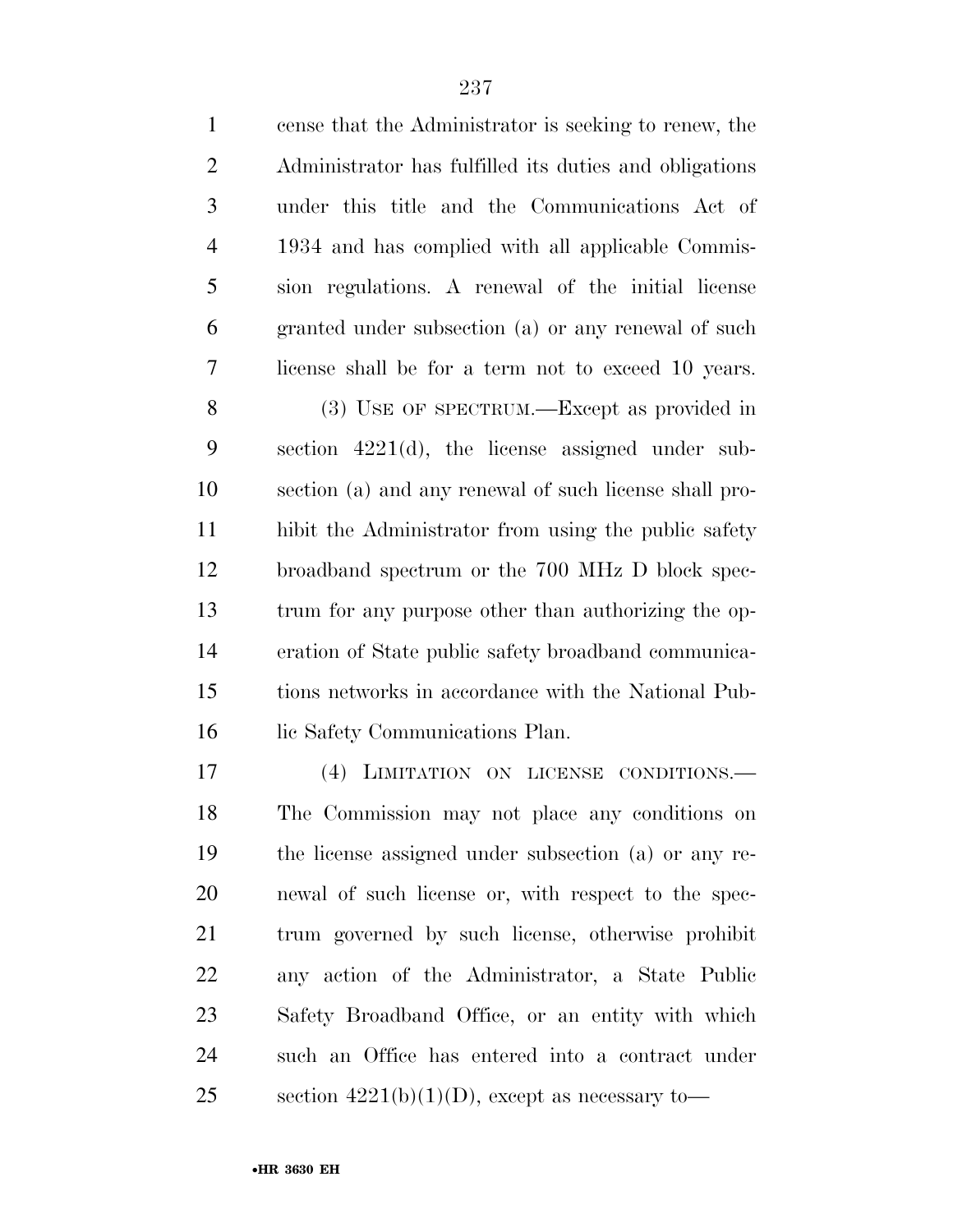cense that the Administrator is seeking to renew, the Administrator has fulfilled its duties and obligations under this title and the Communications Act of 1934 and has complied with all applicable Commission regulations. A renewal of the initial license granted under subsection (a) or any renewal of such license shall be for a term not to exceed 10 years.

(3) USE OF SPECTRUM.—Except as provided in section 4221(d), the license assigned under subsection (a) and any renewal of such license shall prohibit the Administrator from using the public safety broadband spectrum or the 700 MHz D block spectrum for any purpose other than authorizing the operation of State public safety broadband communications networks in accordance with the National Public Safety Communications Plan.

(4) LIMITATION ON LICENSE CONDITIONS.—The Commission may not place any conditions on the license assigned under subsection (a) or any renewal of such license or, with respect to the spectrum governed by such license, otherwise prohibit any action of the Administrator, a State Public Safety Broadband Office, or an entity with which such an Office has entered into a contract under section 4221(b)(1)(D), except as necessary to—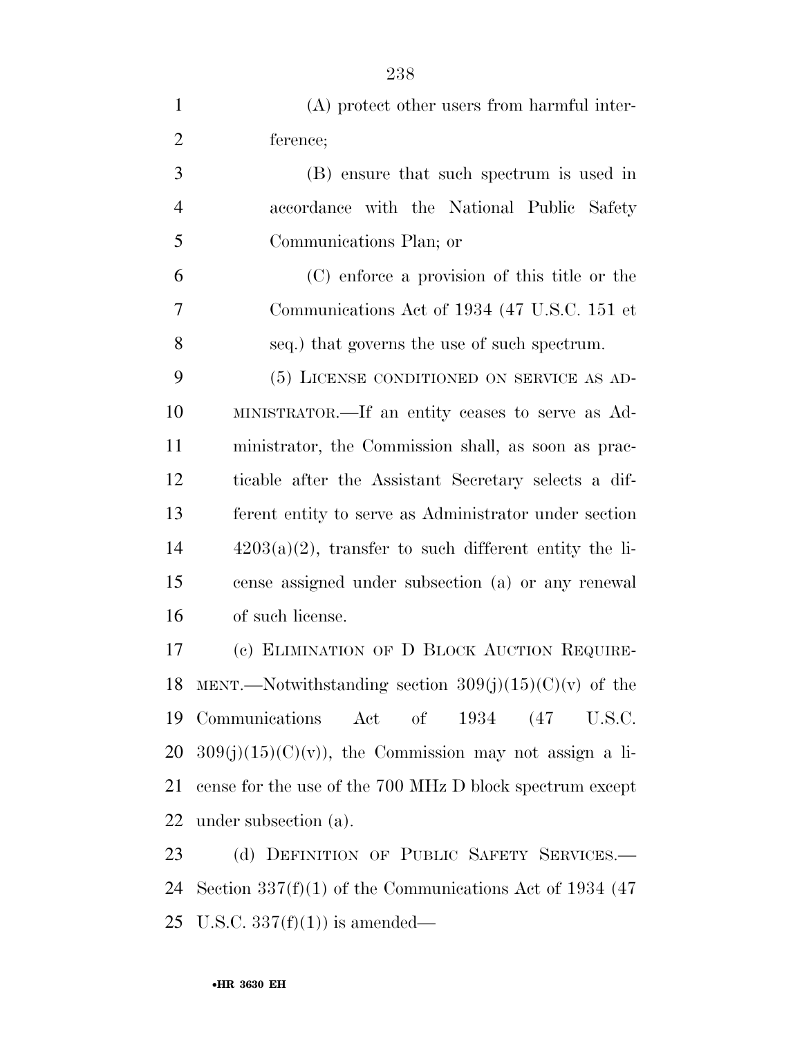(A) protect other users from harmful interference;

(B) ensure that such spectrum is used in accordance with the National Public Safety Communications Plan; or

(C) enforce a provision of this title or the Communications Act of 1934 (47 U.S.C. 151 et seq.) that governs the use of such spectrum.

(5) LICENSE CONDITIONED ON SERVICE AS ADMINISTRATOR.—If an entity ceases to serve as Administrator, the Commission shall, as soon as practicable after the Assistant Secretary selects a different entity to serve as Administrator under section 4203(a)(2), transfer to such different entity the license assigned under subsection (a) or any renewal of such license.

(c) ELIMINATION OF D BLOCK AUCTION REQUIREMENT.—Notwithstanding section 309(j)(15)(C)(v) of the Communications Act of 1934 (47 U.S.C. 309(j)(15)(C)(v)), the Commission may not assign a license for the use of the 700 MHz D block spectrum except under subsection (a).

(d) DEFINITION OF PUBLIC SAFETY SERVICES.—Section 337(f)(1) of the Communications Act of 1934 (47 U.S.C. 337(f)(1)) is amended—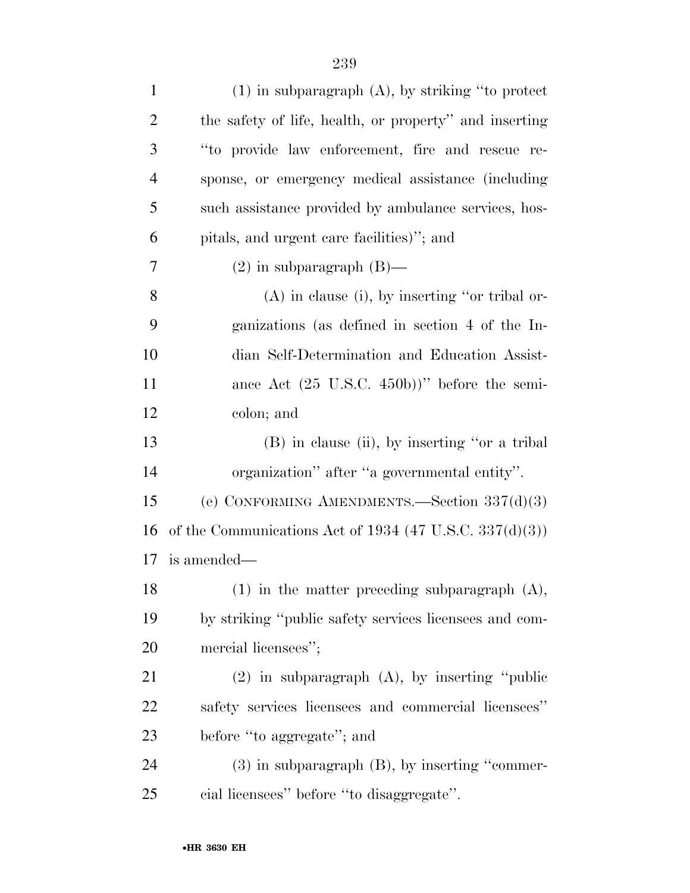(1) in subparagraph (A), by striking "to protect the safety of life, health, or property" and inserting "to provide law enforcement, fire and rescue response, or emergency medical assistance (including such assistance provided by ambulance services, hospitals, and urgent care facilities)"; and

(2) in subparagraph (B)—

(A) in clause (i), by inserting "or tribal organizations (as defined in section 4 of the Indian Self-Determination and Education Assistance Act (25 U.S.C. 450b))" before the semicolon; and

(B) in clause (ii), by inserting "or a tribal organization" after "a governmental entity".

(e) CONFORMING AMENDMENTS.—Section 337(d)(3) of the Communications Act of 1934 (47 U.S.C. 337(d)(3)) is amended—

(1) in the matter preceding subparagraph (A), by striking "public safety services licensees and commercial licensees";

(2) in subparagraph (A), by inserting "public safety services licensees and commercial licensees" before "to aggregate"; and

(3) in subparagraph (B), by inserting "commercial licensees" before "to disaggregate".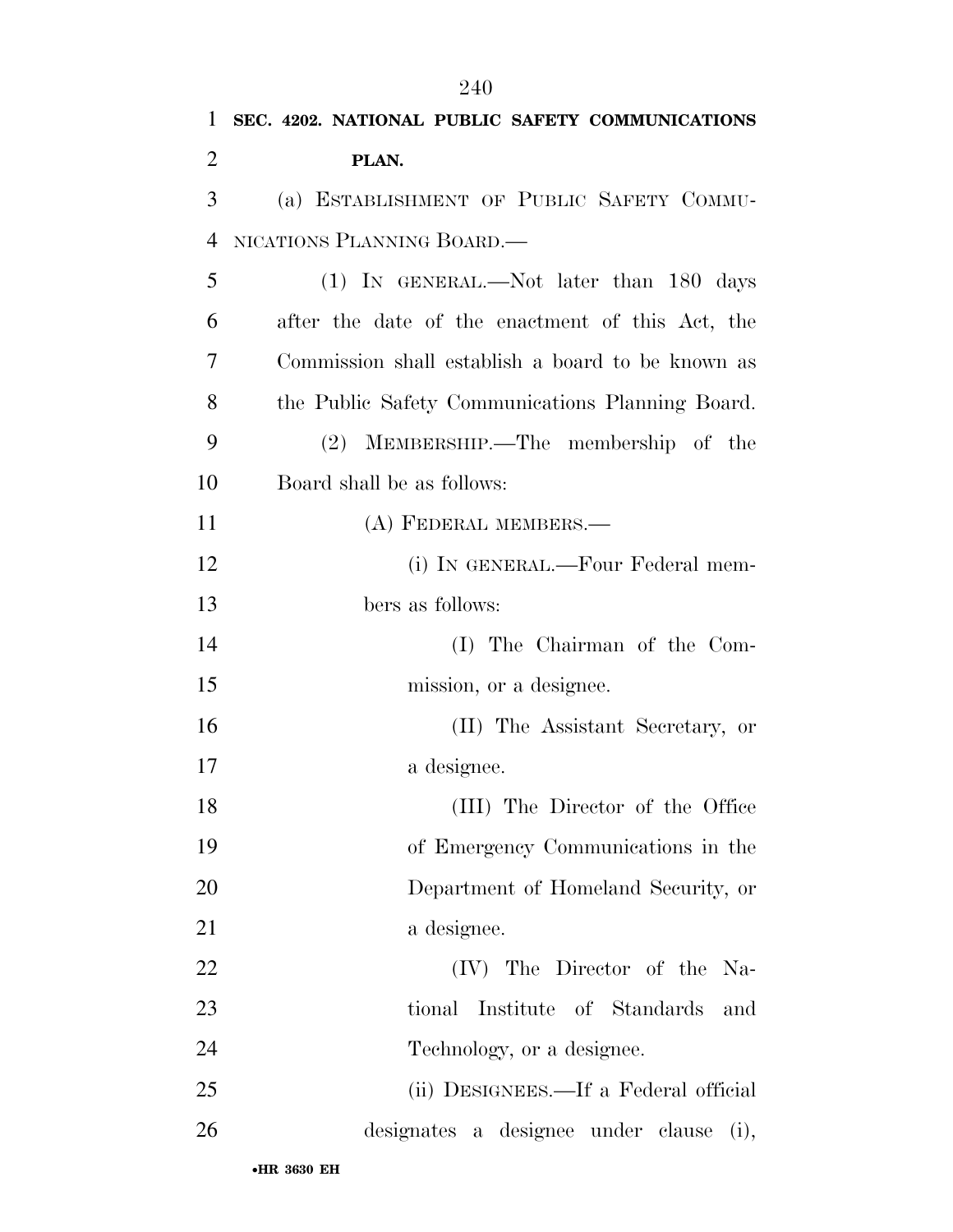**SEC. 4202. NATIONAL PUBLIC SAFETY COMMUNICATIONS PLAN.**

(a) ESTABLISHMENT OF PUBLIC SAFETY COMMUNICATIONS PLANNING BOARD.—

(1) IN GENERAL.—Not later than 180 days after the date of the enactment of this Act, the Commission shall establish a board to be known as the Public Safety Communications Planning Board.

(2) MEMBERSHIP.—The membership of the Board shall be as follows:

(A) FEDERAL MEMBERS.—

(i) IN GENERAL.—Four Federal members as follows:

(I) The Chairman of the Commission, or a designee.

(II) The Assistant Secretary, or a designee.

(III) The Director of the Office of Emergency Communications in the Department of Homeland Security, or a designee.

(IV) The Director of the National Institute of Standards and Technology, or a designee.

(ii) DESIGNEES.—If a Federal official designates a designee under clause (i),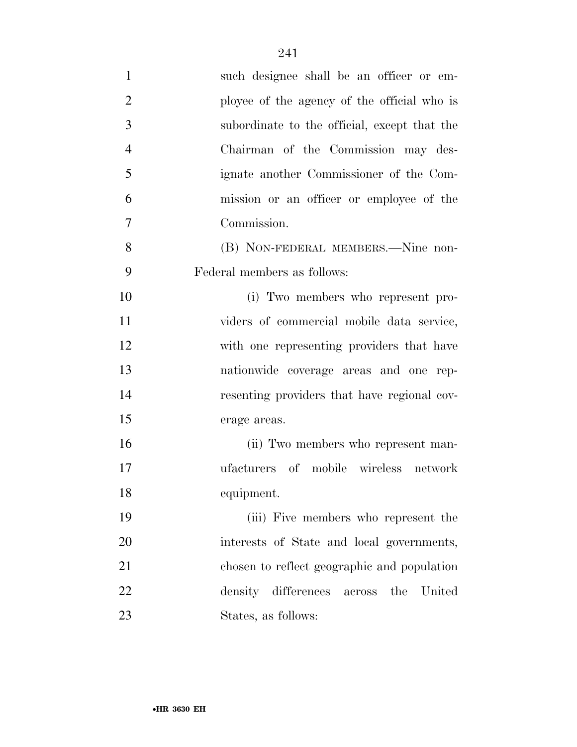such designee shall be an officer or employee of the agency of the official who is subordinate to the official, except that the Chairman of the Commission may designate another Commissioner of the Commission or an officer or employee of the Commission.

(B) NON-FEDERAL MEMBERS.—Nine non-Federal members as follows:

(i) Two members who represent providers of commercial mobile data service, with one representing providers that have nationwide coverage areas and one representing providers that have regional coverage areas.

(ii) Two members who represent manufacturers of mobile wireless network equipment.

(iii) Five members who represent the interests of State and local governments, chosen to reflect geographic and population density differences across the United States, as follows: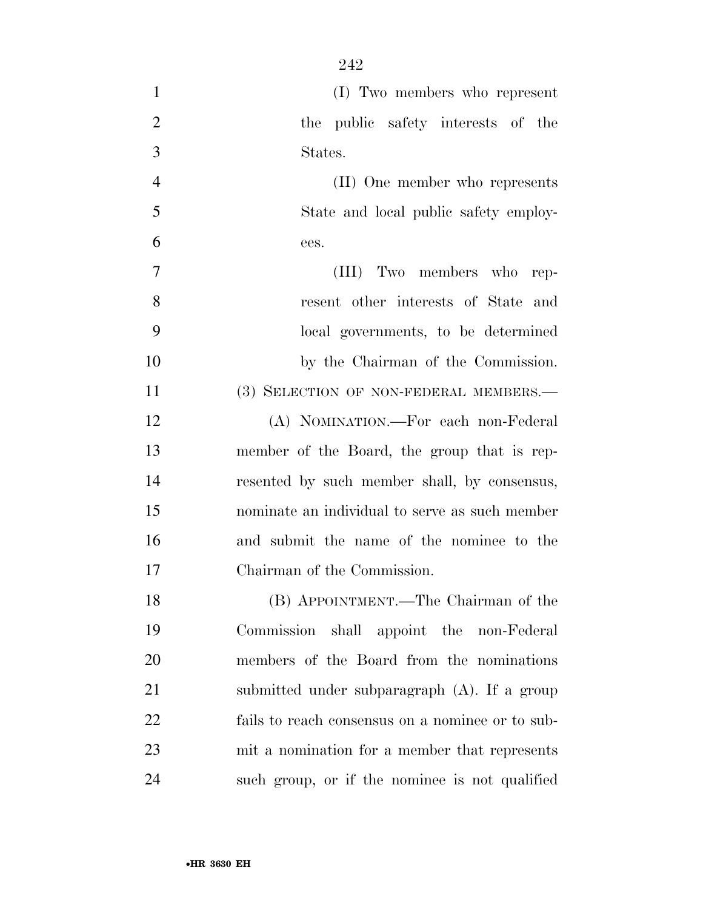(I) Two members who represent the public safety interests of the States.

(II) One member who represents State and local public safety employees.

(III) Two members who represent other interests of State and local governments, to be determined by the Chairman of the Commission.

(3) SELECTION OF NON-FEDERAL MEMBERS.—

(A) NOMINATION.—For each non-Federal member of the Board, the group that is represented by such member shall, by consensus, nominate an individual to serve as such member and submit the name of the nominee to the Chairman of the Commission.

(B) APPOINTMENT.—The Chairman of the Commission shall appoint the non-Federal members of the Board from the nominations submitted under subparagraph (A). If a group fails to reach consensus on a nominee or to submit a nomination for a member that represents such group, or if the nominee is not qualified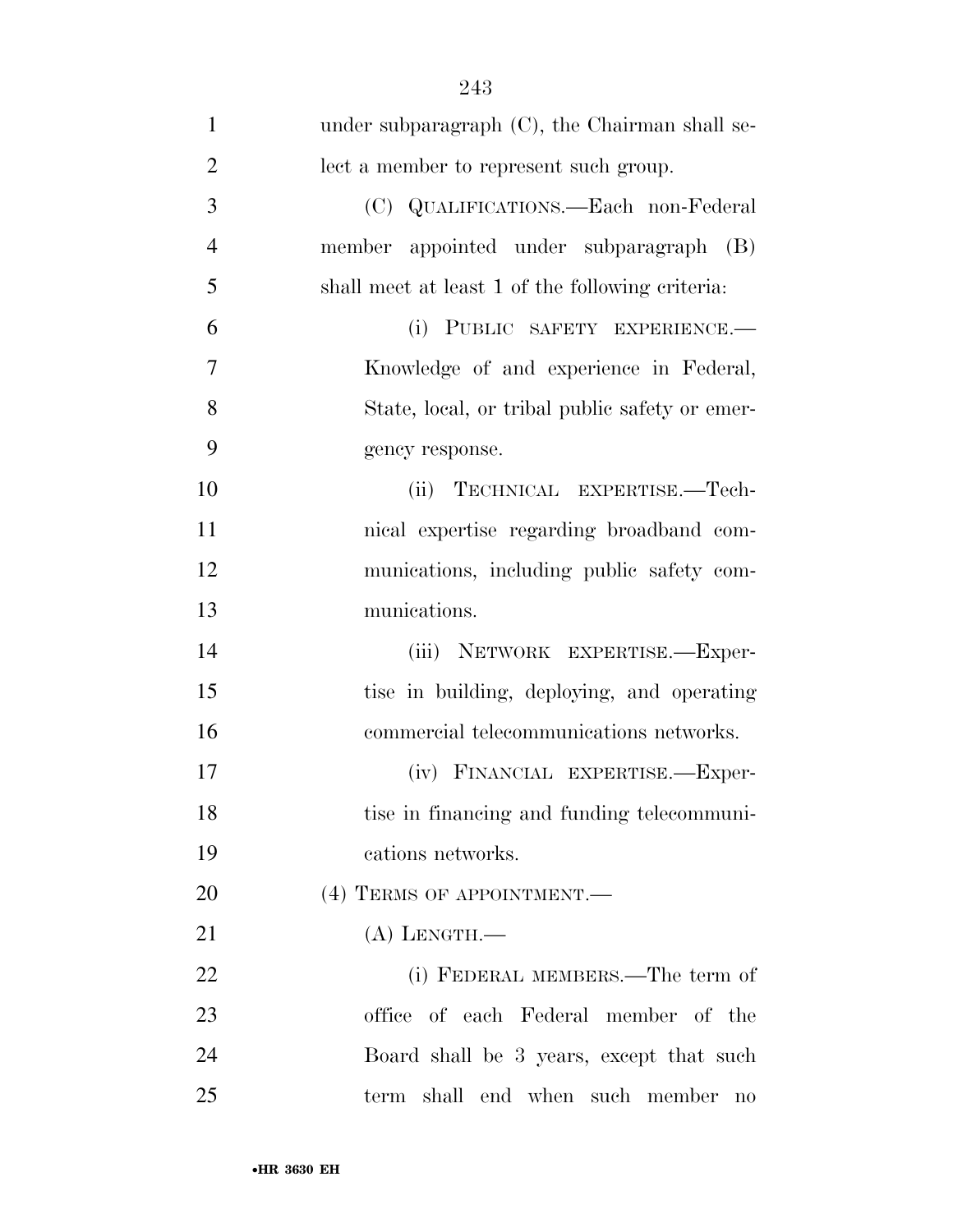under subparagraph (C), the Chairman shall select a member to represent such group.

(C) QUALIFICATIONS.—Each non-Federal member appointed under subparagraph (B) shall meet at least 1 of the following criteria:

(i) PUBLIC SAFETY EXPERIENCE.—Knowledge of and experience in Federal, State, local, or tribal public safety or emergency response.

(ii) TECHNICAL EXPERTISE.—Technical expertise regarding broadband communications, including public safety communications.

(iii) NETWORK EXPERTISE.—Expertise in building, deploying, and operating commercial telecommunications networks.

(iv) FINANCIAL EXPERTISE.—Expertise in financing and funding telecommunications networks.

(4) TERMS OF APPOINTMENT.—

(A) LENGTH.—

(i) FEDERAL MEMBERS.—The term of office of each Federal member of the Board shall be 3 years, except that such term shall end when such member no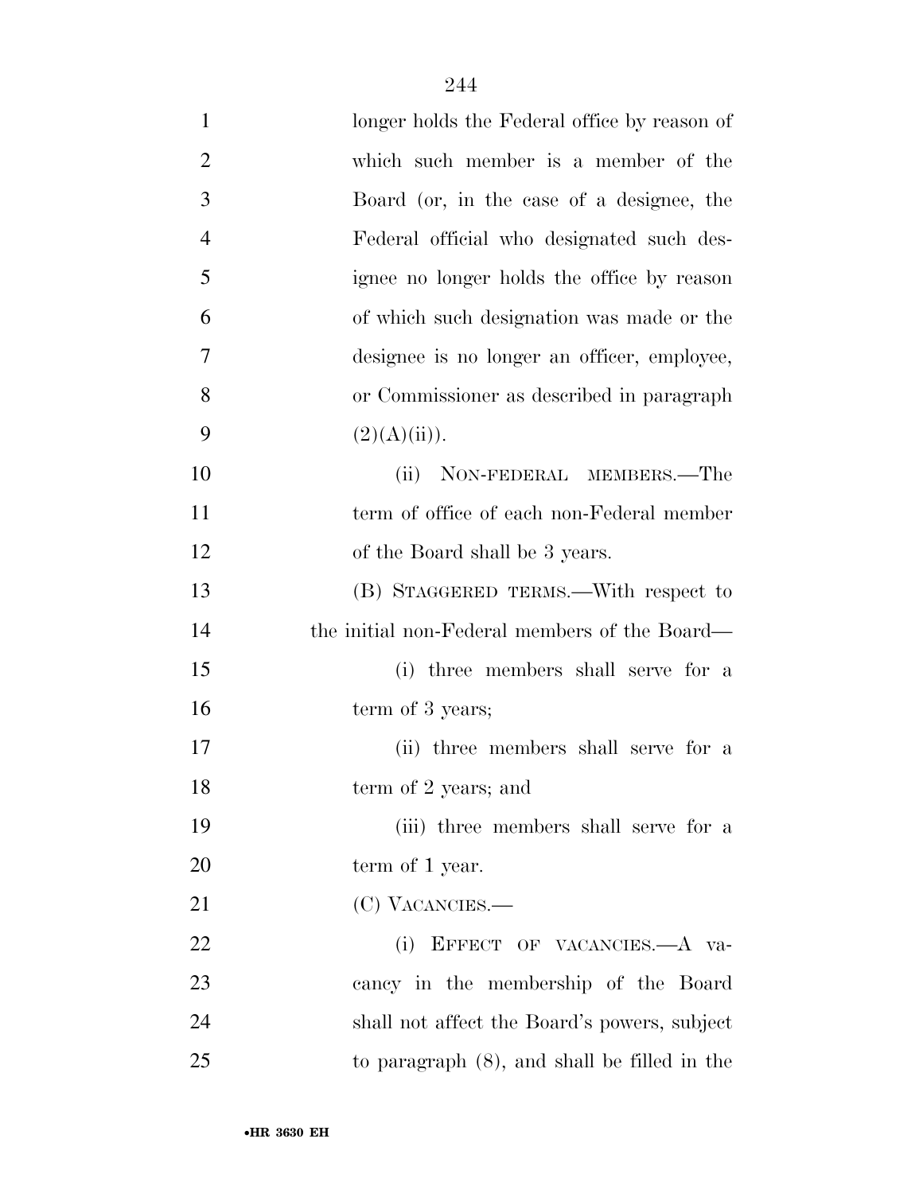longer holds the Federal office by reason of which such member is a member of the Board (or, in the case of a designee, the Federal official who designated such designee no longer holds the office by reason of which such designation was made or the designee is no longer an officer, employee, or Commissioner as described in paragraph (2)(A)(ii)).

(ii) NON-FEDERAL MEMBERS.—The term of office of each non-Federal member of the Board shall be 3 years.

(B) STAGGERED TERMS.—With respect to the initial non-Federal members of the Board—

(i) three members shall serve for a term of 3 years;

(ii) three members shall serve for a term of 2 years; and

(iii) three members shall serve for a term of 1 year.

(C) VACANCIES.—

(i) EFFECT OF VACANCIES.—A vacancy in the membership of the Board shall not affect the Board's powers, subject to paragraph (8), and shall be filled in the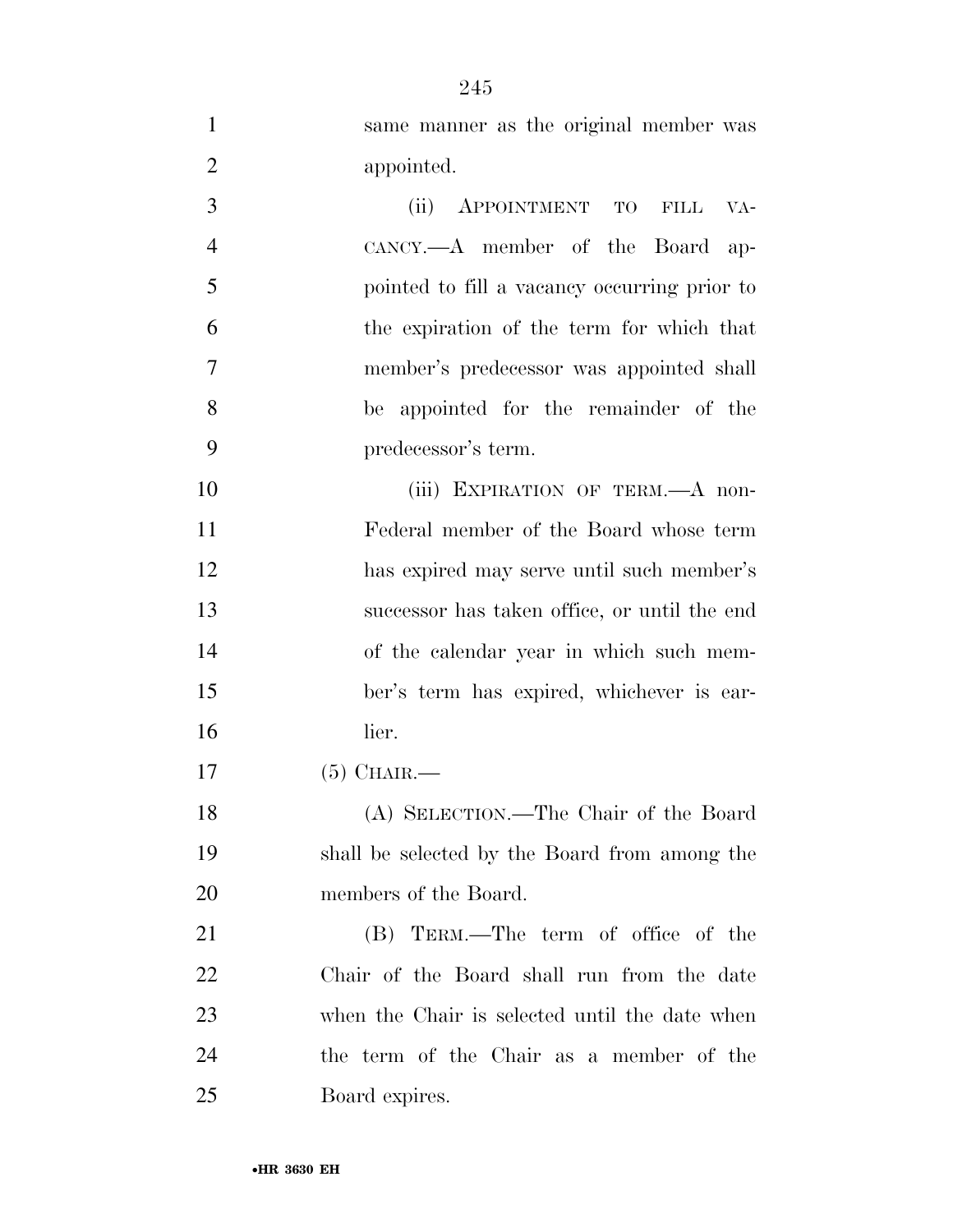same manner as the original member was appointed.

(ii) APPOINTMENT TO FILL VACANCY.—A member of the Board appointed to fill a vacancy occurring prior to the expiration of the term for which that member's predecessor was appointed shall be appointed for the remainder of the predecessor's term.

(iii) EXPIRATION OF TERM.—A non-Federal member of the Board whose term has expired may serve until such member's successor has taken office, or until the end of the calendar year in which such member's term has expired, whichever is earlier.

(5) CHAIR.—

(A) SELECTION.—The Chair of the Board shall be selected by the Board from among the members of the Board.

(B) TERM.—The term of office of the Chair of the Board shall run from the date when the Chair is selected until the date when the term of the Chair as a member of the Board expires.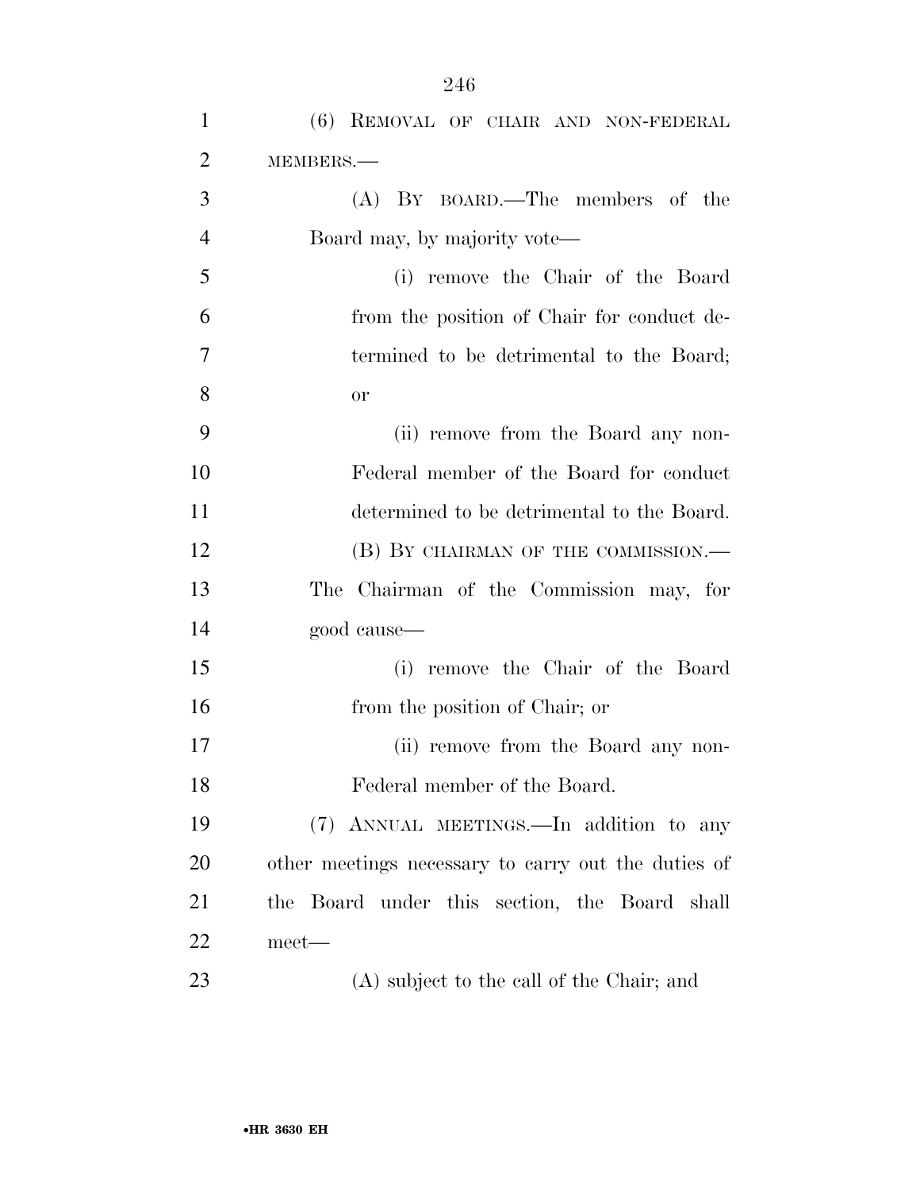(6) REMOVAL OF CHAIR AND NON-FEDERAL MEMBERS.—

(A) BY BOARD.—The members of the Board may, by majority vote—

(i) remove the Chair of the Board from the position of Chair for conduct determined to be detrimental to the Board; or

(ii) remove from the Board any non-Federal member of the Board for conduct determined to be detrimental to the Board.

(B) BY CHAIRMAN OF THE COMMISSION.—The Chairman of the Commission may, for good cause—

(i) remove the Chair of the Board from the position of Chair; or

(ii) remove from the Board any non-Federal member of the Board.

(7) ANNUAL MEETINGS.—In addition to any other meetings necessary to carry out the duties of the Board under this section, the Board shall meet—

(A) subject to the call of the Chair; and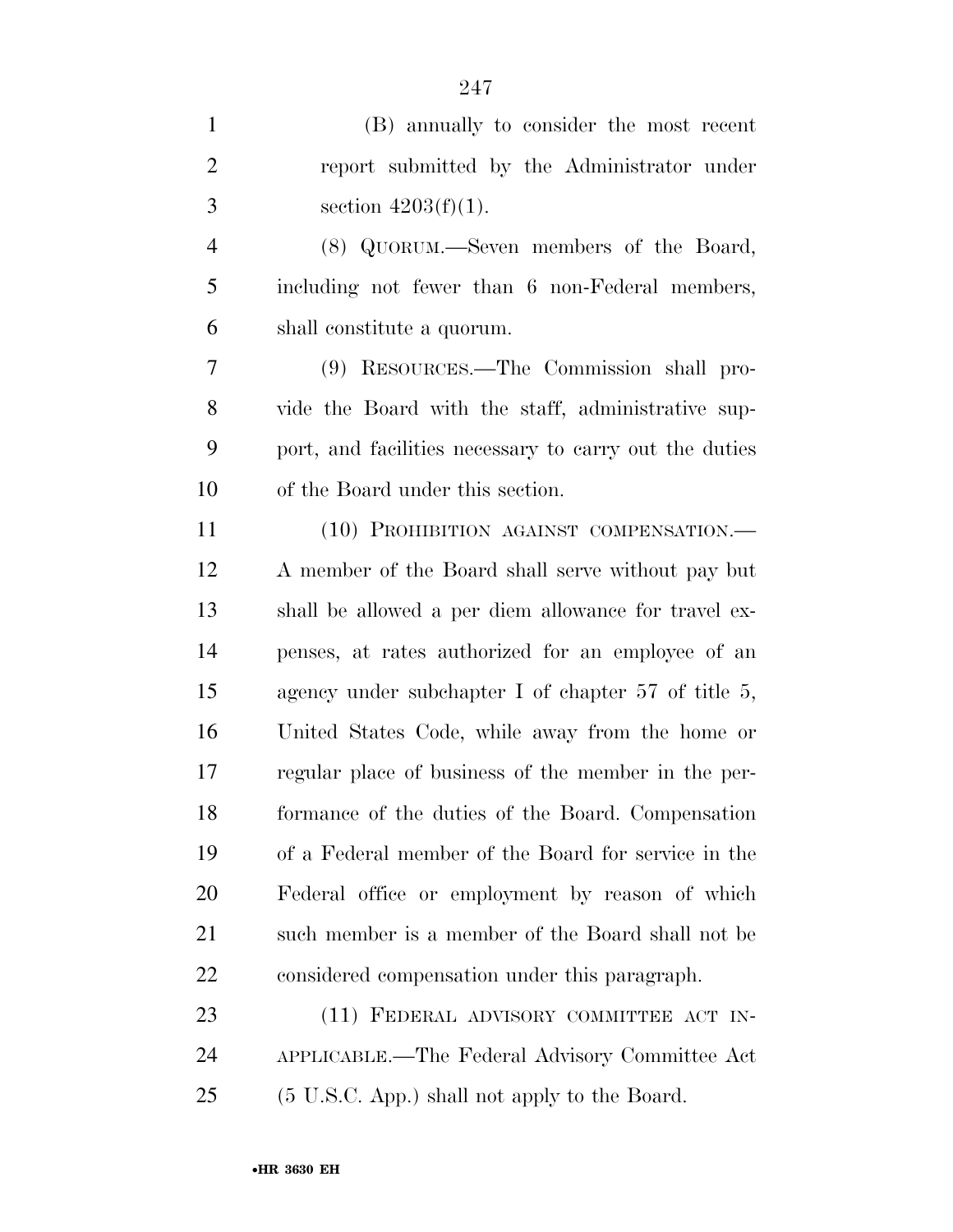(B) annually to consider the most recent report submitted by the Administrator under section 4203(f)(1).

(8) QUORUM.—Seven members of the Board, including not fewer than 6 non-Federal members, shall constitute a quorum.

(9) RESOURCES.—The Commission shall provide the Board with the staff, administrative support, and facilities necessary to carry out the duties of the Board under this section.

(10) PROHIBITION AGAINST COMPENSATION.—A member of the Board shall serve without pay but shall be allowed a per diem allowance for travel expenses, at rates authorized for an employee of an agency under subchapter I of chapter 57 of title 5, United States Code, while away from the home or regular place of business of the member in the performance of the duties of the Board. Compensation of a Federal member of the Board for service in the Federal office or employment by reason of which such member is a member of the Board shall not be considered compensation under this paragraph.

(11) FEDERAL ADVISORY COMMITTEE ACT INAPPLICABLE.—The Federal Advisory Committee Act (5 U.S.C. App.) shall not apply to the Board.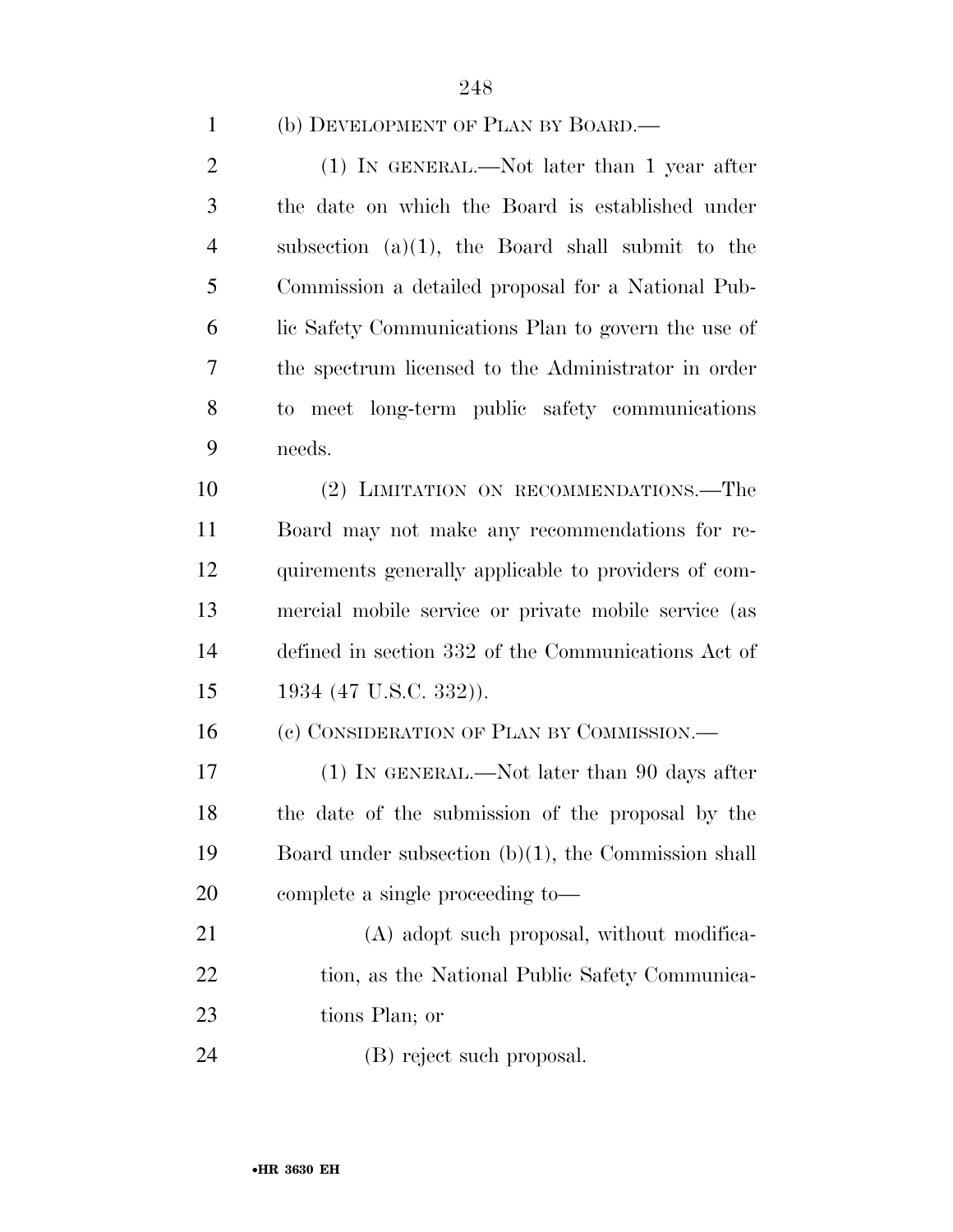(b) DEVELOPMENT OF PLAN BY BOARD.—

(1) IN GENERAL.—Not later than 1 year after the date on which the Board is established under subsection (a)(1), the Board shall submit to the Commission a detailed proposal for a National Public Safety Communications Plan to govern the use of the spectrum licensed to the Administrator in order to meet long-term public safety communications needs.

(2) LIMITATION ON RECOMMENDATIONS.—The Board may not make any recommendations for requirements generally applicable to providers of commercial mobile service or private mobile service (as defined in section 332 of the Communications Act of 1934 (47 U.S.C. 332)).

(c) CONSIDERATION OF PLAN BY COMMISSION.—

(1) IN GENERAL.—Not later than 90 days after the date of the submission of the proposal by the Board under subsection (b)(1), the Commission shall complete a single proceeding to—

(A) adopt such proposal, without modification, as the National Public Safety Communications Plan; or

(B) reject such proposal.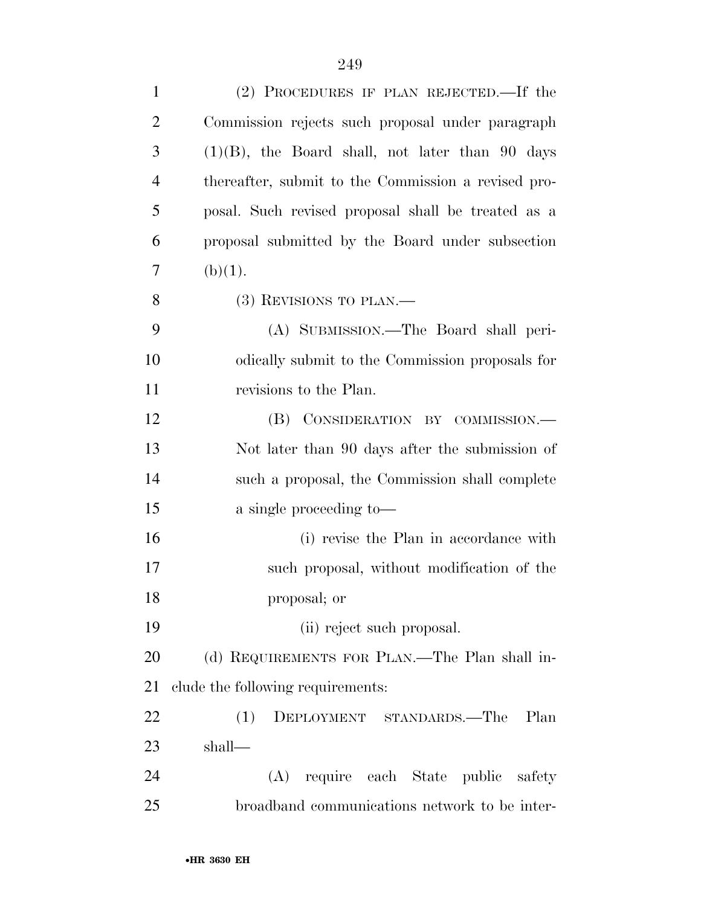(2) PROCEDURES IF PLAN REJECTED.—If the Commission rejects such proposal under paragraph (1)(B), the Board shall, not later than 90 days thereafter, submit to the Commission a revised proposal. Such revised proposal shall be treated as a proposal submitted by the Board under subsection (b)(1).

(3) REVISIONS TO PLAN.—

(A) SUBMISSION.—The Board shall periodically submit to the Commission proposals for revisions to the Plan.

(B) CONSIDERATION BY COMMISSION.—Not later than 90 days after the submission of such a proposal, the Commission shall complete a single proceeding to—

(i) revise the Plan in accordance with such proposal, without modification of the proposal; or

(ii) reject such proposal.

(d) REQUIREMENTS FOR PLAN.—The Plan shall include the following requirements:

(1) DEPLOYMENT STANDARDS.—The Plan shall—

(A) require each State public safety broadband communications network to be inter-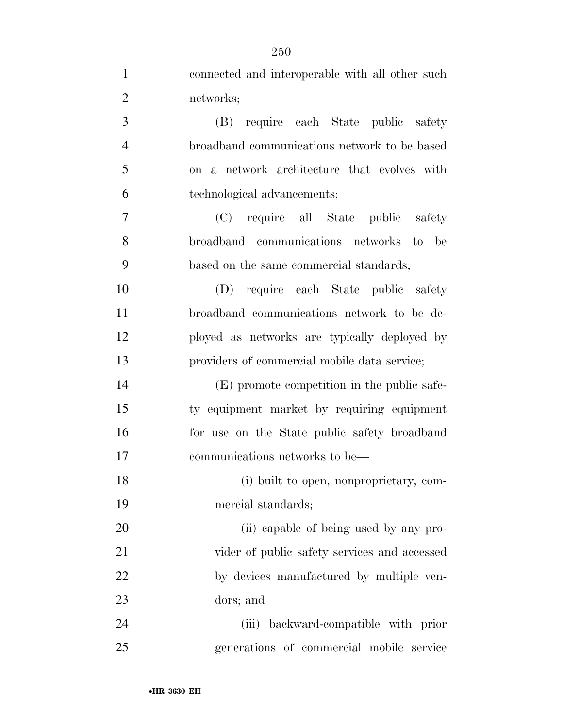connected and interoperable with all other such networks;

(B) require each State public safety broadband communications network to be based on a network architecture that evolves with technological advancements;

(C) require all State public safety broadband communications networks to be based on the same commercial standards;

(D) require each State public safety broadband communications network to be deployed as networks are typically deployed by providers of commercial mobile data service;

(E) promote competition in the public safety equipment market by requiring equipment for use on the State public safety broadband communications networks to be—

(i) built to open, nonproprietary, commercial standards;

(ii) capable of being used by any provider of public safety services and accessed by devices manufactured by multiple vendors; and

(iii) backward-compatible with prior generations of commercial mobile service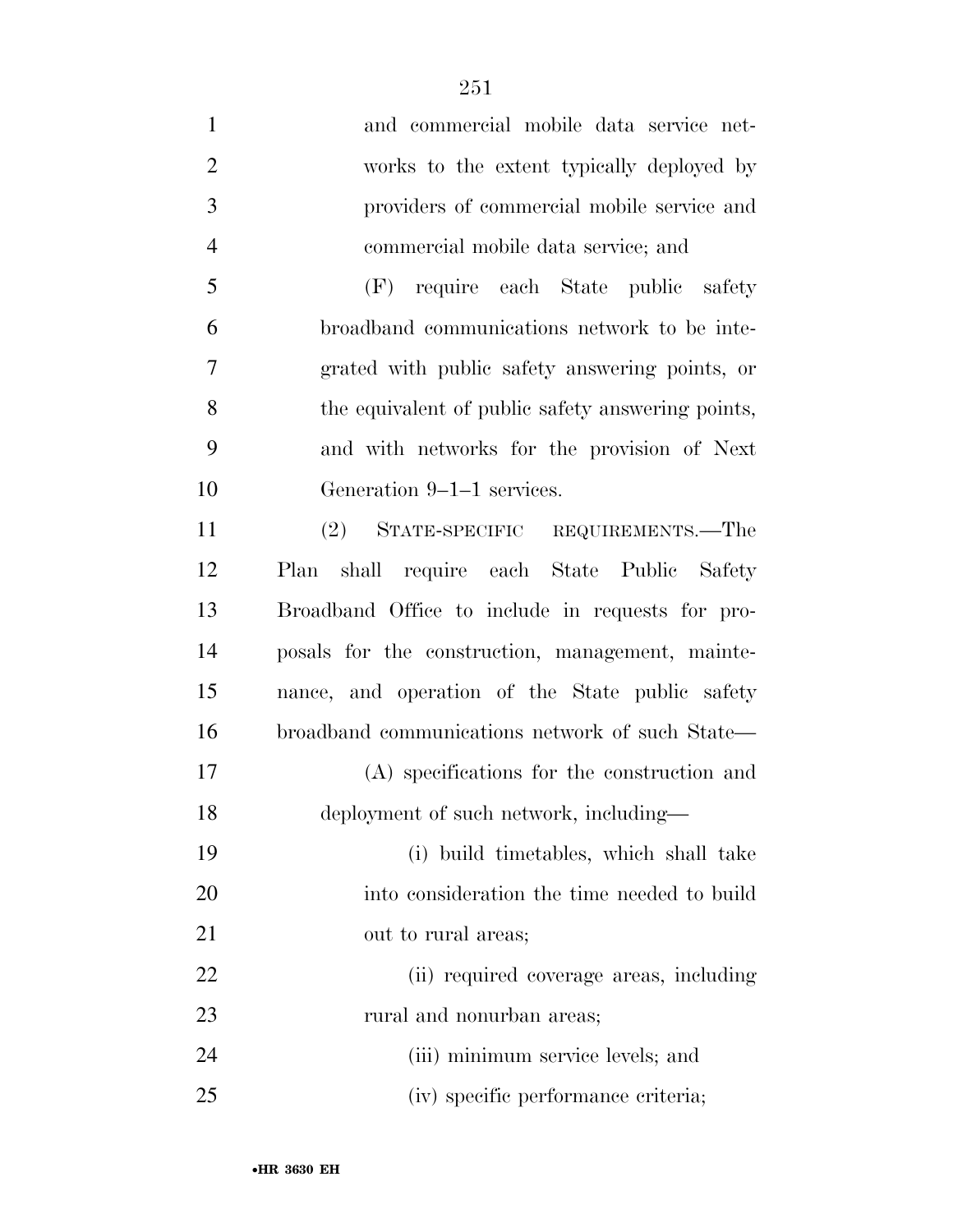and commercial mobile data service networks to the extent typically deployed by providers of commercial mobile service and commercial mobile data service; and

(F) require each State public safety broadband communications network to be integrated with public safety answering points, or the equivalent of public safety answering points, and with networks for the provision of Next Generation 9–1–1 services.

(2) STATE-SPECIFIC REQUIREMENTS.—The Plan shall require each State Public Safety Broadband Office to include in requests for proposals for the construction, management, maintenance, and operation of the State public safety broadband communications network of such State—

(A) specifications for the construction and deployment of such network, including—

(i) build timetables, which shall take into consideration the time needed to build out to rural areas;

(ii) required coverage areas, including rural and nonurban areas;

(iii) minimum service levels; and

(iv) specific performance criteria;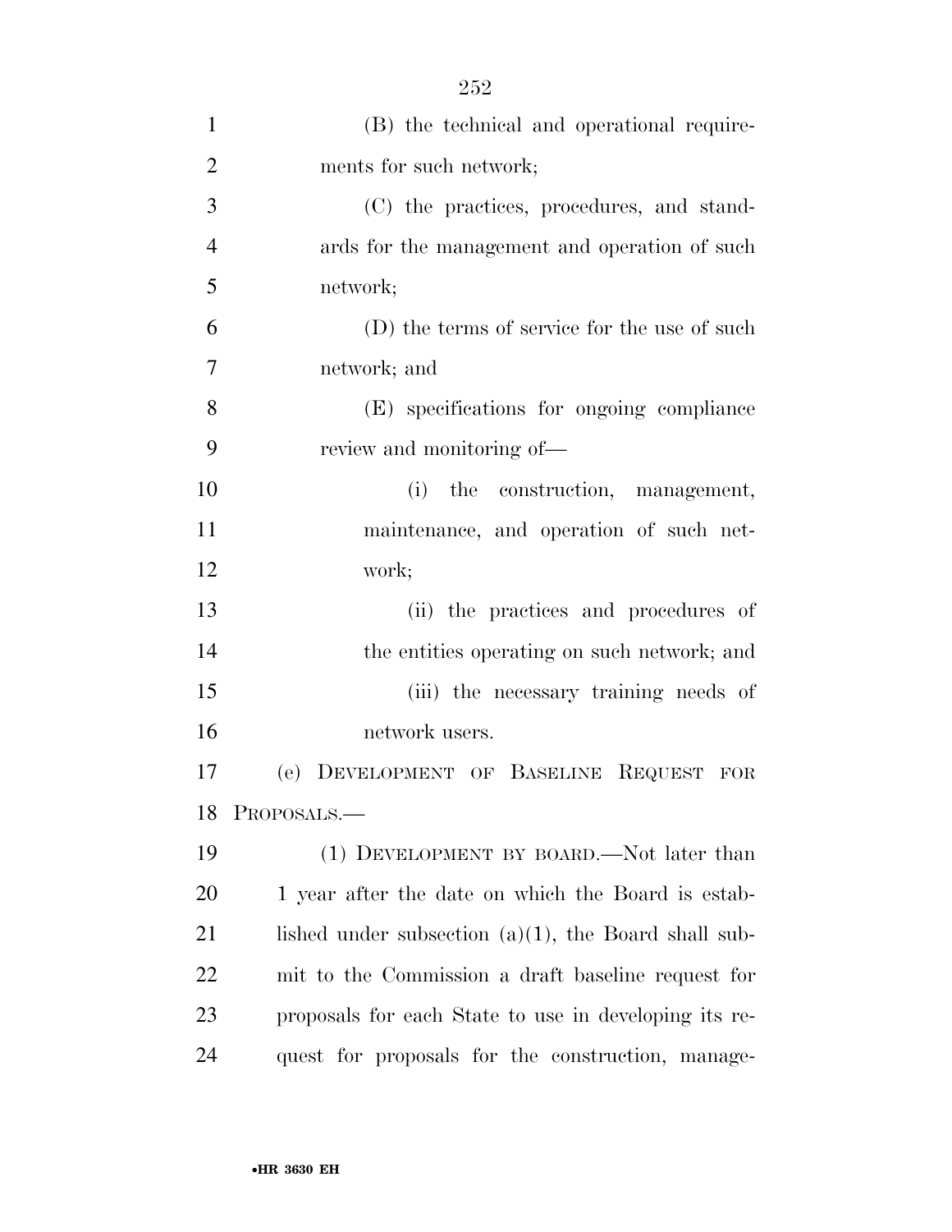(B) the technical and operational requirements for such network;

(C) the practices, procedures, and standards for the management and operation of such network;

(D) the terms of service for the use of such network; and

(E) specifications for ongoing compliance review and monitoring of—

(i) the construction, management, maintenance, and operation of such network;

(ii) the practices and procedures of the entities operating on such network; and

(iii) the necessary training needs of network users.

(e) DEVELOPMENT OF BASELINE REQUEST FOR PROPOSALS.—

(1) DEVELOPMENT BY BOARD.—Not later than 1 year after the date on which the Board is established under subsection (a)(1), the Board shall submit to the Commission a draft baseline request for proposals for each State to use in developing its request for proposals for the construction, manage-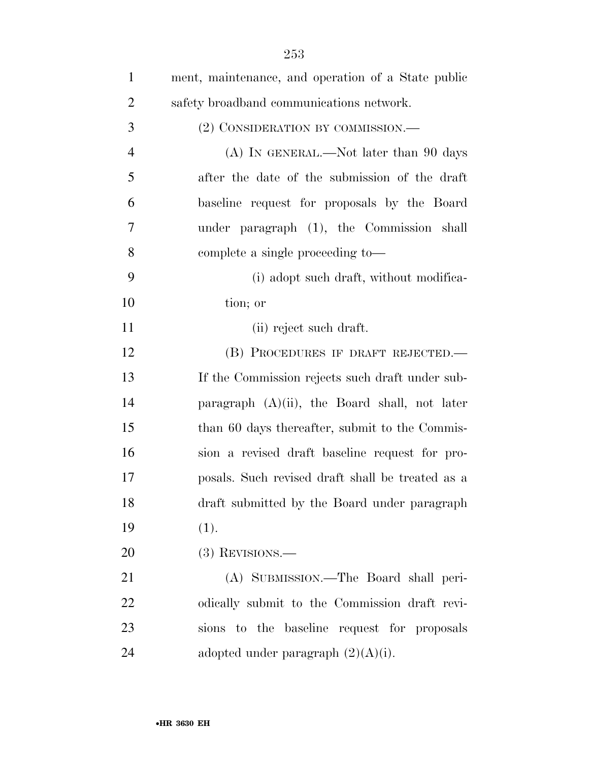ment, maintenance, and operation of a State public safety broadband communications network.

(2) CONSIDERATION BY COMMISSION.—

(A) IN GENERAL.—Not later than 90 days after the date of the submission of the draft baseline request for proposals by the Board under paragraph (1), the Commission shall complete a single proceeding to—

(i) adopt such draft, without modification; or

(ii) reject such draft.

(B) PROCEDURES IF DRAFT REJECTED.—If the Commission rejects such draft under subparagraph (A)(ii), the Board shall, not later than 60 days thereafter, submit to the Commission a revised draft baseline request for proposals. Such revised draft shall be treated as a draft submitted by the Board under paragraph (1).

(3) REVISIONS.—

(A) SUBMISSION.—The Board shall periodically submit to the Commission draft revisions to the baseline request for proposals adopted under paragraph (2)(A)(i).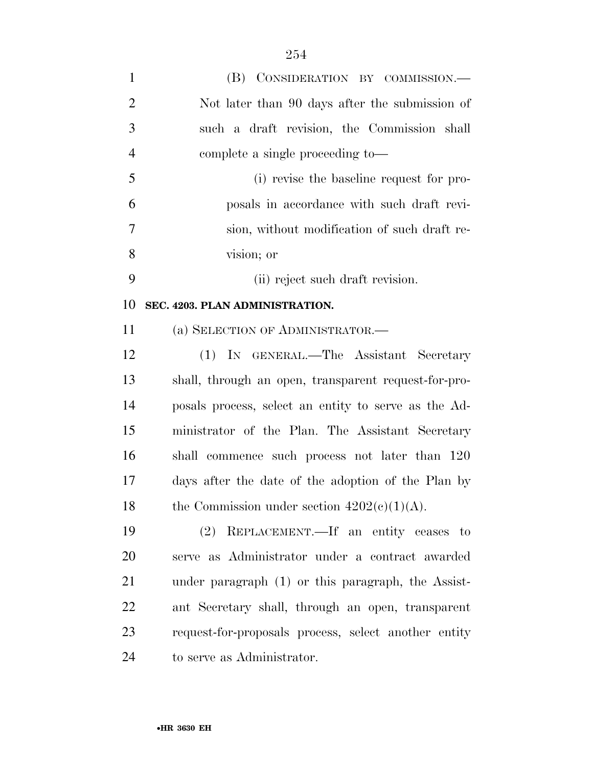(B) CONSIDERATION BY COMMISSION.—Not later than 90 days after the submission of such a draft revision, the Commission shall complete a single proceeding to—

(i) revise the baseline request for proposals in accordance with such draft revision, without modification of such draft revision; or

(ii) reject such draft revision.

**SEC. 4203. PLAN ADMINISTRATION.**

(a) SELECTION OF ADMINISTRATOR.—

(1) IN GENERAL.—The Assistant Secretary shall, through an open, transparent request-for-proposals process, select an entity to serve as the Administrator of the Plan. The Assistant Secretary shall commence such process not later than 120 days after the date of the adoption of the Plan by the Commission under section 4202(c)(1)(A).

(2) REPLACEMENT.—If an entity ceases to serve as Administrator under a contract awarded under paragraph (1) or this paragraph, the Assistant Secretary shall, through an open, transparent request-for-proposals process, select another entity to serve as Administrator.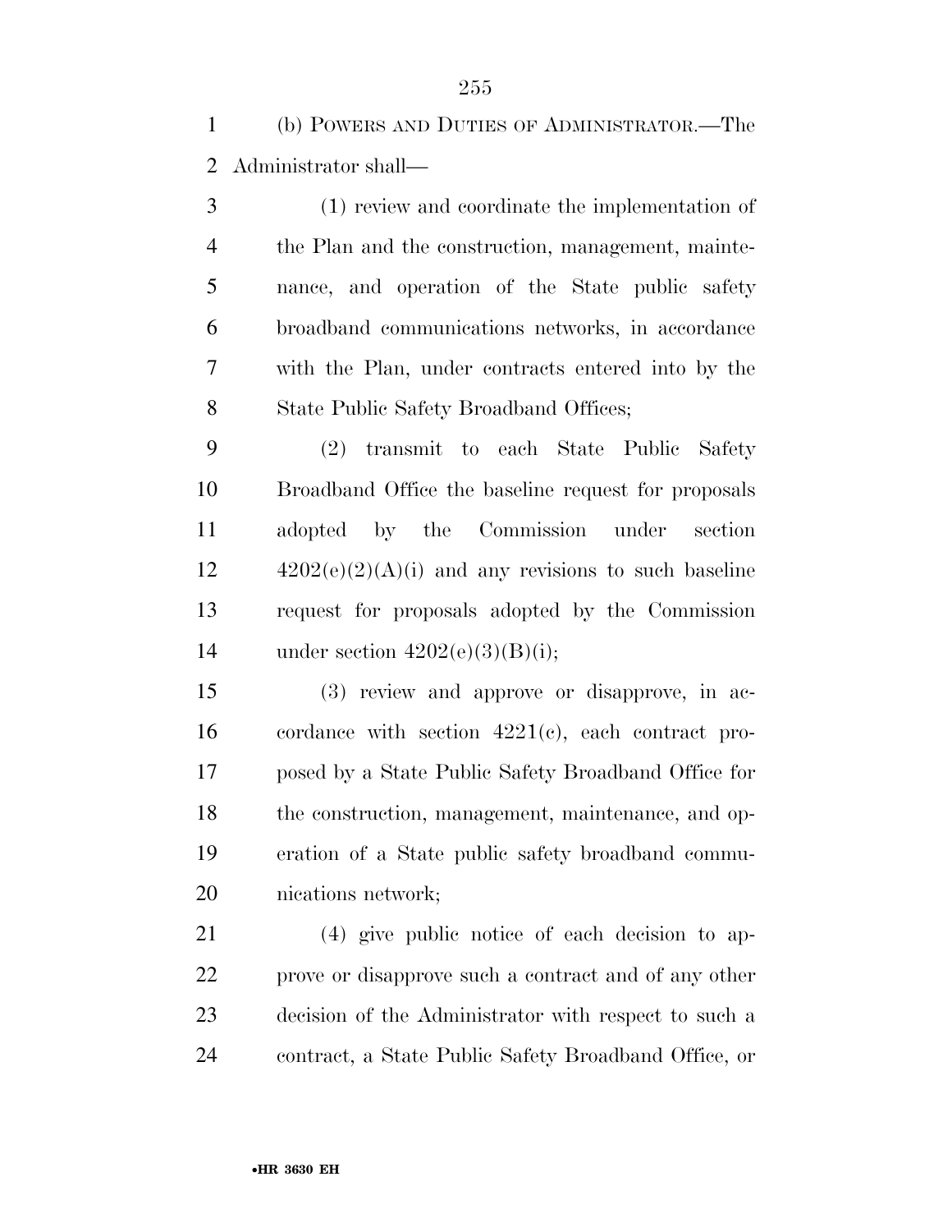(b) Powers and Duties of Administrator.—The Administrator shall—

(1) review and coordinate the implementation of the Plan and the construction, management, maintenance, and operation of the State public safety broadband communications networks, in accordance with the Plan, under contracts entered into by the State Public Safety Broadband Offices;

(2) transmit to each State Public Safety Broadband Office the baseline request for proposals adopted by the Commission under section 4202(e)(2)(A)(i) and any revisions to such baseline request for proposals adopted by the Commission under section 4202(e)(3)(B)(i);

(3) review and approve or disapprove, in accordance with section 4221(c), each contract proposed by a State Public Safety Broadband Office for the construction, management, maintenance, and operation of a State public safety broadband communications network;

(4) give public notice of each decision to approve or disapprove such a contract and of any other decision of the Administrator with respect to such a contract, a State Public Safety Broadband Office, or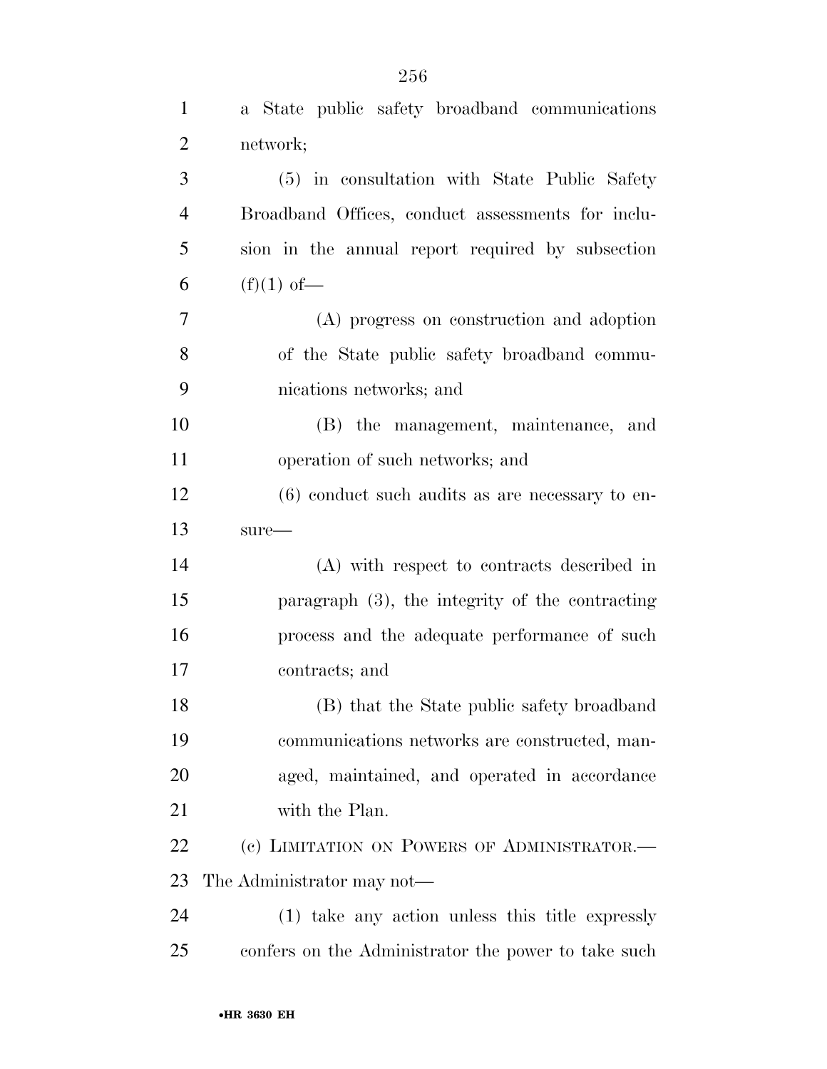a State public safety broadband communications network;

(5) in consultation with State Public Safety Broadband Offices, conduct assessments for inclusion in the annual report required by subsection (f)(1) of—

(A) progress on construction and adoption of the State public safety broadband communications networks; and

(B) the management, maintenance, and operation of such networks; and

(6) conduct such audits as are necessary to ensure—

(A) with respect to contracts described in paragraph (3), the integrity of the contracting process and the adequate performance of such contracts; and

(B) that the State public safety broadband communications networks are constructed, managed, maintained, and operated in accordance with the Plan.

(c) LIMITATION ON POWERS OF ADMINISTRATOR.—The Administrator may not—

(1) take any action unless this title expressly confers on the Administrator the power to take such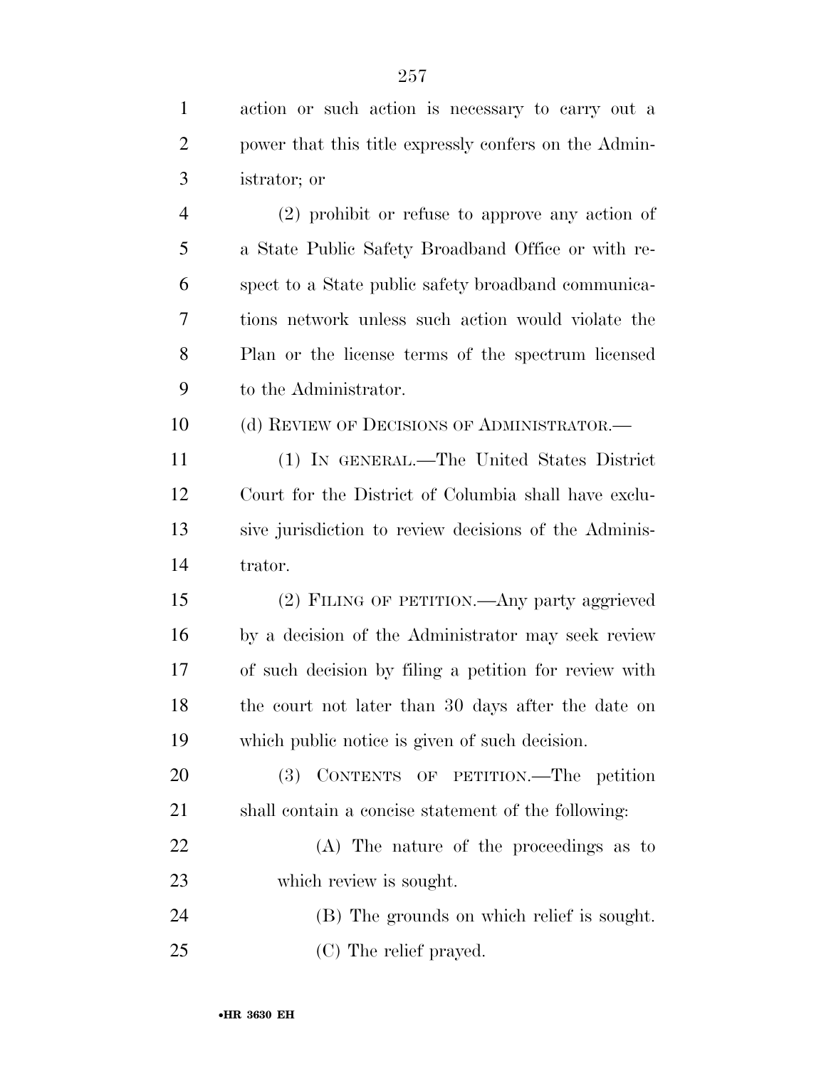action or such action is necessary to carry out a power that this title expressly confers on the Administrator; or

(2) prohibit or refuse to approve any action of a State Public Safety Broadband Office or with respect to a State public safety broadband communications network unless such action would violate the Plan or the license terms of the spectrum licensed to the Administrator.

(d) REVIEW OF DECISIONS OF ADMINISTRATOR.—

(1) IN GENERAL.—The United States District Court for the District of Columbia shall have exclusive jurisdiction to review decisions of the Administrator.

(2) FILING OF PETITION.—Any party aggrieved by a decision of the Administrator may seek review of such decision by filing a petition for review with the court not later than 30 days after the date on which public notice is given of such decision.

(3) CONTENTS OF PETITION.—The petition shall contain a concise statement of the following:

(A) The nature of the proceedings as to which review is sought.

(B) The grounds on which relief is sought.

(C) The relief prayed.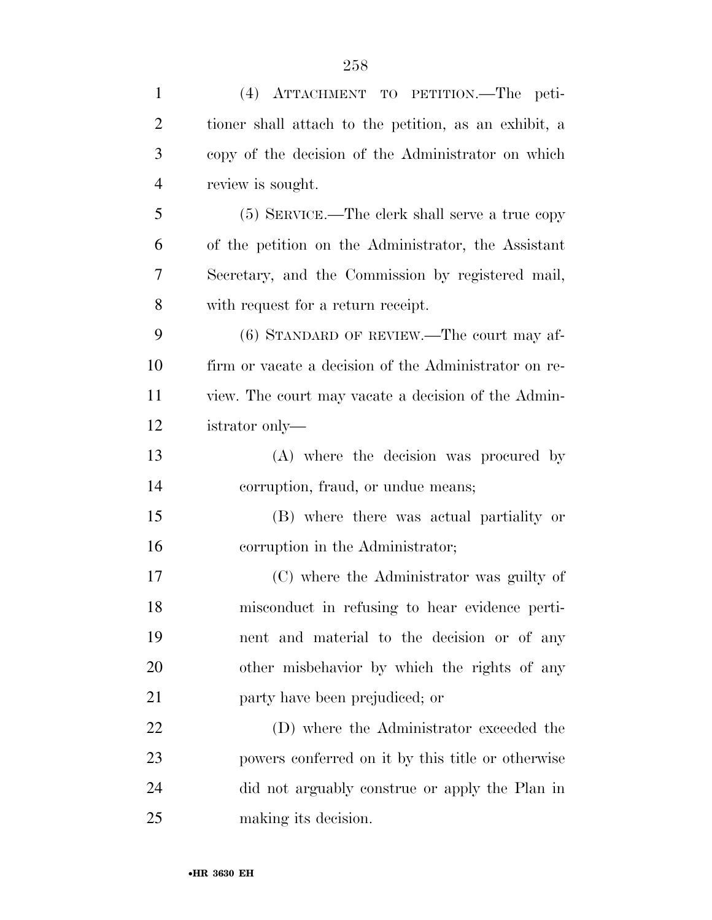(4) ATTACHMENT TO PETITION.—The petitioner shall attach to the petition, as an exhibit, a copy of the decision of the Administrator on which review is sought.

(5) SERVICE.—The clerk shall serve a true copy of the petition on the Administrator, the Assistant Secretary, and the Commission by registered mail, with request for a return receipt.

(6) STANDARD OF REVIEW.—The court may affirm or vacate a decision of the Administrator on review. The court may vacate a decision of the Administrator only—

(A) where the decision was procured by corruption, fraud, or undue means;

(B) where there was actual partiality or corruption in the Administrator;

(C) where the Administrator was guilty of misconduct in refusing to hear evidence pertinent and material to the decision or of any other misbehavior by which the rights of any party have been prejudiced; or

(D) where the Administrator exceeded the powers conferred on it by this title or otherwise did not arguably construe or apply the Plan in making its decision.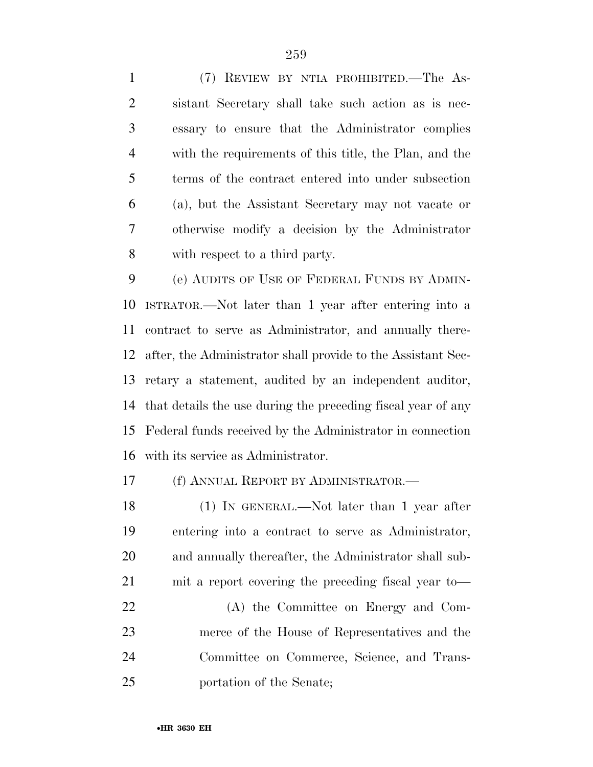(7) REVIEW BY NTIA PROHIBITED.—The Assistant Secretary shall take such action as is necessary to ensure that the Administrator complies with the requirements of this title, the Plan, and the terms of the contract entered into under subsection (a), but the Assistant Secretary may not vacate or otherwise modify a decision by the Administrator with respect to a third party.

(e) AUDITS OF USE OF FEDERAL FUNDS BY ADMINISTRATOR.—Not later than 1 year after entering into a contract to serve as Administrator, and annually thereafter, the Administrator shall provide to the Assistant Secretary a statement, audited by an independent auditor, that details the use during the preceding fiscal year of any Federal funds received by the Administrator in connection with its service as Administrator.

(f) ANNUAL REPORT BY ADMINISTRATOR.—

(1) IN GENERAL.—Not later than 1 year after entering into a contract to serve as Administrator, and annually thereafter, the Administrator shall submit a report covering the preceding fiscal year to—

(A) the Committee on Energy and Commerce of the House of Representatives and the Committee on Commerce, Science, and Transportation of the Senate;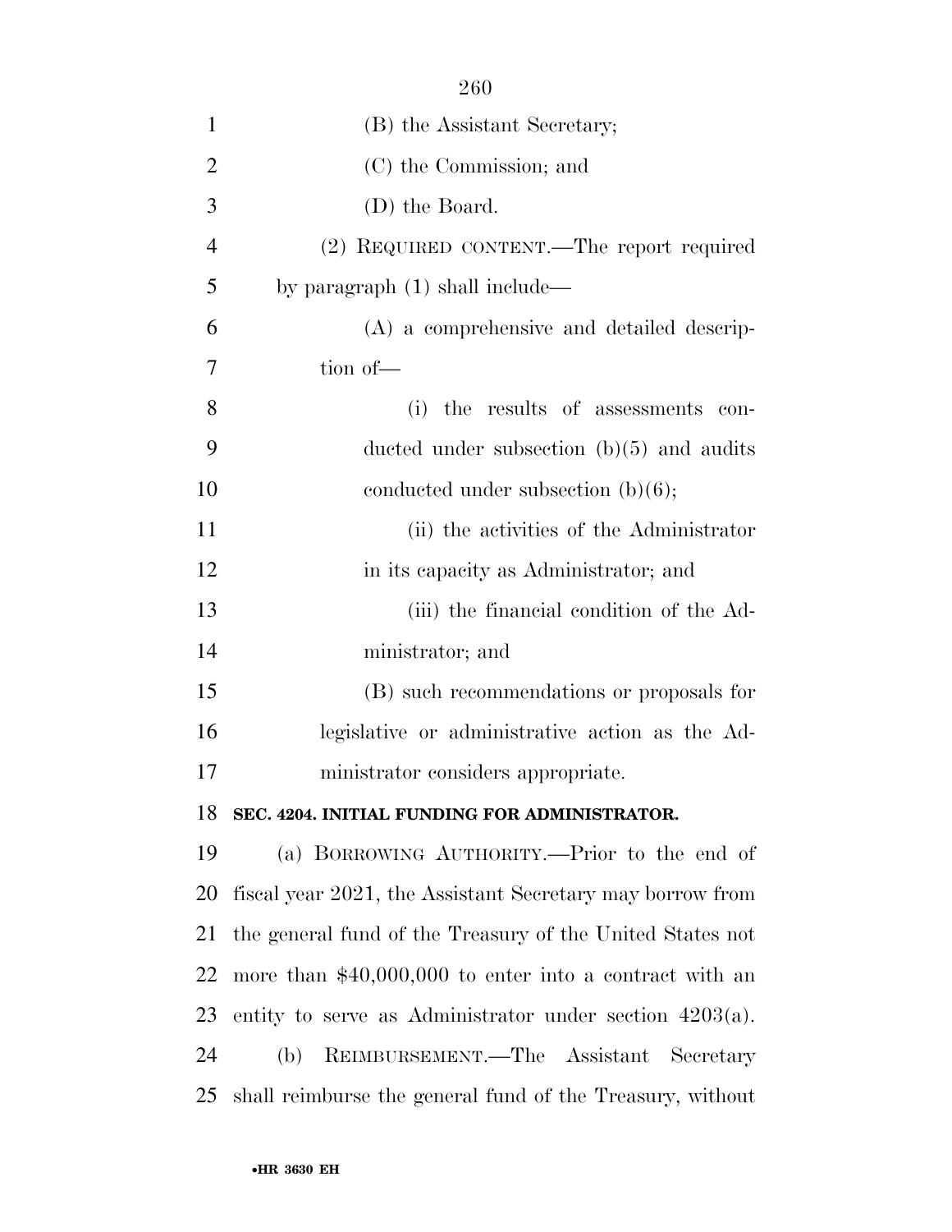(B) the Assistant Secretary;

(C) the Commission; and

(D) the Board.

(2) REQUIRED CONTENT.—The report required by paragraph (1) shall include—

(A) a comprehensive and detailed description of—

(i) the results of assessments conducted under subsection (b)(5) and audits conducted under subsection (b)(6);

(ii) the activities of the Administrator in its capacity as Administrator; and

(iii) the financial condition of the Administrator; and

(B) such recommendations or proposals for legislative or administrative action as the Administrator considers appropriate.

**SEC. 4204. INITIAL FUNDING FOR ADMINISTRATOR.**

(a) BORROWING AUTHORITY.—Prior to the end of fiscal year 2021, the Assistant Secretary may borrow from the general fund of the Treasury of the United States not more than $40,000,000 to enter into a contract with an entity to serve as Administrator under section 4203(a).

(b) REIMBURSEMENT.—The Assistant Secretary shall reimburse the general fund of the Treasury, without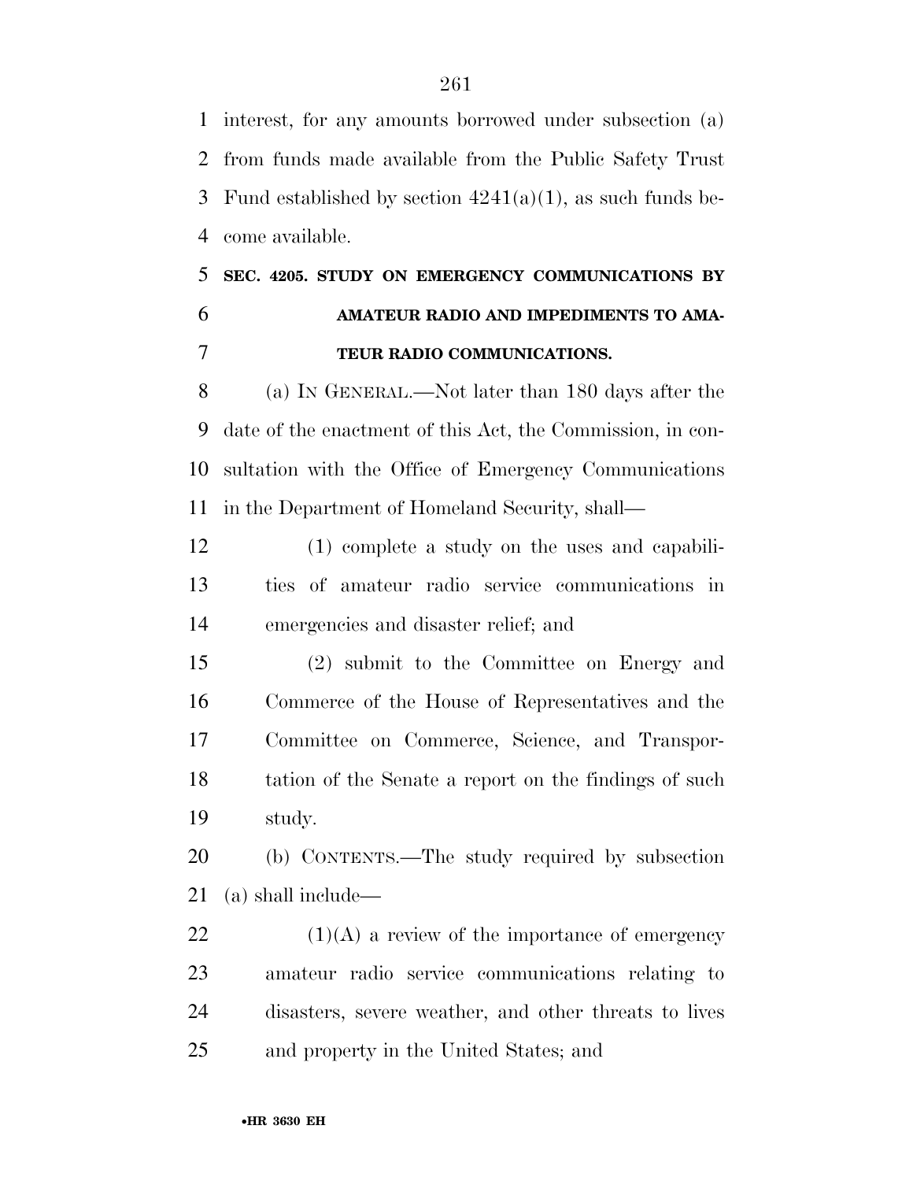interest, for any amounts borrowed under subsection (a) from funds made available from the Public Safety Trust Fund established by section 4241(a)(1), as such funds become available.

## SEC. 4205. STUDY ON EMERGENCY COMMUNICATIONS BY AMATEUR RADIO AND IMPEDIMENTS TO AMATEUR RADIO COMMUNICATIONS.

(a) IN GENERAL.—Not later than 180 days after the date of the enactment of this Act, the Commission, in consultation with the Office of Emergency Communications in the Department of Homeland Security, shall—

(1) complete a study on the uses and capabilities of amateur radio service communications in emergencies and disaster relief; and

(2) submit to the Committee on Energy and Commerce of the House of Representatives and the Committee on Commerce, Science, and Transportation of the Senate a report on the findings of such study.

(b) CONTENTS.—The study required by subsection (a) shall include—

(1)(A) a review of the importance of emergency amateur radio service communications relating to disasters, severe weather, and other threats to lives and property in the United States; and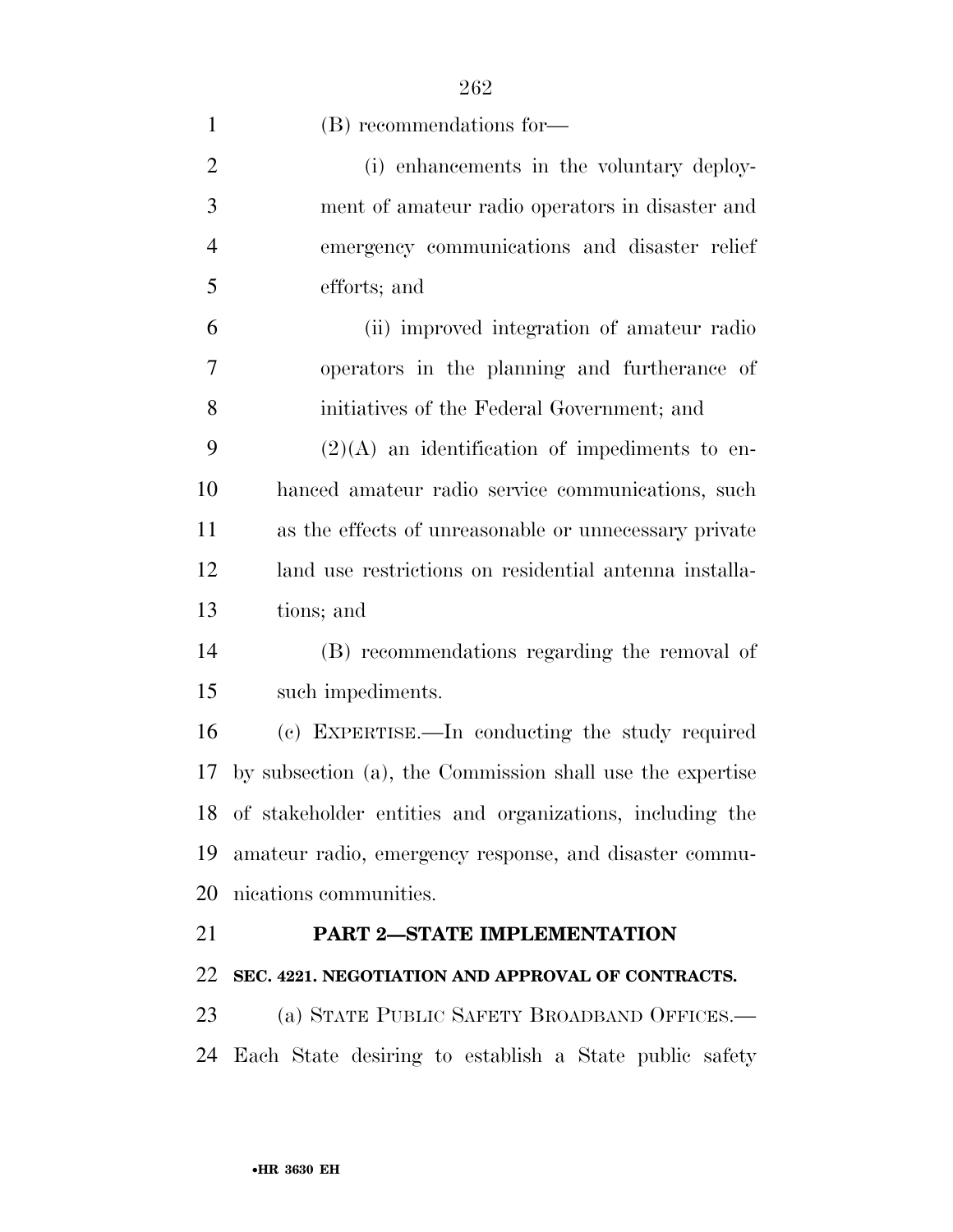(B) recommendations for—

(i) enhancements in the voluntary deployment of amateur radio operators in disaster and emergency communications and disaster relief efforts; and

(ii) improved integration of amateur radio operators in the planning and furtherance of initiatives of the Federal Government; and

(2)(A) an identification of impediments to enhanced amateur radio service communications, such as the effects of unreasonable or unnecessary private land use restrictions on residential antenna installations; and

(B) recommendations regarding the removal of such impediments.

(c) EXPERTISE.—In conducting the study required by subsection (a), the Commission shall use the expertise of stakeholder entities and organizations, including the amateur radio, emergency response, and disaster communications communities.

## PART 2—STATE IMPLEMENTATION

### SEC. 4221. NEGOTIATION AND APPROVAL OF CONTRACTS.

(a) STATE PUBLIC SAFETY BROADBAND OFFICES.—Each State desiring to establish a State public safety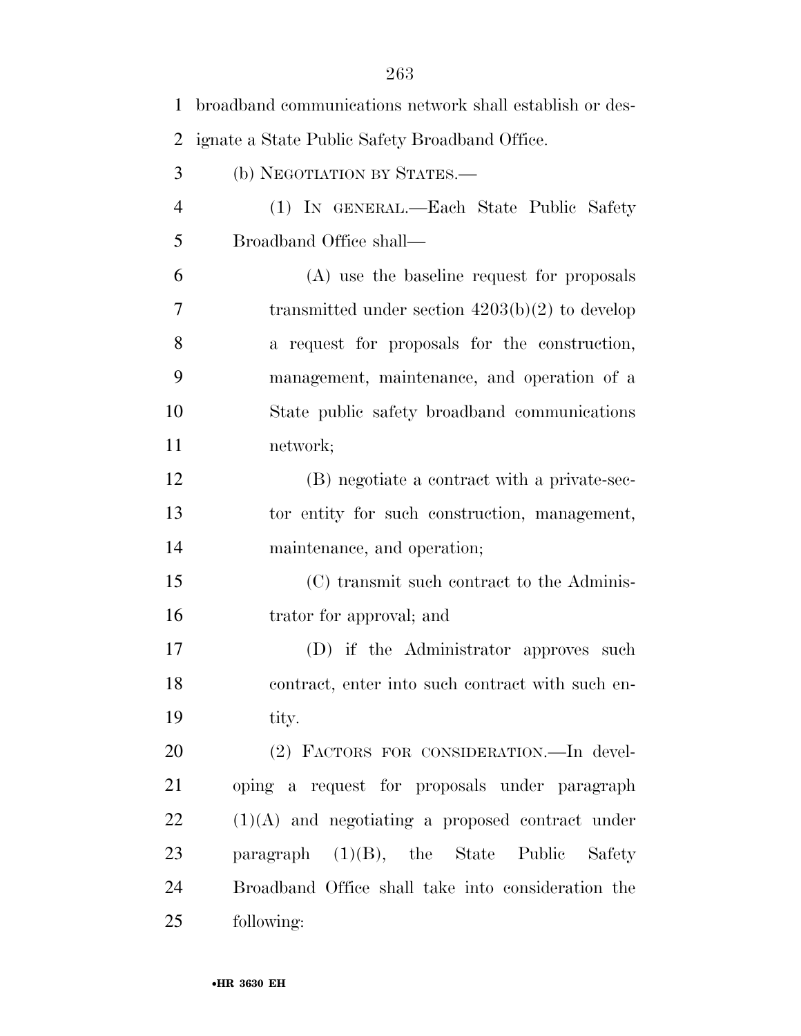broadband communications network shall establish or designate a State Public Safety Broadband Office.

(b) NEGOTIATION BY STATES.—

(1) IN GENERAL.—Each State Public Safety Broadband Office shall—

(A) use the baseline request for proposals transmitted under section 4203(b)(2) to develop a request for proposals for the construction, management, maintenance, and operation of a State public safety broadband communications network;

(B) negotiate a contract with a private-sector entity for such construction, management, maintenance, and operation;

(C) transmit such contract to the Administrator for approval; and

(D) if the Administrator approves such contract, enter into such contract with such entity.

(2) FACTORS FOR CONSIDERATION.—In developing a request for proposals under paragraph (1)(A) and negotiating a proposed contract under paragraph (1)(B), the State Public Safety Broadband Office shall take into consideration the following: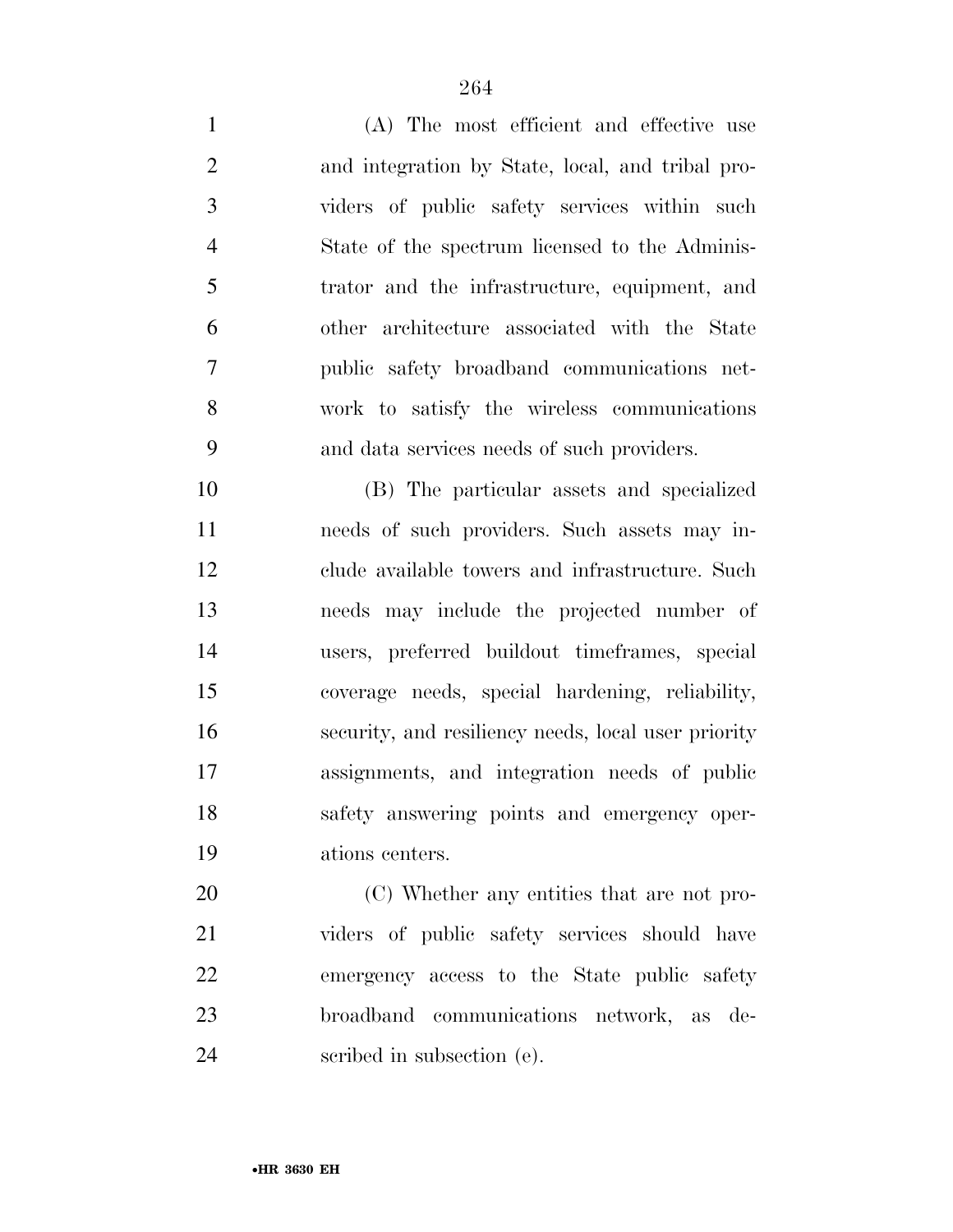(A) The most efficient and effective use and integration by State, local, and tribal providers of public safety services within such State of the spectrum licensed to the Administrator and the infrastructure, equipment, and other architecture associated with the State public safety broadband communications network to satisfy the wireless communications and data services needs of such providers.

(B) The particular assets and specialized needs of such providers. Such assets may include available towers and infrastructure. Such needs may include the projected number of users, preferred buildout timeframes, special coverage needs, special hardening, reliability, security, and resiliency needs, local user priority assignments, and integration needs of public safety answering points and emergency operations centers.

(C) Whether any entities that are not providers of public safety services should have emergency access to the State public safety broadband communications network, as described in subsection (e).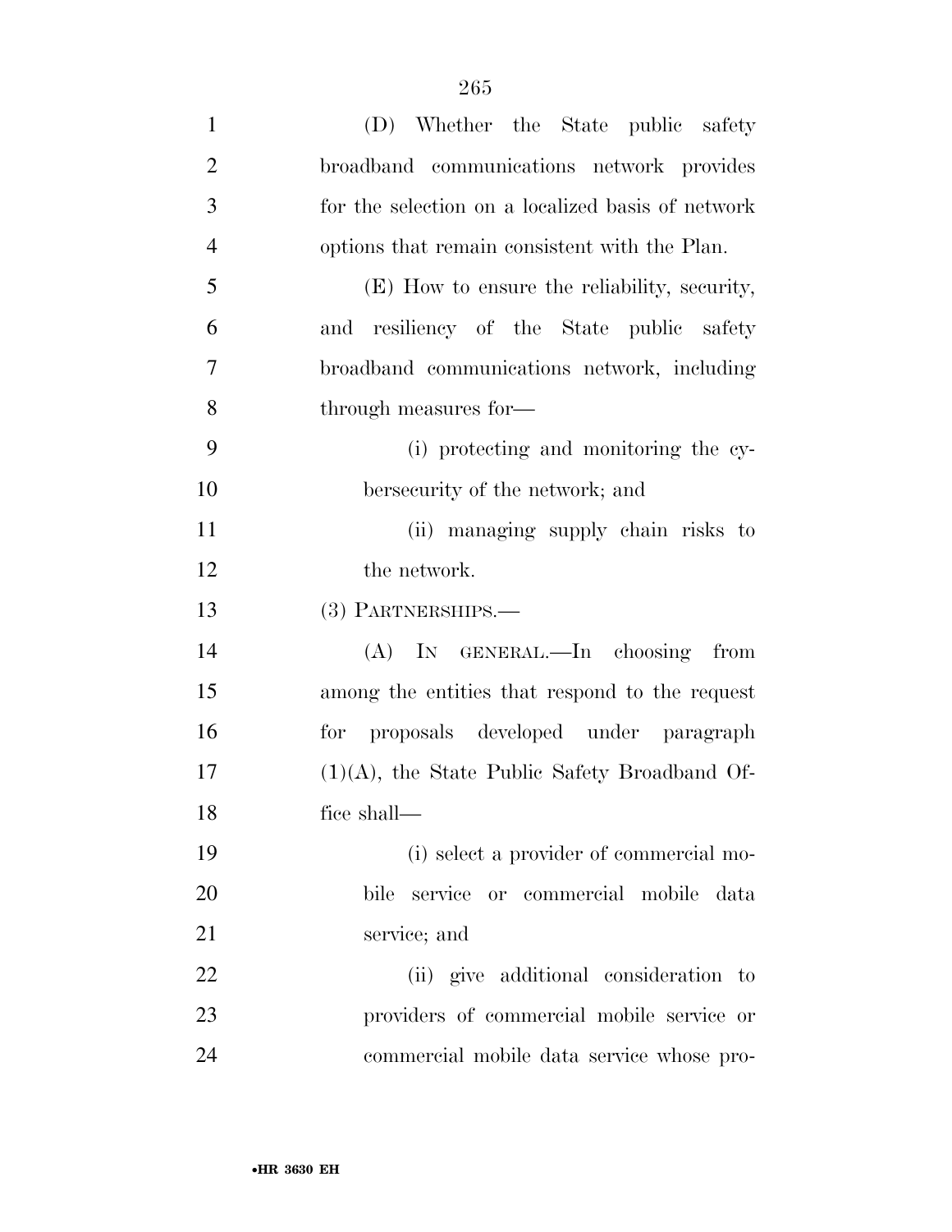(D) Whether the State public safety broadband communications network provides for the selection on a localized basis of network options that remain consistent with the Plan.

(E) How to ensure the reliability, security, and resiliency of the State public safety broadband communications network, including through measures for—

(i) protecting and monitoring the cybersecurity of the network; and

(ii) managing supply chain risks to the network.

(3) PARTNERSHIPS.—

(A) IN GENERAL.—In choosing from among the entities that respond to the request for proposals developed under paragraph (1)(A), the State Public Safety Broadband Office shall—

(i) select a provider of commercial mobile service or commercial mobile data service; and

(ii) give additional consideration to providers of commercial mobile service or commercial mobile data service whose pro-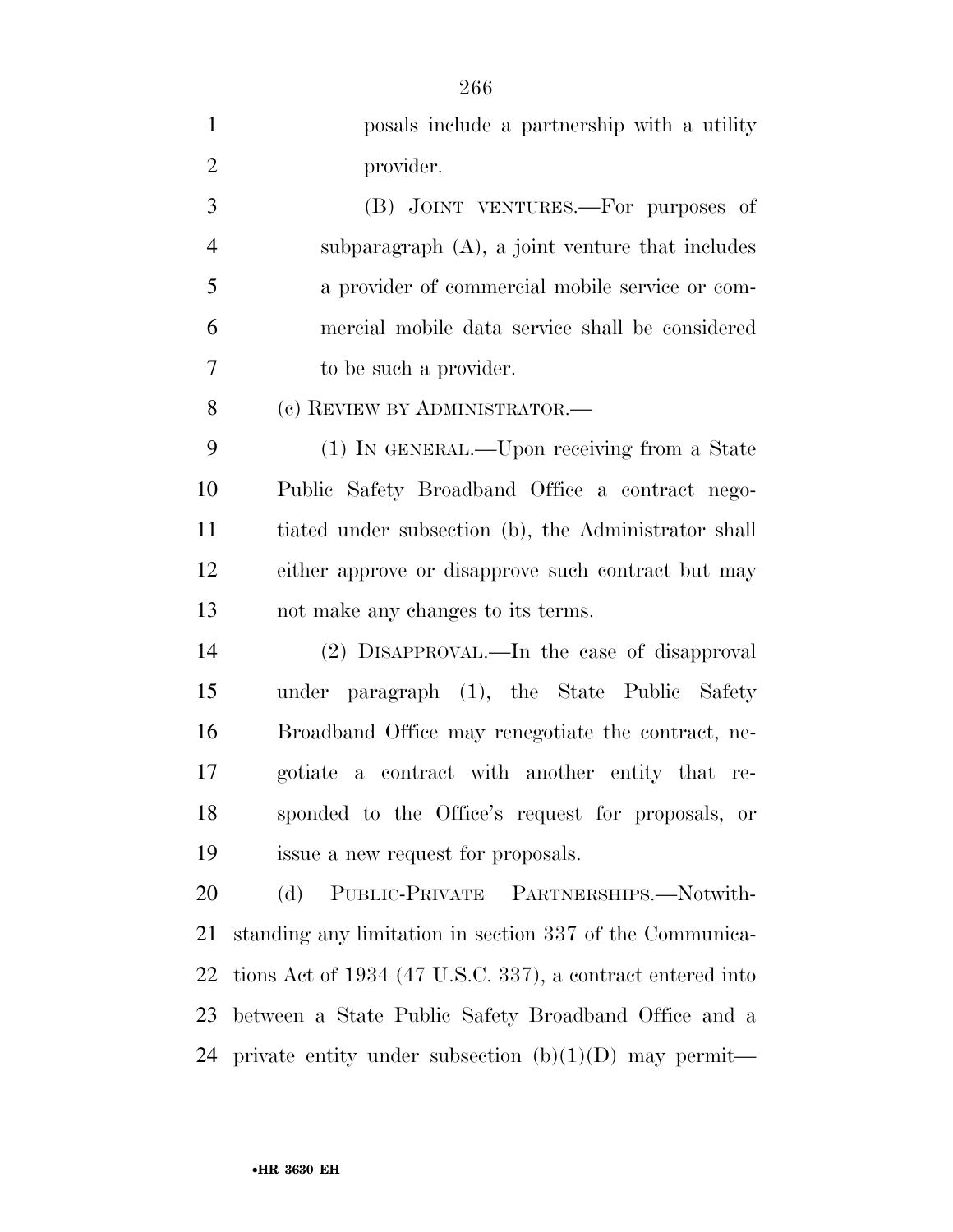posals include a partnership with a utility provider.

(B) JOINT VENTURES.—For purposes of subparagraph (A), a joint venture that includes a provider of commercial mobile service or commercial mobile data service shall be considered to be such a provider.

(c) REVIEW BY ADMINISTRATOR.—

(1) IN GENERAL.—Upon receiving from a State Public Safety Broadband Office a contract negotiated under subsection (b), the Administrator shall either approve or disapprove such contract but may not make any changes to its terms.

(2) DISAPPROVAL.—In the case of disapproval under paragraph (1), the State Public Safety Broadband Office may renegotiate the contract, negotiate a contract with another entity that responded to the Office's request for proposals, or issue a new request for proposals.

(d) PUBLIC-PRIVATE PARTNERSHIPS.—Notwithstanding any limitation in section 337 of the Communications Act of 1934 (47 U.S.C. 337), a contract entered into between a State Public Safety Broadband Office and a private entity under subsection (b)(1)(D) may permit—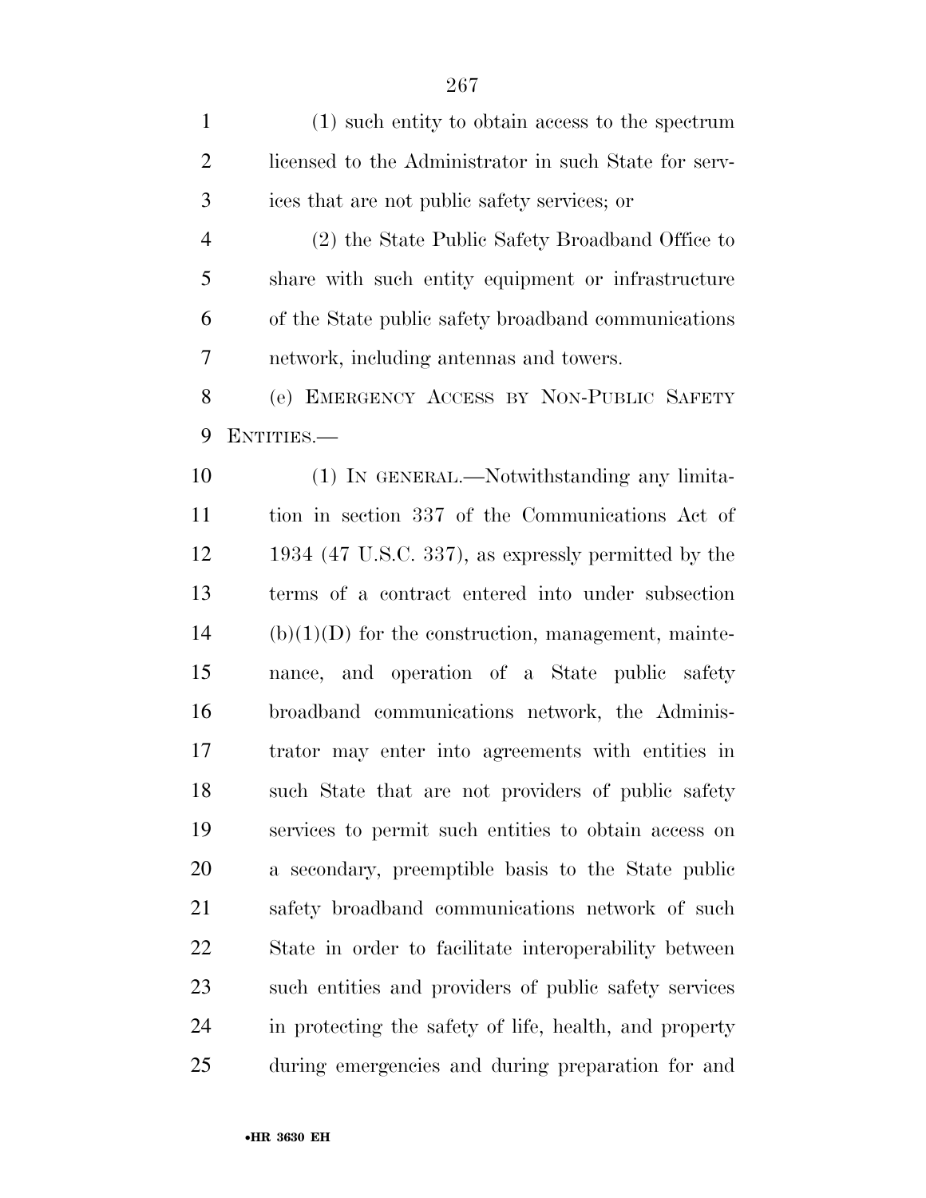(1) such entity to obtain access to the spectrum licensed to the Administrator in such State for services that are not public safety services; or

(2) the State Public Safety Broadband Office to share with such entity equipment or infrastructure of the State public safety broadband communications network, including antennas and towers.

(e) EMERGENCY ACCESS BY NON-PUBLIC SAFETY ENTITIES.—

(1) IN GENERAL.—Notwithstanding any limitation in section 337 of the Communications Act of 1934 (47 U.S.C. 337), as expressly permitted by the terms of a contract entered into under subsection (b)(1)(D) for the construction, management, maintenance, and operation of a State public safety broadband communications network, the Administrator may enter into agreements with entities in such State that are not providers of public safety services to permit such entities to obtain access on a secondary, preemptible basis to the State public safety broadband communications network of such State in order to facilitate interoperability between such entities and providers of public safety services in protecting the safety of life, health, and property during emergencies and during preparation for and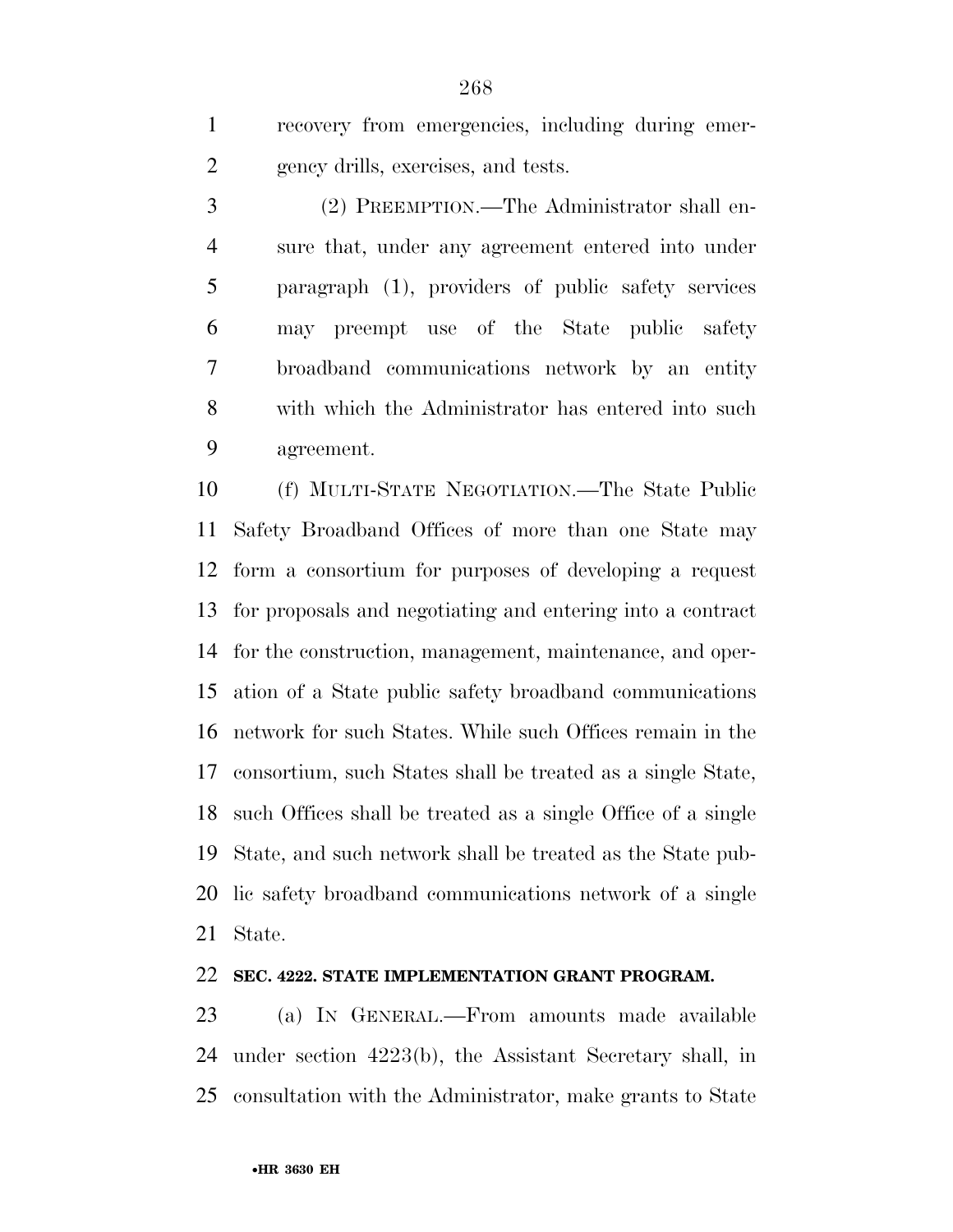recovery from emergencies, including during emergency drills, exercises, and tests.

(2) PREEMPTION.—The Administrator shall ensure that, under any agreement entered into under paragraph (1), providers of public safety services may preempt use of the State public safety broadband communications network by an entity with which the Administrator has entered into such agreement.

(f) MULTI-STATE NEGOTIATION.—The State Public Safety Broadband Offices of more than one State may form a consortium for purposes of developing a request for proposals and negotiating and entering into a contract for the construction, management, maintenance, and operation of a State public safety broadband communications network for such States. While such Offices remain in the consortium, such States shall be treated as a single State, such Offices shall be treated as a single Office of a single State, and such network shall be treated as the State public safety broadband communications network of a single State.

### SEC. 4222. STATE IMPLEMENTATION GRANT PROGRAM.

(a) IN GENERAL.—From amounts made available under section 4223(b), the Assistant Secretary shall, in consultation with the Administrator, make grants to State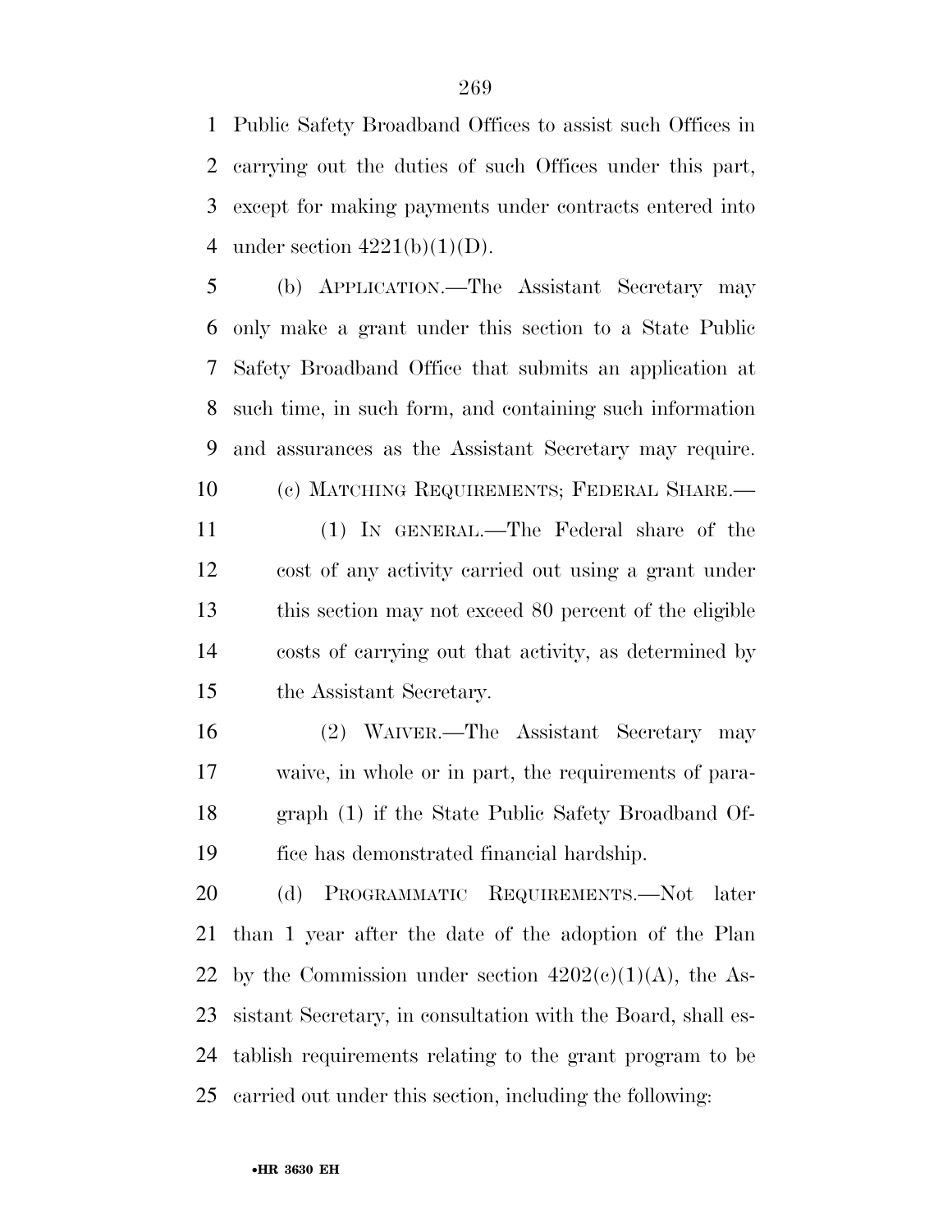Public Safety Broadband Offices to assist such Offices in carrying out the duties of such Offices under this part, except for making payments under contracts entered into under section 4221(b)(1)(D).

(b) APPLICATION.—The Assistant Secretary may only make a grant under this section to a State Public Safety Broadband Office that submits an application at such time, in such form, and containing such information and assurances as the Assistant Secretary may require.

(c) MATCHING REQUIREMENTS; FEDERAL SHARE.—

(1) IN GENERAL.—The Federal share of the cost of any activity carried out using a grant under this section may not exceed 80 percent of the eligible costs of carrying out that activity, as determined by the Assistant Secretary.

(2) WAIVER.—The Assistant Secretary may waive, in whole or in part, the requirements of paragraph (1) if the State Public Safety Broadband Office has demonstrated financial hardship.

(d) PROGRAMMATIC REQUIREMENTS.—Not later than 1 year after the date of the adoption of the Plan by the Commission under section 4202(c)(1)(A), the Assistant Secretary, in consultation with the Board, shall establish requirements relating to the grant program to be carried out under this section, including the following: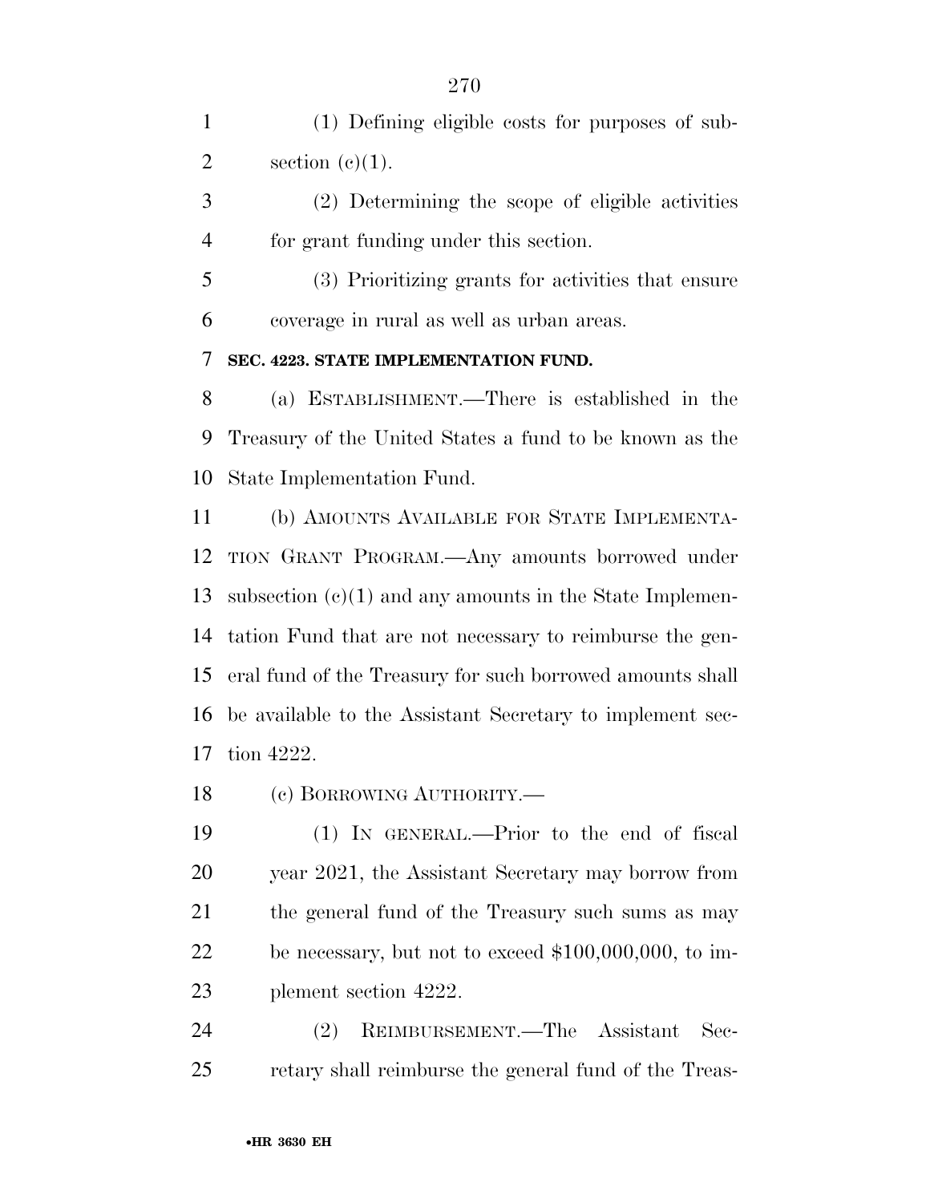(1) Defining eligible costs for purposes of subsection (c)(1).

(2) Determining the scope of eligible activities for grant funding under this section.

(3) Prioritizing grants for activities that ensure coverage in rural as well as urban areas.

**SEC. 4223. STATE IMPLEMENTATION FUND.**

(a) ESTABLISHMENT.—There is established in the Treasury of the United States a fund to be known as the State Implementation Fund.

(b) AMOUNTS AVAILABLE FOR STATE IMPLEMENTATION GRANT PROGRAM.—Any amounts borrowed under subsection (c)(1) and any amounts in the State Implementation Fund that are not necessary to reimburse the general fund of the Treasury for such borrowed amounts shall be available to the Assistant Secretary to implement section 4222.

(c) BORROWING AUTHORITY.—

(1) IN GENERAL.—Prior to the end of fiscal year 2021, the Assistant Secretary may borrow from the general fund of the Treasury such sums as may be necessary, but not to exceed $100,000,000, to implement section 4222.

(2) REIMBURSEMENT.—The Assistant Secretary shall reimburse the general fund of the Treas-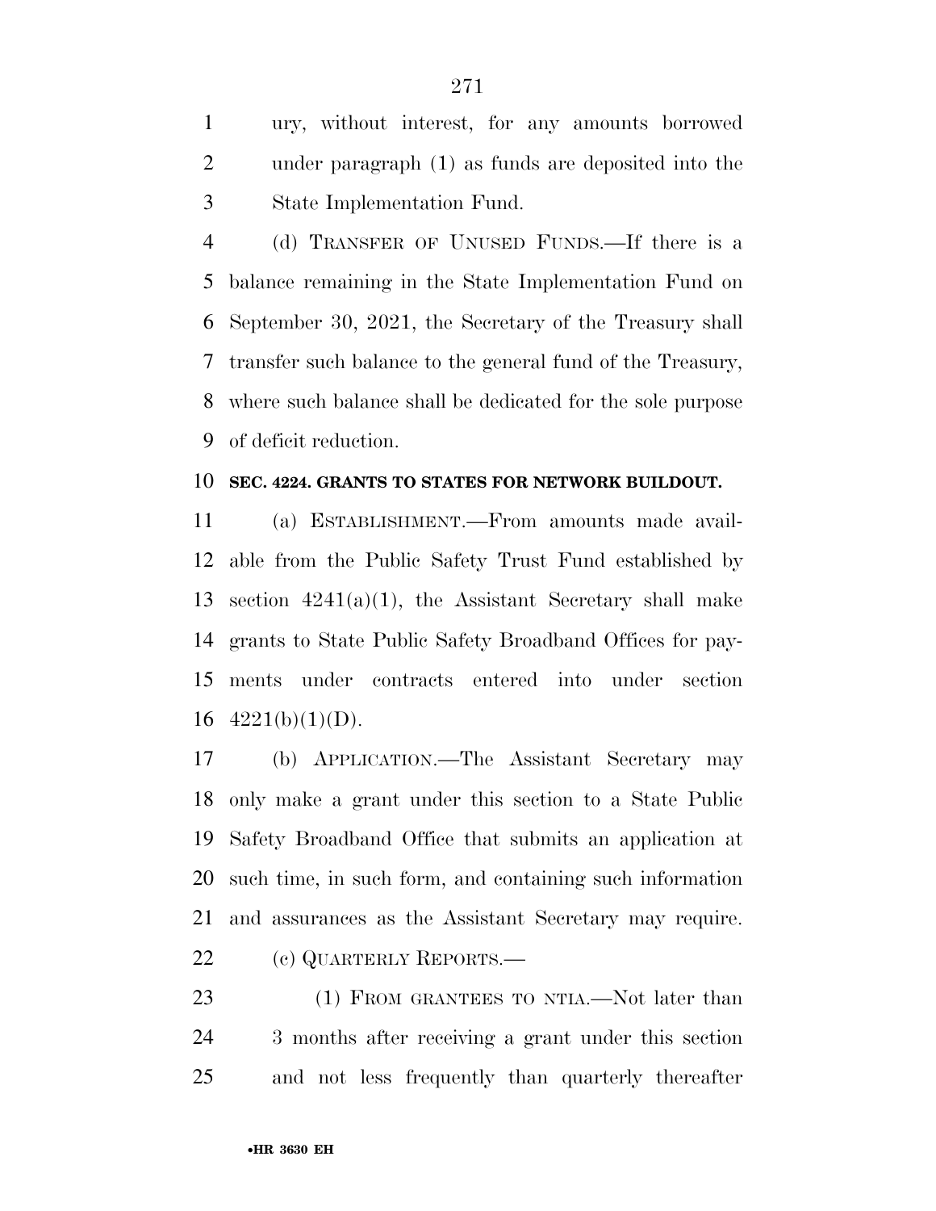ury, without interest, for any amounts borrowed under paragraph (1) as funds are deposited into the State Implementation Fund.

(d) TRANSFER OF UNUSED FUNDS.—If there is a balance remaining in the State Implementation Fund on September 30, 2021, the Secretary of the Treasury shall transfer such balance to the general fund of the Treasury, where such balance shall be dedicated for the sole purpose of deficit reduction.

**SEC. 4224. GRANTS TO STATES FOR NETWORK BUILDOUT.**

(a) ESTABLISHMENT.—From amounts made available from the Public Safety Trust Fund established by section 4241(a)(1), the Assistant Secretary shall make grants to State Public Safety Broadband Offices for payments under contracts entered into under section 4221(b)(1)(D).

(b) APPLICATION.—The Assistant Secretary may only make a grant under this section to a State Public Safety Broadband Office that submits an application at such time, in such form, and containing such information and assurances as the Assistant Secretary may require.

(c) QUARTERLY REPORTS.—

(1) FROM GRANTEES TO NTIA.—Not later than 3 months after receiving a grant under this section and not less frequently than quarterly thereafter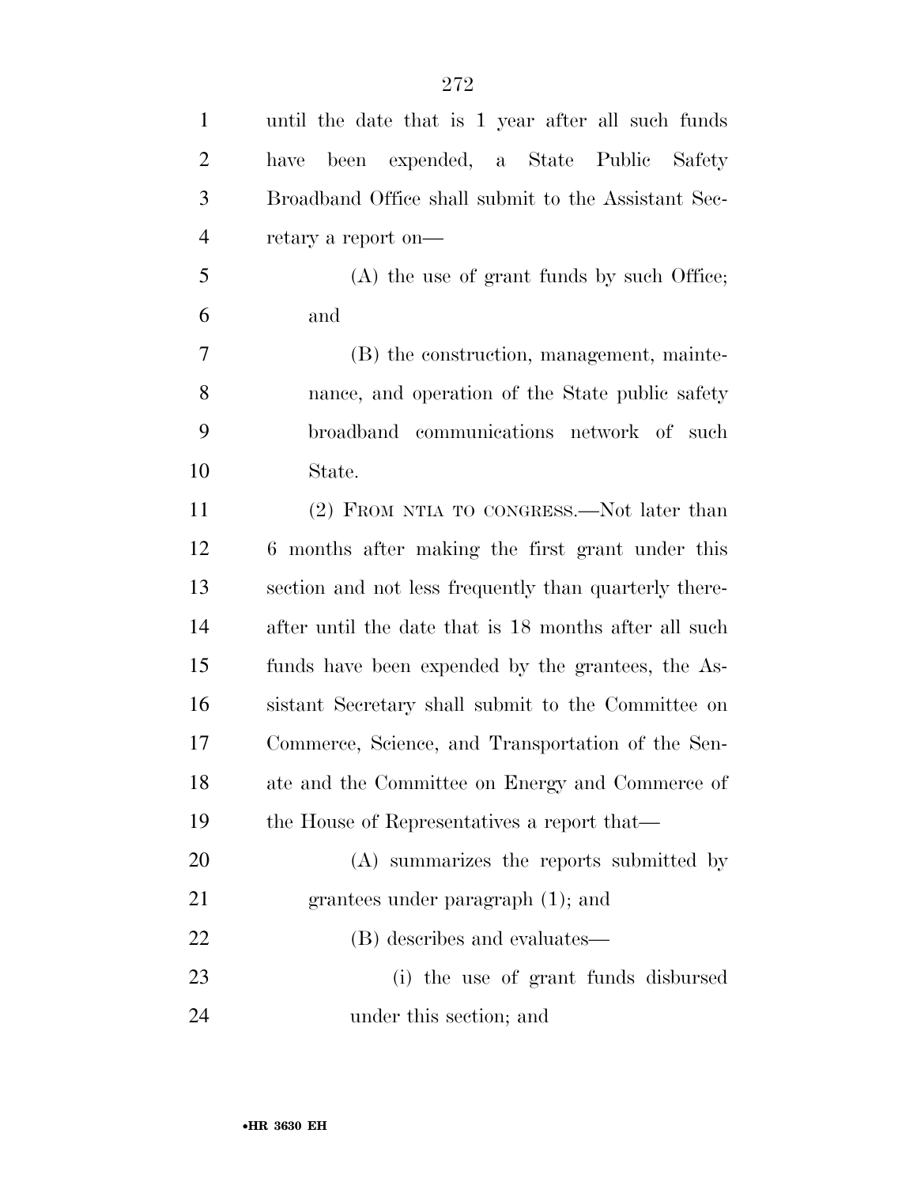until the date that is 1 year after all such funds have been expended, a State Public Safety Broadband Office shall submit to the Assistant Secretary a report on—

(A) the use of grant funds by such Office; and

(B) the construction, management, maintenance, and operation of the State public safety broadband communications network of such State.

(2) FROM NTIA TO CONGRESS.—Not later than 6 months after making the first grant under this section and not less frequently than quarterly thereafter until the date that is 18 months after all such funds have been expended by the grantees, the Assistant Secretary shall submit to the Committee on Commerce, Science, and Transportation of the Senate and the Committee on Energy and Commerce of the House of Representatives a report that—

(A) summarizes the reports submitted by grantees under paragraph (1); and

(B) describes and evaluates—

(i) the use of grant funds disbursed under this section; and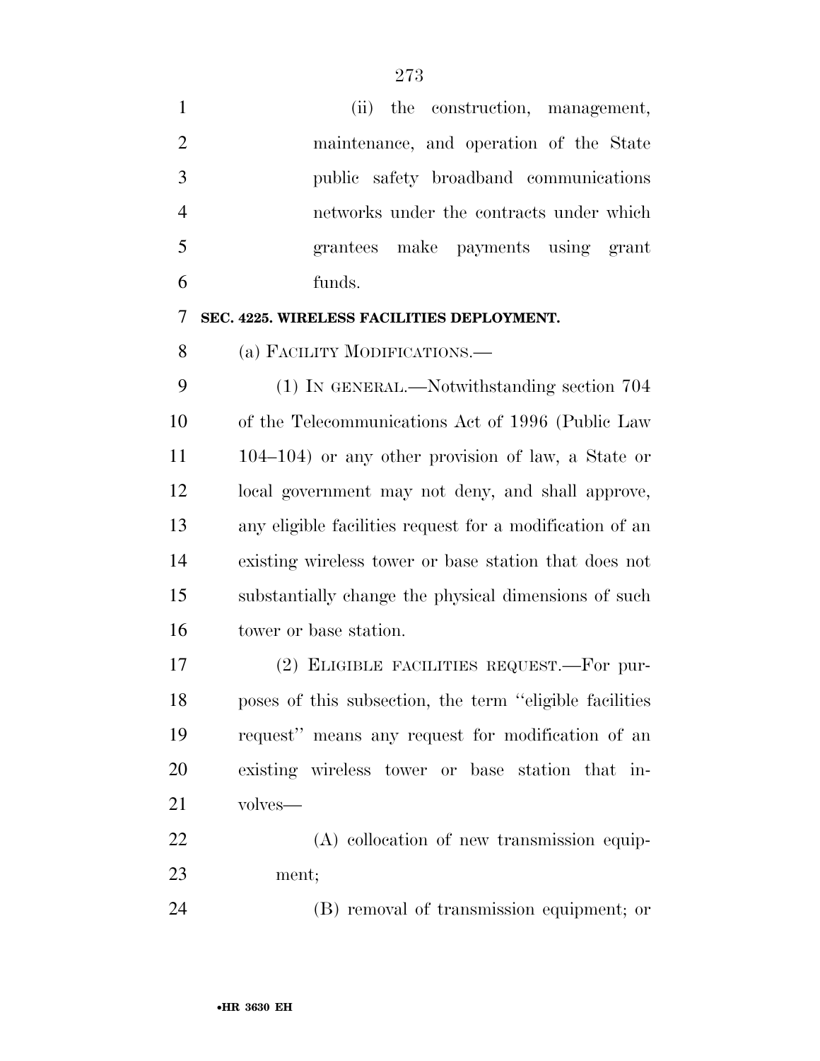(ii) the construction, management, maintenance, and operation of the State public safety broadband communications networks under the contracts under which grantees make payments using grant funds.

**SEC. 4225. WIRELESS FACILITIES DEPLOYMENT.**

(a) FACILITY MODIFICATIONS.—

(1) IN GENERAL.—Notwithstanding section 704 of the Telecommunications Act of 1996 (Public Law 104–104) or any other provision of law, a State or local government may not deny, and shall approve, any eligible facilities request for a modification of an existing wireless tower or base station that does not substantially change the physical dimensions of such tower or base station.

(2) ELIGIBLE FACILITIES REQUEST.—For purposes of this subsection, the term ''eligible facilities request'' means any request for modification of an existing wireless tower or base station that involves—

(A) collocation of new transmission equipment;

(B) removal of transmission equipment; or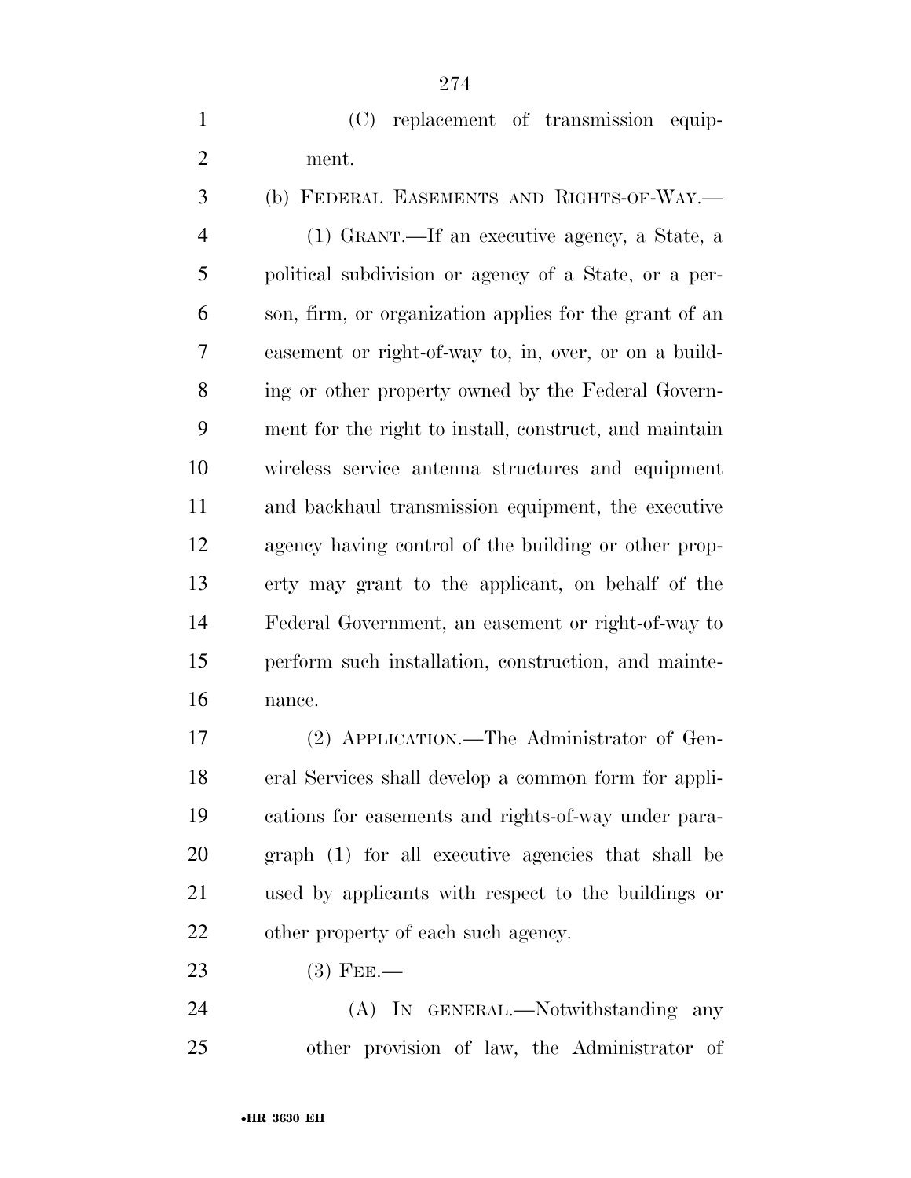(C) replacement of transmission equipment.

(b) FEDERAL EASEMENTS AND RIGHTS-OF-WAY.—

(1) GRANT.—If an executive agency, a State, a political subdivision or agency of a State, or a person, firm, or organization applies for the grant of an easement or right-of-way to, in, over, or on a building or other property owned by the Federal Government for the right to install, construct, and maintain wireless service antenna structures and equipment and backhaul transmission equipment, the executive agency having control of the building or other property may grant to the applicant, on behalf of the Federal Government, an easement or right-of-way to perform such installation, construction, and maintenance.

(2) APPLICATION.—The Administrator of General Services shall develop a common form for applications for easements and rights-of-way under paragraph (1) for all executive agencies that shall be used by applicants with respect to the buildings or other property of each such agency.

(3) FEE.—

(A) IN GENERAL.—Notwithstanding any other provision of law, the Administrator of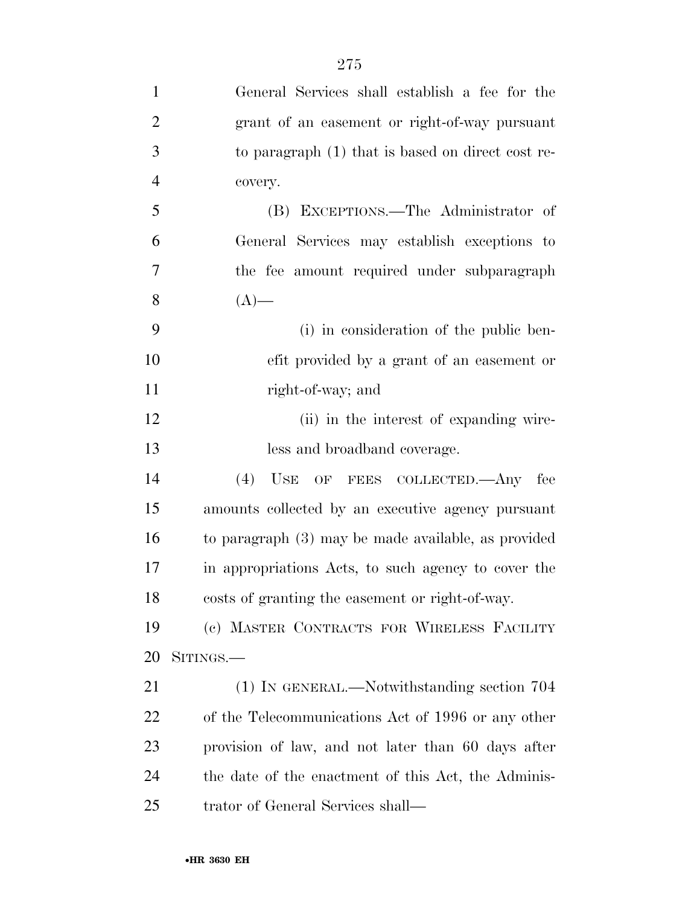General Services shall establish a fee for the grant of an easement or right-of-way pursuant to paragraph (1) that is based on direct cost recovery.

(B) EXCEPTIONS.—The Administrator of General Services may establish exceptions to the fee amount required under subparagraph (A)—

(i) in consideration of the public benefit provided by a grant of an easement or right-of-way; and

(ii) in the interest of expanding wireless and broadband coverage.

(4) USE OF FEES COLLECTED.—Any fee amounts collected by an executive agency pursuant to paragraph (3) may be made available, as provided in appropriations Acts, to such agency to cover the costs of granting the easement or right-of-way.

(c) MASTER CONTRACTS FOR WIRELESS FACILITY SITINGS.—

(1) IN GENERAL.—Notwithstanding section 704 of the Telecommunications Act of 1996 or any other provision of law, and not later than 60 days after the date of the enactment of this Act, the Administrator of General Services shall—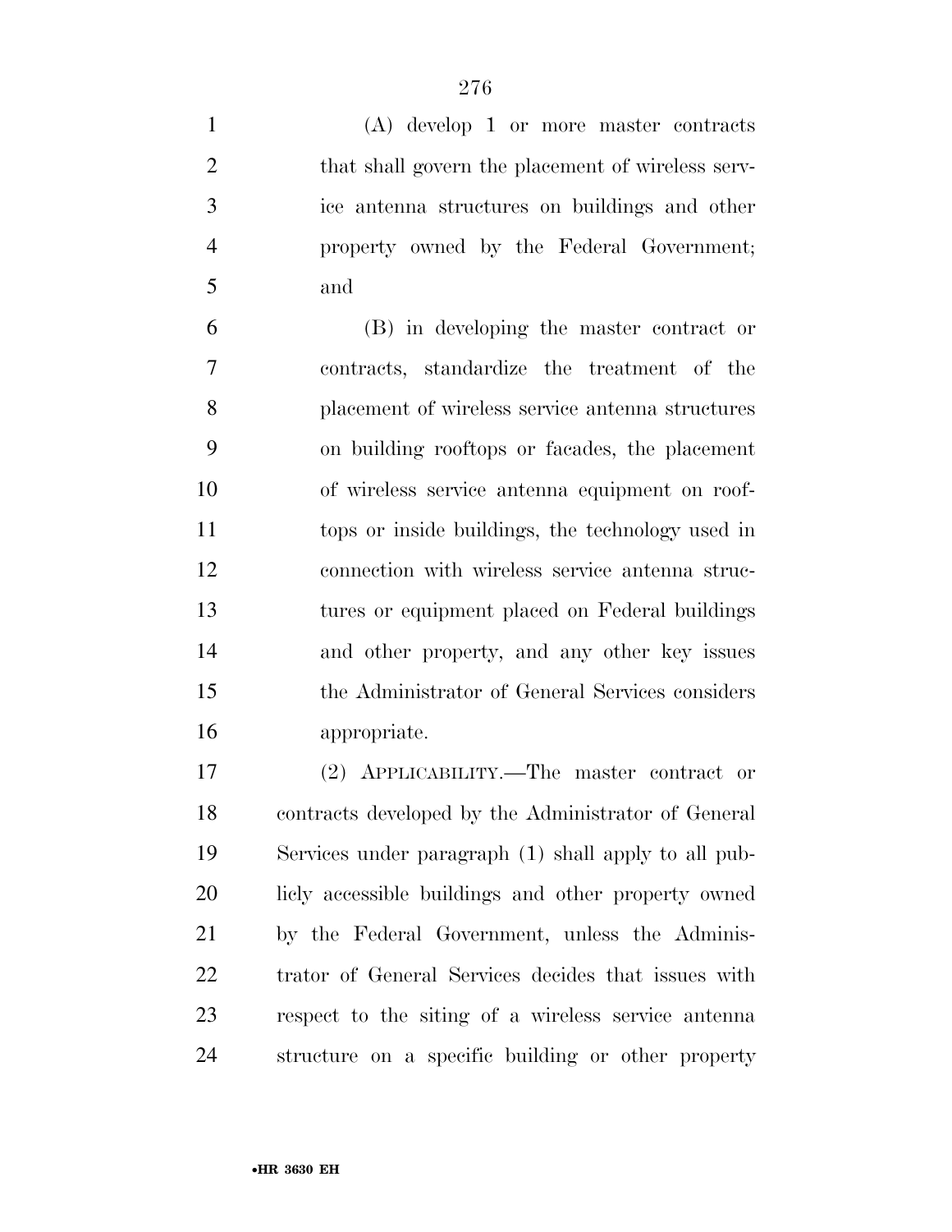(A) develop 1 or more master contracts that shall govern the placement of wireless service antenna structures on buildings and other property owned by the Federal Government; and

(B) in developing the master contract or contracts, standardize the treatment of the placement of wireless service antenna structures on building rooftops or facades, the placement of wireless service antenna equipment on rooftops or inside buildings, the technology used in connection with wireless service antenna structures or equipment placed on Federal buildings and other property, and any other key issues the Administrator of General Services considers appropriate.

(2) APPLICABILITY.—The master contract or contracts developed by the Administrator of General Services under paragraph (1) shall apply to all publicly accessible buildings and other property owned by the Federal Government, unless the Administrator of General Services decides that issues with respect to the siting of a wireless service antenna structure on a specific building or other property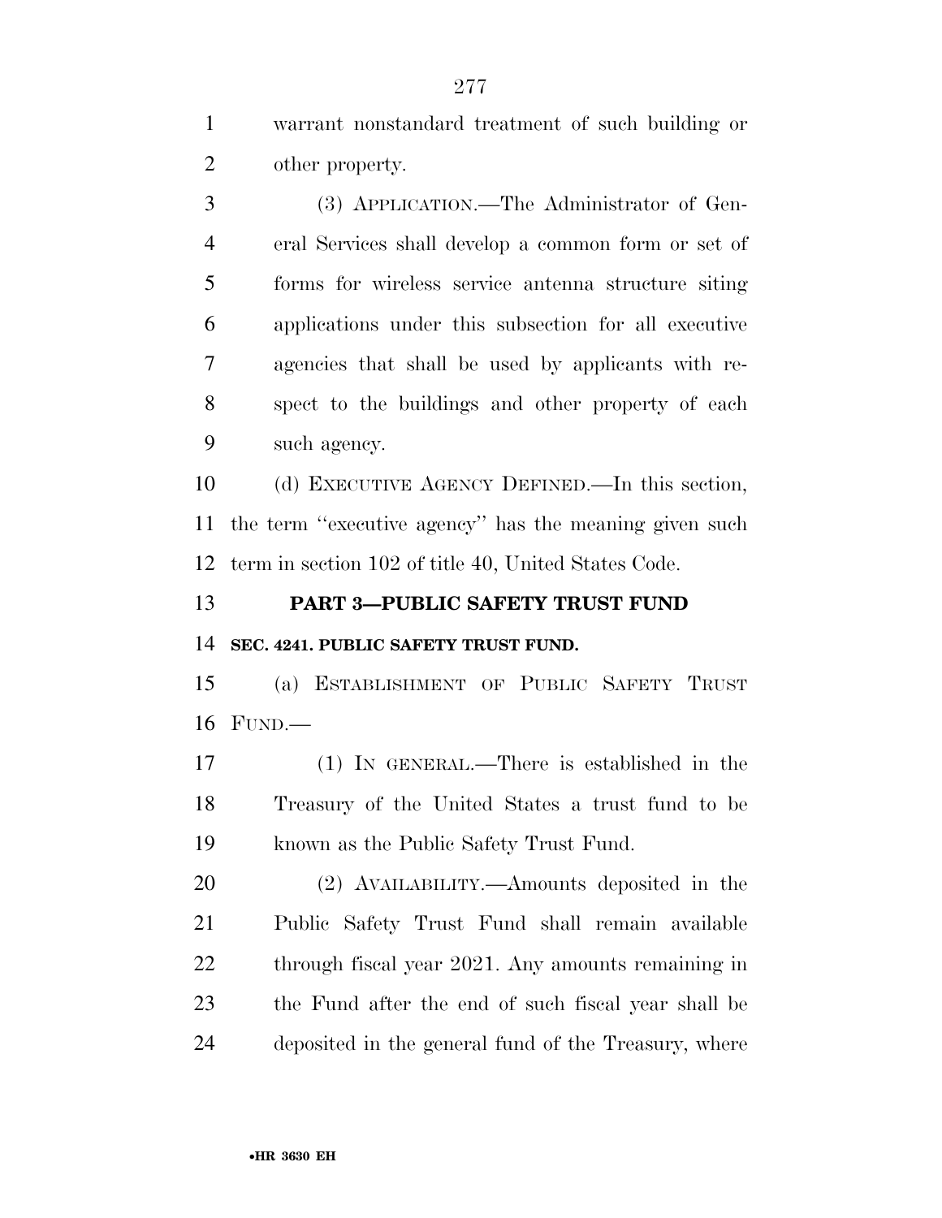warrant nonstandard treatment of such building or other property.

(3) APPLICATION.—The Administrator of General Services shall develop a common form or set of forms for wireless service antenna structure siting applications under this subsection for all executive agencies that shall be used by applicants with respect to the buildings and other property of each such agency.

(d) EXECUTIVE AGENCY DEFINED.—In this section, the term ''executive agency'' has the meaning given such term in section 102 of title 40, United States Code.

## PART 3—PUBLIC SAFETY TRUST FUND

### SEC. 4241. PUBLIC SAFETY TRUST FUND.

(a) ESTABLISHMENT OF PUBLIC SAFETY TRUST FUND.—

(1) IN GENERAL.—There is established in the Treasury of the United States a trust fund to be known as the Public Safety Trust Fund.

(2) AVAILABILITY.—Amounts deposited in the Public Safety Trust Fund shall remain available through fiscal year 2021. Any amounts remaining in the Fund after the end of such fiscal year shall be deposited in the general fund of the Treasury, where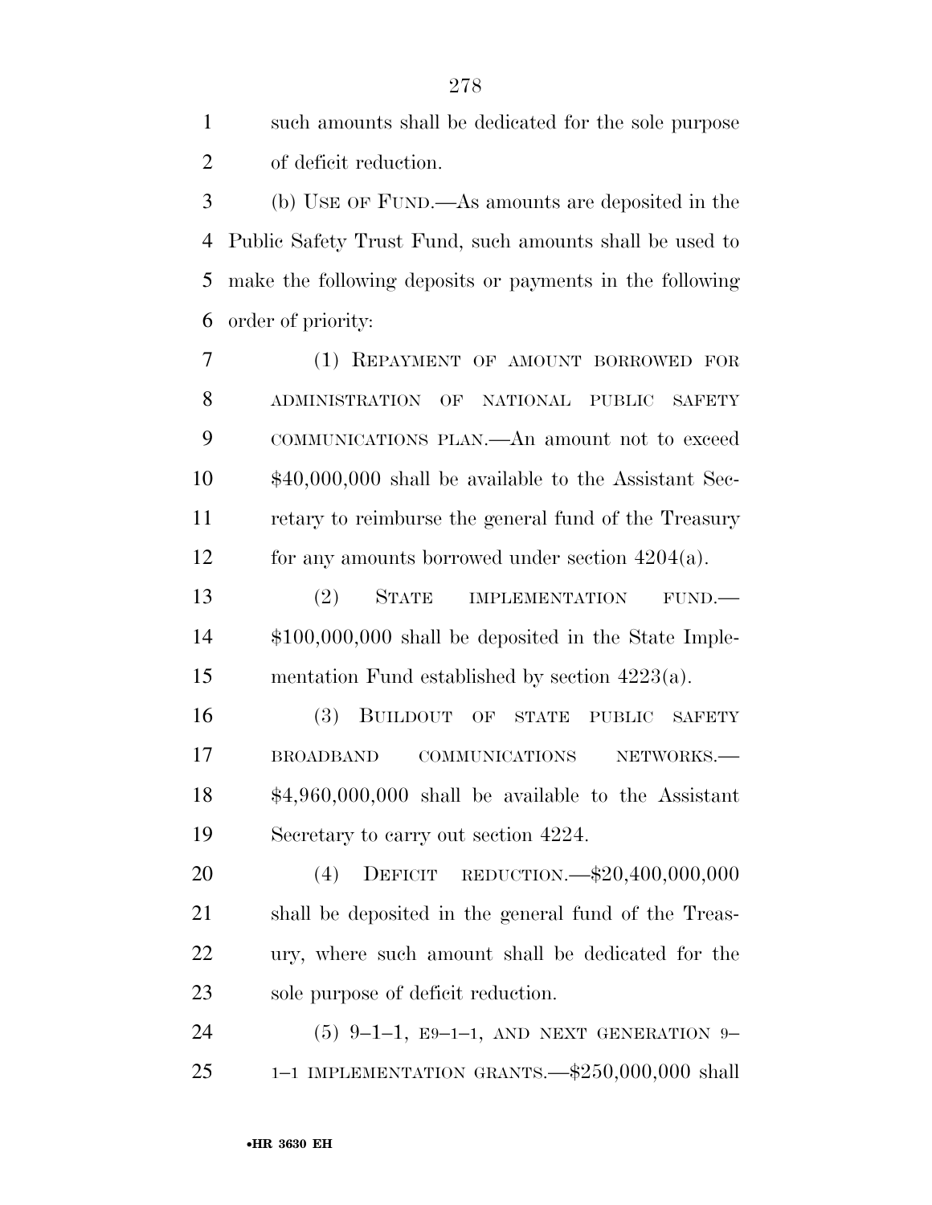such amounts shall be dedicated for the sole purpose of deficit reduction.

(b) USE OF FUND.—As amounts are deposited in the Public Safety Trust Fund, such amounts shall be used to make the following deposits or payments in the following order of priority:

(1) REPAYMENT OF AMOUNT BORROWED FOR ADMINISTRATION OF NATIONAL PUBLIC SAFETY COMMUNICATIONS PLAN.—An amount not to exceed $40,000,000 shall be available to the Assistant Secretary to reimburse the general fund of the Treasury for any amounts borrowed under section 4204(a).

(2) STATE IMPLEMENTATION FUND.—$100,000,000 shall be deposited in the State Implementation Fund established by section 4223(a).

(3) BUILDOUT OF STATE PUBLIC SAFETY BROADBAND COMMUNICATIONS NETWORKS.—$4,960,000,000 shall be available to the Assistant Secretary to carry out section 4224.

(4) DEFICIT REDUCTION.—$20,400,000,000 shall be deposited in the general fund of the Treasury, where such amount shall be dedicated for the sole purpose of deficit reduction.

(5) 9–1–1, E9–1–1, AND NEXT GENERATION 9–1–1 IMPLEMENTATION GRANTS.—$250,000,000 shall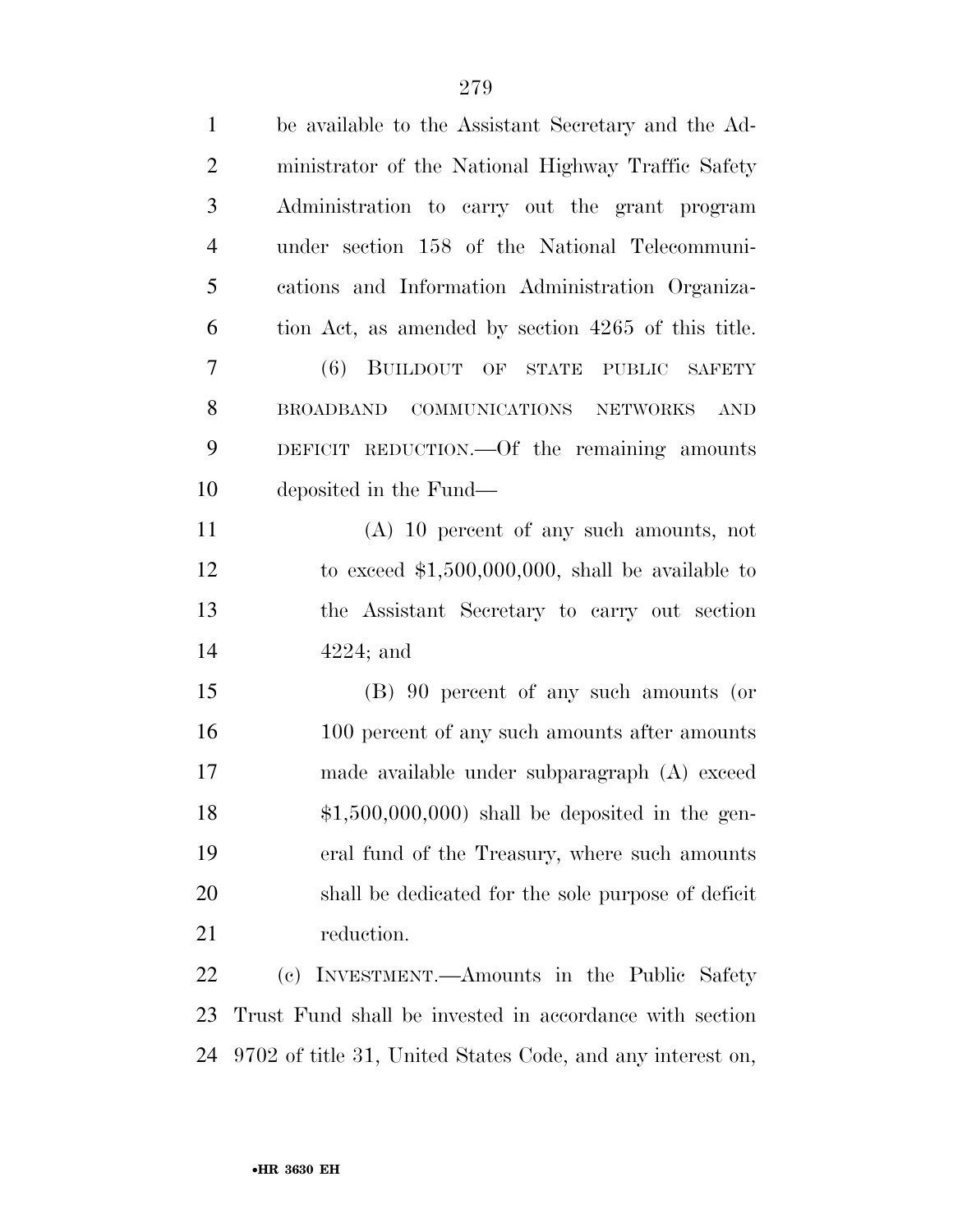be available to the Assistant Secretary and the Administrator of the National Highway Traffic Safety Administration to carry out the grant program under section 158 of the National Telecommunications and Information Administration Organization Act, as amended by section 4265 of this title.

(6) BUILDOUT OF STATE PUBLIC SAFETY BROADBAND COMMUNICATIONS NETWORKS AND DEFICIT REDUCTION.—Of the remaining amounts deposited in the Fund—

(A) 10 percent of any such amounts, not to exceed $1,500,000,000, shall be available to the Assistant Secretary to carry out section 4224; and

(B) 90 percent of any such amounts (or 100 percent of any such amounts after amounts made available under subparagraph (A) exceed $1,500,000,000) shall be deposited in the general fund of the Treasury, where such amounts shall be dedicated for the sole purpose of deficit reduction.

(c) INVESTMENT.—Amounts in the Public Safety Trust Fund shall be invested in accordance with section 9702 of title 31, United States Code, and any interest on,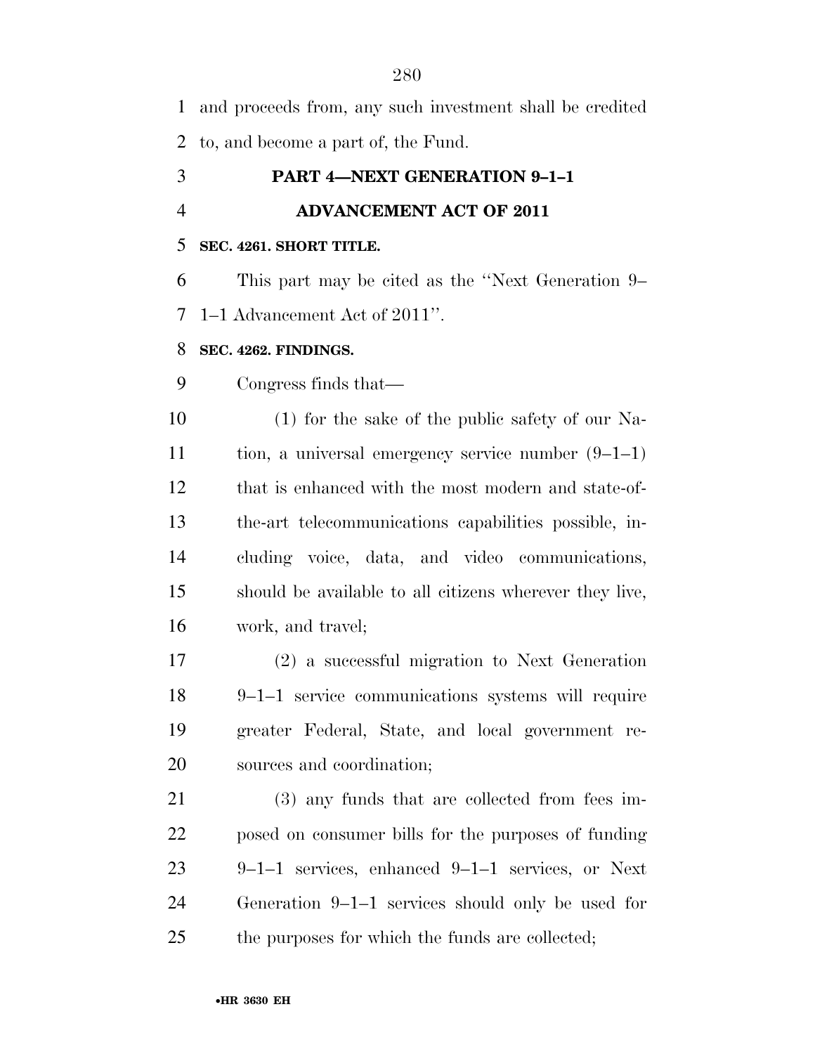and proceeds from, any such investment shall be credited to, and become a part of, the Fund.

## PART 4—NEXT GENERATION 9–1–1 ADVANCEMENT ACT OF 2011

### SEC. 4261. SHORT TITLE.

This part may be cited as the ''Next Generation 9–1–1 Advancement Act of 2011''.

### SEC. 4262. FINDINGS.

Congress finds that—

(1) for the sake of the public safety of our Nation, a universal emergency service number (9–1–1) that is enhanced with the most modern and state-of-the-art telecommunications capabilities possible, including voice, data, and video communications, should be available to all citizens wherever they live, work, and travel;

(2) a successful migration to Next Generation 9–1–1 service communications systems will require greater Federal, State, and local government resources and coordination;

(3) any funds that are collected from fees imposed on consumer bills for the purposes of funding 9–1–1 services, enhanced 9–1–1 services, or Next Generation 9–1–1 services should only be used for the purposes for which the funds are collected;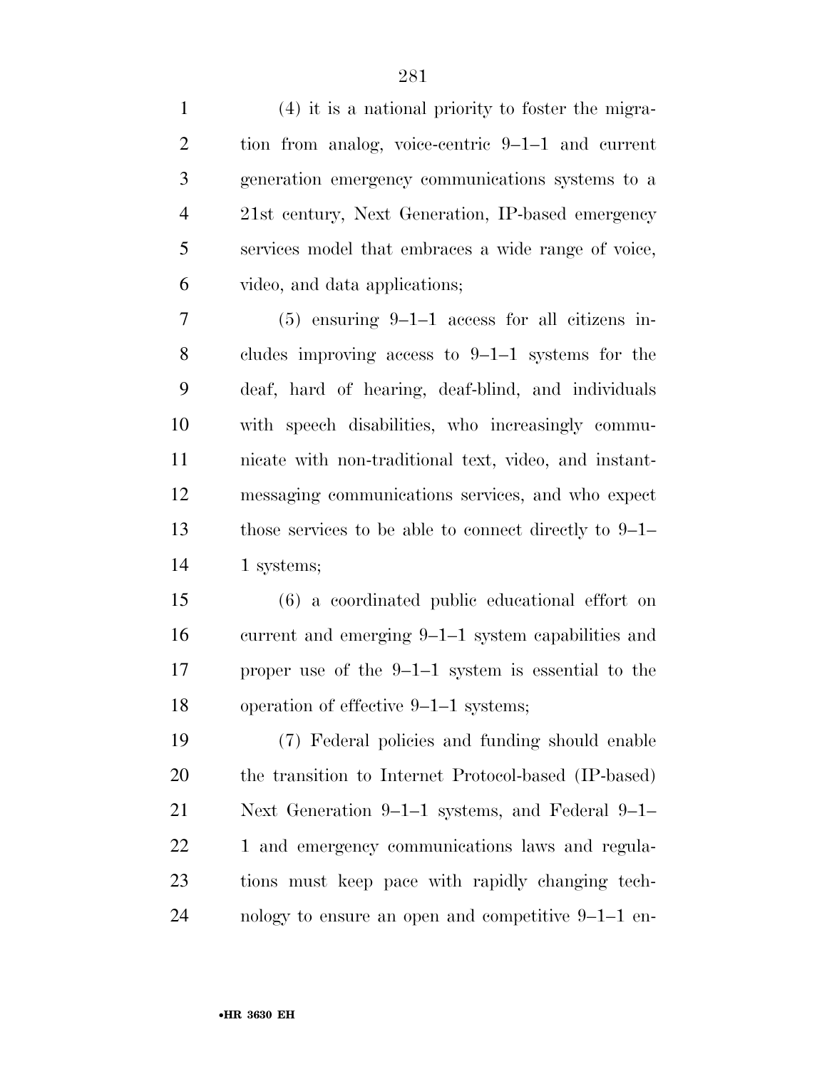(4) it is a national priority to foster the migration from analog, voice-centric 9–1–1 and current generation emergency communications systems to a 21st century, Next Generation, IP-based emergency services model that embraces a wide range of voice, video, and data applications;

(5) ensuring 9–1–1 access for all citizens includes improving access to 9–1–1 systems for the deaf, hard of hearing, deaf-blind, and individuals with speech disabilities, who increasingly communicate with non-traditional text, video, and instant-messaging communications services, and who expect those services to be able to connect directly to 9–1–1 systems;

(6) a coordinated public educational effort on current and emerging 9–1–1 system capabilities and proper use of the 9–1–1 system is essential to the operation of effective 9–1–1 systems;

(7) Federal policies and funding should enable the transition to Internet Protocol-based (IP-based) Next Generation 9–1–1 systems, and Federal 9–1–1 and emergency communications laws and regulations must keep pace with rapidly changing technology to ensure an open and competitive 9–1–1 en-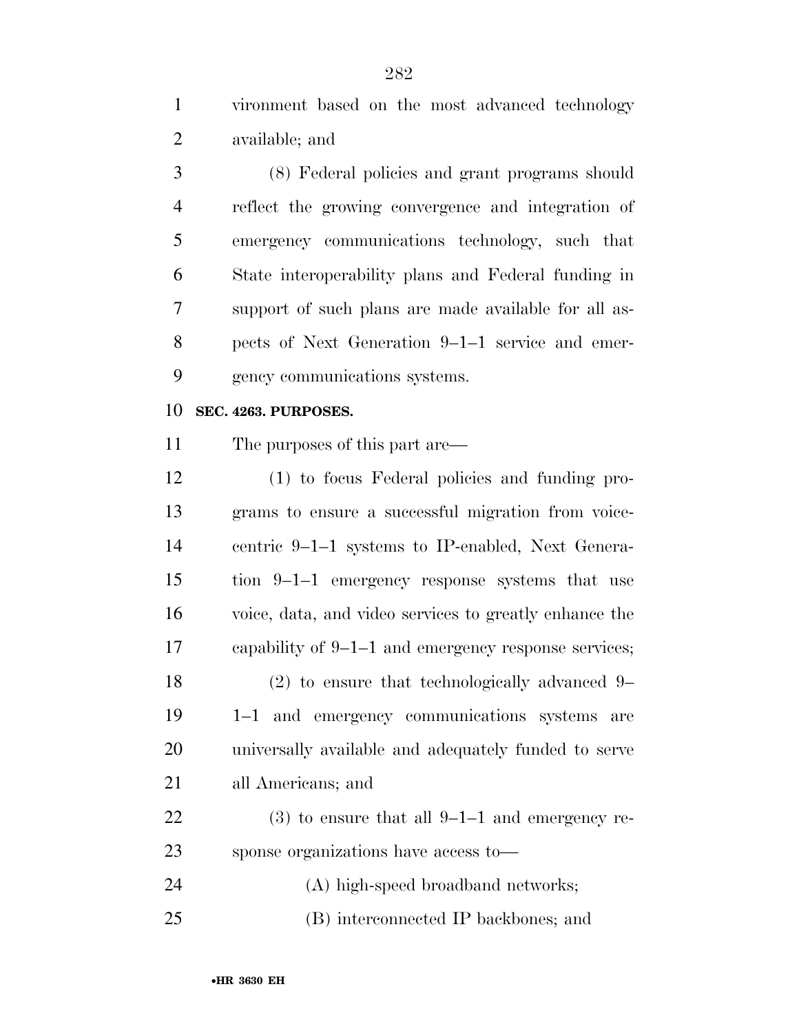vironment based on the most advanced technology available; and

(8) Federal policies and grant programs should reflect the growing convergence and integration of emergency communications technology, such that State interoperability plans and Federal funding in support of such plans are made available for all aspects of Next Generation 9–1–1 service and emergency communications systems.

**SEC. 4263. PURPOSES.**

The purposes of this part are—

(1) to focus Federal policies and funding programs to ensure a successful migration from voice-centric 9–1–1 systems to IP-enabled, Next Generation 9–1–1 emergency response systems that use voice, data, and video services to greatly enhance the capability of 9–1–1 and emergency response services;

(2) to ensure that technologically advanced 9–1–1 and emergency communications systems are universally available and adequately funded to serve all Americans; and

(3) to ensure that all 9–1–1 and emergency response organizations have access to—

(A) high-speed broadband networks;

(B) interconnected IP backbones; and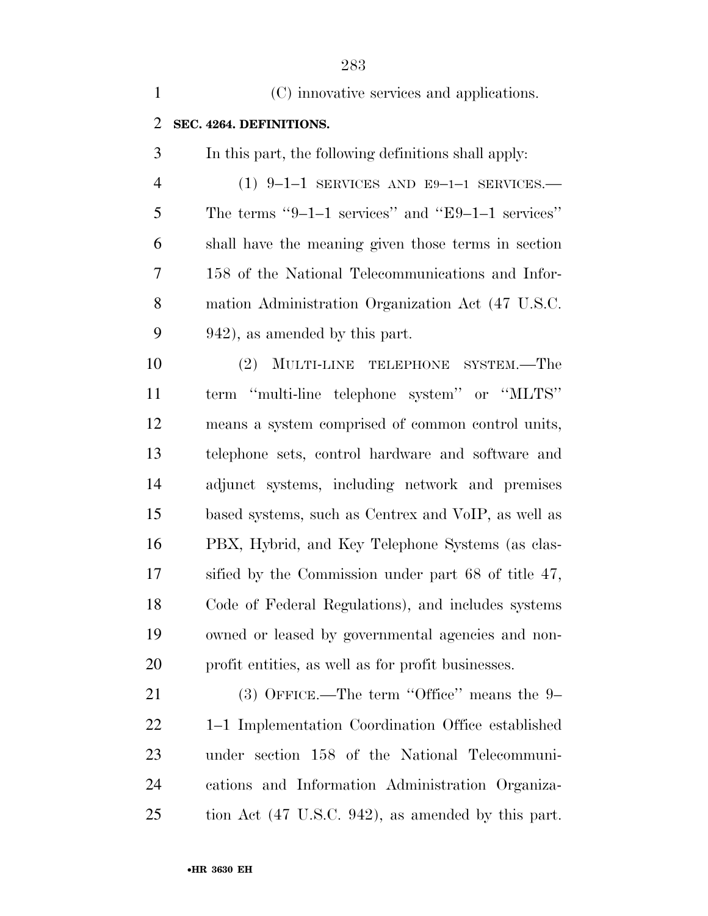(C) innovative services and applications.

**SEC. 4264. DEFINITIONS.**

In this part, the following definitions shall apply:

(1) 9–1–1 SERVICES AND E9–1–1 SERVICES.—The terms ''9–1–1 services'' and ''E9–1–1 services'' shall have the meaning given those terms in section 158 of the National Telecommunications and Information Administration Organization Act (47 U.S.C. 942), as amended by this part.

(2) MULTI-LINE TELEPHONE SYSTEM.—The term ''multi-line telephone system'' or ''MLTS'' means a system comprised of common control units, telephone sets, control hardware and software and adjunct systems, including network and premises based systems, such as Centrex and VoIP, as well as PBX, Hybrid, and Key Telephone Systems (as classified by the Commission under part 68 of title 47, Code of Federal Regulations), and includes systems owned or leased by governmental agencies and non-profit entities, as well as for profit businesses.

(3) OFFICE.—The term ''Office'' means the 9–1–1 Implementation Coordination Office established under section 158 of the National Telecommunications and Information Administration Organization Act (47 U.S.C. 942), as amended by this part.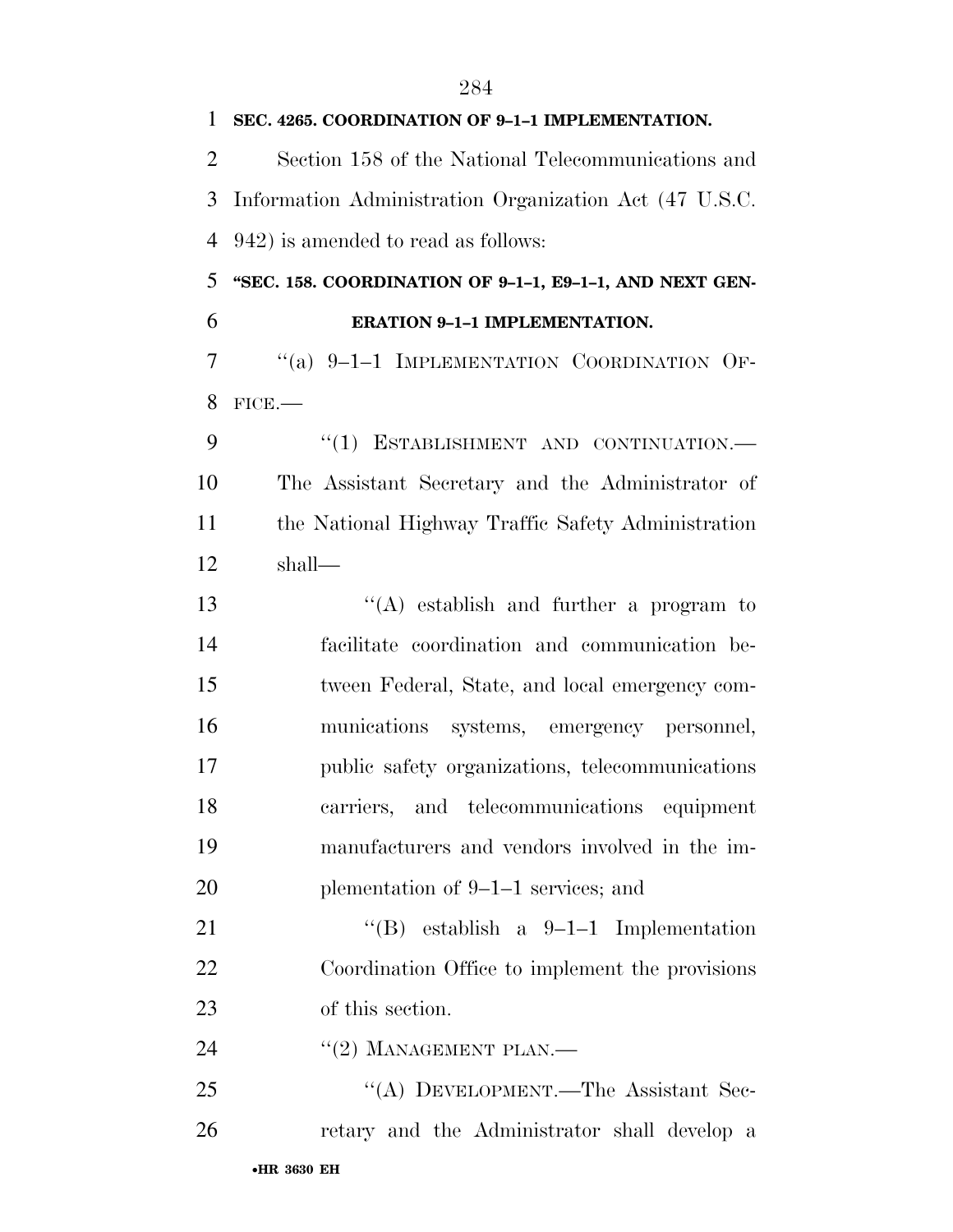**SEC. 4265. COORDINATION OF 9–1–1 IMPLEMENTATION.**

Section 158 of the National Telecommunications and Information Administration Organization Act (47 U.S.C. 942) is amended to read as follows:

**"SEC. 158. COORDINATION OF 9–1–1, E9–1–1, AND NEXT GENERATION 9–1–1 IMPLEMENTATION.**

"(a) 9–1–1 IMPLEMENTATION COORDINATION OFFICE.—

"(1) ESTABLISHMENT AND CONTINUATION.—The Assistant Secretary and the Administrator of the National Highway Traffic Safety Administration shall—

"(A) establish and further a program to facilitate coordination and communication between Federal, State, and local emergency communications systems, emergency personnel, public safety organizations, telecommunications carriers, and telecommunications equipment manufacturers and vendors involved in the implementation of 9–1–1 services; and

"(B) establish a 9–1–1 Implementation Coordination Office to implement the provisions of this section.

"(2) MANAGEMENT PLAN.—

"(A) DEVELOPMENT.—The Assistant Secretary and the Administrator shall develop a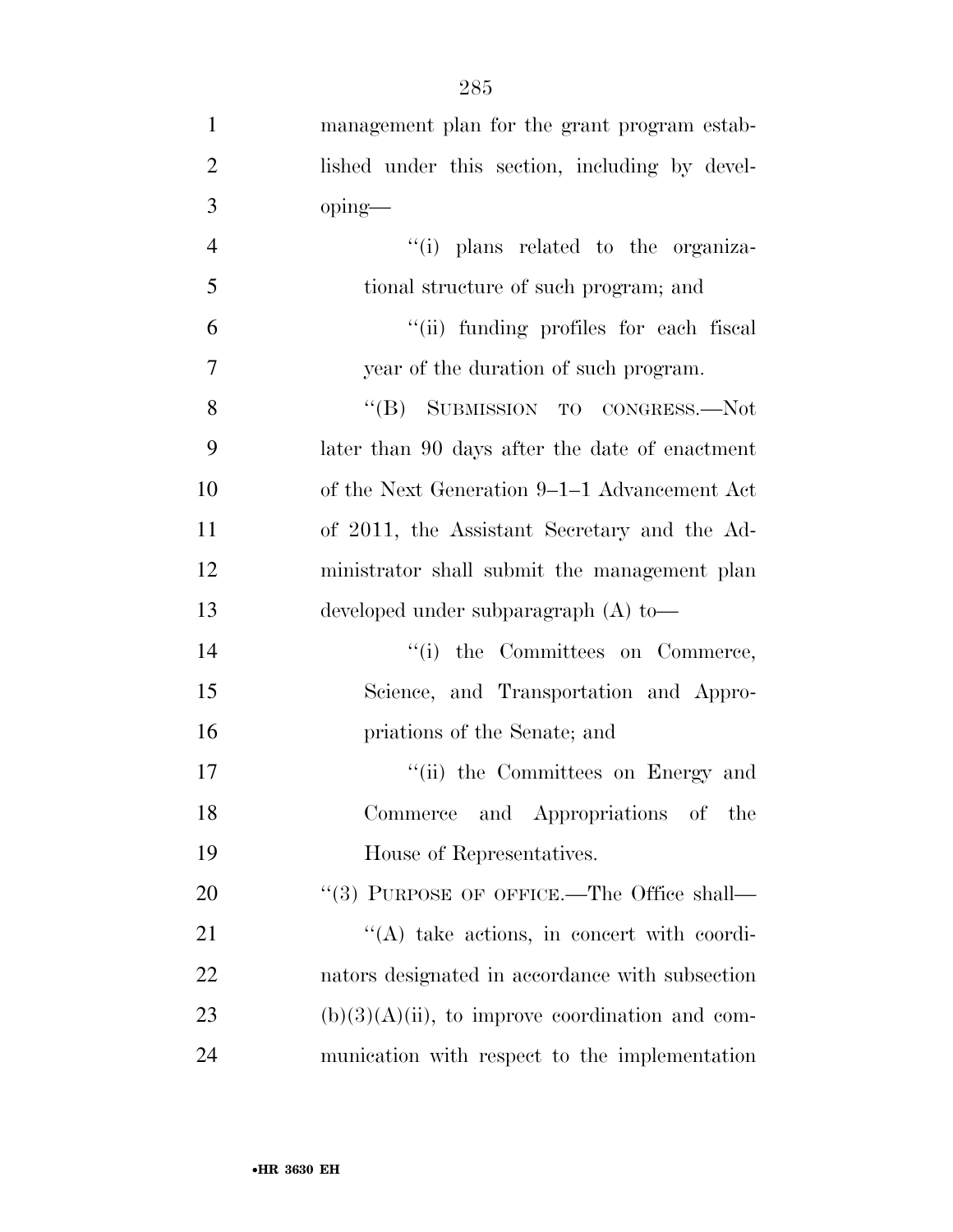management plan for the grant program established under this section, including by developing—

''(i) plans related to the organizational structure of such program; and

''(ii) funding profiles for each fiscal year of the duration of such program.

''(B) SUBMISSION TO CONGRESS.—Not later than 90 days after the date of enactment of the Next Generation 9–1–1 Advancement Act of 2011, the Assistant Secretary and the Administrator shall submit the management plan developed under subparagraph (A) to—

''(i) the Committees on Commerce, Science, and Transportation and Appropriations of the Senate; and

''(ii) the Committees on Energy and Commerce and Appropriations of the House of Representatives.

''(3) PURPOSE OF OFFICE.—The Office shall—

''(A) take actions, in concert with coordinators designated in accordance with subsection (b)(3)(A)(ii), to improve coordination and communication with respect to the implementation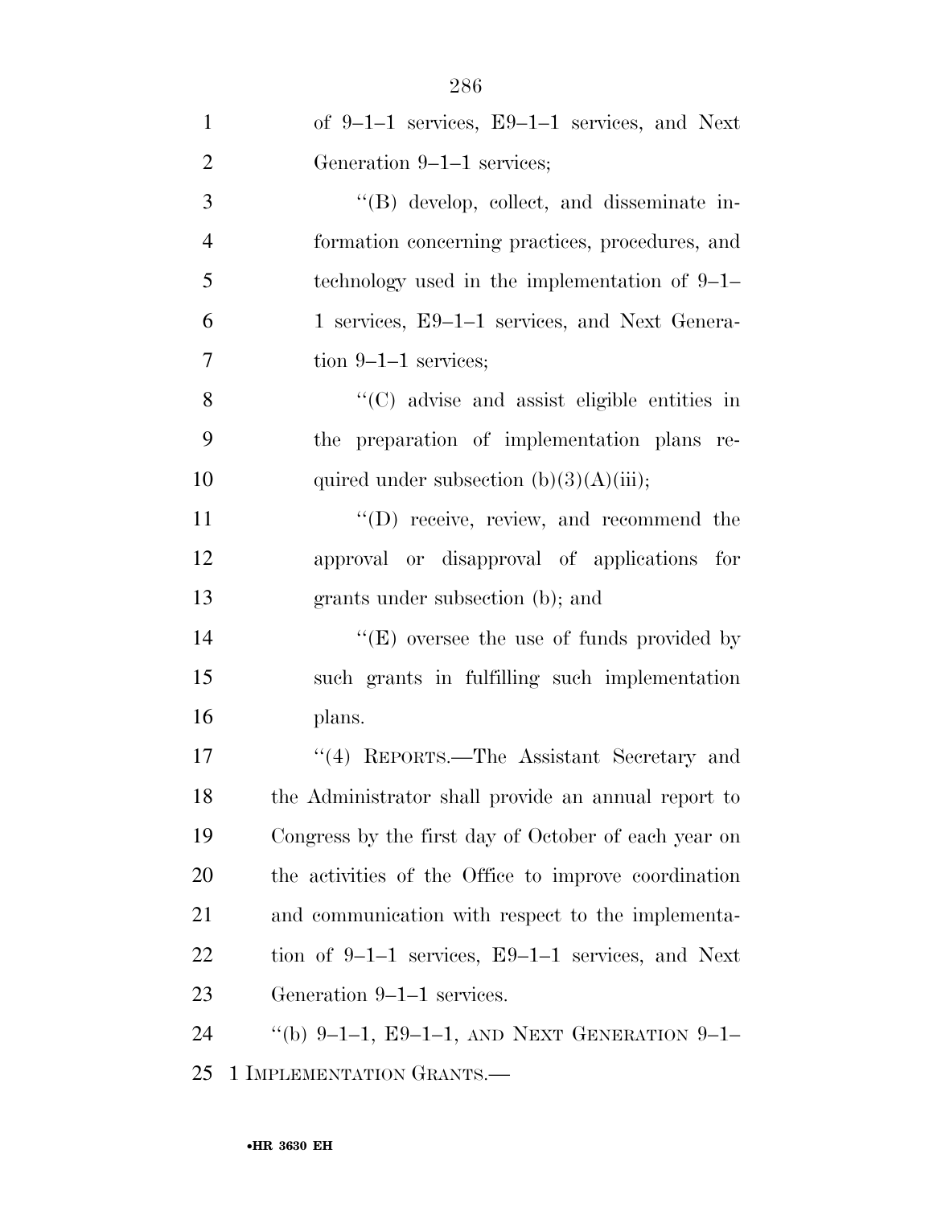of 9–1–1 services, E9–1–1 services, and Next Generation 9–1–1 services;

''(B) develop, collect, and disseminate information concerning practices, procedures, and technology used in the implementation of 9–1–1 services, E9–1–1 services, and Next Generation 9–1–1 services;

''(C) advise and assist eligible entities in the preparation of implementation plans required under subsection (b)(3)(A)(iii);

''(D) receive, review, and recommend the approval or disapproval of applications for grants under subsection (b); and

''(E) oversee the use of funds provided by such grants in fulfilling such implementation plans.

''(4) REPORTS.—The Assistant Secretary and the Administrator shall provide an annual report to Congress by the first day of October of each year on the activities of the Office to improve coordination and communication with respect to the implementation of 9–1–1 services, E9–1–1 services, and Next Generation 9–1–1 services.

''(b) 9–1–1, E9–1–1, AND NEXT GENERATION 9–1–1 IMPLEMENTATION GRANTS.—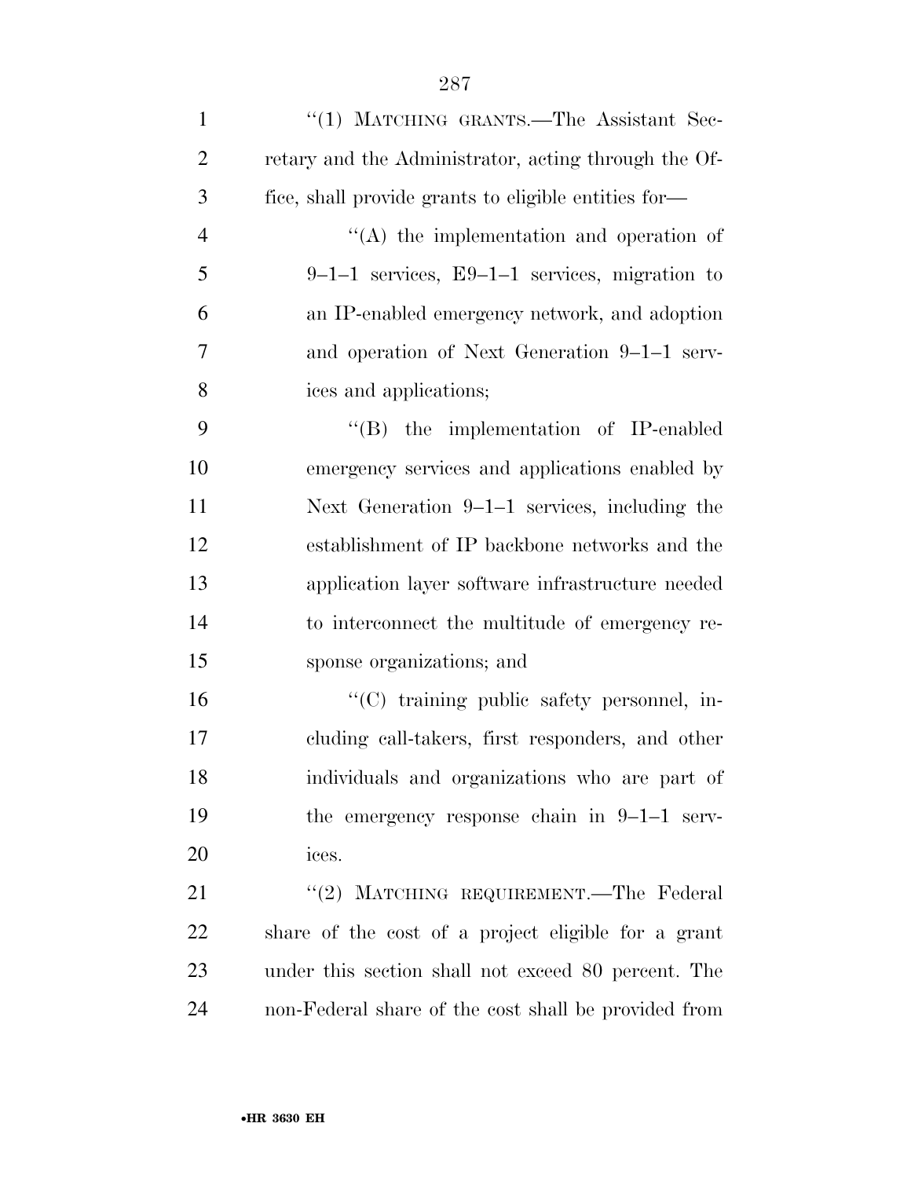''(1) MATCHING GRANTS.—The Assistant Secretary and the Administrator, acting through the Office, shall provide grants to eligible entities for—

''(A) the implementation and operation of 9–1–1 services, E9–1–1 services, migration to an IP-enabled emergency network, and adoption and operation of Next Generation 9–1–1 services and applications;

''(B) the implementation of IP-enabled emergency services and applications enabled by Next Generation 9–1–1 services, including the establishment of IP backbone networks and the application layer software infrastructure needed to interconnect the multitude of emergency response organizations; and

''(C) training public safety personnel, including call-takers, first responders, and other individuals and organizations who are part of the emergency response chain in 9–1–1 services.

''(2) MATCHING REQUIREMENT.—The Federal share of the cost of a project eligible for a grant under this section shall not exceed 80 percent. The non-Federal share of the cost shall be provided from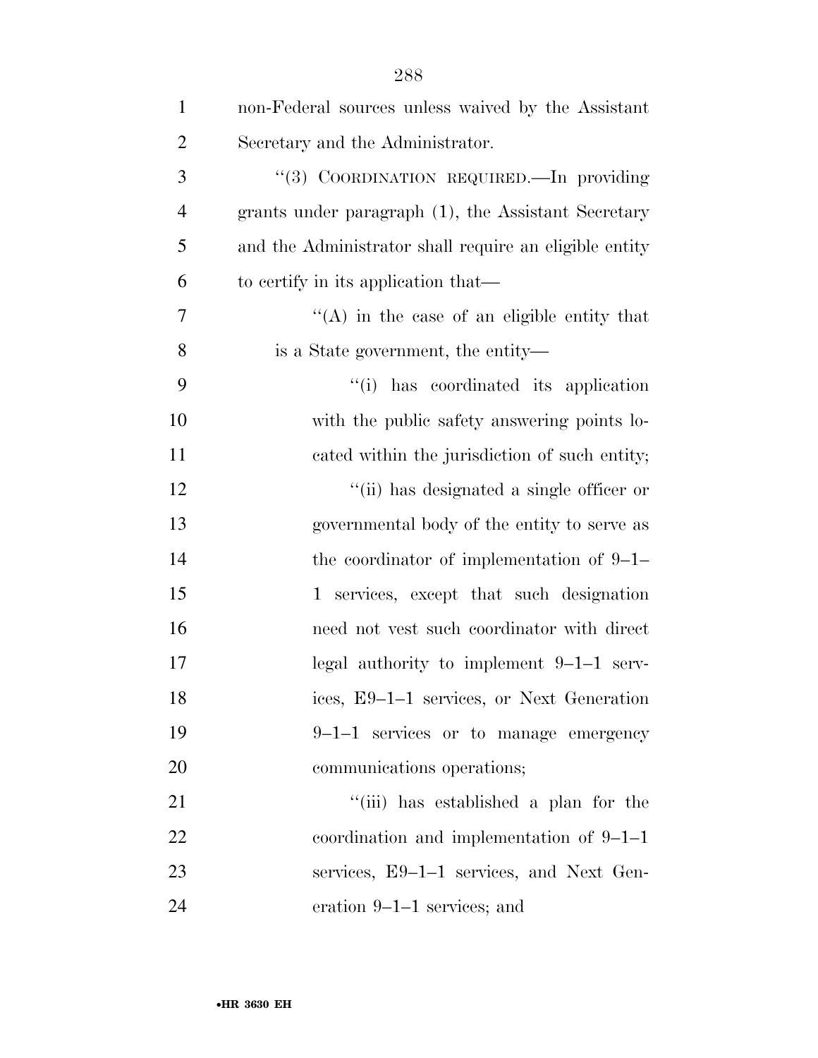non-Federal sources unless waived by the Assistant Secretary and the Administrator.

''(3) COORDINATION REQUIRED.—In providing grants under paragraph (1), the Assistant Secretary and the Administrator shall require an eligible entity to certify in its application that—

''(A) in the case of an eligible entity that is a State government, the entity—

''(i) has coordinated its application with the public safety answering points located within the jurisdiction of such entity;

''(ii) has designated a single officer or governmental body of the entity to serve as the coordinator of implementation of 9–1–1 services, except that such designation need not vest such coordinator with direct legal authority to implement 9–1–1 services, E9–1–1 services, or Next Generation 9–1–1 services or to manage emergency communications operations;

''(iii) has established a plan for the coordination and implementation of 9–1–1 services, E9–1–1 services, and Next Generation 9–1–1 services; and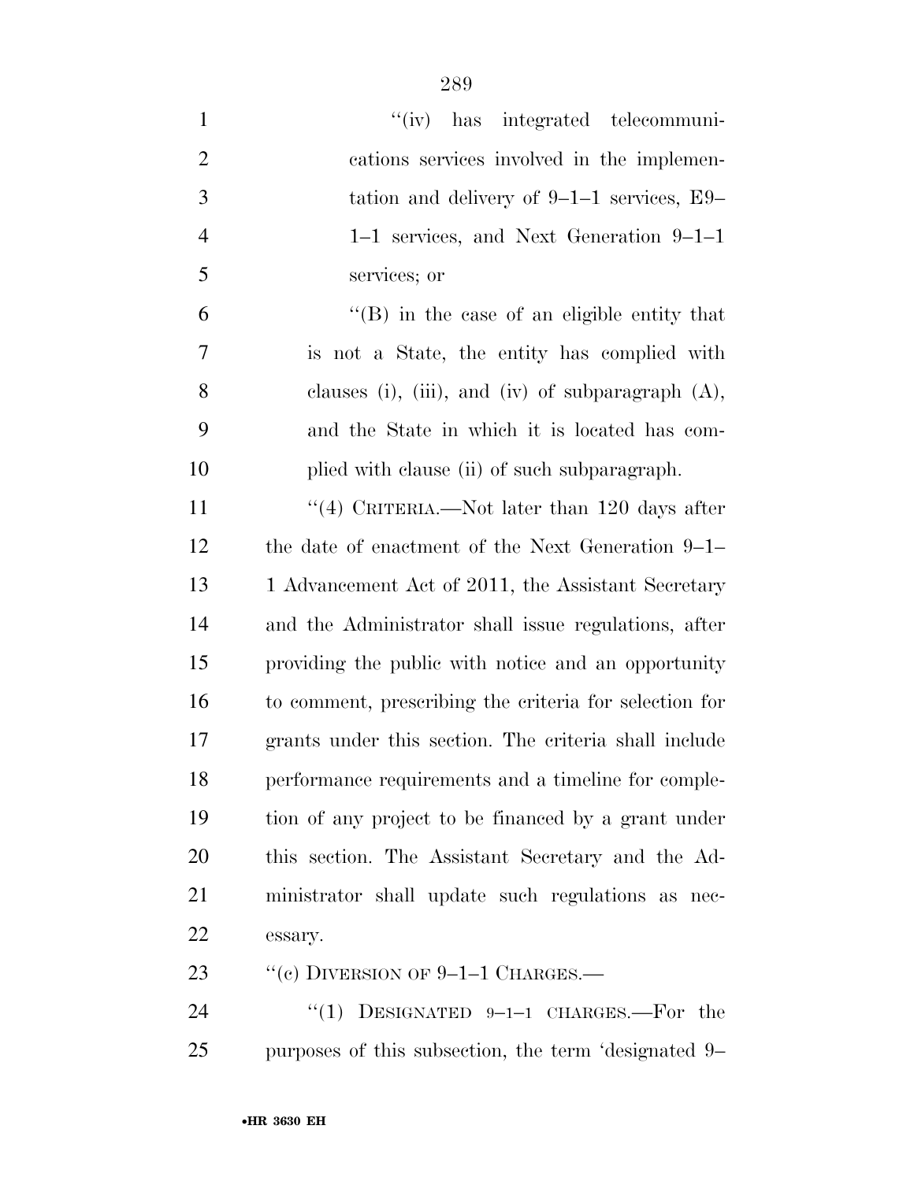"(iv) has integrated telecommunications services involved in the implementation and delivery of 9–1–1 services, E9–1–1 services, and Next Generation 9–1–1 services; or

"(B) in the case of an eligible entity that is not a State, the entity has complied with clauses (i), (iii), and (iv) of subparagraph (A), and the State in which it is located has complied with clause (ii) of such subparagraph.

"(4) CRITERIA.—Not later than 120 days after the date of enactment of the Next Generation 9–1–1 Advancement Act of 2011, the Assistant Secretary and the Administrator shall issue regulations, after providing the public with notice and an opportunity to comment, prescribing the criteria for selection for grants under this section. The criteria shall include performance requirements and a timeline for completion of any project to be financed by a grant under this section. The Assistant Secretary and the Administrator shall update such regulations as necessary.

"(c) DIVERSION OF 9–1–1 CHARGES.—

"(1) DESIGNATED 9–1–1 CHARGES.—For the purposes of this subsection, the term 'designated 9–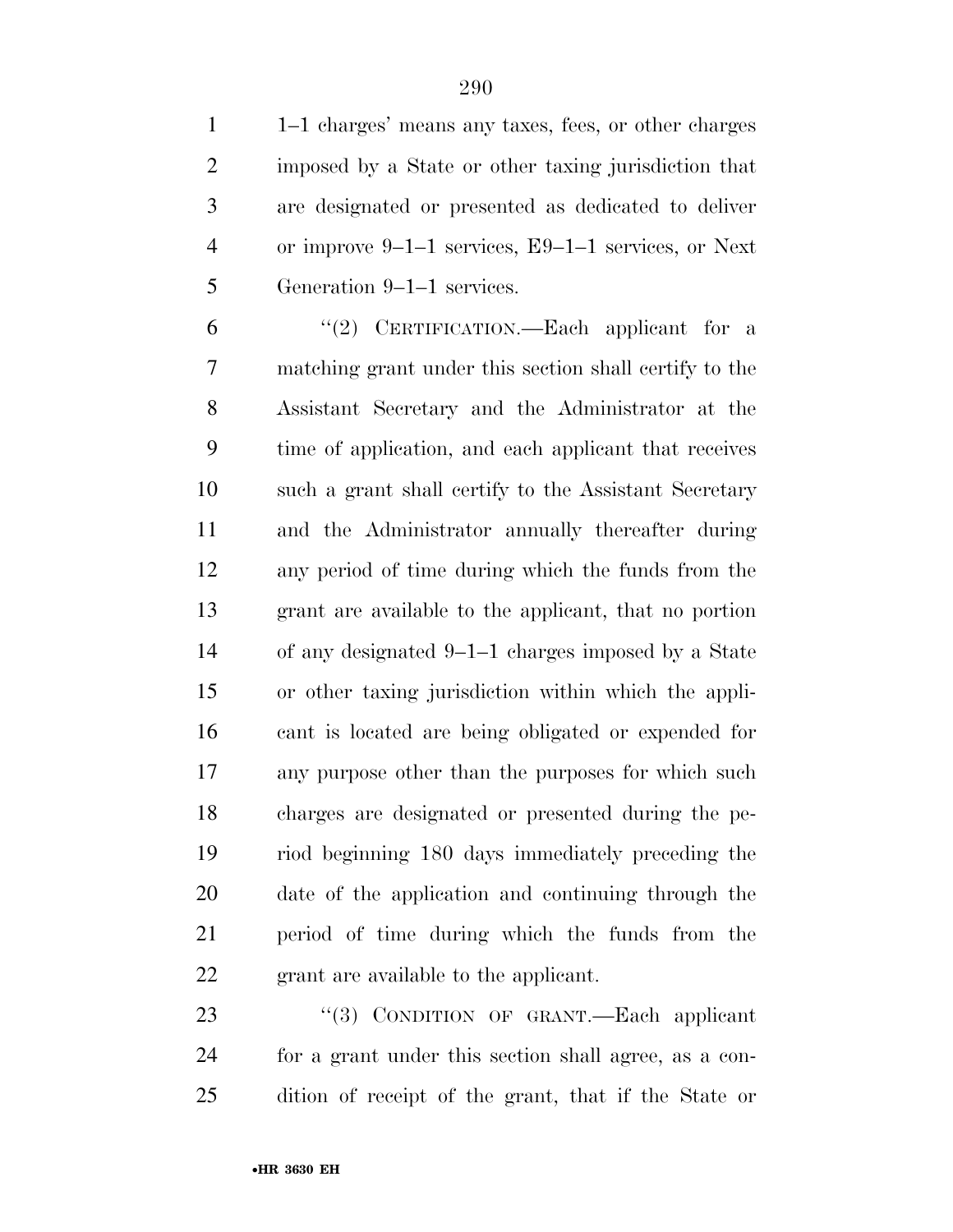1–1 charges' means any taxes, fees, or other charges imposed by a State or other taxing jurisdiction that are designated or presented as dedicated to deliver or improve 9–1–1 services, E9–1–1 services, or Next Generation 9–1–1 services.

"(2) CERTIFICATION.—Each applicant for a matching grant under this section shall certify to the Assistant Secretary and the Administrator at the time of application, and each applicant that receives such a grant shall certify to the Assistant Secretary and the Administrator annually thereafter during any period of time during which the funds from the grant are available to the applicant, that no portion of any designated 9–1–1 charges imposed by a State or other taxing jurisdiction within which the applicant is located are being obligated or expended for any purpose other than the purposes for which such charges are designated or presented during the period beginning 180 days immediately preceding the date of the application and continuing through the period of time during which the funds from the grant are available to the applicant.

"(3) CONDITION OF GRANT.—Each applicant for a grant under this section shall agree, as a condition of receipt of the grant, that if the State or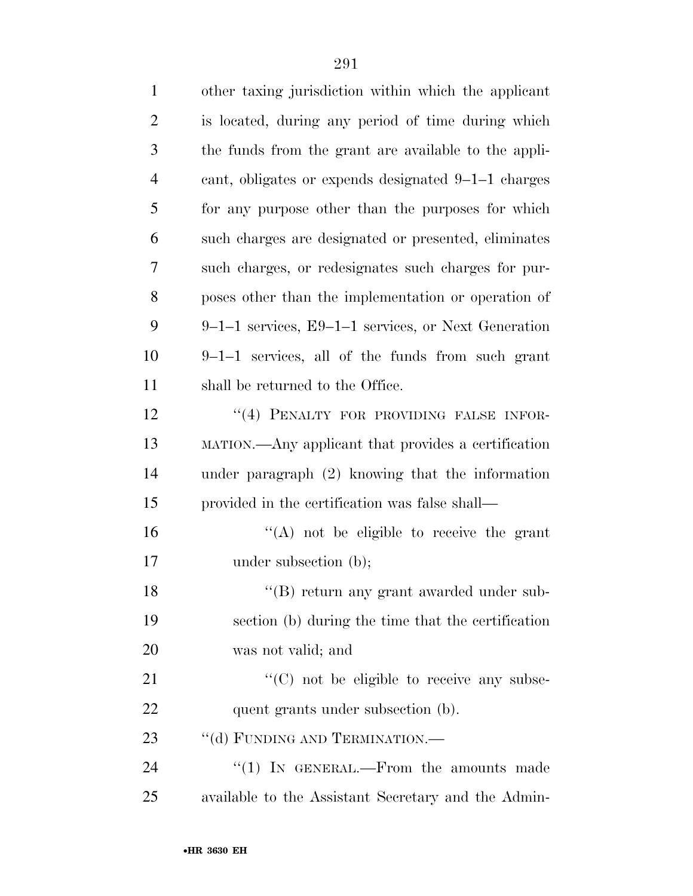other taxing jurisdiction within which the applicant is located, during any period of time during which the funds from the grant are available to the applicant, obligates or expends designated 9–1–1 charges for any purpose other than the purposes for which such charges are designated or presented, eliminates such charges, or redesignates such charges for purposes other than the implementation or operation of 9–1–1 services, E9–1–1 services, or Next Generation 9–1–1 services, all of the funds from such grant shall be returned to the Office.

"(4) PENALTY FOR PROVIDING FALSE INFORMATION.—Any applicant that provides a certification under paragraph (2) knowing that the information provided in the certification was false shall—

"(A) not be eligible to receive the grant under subsection (b);

"(B) return any grant awarded under subsection (b) during the time that the certification was not valid; and

"(C) not be eligible to receive any subsequent grants under subsection (b).

"(d) FUNDING AND TERMINATION.—

"(1) IN GENERAL.—From the amounts made available to the Assistant Secretary and the Admin-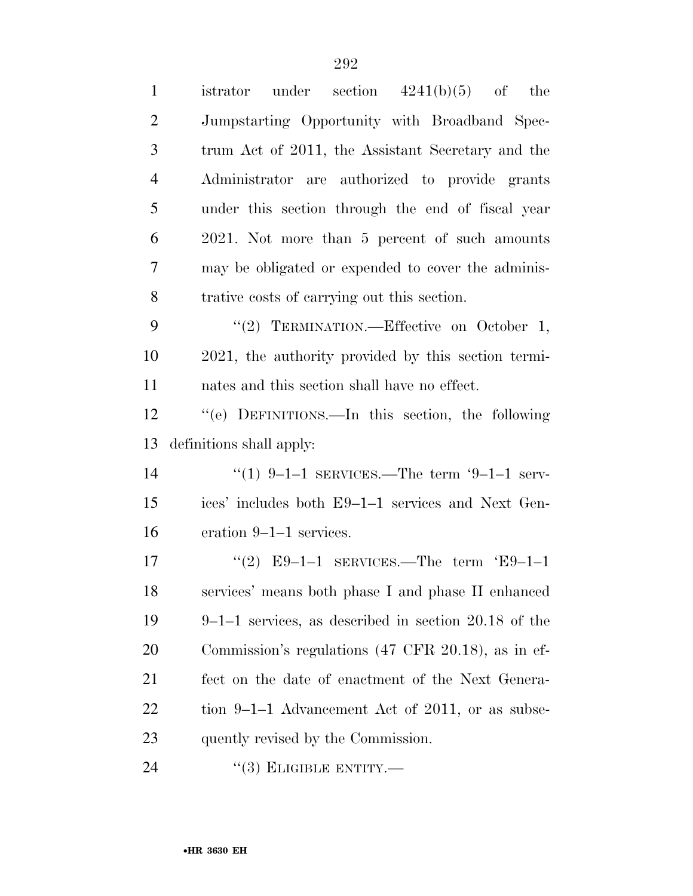istrator under section 4241(b)(5) of the Jumpstarting Opportunity with Broadband Spectrum Act of 2011, the Assistant Secretary and the Administrator are authorized to provide grants under this section through the end of fiscal year 2021. Not more than 5 percent of such amounts may be obligated or expended to cover the administrative costs of carrying out this section.

"(2) TERMINATION.—Effective on October 1, 2021, the authority provided by this section terminates and this section shall have no effect.

"(e) DEFINITIONS.—In this section, the following definitions shall apply:

"(1) 9–1–1 SERVICES.—The term '9–1–1 services' includes both E9–1–1 services and Next Generation 9–1–1 services.

"(2) E9–1–1 SERVICES.—The term 'E9–1–1 services' means both phase I and phase II enhanced 9–1–1 services, as described in section 20.18 of the Commission's regulations (47 CFR 20.18), as in effect on the date of enactment of the Next Generation 9–1–1 Advancement Act of 2011, or as subsequently revised by the Commission.

"(3) ELIGIBLE ENTITY.—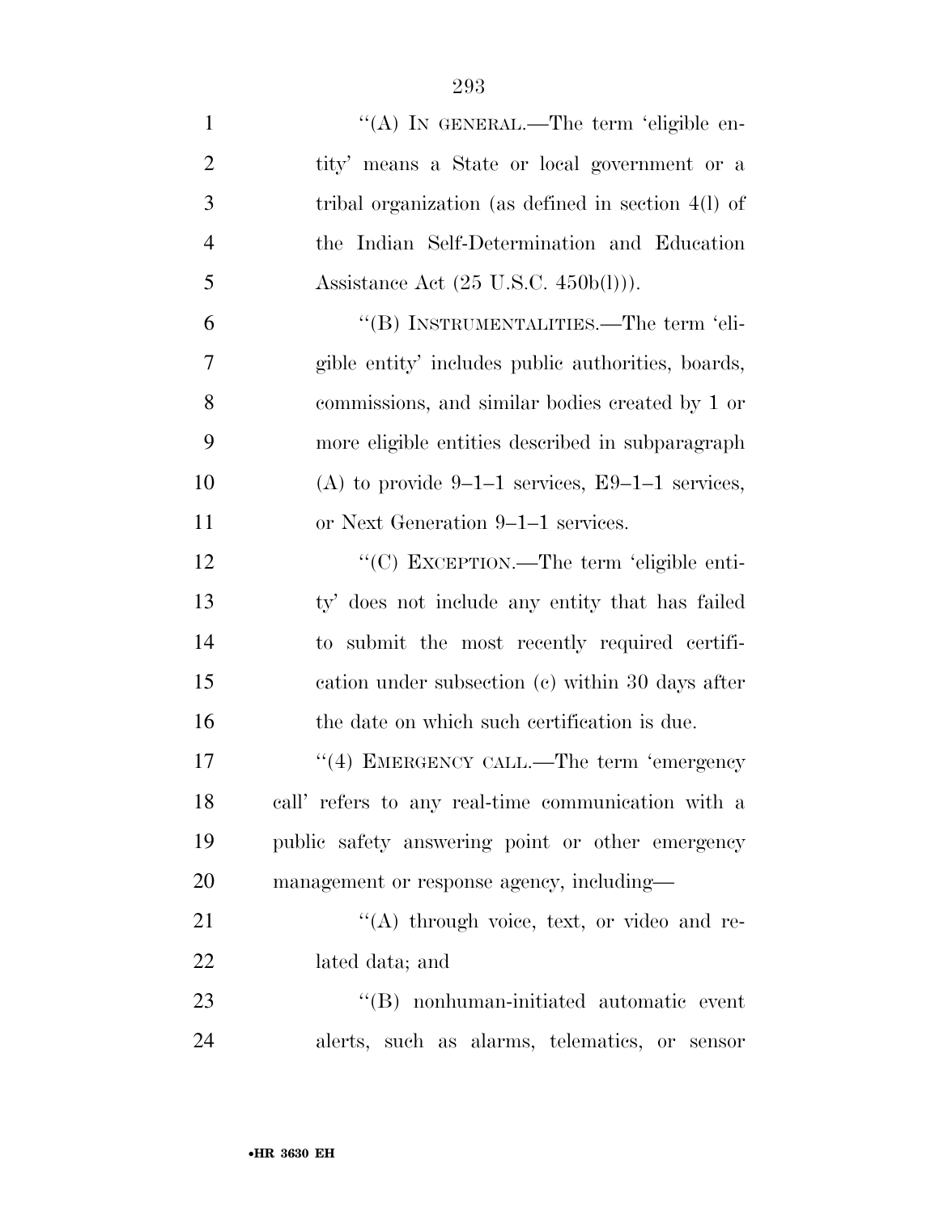''(A) IN GENERAL.—The term 'eligible entity' means a State or local government or a tribal organization (as defined in section 4(l) of the Indian Self-Determination and Education Assistance Act (25 U.S.C. 450b(l))).

''(B) INSTRUMENTALITIES.—The term 'eligible entity' includes public authorities, boards, commissions, and similar bodies created by 1 or more eligible entities described in subparagraph (A) to provide 9–1–1 services, E9–1–1 services, or Next Generation 9–1–1 services.

''(C) EXCEPTION.—The term 'eligible entity' does not include any entity that has failed to submit the most recently required certification under subsection (c) within 30 days after the date on which such certification is due.

''(4) EMERGENCY CALL.—The term 'emergency call' refers to any real-time communication with a public safety answering point or other emergency management or response agency, including—

''(A) through voice, text, or video and related data; and

''(B) nonhuman-initiated automatic event alerts, such as alarms, telematics, or sensor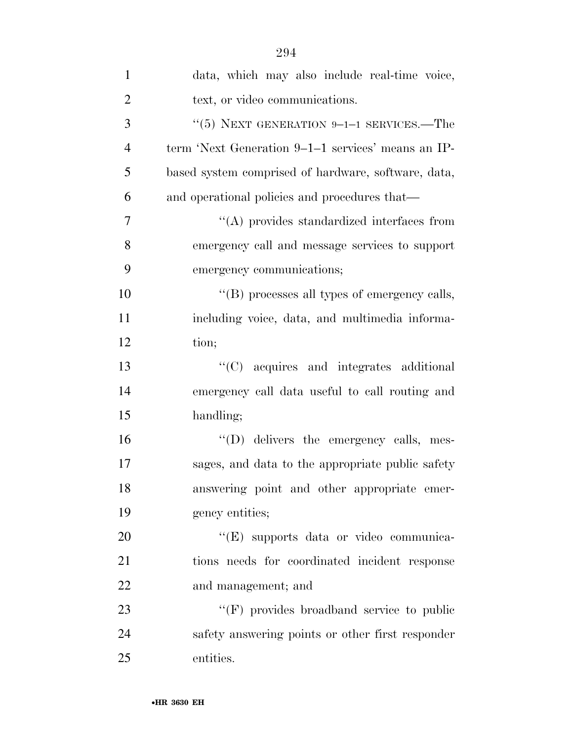data, which may also include real-time voice, text, or video communications.

''(5) NEXT GENERATION 9–1–1 SERVICES.—The term 'Next Generation 9–1–1 services' means an IP-based system comprised of hardware, software, data, and operational policies and procedures that—

''(A) provides standardized interfaces from emergency call and message services to support emergency communications;

''(B) processes all types of emergency calls, including voice, data, and multimedia information;

''(C) acquires and integrates additional emergency call data useful to call routing and handling;

''(D) delivers the emergency calls, messages, and data to the appropriate public safety answering point and other appropriate emergency entities;

''(E) supports data or video communications needs for coordinated incident response and management; and

''(F) provides broadband service to public safety answering points or other first responder entities.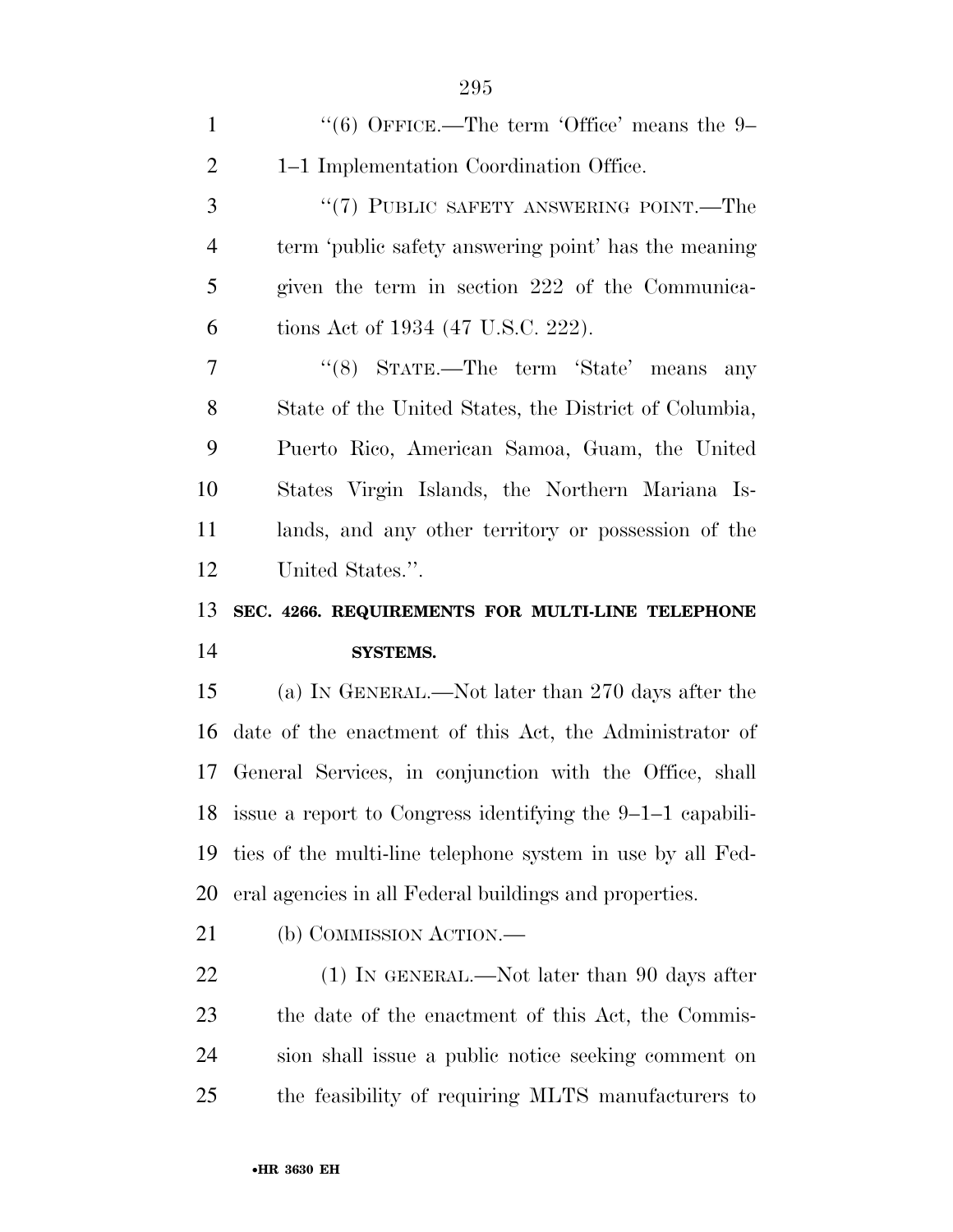''(6) OFFICE.—The term 'Office' means the 9–1–1 Implementation Coordination Office.

''(7) PUBLIC SAFETY ANSWERING POINT.—The term 'public safety answering point' has the meaning given the term in section 222 of the Communications Act of 1934 (47 U.S.C. 222).

''(8) STATE.—The term 'State' means any State of the United States, the District of Columbia, Puerto Rico, American Samoa, Guam, the United States Virgin Islands, the Northern Mariana Islands, and any other territory or possession of the United States.''.

**SEC. 4266. REQUIREMENTS FOR MULTI-LINE TELEPHONE SYSTEMS.**

(a) IN GENERAL.—Not later than 270 days after the date of the enactment of this Act, the Administrator of General Services, in conjunction with the Office, shall issue a report to Congress identifying the 9–1–1 capabilities of the multi-line telephone system in use by all Federal agencies in all Federal buildings and properties.

(b) COMMISSION ACTION.—

(1) IN GENERAL.—Not later than 90 days after the date of the enactment of this Act, the Commission shall issue a public notice seeking comment on the feasibility of requiring MLTS manufacturers to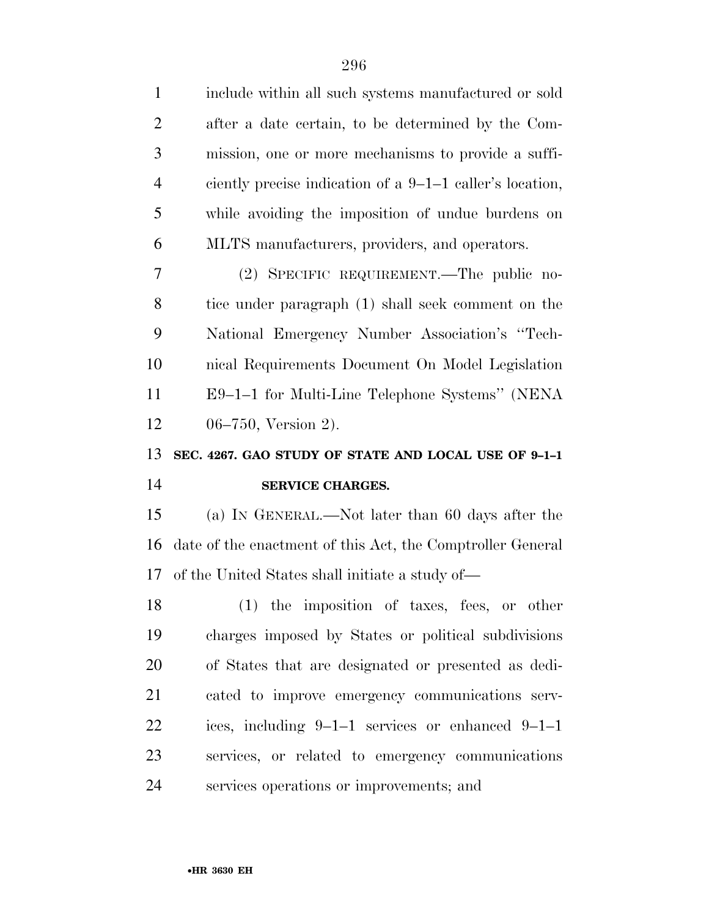include within all such systems manufactured or sold after a date certain, to be determined by the Commission, one or more mechanisms to provide a sufficiently precise indication of a 9–1–1 caller's location, while avoiding the imposition of undue burdens on MLTS manufacturers, providers, and operators.

(2) SPECIFIC REQUIREMENT.—The public notice under paragraph (1) shall seek comment on the National Emergency Number Association's ''Technical Requirements Document On Model Legislation E9–1–1 for Multi-Line Telephone Systems'' (NENA 06–750, Version 2).

**SEC. 4267. GAO STUDY OF STATE AND LOCAL USE OF 9–1–1 SERVICE CHARGES.**

(a) IN GENERAL.—Not later than 60 days after the date of the enactment of this Act, the Comptroller General of the United States shall initiate a study of—

(1) the imposition of taxes, fees, or other charges imposed by States or political subdivisions of States that are designated or presented as dedicated to improve emergency communications services, including 9–1–1 services or enhanced 9–1–1 services, or related to emergency communications services operations or improvements; and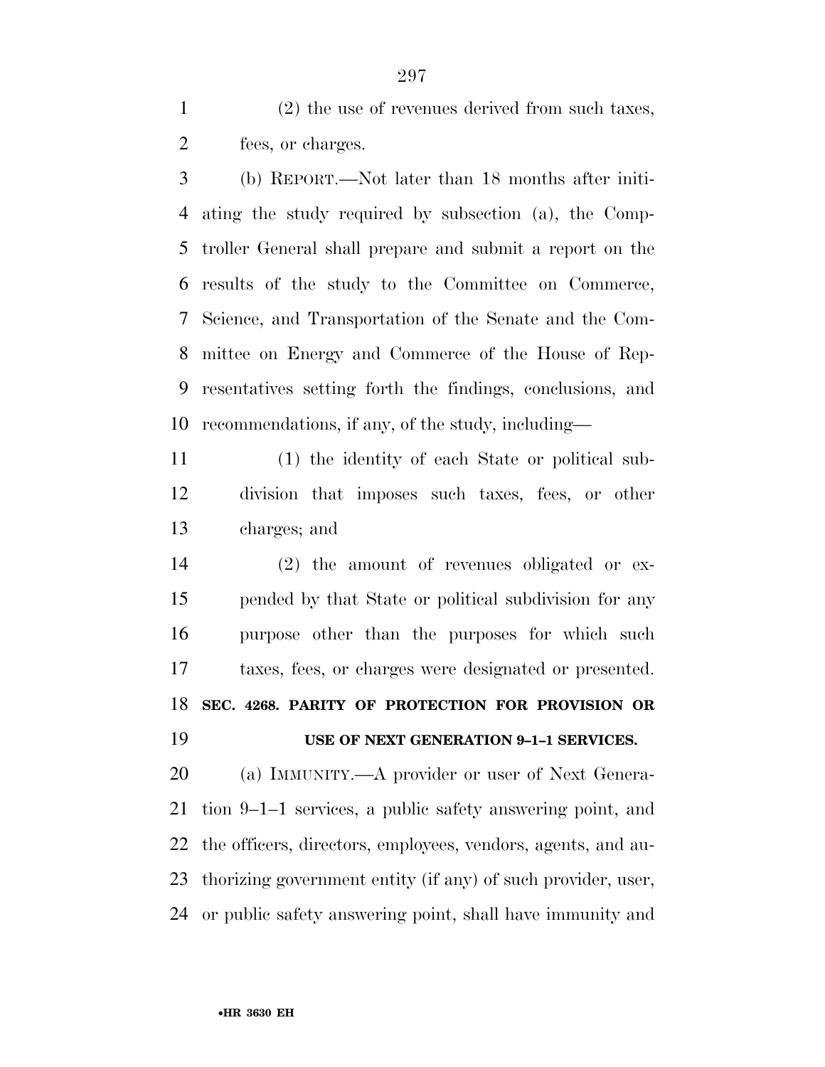(2) the use of revenues derived from such taxes, fees, or charges.

(b) REPORT.—Not later than 18 months after initiating the study required by subsection (a), the Comptroller General shall prepare and submit a report on the results of the study to the Committee on Commerce, Science, and Transportation of the Senate and the Committee on Energy and Commerce of the House of Representatives setting forth the findings, conclusions, and recommendations, if any, of the study, including—

(1) the identity of each State or political subdivision that imposes such taxes, fees, or other charges; and

(2) the amount of revenues obligated or expended by that State or political subdivision for any purpose other than the purposes for which such taxes, fees, or charges were designated or presented.

**SEC. 4268. PARITY OF PROTECTION FOR PROVISION OR USE OF NEXT GENERATION 9–1–1 SERVICES.**

(a) IMMUNITY.—A provider or user of Next Generation 9–1–1 services, a public safety answering point, and the officers, directors, employees, vendors, agents, and authorizing government entity (if any) of such provider, user, or public safety answering point, shall have immunity and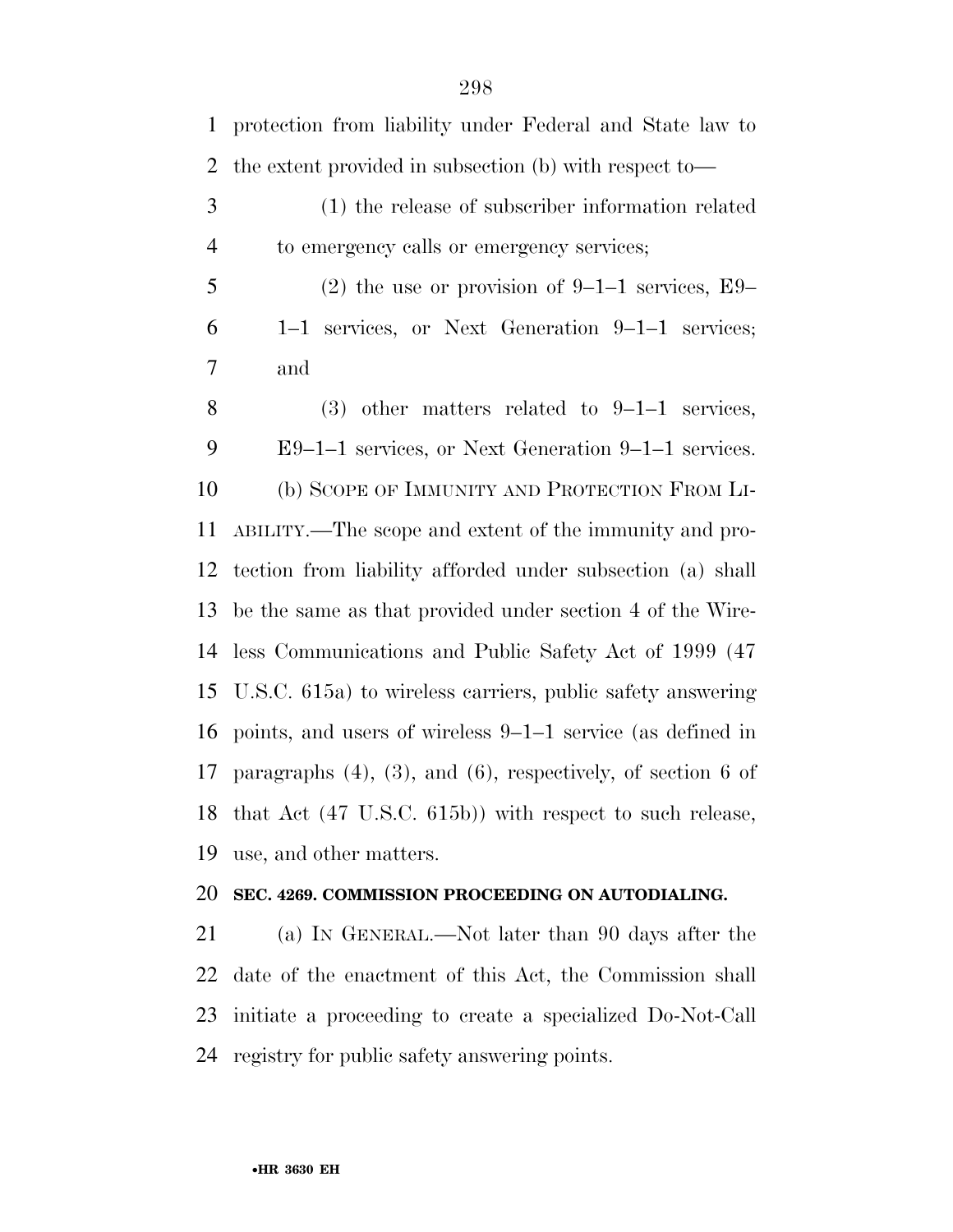protection from liability under Federal and State law to the extent provided in subsection (b) with respect to—

(1) the release of subscriber information related to emergency calls or emergency services;

(2) the use or provision of 9–1–1 services, E9–1–1 services, or Next Generation 9–1–1 services; and

(3) other matters related to 9–1–1 services, E9–1–1 services, or Next Generation 9–1–1 services.

(b) SCOPE OF IMMUNITY AND PROTECTION FROM LIABILITY.—The scope and extent of the immunity and protection from liability afforded under subsection (a) shall be the same as that provided under section 4 of the Wireless Communications and Public Safety Act of 1999 (47 U.S.C. 615a) to wireless carriers, public safety answering points, and users of wireless 9–1–1 service (as defined in paragraphs (4), (3), and (6), respectively, of section 6 of that Act (47 U.S.C. 615b)) with respect to such release, use, and other matters.

**SEC. 4269. COMMISSION PROCEEDING ON AUTODIALING.**

(a) IN GENERAL.—Not later than 90 days after the date of the enactment of this Act, the Commission shall initiate a proceeding to create a specialized Do-Not-Call registry for public safety answering points.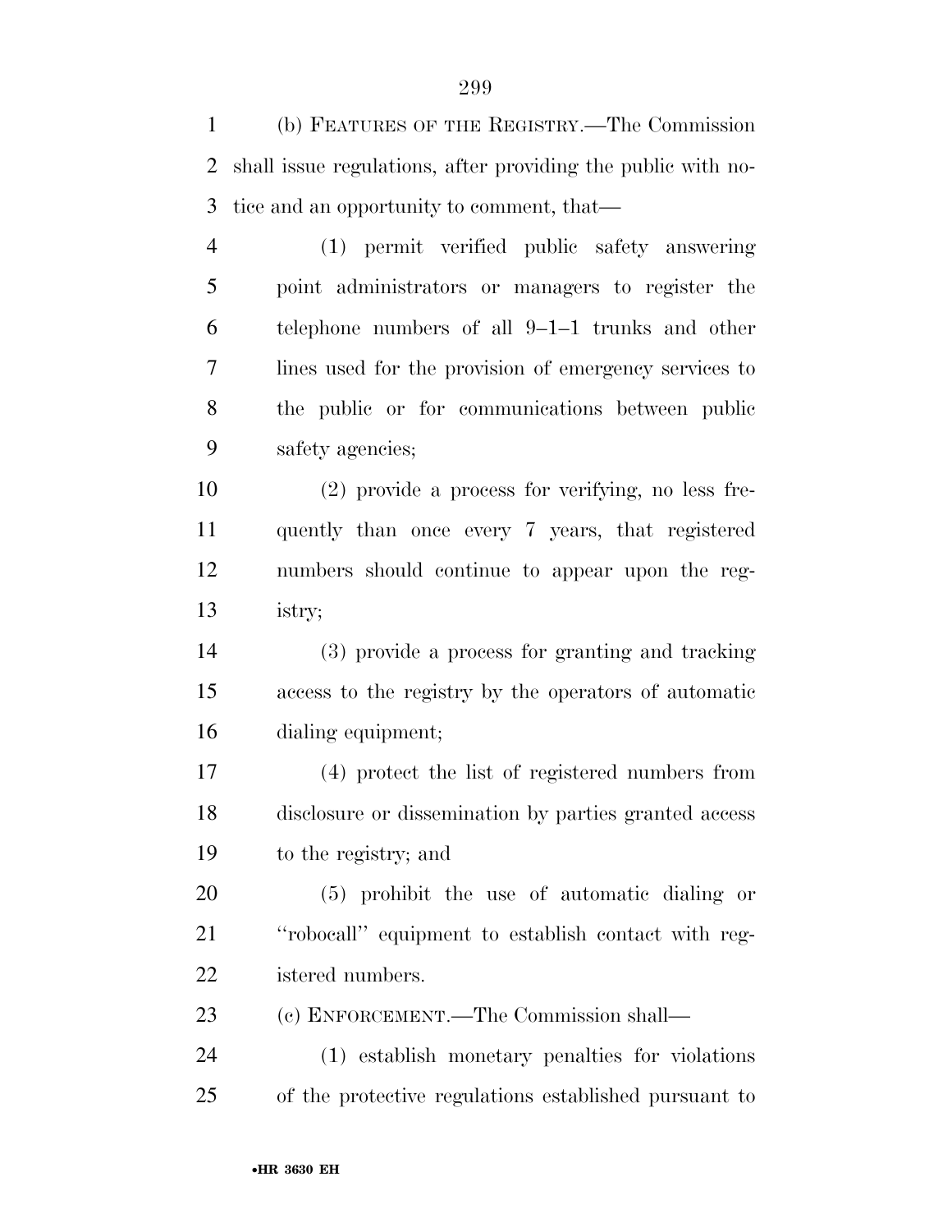(b) FEATURES OF THE REGISTRY.—The Commission shall issue regulations, after providing the public with notice and an opportunity to comment, that—

(1) permit verified public safety answering point administrators or managers to register the telephone numbers of all 9–1–1 trunks and other lines used for the provision of emergency services to the public or for communications between public safety agencies;

(2) provide a process for verifying, no less frequently than once every 7 years, that registered numbers should continue to appear upon the registry;

(3) provide a process for granting and tracking access to the registry by the operators of automatic dialing equipment;

(4) protect the list of registered numbers from disclosure or dissemination by parties granted access to the registry; and

(5) prohibit the use of automatic dialing or ''robocall'' equipment to establish contact with registered numbers.

(c) ENFORCEMENT.—The Commission shall—

(1) establish monetary penalties for violations of the protective regulations established pursuant to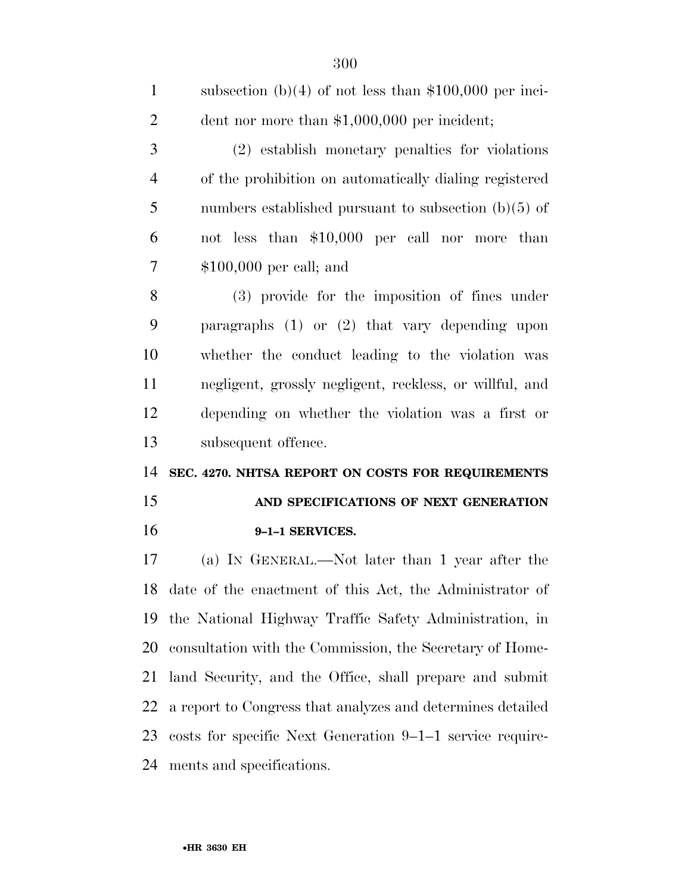subsection (b)(4) of not less than $100,000 per incident nor more than $1,000,000 per incident;

(2) establish monetary penalties for violations of the prohibition on automatically dialing registered numbers established pursuant to subsection (b)(5) of not less than $10,000 per call nor more than $100,000 per call; and

(3) provide for the imposition of fines under paragraphs (1) or (2) that vary depending upon whether the conduct leading to the violation was negligent, grossly negligent, reckless, or willful, and depending on whether the violation was a first or subsequent offence.

**SEC. 4270. NHTSA REPORT ON COSTS FOR REQUIREMENTS AND SPECIFICATIONS OF NEXT GENERATION 9–1–1 SERVICES.**

(a) IN GENERAL.—Not later than 1 year after the date of the enactment of this Act, the Administrator of the National Highway Traffic Safety Administration, in consultation with the Commission, the Secretary of Homeland Security, and the Office, shall prepare and submit a report to Congress that analyzes and determines detailed costs for specific Next Generation 9–1–1 service requirements and specifications.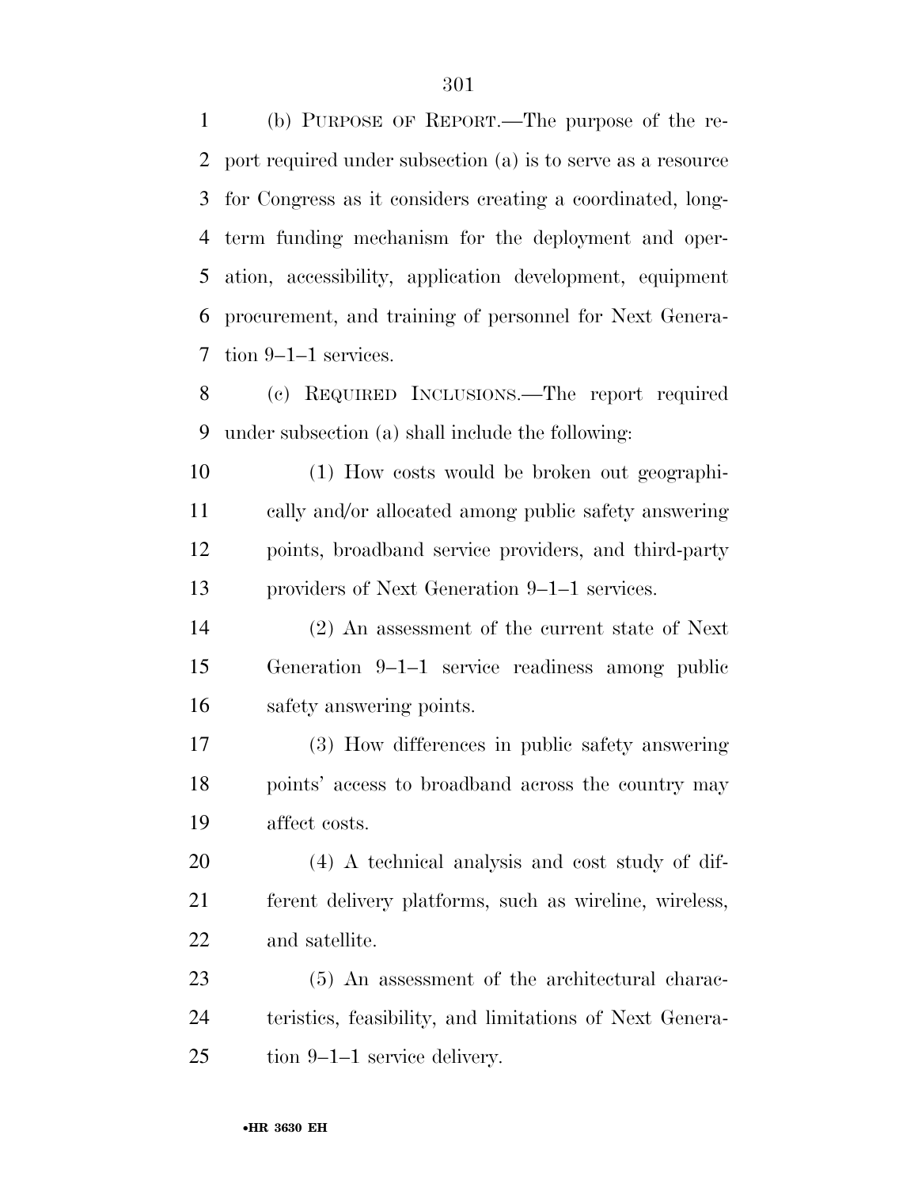(b) PURPOSE OF REPORT.—The purpose of the report required under subsection (a) is to serve as a resource for Congress as it considers creating a coordinated, long-term funding mechanism for the deployment and operation, accessibility, application development, equipment procurement, and training of personnel for Next Generation 9–1–1 services.

(c) REQUIRED INCLUSIONS.—The report required under subsection (a) shall include the following:

(1) How costs would be broken out geographically and/or allocated among public safety answering points, broadband service providers, and third-party providers of Next Generation 9–1–1 services.

(2) An assessment of the current state of Next Generation 9–1–1 service readiness among public safety answering points.

(3) How differences in public safety answering points' access to broadband across the country may affect costs.

(4) A technical analysis and cost study of different delivery platforms, such as wireline, wireless, and satellite.

(5) An assessment of the architectural characteristics, feasibility, and limitations of Next Generation 9–1–1 service delivery.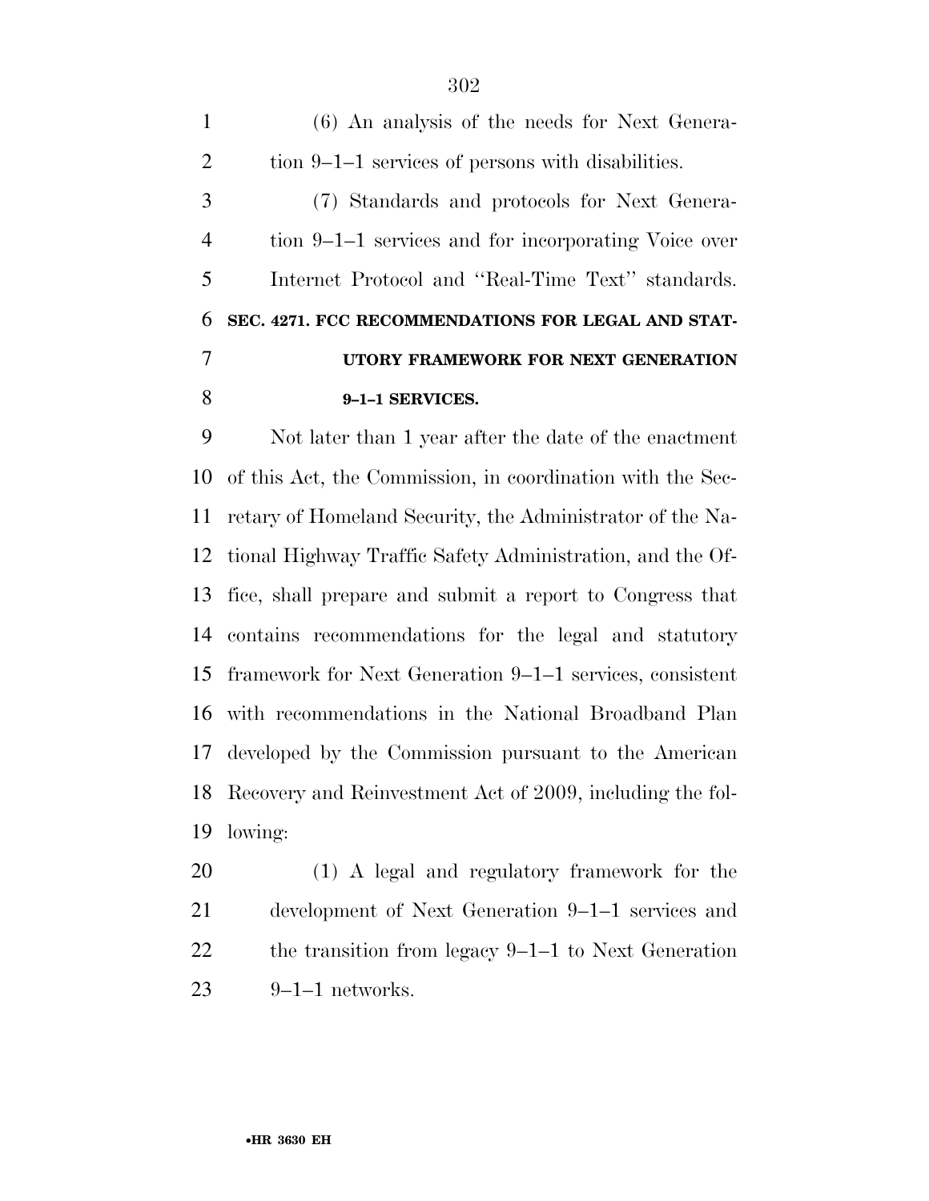(6) An analysis of the needs for Next Generation 9–1–1 services of persons with disabilities.

(7) Standards and protocols for Next Generation 9–1–1 services and for incorporating Voice over Internet Protocol and ''Real-Time Text'' standards.

### SEC. 4271. FCC RECOMMENDATIONS FOR LEGAL AND STATUTORY FRAMEWORK FOR NEXT GENERATION 9–1–1 SERVICES.

Not later than 1 year after the date of the enactment of this Act, the Commission, in coordination with the Secretary of Homeland Security, the Administrator of the National Highway Traffic Safety Administration, and the Office, shall prepare and submit a report to Congress that contains recommendations for the legal and statutory framework for Next Generation 9–1–1 services, consistent with recommendations in the National Broadband Plan developed by the Commission pursuant to the American Recovery and Reinvestment Act of 2009, including the following:

(1) A legal and regulatory framework for the development of Next Generation 9–1–1 services and the transition from legacy 9–1–1 to Next Generation 9–1–1 networks.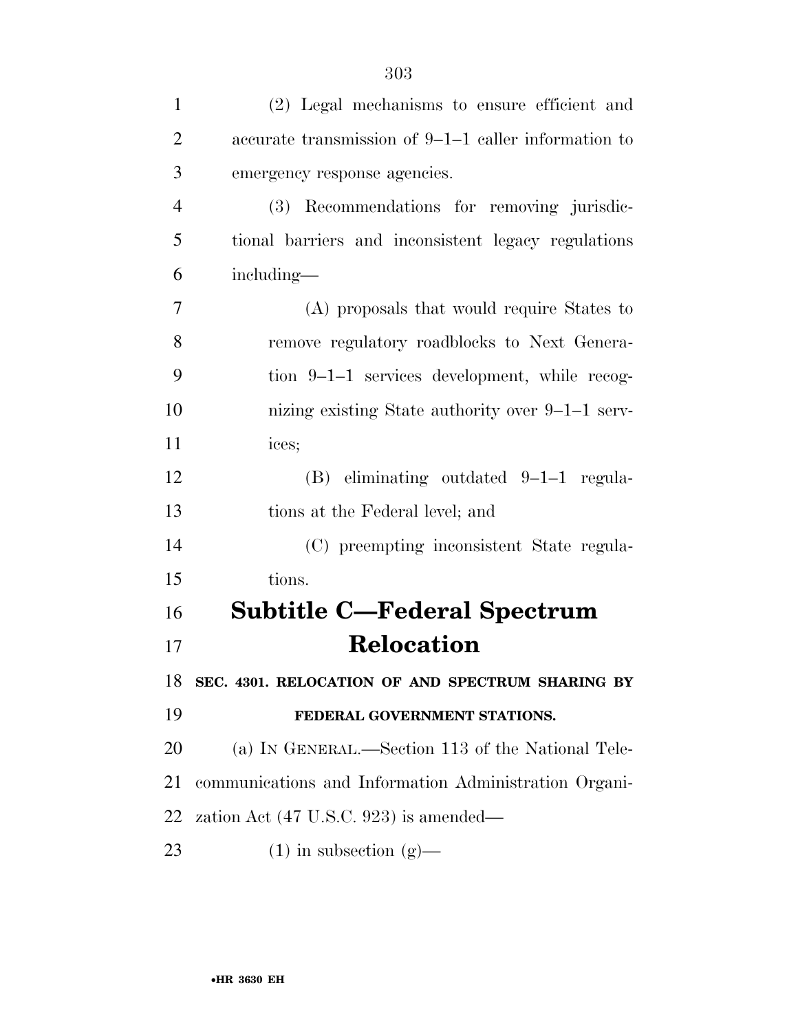(2) Legal mechanisms to ensure efficient and accurate transmission of 9–1–1 caller information to emergency response agencies.

(3) Recommendations for removing jurisdictional barriers and inconsistent legacy regulations including—

(A) proposals that would require States to remove regulatory roadblocks to Next Generation 9–1–1 services development, while recognizing existing State authority over 9–1–1 services;

(B) eliminating outdated 9–1–1 regulations at the Federal level; and

(C) preempting inconsistent State regulations.

## Subtitle C—Federal Spectrum Relocation

### SEC. 4301. RELOCATION OF AND SPECTRUM SHARING BY FEDERAL GOVERNMENT STATIONS.

(a) IN GENERAL.—Section 113 of the National Telecommunications and Information Administration Organization Act (47 U.S.C. 923) is amended—

(1) in subsection (g)—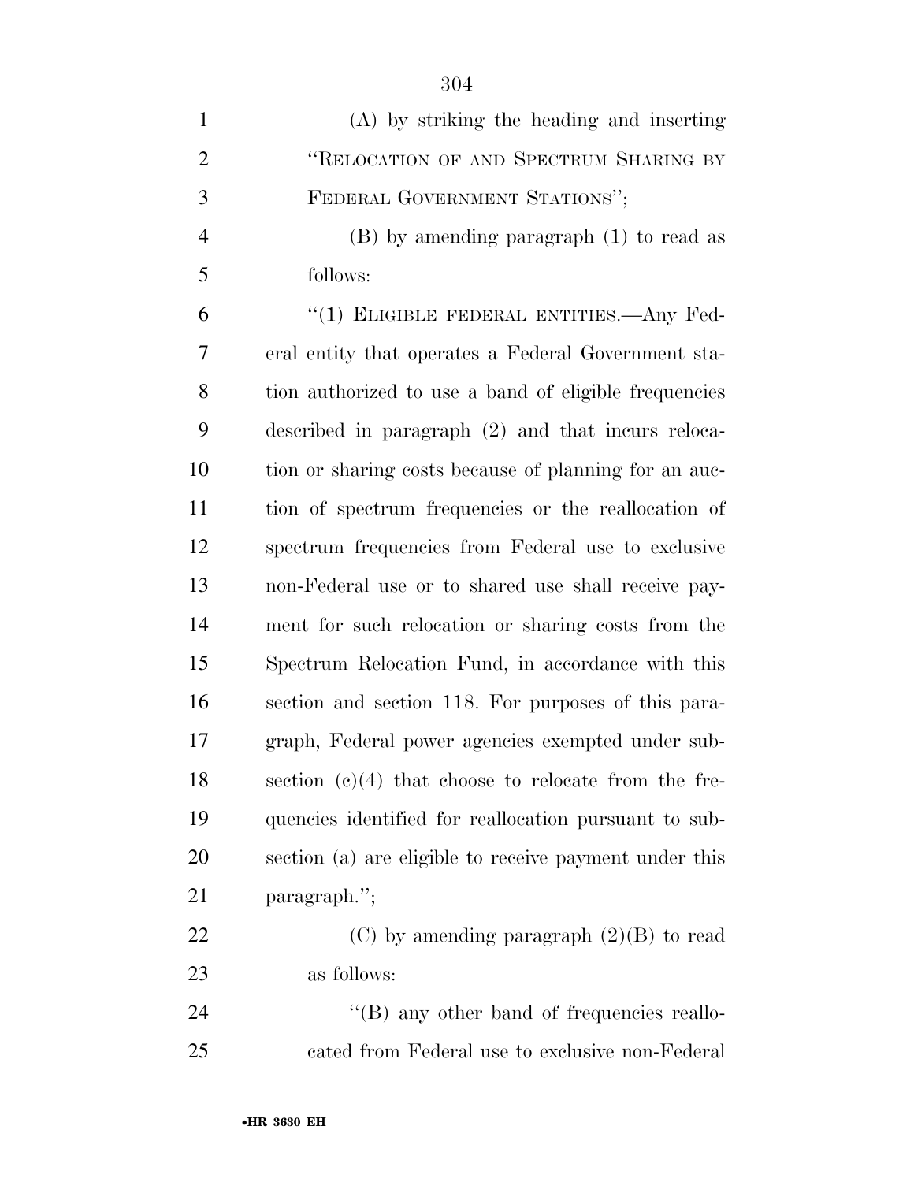(A) by striking the heading and inserting "RELOCATION OF AND SPECTRUM SHARING BY FEDERAL GOVERNMENT STATIONS";

(B) by amending paragraph (1) to read as follows:

"(1) ELIGIBLE FEDERAL ENTITIES.—Any Federal entity that operates a Federal Government station authorized to use a band of eligible frequencies described in paragraph (2) and that incurs relocation or sharing costs because of planning for an auction of spectrum frequencies or the reallocation of spectrum frequencies from Federal use to exclusive non-Federal use or to shared use shall receive payment for such relocation or sharing costs from the Spectrum Relocation Fund, in accordance with this section and section 118. For purposes of this paragraph, Federal power agencies exempted under subsection (c)(4) that choose to relocate from the frequencies identified for reallocation pursuant to subsection (a) are eligible to receive payment under this paragraph.";

(C) by amending paragraph (2)(B) to read as follows:

"(B) any other band of frequencies reallocated from Federal use to exclusive non-Federal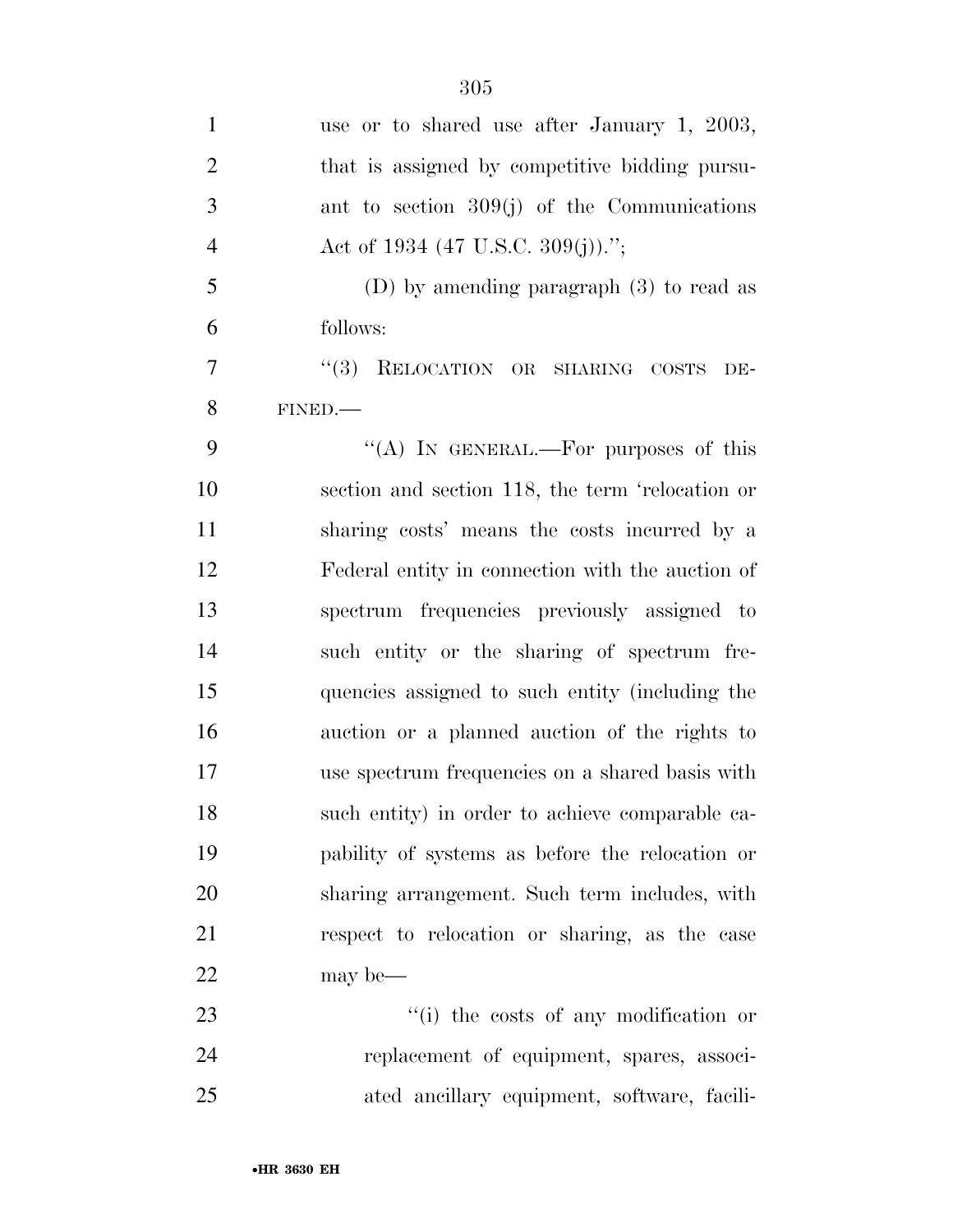use or to shared use after January 1, 2003, that is assigned by competitive bidding pursuant to section 309(j) of the Communications Act of 1934 (47 U.S.C. 309(j)).'';

(D) by amending paragraph (3) to read as follows:

''(3) RELOCATION OR SHARING COSTS DEFINED.—

''(A) IN GENERAL.—For purposes of this section and section 118, the term 'relocation or sharing costs' means the costs incurred by a Federal entity in connection with the auction of spectrum frequencies previously assigned to such entity or the sharing of spectrum frequencies assigned to such entity (including the auction or a planned auction of the rights to use spectrum frequencies on a shared basis with such entity) in order to achieve comparable capability of systems as before the relocation or sharing arrangement. Such term includes, with respect to relocation or sharing, as the case may be—

''(i) the costs of any modification or replacement of equipment, spares, associated ancillary equipment, software, facili-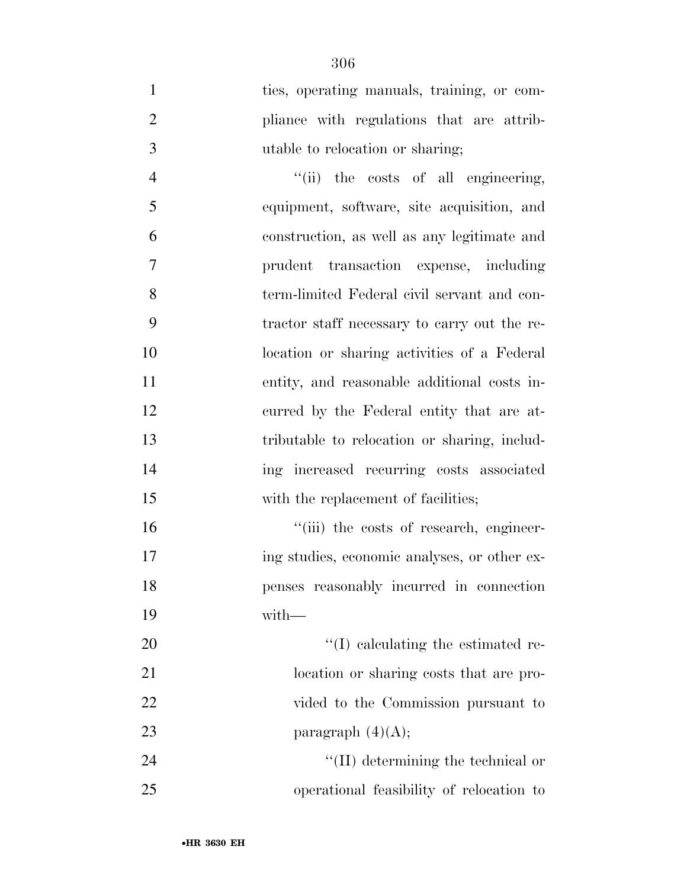ties, operating manuals, training, or compliance with regulations that are attributable to relocation or sharing;

''(ii) the costs of all engineering, equipment, software, site acquisition, and construction, as well as any legitimate and prudent transaction expense, including term-limited Federal civil servant and contractor staff necessary to carry out the relocation or sharing activities of a Federal entity, and reasonable additional costs incurred by the Federal entity that are attributable to relocation or sharing, including increased recurring costs associated with the replacement of facilities;

''(iii) the costs of research, engineering studies, economic analyses, or other expenses reasonably incurred in connection with—

''(I) calculating the estimated relocation or sharing costs that are provided to the Commission pursuant to paragraph (4)(A);

''(II) determining the technical or operational feasibility of relocation to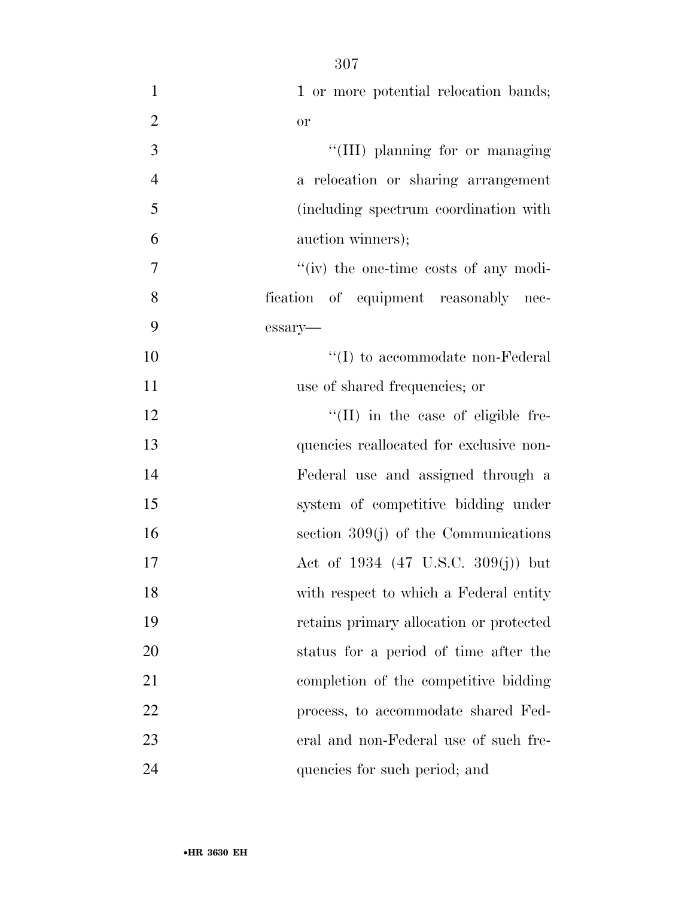1 or more potential relocation bands; or

''(III) planning for or managing a relocation or sharing arrangement (including spectrum coordination with auction winners);

''(iv) the one-time costs of any modification of equipment reasonably necessary—

''(I) to accommodate non-Federal use of shared frequencies; or

''(II) in the case of eligible frequencies reallocated for exclusive non-Federal use and assigned through a system of competitive bidding under section 309(j) of the Communications Act of 1934 (47 U.S.C. 309(j)) but with respect to which a Federal entity retains primary allocation or protected status for a period of time after the completion of the competitive bidding process, to accommodate shared Federal and non-Federal use of such frequencies for such period; and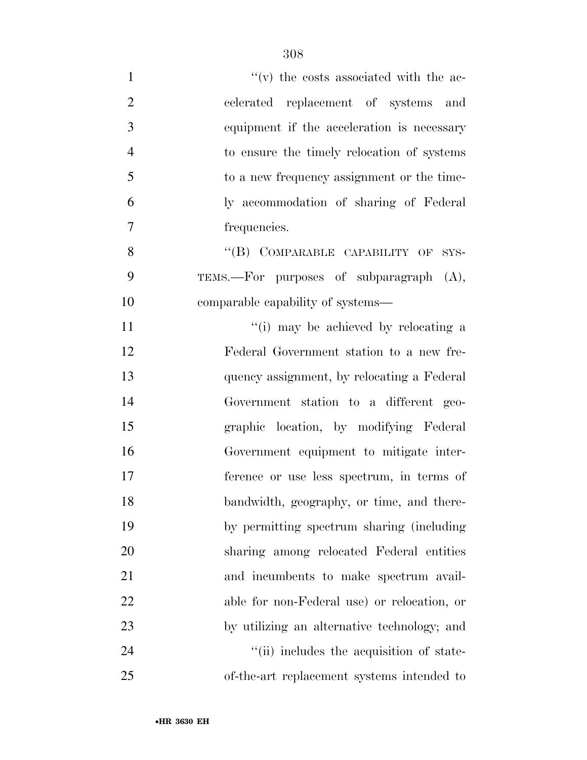''(v) the costs associated with the accelerated replacement of systems and equipment if the acceleration is necessary to ensure the timely relocation of systems to a new frequency assignment or the timely accommodation of sharing of Federal frequencies.

''(B) COMPARABLE CAPABILITY OF SYSTEMS.—For purposes of subparagraph (A), comparable capability of systems—

''(i) may be achieved by relocating a Federal Government station to a new frequency assignment, by relocating a Federal Government station to a different geographic location, by modifying Federal Government equipment to mitigate interference or use less spectrum, in terms of bandwidth, geography, or time, and thereby permitting spectrum sharing (including sharing among relocated Federal entities and incumbents to make spectrum available for non-Federal use) or relocation, or by utilizing an alternative technology; and

''(ii) includes the acquisition of state-of-the-art replacement systems intended to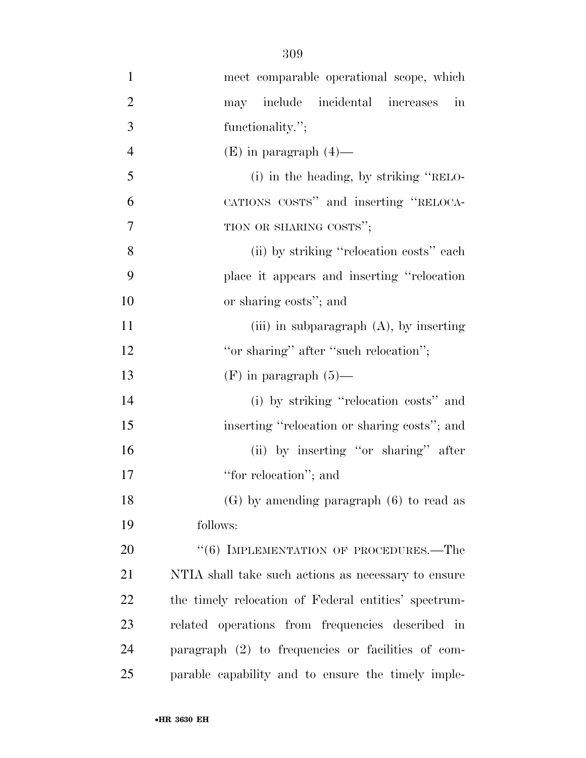meet comparable operational scope, which may include incidental increases in functionality.'';

(E) in paragraph (4)—

(i) in the heading, by striking ''RELOCATIONS COSTS'' and inserting ''RELOCATION OR SHARING COSTS'';

(ii) by striking ''relocation costs'' each place it appears and inserting ''relocation or sharing costs''; and

(iii) in subparagraph (A), by inserting ''or sharing'' after ''such relocation'';

(F) in paragraph (5)—

(i) by striking ''relocation costs'' and inserting ''relocation or sharing costs''; and

(ii) by inserting ''or sharing'' after ''for relocation''; and

(G) by amending paragraph (6) to read as follows:

''(6) IMPLEMENTATION OF PROCEDURES.—The NTIA shall take such actions as necessary to ensure the timely relocation of Federal entities' spectrum-related operations from frequencies described in paragraph (2) to frequencies or facilities of comparable capability and to ensure the timely imple-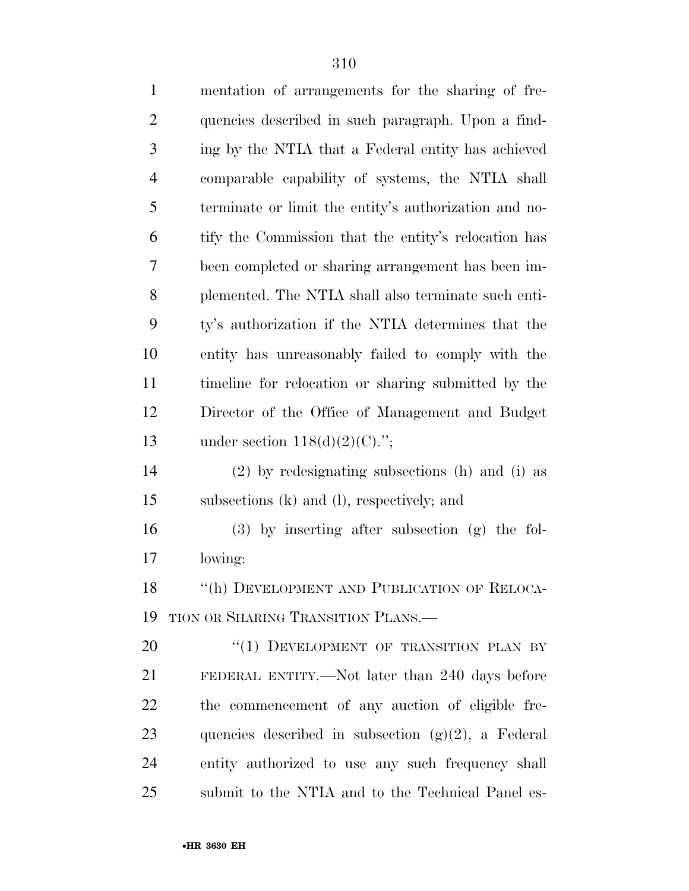mentation of arrangements for the sharing of frequencies described in such paragraph. Upon a finding by the NTIA that a Federal entity has achieved comparable capability of systems, the NTIA shall terminate or limit the entity's authorization and notify the Commission that the entity's relocation has been completed or sharing arrangement has been implemented. The NTIA shall also terminate such entity's authorization if the NTIA determines that the entity has unreasonably failed to comply with the timeline for relocation or sharing submitted by the Director of the Office of Management and Budget under section 118(d)(2)(C).'';

(2) by redesignating subsections (h) and (i) as subsections (k) and (l), respectively; and

(3) by inserting after subsection (g) the following:

''(h) DEVELOPMENT AND PUBLICATION OF RELOCATION OR SHARING TRANSITION PLANS.—

''(1) DEVELOPMENT OF TRANSITION PLAN BY FEDERAL ENTITY.—Not later than 240 days before the commencement of any auction of eligible frequencies described in subsection (g)(2), a Federal entity authorized to use any such frequency shall submit to the NTIA and to the Technical Panel es-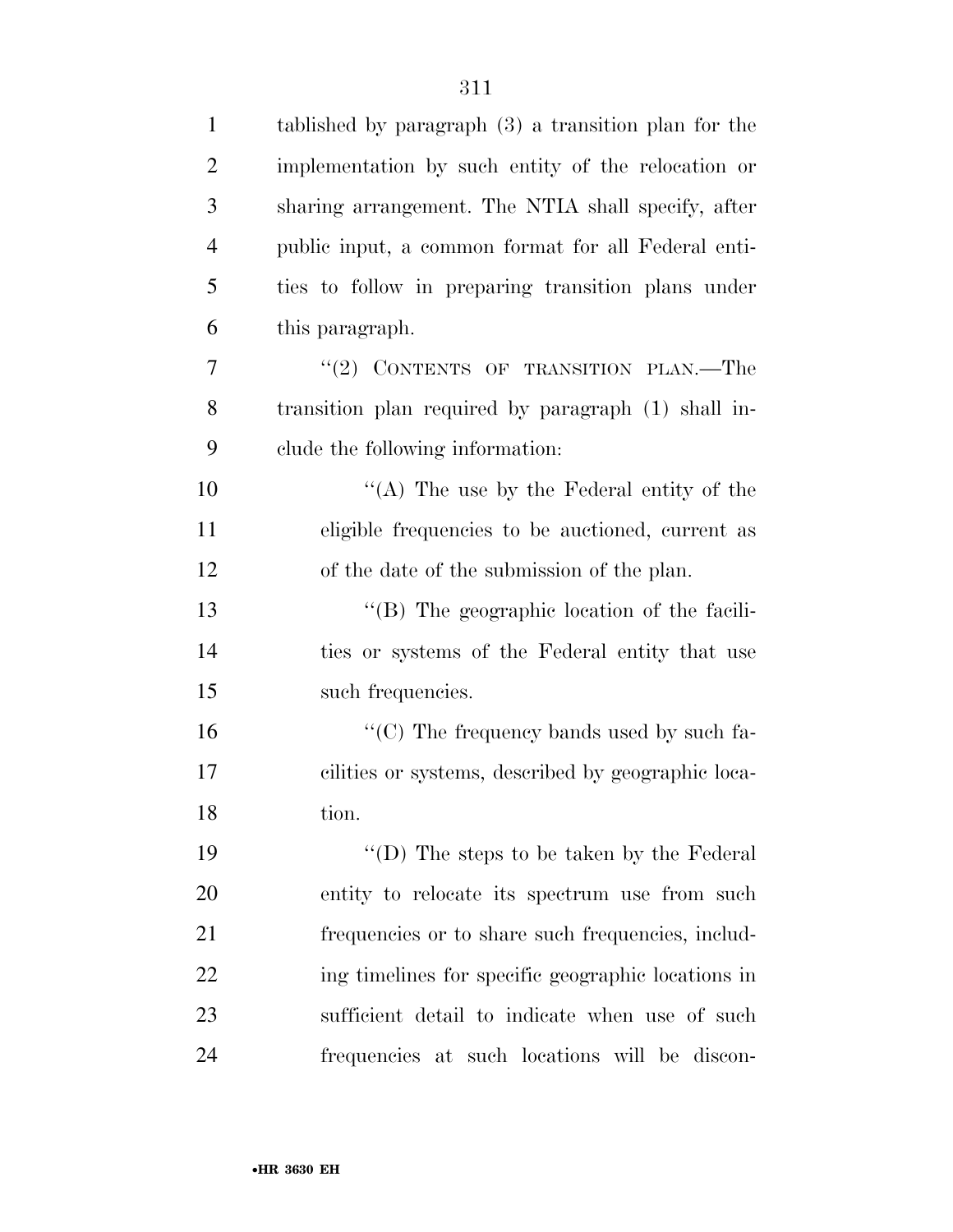tablished by paragraph (3) a transition plan for the implementation by such entity of the relocation or sharing arrangement. The NTIA shall specify, after public input, a common format for all Federal entities to follow in preparing transition plans under this paragraph.

''(2) CONTENTS OF TRANSITION PLAN.—The transition plan required by paragraph (1) shall include the following information:

''(A) The use by the Federal entity of the eligible frequencies to be auctioned, current as of the date of the submission of the plan.

''(B) The geographic location of the facilities or systems of the Federal entity that use such frequencies.

''(C) The frequency bands used by such facilities or systems, described by geographic location.

''(D) The steps to be taken by the Federal entity to relocate its spectrum use from such frequencies or to share such frequencies, including timelines for specific geographic locations in sufficient detail to indicate when use of such frequencies at such locations will be discon-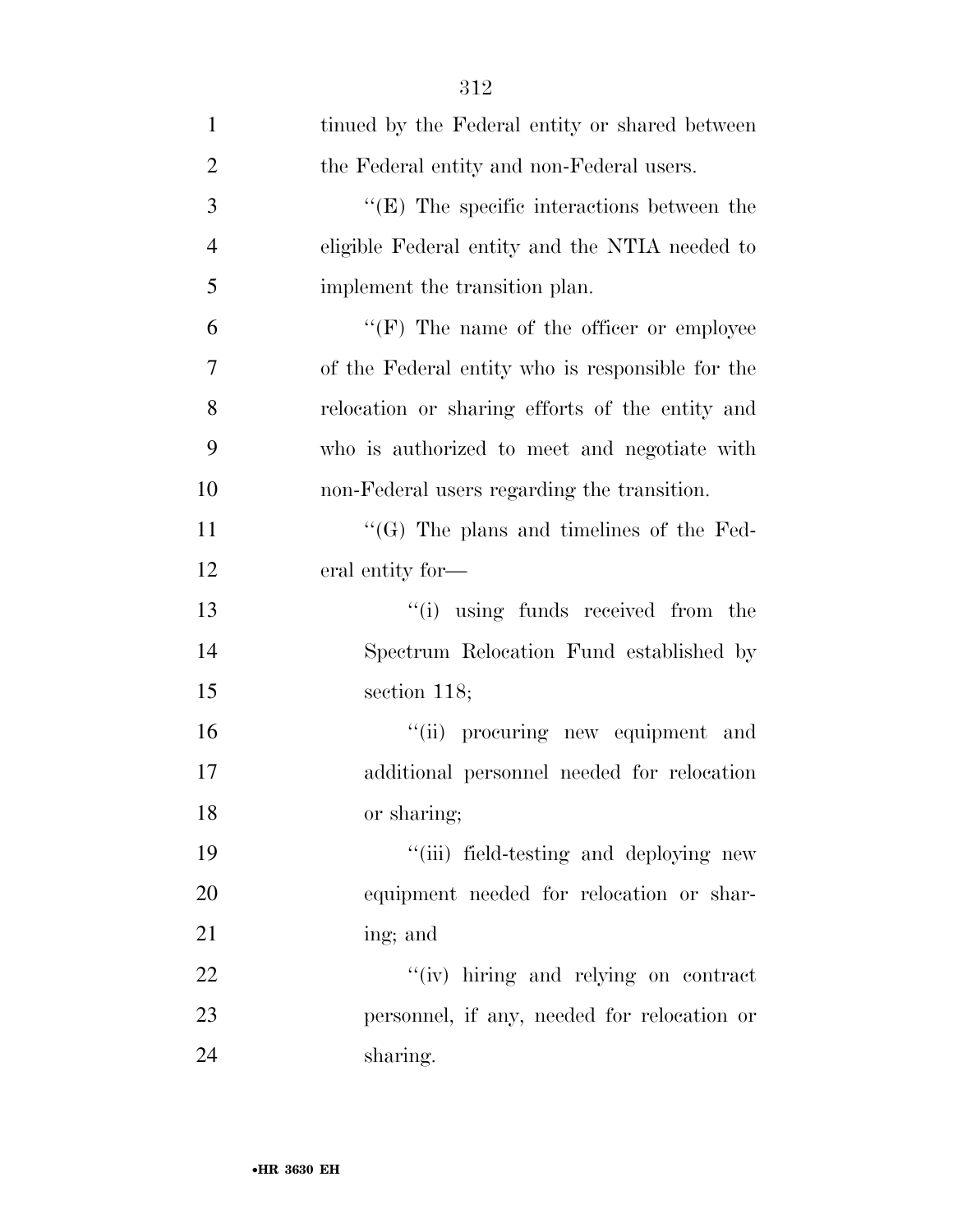tinued by the Federal entity or shared between the Federal entity and non-Federal users.

''(E) The specific interactions between the eligible Federal entity and the NTIA needed to implement the transition plan.

''(F) The name of the officer or employee of the Federal entity who is responsible for the relocation or sharing efforts of the entity and who is authorized to meet and negotiate with non-Federal users regarding the transition.

''(G) The plans and timelines of the Federal entity for—

''(i) using funds received from the Spectrum Relocation Fund established by section 118;

''(ii) procuring new equipment and additional personnel needed for relocation or sharing;

''(iii) field-testing and deploying new equipment needed for relocation or sharing; and

''(iv) hiring and relying on contract personnel, if any, needed for relocation or sharing.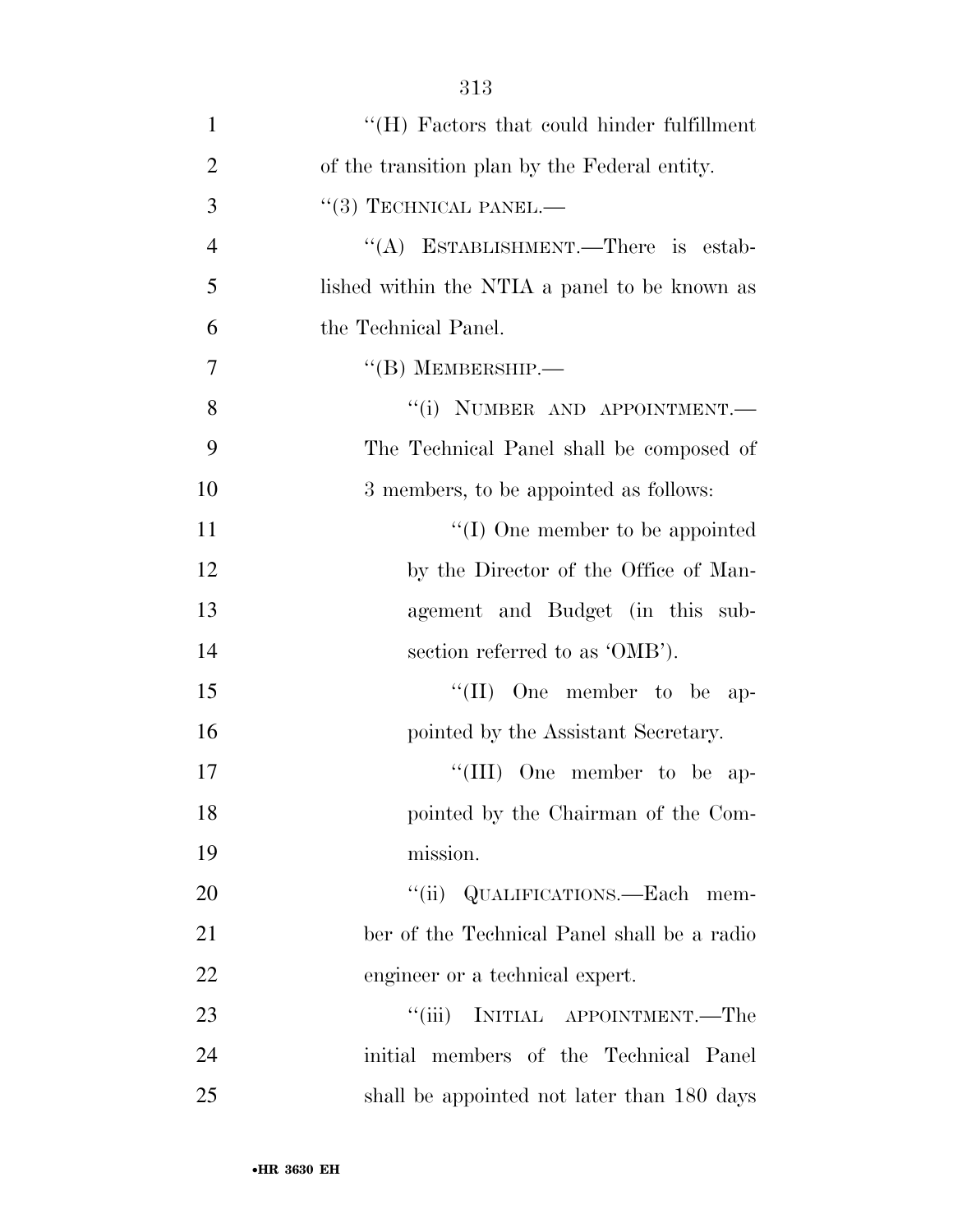''(H) Factors that could hinder fulfillment of the transition plan by the Federal entity.

''(3) TECHNICAL PANEL.—

''(A) ESTABLISHMENT.—There is established within the NTIA a panel to be known as the Technical Panel.

''(B) MEMBERSHIP.—

''(i) NUMBER AND APPOINTMENT.—The Technical Panel shall be composed of 3 members, to be appointed as follows:

''(I) One member to be appointed by the Director of the Office of Management and Budget (in this subsection referred to as 'OMB').

''(II) One member to be appointed by the Assistant Secretary.

''(III) One member to be appointed by the Chairman of the Commission.

''(ii) QUALIFICATIONS.—Each member of the Technical Panel shall be a radio engineer or a technical expert.

''(iii) INITIAL APPOINTMENT.—The initial members of the Technical Panel shall be appointed not later than 180 days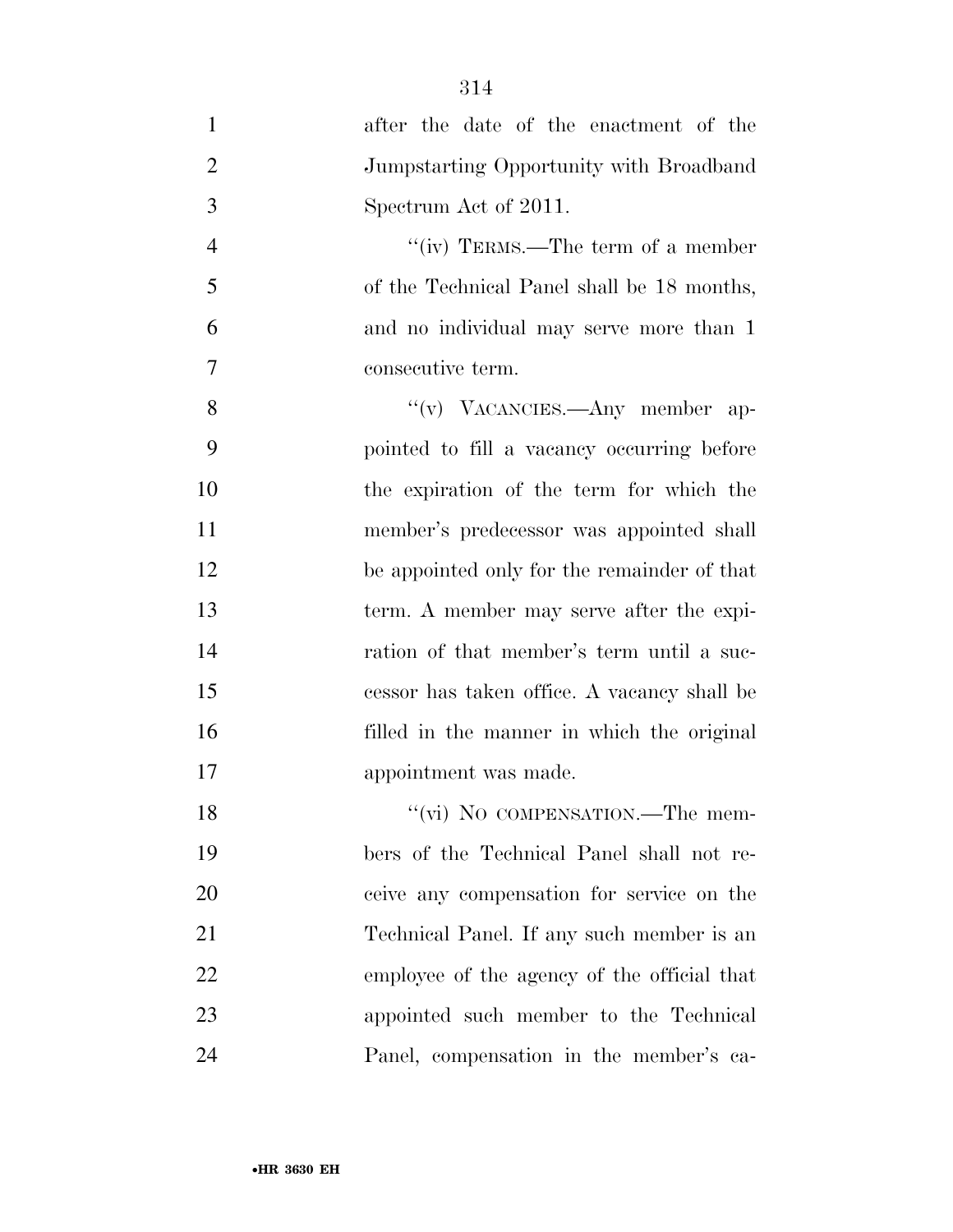after the date of the enactment of the Jumpstarting Opportunity with Broadband Spectrum Act of 2011.

''(iv) TERMS.—The term of a member of the Technical Panel shall be 18 months, and no individual may serve more than 1 consecutive term.

''(v) VACANCIES.—Any member appointed to fill a vacancy occurring before the expiration of the term for which the member's predecessor was appointed shall be appointed only for the remainder of that term. A member may serve after the expiration of that member's term until a successor has taken office. A vacancy shall be filled in the manner in which the original appointment was made.

''(vi) NO COMPENSATION.—The members of the Technical Panel shall not receive any compensation for service on the Technical Panel. If any such member is an employee of the agency of the official that appointed such member to the Technical Panel, compensation in the member's ca-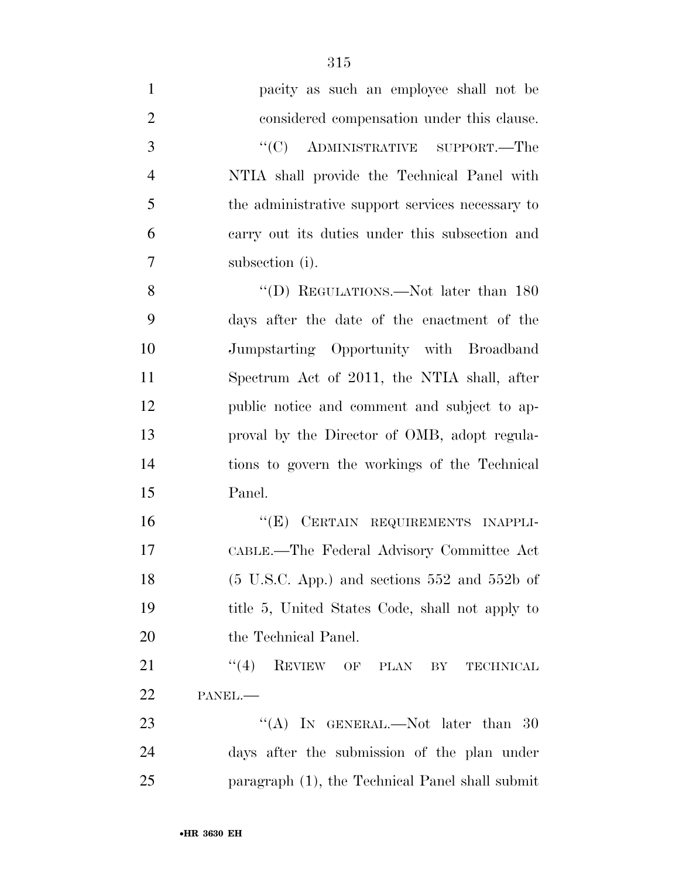pacity as such an employee shall not be considered compensation under this clause.

"(C) ADMINISTRATIVE SUPPORT.—The NTIA shall provide the Technical Panel with the administrative support services necessary to carry out its duties under this subsection and subsection (i).

"(D) REGULATIONS.—Not later than 180 days after the date of the enactment of the Jumpstarting Opportunity with Broadband Spectrum Act of 2011, the NTIA shall, after public notice and comment and subject to approval by the Director of OMB, adopt regulations to govern the workings of the Technical Panel.

"(E) CERTAIN REQUIREMENTS INAPPLICABLE.—The Federal Advisory Committee Act (5 U.S.C. App.) and sections 552 and 552b of title 5, United States Code, shall not apply to the Technical Panel.

"(4) REVIEW OF PLAN BY TECHNICAL PANEL.—

"(A) IN GENERAL.—Not later than 30 days after the submission of the plan under paragraph (1), the Technical Panel shall submit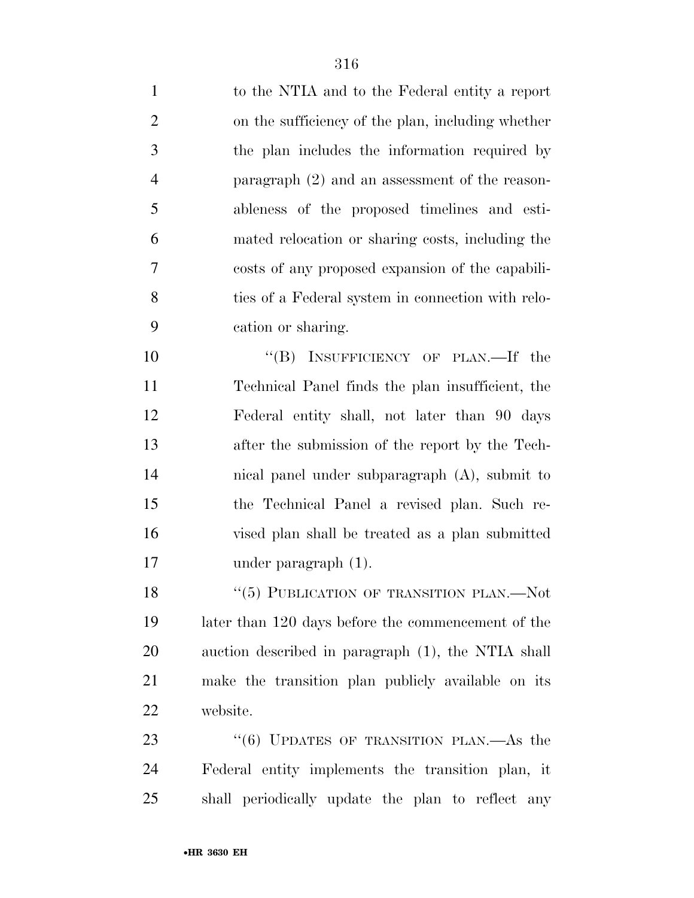to the NTIA and to the Federal entity a report on the sufficiency of the plan, including whether the plan includes the information required by paragraph (2) and an assessment of the reasonableness of the proposed timelines and estimated relocation or sharing costs, including the costs of any proposed expansion of the capabilities of a Federal system in connection with relocation or sharing.

"(B) INSUFFICIENCY OF PLAN.—If the Technical Panel finds the plan insufficient, the Federal entity shall, not later than 90 days after the submission of the report by the Technical panel under subparagraph (A), submit to the Technical Panel a revised plan. Such revised plan shall be treated as a plan submitted under paragraph (1).

"(5) PUBLICATION OF TRANSITION PLAN.—Not later than 120 days before the commencement of the auction described in paragraph (1), the NTIA shall make the transition plan publicly available on its website.

"(6) UPDATES OF TRANSITION PLAN.—As the Federal entity implements the transition plan, it shall periodically update the plan to reflect any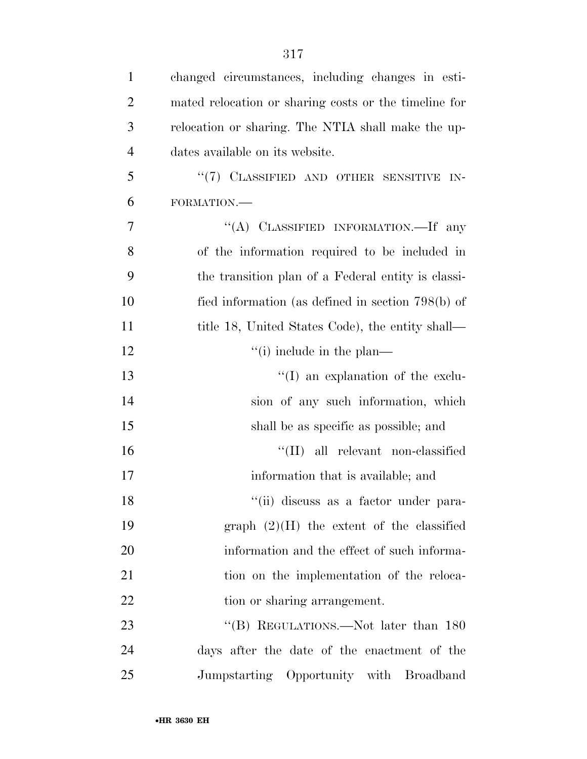changed circumstances, including changes in estimated relocation or sharing costs or the timeline for relocation or sharing. The NTIA shall make the updates available on its website.

''(7) CLASSIFIED AND OTHER SENSITIVE INFORMATION.—

''(A) CLASSIFIED INFORMATION.—If any of the information required to be included in the transition plan of a Federal entity is classified information (as defined in section 798(b) of title 18, United States Code), the entity shall—

''(i) include in the plan—

''(I) an explanation of the exclusion of any such information, which shall be as specific as possible; and

''(II) all relevant non-classified information that is available; and

''(ii) discuss as a factor under paragraph (2)(H) the extent of the classified information and the effect of such information on the implementation of the relocation or sharing arrangement.

''(B) REGULATIONS.—Not later than 180 days after the date of the enactment of the Jumpstarting Opportunity with Broadband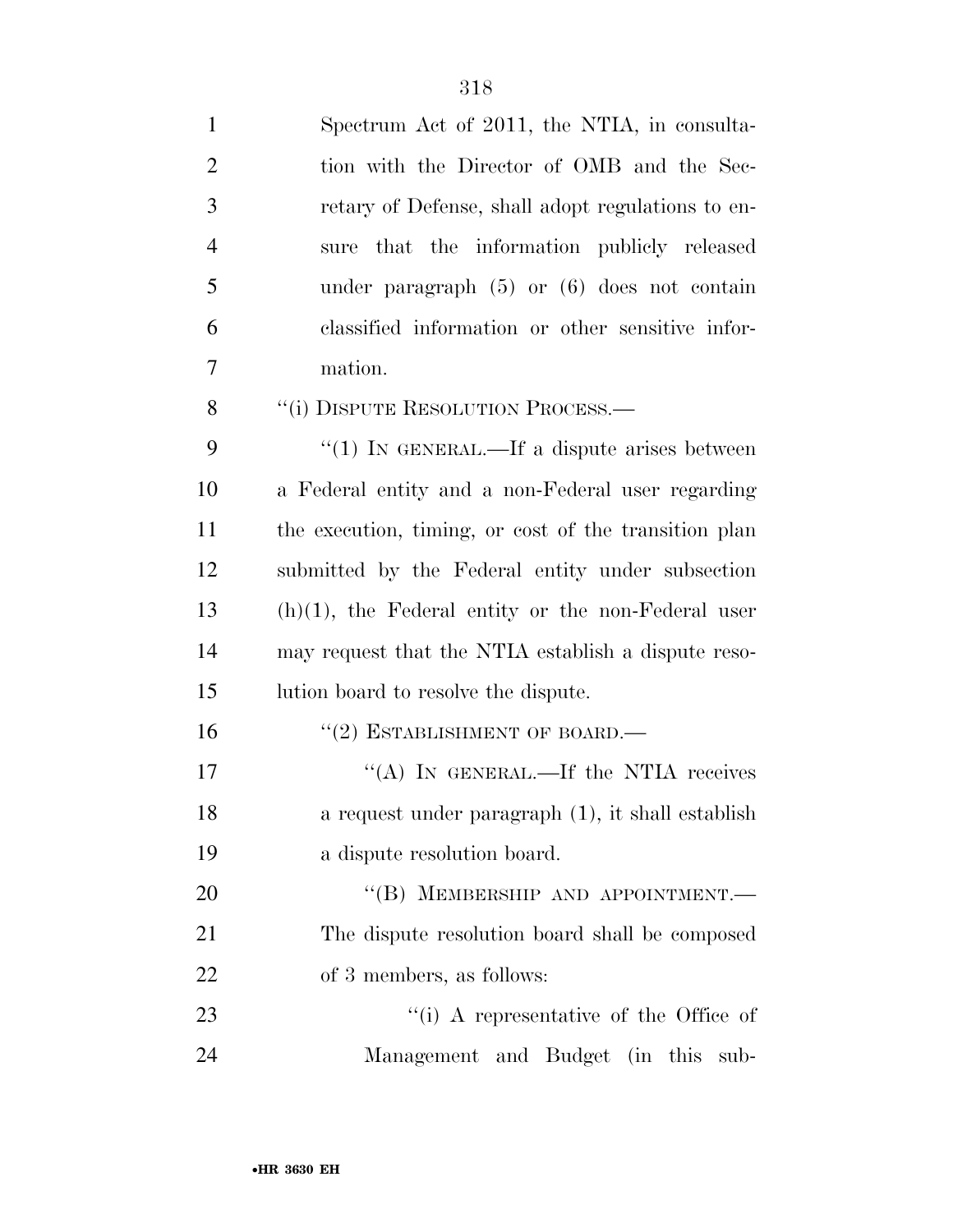Spectrum Act of 2011, the NTIA, in consultation with the Director of OMB and the Secretary of Defense, shall adopt regulations to ensure that the information publicly released under paragraph (5) or (6) does not contain classified information or other sensitive information.

"(i) DISPUTE RESOLUTION PROCESS.—

"(1) IN GENERAL.—If a dispute arises between a Federal entity and a non-Federal user regarding the execution, timing, or cost of the transition plan submitted by the Federal entity under subsection (h)(1), the Federal entity or the non-Federal user may request that the NTIA establish a dispute resolution board to resolve the dispute.

"(2) ESTABLISHMENT OF BOARD.—

"(A) IN GENERAL.—If the NTIA receives a request under paragraph (1), it shall establish a dispute resolution board.

"(B) MEMBERSHIP AND APPOINTMENT.— The dispute resolution board shall be composed of 3 members, as follows:

"(i) A representative of the Office of Management and Budget (in this sub-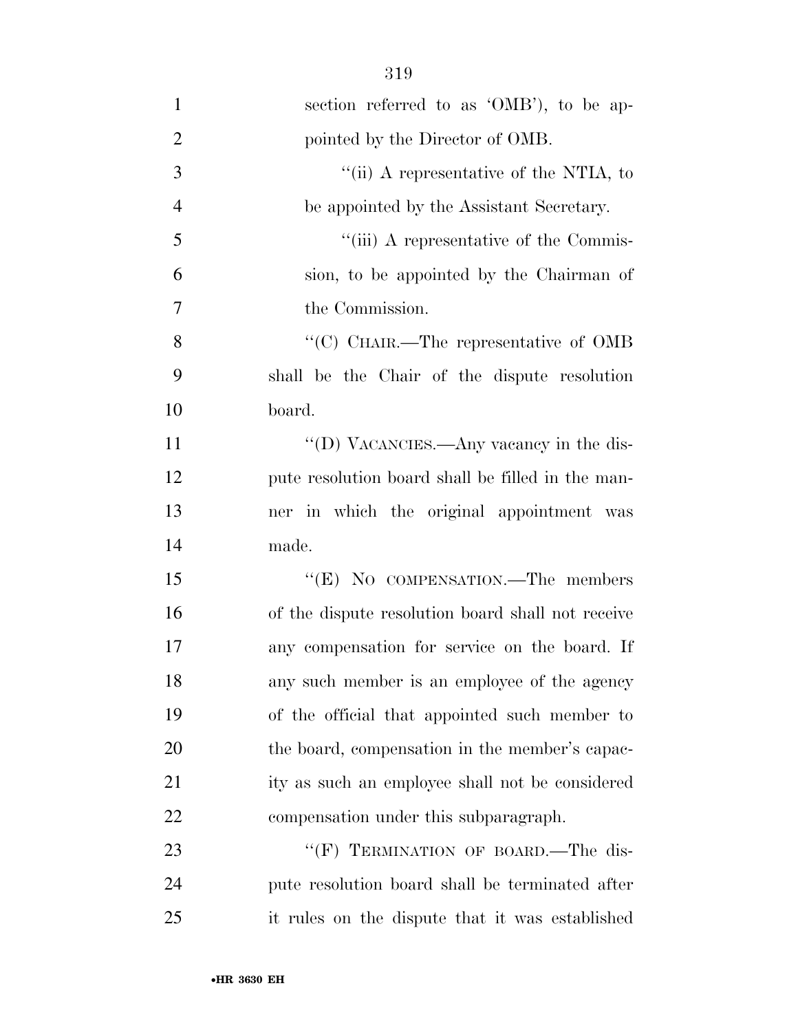section referred to as 'OMB'), to be appointed by the Director of OMB.

''(ii) A representative of the NTIA, to be appointed by the Assistant Secretary.

''(iii) A representative of the Commission, to be appointed by the Chairman of the Commission.

''(C) CHAIR.—The representative of OMB shall be the Chair of the dispute resolution board.

''(D) VACANCIES.—Any vacancy in the dispute resolution board shall be filled in the manner in which the original appointment was made.

''(E) NO COMPENSATION.—The members of the dispute resolution board shall not receive any compensation for service on the board. If any such member is an employee of the agency of the official that appointed such member to the board, compensation in the member's capacity as such an employee shall not be considered compensation under this subparagraph.

''(F) TERMINATION OF BOARD.—The dispute resolution board shall be terminated after it rules on the dispute that it was established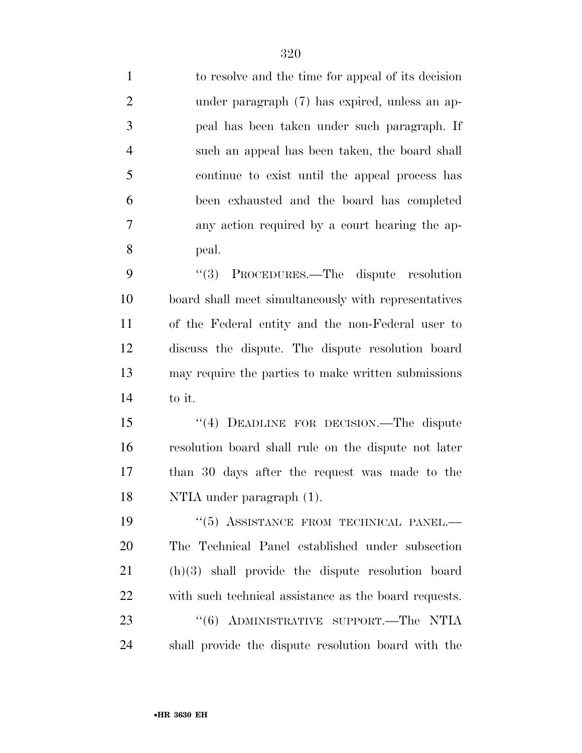to resolve and the time for appeal of its decision under paragraph (7) has expired, unless an appeal has been taken under such paragraph. If such an appeal has been taken, the board shall continue to exist until the appeal process has been exhausted and the board has completed any action required by a court hearing the appeal.

"(3) PROCEDURES.—The dispute resolution board shall meet simultaneously with representatives of the Federal entity and the non-Federal user to discuss the dispute. The dispute resolution board may require the parties to make written submissions to it.

"(4) DEADLINE FOR DECISION.—The dispute resolution board shall rule on the dispute not later than 30 days after the request was made to the NTIA under paragraph (1).

"(5) ASSISTANCE FROM TECHNICAL PANEL.—The Technical Panel established under subsection (h)(3) shall provide the dispute resolution board with such technical assistance as the board requests.

"(6) ADMINISTRATIVE SUPPORT.—The NTIA shall provide the dispute resolution board with the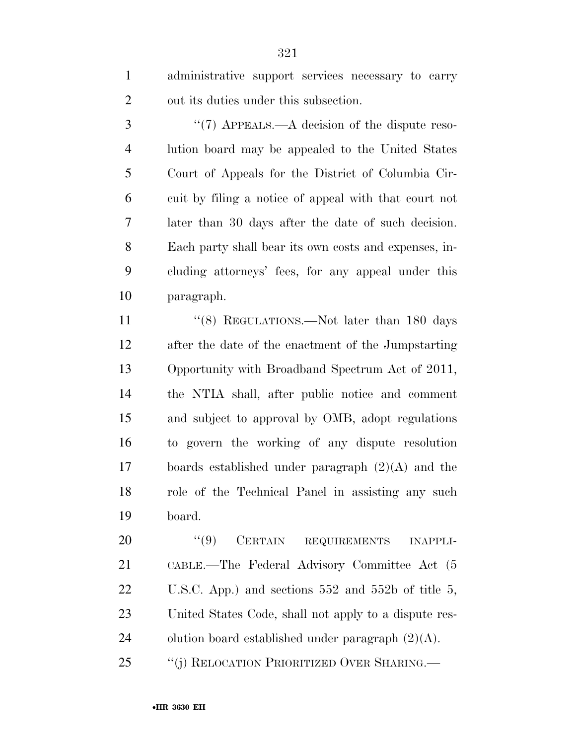administrative support services necessary to carry out its duties under this subsection.

"(7) APPEALS.—A decision of the dispute resolution board may be appealed to the United States Court of Appeals for the District of Columbia Circuit by filing a notice of appeal with that court not later than 30 days after the date of such decision. Each party shall bear its own costs and expenses, including attorneys' fees, for any appeal under this paragraph.

"(8) REGULATIONS.—Not later than 180 days after the date of the enactment of the Jumpstarting Opportunity with Broadband Spectrum Act of 2011, the NTIA shall, after public notice and comment and subject to approval by OMB, adopt regulations to govern the working of any dispute resolution boards established under paragraph (2)(A) and the role of the Technical Panel in assisting any such board.

"(9) CERTAIN REQUIREMENTS INAPPLICABLE.—The Federal Advisory Committee Act (5 U.S.C. App.) and sections 552 and 552b of title 5, United States Code, shall not apply to a dispute resolution board established under paragraph (2)(A).

"(j) RELOCATION PRIORITIZED OVER SHARING.—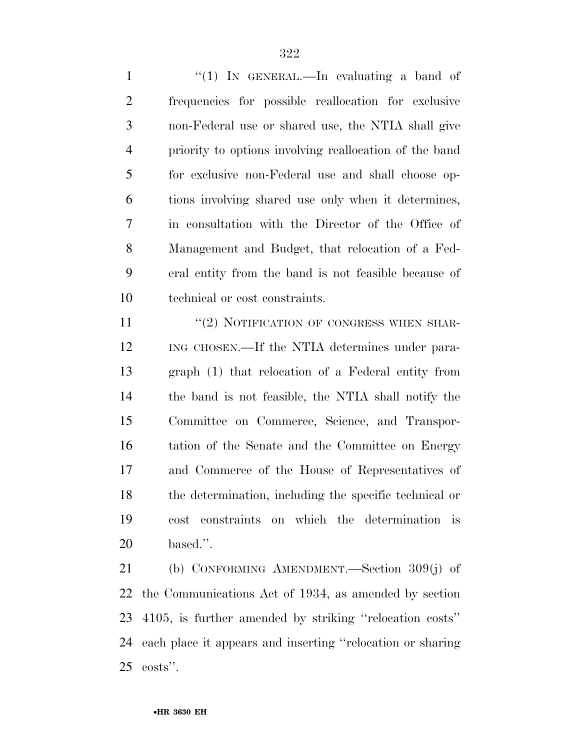''(1) IN GENERAL.—In evaluating a band of frequencies for possible reallocation for exclusive non-Federal use or shared use, the NTIA shall give priority to options involving reallocation of the band for exclusive non-Federal use and shall choose options involving shared use only when it determines, in consultation with the Director of the Office of Management and Budget, that relocation of a Federal entity from the band is not feasible because of technical or cost constraints.

''(2) NOTIFICATION OF CONGRESS WHEN SHARING CHOSEN.—If the NTIA determines under paragraph (1) that relocation of a Federal entity from the band is not feasible, the NTIA shall notify the Committee on Commerce, Science, and Transportation of the Senate and the Committee on Energy and Commerce of the House of Representatives of the determination, including the specific technical or cost constraints on which the determination is based.''.

(b) CONFORMING AMENDMENT.—Section 309(j) of the Communications Act of 1934, as amended by section 4105, is further amended by striking ''relocation costs'' each place it appears and inserting ''relocation or sharing costs''.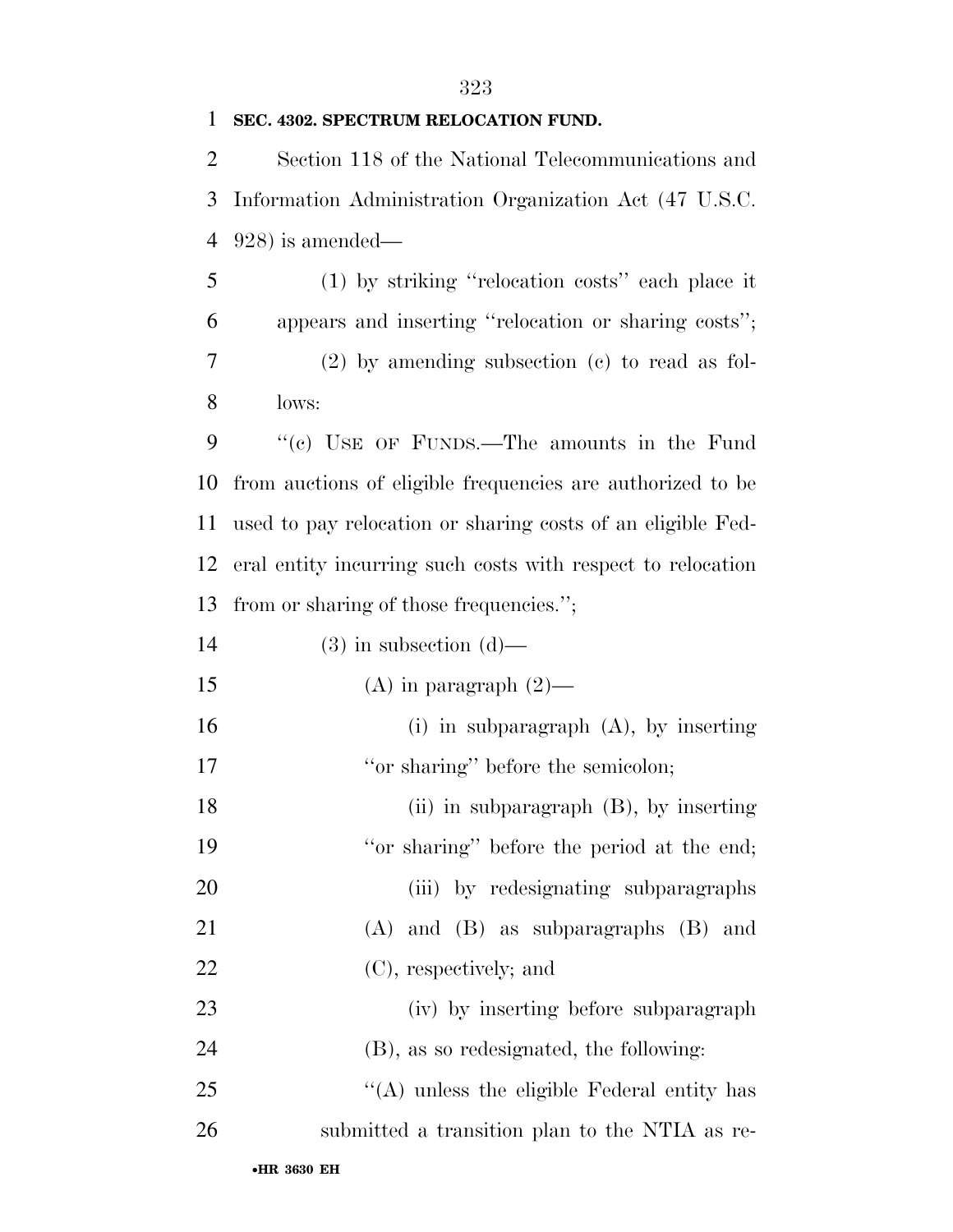**SEC. 4302. SPECTRUM RELOCATION FUND.**

Section 118 of the National Telecommunications and Information Administration Organization Act (47 U.S.C. 928) is amended—

(1) by striking ''relocation costs'' each place it appears and inserting ''relocation or sharing costs'';

(2) by amending subsection (c) to read as follows:

''(c) USE OF FUNDS.—The amounts in the Fund from auctions of eligible frequencies are authorized to be used to pay relocation or sharing costs of an eligible Federal entity incurring such costs with respect to relocation from or sharing of those frequencies.'';

(3) in subsection (d)—

(A) in paragraph (2)—

(i) in subparagraph (A), by inserting ''or sharing'' before the semicolon;

(ii) in subparagraph (B), by inserting ''or sharing'' before the period at the end;

(iii) by redesignating subparagraphs (A) and (B) as subparagraphs (B) and (C), respectively; and

(iv) by inserting before subparagraph (B), as so redesignated, the following:

''(A) unless the eligible Federal entity has submitted a transition plan to the NTIA as re-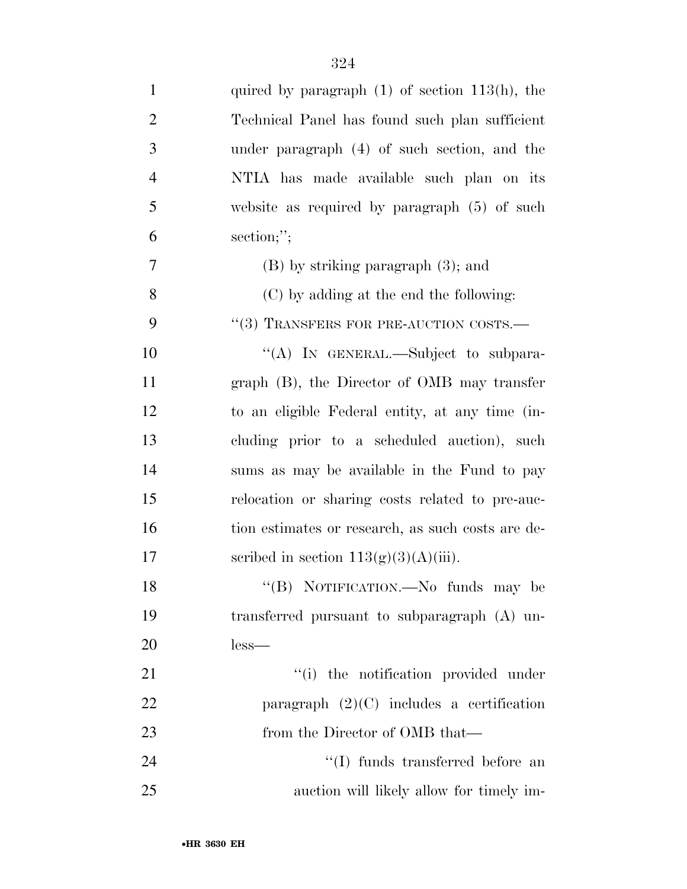quired by paragraph (1) of section 113(h), the Technical Panel has found such plan sufficient under paragraph (4) of such section, and the NTIA has made available such plan on its website as required by paragraph (5) of such section;'';

(B) by striking paragraph (3); and

(C) by adding at the end the following:

''(3) TRANSFERS FOR PRE-AUCTION COSTS.—

''(A) IN GENERAL.—Subject to subparagraph (B), the Director of OMB may transfer to an eligible Federal entity, at any time (including prior to a scheduled auction), such sums as may be available in the Fund to pay relocation or sharing costs related to pre-auction estimates or research, as such costs are described in section 113(g)(3)(A)(iii).

''(B) NOTIFICATION.—No funds may be transferred pursuant to subparagraph (A) unless—

''(i) the notification provided under paragraph (2)(C) includes a certification from the Director of OMB that—

''(I) funds transferred before an auction will likely allow for timely im-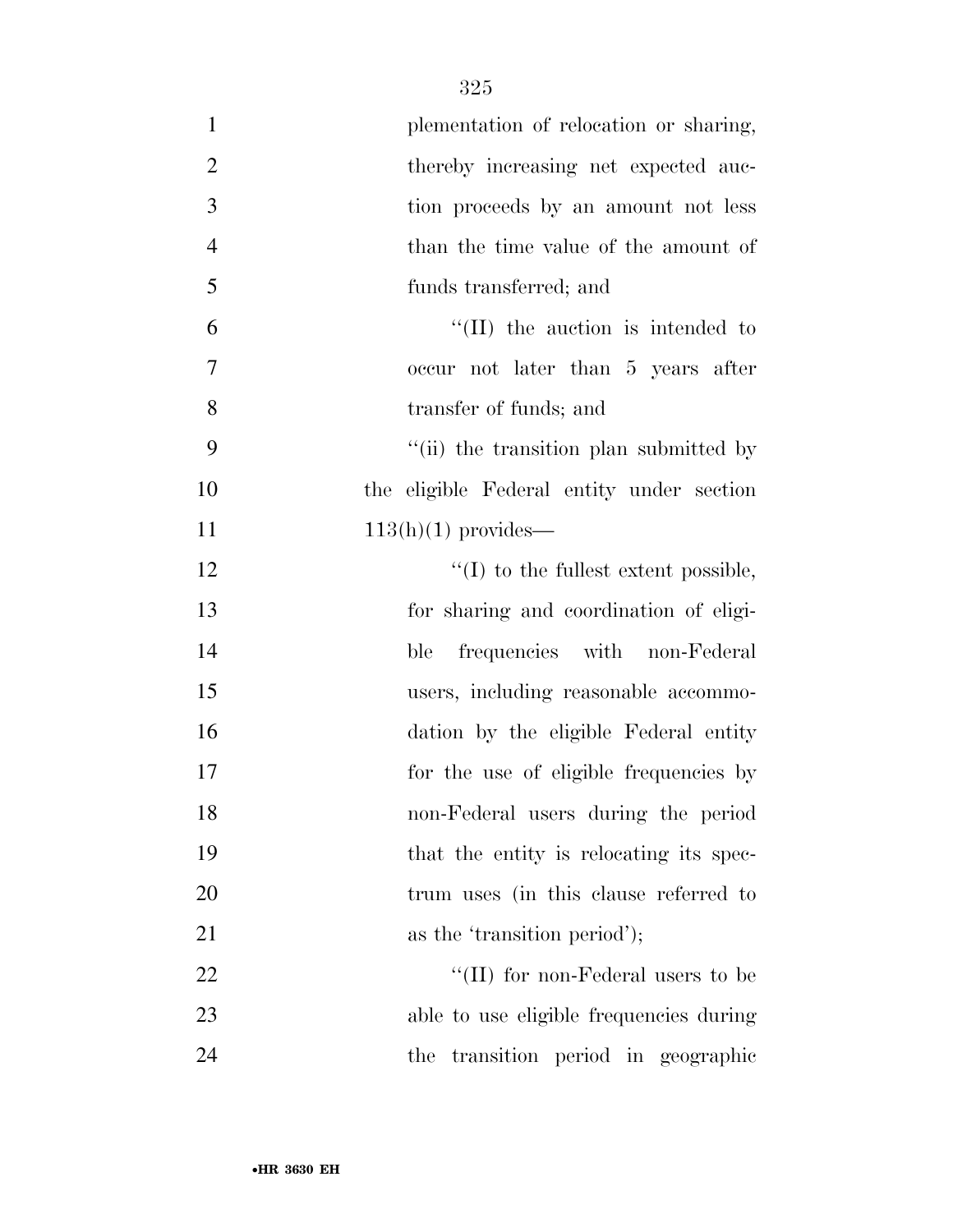plementation of relocation or sharing, thereby increasing net expected auction proceeds by an amount not less than the time value of the amount of funds transferred; and

''(II) the auction is intended to occur not later than 5 years after transfer of funds; and

''(ii) the transition plan submitted by the eligible Federal entity under section 113(h)(1) provides—

''(I) to the fullest extent possible, for sharing and coordination of eligible frequencies with non-Federal users, including reasonable accommodation by the eligible Federal entity for the use of eligible frequencies by non-Federal users during the period that the entity is relocating its spectrum uses (in this clause referred to as the 'transition period');

''(II) for non-Federal users to be able to use eligible frequencies during the transition period in geographic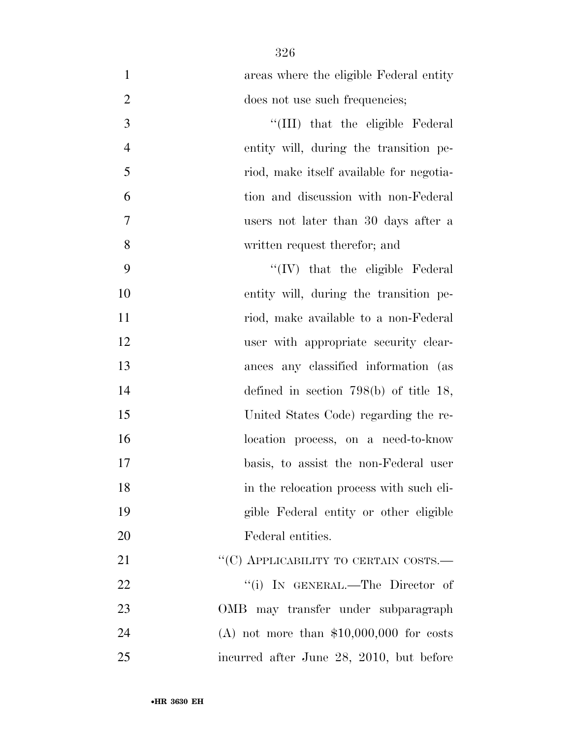areas where the eligible Federal entity does not use such frequencies;

''(III) that the eligible Federal entity will, during the transition period, make itself available for negotiation and discussion with non-Federal users not later than 30 days after a written request therefor; and

''(IV) that the eligible Federal entity will, during the transition period, make available to a non-Federal user with appropriate security clearances any classified information (as defined in section 798(b) of title 18, United States Code) regarding the relocation process, on a need-to-know basis, to assist the non-Federal user in the relocation process with such eligible Federal entity or other eligible Federal entities.

''(C) APPLICABILITY TO CERTAIN COSTS.—

''(i) IN GENERAL.—The Director of OMB may transfer under subparagraph (A) not more than $10,000,000 for costs incurred after June 28, 2010, but before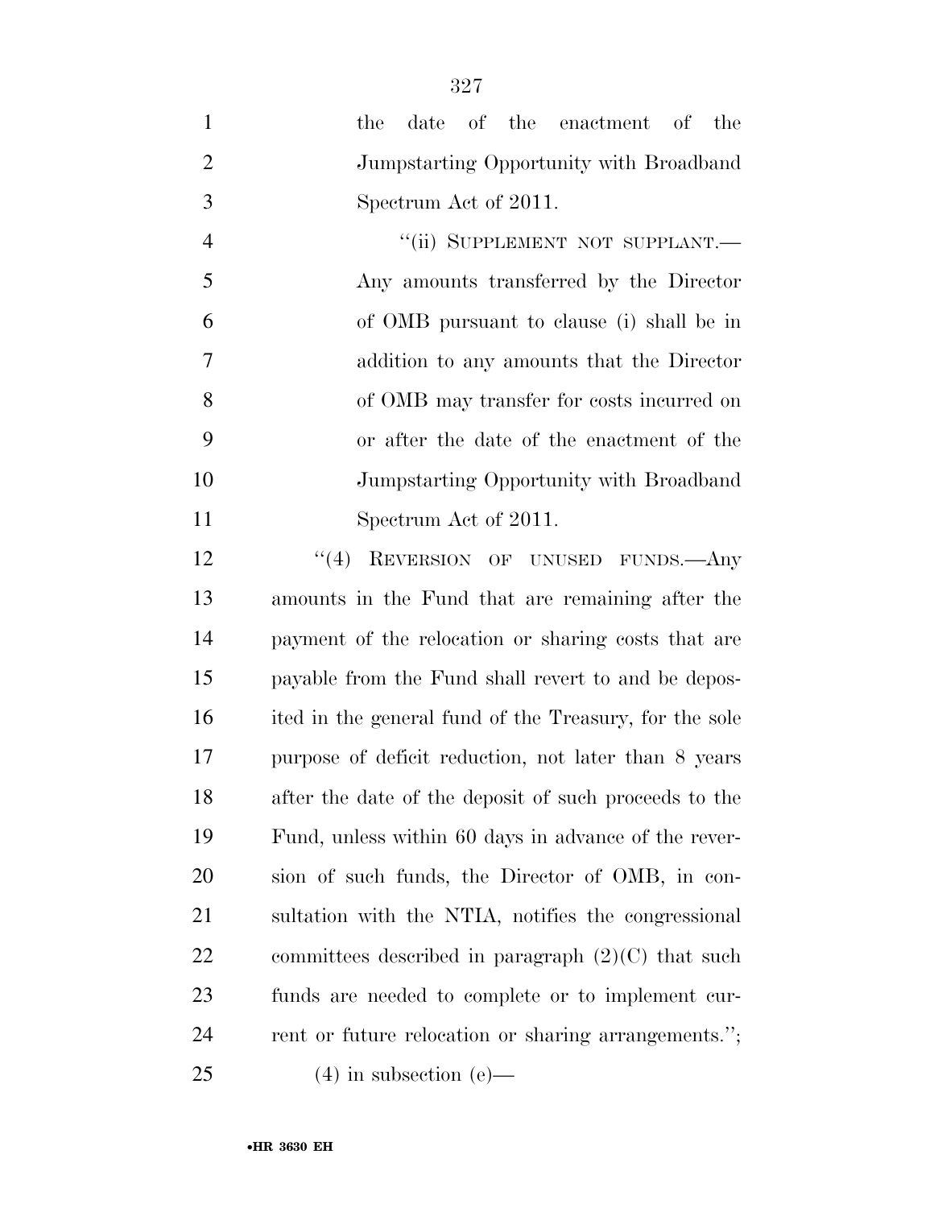the date of the enactment of the Jumpstarting Opportunity with Broadband Spectrum Act of 2011.

"(ii) SUPPLEMENT NOT SUPPLANT.—Any amounts transferred by the Director of OMB pursuant to clause (i) shall be in addition to any amounts that the Director of OMB may transfer for costs incurred on or after the date of the enactment of the Jumpstarting Opportunity with Broadband Spectrum Act of 2011.

"(4) REVERSION OF UNUSED FUNDS.—Any amounts in the Fund that are remaining after the payment of the relocation or sharing costs that are payable from the Fund shall revert to and be deposited in the general fund of the Treasury, for the sole purpose of deficit reduction, not later than 8 years after the date of the deposit of such proceeds to the Fund, unless within 60 days in advance of the reversion of such funds, the Director of OMB, in consultation with the NTIA, notifies the congressional committees described in paragraph (2)(C) that such funds are needed to complete or to implement current or future relocation or sharing arrangements.";

(4) in subsection (e)—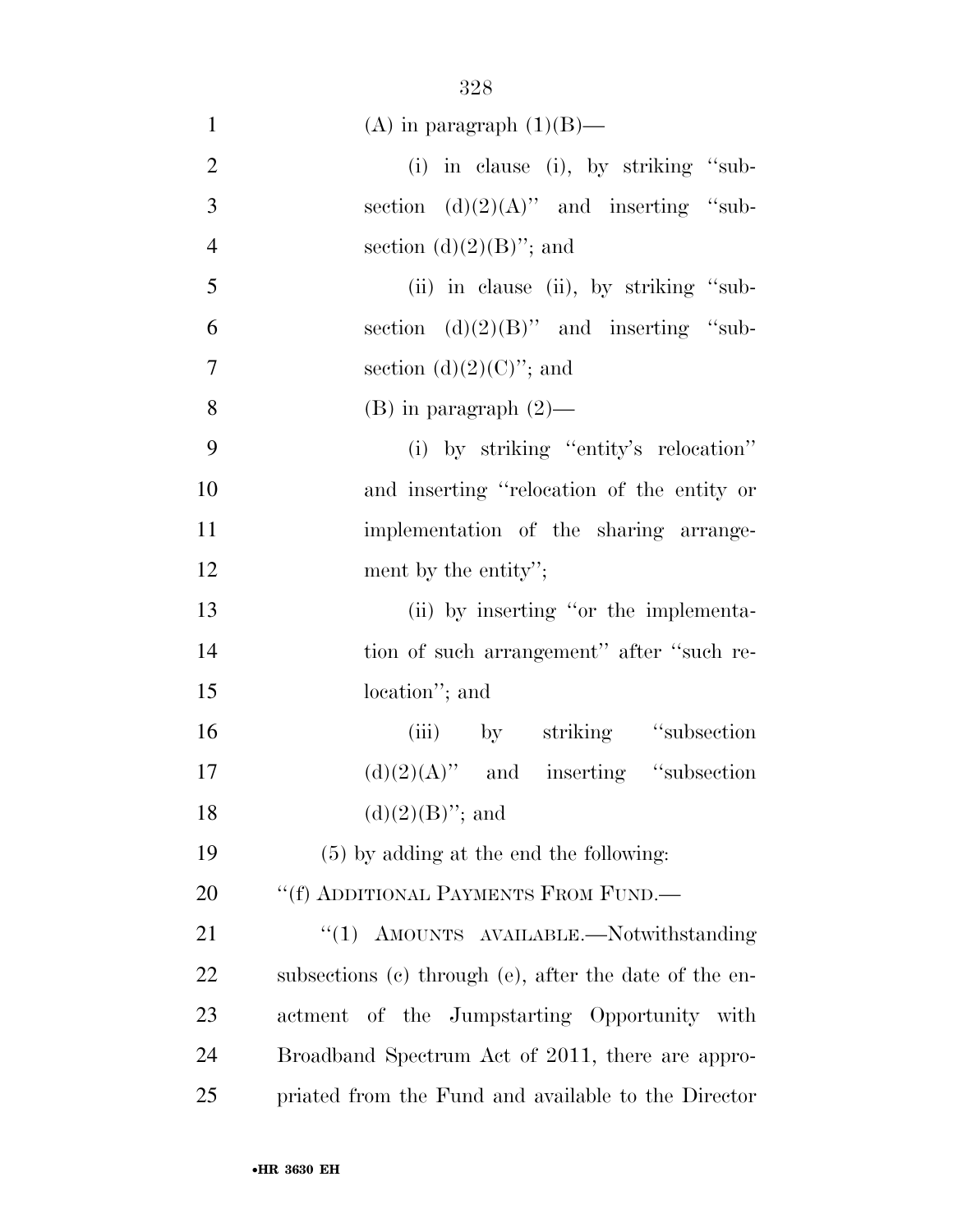(A) in paragraph (1)(B)—

(i) in clause (i), by striking ''subsection (d)(2)(A)'' and inserting ''subsection (d)(2)(B)''; and

(ii) in clause (ii), by striking ''subsection (d)(2)(B)'' and inserting ''subsection (d)(2)(C)''; and

(B) in paragraph (2)—

(i) by striking ''entity's relocation'' and inserting ''relocation of the entity or implementation of the sharing arrangement by the entity'';

(ii) by inserting ''or the implementation of such arrangement'' after ''such relocation''; and

(iii) by striking ''subsection (d)(2)(A)'' and inserting ''subsection (d)(2)(B)''; and

(5) by adding at the end the following:

''(f) ADDITIONAL PAYMENTS FROM FUND.—

''(1) AMOUNTS AVAILABLE.—Notwithstanding subsections (c) through (e), after the date of the enactment of the Jumpstarting Opportunity with Broadband Spectrum Act of 2011, there are appropriated from the Fund and available to the Director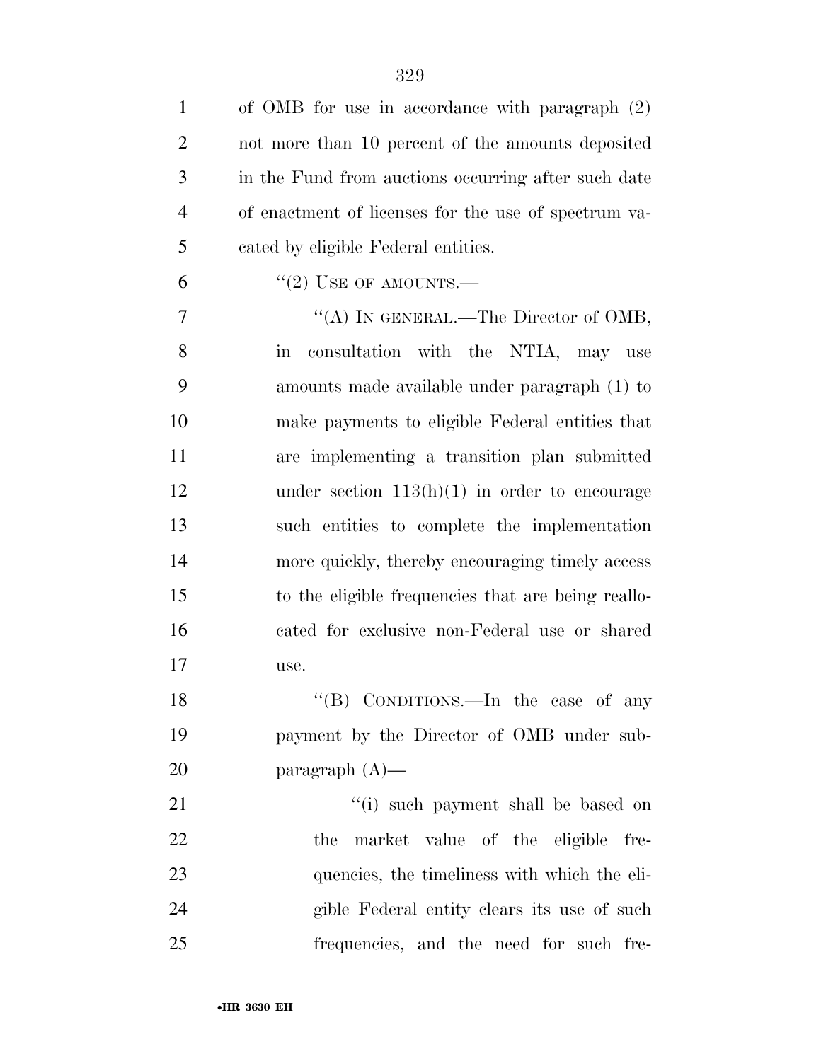of OMB for use in accordance with paragraph (2) not more than 10 percent of the amounts deposited in the Fund from auctions occurring after such date of enactment of licenses for the use of spectrum vacated by eligible Federal entities.

''(2) USE OF AMOUNTS.—

''(A) IN GENERAL.—The Director of OMB, in consultation with the NTIA, may use amounts made available under paragraph (1) to make payments to eligible Federal entities that are implementing a transition plan submitted under section 113(h)(1) in order to encourage such entities to complete the implementation more quickly, thereby encouraging timely access to the eligible frequencies that are being reallocated for exclusive non-Federal use or shared use.

''(B) CONDITIONS.—In the case of any payment by the Director of OMB under subparagraph (A)—

''(i) such payment shall be based on the market value of the eligible frequencies, the timeliness with which the eligible Federal entity clears its use of such frequencies, and the need for such fre-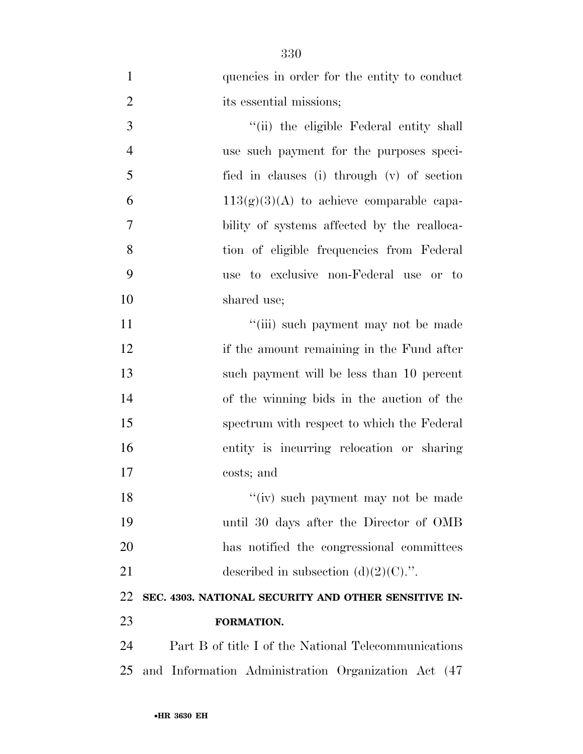quencies in order for the entity to conduct its essential missions;

''(ii) the eligible Federal entity shall use such payment for the purposes specified in clauses (i) through (v) of section 113(g)(3)(A) to achieve comparable capability of systems affected by the reallocation of eligible frequencies from Federal use to exclusive non-Federal use or to shared use;

''(iii) such payment may not be made if the amount remaining in the Fund after such payment will be less than 10 percent of the winning bids in the auction of the spectrum with respect to which the Federal entity is incurring relocation or sharing costs; and

''(iv) such payment may not be made until 30 days after the Director of OMB has notified the congressional committees described in subsection (d)(2)(C).''.

**SEC. 4303. NATIONAL SECURITY AND OTHER SENSITIVE INFORMATION.**

Part B of title I of the National Telecommunications and Information Administration Organization Act (47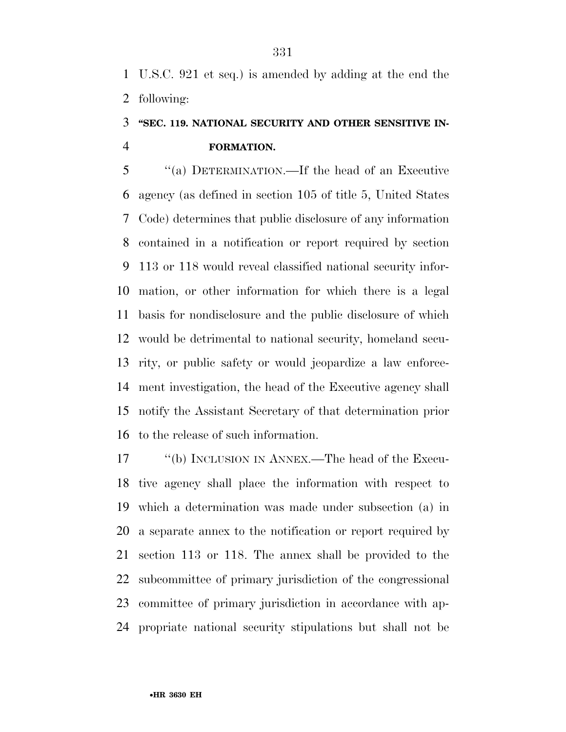U.S.C. 921 et seq.) is amended by adding at the end the following:

### "SEC. 119. NATIONAL SECURITY AND OTHER SENSITIVE INFORMATION.

"(a) DETERMINATION.—If the head of an Executive agency (as defined in section 105 of title 5, United States Code) determines that public disclosure of any information contained in a notification or report required by section 113 or 118 would reveal classified national security information, or other information for which there is a legal basis for nondisclosure and the public disclosure of which would be detrimental to national security, homeland security, or public safety or would jeopardize a law enforcement investigation, the head of the Executive agency shall notify the Assistant Secretary of that determination prior to the release of such information.

"(b) INCLUSION IN ANNEX.—The head of the Executive agency shall place the information with respect to which a determination was made under subsection (a) in a separate annex to the notification or report required by section 113 or 118. The annex shall be provided to the subcommittee of primary jurisdiction of the congressional committee of primary jurisdiction in accordance with appropriate national security stipulations but shall not be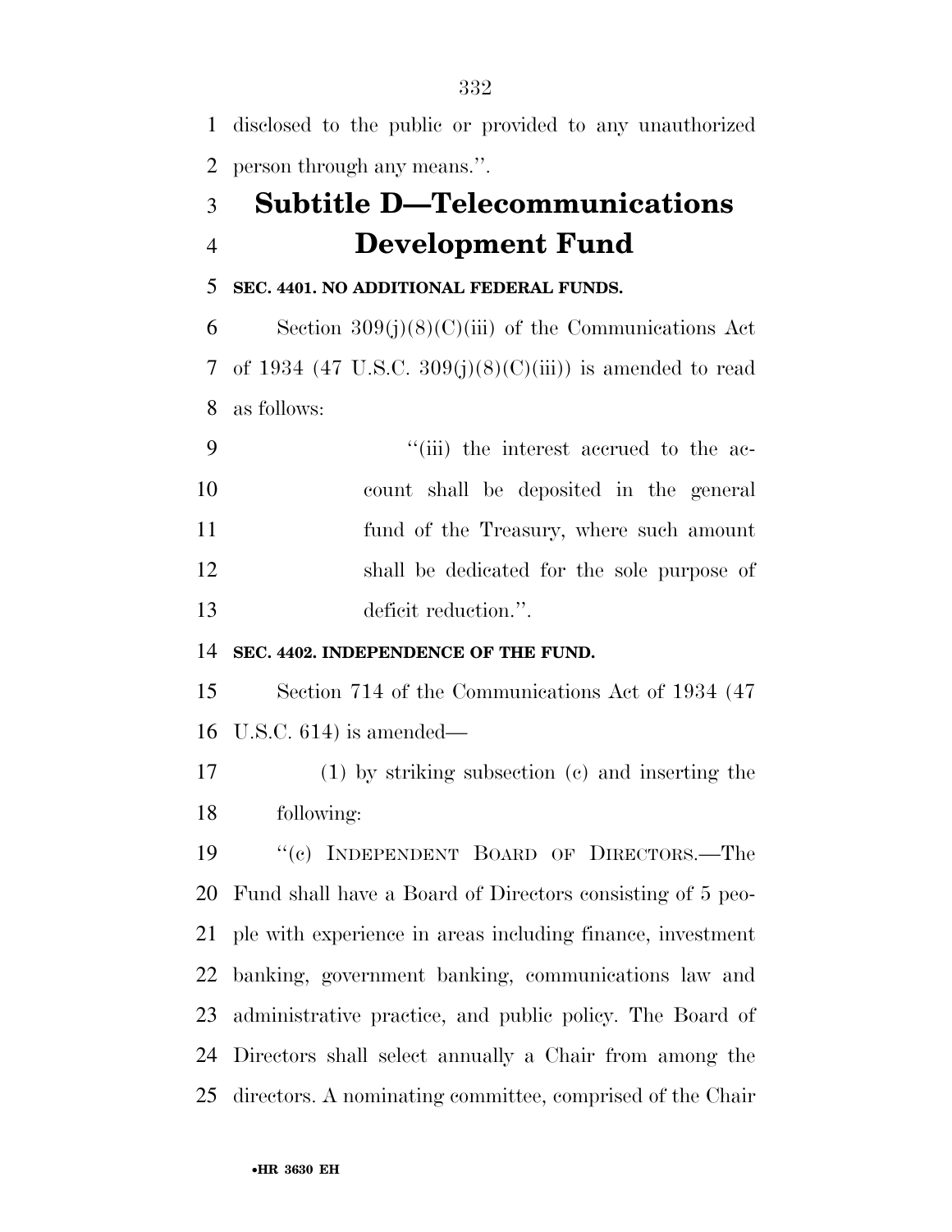disclosed to the public or provided to any unauthorized person through any means.''.

## Subtitle D—Telecommunications Development Fund

**SEC. 4401. NO ADDITIONAL FEDERAL FUNDS.**

Section 309(j)(8)(C)(iii) of the Communications Act of 1934 (47 U.S.C. 309(j)(8)(C)(iii)) is amended to read as follows:

> ''(iii) the interest accrued to the account shall be deposited in the general fund of the Treasury, where such amount shall be dedicated for the sole purpose of deficit reduction.''.

**SEC. 4402. INDEPENDENCE OF THE FUND.**

Section 714 of the Communications Act of 1934 (47 U.S.C. 614) is amended—

(1) by striking subsection (c) and inserting the following:

''(c) INDEPENDENT BOARD OF DIRECTORS.—The Fund shall have a Board of Directors consisting of 5 people with experience in areas including finance, investment banking, government banking, communications law and administrative practice, and public policy. The Board of Directors shall select annually a Chair from among the directors. A nominating committee, comprised of the Chair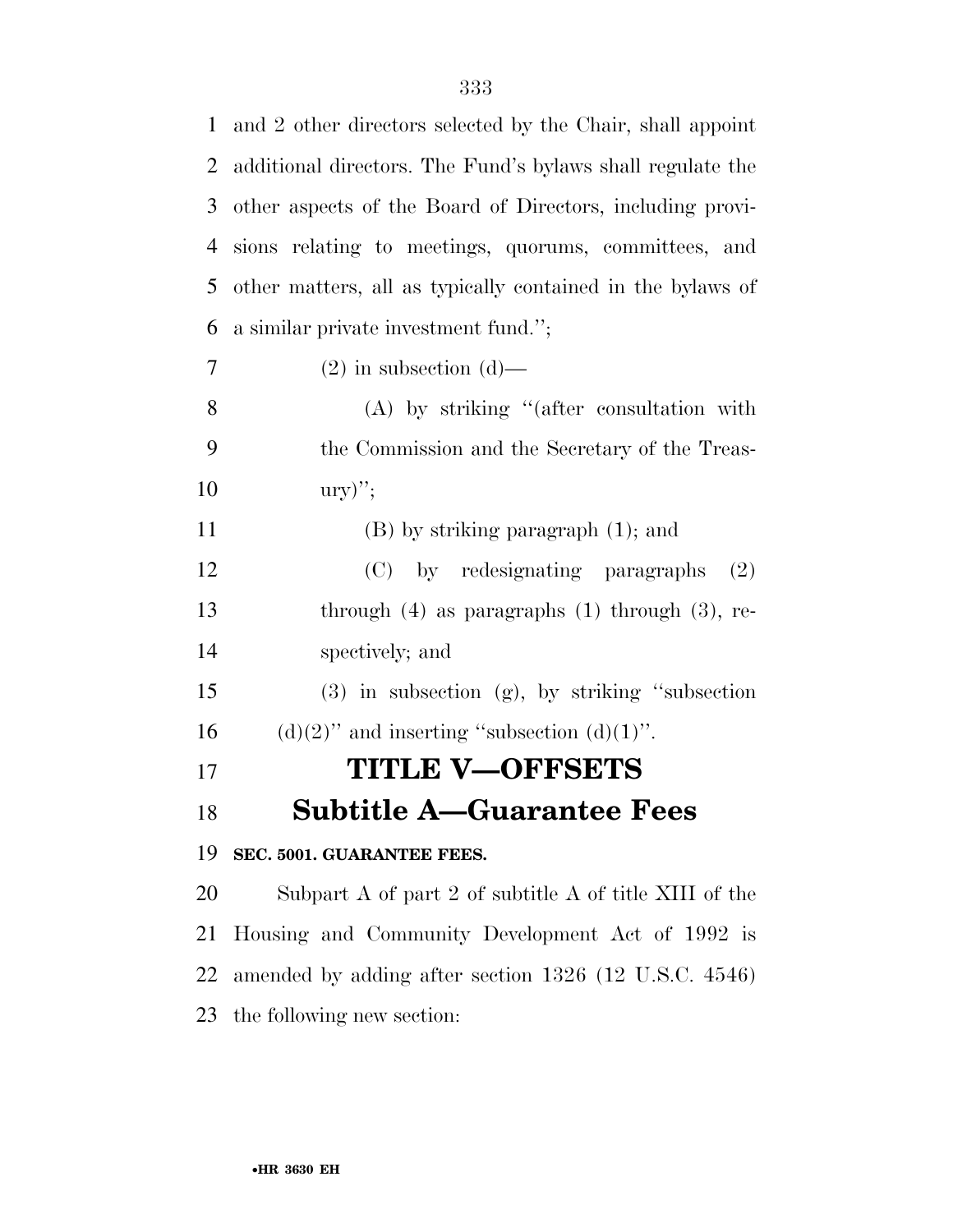and 2 other directors selected by the Chair, shall appoint additional directors. The Fund's bylaws shall regulate the other aspects of the Board of Directors, including provisions relating to meetings, quorums, committees, and other matters, all as typically contained in the bylaws of a similar private investment fund.'';

(2) in subsection (d)—

(A) by striking ''(after consultation with the Commission and the Secretary of the Treasury)'';

(B) by striking paragraph (1); and

(C) by redesignating paragraphs (2) through (4) as paragraphs (1) through (3), respectively; and

(3) in subsection (g), by striking ''subsection (d)(2)'' and inserting ''subsection (d)(1)''.

# TITLE V—OFFSETS

## Subtitle A—Guarantee Fees

### SEC. 5001. GUARANTEE FEES.

Subpart A of part 2 of subtitle A of title XIII of the Housing and Community Development Act of 1992 is amended by adding after section 1326 (12 U.S.C. 4546) the following new section: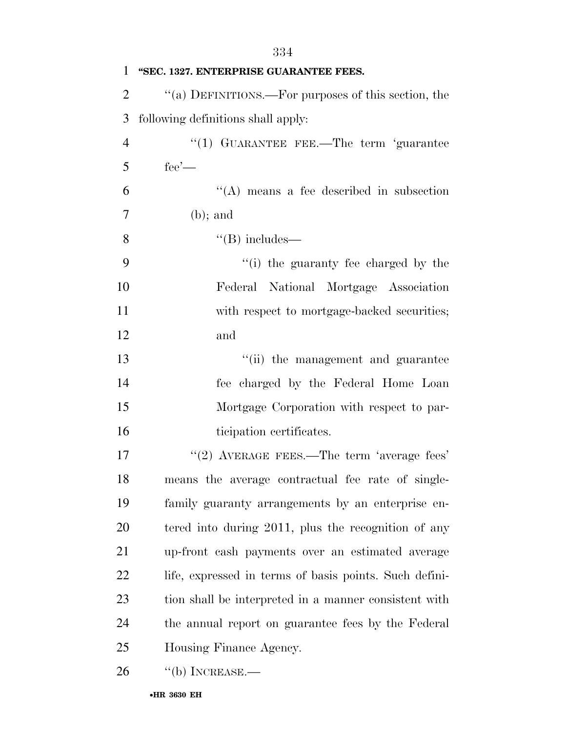**"SEC. 1327. ENTERPRISE GUARANTEE FEES.**

"(a) DEFINITIONS.—For purposes of this section, the following definitions shall apply:

"(1) GUARANTEE FEE.—The term 'guarantee fee'—

"(A) means a fee described in subsection (b); and

"(B) includes—

"(i) the guaranty fee charged by the Federal National Mortgage Association with respect to mortgage-backed securities; and

"(ii) the management and guarantee fee charged by the Federal Home Loan Mortgage Corporation with respect to participation certificates.

"(2) AVERAGE FEES.—The term 'average fees' means the average contractual fee rate of single-family guaranty arrangements by an enterprise entered into during 2011, plus the recognition of any up-front cash payments over an estimated average life, expressed in terms of basis points. Such definition shall be interpreted in a manner consistent with the annual report on guarantee fees by the Federal Housing Finance Agency.

"(b) INCREASE.—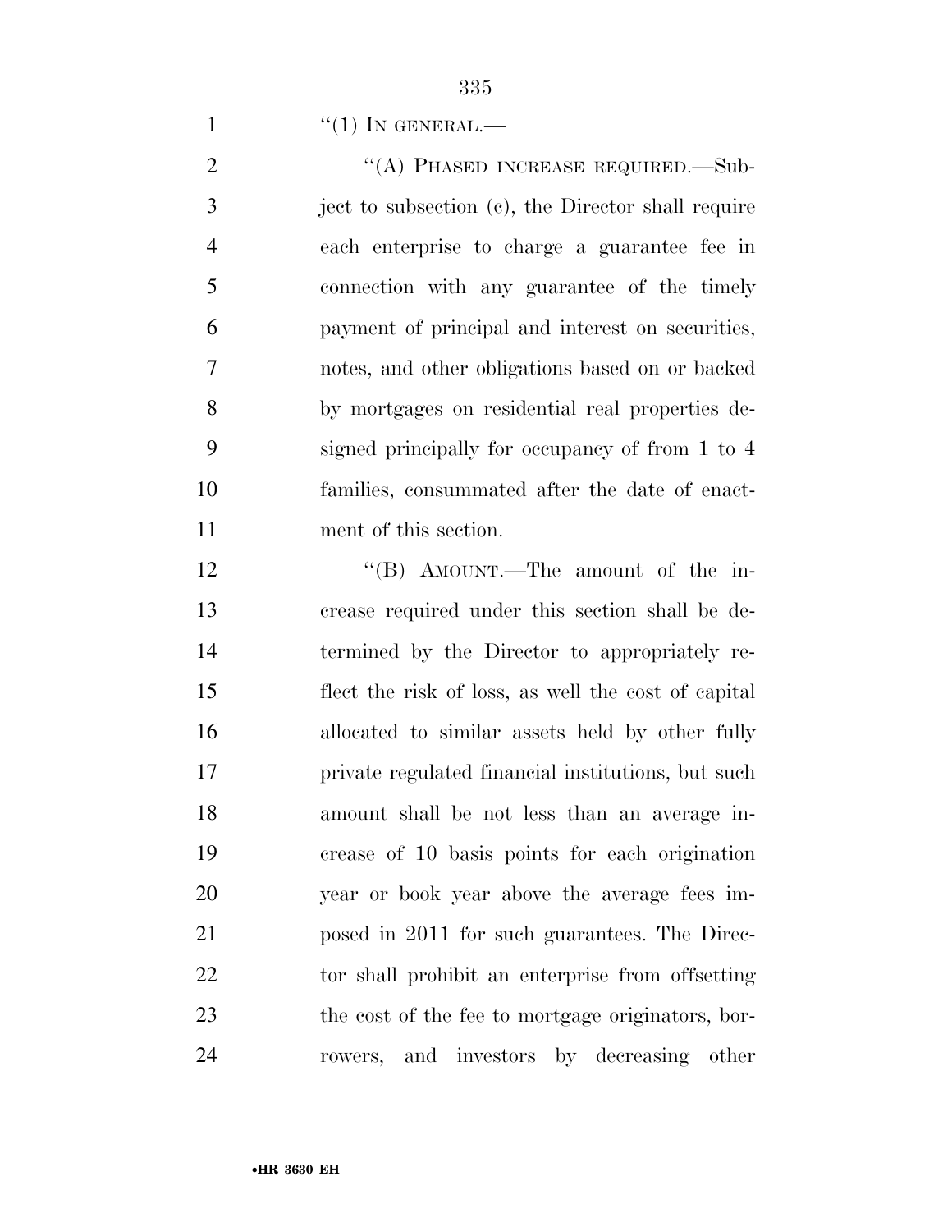''(1) IN GENERAL.—

''(A) PHASED INCREASE REQUIRED.—Subject to subsection (c), the Director shall require each enterprise to charge a guarantee fee in connection with any guarantee of the timely payment of principal and interest on securities, notes, and other obligations based on or backed by mortgages on residential real properties designed principally for occupancy of from 1 to 4 families, consummated after the date of enactment of this section.

''(B) AMOUNT.—The amount of the increase required under this section shall be determined by the Director to appropriately reflect the risk of loss, as well the cost of capital allocated to similar assets held by other fully private regulated financial institutions, but such amount shall be not less than an average increase of 10 basis points for each origination year or book year above the average fees imposed in 2011 for such guarantees. The Director shall prohibit an enterprise from offsetting the cost of the fee to mortgage originators, borrowers, and investors by decreasing other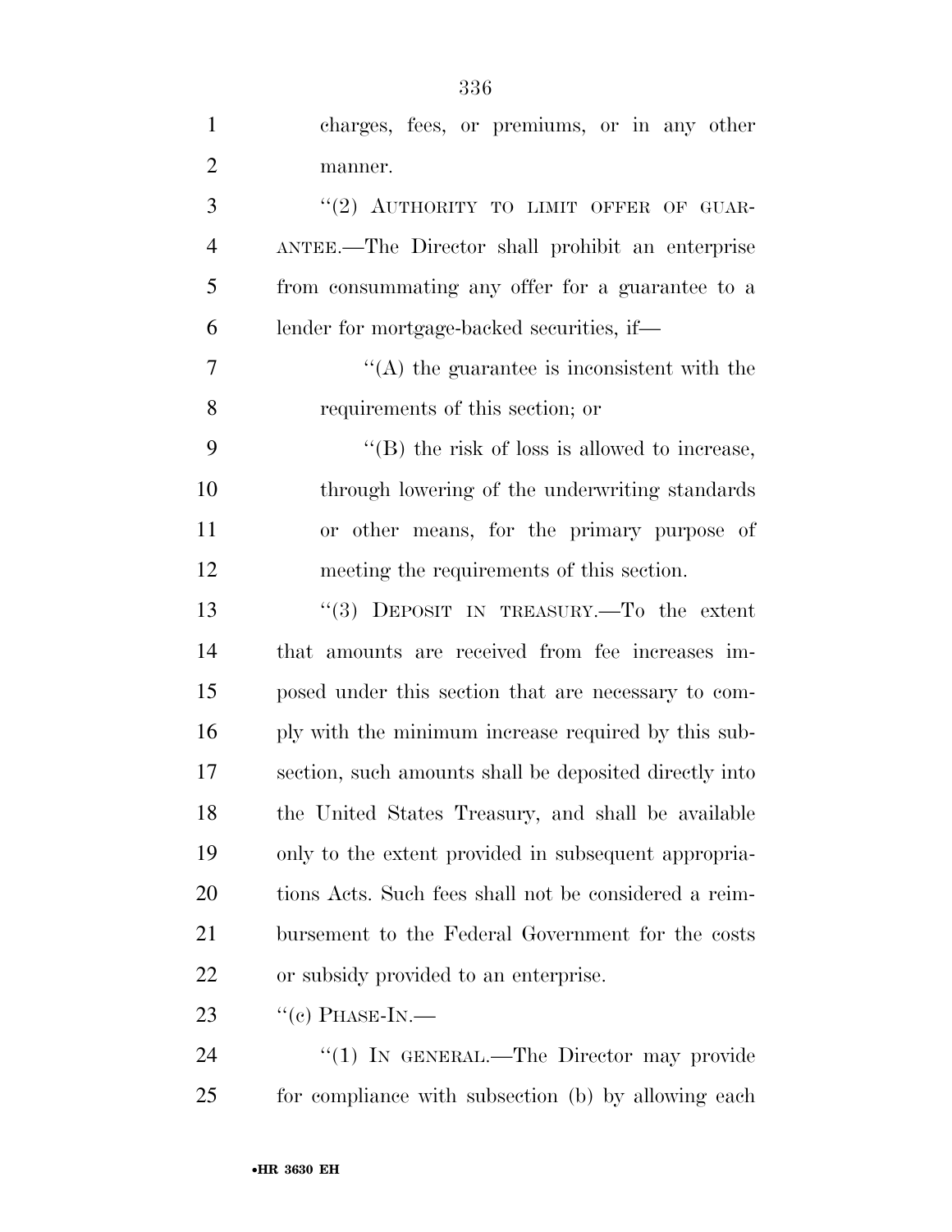charges, fees, or premiums, or in any other manner.

"(2) AUTHORITY TO LIMIT OFFER OF GUARANTEE.—The Director shall prohibit an enterprise from consummating any offer for a guarantee to a lender for mortgage-backed securities, if—

"(A) the guarantee is inconsistent with the requirements of this section; or

"(B) the risk of loss is allowed to increase, through lowering of the underwriting standards or other means, for the primary purpose of meeting the requirements of this section.

"(3) DEPOSIT IN TREASURY.—To the extent that amounts are received from fee increases imposed under this section that are necessary to comply with the minimum increase required by this subsection, such amounts shall be deposited directly into the United States Treasury, and shall be available only to the extent provided in subsequent appropriations Acts. Such fees shall not be considered a reimbursement to the Federal Government for the costs or subsidy provided to an enterprise.

"(c) PHASE-IN.—

"(1) IN GENERAL.—The Director may provide for compliance with subsection (b) by allowing each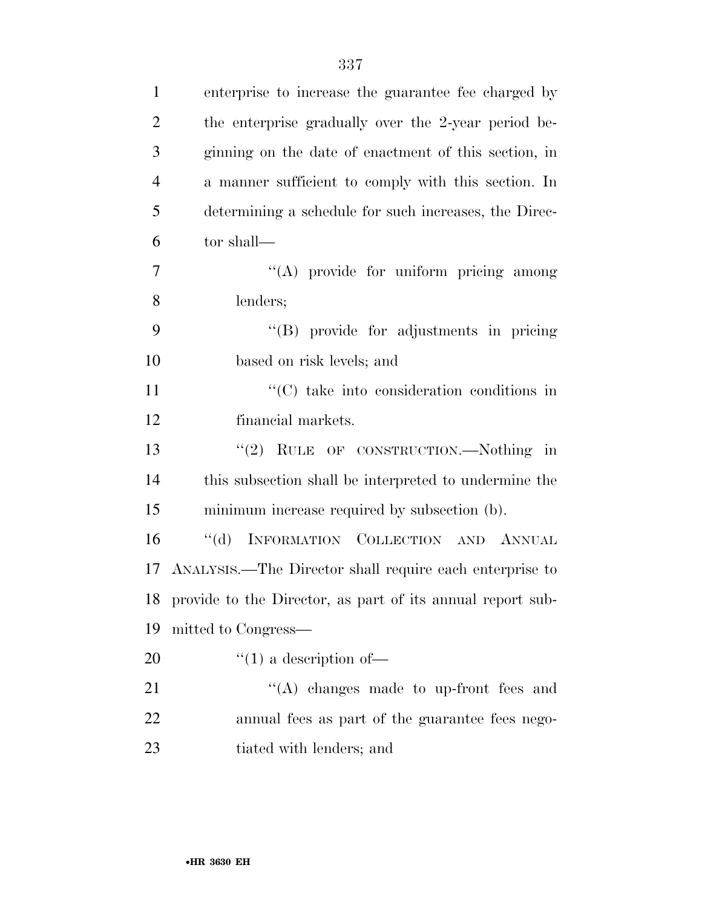enterprise to increase the guarantee fee charged by the enterprise gradually over the 2-year period beginning on the date of enactment of this section, in a manner sufficient to comply with this section. In determining a schedule for such increases, the Director shall—

''(A) provide for uniform pricing among lenders;

''(B) provide for adjustments in pricing based on risk levels; and

''(C) take into consideration conditions in financial markets.

''(2) RULE OF CONSTRUCTION.—Nothing in this subsection shall be interpreted to undermine the minimum increase required by subsection (b).

''(d) INFORMATION COLLECTION AND ANNUAL ANALYSIS.—The Director shall require each enterprise to provide to the Director, as part of its annual report submitted to Congress—

''(1) a description of—

''(A) changes made to up-front fees and annual fees as part of the guarantee fees negotiated with lenders; and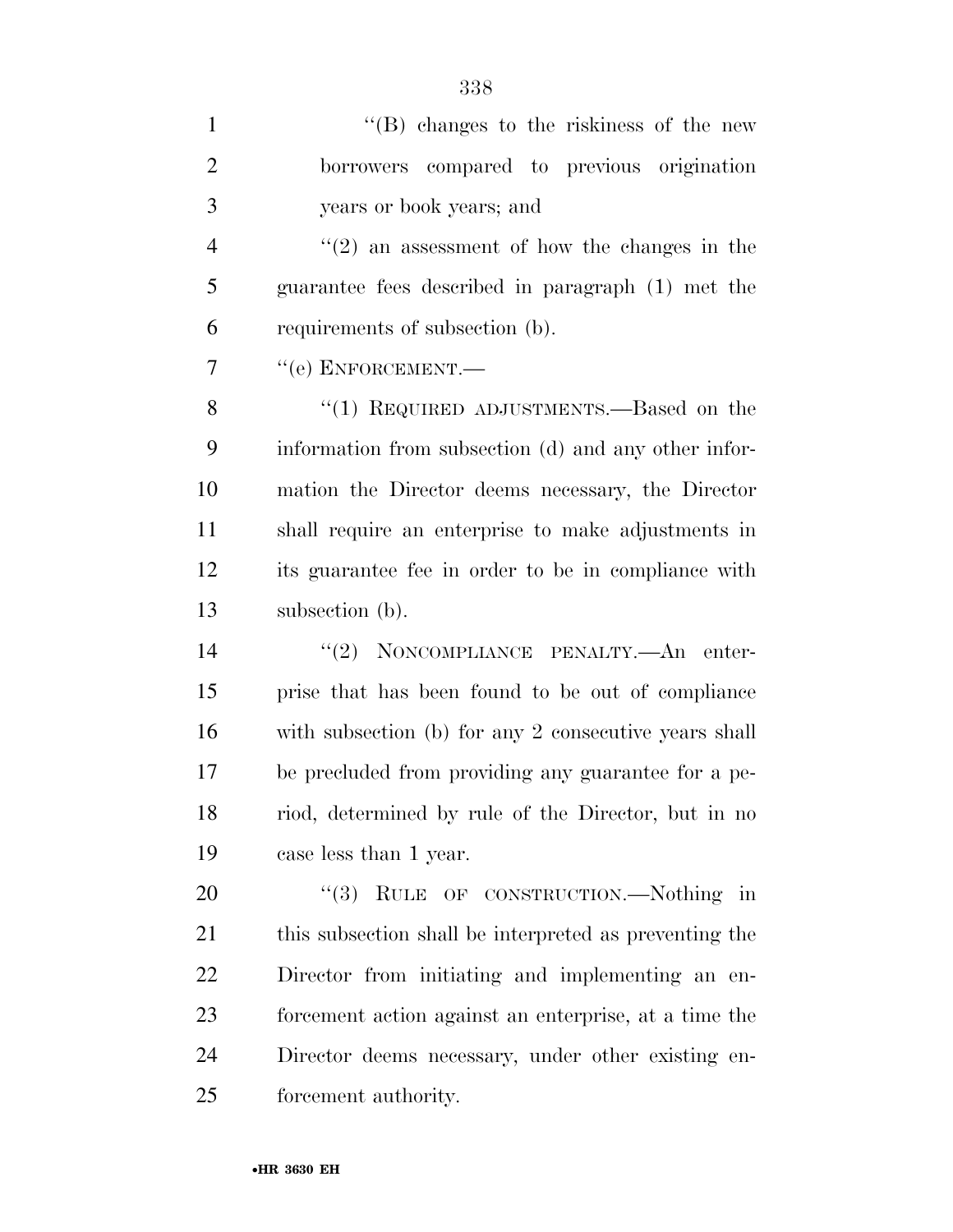''(B) changes to the riskiness of the new borrowers compared to previous origination years or book years; and

''(2) an assessment of how the changes in the guarantee fees described in paragraph (1) met the requirements of subsection (b).

''(e) ENFORCEMENT.—

''(1) REQUIRED ADJUSTMENTS.—Based on the information from subsection (d) and any other information the Director deems necessary, the Director shall require an enterprise to make adjustments in its guarantee fee in order to be in compliance with subsection (b).

''(2) NONCOMPLIANCE PENALTY.—An enterprise that has been found to be out of compliance with subsection (b) for any 2 consecutive years shall be precluded from providing any guarantee for a period, determined by rule of the Director, but in no case less than 1 year.

''(3) RULE OF CONSTRUCTION.—Nothing in this subsection shall be interpreted as preventing the Director from initiating and implementing an enforcement action against an enterprise, at a time the Director deems necessary, under other existing enforcement authority.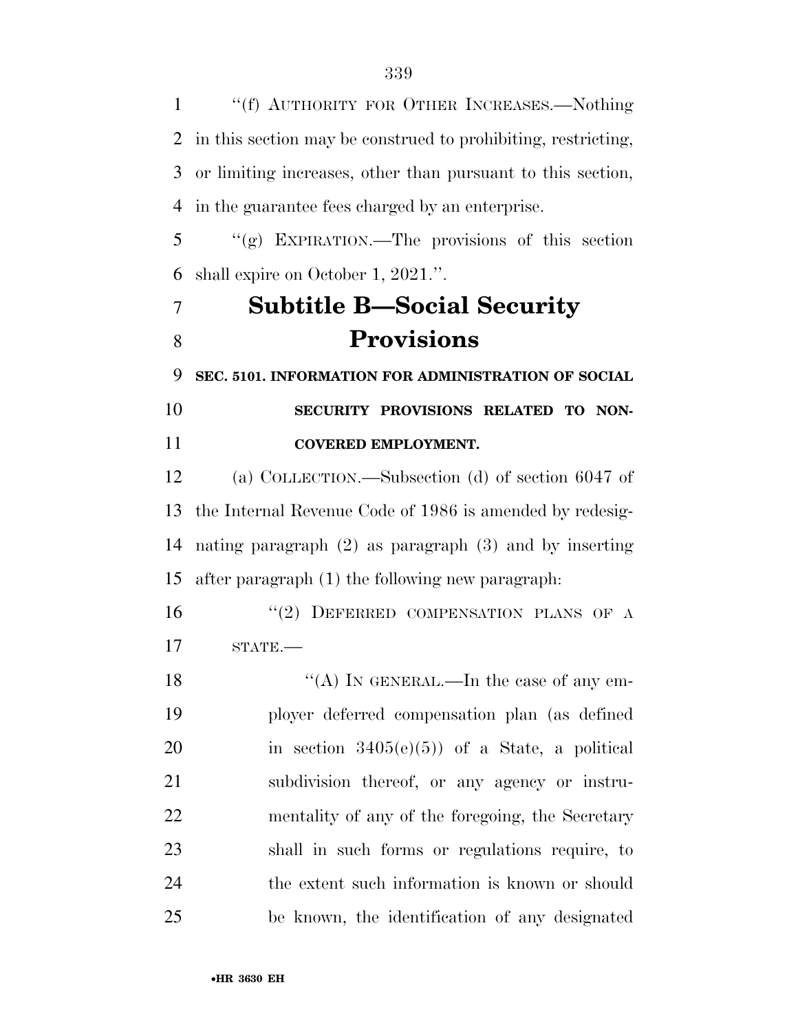"(f) AUTHORITY FOR OTHER INCREASES.—Nothing in this section may be construed to prohibiting, restricting, or limiting increases, other than pursuant to this section, in the guarantee fees charged by an enterprise.

"(g) EXPIRATION.—The provisions of this section shall expire on October 1, 2021.".

## Subtitle B—Social Security Provisions

**SEC. 5101. INFORMATION FOR ADMINISTRATION OF SOCIAL SECURITY PROVISIONS RELATED TO NON-COVERED EMPLOYMENT.**

(a) COLLECTION.—Subsection (d) of section 6047 of the Internal Revenue Code of 1986 is amended by redesignating paragraph (2) as paragraph (3) and by inserting after paragraph (1) the following new paragraph:

"(2) DEFERRED COMPENSATION PLANS OF A STATE.—

"(A) IN GENERAL.—In the case of any employer deferred compensation plan (as defined in section 3405(e)(5)) of a State, a political subdivision thereof, or any agency or instrumentality of any of the foregoing, the Secretary shall in such forms or regulations require, to the extent such information is known or should be known, the identification of any designated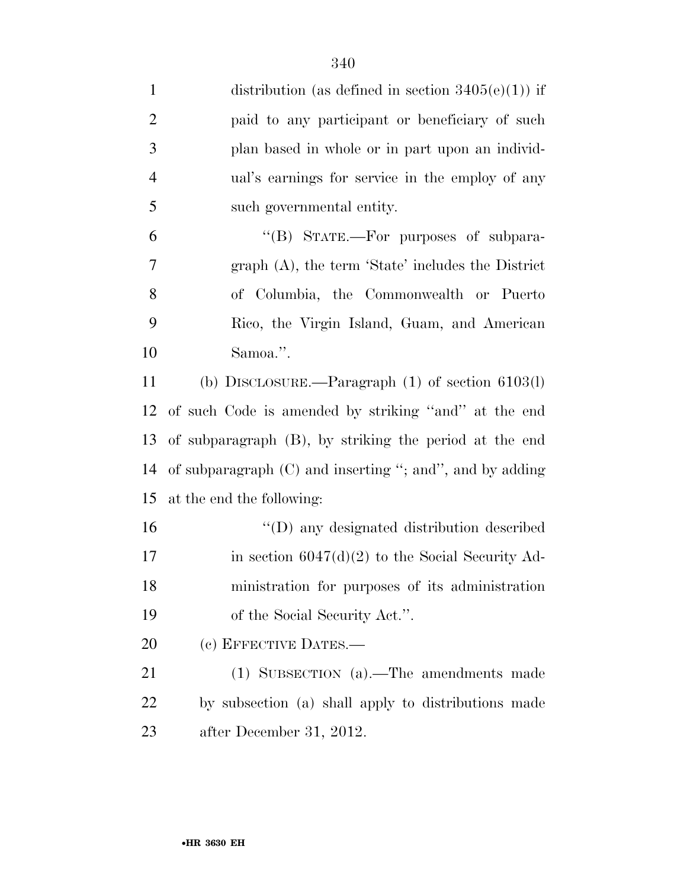distribution (as defined in section 3405(e)(1)) if paid to any participant or beneficiary of such plan based in whole or in part upon an individual's earnings for service in the employ of any such governmental entity.

"(B) STATE.—For purposes of subparagraph (A), the term 'State' includes the District of Columbia, the Commonwealth or Puerto Rico, the Virgin Island, Guam, and American Samoa.".

(b) DISCLOSURE.—Paragraph (1) of section 6103(l) of such Code is amended by striking "and" at the end of subparagraph (B), by striking the period at the end of subparagraph (C) and inserting "; and", and by adding at the end the following:

"(D) any designated distribution described in section 6047(d)(2) to the Social Security Administration for purposes of its administration of the Social Security Act.".

(c) EFFECTIVE DATES.—

(1) SUBSECTION (a).—The amendments made by subsection (a) shall apply to distributions made after December 31, 2012.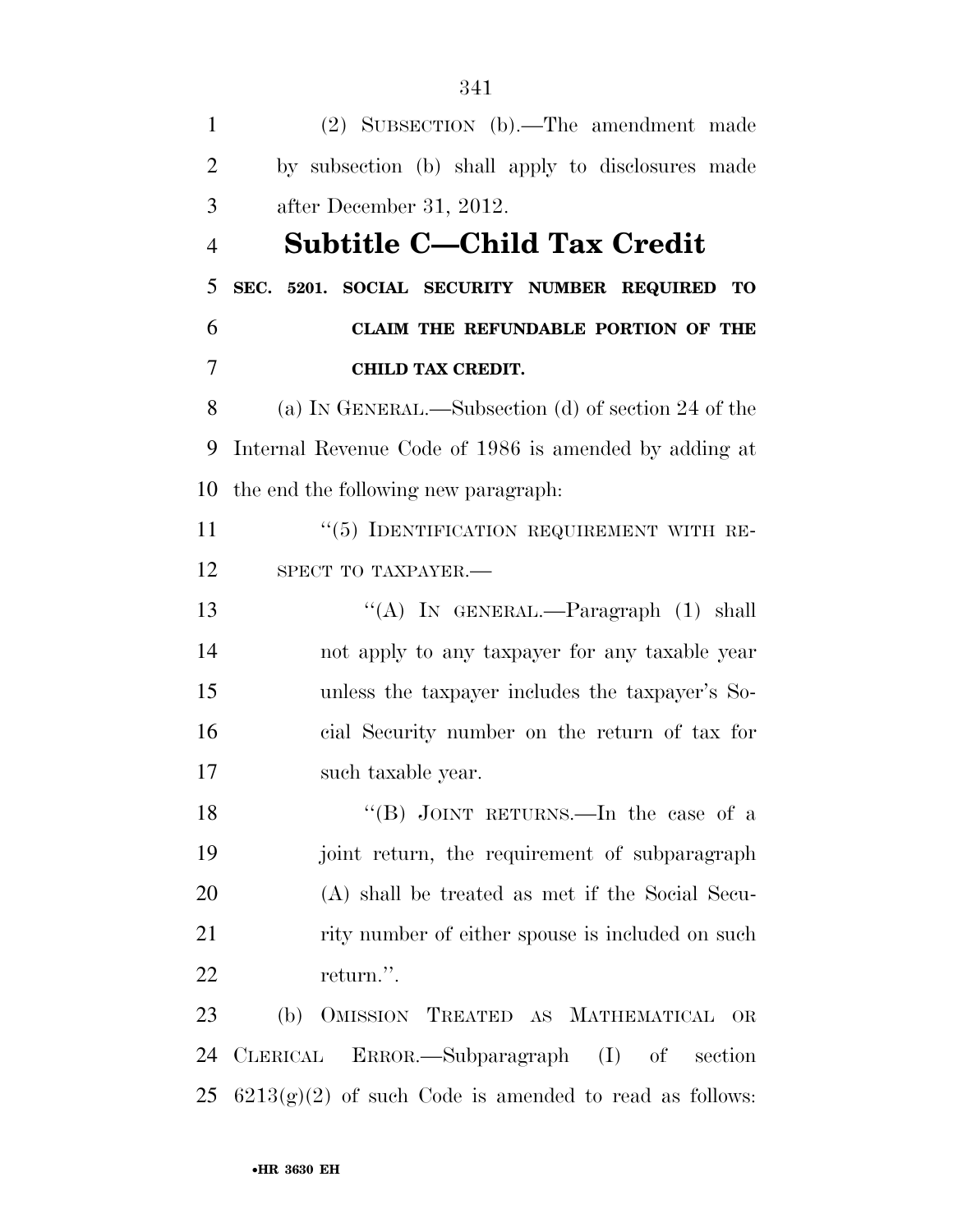(2) SUBSECTION (b).—The amendment made by subsection (b) shall apply to disclosures made after December 31, 2012.

## Subtitle C—Child Tax Credit

**SEC. 5201. SOCIAL SECURITY NUMBER REQUIRED TO CLAIM THE REFUNDABLE PORTION OF THE CHILD TAX CREDIT.**

(a) IN GENERAL.—Subsection (d) of section 24 of the Internal Revenue Code of 1986 is amended by adding at the end the following new paragraph:

"(5) IDENTIFICATION REQUIREMENT WITH RESPECT TO TAXPAYER.—

"(A) IN GENERAL.—Paragraph (1) shall not apply to any taxpayer for any taxable year unless the taxpayer includes the taxpayer's Social Security number on the return of tax for such taxable year.

"(B) JOINT RETURNS.—In the case of a joint return, the requirement of subparagraph (A) shall be treated as met if the Social Security number of either spouse is included on such return.".

(b) OMISSION TREATED AS MATHEMATICAL OR CLERICAL ERROR.—Subparagraph (I) of section 6213(g)(2) of such Code is amended to read as follows: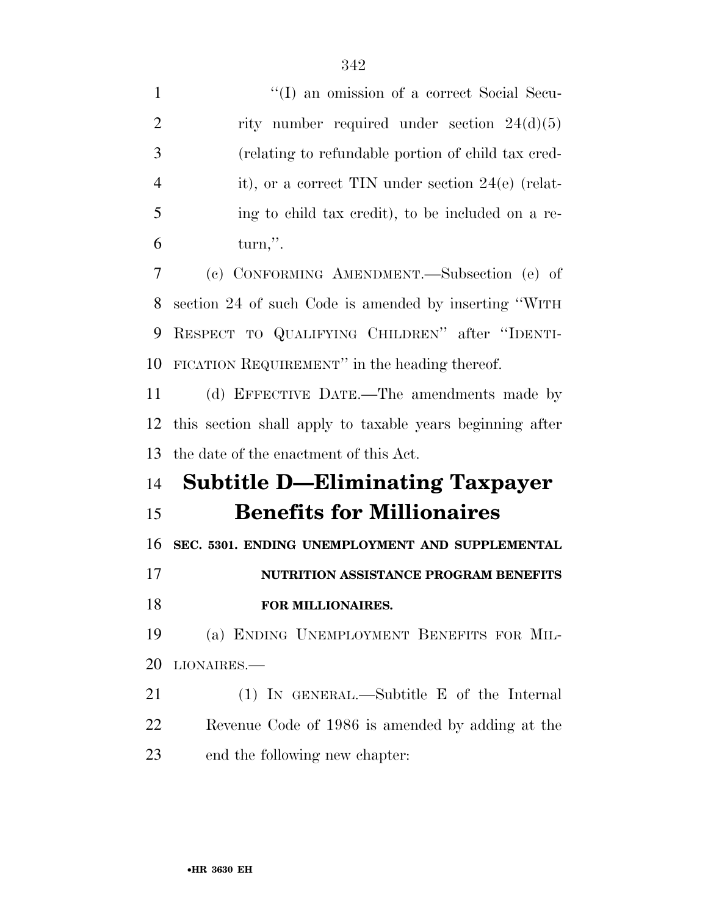"(I) an omission of a correct Social Security number required under section 24(d)(5) (relating to refundable portion of child tax credit), or a correct TIN under section 24(e) (relating to child tax credit), to be included on a return,".

(c) CONFORMING AMENDMENT.—Subsection (e) of section 24 of such Code is amended by inserting "WITH RESPECT TO QUALIFYING CHILDREN" after "IDENTIFICATION REQUIREMENT" in the heading thereof.

(d) EFFECTIVE DATE.—The amendments made by this section shall apply to taxable years beginning after the date of the enactment of this Act.

## Subtitle D—Eliminating Taxpayer Benefits for Millionaires

**SEC. 5301. ENDING UNEMPLOYMENT AND SUPPLEMENTAL NUTRITION ASSISTANCE PROGRAM BENEFITS FOR MILLIONAIRES.**

(a) ENDING UNEMPLOYMENT BENEFITS FOR MILLIONAIRES.—

(1) IN GENERAL.—Subtitle E of the Internal Revenue Code of 1986 is amended by adding at the end the following new chapter: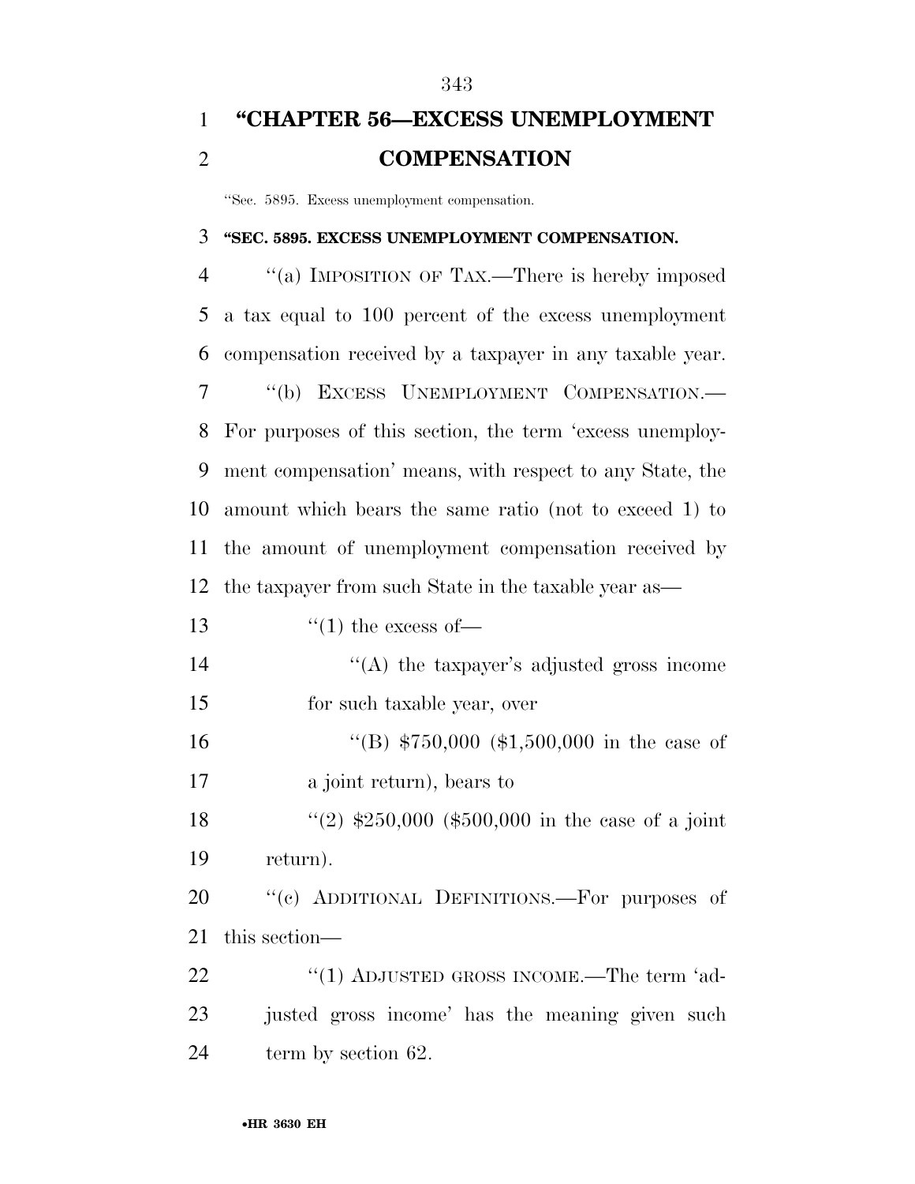# "CHAPTER 56—EXCESS UNEMPLOYMENT COMPENSATION

"Sec. 5895. Excess unemployment compensation.

**"SEC. 5895. EXCESS UNEMPLOYMENT COMPENSATION.**

"(a) IMPOSITION OF TAX.—There is hereby imposed a tax equal to 100 percent of the excess unemployment compensation received by a taxpayer in any taxable year.

"(b) EXCESS UNEMPLOYMENT COMPENSATION.—For purposes of this section, the term 'excess unemployment compensation' means, with respect to any State, the amount which bears the same ratio (not to exceed 1) to the amount of unemployment compensation received by the taxpayer from such State in the taxable year as—

"(1) the excess of—

"(A) the taxpayer's adjusted gross income for such taxable year, over

"(B) $750,000 ($1,500,000 in the case of a joint return), bears to

"(2) $250,000 ($500,000 in the case of a joint return).

"(c) ADDITIONAL DEFINITIONS.—For purposes of this section—

"(1) ADJUSTED GROSS INCOME.—The term 'adjusted gross income' has the meaning given such term by section 62.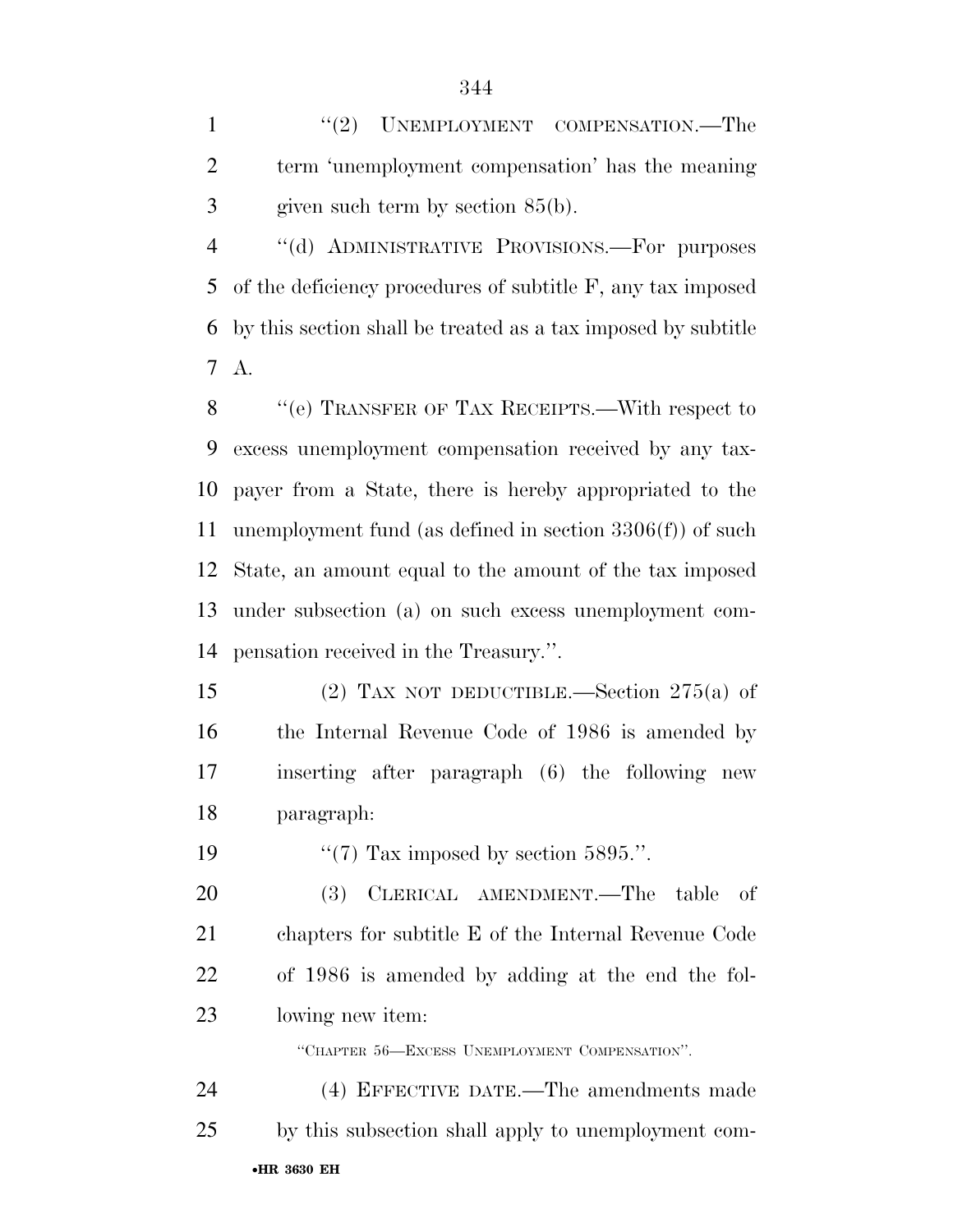"(2) UNEMPLOYMENT COMPENSATION.—The term 'unemployment compensation' has the meaning given such term by section 85(b).

"(d) ADMINISTRATIVE PROVISIONS.—For purposes of the deficiency procedures of subtitle F, any tax imposed by this section shall be treated as a tax imposed by subtitle A.

"(e) TRANSFER OF TAX RECEIPTS.—With respect to excess unemployment compensation received by any taxpayer from a State, there is hereby appropriated to the unemployment fund (as defined in section 3306(f)) of such State, an amount equal to the amount of the tax imposed under subsection (a) on such excess unemployment compensation received in the Treasury.".

(2) TAX NOT DEDUCTIBLE.—Section 275(a) of the Internal Revenue Code of 1986 is amended by inserting after paragraph (6) the following new paragraph:

"(7) Tax imposed by section 5895.".

(3) CLERICAL AMENDMENT.—The table of chapters for subtitle E of the Internal Revenue Code of 1986 is amended by adding at the end the following new item:

"CHAPTER 56—EXCESS UNEMPLOYMENT COMPENSATION".

(4) EFFECTIVE DATE.—The amendments made by this subsection shall apply to unemployment com-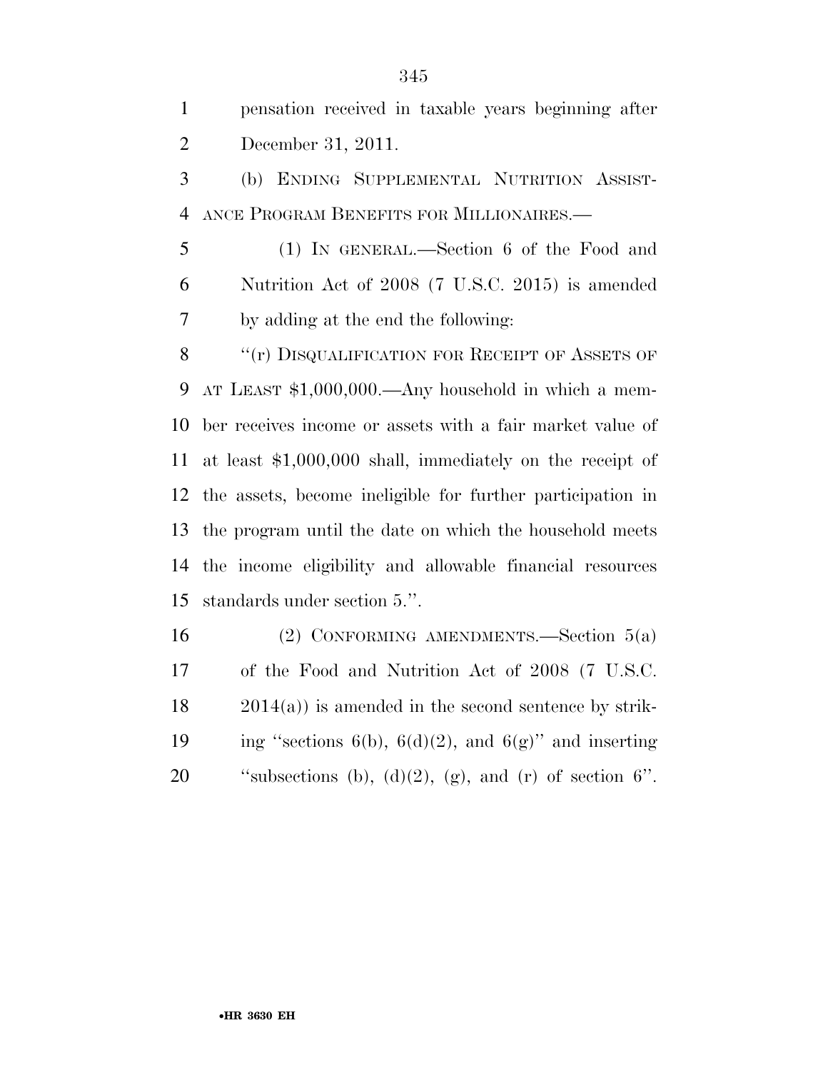pensation received in taxable years beginning after December 31, 2011.

(b) ENDING SUPPLEMENTAL NUTRITION ASSISTANCE PROGRAM BENEFITS FOR MILLIONAIRES.—

(1) IN GENERAL.—Section 6 of the Food and Nutrition Act of 2008 (7 U.S.C. 2015) is amended by adding at the end the following:

"(r) DISQUALIFICATION FOR RECEIPT OF ASSETS OF AT LEAST $1,000,000.—Any household in which a member receives income or assets with a fair market value of at least $1,000,000 shall, immediately on the receipt of the assets, become ineligible for further participation in the program until the date on which the household meets the income eligibility and allowable financial resources standards under section 5.".

(2) CONFORMING AMENDMENTS.—Section 5(a) of the Food and Nutrition Act of 2008 (7 U.S.C. 2014(a)) is amended in the second sentence by striking "sections 6(b), 6(d)(2), and 6(g)" and inserting "subsections (b), (d)(2), (g), and (r) of section 6".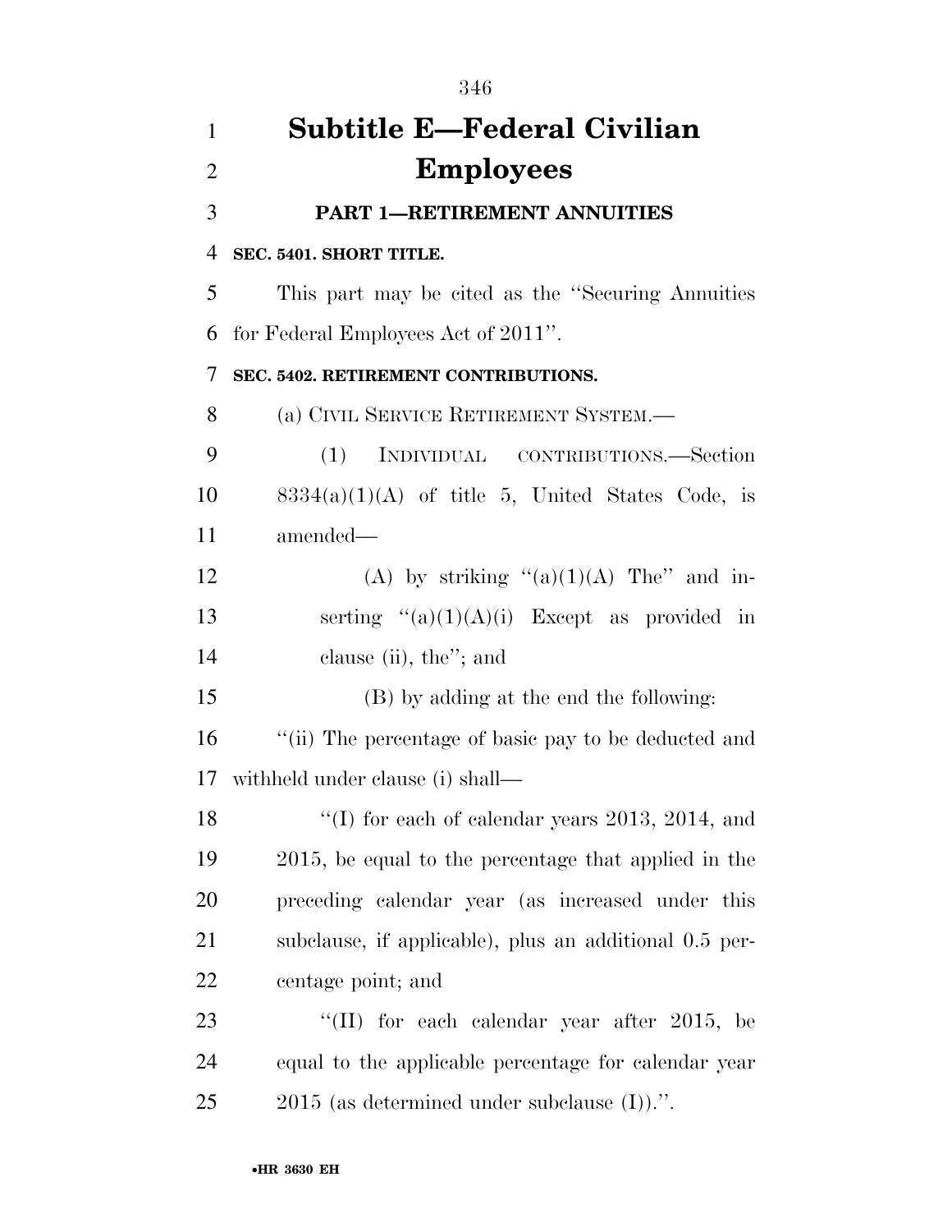# Subtitle E—Federal Civilian Employees

## PART 1—RETIREMENT ANNUITIES

**SEC. 5401. SHORT TITLE.**

This part may be cited as the ''Securing Annuities for Federal Employees Act of 2011''.

**SEC. 5402. RETIREMENT CONTRIBUTIONS.**

(a) CIVIL SERVICE RETIREMENT SYSTEM.—

(1) INDIVIDUAL CONTRIBUTIONS.—Section 8334(a)(1)(A) of title 5, United States Code, is amended—

(A) by striking ''(a)(1)(A) The'' and inserting ''(a)(1)(A)(i) Except as provided in clause (ii), the''; and

(B) by adding at the end the following:

''(ii) The percentage of basic pay to be deducted and withheld under clause (i) shall—

''(I) for each of calendar years 2013, 2014, and 2015, be equal to the percentage that applied in the preceding calendar year (as increased under this subclause, if applicable), plus an additional 0.5 percentage point; and

''(II) for each calendar year after 2015, be equal to the applicable percentage for calendar year 2015 (as determined under subclause (I)).''.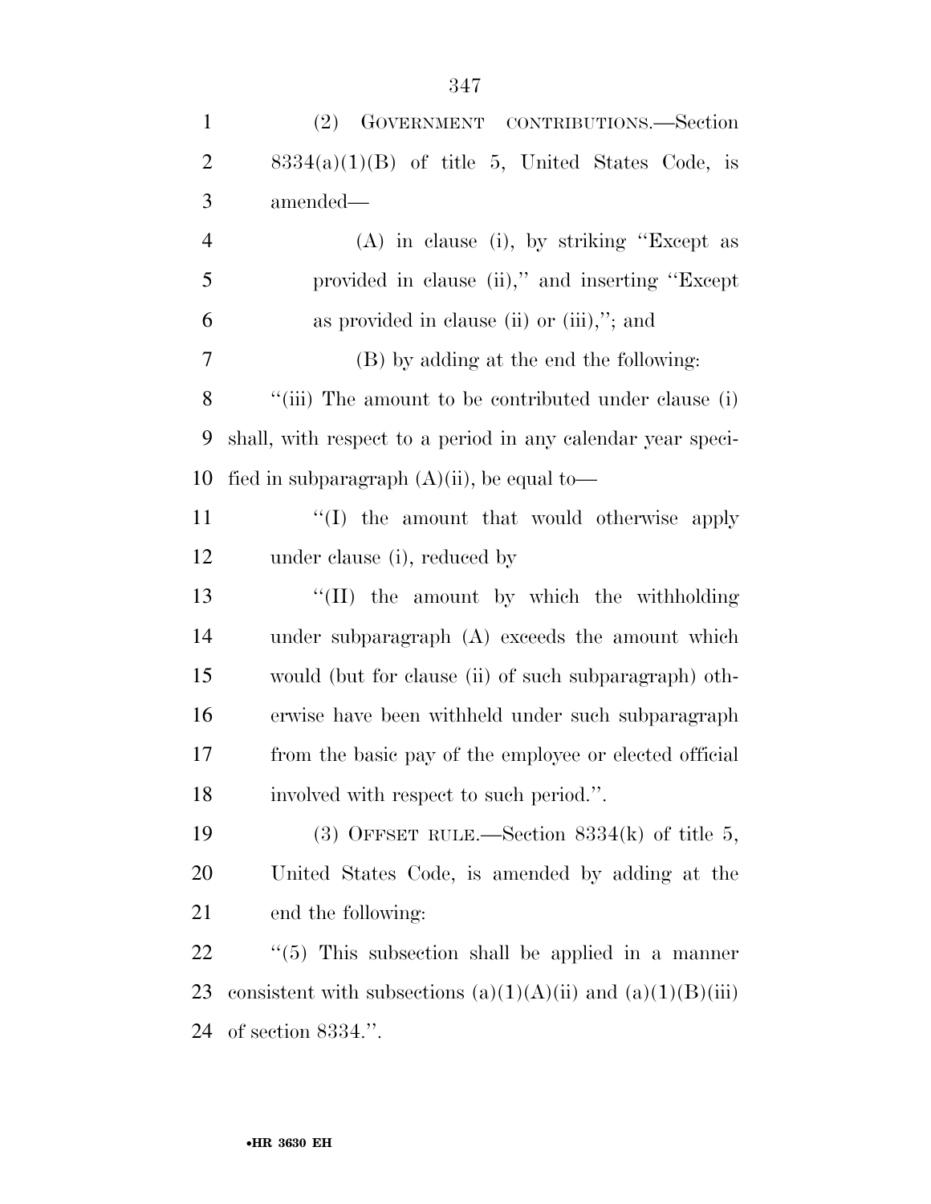(2) GOVERNMENT CONTRIBUTIONS.—Section 8334(a)(1)(B) of title 5, United States Code, is amended—

(A) in clause (i), by striking ''Except as provided in clause (ii),'' and inserting ''Except as provided in clause (ii) or (iii),''; and

(B) by adding at the end the following:

''(iii) The amount to be contributed under clause (i) shall, with respect to a period in any calendar year specified in subparagraph (A)(ii), be equal to—

''(I) the amount that would otherwise apply under clause (i), reduced by

''(II) the amount by which the withholding under subparagraph (A) exceeds the amount which would (but for clause (ii) of such subparagraph) otherwise have been withheld under such subparagraph from the basic pay of the employee or elected official involved with respect to such period.''.

(3) OFFSET RULE.—Section 8334(k) of title 5, United States Code, is amended by adding at the end the following:

''(5) This subsection shall be applied in a manner consistent with subsections (a)(1)(A)(ii) and (a)(1)(B)(iii) of section 8334.''.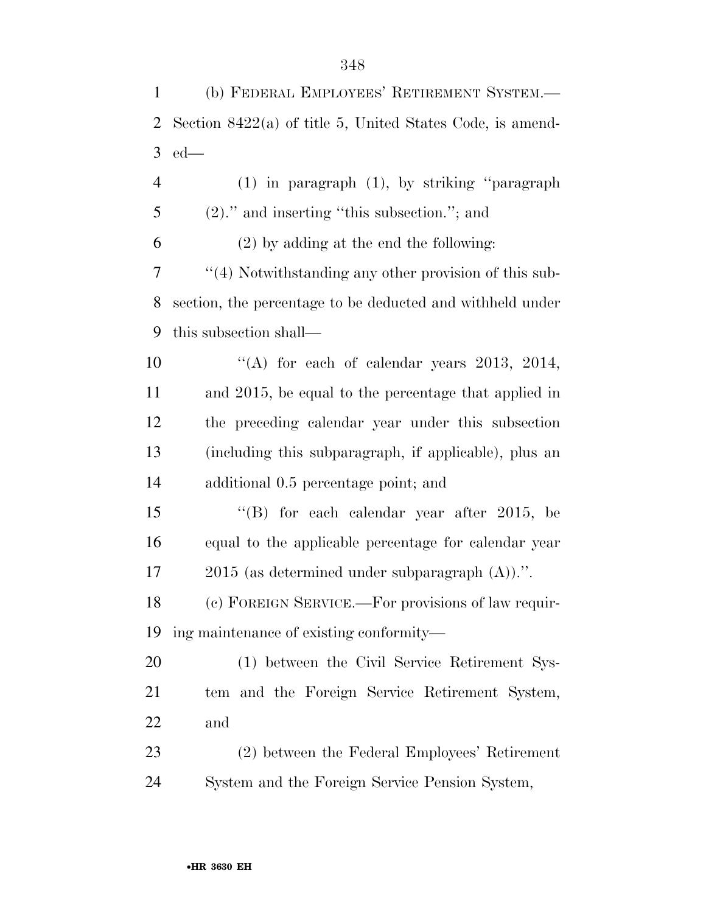(b) FEDERAL EMPLOYEES' RETIREMENT SYSTEM.—Section 8422(a) of title 5, United States Code, is amended—

(1) in paragraph (1), by striking "paragraph (2)." and inserting "this subsection."; and

(2) by adding at the end the following:

"(4) Notwithstanding any other provision of this subsection, the percentage to be deducted and withheld under this subsection shall—

"(A) for each of calendar years 2013, 2014, and 2015, be equal to the percentage that applied in the preceding calendar year under this subsection (including this subparagraph, if applicable), plus an additional 0.5 percentage point; and

"(B) for each calendar year after 2015, be equal to the applicable percentage for calendar year 2015 (as determined under subparagraph (A)).".

(c) FOREIGN SERVICE.—For provisions of law requiring maintenance of existing conformity—

(1) between the Civil Service Retirement System and the Foreign Service Retirement System, and

(2) between the Federal Employees' Retirement System and the Foreign Service Pension System,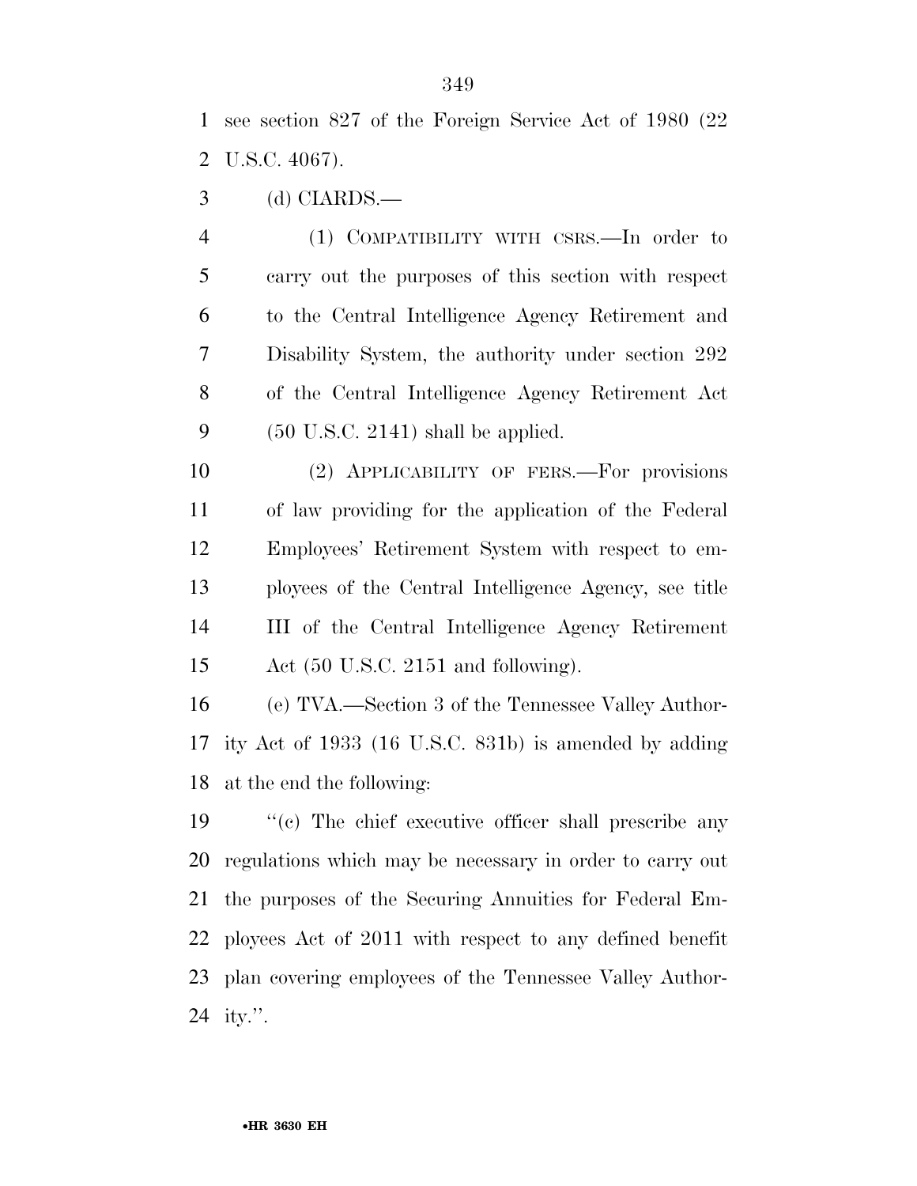see section 827 of the Foreign Service Act of 1980 (22 U.S.C. 4067).

(d) CIARDS.—

(1) COMPATIBILITY WITH CSRS.—In order to carry out the purposes of this section with respect to the Central Intelligence Agency Retirement and Disability System, the authority under section 292 of the Central Intelligence Agency Retirement Act (50 U.S.C. 2141) shall be applied.

(2) APPLICABILITY OF FERS.—For provisions of law providing for the application of the Federal Employees' Retirement System with respect to employees of the Central Intelligence Agency, see title III of the Central Intelligence Agency Retirement Act (50 U.S.C. 2151 and following).

(e) TVA.—Section 3 of the Tennessee Valley Authority Act of 1933 (16 U.S.C. 831b) is amended by adding at the end the following:

''(c) The chief executive officer shall prescribe any regulations which may be necessary in order to carry out the purposes of the Securing Annuities for Federal Employees Act of 2011 with respect to any defined benefit plan covering employees of the Tennessee Valley Authority.''.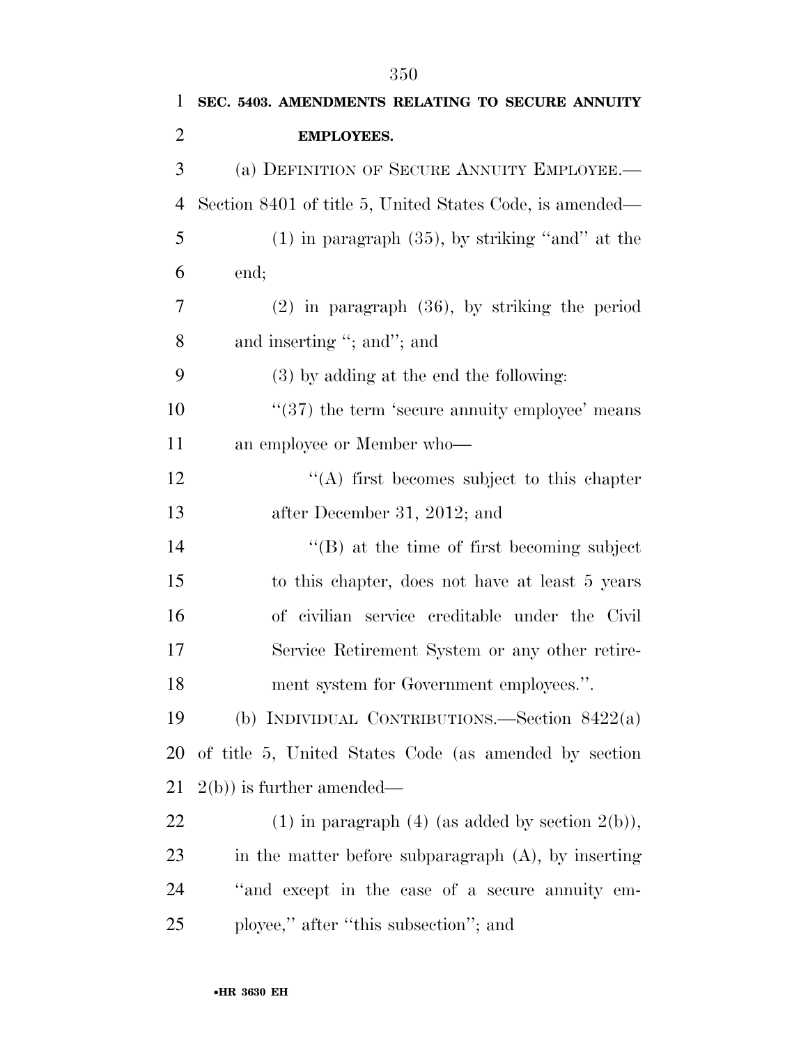**SEC. 5403. AMENDMENTS RELATING TO SECURE ANNUITY EMPLOYEES.**

(a) DEFINITION OF SECURE ANNUITY EMPLOYEE.—Section 8401 of title 5, United States Code, is amended—

(1) in paragraph (35), by striking "and" at the end;

(2) in paragraph (36), by striking the period and inserting "; and"; and

(3) by adding at the end the following:

"(37) the term 'secure annuity employee' means an employee or Member who—

"(A) first becomes subject to this chapter after December 31, 2012; and

"(B) at the time of first becoming subject to this chapter, does not have at least 5 years of civilian service creditable under the Civil Service Retirement System or any other retirement system for Government employees.".

(b) INDIVIDUAL CONTRIBUTIONS.—Section 8422(a) of title 5, United States Code (as amended by section 2(b)) is further amended—

(1) in paragraph (4) (as added by section 2(b)), in the matter before subparagraph (A), by inserting "and except in the case of a secure annuity employee," after "this subsection"; and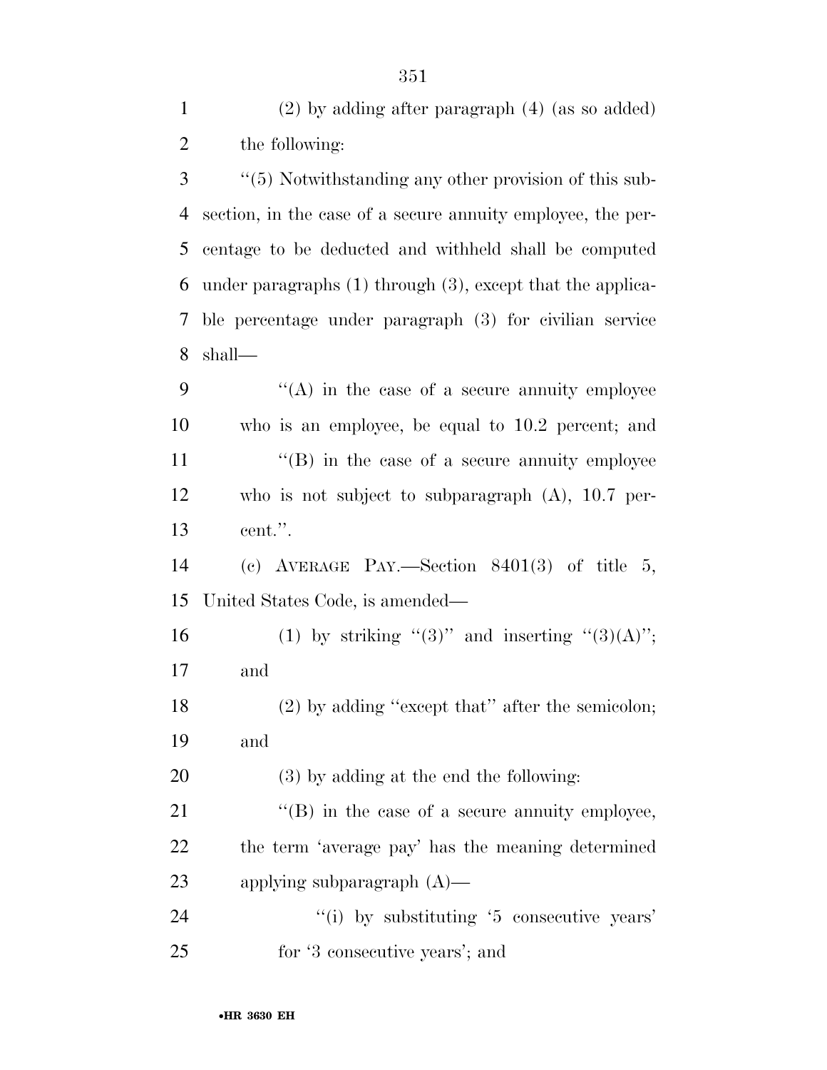(2) by adding after paragraph (4) (as so added) the following:

''(5) Notwithstanding any other provision of this subsection, in the case of a secure annuity employee, the percentage to be deducted and withheld shall be computed under paragraphs (1) through (3), except that the applicable percentage under paragraph (3) for civilian service shall—

''(A) in the case of a secure annuity employee who is an employee, be equal to 10.2 percent; and

''(B) in the case of a secure annuity employee who is not subject to subparagraph (A), 10.7 percent.''.

(c) AVERAGE PAY.—Section 8401(3) of title 5, United States Code, is amended—

(1) by striking ''(3)'' and inserting ''(3)(A)''; and

(2) by adding ''except that'' after the semicolon; and

(3) by adding at the end the following:

''(B) in the case of a secure annuity employee, the term 'average pay' has the meaning determined applying subparagraph (A)—

''(i) by substituting '5 consecutive years' for '3 consecutive years'; and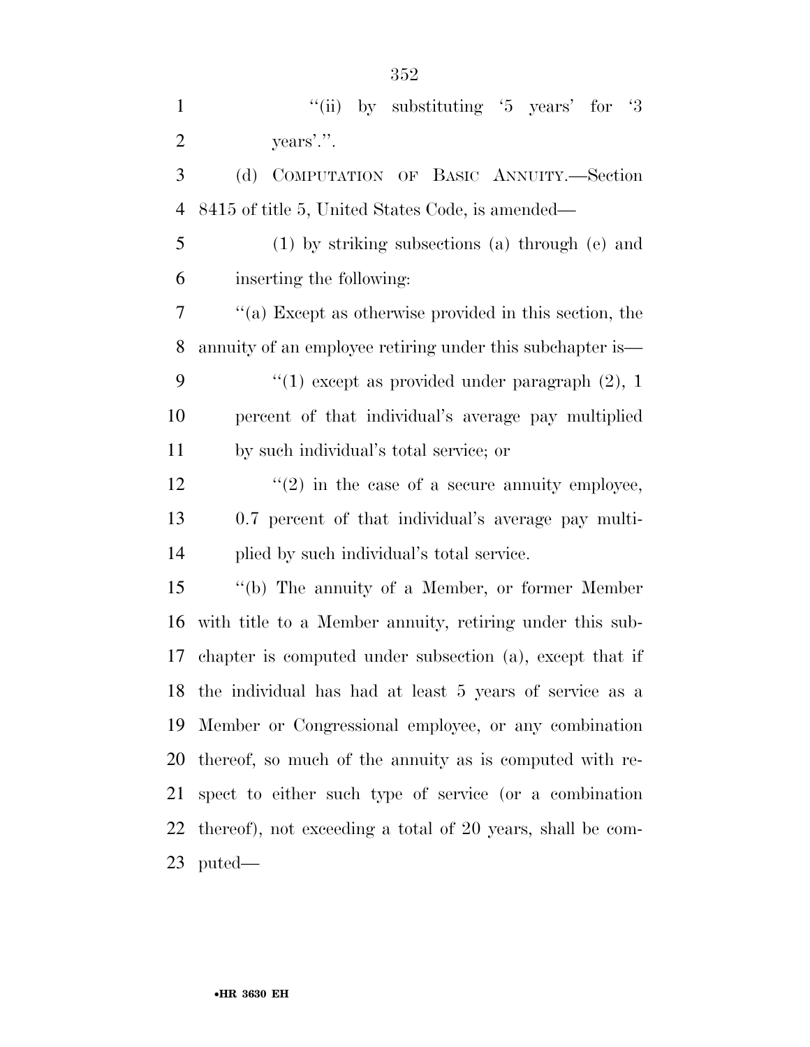"(ii) by substituting '5 years' for '3 years'.".

(d) COMPUTATION OF BASIC ANNUITY.—Section 8415 of title 5, United States Code, is amended—

(1) by striking subsections (a) through (e) and inserting the following:

"(a) Except as otherwise provided in this section, the annuity of an employee retiring under this subchapter is—

"(1) except as provided under paragraph (2), 1 percent of that individual's average pay multiplied by such individual's total service; or

"(2) in the case of a secure annuity employee, 0.7 percent of that individual's average pay multiplied by such individual's total service.

"(b) The annuity of a Member, or former Member with title to a Member annuity, retiring under this subchapter is computed under subsection (a), except that if the individual has had at least 5 years of service as a Member or Congressional employee, or any combination thereof, so much of the annuity as is computed with respect to either such type of service (or a combination thereof), not exceeding a total of 20 years, shall be computed—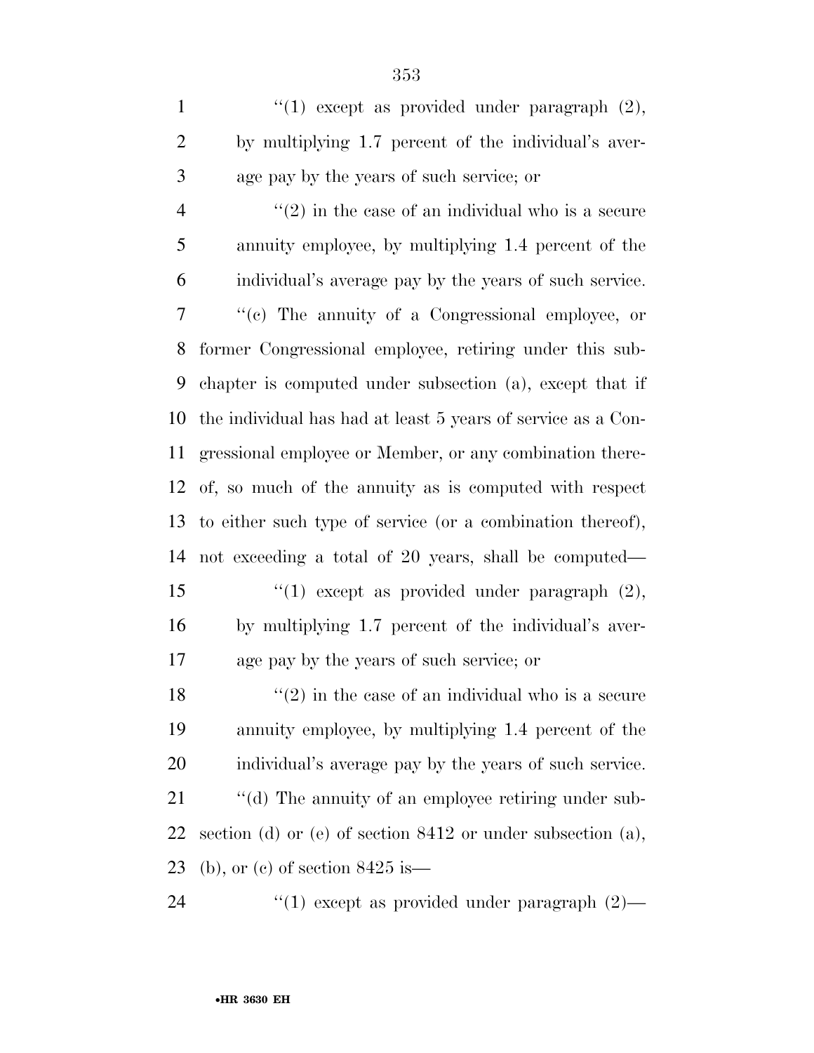''(1) except as provided under paragraph (2), by multiplying 1.7 percent of the individual's average pay by the years of such service; or

''(2) in the case of an individual who is a secure annuity employee, by multiplying 1.4 percent of the individual's average pay by the years of such service.

''(c) The annuity of a Congressional employee, or former Congressional employee, retiring under this subchapter is computed under subsection (a), except that if the individual has had at least 5 years of service as a Congressional employee or Member, or any combination thereof, so much of the annuity as is computed with respect to either such type of service (or a combination thereof), not exceeding a total of 20 years, shall be computed—

''(1) except as provided under paragraph (2), by multiplying 1.7 percent of the individual's average pay by the years of such service; or

''(2) in the case of an individual who is a secure annuity employee, by multiplying 1.4 percent of the individual's average pay by the years of such service.

''(d) The annuity of an employee retiring under subsection (d) or (e) of section 8412 or under subsection (a), (b), or (c) of section 8425 is—

''(1) except as provided under paragraph (2)—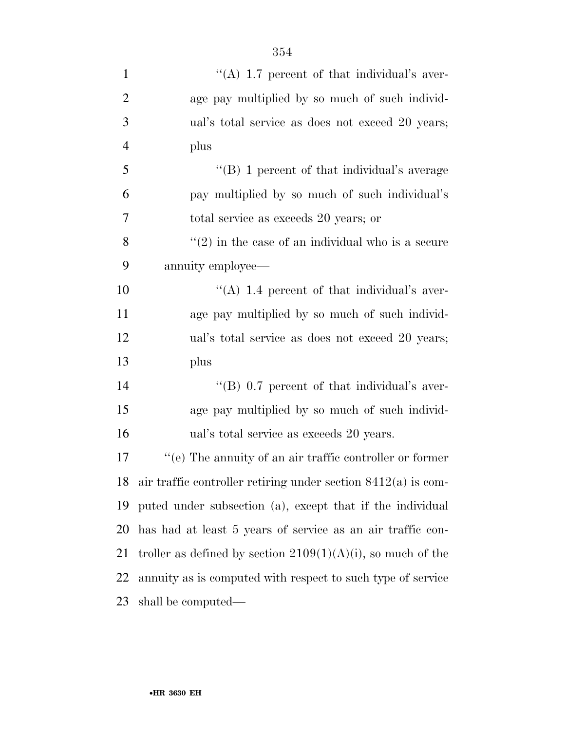''(A) 1.7 percent of that individual's average pay multiplied by so much of such individual's total service as does not exceed 20 years; plus

''(B) 1 percent of that individual's average pay multiplied by so much of such individual's total service as exceeds 20 years; or

''(2) in the case of an individual who is a secure annuity employee—

''(A) 1.4 percent of that individual's average pay multiplied by so much of such individual's total service as does not exceed 20 years; plus

''(B) 0.7 percent of that individual's average pay multiplied by so much of such individual's total service as exceeds 20 years.

''(e) The annuity of an air traffic controller or former air traffic controller retiring under section 8412(a) is computed under subsection (a), except that if the individual has had at least 5 years of service as an air traffic controller as defined by section 2109(1)(A)(i), so much of the annuity as is computed with respect to such type of service shall be computed—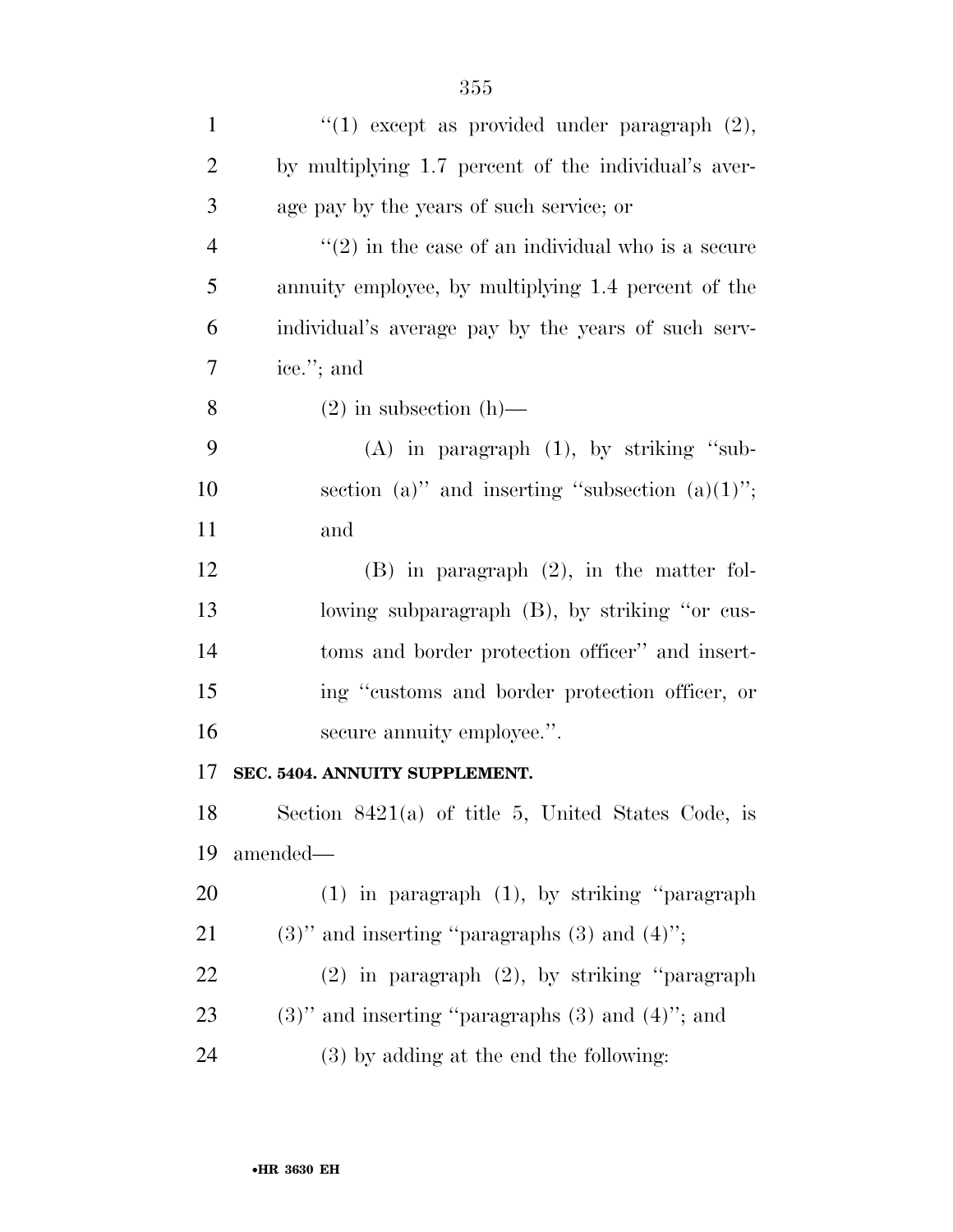"(1) except as provided under paragraph (2), by multiplying 1.7 percent of the individual's average pay by the years of such service; or

"(2) in the case of an individual who is a secure annuity employee, by multiplying 1.4 percent of the individual's average pay by the years of such service."; and

(2) in subsection (h)—

(A) in paragraph (1), by striking "subsection (a)" and inserting "subsection (a)(1)"; and

(B) in paragraph (2), in the matter following subparagraph (B), by striking "or customs and border protection officer" and inserting "customs and border protection officer, or secure annuity employee.".

**SEC. 5404. ANNUITY SUPPLEMENT.**

Section 8421(a) of title 5, United States Code, is amended—

(1) in paragraph (1), by striking "paragraph (3)" and inserting "paragraphs (3) and (4)";

(2) in paragraph (2), by striking "paragraph (3)" and inserting "paragraphs (3) and (4)"; and

(3) by adding at the end the following: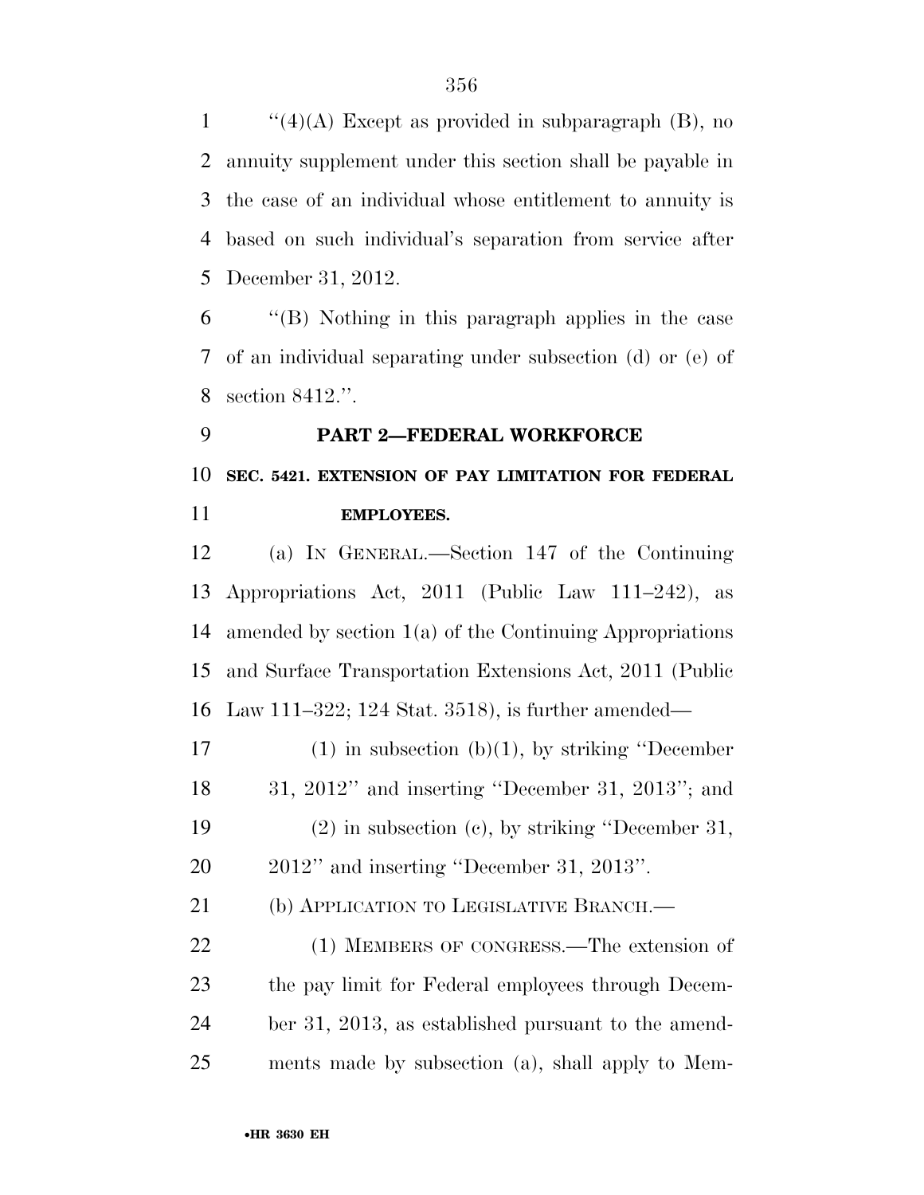"(4)(A) Except as provided in subparagraph (B), no annuity supplement under this section shall be payable in the case of an individual whose entitlement to annuity is based on such individual's separation from service after December 31, 2012.

"(B) Nothing in this paragraph applies in the case of an individual separating under subsection (d) or (e) of section 8412.".

## PART 2—FEDERAL WORKFORCE

### SEC. 5421. EXTENSION OF PAY LIMITATION FOR FEDERAL EMPLOYEES.

(a) IN GENERAL.—Section 147 of the Continuing Appropriations Act, 2011 (Public Law 111–242), as amended by section 1(a) of the Continuing Appropriations and Surface Transportation Extensions Act, 2011 (Public Law 111–322; 124 Stat. 3518), is further amended—

(1) in subsection (b)(1), by striking "December 31, 2012" and inserting "December 31, 2013"; and

(2) in subsection (c), by striking "December 31, 2012" and inserting "December 31, 2013".

(b) APPLICATION TO LEGISLATIVE BRANCH.—

(1) MEMBERS OF CONGRESS.—The extension of the pay limit for Federal employees through December 31, 2013, as established pursuant to the amendments made by subsection (a), shall apply to Mem-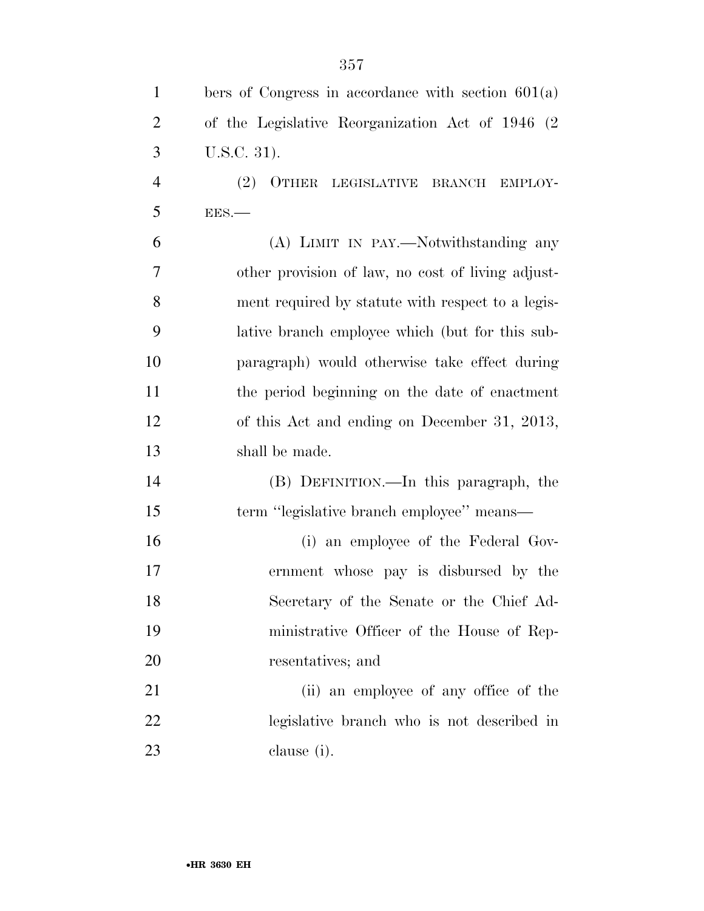bers of Congress in accordance with section 601(a) of the Legislative Reorganization Act of 1946 (2 U.S.C. 31).

(2) OTHER LEGISLATIVE BRANCH EMPLOYEES.—

(A) LIMIT IN PAY.—Notwithstanding any other provision of law, no cost of living adjustment required by statute with respect to a legislative branch employee which (but for this subparagraph) would otherwise take effect during the period beginning on the date of enactment of this Act and ending on December 31, 2013, shall be made.

(B) DEFINITION.—In this paragraph, the term ''legislative branch employee'' means—

(i) an employee of the Federal Government whose pay is disbursed by the Secretary of the Senate or the Chief Administrative Officer of the House of Representatives; and

(ii) an employee of any office of the legislative branch who is not described in clause (i).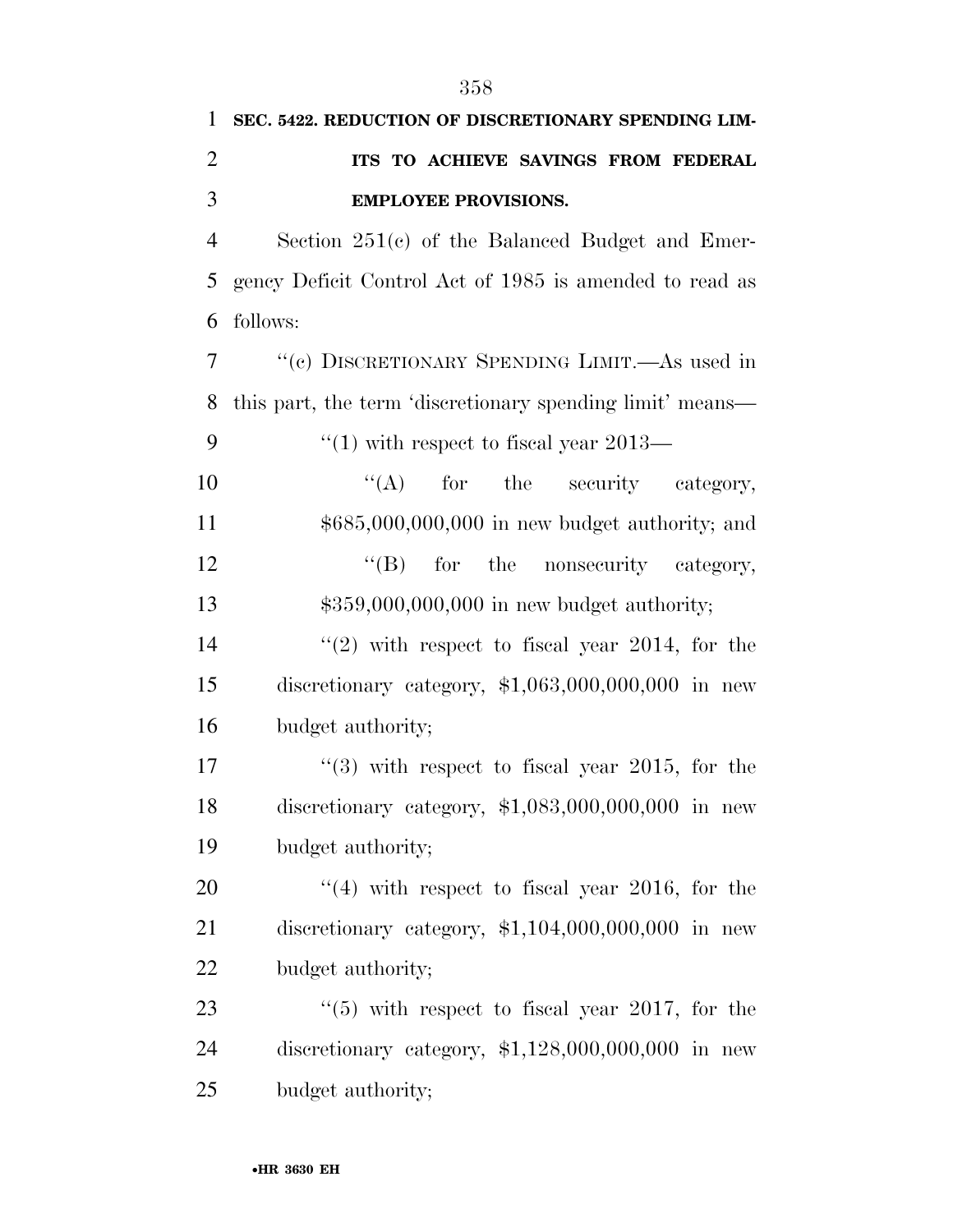**SEC. 5422. REDUCTION OF DISCRETIONARY SPENDING LIMITS TO ACHIEVE SAVINGS FROM FEDERAL EMPLOYEE PROVISIONS.**

Section 251(c) of the Balanced Budget and Emergency Deficit Control Act of 1985 is amended to read as follows:

"(c) DISCRETIONARY SPENDING LIMIT.—As used in this part, the term 'discretionary spending limit' means—

"(1) with respect to fiscal year 2013—

"(A) for the security category, $685,000,000,000 in new budget authority; and

"(B) for the nonsecurity category, $359,000,000,000 in new budget authority;

"(2) with respect to fiscal year 2014, for the discretionary category, $1,063,000,000,000 in new budget authority;

"(3) with respect to fiscal year 2015, for the discretionary category, $1,083,000,000,000 in new budget authority;

"(4) with respect to fiscal year 2016, for the discretionary category, $1,104,000,000,000 in new budget authority;

"(5) with respect to fiscal year 2017, for the discretionary category, $1,128,000,000,000 in new budget authority;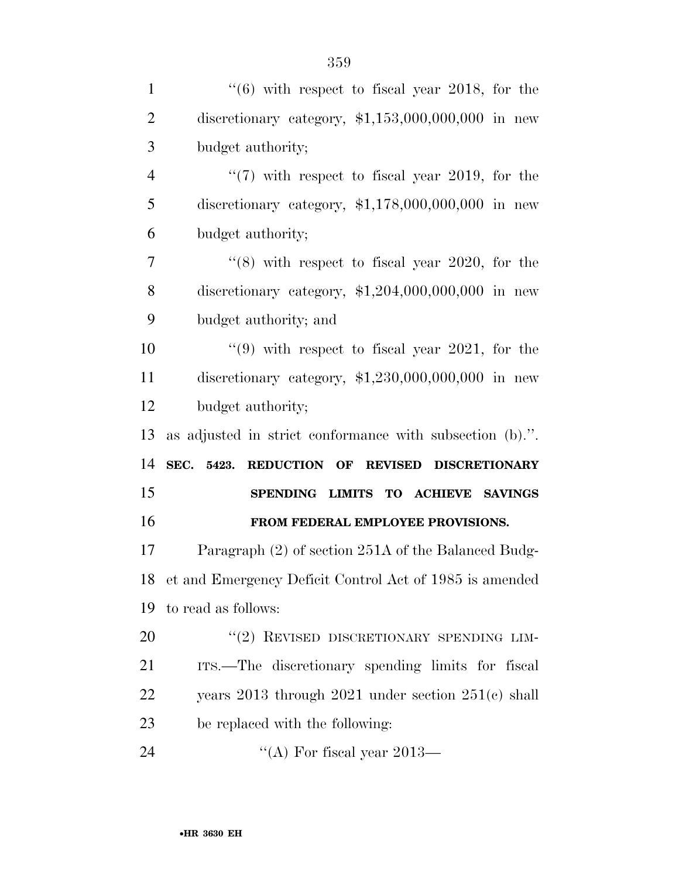"(6) with respect to fiscal year 2018, for the discretionary category, $1,153,000,000,000 in new budget authority;

"(7) with respect to fiscal year 2019, for the discretionary category, $1,178,000,000,000 in new budget authority;

"(8) with respect to fiscal year 2020, for the discretionary category, $1,204,000,000,000 in new budget authority; and

"(9) with respect to fiscal year 2021, for the discretionary category, $1,230,000,000,000 in new budget authority;

as adjusted in strict conformance with subsection (b).".

**SEC. 5423. REDUCTION OF REVISED DISCRETIONARY SPENDING LIMITS TO ACHIEVE SAVINGS FROM FEDERAL EMPLOYEE PROVISIONS.**

Paragraph (2) of section 251A of the Balanced Budget and Emergency Deficit Control Act of 1985 is amended to read as follows:

"(2) REVISED DISCRETIONARY SPENDING LIMITS.—The discretionary spending limits for fiscal years 2013 through 2021 under section 251(c) shall be replaced with the following:

"(A) For fiscal year 2013—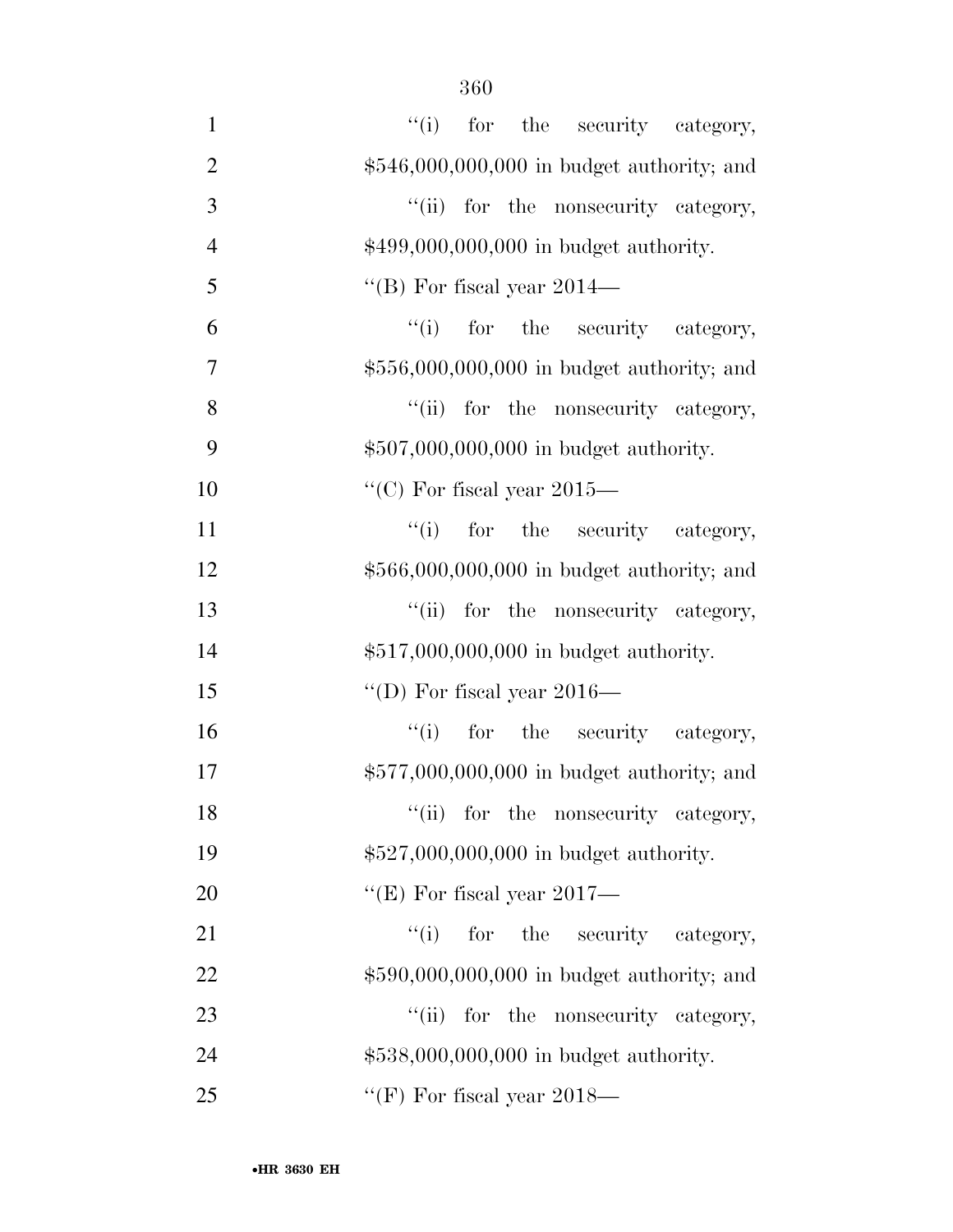''(i) for the security category, $546,000,000,000 in budget authority; and

''(ii) for the nonsecurity category, $499,000,000,000 in budget authority.

''(B) For fiscal year 2014—

''(i) for the security category, $556,000,000,000 in budget authority; and

''(ii) for the nonsecurity category, $507,000,000,000 in budget authority.

''(C) For fiscal year 2015—

''(i) for the security category, $566,000,000,000 in budget authority; and

''(ii) for the nonsecurity category, $517,000,000,000 in budget authority.

''(D) For fiscal year 2016—

''(i) for the security category, $577,000,000,000 in budget authority; and

''(ii) for the nonsecurity category, $527,000,000,000 in budget authority.

''(E) For fiscal year 2017—

''(i) for the security category, $590,000,000,000 in budget authority; and

''(ii) for the nonsecurity category, $538,000,000,000 in budget authority.

''(F) For fiscal year 2018—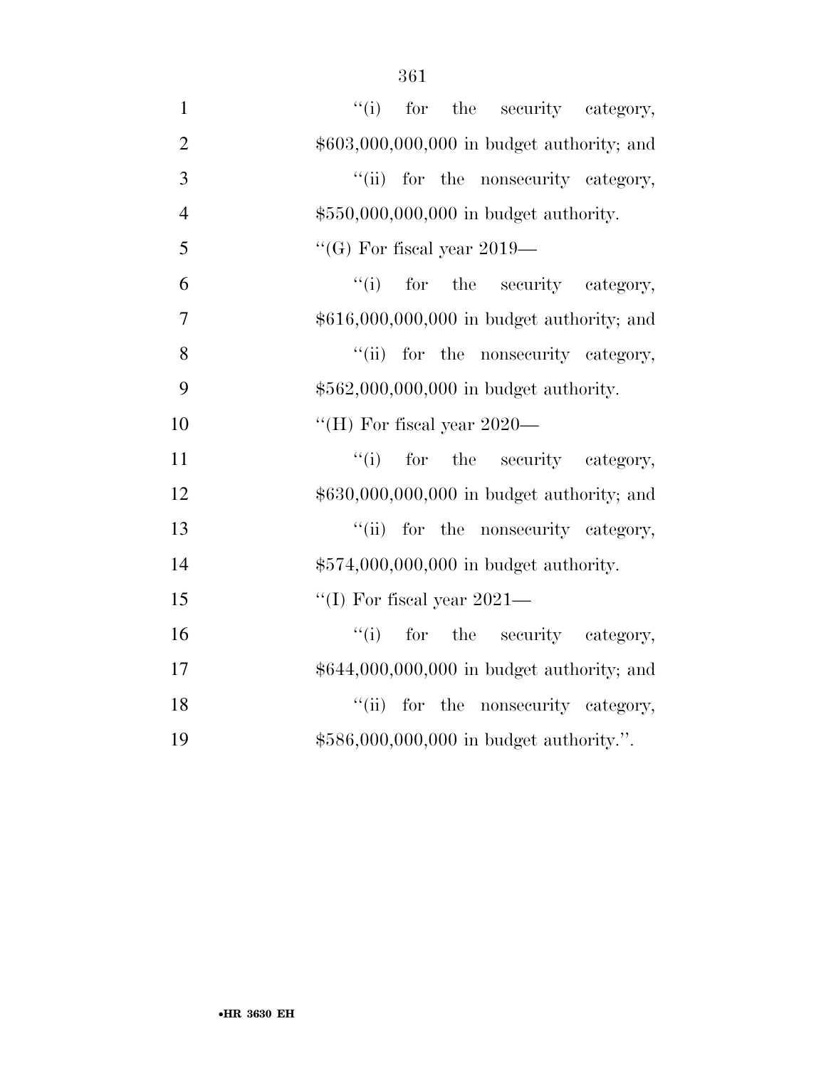''(i) for the security category, $603,000,000,000 in budget authority; and

''(ii) for the nonsecurity category, $550,000,000,000 in budget authority.

''(G) For fiscal year 2019—

''(i) for the security category, $616,000,000,000 in budget authority; and

''(ii) for the nonsecurity category, $562,000,000,000 in budget authority.

''(H) For fiscal year 2020—

''(i) for the security category, $630,000,000,000 in budget authority; and

''(ii) for the nonsecurity category, $574,000,000,000 in budget authority.

''(I) For fiscal year 2021—

''(i) for the security category, $644,000,000,000 in budget authority; and

''(ii) for the nonsecurity category, $586,000,000,000 in budget authority.''.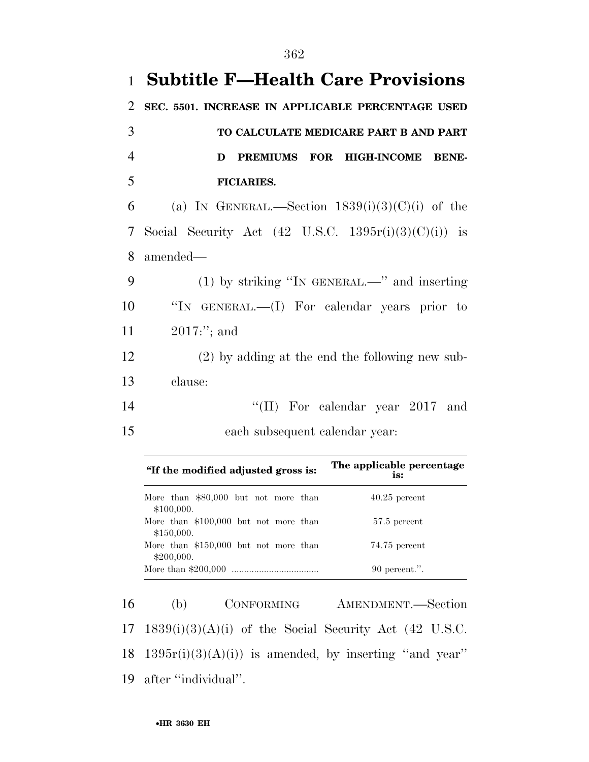# Subtitle F—Health Care Provisions

**SEC. 5501. INCREASE IN APPLICABLE PERCENTAGE USED TO CALCULATE MEDICARE PART B AND PART D PREMIUMS FOR HIGH-INCOME BENEFICIARIES.**

(a) IN GENERAL.—Section 1839(i)(3)(C)(i) of the Social Security Act (42 U.S.C. 1395r(i)(3)(C)(i)) is amended—

(1) by striking ''IN GENERAL.—'' and inserting ''IN GENERAL.—(I) For calendar years prior to 2017:''; and

(2) by adding at the end the following new subclause:

''(II) For calendar year 2017 and each subsequent calendar year:

| ''If the modified adjusted gross is: | The applicable percentage is: |
|---|---|
| More than $80,000 but not more than $100,000. | 40.25 percent |
| More than $100,000 but not more than $150,000. | 57.5 percent |
| More than $150,000 but not more than $200,000. | 74.75 percent |
| More than $200,000 ................................... | 90 percent.''. |

(b) CONFORMING AMENDMENT.—Section 1839(i)(3)(A)(i) of the Social Security Act (42 U.S.C. 1395r(i)(3)(A)(i)) is amended, by inserting ''and year'' after ''individual''.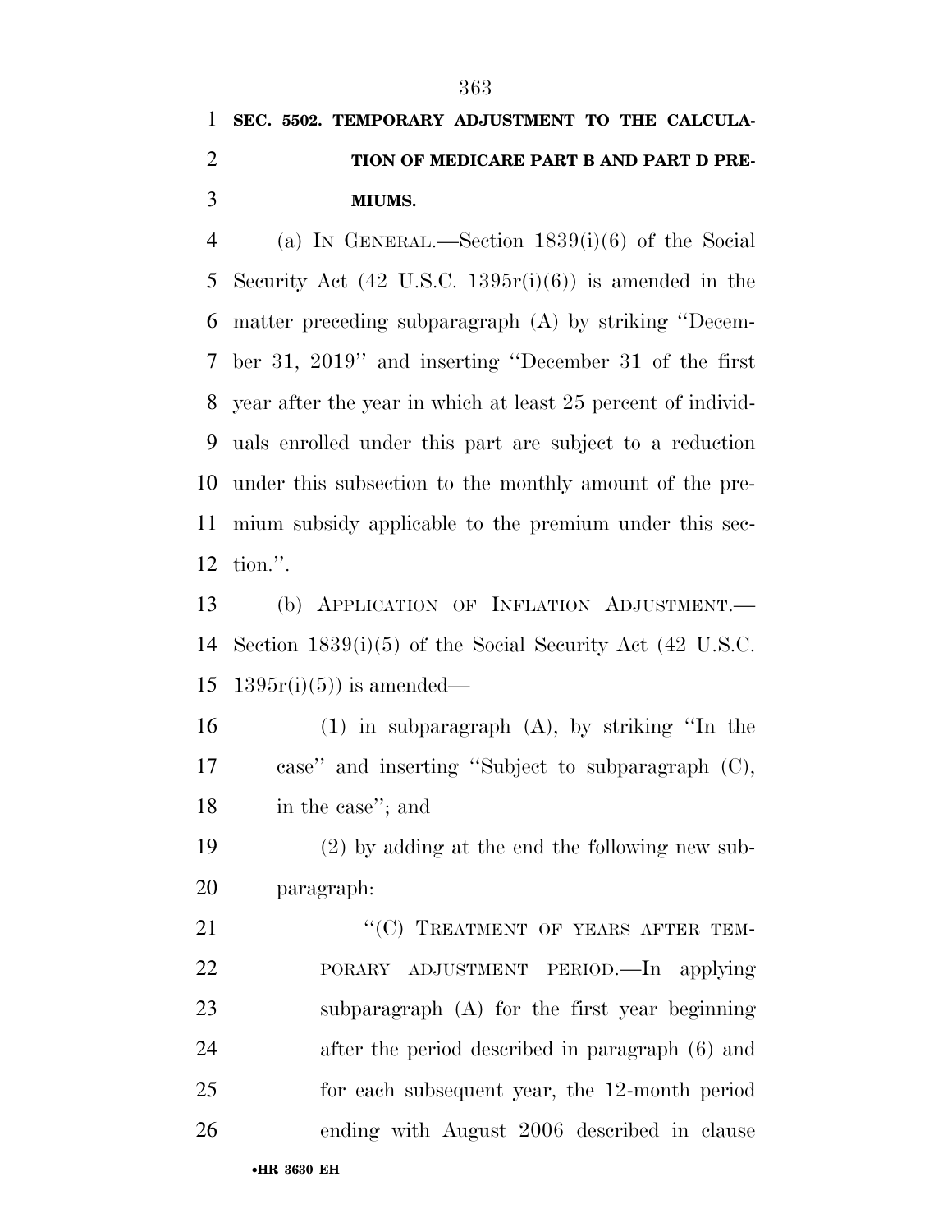**SEC. 5502. TEMPORARY ADJUSTMENT TO THE CALCULATION OF MEDICARE PART B AND PART D PREMIUMS.**

(a) IN GENERAL.—Section 1839(i)(6) of the Social Security Act (42 U.S.C. 1395r(i)(6)) is amended in the matter preceding subparagraph (A) by striking ''December 31, 2019'' and inserting ''December 31 of the first year after the year in which at least 25 percent of individuals enrolled under this part are subject to a reduction under this subsection to the monthly amount of the premium subsidy applicable to the premium under this section.''.

(b) APPLICATION OF INFLATION ADJUSTMENT.—Section 1839(i)(5) of the Social Security Act (42 U.S.C. 1395r(i)(5)) is amended—

(1) in subparagraph (A), by striking ''In the case'' and inserting ''Subject to subparagraph (C), in the case''; and

(2) by adding at the end the following new subparagraph:

''(C) TREATMENT OF YEARS AFTER TEMPORARY ADJUSTMENT PERIOD.—In applying subparagraph (A) for the first year beginning after the period described in paragraph (6) and for each subsequent year, the 12-month period ending with August 2006 described in clause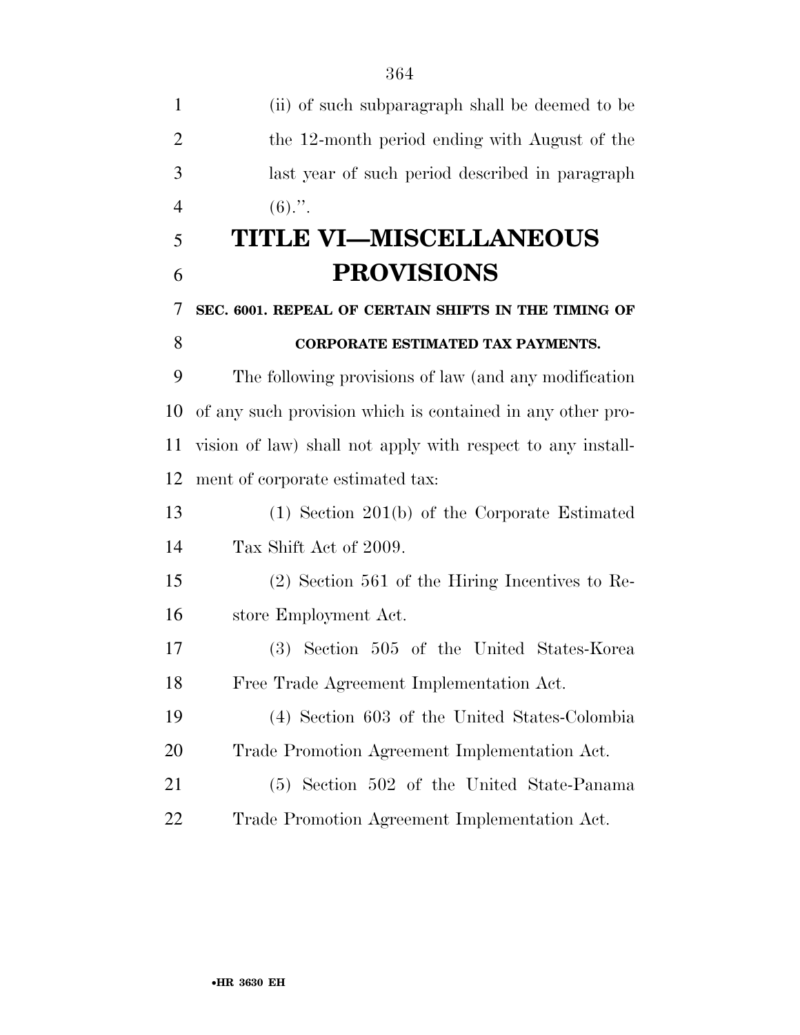(ii) of such subparagraph shall be deemed to be the 12-month period ending with August of the last year of such period described in paragraph (6).''.

# TITLE VI—MISCELLANEOUS PROVISIONS

### SEC. 6001. REPEAL OF CERTAIN SHIFTS IN THE TIMING OF CORPORATE ESTIMATED TAX PAYMENTS.

The following provisions of law (and any modification of any such provision which is contained in any other provision of law) shall not apply with respect to any installment of corporate estimated tax:

(1) Section 201(b) of the Corporate Estimated Tax Shift Act of 2009.

(2) Section 561 of the Hiring Incentives to Restore Employment Act.

(3) Section 505 of the United States-Korea Free Trade Agreement Implementation Act.

(4) Section 603 of the United States-Colombia Trade Promotion Agreement Implementation Act.

(5) Section 502 of the United State-Panama Trade Promotion Agreement Implementation Act.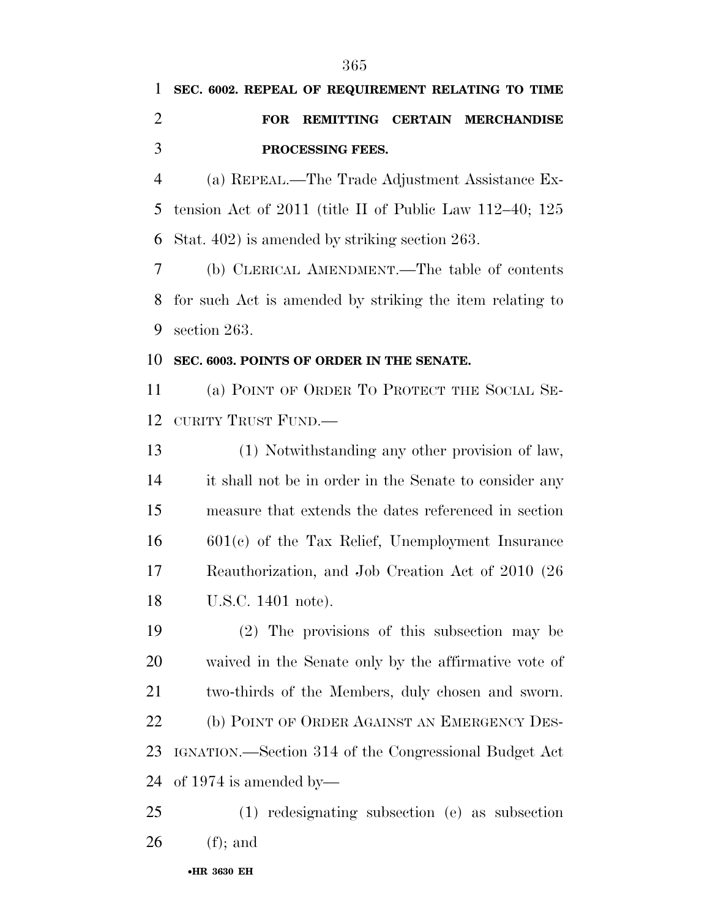**SEC. 6002. REPEAL OF REQUIREMENT RELATING TO TIME FOR REMITTING CERTAIN MERCHANDISE PROCESSING FEES.**

(a) REPEAL.—The Trade Adjustment Assistance Extension Act of 2011 (title II of Public Law 112–40; 125 Stat. 402) is amended by striking section 263.

(b) CLERICAL AMENDMENT.—The table of contents for such Act is amended by striking the item relating to section 263.

**SEC. 6003. POINTS OF ORDER IN THE SENATE.**

(a) POINT OF ORDER TO PROTECT THE SOCIAL SECURITY TRUST FUND.—

(1) Notwithstanding any other provision of law, it shall not be in order in the Senate to consider any measure that extends the dates referenced in section 601(c) of the Tax Relief, Unemployment Insurance Reauthorization, and Job Creation Act of 2010 (26 U.S.C. 1401 note).

(2) The provisions of this subsection may be waived in the Senate only by the affirmative vote of two-thirds of the Members, duly chosen and sworn.

(b) POINT OF ORDER AGAINST AN EMERGENCY DESIGNATION.—Section 314 of the Congressional Budget Act of 1974 is amended by—

(1) redesignating subsection (e) as subsection (f); and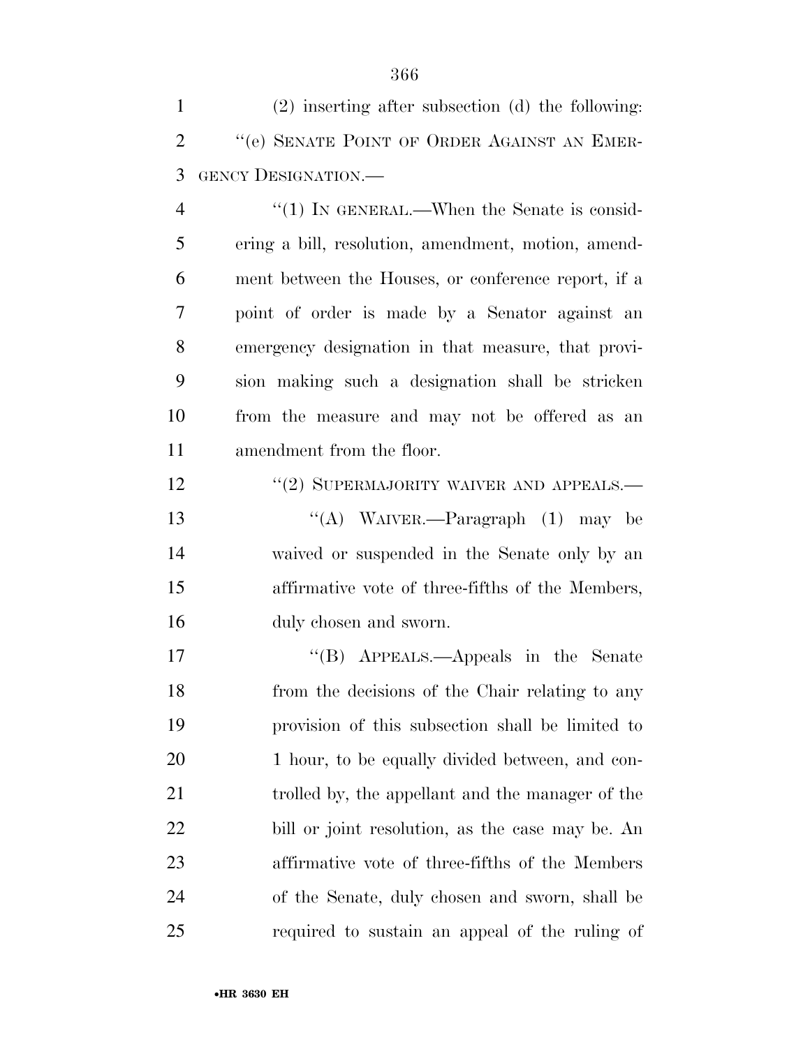(2) inserting after subsection (d) the following:

''(e) SENATE POINT OF ORDER AGAINST AN EMERGENCY DESIGNATION.—

''(1) IN GENERAL.—When the Senate is considering a bill, resolution, amendment, motion, amendment between the Houses, or conference report, if a point of order is made by a Senator against an emergency designation in that measure, that provision making such a designation shall be stricken from the measure and may not be offered as an amendment from the floor.

''(2) SUPERMAJORITY WAIVER AND APPEALS.—

''(A) WAIVER.—Paragraph (1) may be waived or suspended in the Senate only by an affirmative vote of three-fifths of the Members, duly chosen and sworn.

''(B) APPEALS.—Appeals in the Senate from the decisions of the Chair relating to any provision of this subsection shall be limited to 1 hour, to be equally divided between, and controlled by, the appellant and the manager of the bill or joint resolution, as the case may be. An affirmative vote of three-fifths of the Members of the Senate, duly chosen and sworn, shall be required to sustain an appeal of the ruling of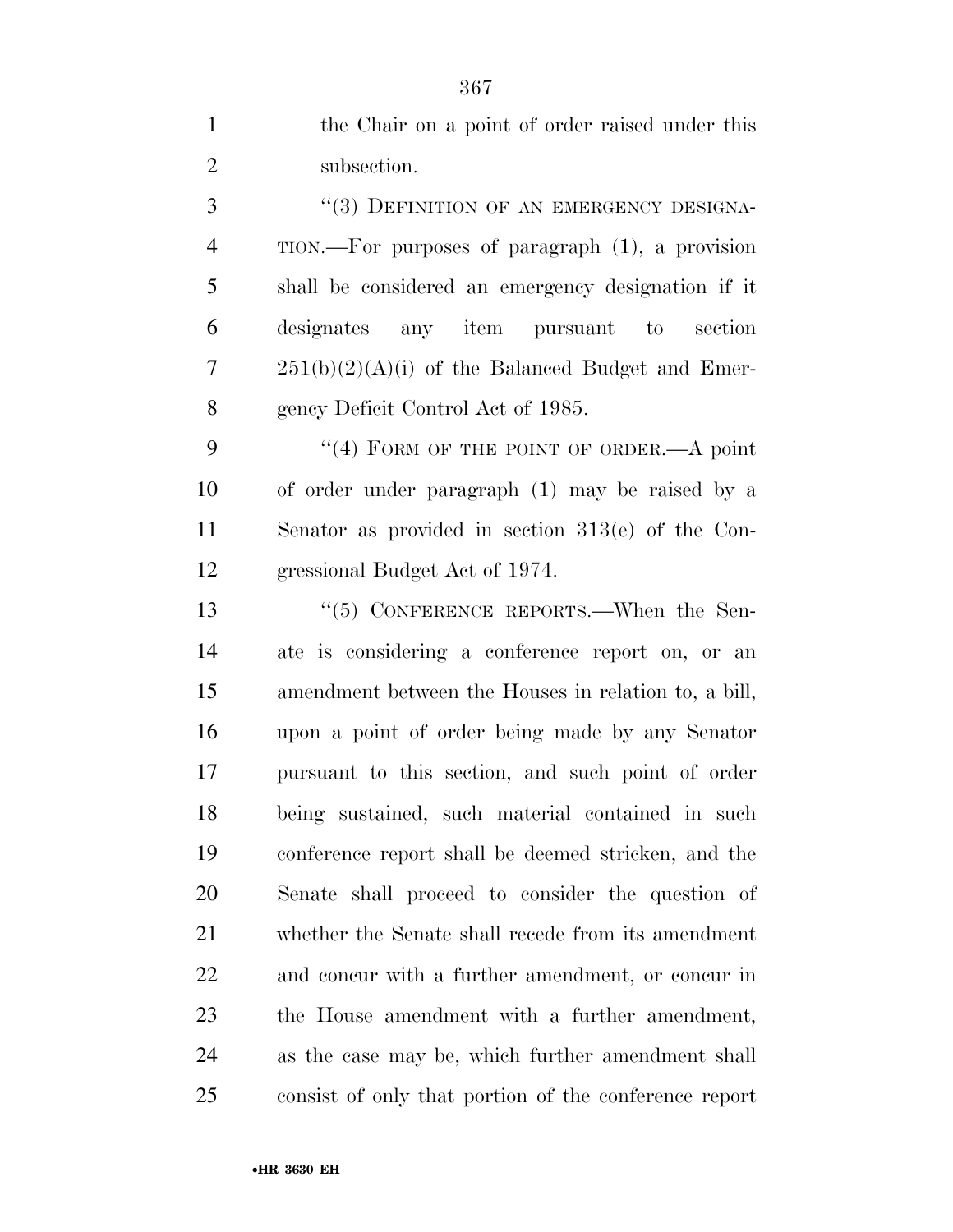the Chair on a point of order raised under this subsection.

"(3) DEFINITION OF AN EMERGENCY DESIGNATION.—For purposes of paragraph (1), a provision shall be considered an emergency designation if it designates any item pursuant to section 251(b)(2)(A)(i) of the Balanced Budget and Emergency Deficit Control Act of 1985.

"(4) FORM OF THE POINT OF ORDER.—A point of order under paragraph (1) may be raised by a Senator as provided in section 313(e) of the Congressional Budget Act of 1974.

"(5) CONFERENCE REPORTS.—When the Senate is considering a conference report on, or an amendment between the Houses in relation to, a bill, upon a point of order being made by any Senator pursuant to this section, and such point of order being sustained, such material contained in such conference report shall be deemed stricken, and the Senate shall proceed to consider the question of whether the Senate shall recede from its amendment and concur with a further amendment, or concur in the House amendment with a further amendment, as the case may be, which further amendment shall consist of only that portion of the conference report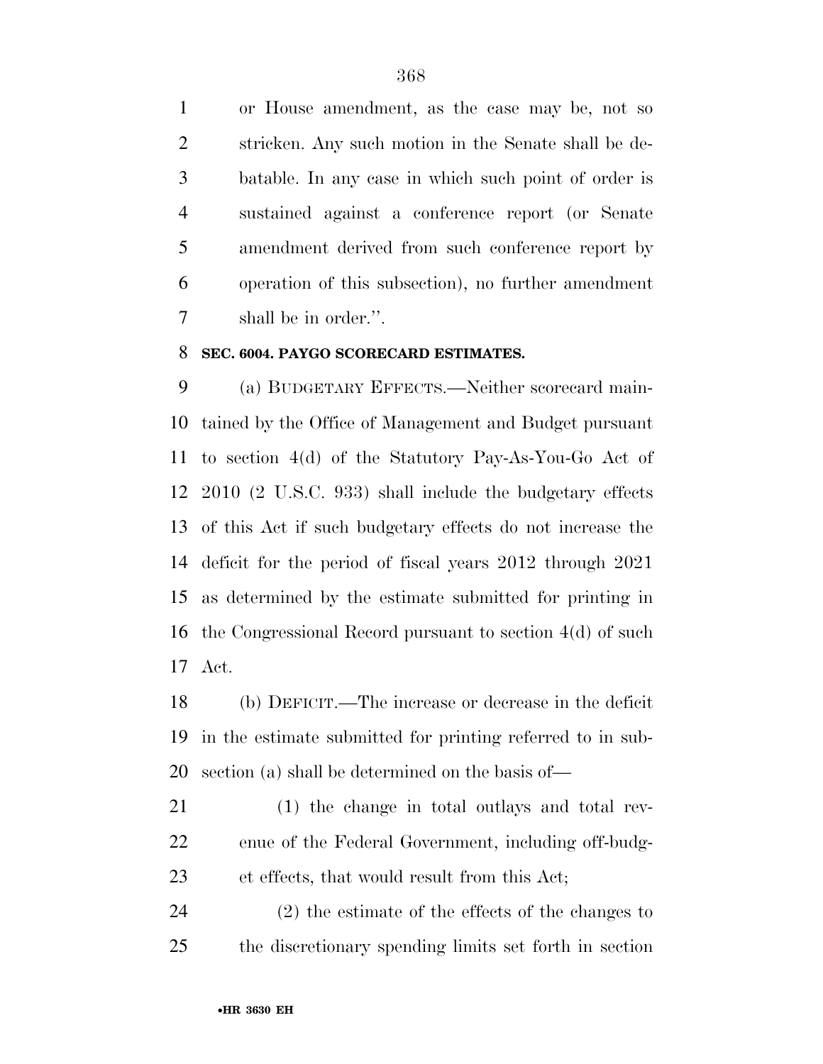or House amendment, as the case may be, not so stricken. Any such motion in the Senate shall be debatable. In any case in which such point of order is sustained against a conference report (or Senate amendment derived from such conference report by operation of this subsection), no further amendment shall be in order.''.

**SEC. 6004. PAYGO SCORECARD ESTIMATES.**

(a) BUDGETARY EFFECTS.—Neither scorecard maintained by the Office of Management and Budget pursuant to section 4(d) of the Statutory Pay-As-You-Go Act of 2010 (2 U.S.C. 933) shall include the budgetary effects of this Act if such budgetary effects do not increase the deficit for the period of fiscal years 2012 through 2021 as determined by the estimate submitted for printing in the Congressional Record pursuant to section 4(d) of such Act.

(b) DEFICIT.—The increase or decrease in the deficit in the estimate submitted for printing referred to in subsection (a) shall be determined on the basis of—

(1) the change in total outlays and total revenue of the Federal Government, including off-budget effects, that would result from this Act;

(2) the estimate of the effects of the changes to the discretionary spending limits set forth in section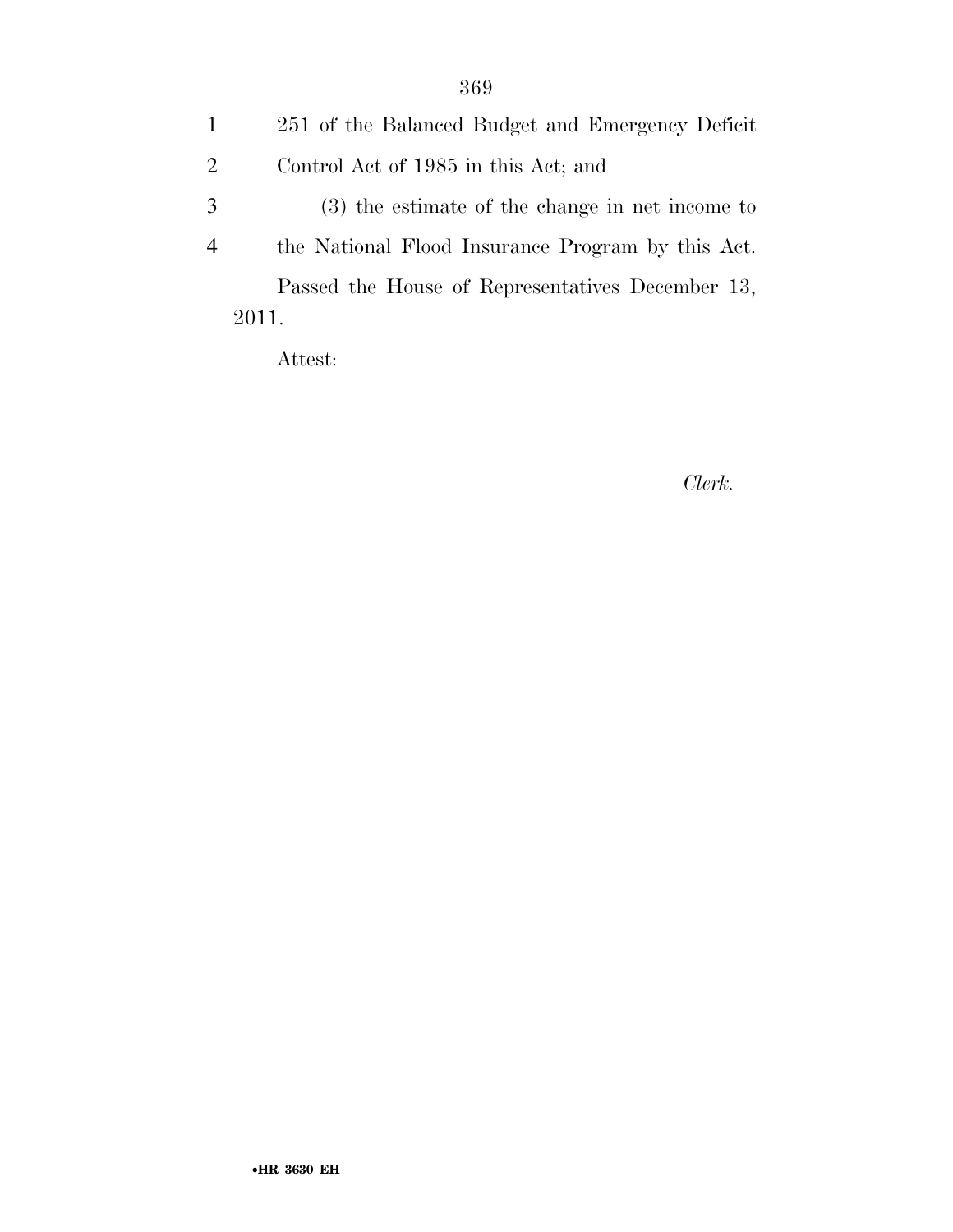251 of the Balanced Budget and Emergency Deficit Control Act of 1985 in this Act; and

(3) the estimate of the change in net income to the National Flood Insurance Program by this Act.

Passed the House of Representatives December 13, 2011.

Attest:

*Clerk.*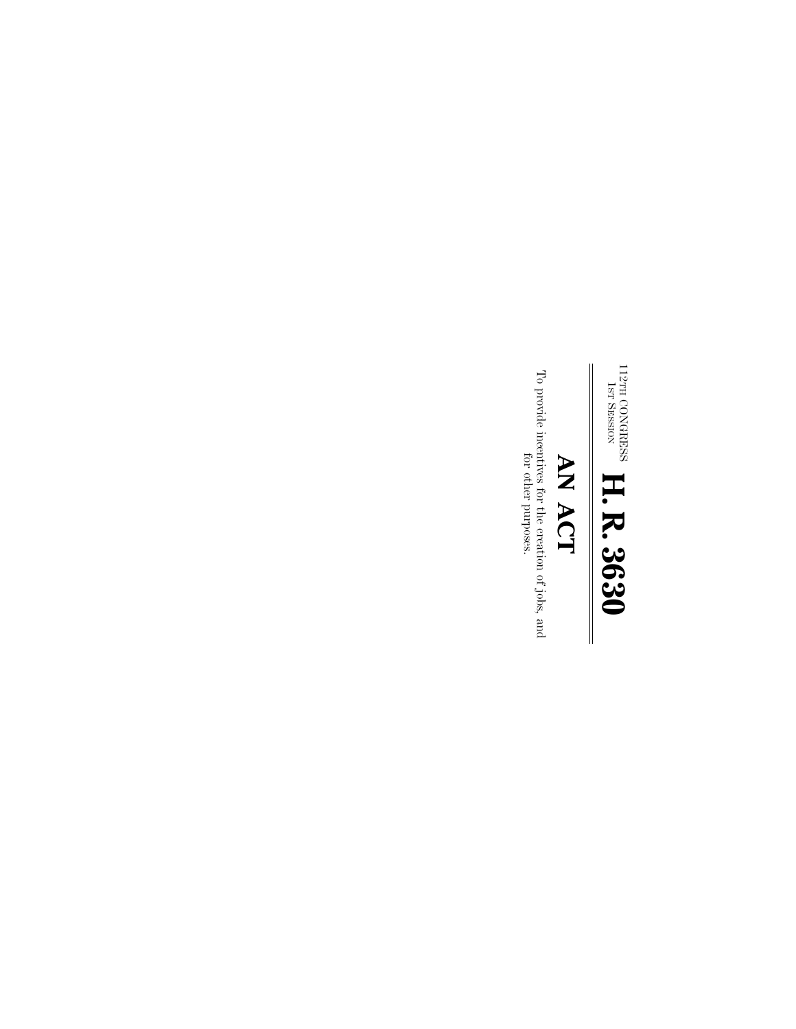112TH CONGRESS
1ST SESSION

# H. R. 3630

---

# AN ACT

To provide incentives for the creation of jobs, and for other purposes.